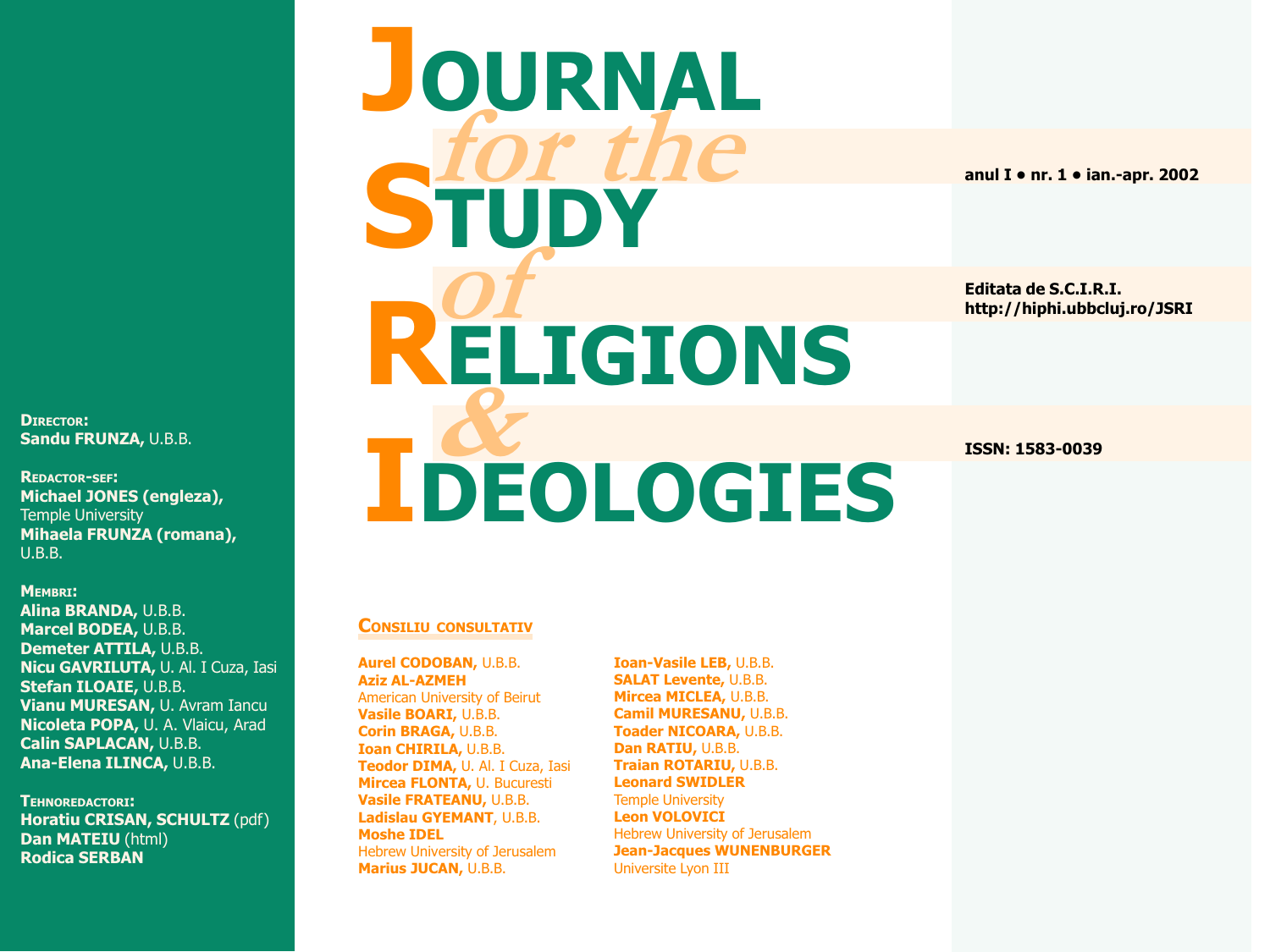# JOURNAL *for the* STUDY *of* RELIGIONS *&* IDEOLOGIES

**anul I • nr. 1 • ian.-apr. 2002**

**Editata de S.C.I.R.I.**
**http://hiphi.ubbcluj.ro/JSRI**

**ISSN: 1583-0039**

**DIRECTOR:**
**Sandu FRUNZA,** U.B.B.

**REDACTOR-SEF:**
**Michael JONES (engleza),** Temple University
**Mihaela FRUNZA (romana),** U.B.B.

**MEMBRI:**
**Alina BRANDA,** U.B.B.
**Marcel BODEA,** U.B.B.
**Demeter ATTILA,** U.B.B.
**Nicu GAVRILUTA,** U. Al. I Cuza, Iasi
**Stefan ILOAIE,** U.B.B.
**Vianu MURESAN,** U. Avram Iancu
**Nicoleta POPA,** U. A. Vlaicu, Arad
**Calin SAPLACAN,** U.B.B.
**Ana-Elena ILINCA,** U.B.B.

**TEHNOREDACTORI:**
**Horatiu CRISAN, SCHULTZ** (pdf)
**Dan MATEIU** (html)
**Rodica SERBAN**

## CONSILIU CONSULTATIV

**Aurel CODOBAN,** U.B.B.
**Aziz AL-AZMEH** American University of Beirut
**Vasile BOARI,** U.B.B.
**Corin BRAGA,** U.B.B.
**Ioan CHIRILA,** U.B.B.
**Teodor DIMA,** U. Al. I Cuza, Iasi
**Mircea FLONTA,** U. Bucuresti
**Vasile FRATEANU,** U.B.B.
**Ladislau GYEMANT,** U.B.B.
**Moshe IDEL** Hebrew University of Jerusalem
**Marius JUCAN,** U.B.B.
**Ioan-Vasile LEB,** U.B.B.
**SALAT Levente,** U.B.B.
**Mircea MICLEA,** U.B.B.
**Camil MURESANU,** U.B.B.
**Toader NICOARA,** U.B.B.
**Dan RATIU,** U.B.B.
**Traian ROTARIU,** U.B.B.
**Leonard SWIDLER** Temple University
**Leon VOLOVICI** Hebrew University of Jerusalem
**Jean-Jacques WUNENBURGER** Universite Lyon III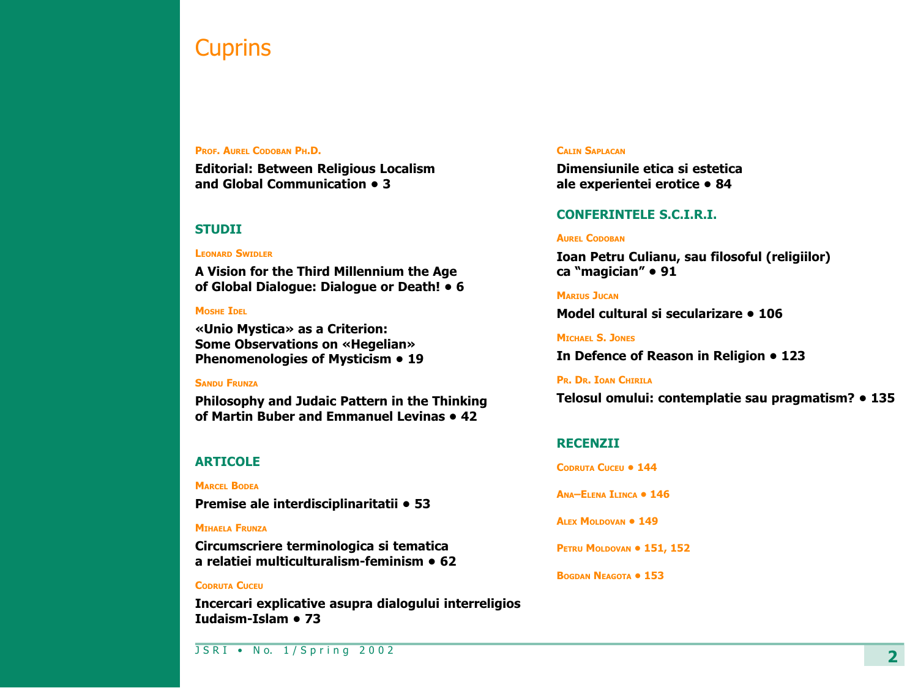# Cuprins

PROF. AUREL CODOBAN PH.D.

**Editorial: Between Religious Localism and Global Communication • 3**

## STUDII

LEONARD SWIDLER

**A Vision for the Third Millennium the Age of Global Dialogue: Dialogue or Death! • 6**

MOSHE IDEL

**«Unio Mystica» as a Criterion: Some Observations on «Hegelian» Phenomenologies of Mysticism • 19**

SANDU FRUNZA

**Philosophy and Judaic Pattern in the Thinking of Martin Buber and Emmanuel Levinas • 42**

## ARTICOLE

MARCEL BODEA

**Premise ale interdisciplinaritatii • 53**

MIHAELA FRUNZA

**Circumscriere terminologica si tematica a relatiei multiculturalism-feminism • 62**

CODRUTA CUCEU

**Incercari explicative asupra dialogului interreligios Iudaism-Islam • 73**

CALIN SAPLACAN

**Dimensiunile etica si estetica ale experientei erotice • 84**

## CONFERINTELE S.C.I.R.I.

AUREL CODOBAN

**Ioan Petru Culianu, sau filosoful (religiilor) ca "magician" • 91**

MARIUS JUCAN

**Model cultural si secularizare • 106**

MICHAEL S. JONES

**In Defence of Reason in Religion • 123**

PR. DR. IOAN CHIRILA

**Telosul omului: contemplatie sau pragmatism? • 135**

## RECENZII

CODRUTA CUCEU • 144

ANA–ELENA ILINCA • 146

ALEX MOLDOVAN • 149

PETRU MOLDOVAN • 151, 152

BOGDAN NEAGOTA • 153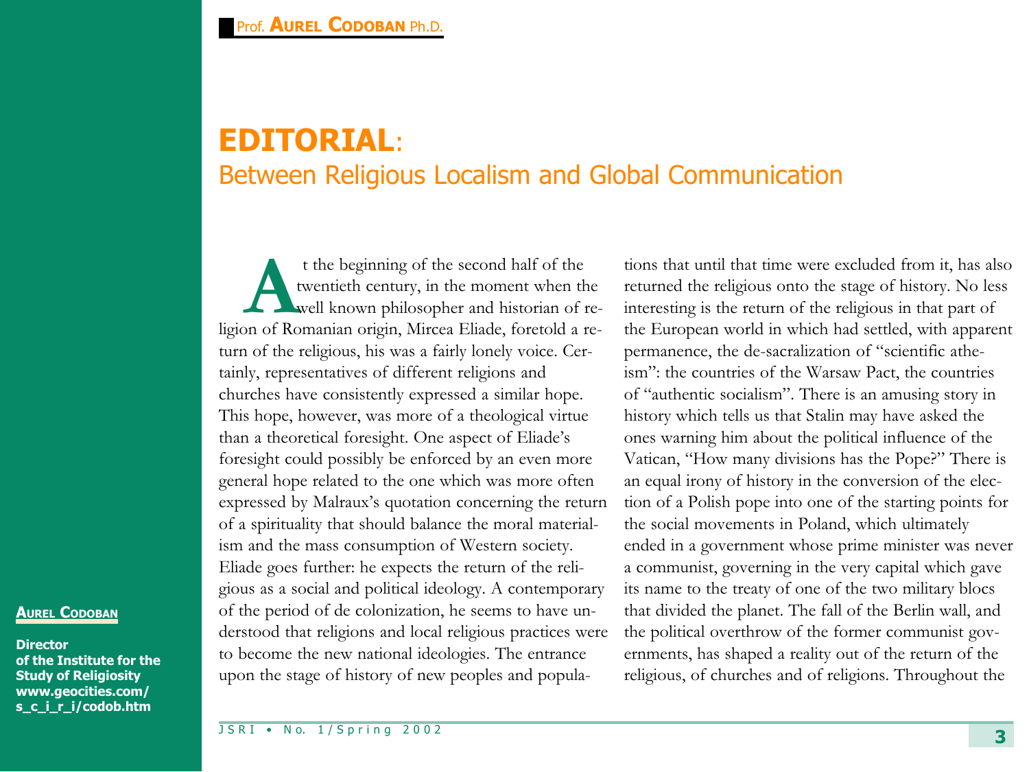Prof. **Aurel Codoban** Ph.D.

# EDITORIAL:

## Between Religious Localism and Global Communication

**Aurel Codoban**

**Director of the Institute for the Study of Religiosity www.geocities.com/s_c_i_r_i/codob.htm**

At the beginning of the second half of the twentieth century, in the moment when the well known philosopher and historian of religion of Romanian origin, Mircea Eliade, foretold a return of the religious, his was a fairly lonely voice. Certainly, representatives of different religions and churches have consistently expressed a similar hope. This hope, however, was more of a theological virtue than a theoretical foresight. One aspect of Eliade's foresight could possibly be enforced by an even more general hope related to the one which was more often expressed by Malraux's quotation concerning the return of a spirituality that should balance the moral materialism and the mass consumption of Western society. Eliade goes further: he expects the return of the religious as a social and political ideology. A contemporary of the period of de colonization, he seems to have understood that religions and local religious practices were to become the new national ideologies. The entrance upon the stage of history of new peoples and populations that until that time were excluded from it, has also returned the religious onto the stage of history. No less interesting is the return of the religious in that part of the European world in which had settled, with apparent permanence, the de-sacralization of "scientific atheism": the countries of the Warsaw Pact, the countries of "authentic socialism". There is an amusing story in history which tells us that Stalin may have asked the ones warning him about the political influence of the Vatican, "How many divisions has the Pope?" There is an equal irony of history in the conversion of the election of a Polish pope into one of the starting points for the social movements in Poland, which ultimately ended in a government whose prime minister was never a communist, governing in the very capital which gave its name to the treaty of one of the two military blocs that divided the planet. The fall of the Berlin wall, and the political overthrow of the former communist governments, has shaped a reality out of the return of the religious, of churches and of religions. Throughout the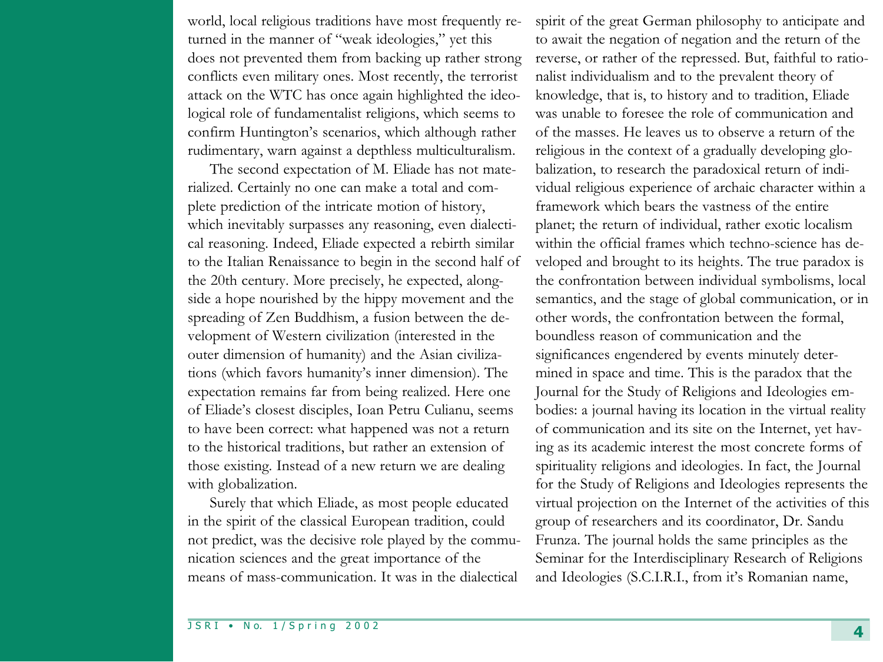world, local religious traditions have most frequently returned in the manner of "weak ideologies," yet this does not prevented them from backing up rather strong conflicts even military ones. Most recently, the terrorist attack on the WTC has once again highlighted the ideological role of fundamentalist religions, which seems to confirm Huntington's scenarios, which although rather rudimentary, warn against a depthless multiculturalism.

The second expectation of M. Eliade has not materialized. Certainly no one can make a total and complete prediction of the intricate motion of history, which inevitably surpasses any reasoning, even dialectical reasoning. Indeed, Eliade expected a rebirth similar to the Italian Renaissance to begin in the second half of the 20th century. More precisely, he expected, alongside a hope nourished by the hippy movement and the spreading of Zen Buddhism, a fusion between the development of Western civilization (interested in the outer dimension of humanity) and the Asian civilizations (which favors humanity's inner dimension). The expectation remains far from being realized. Here one of Eliade's closest disciples, Ioan Petru Culianu, seems to have been correct: what happened was not a return to the historical traditions, but rather an extension of those existing. Instead of a new return we are dealing with globalization.

Surely that which Eliade, as most people educated in the spirit of the classical European tradition, could not predict, was the decisive role played by the communication sciences and the great importance of the means of mass-communication. It was in the dialectical spirit of the great German philosophy to anticipate and to await the negation of negation and the return of the reverse, or rather of the repressed. But, faithful to rationalist individualism and to the prevalent theory of knowledge, that is, to history and to tradition, Eliade was unable to foresee the role of communication and of the masses. He leaves us to observe a return of the religious in the context of a gradually developing globalization, to research the paradoxical return of individual religious experience of archaic character within a framework which bears the vastness of the entire planet; the return of individual, rather exotic localism within the official frames which techno-science has developed and brought to its heights. The true paradox is the confrontation between individual symbolisms, local semantics, and the stage of global communication, or in other words, the confrontation between the formal, boundless reason of communication and the significances engendered by events minutely determined in space and time. This is the paradox that the Journal for the Study of Religions and Ideologies embodies: a journal having its location in the virtual reality of communication and its site on the Internet, yet having as its academic interest the most concrete forms of spirituality religions and ideologies. In fact, the Journal for the Study of Religions and Ideologies represents the virtual projection on the Internet of the activities of this group of researchers and its coordinator, Dr. Sandu Frunza. The journal holds the same principles as the Seminar for the Interdisciplinary Research of Religions and Ideologies (S.C.I.R.I., from it's Romanian name,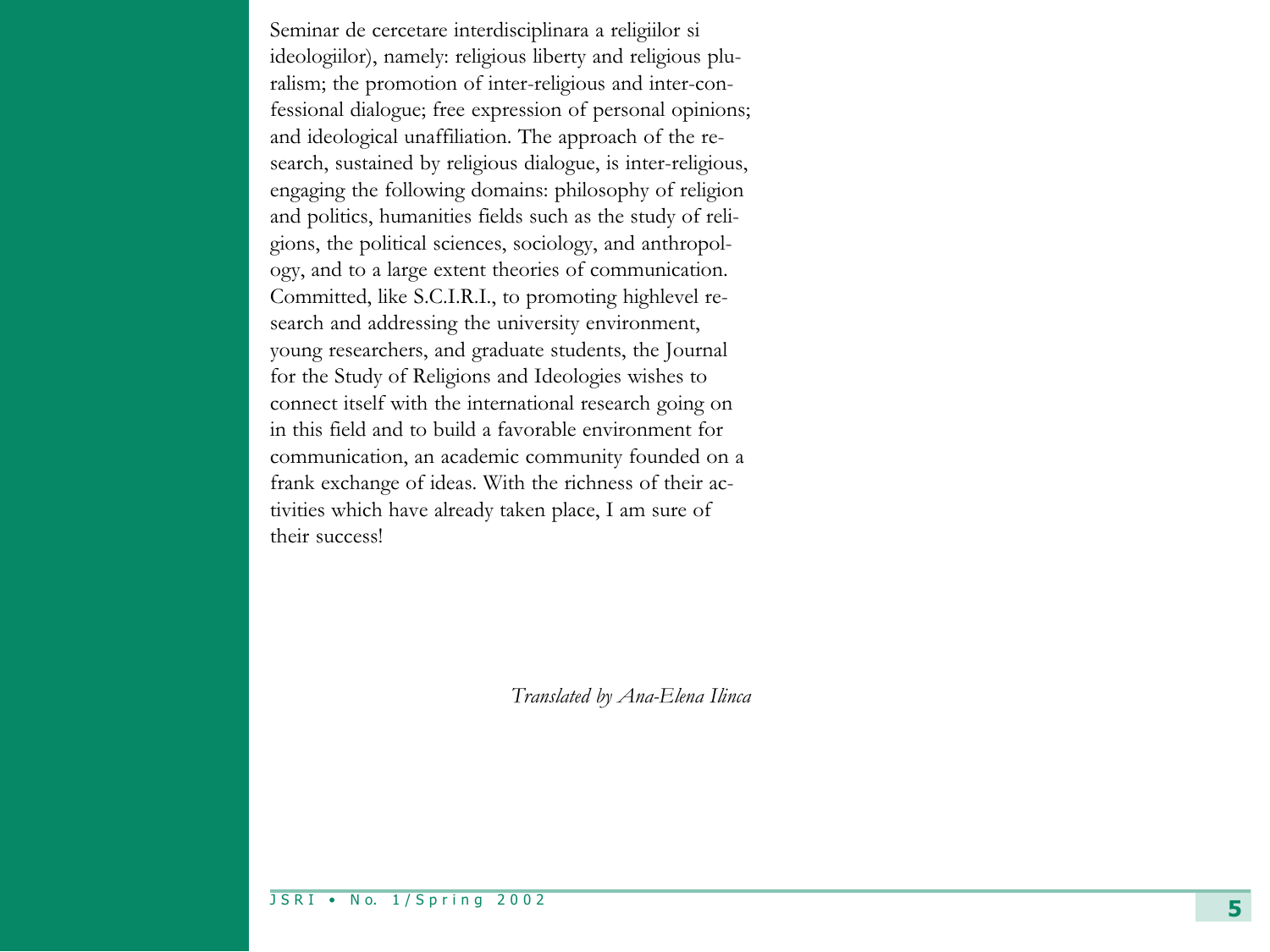Seminar de cercetare interdisciplinara a religiilor si ideologiilor), namely: religious liberty and religious pluralism; the promotion of inter-religious and inter-confessional dialogue; free expression of personal opinions; and ideological unaffiliation. The approach of the research, sustained by religious dialogue, is inter-religious, engaging the following domains: philosophy of religion and politics, humanities fields such as the study of religions, the political sciences, sociology, and anthropology, and to a large extent theories of communication. Committed, like S.C.I.R.I., to promoting highlevel research and addressing the university environment, young researchers, and graduate students, the Journal for the Study of Religions and Ideologies wishes to connect itself with the international research going on in this field and to build a favorable environment for communication, an academic community founded on a frank exchange of ideas. With the richness of their activities which have already taken place, I am sure of their success!

*Translated by Ana-Elena Ilinca*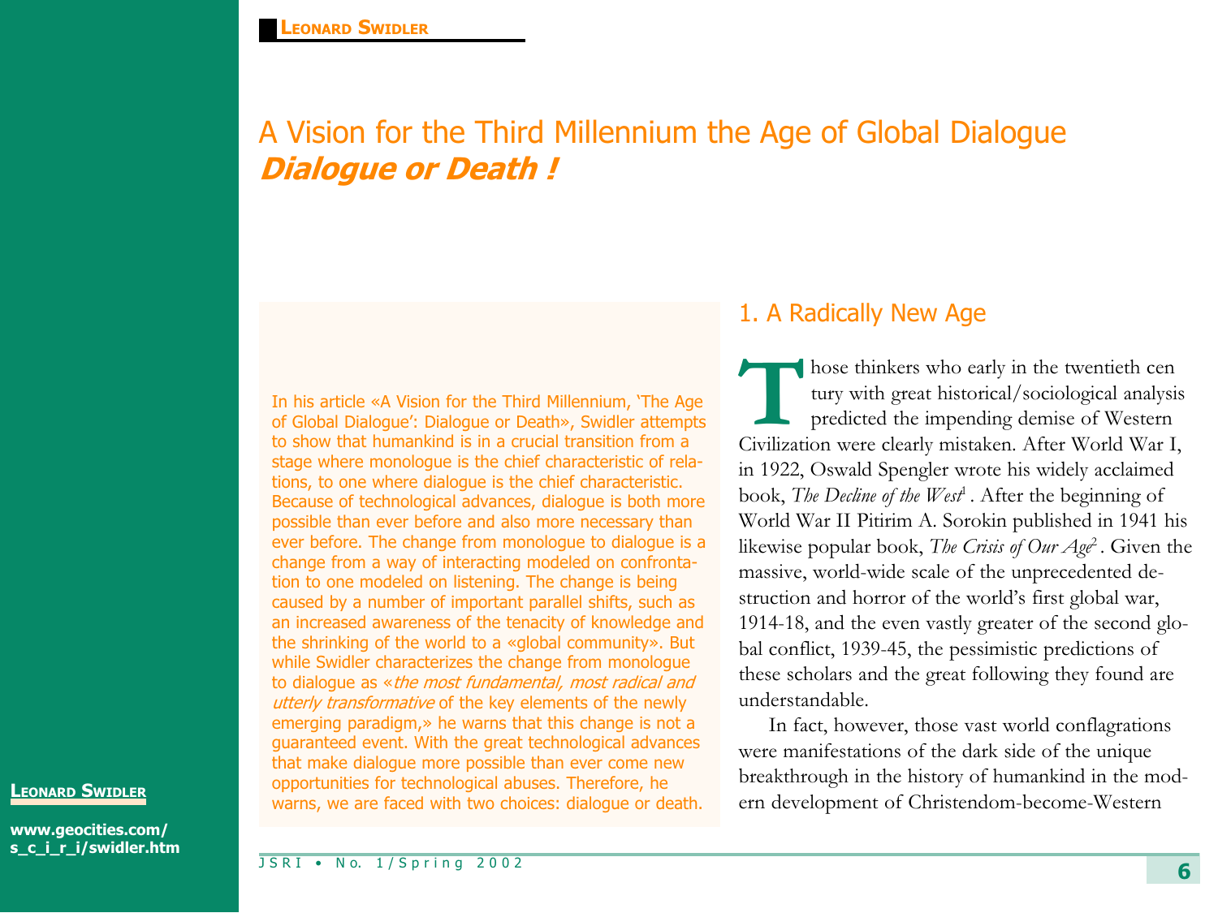# A Vision for the Third Millennium the Age of Global Dialogue
## ***Dialogue or Death !***

In his article «A Vision for the Third Millennium, 'The Age of Global Dialogue': Dialogue or Death», Swidler attempts to show that humankind is in a crucial transition from a stage where monologue is the chief characteristic of relations, to one where dialogue is the chief characteristic. Because of technological advances, dialogue is both more possible than ever before and also more necessary than ever before. The change from monologue to dialogue is a change from a way of interacting modeled on confrontation to one modeled on listening. The change is being caused by a number of important parallel shifts, such as an increased awareness of the tenacity of knowledge and the shrinking of the world to a «global community». But while Swidler characterizes the change from monologue to dialogue as «*the most fundamental, most radical and utterly transformative* of the key elements of the newly emerging paradigm,» he warns that this change is not a guaranteed event. With the great technological advances that make dialogue more possible than ever come new opportunities for technological abuses. Therefore, he warns, we are faced with two choices: dialogue or death.

**Leonard Swidler**

**www.geocities.com/s_c_i_r_i/swidler.htm**

## 1. A Radically New Age

Those thinkers who early in the twentieth century with great historical/sociological analysis predicted the impending demise of Western Civilization were clearly mistaken. After World War I, in 1922, Oswald Spengler wrote his widely acclaimed book, *The Decline of the West*[1]. After the beginning of World War II Pitirim A. Sorokin published in 1941 his likewise popular book, *The Crisis of Our Age*[2]. Given the massive, world-wide scale of the unprecedented destruction and horror of the world's first global war, 1914-18, and the even vastly greater of the second global conflict, 1939-45, the pessimistic predictions of these scholars and the great following they found are understandable.

In fact, however, those vast world conflagrations were manifestations of the dark side of the unique breakthrough in the history of humankind in the modern development of Christendom-become-Western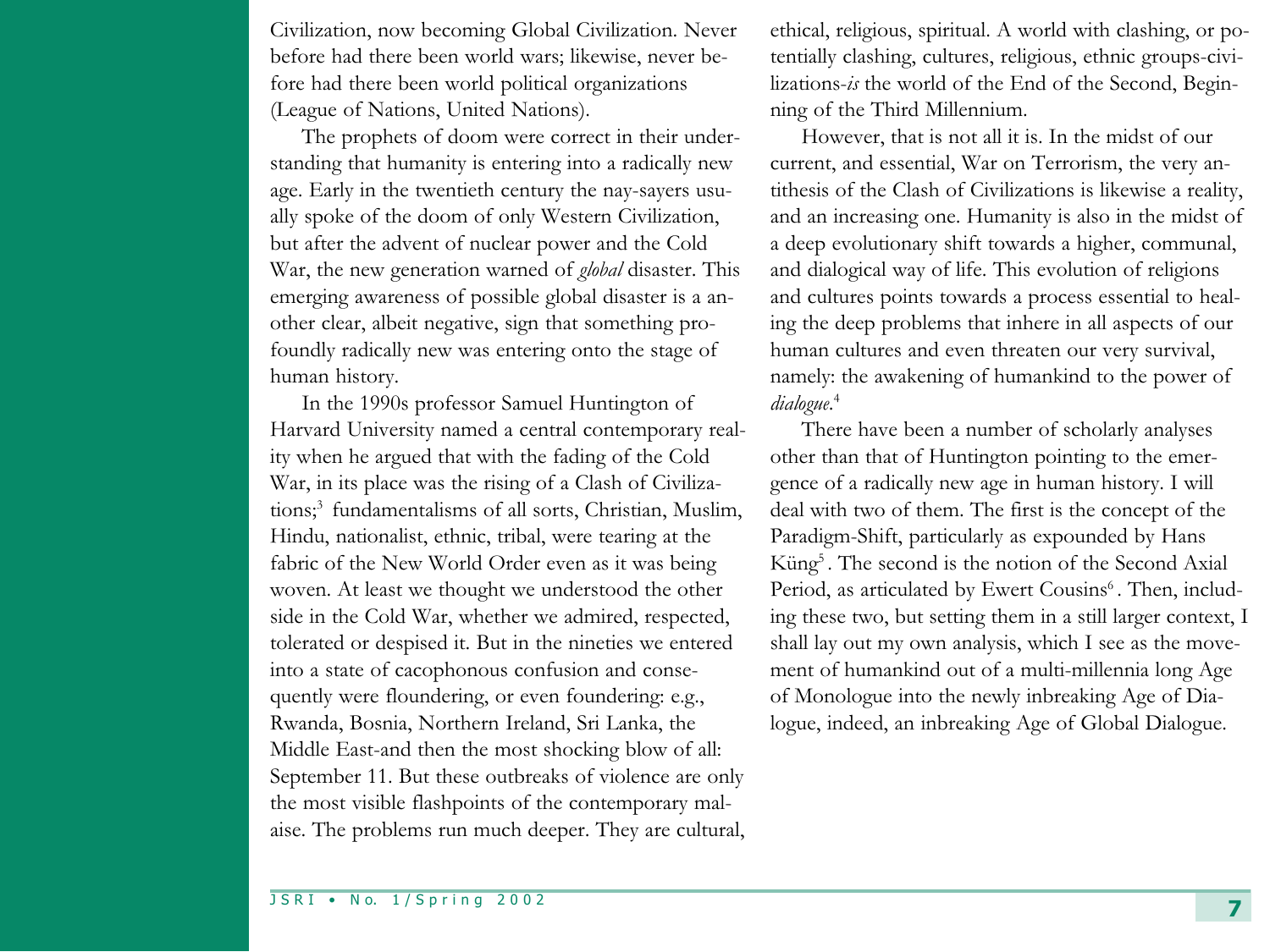Civilization, now becoming Global Civilization. Never before had there been world wars; likewise, never before had there been world political organizations (League of Nations, United Nations).

The prophets of doom were correct in their understanding that humanity is entering into a radically new age. Early in the twentieth century the nay-sayers usually spoke of the doom of only Western Civilization, but after the advent of nuclear power and the Cold War, the new generation warned of *global* disaster. This emerging awareness of possible global disaster is a another clear, albeit negative, sign that something profoundly radically new was entering onto the stage of human history.

In the 1990s professor Samuel Huntington of Harvard University named a central contemporary reality when he argued that with the fading of the Cold War, in its place was the rising of a Clash of Civilizations;[3] fundamentalisms of all sorts, Christian, Muslim, Hindu, nationalist, ethnic, tribal, were tearing at the fabric of the New World Order even as it was being woven. At least we thought we understood the other side in the Cold War, whether we admired, respected, tolerated or despised it. But in the nineties we entered into a state of cacophonous confusion and consequently were floundering, or even foundering: e.g., Rwanda, Bosnia, Northern Ireland, Sri Lanka, the Middle East-and then the most shocking blow of all: September 11. But these outbreaks of violence are only the most visible flashpoints of the contemporary malaise. The problems run much deeper. They are cultural, ethical, religious, spiritual. A world with clashing, or potentially clashing, cultures, religious, ethnic groups-civilizations-*is* the world of the End of the Second, Beginning of the Third Millennium.

However, that is not all it is. In the midst of our current, and essential, War on Terrorism, the very antithesis of the Clash of Civilizations is likewise a reality, and an increasing one. Humanity is also in the midst of a deep evolutionary shift towards a higher, communal, and dialogical way of life. This evolution of religions and cultures points towards a process essential to healing the deep problems that inhere in all aspects of our human cultures and even threaten our very survival, namely: the awakening of humankind to the power of *dialogue*.[4]

There have been a number of scholarly analyses other than that of Huntington pointing to the emergence of a radically new age in human history. I will deal with two of them. The first is the concept of the Paradigm-Shift, particularly as expounded by Hans Küng[5]. The second is the notion of the Second Axial Period, as articulated by Ewert Cousins[6]. Then, including these two, but setting them in a still larger context, I shall lay out my own analysis, which I see as the movement of humankind out of a multi-millennia long Age of Monologue into the newly inbreaking Age of Dialogue, indeed, an inbreaking Age of Global Dialogue.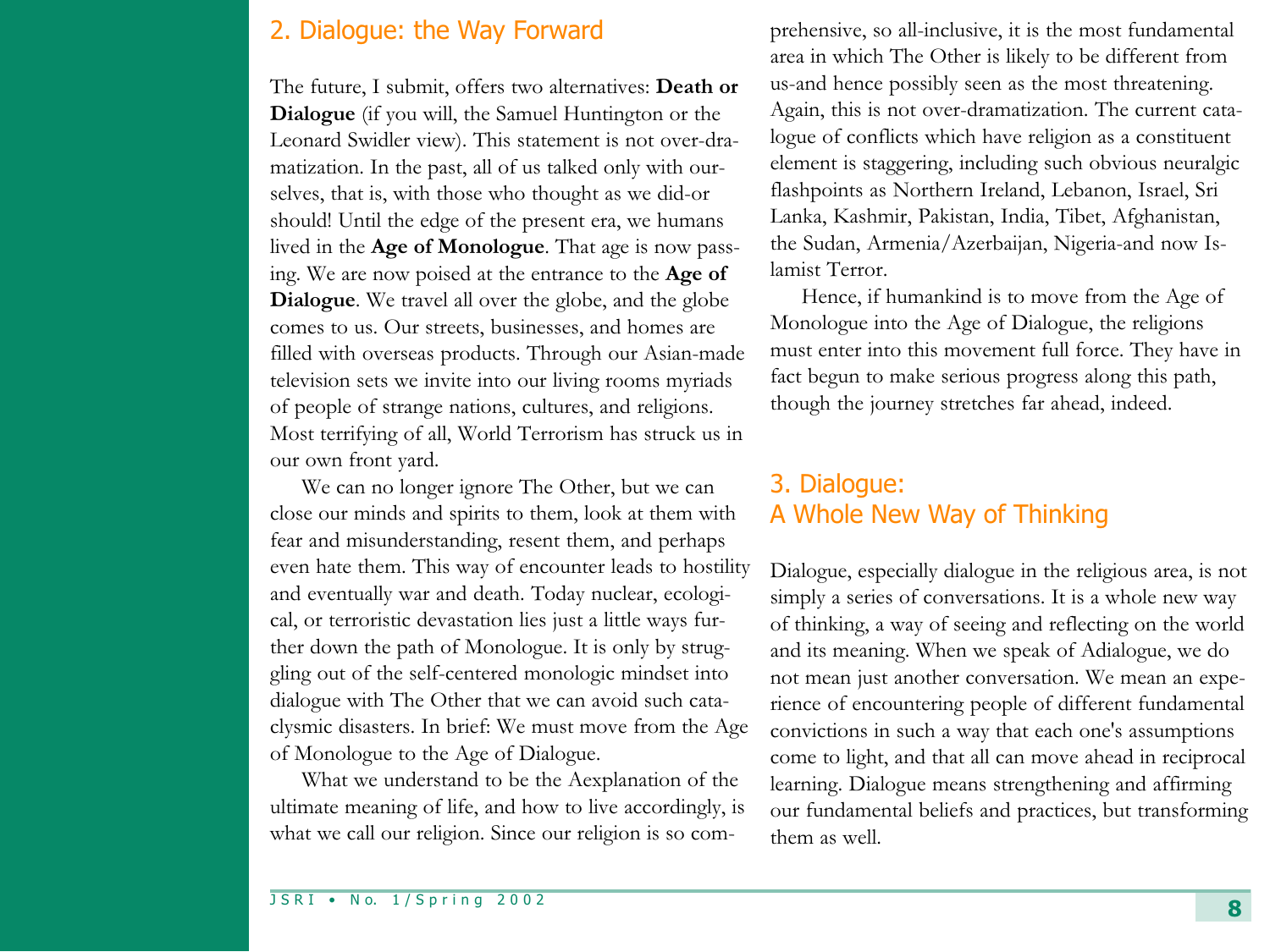## 2. Dialogue: the Way Forward

The future, I submit, offers two alternatives: **Death or Dialogue** (if you will, the Samuel Huntington or the Leonard Swidler view). This statement is not over-dramatization. In the past, all of us talked only with ourselves, that is, with those who thought as we did-or should! Until the edge of the present era, we humans lived in the **Age of Monologue**. That age is now passing. We are now poised at the entrance to the **Age of Dialogue**. We travel all over the globe, and the globe comes to us. Our streets, businesses, and homes are filled with overseas products. Through our Asian-made television sets we invite into our living rooms myriads of people of strange nations, cultures, and religions. Most terrifying of all, World Terrorism has struck us in our own front yard.

We can no longer ignore The Other, but we can close our minds and spirits to them, look at them with fear and misunderstanding, resent them, and perhaps even hate them. This way of encounter leads to hostility and eventually war and death. Today nuclear, ecological, or terroristic devastation lies just a little ways further down the path of Monologue. It is only by struggling out of the self-centered monologic mindset into dialogue with The Other that we can avoid such cataclysmic disasters. In brief: We must move from the Age of Monologue to the Age of Dialogue.

What we understand to be the Aexplanation of the ultimate meaning of life, and how to live accordingly, is what we call our religion. Since our religion is so comprehensive, so all-inclusive, it is the most fundamental area in which The Other is likely to be different from us-and hence possibly seen as the most threatening. Again, this is not over-dramatization. The current catalogue of conflicts which have religion as a constituent element is staggering, including such obvious neuralgic flashpoints as Northern Ireland, Lebanon, Israel, Sri Lanka, Kashmir, Pakistan, India, Tibet, Afghanistan, the Sudan, Armenia/Azerbaijan, Nigeria-and now Islamist Terror.

Hence, if humankind is to move from the Age of Monologue into the Age of Dialogue, the religions must enter into this movement full force. They have in fact begun to make serious progress along this path, though the journey stretches far ahead, indeed.

## 3. Dialogue: A Whole New Way of Thinking

Dialogue, especially dialogue in the religious area, is not simply a series of conversations. It is a whole new way of thinking, a way of seeing and reflecting on the world and its meaning. When we speak of Adialogue, we do not mean just another conversation. We mean an experience of encountering people of different fundamental convictions in such a way that each one's assumptions come to light, and that all can move ahead in reciprocal learning. Dialogue means strengthening and affirming our fundamental beliefs and practices, but transforming them as well.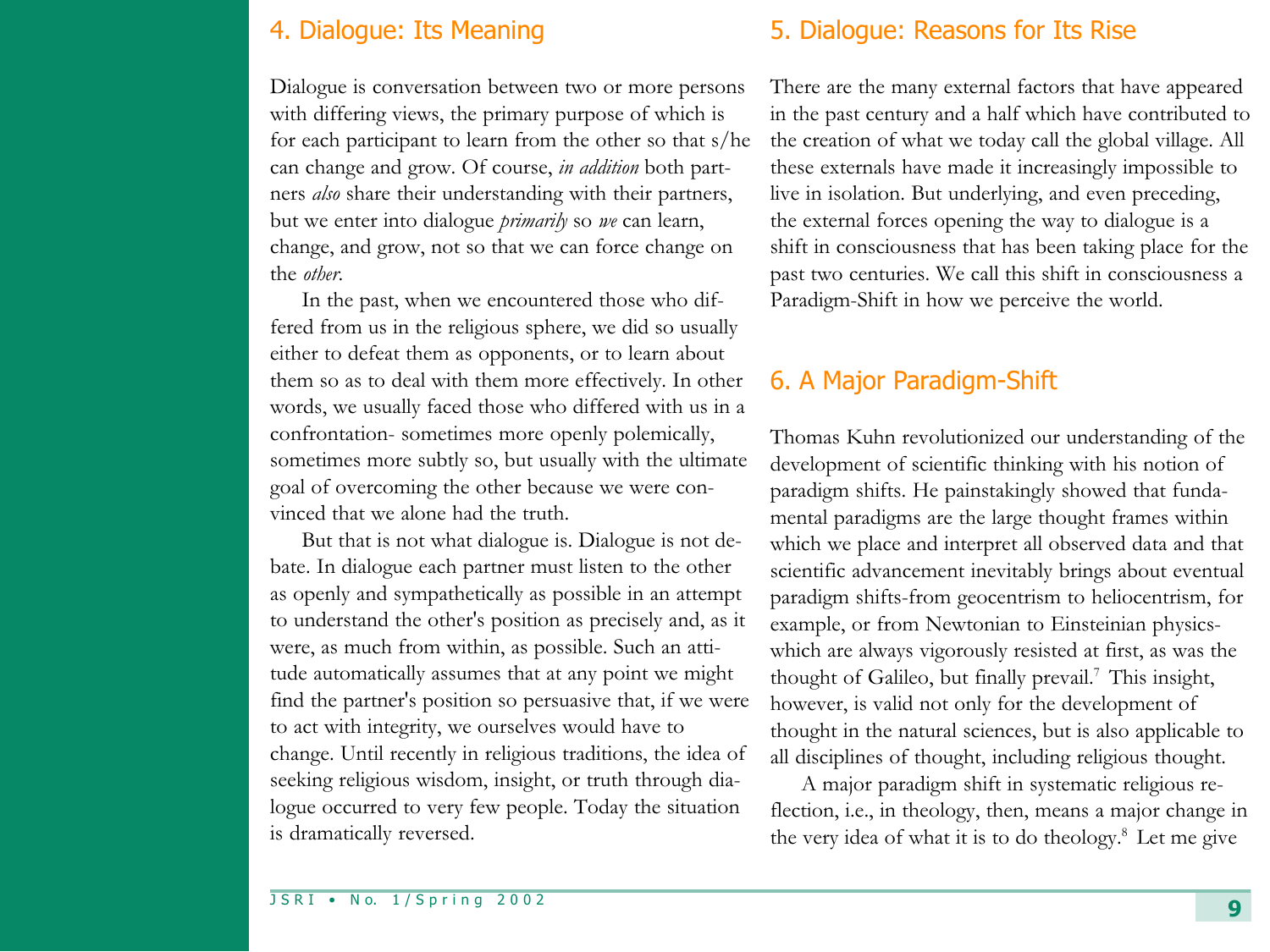## 4. Dialogue: Its Meaning

Dialogue is conversation between two or more persons with differing views, the primary purpose of which is for each participant to learn from the other so that s/he can change and grow. Of course, *in addition* both partners *also* share their understanding with their partners, but we enter into dialogue *primarily* so *we* can learn, change, and grow, not so that we can force change on the *other*.

In the past, when we encountered those who differed from us in the religious sphere, we did so usually either to defeat them as opponents, or to learn about them so as to deal with them more effectively. In other words, we usually faced those who differed with us in a confrontation- sometimes more openly polemically, sometimes more subtly so, but usually with the ultimate goal of overcoming the other because we were convinced that we alone had the truth.

But that is not what dialogue is. Dialogue is not debate. In dialogue each partner must listen to the other as openly and sympathetically as possible in an attempt to understand the other's position as precisely and, as it were, as much from within, as possible. Such an attitude automatically assumes that at any point we might find the partner's position so persuasive that, if we were to act with integrity, we ourselves would have to change. Until recently in religious traditions, the idea of seeking religious wisdom, insight, or truth through dialogue occurred to very few people. Today the situation is dramatically reversed.

## 5. Dialogue: Reasons for Its Rise

There are the many external factors that have appeared in the past century and a half which have contributed to the creation of what we today call the global village. All these externals have made it increasingly impossible to live in isolation. But underlying, and even preceding, the external forces opening the way to dialogue is a shift in consciousness that has been taking place for the past two centuries. We call this shift in consciousness a Paradigm-Shift in how we perceive the world.

## 6. A Major Paradigm-Shift

Thomas Kuhn revolutionized our understanding of the development of scientific thinking with his notion of paradigm shifts. He painstakingly showed that fundamental paradigms are the large thought frames within which we place and interpret all observed data and that scientific advancement inevitably brings about eventual paradigm shifts-from geocentrism to heliocentrism, for example, or from Newtonian to Einsteinian physics-which are always vigorously resisted at first, as was the thought of Galileo, but finally prevail.[7] This insight, however, is valid not only for the development of thought in the natural sciences, but is also applicable to all disciplines of thought, including religious thought.

A major paradigm shift in systematic religious reflection, i.e., in theology, then, means a major change in the very idea of what it is to do theology.[8] Let me give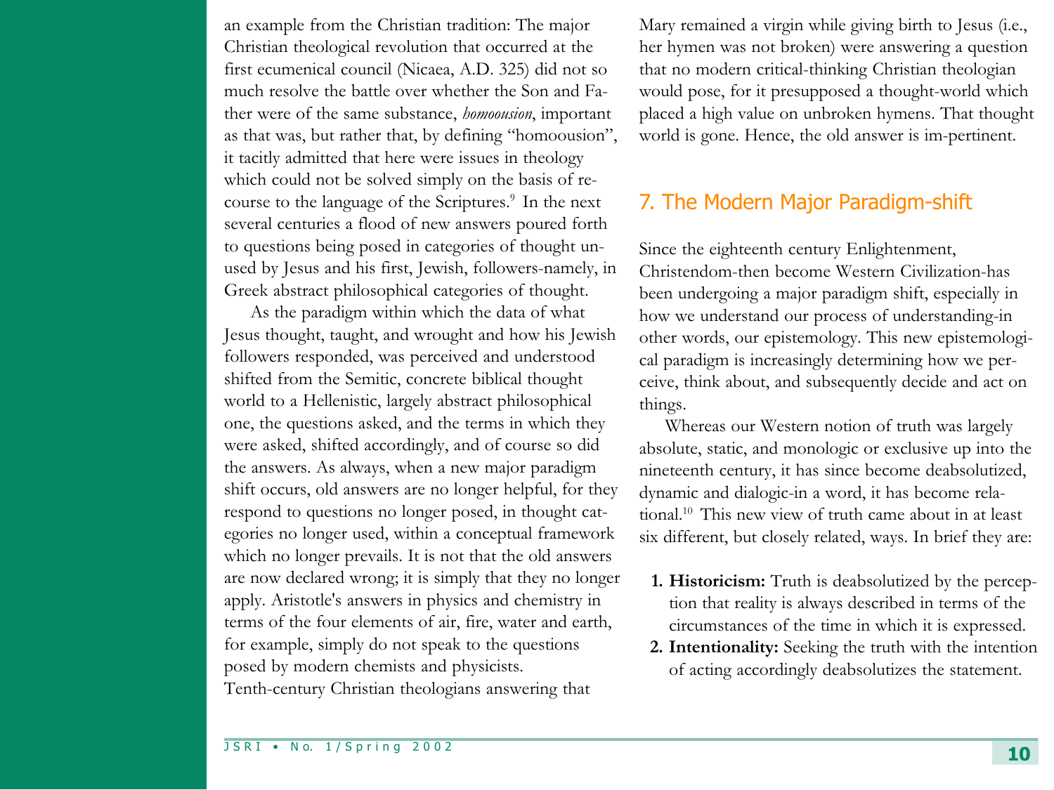an example from the Christian tradition: The major Christian theological revolution that occurred at the first ecumenical council (Nicaea, A.D. 325) did not so much resolve the battle over whether the Son and Father were of the same substance, *homoousion*, important as that was, but rather that, by defining "homoousion", it tacitly admitted that here were issues in theology which could not be solved simply on the basis of recourse to the language of the Scriptures.[9] In the next several centuries a flood of new answers poured forth to questions being posed in categories of thought unused by Jesus and his first, Jewish, followers-namely, in Greek abstract philosophical categories of thought.

As the paradigm within which the data of what Jesus thought, taught, and wrought and how his Jewish followers responded, was perceived and understood shifted from the Semitic, concrete biblical thought world to a Hellenistic, largely abstract philosophical one, the questions asked, and the terms in which they were asked, shifted accordingly, and of course so did the answers. As always, when a new major paradigm shift occurs, old answers are no longer helpful, for they respond to questions no longer posed, in thought categories no longer used, within a conceptual framework which no longer prevails. It is not that the old answers are now declared wrong; it is simply that they no longer apply. Aristotle's answers in physics and chemistry in terms of the four elements of air, fire, water and earth, for example, simply do not speak to the questions posed by modern chemists and physicists. Tenth-century Christian theologians answering that Mary remained a virgin while giving birth to Jesus (i.e., her hymen was not broken) were answering a question that no modern critical-thinking Christian theologian would pose, for it presupposed a thought-world which placed a high value on unbroken hymens. That thought world is gone. Hence, the old answer is im-pertinent.

## 7. The Modern Major Paradigm-shift

Since the eighteenth century Enlightenment, Christendom-then become Western Civilization-has been undergoing a major paradigm shift, especially in how we understand our process of understanding-in other words, our epistemology. This new epistemological paradigm is increasingly determining how we perceive, think about, and subsequently decide and act on things.

Whereas our Western notion of truth was largely absolute, static, and monologic or exclusive up into the nineteenth century, it has since become deabsolutized, dynamic and dialogic-in a word, it has become relational.[10] This new view of truth came about in at least six different, but closely related, ways. In brief they are:

1. **Historicism:** Truth is deabsolutized by the perception that reality is always described in terms of the circumstances of the time in which it is expressed.
2. **Intentionality:** Seeking the truth with the intention of acting accordingly deabsolutizes the statement.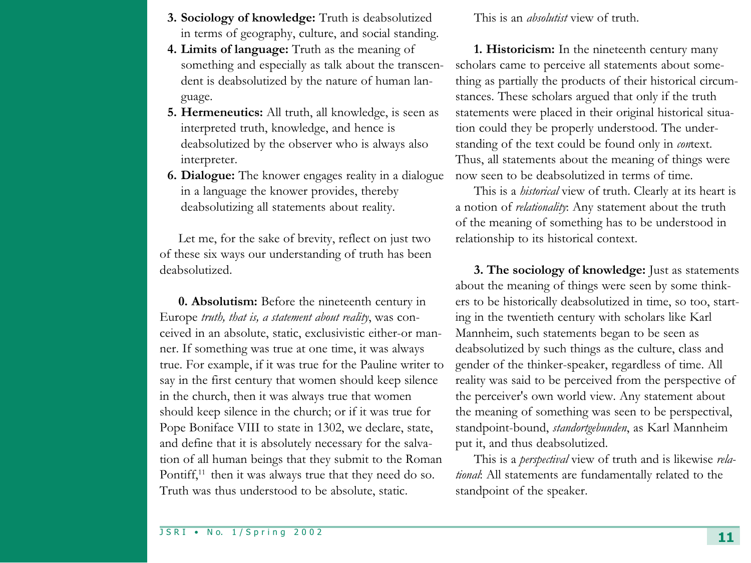3. **Sociology of knowledge:** Truth is deabsolutized in terms of geography, culture, and social standing.
4. **Limits of language:** Truth as the meaning of something and especially as talk about the transcendent is deabsolutized by the nature of human language.
5. **Hermeneutics:** All truth, all knowledge, is seen as interpreted truth, knowledge, and hence is deabsolutized by the observer who is always also interpreter.
6. **Dialogue:** The knower engages reality in a dialogue in a language the knower provides, thereby deabsolutizing all statements about reality.

Let me, for the sake of brevity, reflect on just two of these six ways our understanding of truth has been deabsolutized.

**0. Absolutism:** Before the nineteenth century in Europe *truth, that is, a statement about reality*, was conceived in an absolute, static, exclusivistic either-or manner. If something was true at one time, it was always true. For example, if it was true for the Pauline writer to say in the first century that women should keep silence in the church, then it was always true that women should keep silence in the church; or if it was true for Pope Boniface VIII to state in 1302, we declare, state, and define that it is absolutely necessary for the salvation of all human beings that they submit to the Roman Pontiff,[11] then it was always true that they need do so. Truth was thus understood to be absolute, static.

This is an *absolutist* view of truth.

**1. Historicism:** In the nineteenth century many scholars came to perceive all statements about something as partially the products of their historical circumstances. These scholars argued that only if the truth statements were placed in their original historical situation could they be properly understood. The understanding of the text could be found only in *con*text. Thus, all statements about the meaning of things were now seen to be deabsolutized in terms of time.

This is a *historical* view of truth. Clearly at its heart is a notion of *relationality*: Any statement about the truth of the meaning of something has to be understood in relationship to its historical context.

**3. The sociology of knowledge:** Just as statements about the meaning of things were seen by some thinkers to be historically deabsolutized in time, so too, starting in the twentieth century with scholars like Karl Mannheim, such statements began to be seen as deabsolutized by such things as the culture, class and gender of the thinker-speaker, regardless of time. All reality was said to be perceived from the perspective of the perceiver's own world view. Any statement about the meaning of something was seen to be perspectival, standpoint-bound, *standortgebunden*, as Karl Mannheim put it, and thus deabsolutized.

This is a *perspectival* view of truth and is likewise *relational*: All statements are fundamentally related to the standpoint of the speaker.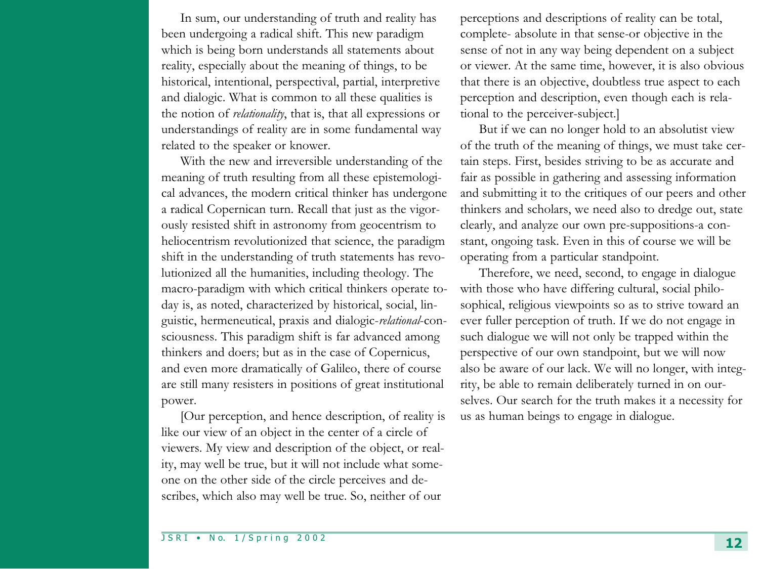In sum, our understanding of truth and reality has been undergoing a radical shift. This new paradigm which is being born understands all statements about reality, especially about the meaning of things, to be historical, intentional, perspectival, partial, interpretive and dialogic. What is common to all these qualities is the notion of *relationality*, that is, that all expressions or understandings of reality are in some fundamental way related to the speaker or knower.

With the new and irreversible understanding of the meaning of truth resulting from all these epistemological advances, the modern critical thinker has undergone a radical Copernican turn. Recall that just as the vigorously resisted shift in astronomy from geocentrism to heliocentrism revolutionized that science, the paradigm shift in the understanding of truth statements has revolutionized all the humanities, including theology. The macro-paradigm with which critical thinkers operate today is, as noted, characterized by historical, social, linguistic, hermeneutical, praxis and dialogic-*relational*-consciousness. This paradigm shift is far advanced among thinkers and doers; but as in the case of Copernicus, and even more dramatically of Galileo, there of course are still many resisters in positions of great institutional power.

[Our perception, and hence description, of reality is like our view of an object in the center of a circle of viewers. My view and description of the object, or reality, may well be true, but it will not include what someone on the other side of the circle perceives and describes, which also may well be true. So, neither of our perceptions and descriptions of reality can be total, complete- absolute in that sense-or objective in the sense of not in any way being dependent on a subject or viewer. At the same time, however, it is also obvious that there is an objective, doubtless true aspect to each perception and description, even though each is relational to the perceiver-subject.]

But if we can no longer hold to an absolutist view of the truth of the meaning of things, we must take certain steps. First, besides striving to be as accurate and fair as possible in gathering and assessing information and submitting it to the critiques of our peers and other thinkers and scholars, we need also to dredge out, state clearly, and analyze our own pre-suppositions-a constant, ongoing task. Even in this of course we will be operating from a particular standpoint.

Therefore, we need, second, to engage in dialogue with those who have differing cultural, social philosophical, religious viewpoints so as to strive toward an ever fuller perception of truth. If we do not engage in such dialogue we will not only be trapped within the perspective of our own standpoint, but we will now also be aware of our lack. We will no longer, with integrity, be able to remain deliberately turned in on ourselves. Our search for the truth makes it a necessity for us as human beings to engage in dialogue.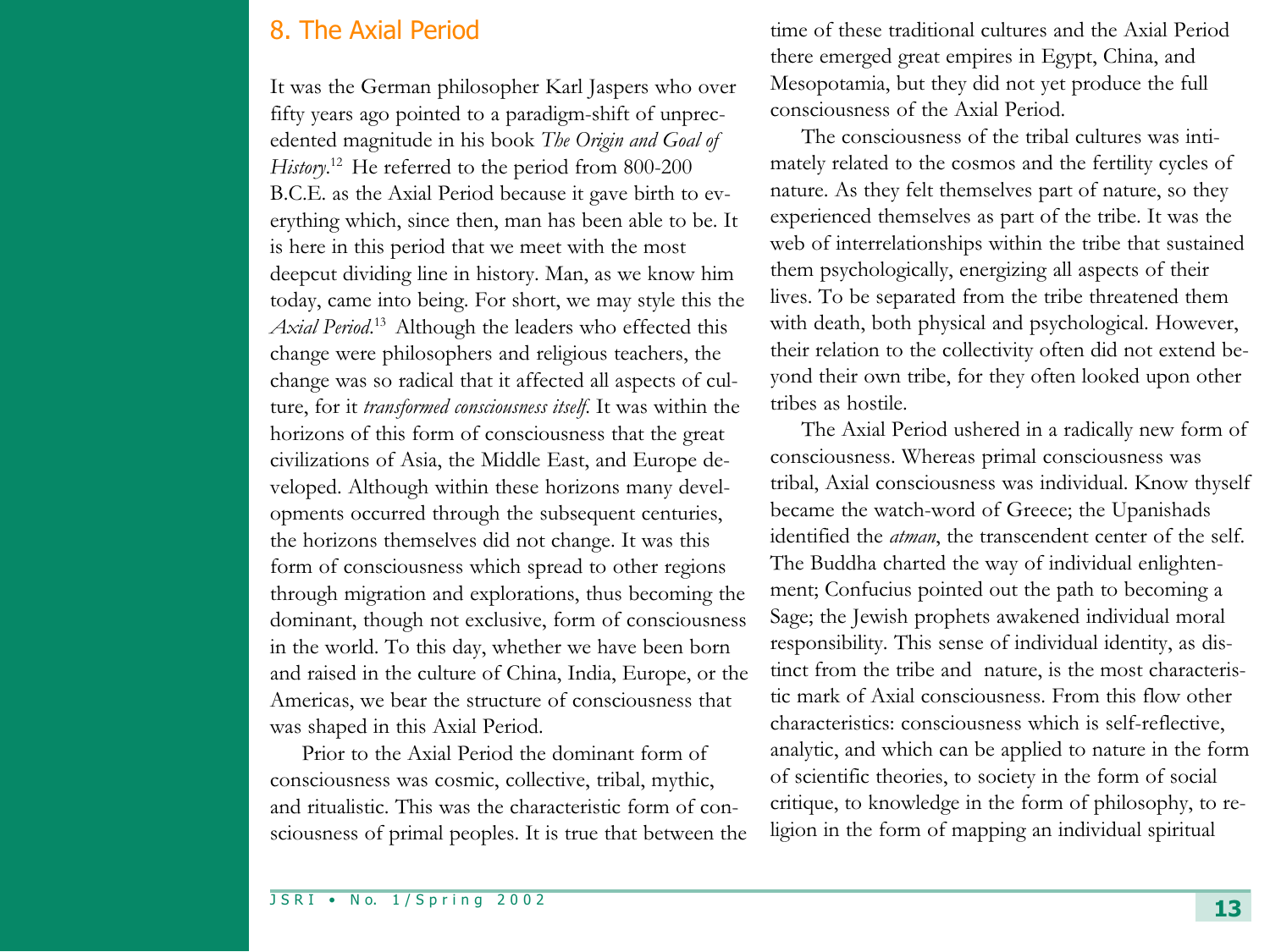## 8. The Axial Period

It was the German philosopher Karl Jaspers who over fifty years ago pointed to a paradigm-shift of unprecedented magnitude in his book *The Origin and Goal of History*.[12] He referred to the period from 800-200 B.C.E. as the Axial Period because it gave birth to everything which, since then, man has been able to be. It is here in this period that we meet with the most deepcut dividing line in history. Man, as we know him today, came into being. For short, we may style this the *Axial Period*.[13] Although the leaders who effected this change were philosophers and religious teachers, the change was so radical that it affected all aspects of culture, for it *transformed consciousness itself*. It was within the horizons of this form of consciousness that the great civilizations of Asia, the Middle East, and Europe developed. Although within these horizons many developments occurred through the subsequent centuries, the horizons themselves did not change. It was this form of consciousness which spread to other regions through migration and explorations, thus becoming the dominant, though not exclusive, form of consciousness in the world. To this day, whether we have been born and raised in the culture of China, India, Europe, or the Americas, we bear the structure of consciousness that was shaped in this Axial Period.

Prior to the Axial Period the dominant form of consciousness was cosmic, collective, tribal, mythic, and ritualistic. This was the characteristic form of consciousness of primal peoples. It is true that between the time of these traditional cultures and the Axial Period there emerged great empires in Egypt, China, and Mesopotamia, but they did not yet produce the full consciousness of the Axial Period.

The consciousness of the tribal cultures was intimately related to the cosmos and the fertility cycles of nature. As they felt themselves part of nature, so they experienced themselves as part of the tribe. It was the web of interrelationships within the tribe that sustained them psychologically, energizing all aspects of their lives. To be separated from the tribe threatened them with death, both physical and psychological. However, their relation to the collectivity often did not extend beyond their own tribe, for they often looked upon other tribes as hostile.

The Axial Period ushered in a radically new form of consciousness. Whereas primal consciousness was tribal, Axial consciousness was individual. Know thyself became the watch-word of Greece; the Upanishads identified the *atman*, the transcendent center of the self. The Buddha charted the way of individual enlightenment; Confucius pointed out the path to becoming a Sage; the Jewish prophets awakened individual moral responsibility. This sense of individual identity, as distinct from the tribe and nature, is the most characteristic mark of Axial consciousness. From this flow other characteristics: consciousness which is self-reflective, analytic, and which can be applied to nature in the form of scientific theories, to society in the form of social critique, to knowledge in the form of philosophy, to religion in the form of mapping an individual spiritual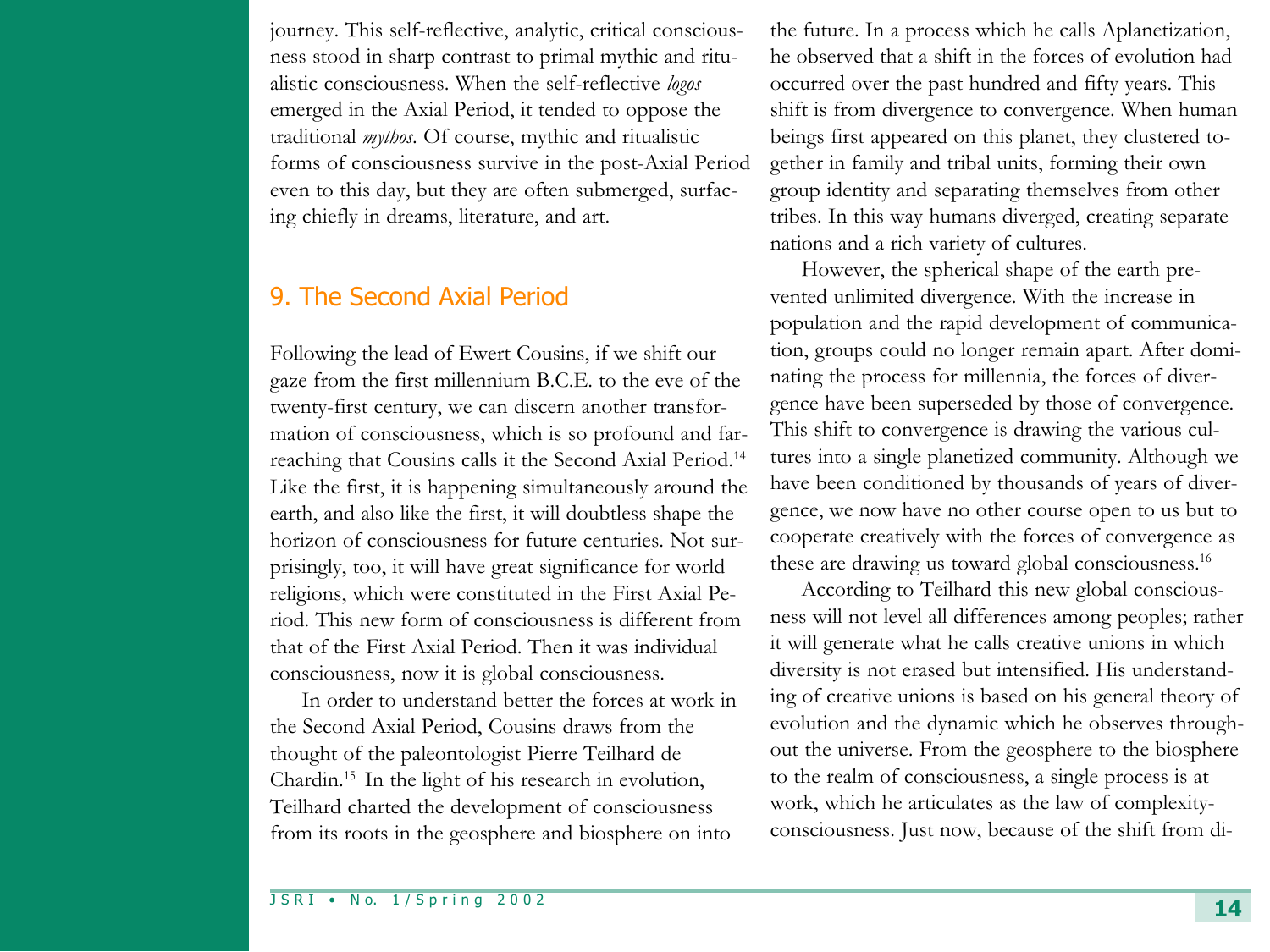journey. This self-reflective, analytic, critical consciousness stood in sharp contrast to primal mythic and ritualistic consciousness. When the self-reflective *logos* emerged in the Axial Period, it tended to oppose the traditional *mythos*. Of course, mythic and ritualistic forms of consciousness survive in the post-Axial Period even to this day, but they are often submerged, surfacing chiefly in dreams, literature, and art.

## 9. The Second Axial Period

Following the lead of Ewert Cousins, if we shift our gaze from the first millennium B.C.E. to the eve of the twenty-first century, we can discern another transformation of consciousness, which is so profound and far-reaching that Cousins calls it the Second Axial Period.[14] Like the first, it is happening simultaneously around the earth, and also like the first, it will doubtless shape the horizon of consciousness for future centuries. Not surprisingly, too, it will have great significance for world religions, which were constituted in the First Axial Period. This new form of consciousness is different from that of the First Axial Period. Then it was individual consciousness, now it is global consciousness.

In order to understand better the forces at work in the Second Axial Period, Cousins draws from the thought of the paleontologist Pierre Teilhard de Chardin.[15] In the light of his research in evolution, Teilhard charted the development of consciousness from its roots in the geosphere and biosphere on into the future. In a process which he calls Aplanetization, he observed that a shift in the forces of evolution had occurred over the past hundred and fifty years. This shift is from divergence to convergence. When human beings first appeared on this planet, they clustered together in family and tribal units, forming their own group identity and separating themselves from other tribes. In this way humans diverged, creating separate nations and a rich variety of cultures.

However, the spherical shape of the earth prevented unlimited divergence. With the increase in population and the rapid development of communication, groups could no longer remain apart. After dominating the process for millennia, the forces of divergence have been superseded by those of convergence. This shift to convergence is drawing the various cultures into a single planetized community. Although we have been conditioned by thousands of years of divergence, we now have no other course open to us but to cooperate creatively with the forces of convergence as these are drawing us toward global consciousness.[16]

According to Teilhard this new global consciousness will not level all differences among peoples; rather it will generate what he calls creative unions in which diversity is not erased but intensified. His understanding of creative unions is based on his general theory of evolution and the dynamic which he observes throughout the universe. From the geosphere to the biosphere to the realm of consciousness, a single process is at work, which he articulates as the law of complexity-consciousness. Just now, because of the shift from di-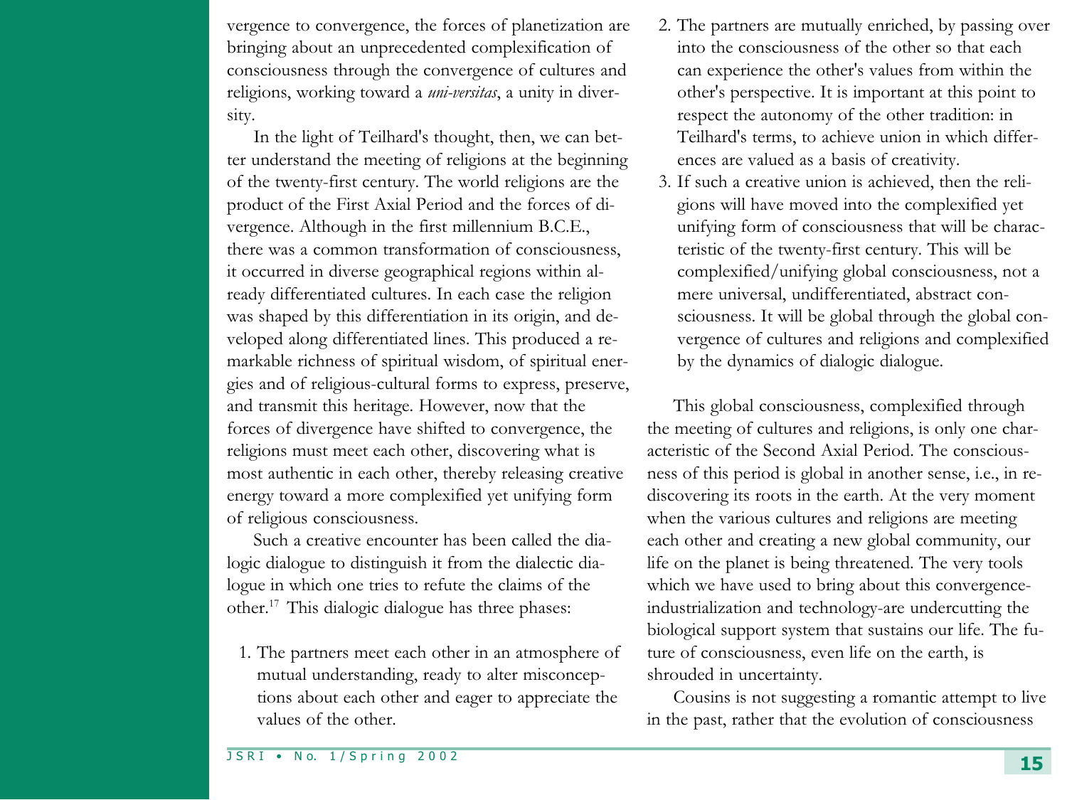vergence to convergence, the forces of planetization are bringing about an unprecedented complexification of consciousness through the convergence of cultures and religions, working toward a *uni-versitas*, a unity in diversity.

In the light of Teilhard's thought, then, we can better understand the meeting of religions at the beginning of the twenty-first century. The world religions are the product of the First Axial Period and the forces of divergence. Although in the first millennium B.C.E., there was a common transformation of consciousness, it occurred in diverse geographical regions within already differentiated cultures. In each case the religion was shaped by this differentiation in its origin, and developed along differentiated lines. This produced a remarkable richness of spiritual wisdom, of spiritual energies and of religious-cultural forms to express, preserve, and transmit this heritage. However, now that the forces of divergence have shifted to convergence, the religions must meet each other, discovering what is most authentic in each other, thereby releasing creative energy toward a more complexified yet unifying form of religious consciousness.

Such a creative encounter has been called the dialogic dialogue to distinguish it from the dialectic dialogue in which one tries to refute the claims of the other.[17] This dialogic dialogue has three phases:

1. The partners meet each other in an atmosphere of mutual understanding, ready to alter misconceptions about each other and eager to appreciate the values of the other.
2. The partners are mutually enriched, by passing over into the consciousness of the other so that each can experience the other's values from within the other's perspective. It is important at this point to respect the autonomy of the other tradition: in Teilhard's terms, to achieve union in which differences are valued as a basis of creativity.
3. If such a creative union is achieved, then the religions will have moved into the complexified yet unifying form of consciousness that will be characteristic of the twenty-first century. This will be complexified/unifying global consciousness, not a mere universal, undifferentiated, abstract consciousness. It will be global through the global convergence of cultures and religions and complexified by the dynamics of dialogic dialogue.

This global consciousness, complexified through the meeting of cultures and religions, is only one characteristic of the Second Axial Period. The consciousness of this period is global in another sense, i.e., in rediscovering its roots in the earth. At the very moment when the various cultures and religions are meeting each other and creating a new global community, our life on the planet is being threatened. The very tools which we have used to bring about this convergence-industrialization and technology-are undercutting the biological support system that sustains our life. The future of consciousness, even life on the earth, is shrouded in uncertainty.

Cousins is not suggesting a romantic attempt to live in the past, rather that the evolution of consciousness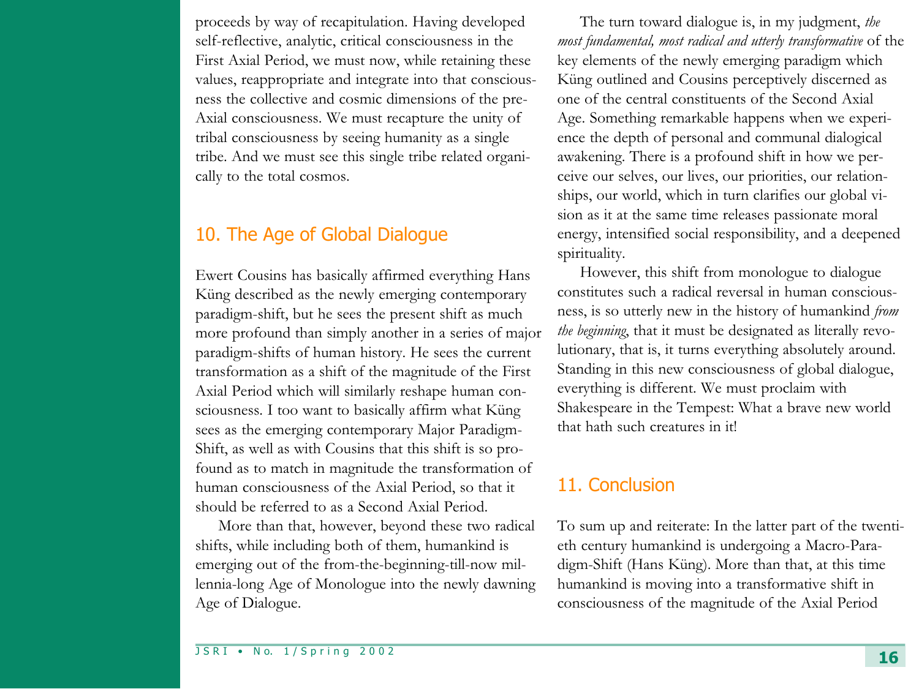proceeds by way of recapitulation. Having developed self-reflective, analytic, critical consciousness in the First Axial Period, we must now, while retaining these values, reappropriate and integrate into that consciousness the collective and cosmic dimensions of the pre-Axial consciousness. We must recapture the unity of tribal consciousness by seeing humanity as a single tribe. And we must see this single tribe related organically to the total cosmos.

## 10. The Age of Global Dialogue

Ewert Cousins has basically affirmed everything Hans Küng described as the newly emerging contemporary paradigm-shift, but he sees the present shift as much more profound than simply another in a series of major paradigm-shifts of human history. He sees the current transformation as a shift of the magnitude of the First Axial Period which will similarly reshape human consciousness. I too want to basically affirm what Küng sees as the emerging contemporary Major Paradigm-Shift, as well as with Cousins that this shift is so profound as to match in magnitude the transformation of human consciousness of the Axial Period, so that it should be referred to as a Second Axial Period.

More than that, however, beyond these two radical shifts, while including both of them, humankind is emerging out of the from-the-beginning-till-now millennia-long Age of Monologue into the newly dawning Age of Dialogue.

The turn toward dialogue is, in my judgment, *the most fundamental, most radical and utterly transformative* of the key elements of the newly emerging paradigm which Küng outlined and Cousins perceptively discerned as one of the central constituents of the Second Axial Age. Something remarkable happens when we experience the depth of personal and communal dialogical awakening. There is a profound shift in how we perceive our selves, our lives, our priorities, our relationships, our world, which in turn clarifies our global vision as it at the same time releases passionate moral energy, intensified social responsibility, and a deepened spirituality.

However, this shift from monologue to dialogue constitutes such a radical reversal in human consciousness, is so utterly new in the history of humankind *from the beginning*, that it must be designated as literally revolutionary, that is, it turns everything absolutely around. Standing in this new consciousness of global dialogue, everything is different. We must proclaim with Shakespeare in the Tempest: What a brave new world that hath such creatures in it!

## 11. Conclusion

To sum up and reiterate: In the latter part of the twentieth century humankind is undergoing a Macro-Paradigm-Shift (Hans Küng). More than that, at this time humankind is moving into a transformative shift in consciousness of the magnitude of the Axial Period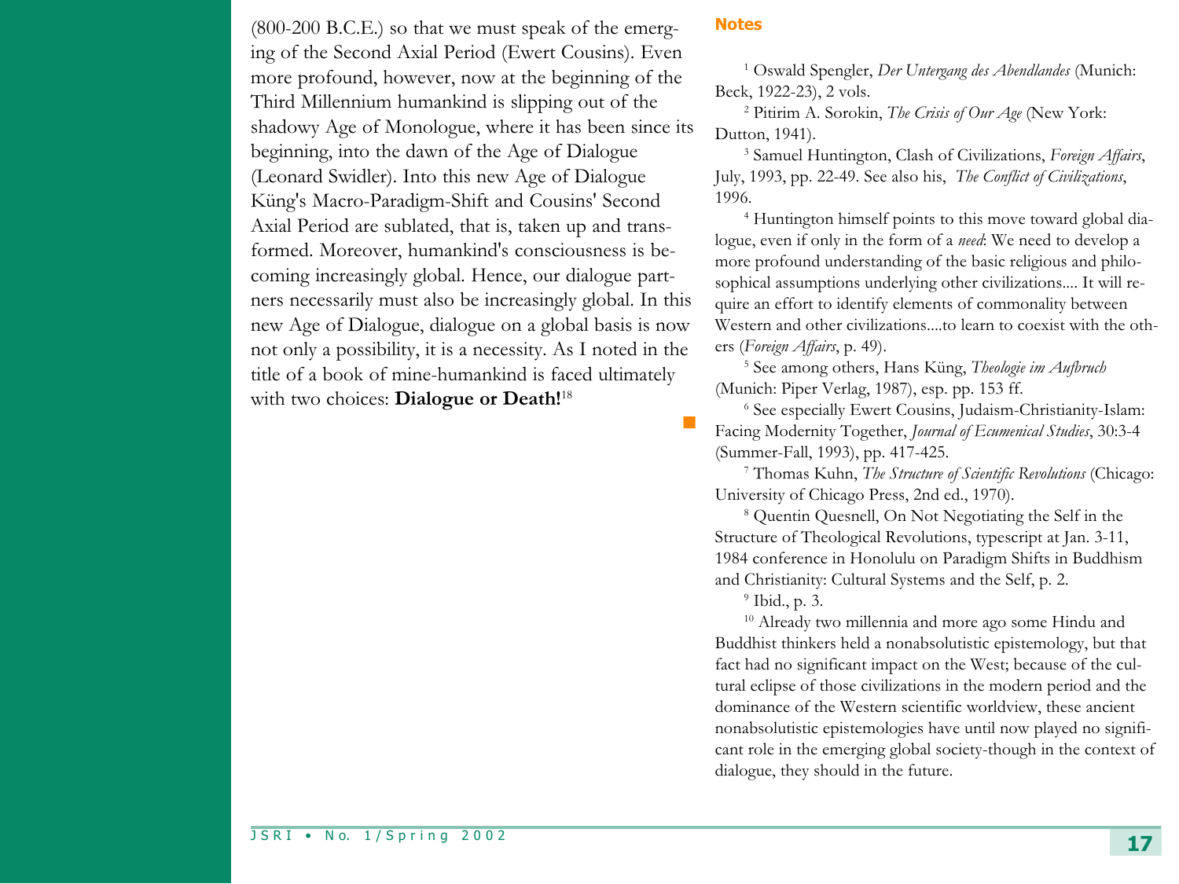(800-200 B.C.E.) so that we must speak of the emerging of the Second Axial Period (Ewert Cousins). Even more profound, however, now at the beginning of the Third Millennium humankind is slipping out of the shadowy Age of Monologue, where it has been since its beginning, into the dawn of the Age of Dialogue (Leonard Swidler). Into this new Age of Dialogue Küng's Macro-Paradigm-Shift and Cousins' Second Axial Period are sublated, that is, taken up and transformed. Moreover, humankind's consciousness is becoming increasingly global. Hence, our dialogue partners necessarily must also be increasingly global. In this new Age of Dialogue, dialogue on a global basis is now not only a possibility, it is a necessity. As I noted in the title of a book of mine-humankind is faced ultimately with two choices: **Dialogue or Death!**[18]

## Notes

[1] Oswald Spengler, *Der Untergang des Abendlandes* (Munich: Beck, 1922-23), 2 vols.

[2] Pitirim A. Sorokin, *The Crisis of Our Age* (New York: Dutton, 1941).

[3] Samuel Huntington, Clash of Civilizations, *Foreign Affairs*, July, 1993, pp. 22-49. See also his, *The Conflict of Civilizations*, 1996.

[4] Huntington himself points to this move toward global dialogue, even if only in the form of a *need*: We need to develop a more profound understanding of the basic religious and philosophical assumptions underlying other civilizations.... It will require an effort to identify elements of commonality between Western and other civilizations....to learn to coexist with the others (*Foreign Affairs*, p. 49).

[5] See among others, Hans Küng, *Theologie im Aufbruch* (Munich: Piper Verlag, 1987), esp. pp. 153 ff.

[6] See especially Ewert Cousins, Judaism-Christianity-Islam: Facing Modernity Together, *Journal of Ecumenical Studies*, 30:3-4 (Summer-Fall, 1993), pp. 417-425.

[7] Thomas Kuhn, *The Structure of Scientific Revolutions* (Chicago: University of Chicago Press, 2nd ed., 1970).

[8] Quentin Quesnell, On Not Negotiating the Self in the Structure of Theological Revolutions, typescript at Jan. 3-11, 1984 conference in Honolulu on Paradigm Shifts in Buddhism and Christianity: Cultural Systems and the Self, p. 2.

[9] Ibid., p. 3.

[10] Already two millennia and more ago some Hindu and Buddhist thinkers held a nonabsolutistic epistemology, but that fact had no significant impact on the West; because of the cultural eclipse of those civilizations in the modern period and the dominance of the Western scientific worldview, these ancient nonabsolutistic epistemologies have until now played no significant role in the emerging global society-though in the context of dialogue, they should in the future.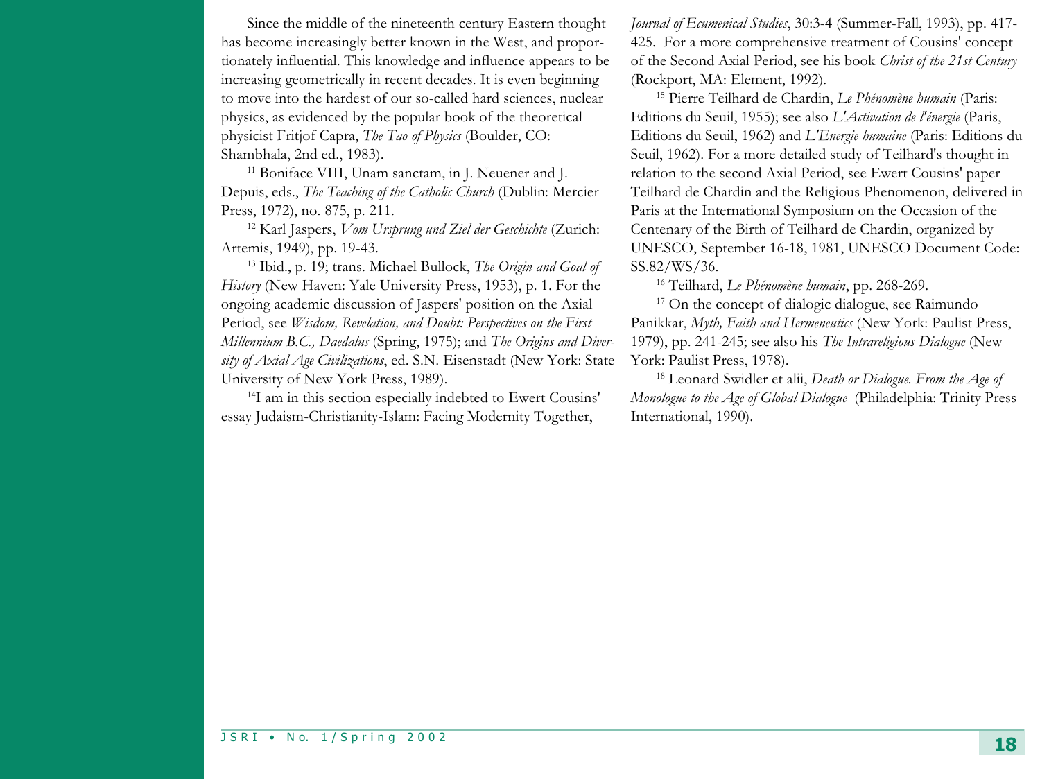Since the middle of the nineteenth century Eastern thought has become increasingly better known in the West, and proportionately influential. This knowledge and influence appears to be increasing geometrically in recent decades. It is even beginning to move into the hardest of our so-called hard sciences, nuclear physics, as evidenced by the popular book of the theoretical physicist Fritjof Capra, *The Tao of Physics* (Boulder, CO: Shambhala, 2nd ed., 1983).

[11] Boniface VIII, Unam sanctam, in J. Neuener and J. Depuis, eds., *The Teaching of the Catholic Church* (Dublin: Mercier Press, 1972), no. 875, p. 211.

[12] Karl Jaspers, *Vom Ursprung und Ziel der Geschichte* (Zurich: Artemis, 1949), pp. 19-43.

[13] Ibid., p. 19; trans. Michael Bullock, *The Origin and Goal of History* (New Haven: Yale University Press, 1953), p. 1. For the ongoing academic discussion of Jaspers' position on the Axial Period, see *Wisdom, Revelation, and Doubt: Perspectives on the First Millennium B.C., Daedalus* (Spring, 1975); and *The Origins and Diversity of Axial Age Civilizations*, ed. S.N. Eisenstadt (New York: State University of New York Press, 1989).

[14]I am in this section especially indebted to Ewert Cousins' essay Judaism-Christianity-Islam: Facing Modernity Together, *Journal of Ecumenical Studies*, 30:3-4 (Summer-Fall, 1993), pp. 417-425. For a more comprehensive treatment of Cousins' concept of the Second Axial Period, see his book *Christ of the 21st Century* (Rockport, MA: Element, 1992).

[15] Pierre Teilhard de Chardin, *Le Phénomène humain* (Paris: Editions du Seuil, 1955); see also *L'Activation de l'énergie* (Paris, Editions du Seuil, 1962) and *L'Energie humaine* (Paris: Editions du Seuil, 1962). For a more detailed study of Teilhard's thought in relation to the second Axial Period, see Ewert Cousins' paper Teilhard de Chardin and the Religious Phenomenon, delivered in Paris at the International Symposium on the Occasion of the Centenary of the Birth of Teilhard de Chardin, organized by UNESCO, September 16-18, 1981, UNESCO Document Code: SS.82/WS/36.

[16] Teilhard, *Le Phénomène humain*, pp. 268-269.

[17] On the concept of dialogic dialogue, see Raimundo Panikkar, *Myth, Faith and Hermeneutics* (New York: Paulist Press, 1979), pp. 241-245; see also his *The Intrareligious Dialogue* (New York: Paulist Press, 1978).

[18] Leonard Swidler et alii, *Death or Dialogue. From the Age of Monologue to the Age of Global Dialogue* (Philadelphia: Trinity Press International, 1990).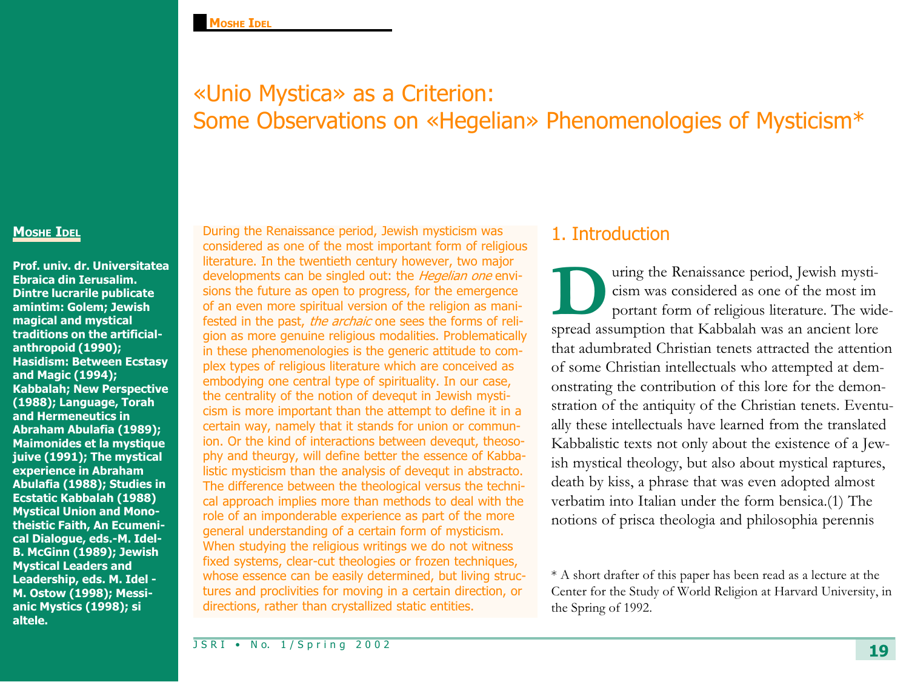# «Unio Mystica» as a Criterion: Some Observations on «Hegelian» Phenomenologies of Mysticism*

**Moshe Idel**

**Prof. univ. dr. Universitatea Ebraica din Ierusalim. Dintre lucrarile publicate amintim: Golem; Jewish magical and mystical traditions on the artificial-anthropoid (1990); Hasidism: Between Ecstasy and Magic (1994); Kabbalah; New Perspective (1988); Language, Torah and Hermeneutics in Abraham Abulafia (1989); Maimonides et la mystique juive (1991); The mystical experience in Abraham Abulafia (1988); Studies in Ecstatic Kabbalah (1988) Mystical Union and Monotheistic Faith, An Ecumenical Dialogue, eds.-M. Idel-B. McGinn (1989); Jewish Mystical Leaders and Leadership, eds. M. Idel - M. Ostow (1998); Messianic Mystics (1998); si altele.**

During the Renaissance period, Jewish mysticism was considered as one of the most important form of religious literature. In the twentieth century however, two major developments can be singled out: the *Hegelian one* envisions the future as open to progress, for the emergence of an even more spiritual version of the religion as manifested in the past, *the archaic* one sees the forms of religion as more genuine religious modalities. Problematically in these phenomenologies is the generic attitude to complex types of religious literature which are conceived as embodying one central type of spirituality. In our case, the centrality of the notion of devequt in Jewish mysticism is more important than the attempt to define it in a certain way, namely that it stands for union or communion. Or the kind of interactions between devequt, theosophy and theurgy, will define better the essence of Kabbalistic mysticism than the analysis of devequt in abstracto. The difference between the theological versus the technical approach implies more than methods to deal with the role of an imponderable experience as part of the more general understanding of a certain form of mysticism. When studying the religious writings we do not witness fixed systems, clear-cut theologies or frozen techniques, whose essence can be easily determined, but living structures and proclivities for moving in a certain direction, or directions, rather than crystallized static entities.

## 1. Introduction

During the Renaissance period, Jewish mysticism was considered as one of the most im portant form of religious literature. The widespread assumption that Kabbalah was an ancient lore that adumbrated Christian tenets attracted the attention of some Christian intellectuals who attempted at demonstrating the contribution of this lore for the demonstration of the antiquity of the Christian tenets. Eventually these intellectuals have learned from the translated Kabbalistic texts not only about the existence of a Jewish mystical theology, but also about mystical raptures, death by kiss, a phrase that was even adopted almost verbatim into Italian under the form bensica.(1) The notions of prisca theologia and philosophia perennis

\* A short drafter of this paper has been read as a lecture at the Center for the Study of World Religion at Harvard University, in the Spring of 1992.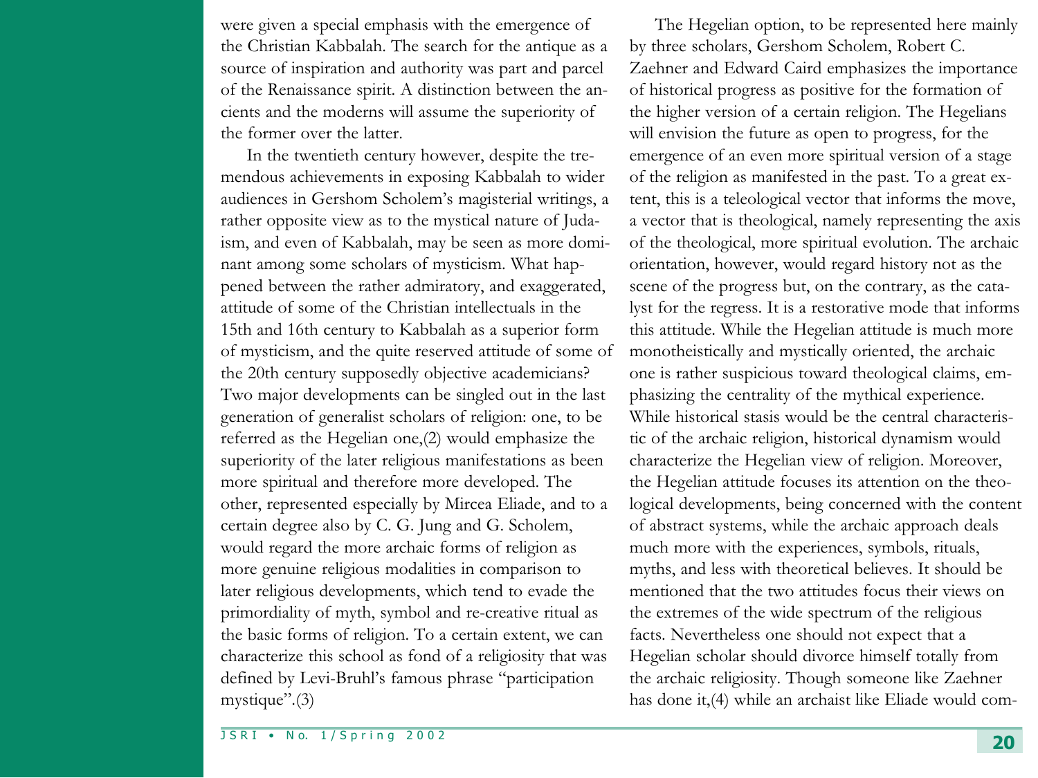were given a special emphasis with the emergence of the Christian Kabbalah. The search for the antique as a source of inspiration and authority was part and parcel of the Renaissance spirit. A distinction between the ancients and the moderns will assume the superiority of the former over the latter.

In the twentieth century however, despite the tremendous achievements in exposing Kabbalah to wider audiences in Gershom Scholem's magisterial writings, a rather opposite view as to the mystical nature of Judaism, and even of Kabbalah, may be seen as more dominant among some scholars of mysticism. What happened between the rather admiratory, and exaggerated, attitude of some of the Christian intellectuals in the 15th and 16th century to Kabbalah as a superior form of mysticism, and the quite reserved attitude of some of the 20th century supposedly objective academicians? Two major developments can be singled out in the last generation of generalist scholars of religion: one, to be referred as the Hegelian one,(2) would emphasize the superiority of the later religious manifestations as been more spiritual and therefore more developed. The other, represented especially by Mircea Eliade, and to a certain degree also by C. G. Jung and G. Scholem, would regard the more archaic forms of religion as more genuine religious modalities in comparison to later religious developments, which tend to evade the primordiality of myth, symbol and re-creative ritual as the basic forms of religion. To a certain extent, we can characterize this school as fond of a religiosity that was defined by Levi-Bruhl's famous phrase "participation mystique".(3)

The Hegelian option, to be represented here mainly by three scholars, Gershom Scholem, Robert C. Zaehner and Edward Caird emphasizes the importance of historical progress as positive for the formation of the higher version of a certain religion. The Hegelians will envision the future as open to progress, for the emergence of an even more spiritual version of a stage of the religion as manifested in the past. To a great extent, this is a teleological vector that informs the move, a vector that is theological, namely representing the axis of the theological, more spiritual evolution. The archaic orientation, however, would regard history not as the scene of the progress but, on the contrary, as the catalyst for the regress. It is a restorative mode that informs this attitude. While the Hegelian attitude is much more monotheistically and mystically oriented, the archaic one is rather suspicious toward theological claims, emphasizing the centrality of the mythical experience. While historical stasis would be the central characteristic of the archaic religion, historical dynamism would characterize the Hegelian view of religion. Moreover, the Hegelian attitude focuses its attention on the theological developments, being concerned with the content of abstract systems, while the archaic approach deals much more with the experiences, symbols, rituals, myths, and less with theoretical believes. It should be mentioned that the two attitudes focus their views on the extremes of the wide spectrum of the religious facts. Nevertheless one should not expect that a Hegelian scholar should divorce himself totally from the archaic religiosity. Though someone like Zaehner has done it,(4) while an archaist like Eliade would com-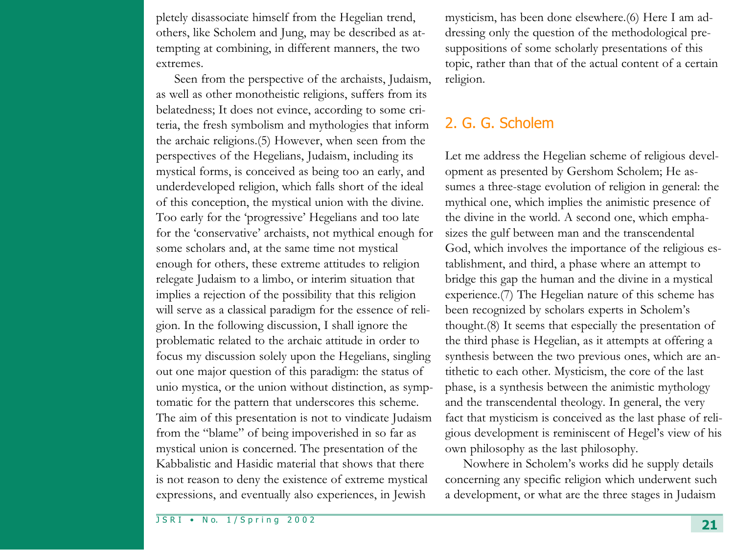pletely disassociate himself from the Hegelian trend, others, like Scholem and Jung, may be described as attempting at combining, in different manners, the two extremes.

Seen from the perspective of the archaists, Judaism, as well as other monotheistic religions, suffers from its belatedness; It does not evince, according to some criteria, the fresh symbolism and mythologies that inform the archaic religions.(5) However, when seen from the perspectives of the Hegelians, Judaism, including its mystical forms, is conceived as being too an early, and underdeveloped religion, which falls short of the ideal of this conception, the mystical union with the divine. Too early for the 'progressive' Hegelians and too late for the 'conservative' archaists, not mythical enough for some scholars and, at the same time not mystical enough for others, these extreme attitudes to religion relegate Judaism to a limbo, or interim situation that implies a rejection of the possibility that this religion will serve as a classical paradigm for the essence of religion. In the following discussion, I shall ignore the problematic related to the archaic attitude in order to focus my discussion solely upon the Hegelians, singling out one major question of this paradigm: the status of unio mystica, or the union without distinction, as symptomatic for the pattern that underscores this scheme. The aim of this presentation is not to vindicate Judaism from the "blame" of being impoverished in so far as mystical union is concerned. The presentation of the Kabbalistic and Hasidic material that shows that there is not reason to deny the existence of extreme mystical expressions, and eventually also experiences, in Jewish mysticism, has been done elsewhere.(6) Here I am addressing only the question of the methodological presuppositions of some scholarly presentations of this topic, rather than that of the actual content of a certain religion.

## 2. G. G. Scholem

Let me address the Hegelian scheme of religious development as presented by Gershom Scholem; He assumes a three-stage evolution of religion in general: the mythical one, which implies the animistic presence of the divine in the world. A second one, which emphasizes the gulf between man and the transcendental God, which involves the importance of the religious establishment, and third, a phase where an attempt to bridge this gap the human and the divine in a mystical experience.(7) The Hegelian nature of this scheme has been recognized by scholars experts in Scholem's thought.(8) It seems that especially the presentation of the third phase is Hegelian, as it attempts at offering a synthesis between the two previous ones, which are antithetic to each other. Mysticism, the core of the last phase, is a synthesis between the animistic mythology and the transcendental theology. In general, the very fact that mysticism is conceived as the last phase of religious development is reminiscent of Hegel's view of his own philosophy as the last philosophy.

Nowhere in Scholem's works did he supply details concerning any specific religion which underwent such a development, or what are the three stages in Judaism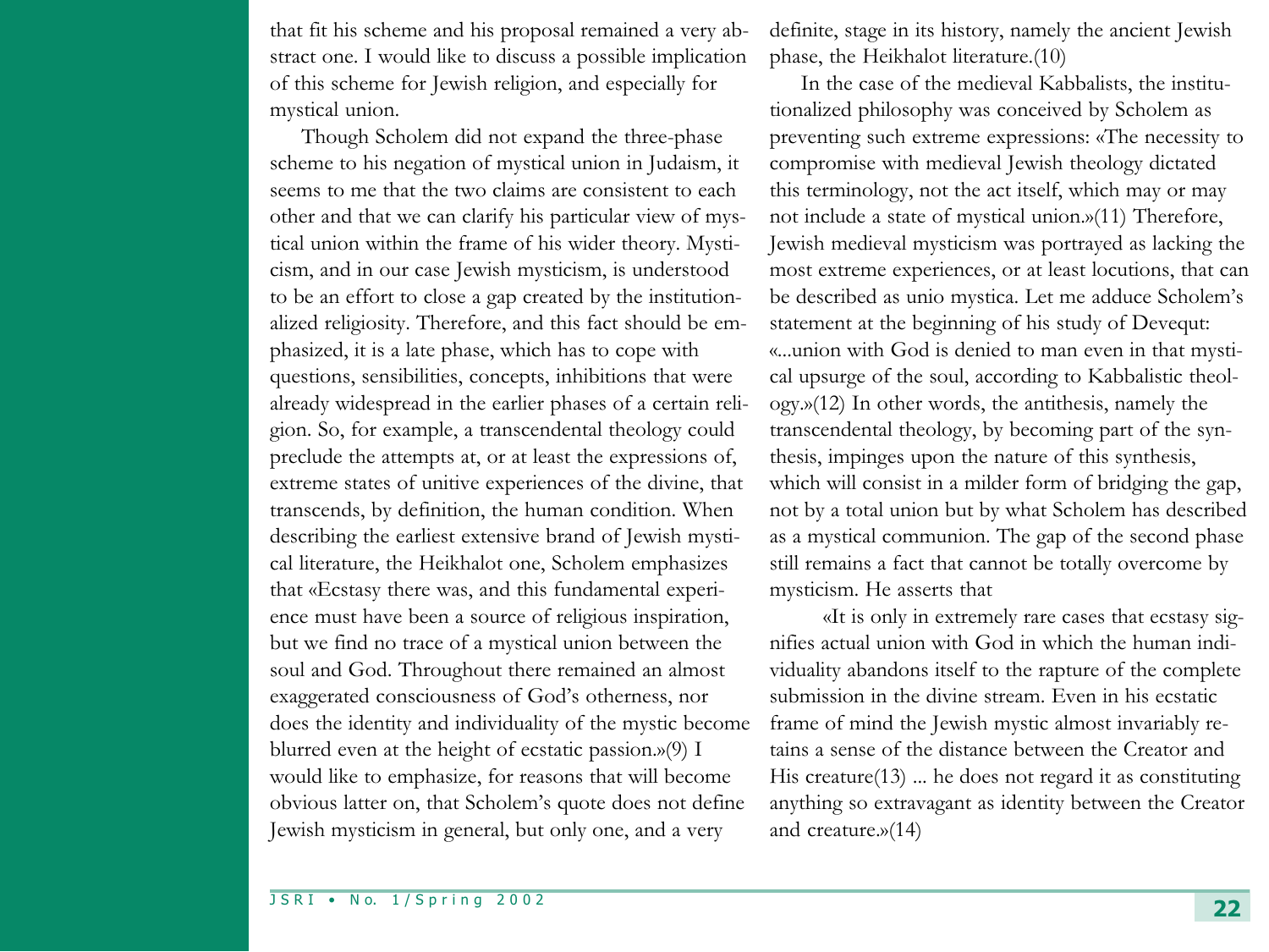that fit his scheme and his proposal remained a very abstract one. I would like to discuss a possible implication of this scheme for Jewish religion, and especially for mystical union.

Though Scholem did not expand the three-phase scheme to his negation of mystical union in Judaism, it seems to me that the two claims are consistent to each other and that we can clarify his particular view of mystical union within the frame of his wider theory. Mysticism, and in our case Jewish mysticism, is understood to be an effort to close a gap created by the institutionalized religiosity. Therefore, and this fact should be emphasized, it is a late phase, which has to cope with questions, sensibilities, concepts, inhibitions that were already widespread in the earlier phases of a certain religion. So, for example, a transcendental theology could preclude the attempts at, or at least the expressions of, extreme states of unitive experiences of the divine, that transcends, by definition, the human condition. When describing the earliest extensive brand of Jewish mystical literature, the Heikhalot one, Scholem emphasizes that «Ecstasy there was, and this fundamental experience must have been a source of religious inspiration, but we find no trace of a mystical union between the soul and God. Throughout there remained an almost exaggerated consciousness of God's otherness, nor does the identity and individuality of the mystic become blurred even at the height of ecstatic passion.»(9) I would like to emphasize, for reasons that will become obvious latter on, that Scholem's quote does not define Jewish mysticism in general, but only one, and a very definite, stage in its history, namely the ancient Jewish phase, the Heikhalot literature.(10)

In the case of the medieval Kabbalists, the institutionalized philosophy was conceived by Scholem as preventing such extreme expressions: «The necessity to compromise with medieval Jewish theology dictated this terminology, not the act itself, which may or may not include a state of mystical union.»(11) Therefore, Jewish medieval mysticism was portrayed as lacking the most extreme experiences, or at least locutions, that can be described as unio mystica. Let me adduce Scholem's statement at the beginning of his study of Devequt: «...union with God is denied to man even in that mystical upsurge of the soul, according to Kabbalistic theology.»(12) In other words, the antithesis, namely the transcendental theology, by becoming part of the synthesis, impinges upon the nature of this synthesis, which will consist in a milder form of bridging the gap, not by a total union but by what Scholem has described as a mystical communion. The gap of the second phase still remains a fact that cannot be totally overcome by mysticism. He asserts that

> «It is only in extremely rare cases that ecstasy signifies actual union with God in which the human individuality abandons itself to the rapture of the complete submission in the divine stream. Even in his ecstatic frame of mind the Jewish mystic almost invariably retains a sense of the distance between the Creator and His creature(13) ... he does not regard it as constituting anything so extravagant as identity between the Creator and creature.»(14)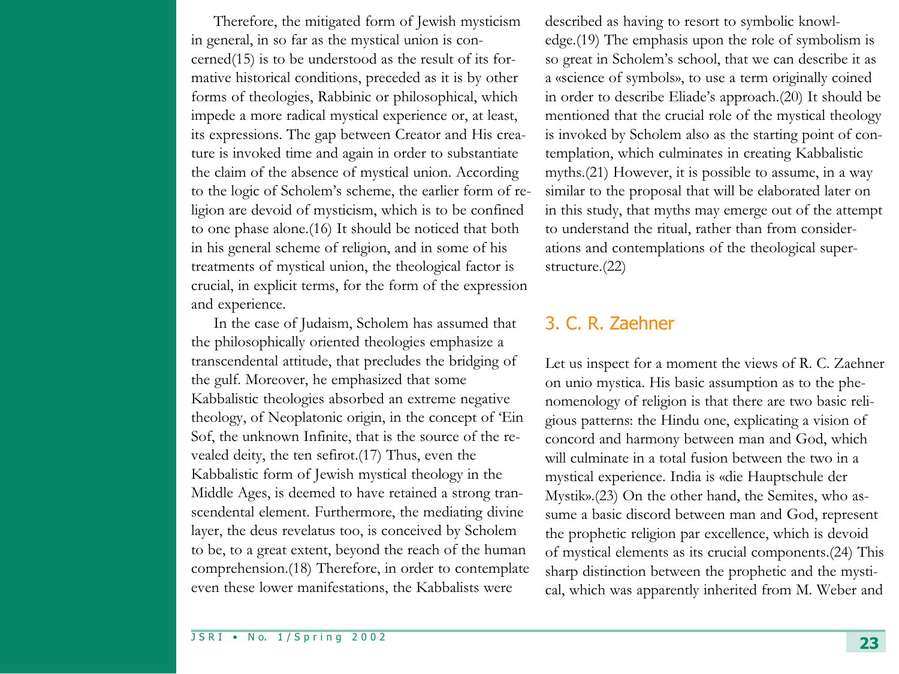Therefore, the mitigated form of Jewish mysticism in general, in so far as the mystical union is concerned(15) is to be understood as the result of its formative historical conditions, preceded as it is by other forms of theologies, Rabbinic or philosophical, which impede a more radical mystical experience or, at least, its expressions. The gap between Creator and His creature is invoked time and again in order to substantiate the claim of the absence of mystical union. According to the logic of Scholem's scheme, the earlier form of religion are devoid of mysticism, which is to be confined to one phase alone.(16) It should be noticed that both in his general scheme of religion, and in some of his treatments of mystical union, the theological factor is crucial, in explicit terms, for the form of the expression and experience.

In the case of Judaism, Scholem has assumed that the philosophically oriented theologies emphasize a transcendental attitude, that precludes the bridging of the gulf. Moreover, he emphasized that some Kabbalistic theologies absorbed an extreme negative theology, of Neoplatonic origin, in the concept of 'Ein Sof, the unknown Infinite, that is the source of the revealed deity, the ten sefirot.(17) Thus, even the Kabbalistic form of Jewish mystical theology in the Middle Ages, is deemed to have retained a strong transcendental element. Furthermore, the mediating divine layer, the deus revelatus too, is conceived by Scholem to be, to a great extent, beyond the reach of the human comprehension.(18) Therefore, in order to contemplate even these lower manifestations, the Kabbalists were described as having to resort to symbolic knowledge.(19) The emphasis upon the role of symbolism is so great in Scholem's school, that we can describe it as a «science of symbols», to use a term originally coined in order to describe Eliade's approach.(20) It should be mentioned that the crucial role of the mystical theology is invoked by Scholem also as the starting point of contemplation, which culminates in creating Kabbalistic myths.(21) However, it is possible to assume, in a way similar to the proposal that will be elaborated later on in this study, that myths may emerge out of the attempt to understand the ritual, rather than from considerations and contemplations of the theological superstructure.(22)

## 3. C. R. Zaehner

Let us inspect for a moment the views of R. C. Zaehner on unio mystica. His basic assumption as to the phenomenology of religion is that there are two basic religious patterns: the Hindu one, explicating a vision of concord and harmony between man and God, which will culminate in a total fusion between the two in a mystical experience. India is «die Hauptschule der Mystik».(23) On the other hand, the Semites, who assume a basic discord between man and God, represent the prophetic religion par excellence, which is devoid of mystical elements as its crucial components.(24) This sharp distinction between the prophetic and the mystical, which was apparently inherited from M. Weber and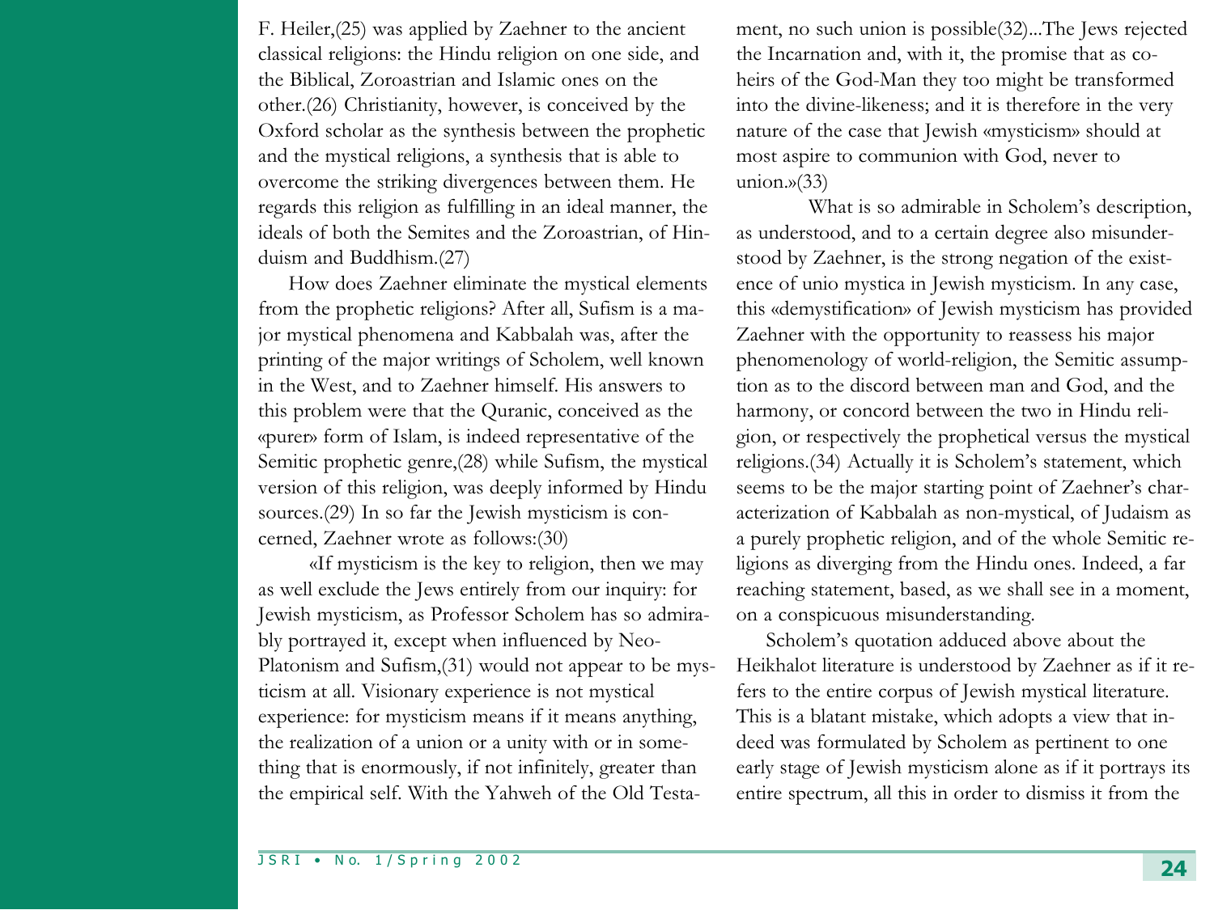F. Heiler,(25) was applied by Zaehner to the ancient classical religions: the Hindu religion on one side, and the Biblical, Zoroastrian and Islamic ones on the other.(26) Christianity, however, is conceived by the Oxford scholar as the synthesis between the prophetic and the mystical religions, a synthesis that is able to overcome the striking divergences between them. He regards this religion as fulfilling in an ideal manner, the ideals of both the Semites and the Zoroastrian, of Hinduism and Buddhism.(27)

How does Zaehner eliminate the mystical elements from the prophetic religions? After all, Sufism is a major mystical phenomena and Kabbalah was, after the printing of the major writings of Scholem, well known in the West, and to Zaehner himself. His answers to this problem were that the Quranic, conceived as the «purer» form of Islam, is indeed representative of the Semitic prophetic genre,(28) while Sufism, the mystical version of this religion, was deeply informed by Hindu sources.(29) In so far the Jewish mysticism is concerned, Zaehner wrote as follows:(30)

«If mysticism is the key to religion, then we may as well exclude the Jews entirely from our inquiry: for Jewish mysticism, as Professor Scholem has so admirably portrayed it, except when influenced by Neo-Platonism and Sufism,(31) would not appear to be mysticism at all. Visionary experience is not mystical experience: for mysticism means if it means anything, the realization of a union or a unity with or in something that is enormously, if not infinitely, greater than the empirical self. With the Yahweh of the Old Testament, no such union is possible(32)...The Jews rejected the Incarnation and, with it, the promise that as co-heirs of the God-Man they too might be transformed into the divine-likeness; and it is therefore in the very nature of the case that Jewish «mysticism» should at most aspire to communion with God, never to union.»(33)

What is so admirable in Scholem's description, as understood, and to a certain degree also misunderstood by Zaehner, is the strong negation of the existence of unio mystica in Jewish mysticism. In any case, this «demystification» of Jewish mysticism has provided Zaehner with the opportunity to reassess his major phenomenology of world-religion, the Semitic assumption as to the discord between man and God, and the harmony, or concord between the two in Hindu religion, or respectively the prophetical versus the mystical religions.(34) Actually it is Scholem's statement, which seems to be the major starting point of Zaehner's characterization of Kabbalah as non-mystical, of Judaism as a purely prophetic religion, and of the whole Semitic religions as diverging from the Hindu ones. Indeed, a far reaching statement, based, as we shall see in a moment, on a conspicuous misunderstanding.

Scholem's quotation adduced above about the Heikhalot literature is understood by Zaehner as if it refers to the entire corpus of Jewish mystical literature. This is a blatant mistake, which adopts a view that indeed was formulated by Scholem as pertinent to one early stage of Jewish mysticism alone as if it portrays its entire spectrum, all this in order to dismiss it from the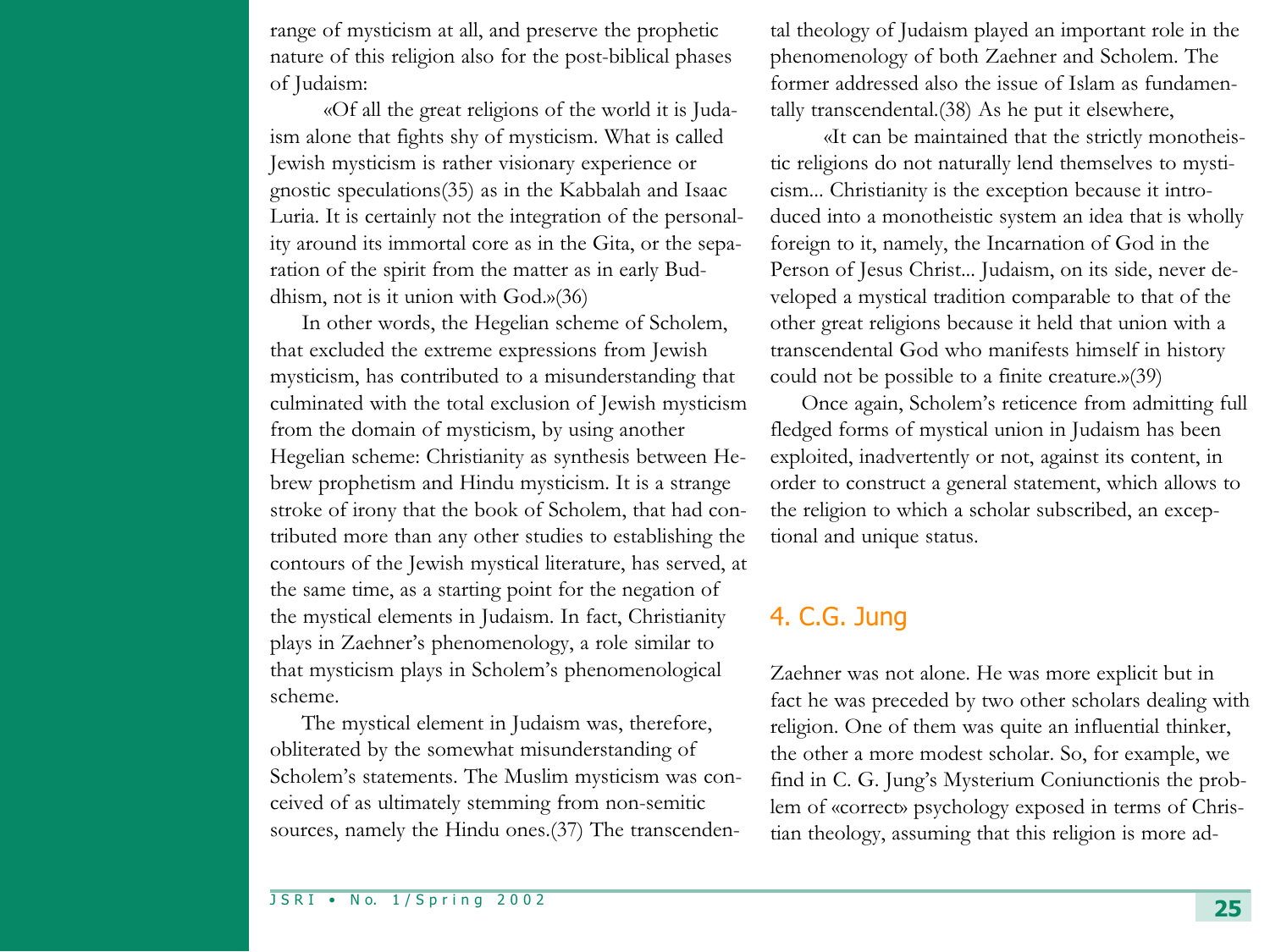range of mysticism at all, and preserve the prophetic nature of this religion also for the post-biblical phases of Judaism:

> «Of all the great religions of the world it is Judaism alone that fights shy of mysticism. What is called Jewish mysticism is rather visionary experience or gnostic speculations(35) as in the Kabbalah and Isaac Luria. It is certainly not the integration of the personality around its immortal core as in the Gita, or the separation of the spirit from the matter as in early Buddhism, not is it union with God.»(36)

In other words, the Hegelian scheme of Scholem, that excluded the extreme expressions from Jewish mysticism, has contributed to a misunderstanding that culminated with the total exclusion of Jewish mysticism from the domain of mysticism, by using another Hegelian scheme: Christianity as synthesis between Hebrew prophetism and Hindu mysticism. It is a strange stroke of irony that the book of Scholem, that had contributed more than any other studies to establishing the contours of the Jewish mystical literature, has served, at the same time, as a starting point for the negation of the mystical elements in Judaism. In fact, Christianity plays in Zaehner's phenomenology, a role similar to that mysticism plays in Scholem's phenomenological scheme.

The mystical element in Judaism was, therefore, obliterated by the somewhat misunderstanding of Scholem's statements. The Muslim mysticism was conceived of as ultimately stemming from non-semitic sources, namely the Hindu ones.(37) The transcendental theology of Judaism played an important role in the phenomenology of both Zaehner and Scholem. The former addressed also the issue of Islam as fundamentally transcendental.(38) As he put it elsewhere,

> «It can be maintained that the strictly monotheistic religions do not naturally lend themselves to mysticism... Christianity is the exception because it introduced into a monotheistic system an idea that is wholly foreign to it, namely, the Incarnation of God in the Person of Jesus Christ... Judaism, on its side, never developed a mystical tradition comparable to that of the other great religions because it held that union with a transcendental God who manifests himself in history could not be possible to a finite creature.»(39)

Once again, Scholem's reticence from admitting full fledged forms of mystical union in Judaism has been exploited, inadvertently or not, against its content, in order to construct a general statement, which allows to the religion to which a scholar subscribed, an exceptional and unique status.

## 4. C.G. Jung

Zaehner was not alone. He was more explicit but in fact he was preceded by two other scholars dealing with religion. One of them was quite an influential thinker, the other a more modest scholar. So, for example, we find in C. G. Jung's Mysterium Coniunctionis the problem of «correct» psychology exposed in terms of Christian theology, assuming that this religion is more ad-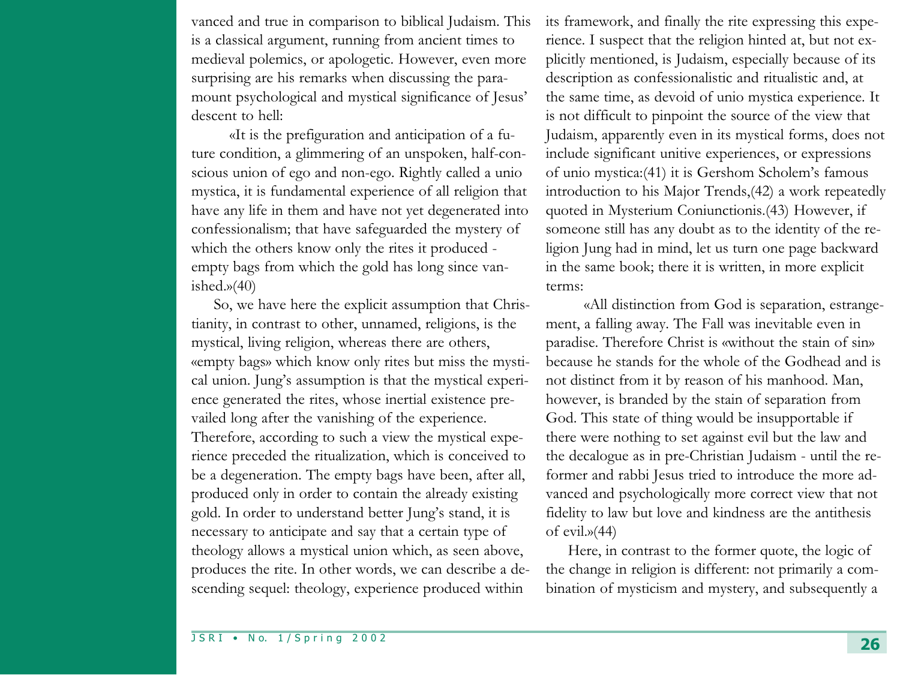vanced and true in comparison to biblical Judaism. This is a classical argument, running from ancient times to medieval polemics, or apologetic. However, even more surprising are his remarks when discussing the paramount psychological and mystical significance of Jesus' descent to hell:

> «It is the prefiguration and anticipation of a future condition, a glimmering of an unspoken, half-conscious union of ego and non-ego. Rightly called a unio mystica, it is fundamental experience of all religion that have any life in them and have not yet degenerated into confessionalism; that have safeguarded the mystery of which the others know only the rites it produced - empty bags from which the gold has long since vanished.»(40)

So, we have here the explicit assumption that Christianity, in contrast to other, unnamed, religions, is the mystical, living religion, whereas there are others, «empty bags» which know only rites but miss the mystical union. Jung's assumption is that the mystical experience generated the rites, whose inertial existence prevailed long after the vanishing of the experience. Therefore, according to such a view the mystical experience preceded the ritualization, which is conceived to be a degeneration. The empty bags have been, after all, produced only in order to contain the already existing gold. In order to understand better Jung's stand, it is necessary to anticipate and say that a certain type of theology allows a mystical union which, as seen above, produces the rite. In other words, we can describe a descending sequel: theology, experience produced within its framework, and finally the rite expressing this experience. I suspect that the religion hinted at, but not explicitly mentioned, is Judaism, especially because of its description as confessionalistic and ritualistic and, at the same time, as devoid of unio mystica experience. It is not difficult to pinpoint the source of the view that Judaism, apparently even in its mystical forms, does not include significant unitive experiences, or expressions of unio mystica:(41) it is Gershom Scholem's famous introduction to his Major Trends,(42) a work repeatedly quoted in Mysterium Coniunctionis.(43) However, if someone still has any doubt as to the identity of the religion Jung had in mind, let us turn one page backward in the same book; there it is written, in more explicit terms:

> «All distinction from God is separation, estrangement, a falling away. The Fall was inevitable even in paradise. Therefore Christ is «without the stain of sin» because he stands for the whole of the Godhead and is not distinct from it by reason of his manhood. Man, however, is branded by the stain of separation from God. This state of thing would be insupportable if there were nothing to set against evil but the law and the decalogue as in pre-Christian Judaism - until the reformer and rabbi Jesus tried to introduce the more advanced and psychologically more correct view that not fidelity to law but love and kindness are the antithesis of evil.»(44)

Here, in contrast to the former quote, the logic of the change in religion is different: not primarily a combination of mysticism and mystery, and subsequently a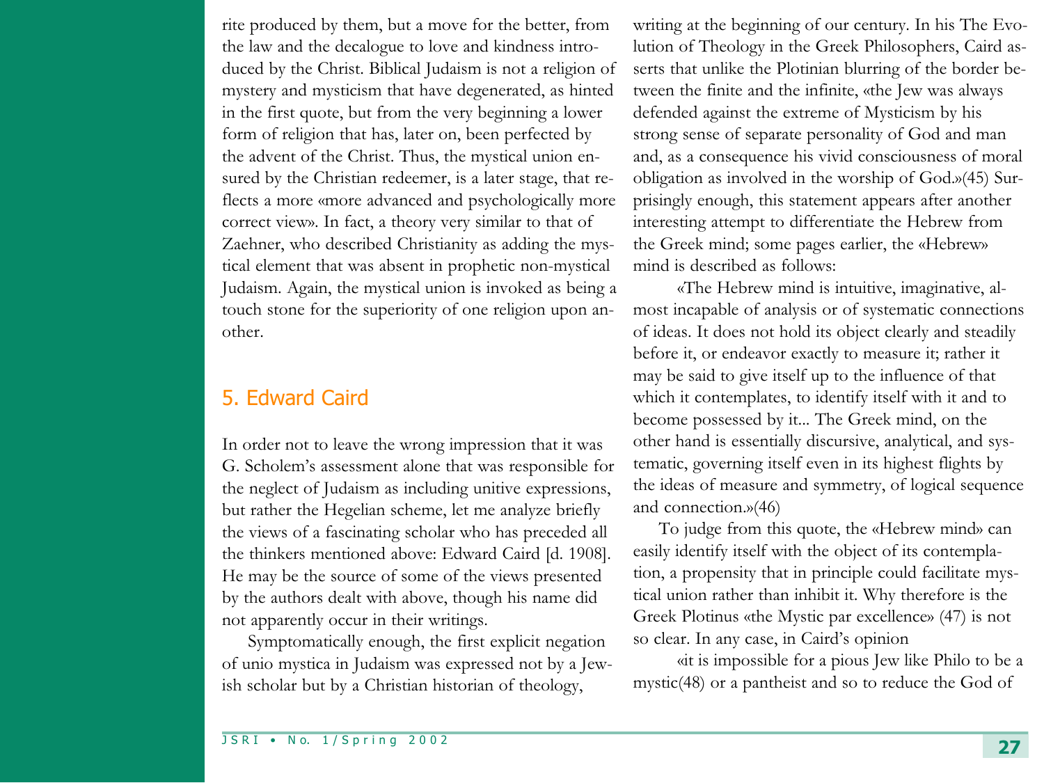rite produced by them, but a move for the better, from the law and the decalogue to love and kindness introduced by the Christ. Biblical Judaism is not a religion of mystery and mysticism that have degenerated, as hinted in the first quote, but from the very beginning a lower form of religion that has, later on, been perfected by the advent of the Christ. Thus, the mystical union ensured by the Christian redeemer, is a later stage, that reflects a more «more advanced and psychologically more correct view». In fact, a theory very similar to that of Zaehner, who described Christianity as adding the mystical element that was absent in prophetic non-mystical Judaism. Again, the mystical union is invoked as being a touch stone for the superiority of one religion upon another.

## 5. Edward Caird

In order not to leave the wrong impression that it was G. Scholem's assessment alone that was responsible for the neglect of Judaism as including unitive expressions, but rather the Hegelian scheme, let me analyze briefly the views of a fascinating scholar who has preceded all the thinkers mentioned above: Edward Caird [d. 1908]. He may be the source of some of the views presented by the authors dealt with above, though his name did not apparently occur in their writings.

Symptomatically enough, the first explicit negation of unio mystica in Judaism was expressed not by a Jewish scholar but by a Christian historian of theology, writing at the beginning of our century. In his The Evolution of Theology in the Greek Philosophers, Caird asserts that unlike the Plotinian blurring of the border between the finite and the infinite, «the Jew was always defended against the extreme of Mysticism by his strong sense of separate personality of God and man and, as a consequence his vivid consciousness of moral obligation as involved in the worship of God.»(45) Surprisingly enough, this statement appears after another interesting attempt to differentiate the Hebrew from the Greek mind; some pages earlier, the «Hebrew» mind is described as follows:

> «The Hebrew mind is intuitive, imaginative, almost incapable of analysis or of systematic connections of ideas. It does not hold its object clearly and steadily before it, or endeavor exactly to measure it; rather it may be said to give itself up to the influence of that which it contemplates, to identify itself with it and to become possessed by it... The Greek mind, on the other hand is essentially discursive, analytical, and systematic, governing itself even in its highest flights by the ideas of measure and symmetry, of logical sequence and connection.»(46)

To judge from this quote, the «Hebrew mind» can easily identify itself with the object of its contemplation, a propensity that in principle could facilitate mystical union rather than inhibit it. Why therefore is the Greek Plotinus «the Mystic par excellence» (47) is not so clear. In any case, in Caird's opinion

> «it is impossible for a pious Jew like Philo to be a mystic(48) or a pantheist and so to reduce the God of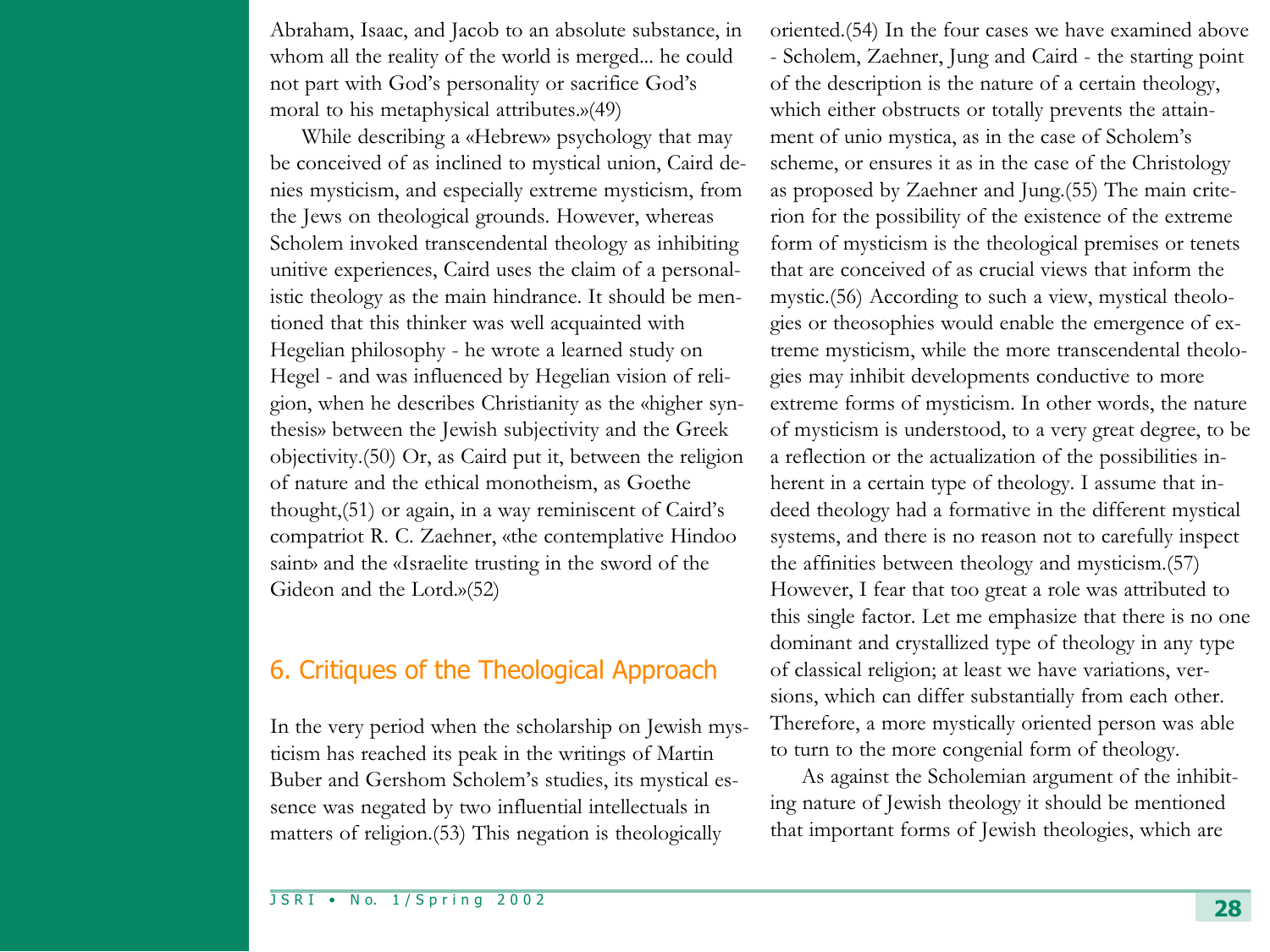Abraham, Isaac, and Jacob to an absolute substance, in whom all the reality of the world is merged... he could not part with God's personality or sacrifice God's moral to his metaphysical attributes.»(49)

While describing a «Hebrew» psychology that may be conceived of as inclined to mystical union, Caird denies mysticism, and especially extreme mysticism, from the Jews on theological grounds. However, whereas Scholem invoked transcendental theology as inhibiting unitive experiences, Caird uses the claim of a personalistic theology as the main hindrance. It should be mentioned that this thinker was well acquainted with Hegelian philosophy - he wrote a learned study on Hegel - and was influenced by Hegelian vision of religion, when he describes Christianity as the «higher synthesis» between the Jewish subjectivity and the Greek objectivity.(50) Or, as Caird put it, between the religion of nature and the ethical monotheism, as Goethe thought,(51) or again, in a way reminiscent of Caird's compatriot R. C. Zaehner, «the contemplative Hindoo saint» and the «Israelite trusting in the sword of the Gideon and the Lord.»(52)

## 6. Critiques of the Theological Approach

In the very period when the scholarship on Jewish mysticism has reached its peak in the writings of Martin Buber and Gershom Scholem's studies, its mystical essence was negated by two influential intellectuals in matters of religion.(53) This negation is theologically oriented.(54) In the four cases we have examined above - Scholem, Zaehner, Jung and Caird - the starting point of the description is the nature of a certain theology, which either obstructs or totally prevents the attainment of unio mystica, as in the case of Scholem's scheme, or ensures it as in the case of the Christology as proposed by Zaehner and Jung.(55) The main criterion for the possibility of the existence of the extreme form of mysticism is the theological premises or tenets that are conceived of as crucial views that inform the mystic.(56) According to such a view, mystical theologies or theosophies would enable the emergence of extreme mysticism, while the more transcendental theologies may inhibit developments conductive to more extreme forms of mysticism. In other words, the nature of mysticism is understood, to a very great degree, to be a reflection or the actualization of the possibilities inherent in a certain type of theology. I assume that indeed theology had a formative in the different mystical systems, and there is no reason not to carefully inspect the affinities between theology and mysticism.(57) However, I fear that too great a role was attributed to this single factor. Let me emphasize that there is no one dominant and crystallized type of theology in any type of classical religion; at least we have variations, versions, which can differ substantially from each other. Therefore, a more mystically oriented person was able to turn to the more congenial form of theology.

As against the Scholemian argument of the inhibiting nature of Jewish theology it should be mentioned that important forms of Jewish theologies, which are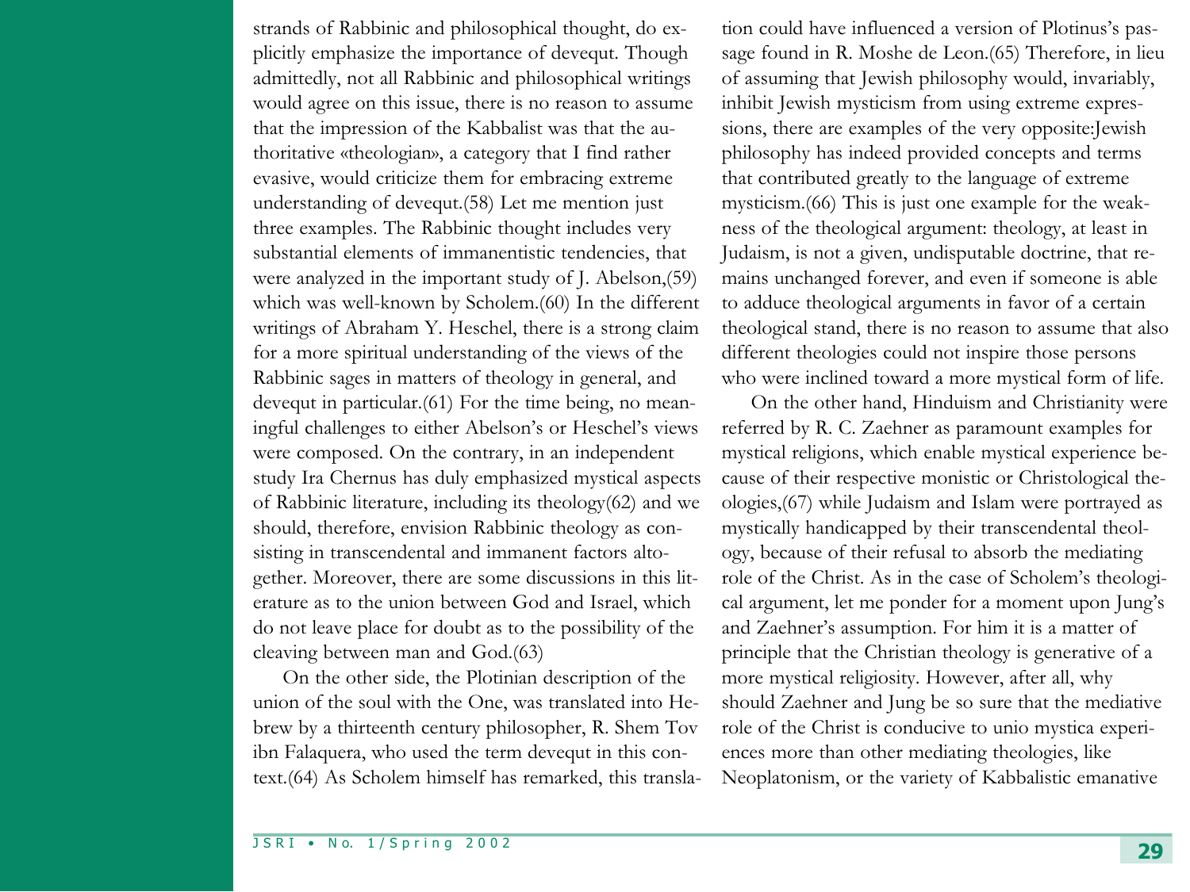strands of Rabbinic and philosophical thought, do explicitly emphasize the importance of devequt. Though admittedly, not all Rabbinic and philosophical writings would agree on this issue, there is no reason to assume that the impression of the Kabbalist was that the authoritative «theologian», a category that I find rather evasive, would criticize them for embracing extreme understanding of devequt.(58) Let me mention just three examples. The Rabbinic thought includes very substantial elements of immanentistic tendencies, that were analyzed in the important study of J. Abelson,(59) which was well-known by Scholem.(60) In the different writings of Abraham Y. Heschel, there is a strong claim for a more spiritual understanding of the views of the Rabbinic sages in matters of theology in general, and devequt in particular.(61) For the time being, no meaningful challenges to either Abelson's or Heschel's views were composed. On the contrary, in an independent study Ira Chernus has duly emphasized mystical aspects of Rabbinic literature, including its theology(62) and we should, therefore, envision Rabbinic theology as consisting in transcendental and immanent factors altogether. Moreover, there are some discussions in this literature as to the union between God and Israel, which do not leave place for doubt as to the possibility of the cleaving between man and God.(63)

On the other side, the Plotinian description of the union of the soul with the One, was translated into Hebrew by a thirteenth century philosopher, R. Shem Tov ibn Falaquera, who used the term devequt in this context.(64) As Scholem himself has remarked, this translation could have influenced a version of Plotinus's passage found in R. Moshe de Leon.(65) Therefore, in lieu of assuming that Jewish philosophy would, invariably, inhibit Jewish mysticism from using extreme expressions, there are examples of the very opposite:Jewish philosophy has indeed provided concepts and terms that contributed greatly to the language of extreme mysticism.(66) This is just one example for the weakness of the theological argument: theology, at least in Judaism, is not a given, undisputable doctrine, that remains unchanged forever, and even if someone is able to adduce theological arguments in favor of a certain theological stand, there is no reason to assume that also different theologies could not inspire those persons who were inclined toward a more mystical form of life.

On the other hand, Hinduism and Christianity were referred by R. C. Zaehner as paramount examples for mystical religions, which enable mystical experience because of their respective monistic or Christological theologies,(67) while Judaism and Islam were portrayed as mystically handicapped by their transcendental theology, because of their refusal to absorb the mediating role of the Christ. As in the case of Scholem's theological argument, let me ponder for a moment upon Jung's and Zaehner's assumption. For him it is a matter of principle that the Christian theology is generative of a more mystical religiosity. However, after all, why should Zaehner and Jung be so sure that the mediative role of the Christ is conducive to unio mystica experiences more than other mediating theologies, like Neoplatonism, or the variety of Kabbalistic emanative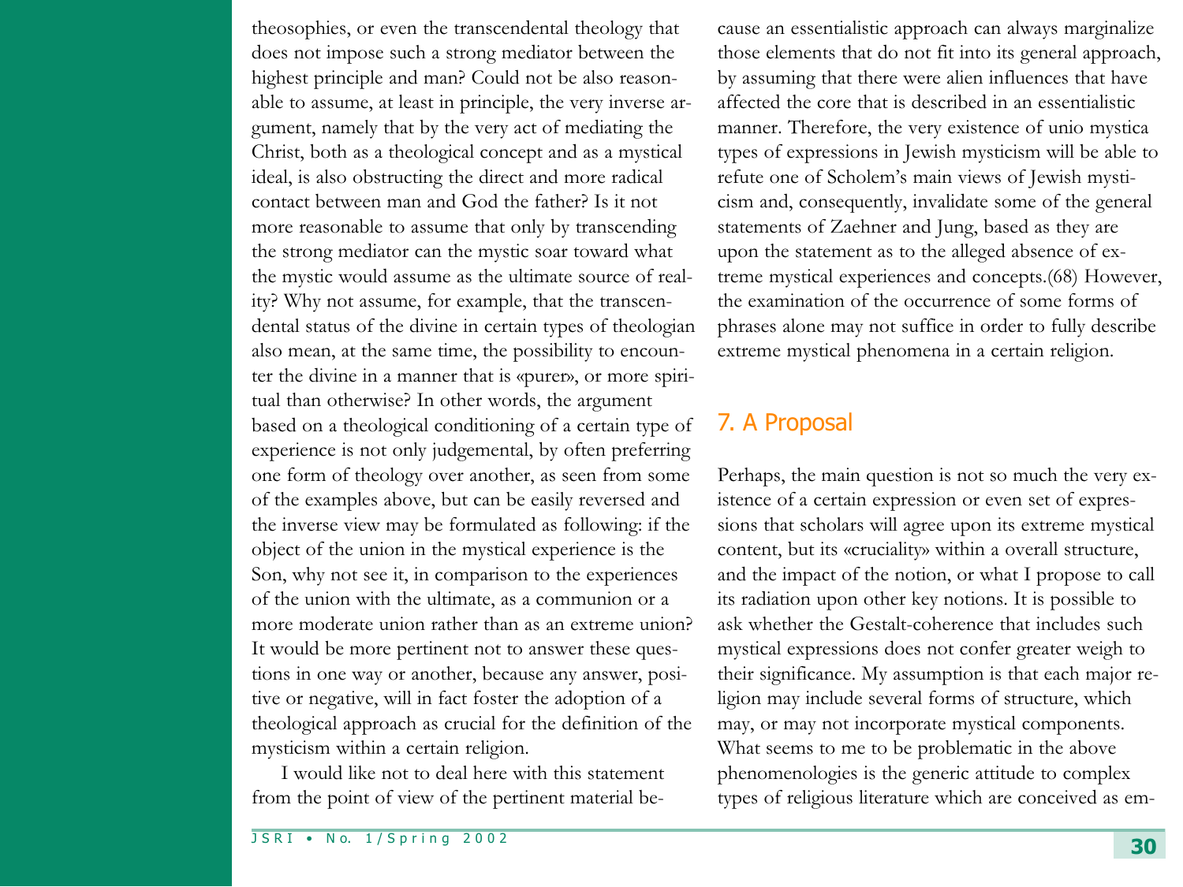theosophies, or even the transcendental theology that does not impose such a strong mediator between the highest principle and man? Could not be also reasonable to assume, at least in principle, the very inverse argument, namely that by the very act of mediating the Christ, both as a theological concept and as a mystical ideal, is also obstructing the direct and more radical contact between man and God the father? Is it not more reasonable to assume that only by transcending the strong mediator can the mystic soar toward what the mystic would assume as the ultimate source of reality? Why not assume, for example, that the transcendental status of the divine in certain types of theologian also mean, at the same time, the possibility to encounter the divine in a manner that is «purer», or more spiritual than otherwise? In other words, the argument based on a theological conditioning of a certain type of experience is not only judgemental, by often preferring one form of theology over another, as seen from some of the examples above, but can be easily reversed and the inverse view may be formulated as following: if the object of the union in the mystical experience is the Son, why not see it, in comparison to the experiences of the union with the ultimate, as a communion or a more moderate union rather than as an extreme union? It would be more pertinent not to answer these questions in one way or another, because any answer, positive or negative, will in fact foster the adoption of a theological approach as crucial for the definition of the mysticism within a certain religion.

I would like not to deal here with this statement from the point of view of the pertinent material because an essentialistic approach can always marginalize those elements that do not fit into its general approach, by assuming that there were alien influences that have affected the core that is described in an essentialistic manner. Therefore, the very existence of unio mystica types of expressions in Jewish mysticism will be able to refute one of Scholem's main views of Jewish mysticism and, consequently, invalidate some of the general statements of Zaehner and Jung, based as they are upon the statement as to the alleged absence of extreme mystical experiences and concepts.(68) However, the examination of the occurrence of some forms of phrases alone may not suffice in order to fully describe extreme mystical phenomena in a certain religion.

## 7. A Proposal

Perhaps, the main question is not so much the very existence of a certain expression or even set of expressions that scholars will agree upon its extreme mystical content, but its «cruciality» within a overall structure, and the impact of the notion, or what I propose to call its radiation upon other key notions. It is possible to ask whether the Gestalt-coherence that includes such mystical expressions does not confer greater weigh to their significance. My assumption is that each major religion may include several forms of structure, which may, or may not incorporate mystical components. What seems to me to be problematic in the above phenomenologies is the generic attitude to complex types of religious literature which are conceived as em-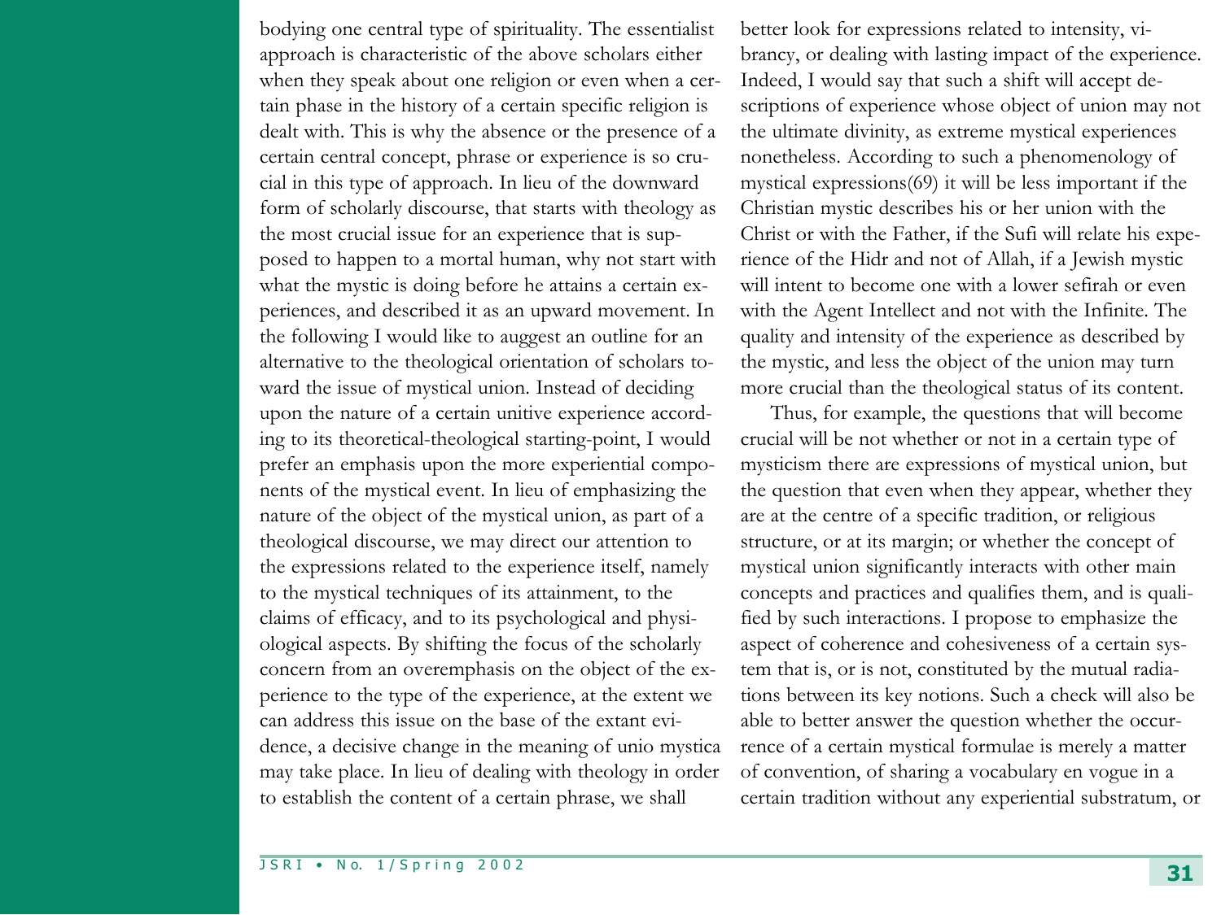bodying one central type of spirituality. The essentialist approach is characteristic of the above scholars either when they speak about one religion or even when a certain phase in the history of a certain specific religion is dealt with. This is why the absence or the presence of a certain central concept, phrase or experience is so crucial in this type of approach. In lieu of the downward form of scholarly discourse, that starts with theology as the most crucial issue for an experience that is supposed to happen to a mortal human, why not start with what the mystic is doing before he attains a certain experiences, and described it as an upward movement. In the following I would like to suggest an outline for an alternative to the theological orientation of scholars toward the issue of mystical union. Instead of deciding upon the nature of a certain unitive experience according to its theoretical-theological starting-point, I would prefer an emphasis upon the more experiential components of the mystical event. In lieu of emphasizing the nature of the object of the mystical union, as part of a theological discourse, we may direct our attention to the expressions related to the experience itself, namely to the mystical techniques of its attainment, to the claims of efficacy, and to its psychological and physiological aspects. By shifting the focus of the scholarly concern from an overemphasis on the object of the experience to the type of the experience, at the extent we can address this issue on the base of the extant evidence, a decisive change in the meaning of unio mystica may take place. In lieu of dealing with theology in order to establish the content of a certain phrase, we shall better look for expressions related to intensity, vibrancy, or dealing with lasting impact of the experience. Indeed, I would say that such a shift will accept descriptions of experience whose object of union may not the ultimate divinity, as extreme mystical experiences nonetheless. According to such a phenomenology of mystical expressions(69) it will be less important if the Christian mystic describes his or her union with the Christ or with the Father, if the Sufi will relate his experience of the Hidr and not of Allah, if a Jewish mystic will intent to become one with a lower sefirah or even with the Agent Intellect and not with the Infinite. The quality and intensity of the experience as described by the mystic, and less the object of the union may turn more crucial than the theological status of its content.

Thus, for example, the questions that will become crucial will be not whether or not in a certain type of mysticism there are expressions of mystical union, but the question that even when they appear, whether they are at the centre of a specific tradition, or religious structure, or at its margin; or whether the concept of mystical union significantly interacts with other main concepts and practices and qualifies them, and is qualified by such interactions. I propose to emphasize the aspect of coherence and cohesiveness of a certain system that is, or is not, constituted by the mutual radiations between its key notions. Such a check will also be able to better answer the question whether the occurrence of a certain mystical formulae is merely a matter of convention, of sharing a vocabulary en vogue in a certain tradition without any experiential substratum, or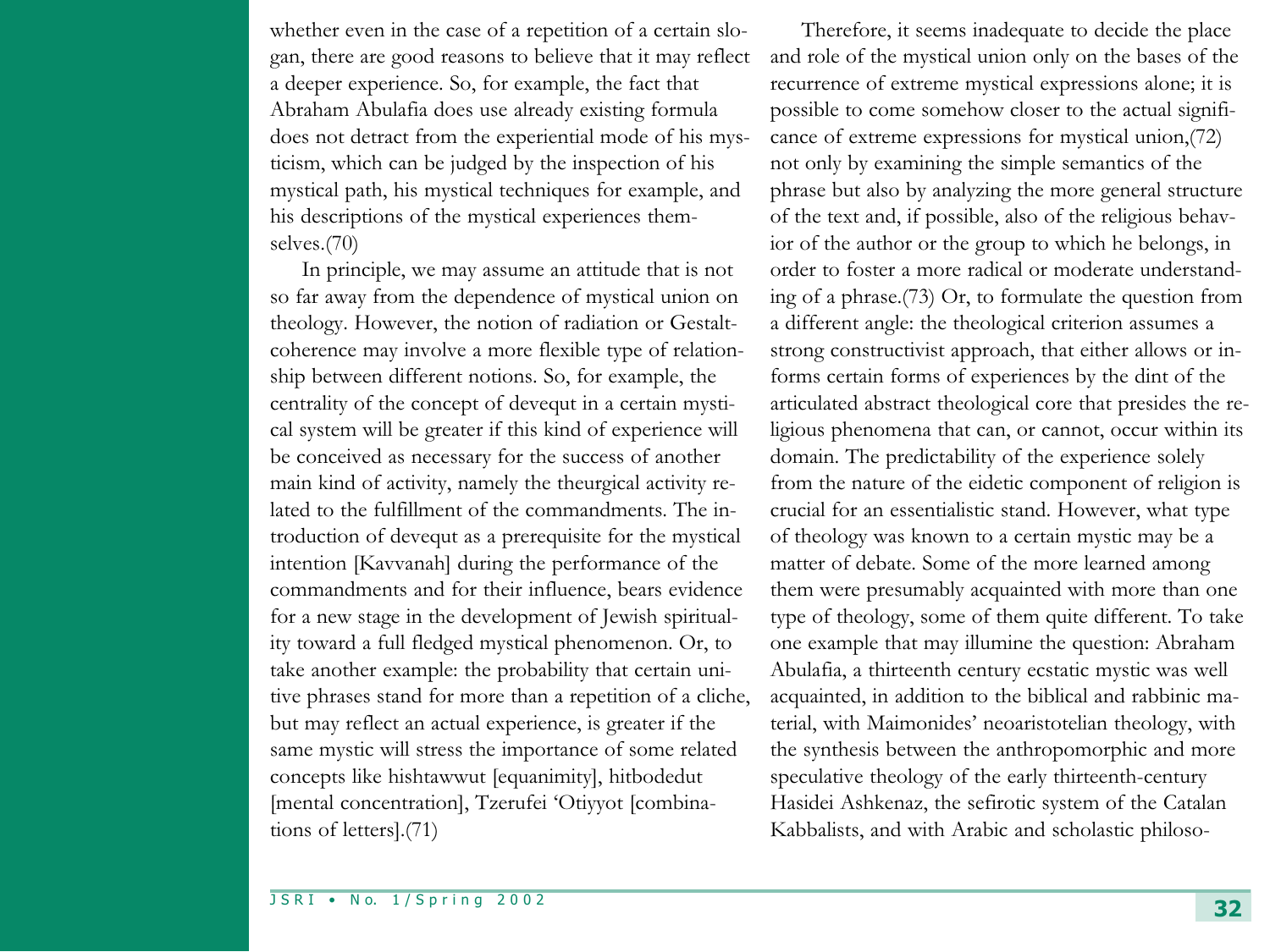whether even in the case of a repetition of a certain slogan, there are good reasons to believe that it may reflect a deeper experience. So, for example, the fact that Abraham Abulafia does use already existing formula does not detract from the experiential mode of his mysticism, which can be judged by the inspection of his mystical path, his mystical techniques for example, and his descriptions of the mystical experiences themselves.(70)

In principle, we may assume an attitude that is not so far away from the dependence of mystical union on theology. However, the notion of radiation or Gestalt-coherence may involve a more flexible type of relationship between different notions. So, for example, the centrality of the concept of devequt in a certain mystical system will be greater if this kind of experience will be conceived as necessary for the success of another main kind of activity, namely the theurgical activity related to the fulfillment of the commandments. The introduction of devequt as a prerequisite for the mystical intention [Kavvanah] during the performance of the commandments and for their influence, bears evidence for a new stage in the development of Jewish spirituality toward a full fledged mystical phenomenon. Or, to take another example: the probability that certain unitive phrases stand for more than a repetition of a cliche, but may reflect an actual experience, is greater if the same mystic will stress the importance of some related concepts like hishtawwut [equanimity], hitbodedut [mental concentration], Tzerufei 'Otiyyot [combinations of letters].(71)

Therefore, it seems inadequate to decide the place and role of the mystical union only on the bases of the recurrence of extreme mystical expressions alone; it is possible to come somehow closer to the actual significance of extreme expressions for mystical union,(72) not only by examining the simple semantics of the phrase but also by analyzing the more general structure of the text and, if possible, also of the religious behavior of the author or the group to which he belongs, in order to foster a more radical or moderate understanding of a phrase.(73) Or, to formulate the question from a different angle: the theological criterion assumes a strong constructivist approach, that either allows or informs certain forms of experiences by the dint of the articulated abstract theological core that presides the religious phenomena that can, or cannot, occur within its domain. The predictability of the experience solely from the nature of the eidetic component of religion is crucial for an essentialistic stand. However, what type of theology was known to a certain mystic may be a matter of debate. Some of the more learned among them were presumably acquainted with more than one type of theology, some of them quite different. To take one example that may illumine the question: Abraham Abulafia, a thirteenth century ecstatic mystic was well acquainted, in addition to the biblical and rabbinic material, with Maimonides' neoaristotelian theology, with the synthesis between the anthropomorphic and more speculative theology of the early thirteenth-century Hasidei Ashkenaz, the sefirotic system of the Catalan Kabbalists, and with Arabic and scholastic philoso-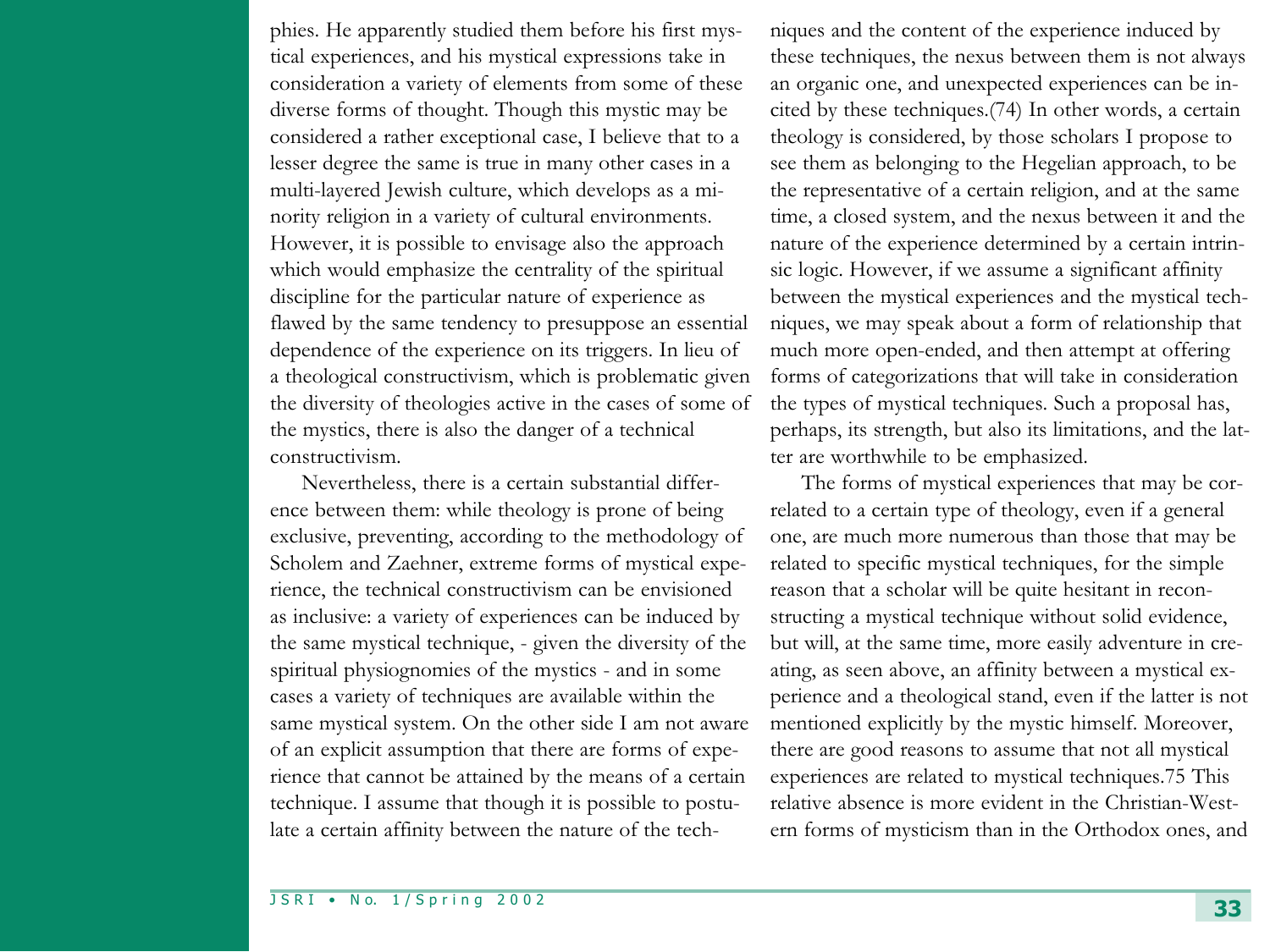phies. He apparently studied them before his first mystical experiences, and his mystical expressions take in consideration a variety of elements from some of these diverse forms of thought. Though this mystic may be considered a rather exceptional case, I believe that to a lesser degree the same is true in many other cases in a multi-layered Jewish culture, which develops as a minority religion in a variety of cultural environments. However, it is possible to envisage also the approach which would emphasize the centrality of the spiritual discipline for the particular nature of experience as flawed by the same tendency to presuppose an essential dependence of the experience on its triggers. In lieu of a theological constructivism, which is problematic given the diversity of theologies active in the cases of some of the mystics, there is also the danger of a technical constructivism.

Nevertheless, there is a certain substantial difference between them: while theology is prone of being exclusive, preventing, according to the methodology of Scholem and Zaehner, extreme forms of mystical experience, the technical constructivism can be envisioned as inclusive: a variety of experiences can be induced by the same mystical technique, - given the diversity of the spiritual physiognomies of the mystics - and in some cases a variety of techniques are available within the same mystical system. On the other side I am not aware of an explicit assumption that there are forms of experience that cannot be attained by the means of a certain technique. I assume that though it is possible to postulate a certain affinity between the nature of the techniques and the content of the experience induced by these techniques, the nexus between them is not always an organic one, and unexpected experiences can be incited by these techniques.(74) In other words, a certain theology is considered, by those scholars I propose to see them as belonging to the Hegelian approach, to be the representative of a certain religion, and at the same time, a closed system, and the nexus between it and the nature of the experience determined by a certain intrinsic logic. However, if we assume a significant affinity between the mystical experiences and the mystical techniques, we may speak about a form of relationship that much more open-ended, and then attempt at offering forms of categorizations that will take in consideration the types of mystical techniques. Such a proposal has, perhaps, its strength, but also its limitations, and the latter are worthwhile to be emphasized.

The forms of mystical experiences that may be correlated to a certain type of theology, even if a general one, are much more numerous than those that may be related to specific mystical techniques, for the simple reason that a scholar will be quite hesitant in reconstructing a mystical technique without solid evidence, but will, at the same time, more easily adventure in creating, as seen above, an affinity between a mystical experience and a theological stand, even if the latter is not mentioned explicitly by the mystic himself. Moreover, there are good reasons to assume that not all mystical experiences are related to mystical techniques.75 This relative absence is more evident in the Christian-Western forms of mysticism than in the Orthodox ones, and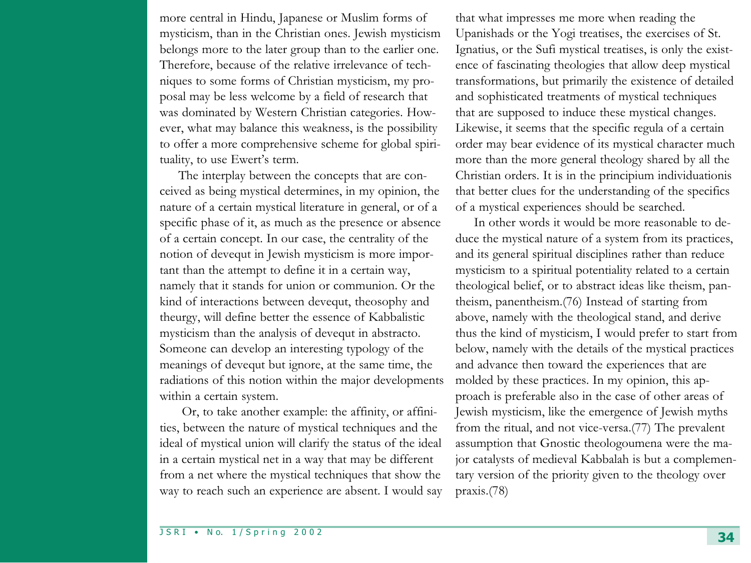more central in Hindu, Japanese or Muslim forms of mysticism, than in the Christian ones. Jewish mysticism belongs more to the later group than to the earlier one. Therefore, because of the relative irrelevance of techniques to some forms of Christian mysticism, my proposal may be less welcome by a field of research that was dominated by Western Christian categories. However, what may balance this weakness, is the possibility to offer a more comprehensive scheme for global spirituality, to use Ewert's term.

The interplay between the concepts that are conceived as being mystical determines, in my opinion, the nature of a certain mystical literature in general, or of a specific phase of it, as much as the presence or absence of a certain concept. In our case, the centrality of the notion of devequt in Jewish mysticism is more important than the attempt to define it in a certain way, namely that it stands for union or communion. Or the kind of interactions between devequt, theosophy and theurgy, will define better the essence of Kabbalistic mysticism than the analysis of devequt in abstracto. Someone can develop an interesting typology of the meanings of devequt but ignore, at the same time, the radiations of this notion within the major developments within a certain system.

Or, to take another example: the affinity, or affinities, between the nature of mystical techniques and the ideal of mystical union will clarify the status of the ideal in a certain mystical net in a way that may be different from a net where the mystical techniques that show the way to reach such an experience are absent. I would say that what impresses me more when reading the Upanishads or the Yogi treatises, the exercises of St. Ignatius, or the Sufi mystical treatises, is only the existence of fascinating theologies that allow deep mystical transformations, but primarily the existence of detailed and sophisticated treatments of mystical techniques that are supposed to induce these mystical changes. Likewise, it seems that the specific regula of a certain order may bear evidence of its mystical character much more than the more general theology shared by all the Christian orders. It is in the principium individuationis that better clues for the understanding of the specifics of a mystical experiences should be searched.

In other words it would be more reasonable to deduce the mystical nature of a system from its practices, and its general spiritual disciplines rather than reduce mysticism to a spiritual potentiality related to a certain theological belief, or to abstract ideas like theism, pantheism, panentheism.(76) Instead of starting from above, namely with the theological stand, and derive thus the kind of mysticism, I would prefer to start from below, namely with the details of the mystical practices and advance then toward the experiences that are molded by these practices. In my opinion, this approach is preferable also in the case of other areas of Jewish mysticism, like the emergence of Jewish myths from the ritual, and not vice-versa.(77) The prevalent assumption that Gnostic theologoumena were the major catalysts of medieval Kabbalah is but a complementary version of the priority given to the theology over praxis.(78)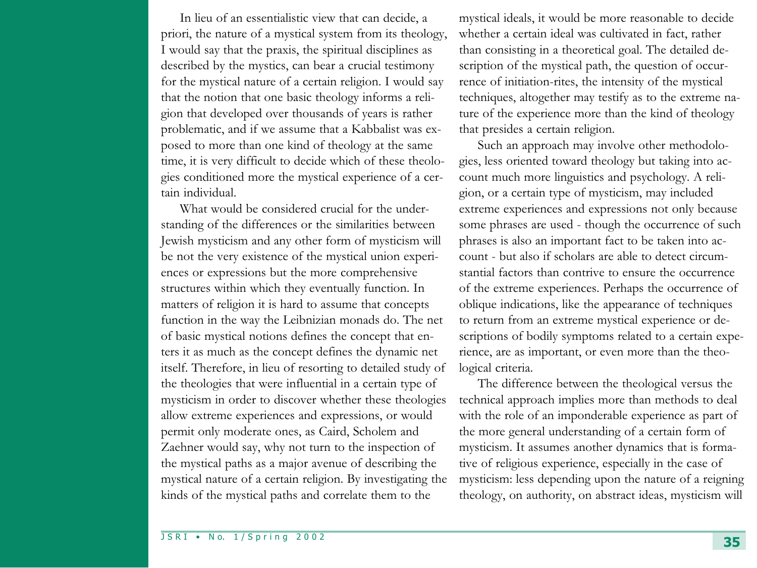In lieu of an essentialistic view that can decide, a priori, the nature of a mystical system from its theology, I would say that the praxis, the spiritual disciplines as described by the mystics, can bear a crucial testimony for the mystical nature of a certain religion. I would say that the notion that one basic theology informs a religion that developed over thousands of years is rather problematic, and if we assume that a Kabbalist was exposed to more than one kind of theology at the same time, it is very difficult to decide which of these theologies conditioned more the mystical experience of a certain individual.

What would be considered crucial for the understanding of the differences or the similarities between Jewish mysticism and any other form of mysticism will be not the very existence of the mystical union experiences or expressions but the more comprehensive structures within which they eventually function. In matters of religion it is hard to assume that concepts function in the way the Leibnizian monads do. The net of basic mystical notions defines the concept that enters it as much as the concept defines the dynamic net itself. Therefore, in lieu of resorting to detailed study of the theologies that were influential in a certain type of mysticism in order to discover whether these theologies allow extreme experiences and expressions, or would permit only moderate ones, as Caird, Scholem and Zaehner would say, why not turn to the inspection of the mystical paths as a major avenue of describing the mystical nature of a certain religion. By investigating the kinds of the mystical paths and correlate them to the mystical ideals, it would be more reasonable to decide whether a certain ideal was cultivated in fact, rather than consisting in a theoretical goal. The detailed description of the mystical path, the question of occurrence of initiation-rites, the intensity of the mystical techniques, altogether may testify as to the extreme nature of the experience more than the kind of theology that presides a certain religion.

Such an approach may involve other methodologies, less oriented toward theology but taking into account much more linguistics and psychology. A religion, or a certain type of mysticism, may included extreme experiences and expressions not only because some phrases are used - though the occurrence of such phrases is also an important fact to be taken into account - but also if scholars are able to detect circumstantial factors than contrive to ensure the occurrence of the extreme experiences. Perhaps the occurrence of oblique indications, like the appearance of techniques to return from an extreme mystical experience or descriptions of bodily symptoms related to a certain experience, are as important, or even more than the theological criteria.

The difference between the theological versus the technical approach implies more than methods to deal with the role of an imponderable experience as part of the more general understanding of a certain form of mysticism. It assumes another dynamics that is formative of religious experience, especially in the case of mysticism: less depending upon the nature of a reigning theology, on authority, on abstract ideas, mysticism will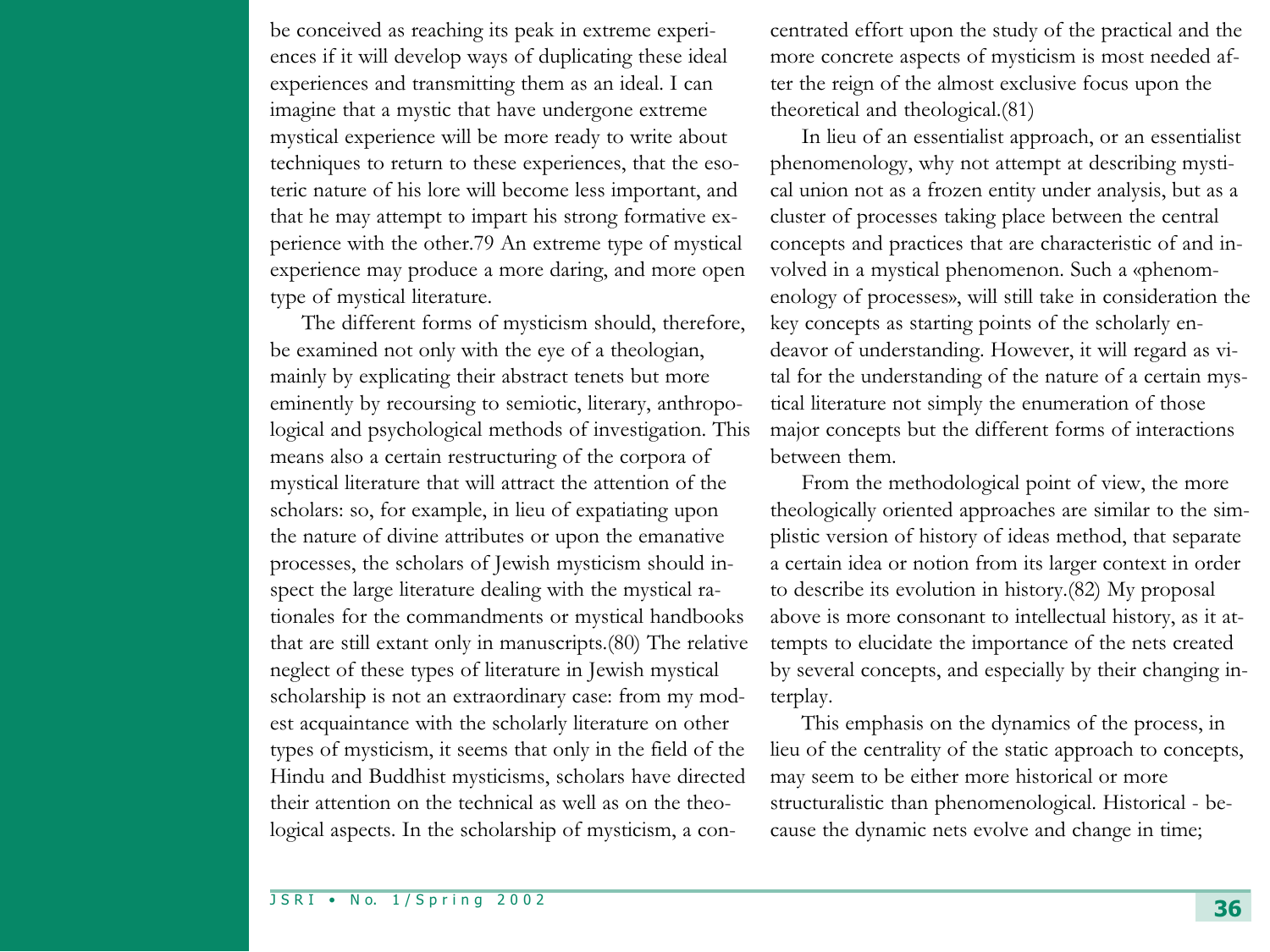be conceived as reaching its peak in extreme experiences if it will develop ways of duplicating these ideal experiences and transmitting them as an ideal. I can imagine that a mystic that have undergone extreme mystical experience will be more ready to write about techniques to return to these experiences, that the esoteric nature of his lore will become less important, and that he may attempt to impart his strong formative experience with the other.79 An extreme type of mystical experience may produce a more daring, and more open type of mystical literature.

The different forms of mysticism should, therefore, be examined not only with the eye of a theologian, mainly by explicating their abstract tenets but more eminently by recoursing to semiotic, literary, anthropological and psychological methods of investigation. This means also a certain restructuring of the corpora of mystical literature that will attract the attention of the scholars: so, for example, in lieu of expatiating upon the nature of divine attributes or upon the emanative processes, the scholars of Jewish mysticism should inspect the large literature dealing with the mystical rationales for the commandments or mystical handbooks that are still extant only in manuscripts.(80) The relative neglect of these types of literature in Jewish mystical scholarship is not an extraordinary case: from my modest acquaintance with the scholarly literature on other types of mysticism, it seems that only in the field of the Hindu and Buddhist mysticisms, scholars have directed their attention on the technical as well as on the theological aspects. In the scholarship of mysticism, a concentrated effort upon the study of the practical and the more concrete aspects of mysticism is most needed after the reign of the almost exclusive focus upon the theoretical and theological.(81)

In lieu of an essentialist approach, or an essentialist phenomenology, why not attempt at describing mystical union not as a frozen entity under analysis, but as a cluster of processes taking place between the central concepts and practices that are characteristic of and involved in a mystical phenomenon. Such a «phenomenology of processes», will still take in consideration the key concepts as starting points of the scholarly endeavor of understanding. However, it will regard as vital for the understanding of the nature of a certain mystical literature not simply the enumeration of those major concepts but the different forms of interactions between them.

From the methodological point of view, the more theologically oriented approaches are similar to the simplistic version of history of ideas method, that separate a certain idea or notion from its larger context in order to describe its evolution in history.(82) My proposal above is more consonant to intellectual history, as it attempts to elucidate the importance of the nets created by several concepts, and especially by their changing interplay.

This emphasis on the dynamics of the process, in lieu of the centrality of the static approach to concepts, may seem to be either more historical or more structuralistic than phenomenological. Historical - because the dynamic nets evolve and change in time;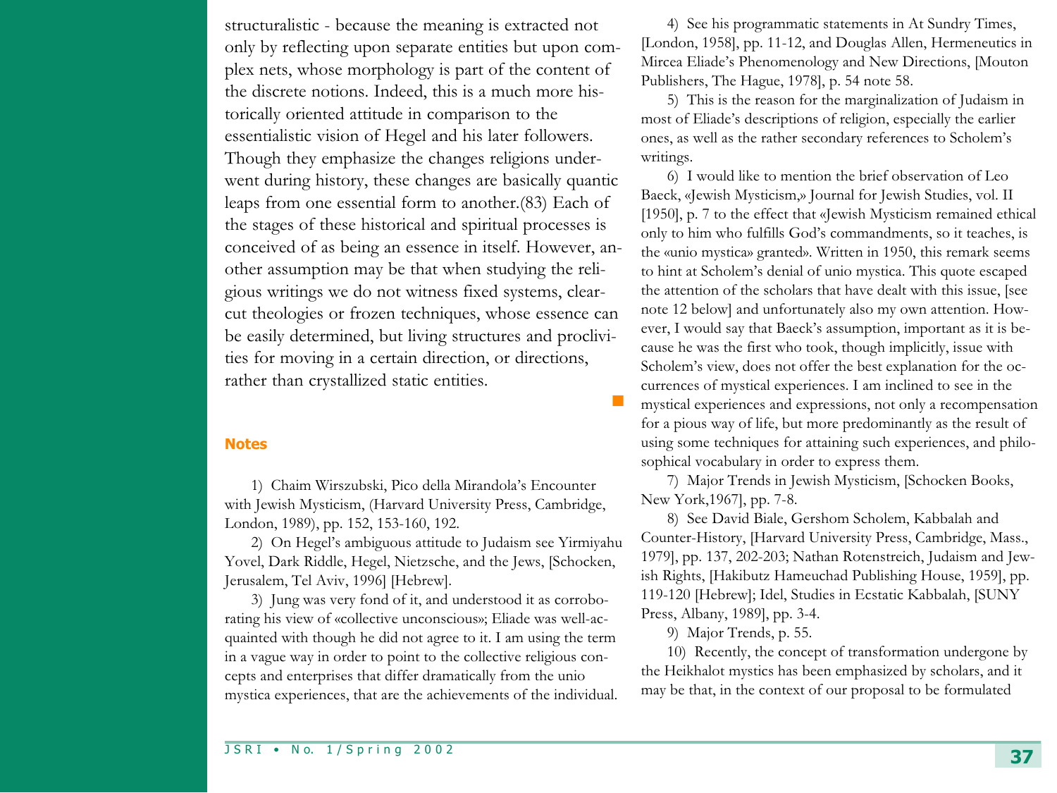structuralistic - because the meaning is extracted not only by reflecting upon separate entities but upon complex nets, whose morphology is part of the content of the discrete notions. Indeed, this is a much more historically oriented attitude in comparison to the essentialistic vision of Hegel and his later followers. Though they emphasize the changes religions underwent during history, these changes are basically quantic leaps from one essential form to another.(83) Each of the stages of these historical and spiritual processes is conceived of as being an essence in itself. However, another assumption may be that when studying the religious writings we do not witness fixed systems, clear-cut theologies or frozen techniques, whose essence can be easily determined, but living structures and proclivities for moving in a certain direction, or directions, rather than crystallized static entities.

## Notes

1) Chaim Wirszubski, Pico della Mirandola's Encounter with Jewish Mysticism, (Harvard University Press, Cambridge, London, 1989), pp. 152, 153-160, 192.

2) On Hegel's ambiguous attitude to Judaism see Yirmiyahu Yovel, Dark Riddle, Hegel, Nietzsche, and the Jews, [Schocken, Jerusalem, Tel Aviv, 1996] [Hebrew].

3) Jung was very fond of it, and understood it as corroborating his view of «collective unconscious»; Eliade was well-acquainted with though he did not agree to it. I am using the term in a vague way in order to point to the collective religious concepts and enterprises that differ dramatically from the unio mystica experiences, that are the achievements of the individual.

4) See his programmatic statements in At Sundry Times, [London, 1958], pp. 11-12, and Douglas Allen, Hermeneutics in Mircea Eliade's Phenomenology and New Directions, [Mouton Publishers, The Hague, 1978], p. 54 note 58.

5) This is the reason for the marginalization of Judaism in most of Eliade's descriptions of religion, especially the earlier ones, as well as the rather secondary references to Scholem's writings.

6) I would like to mention the brief observation of Leo Baeck, «Jewish Mysticism,» Journal for Jewish Studies, vol. II [1950], p. 7 to the effect that «Jewish Mysticism remained ethical only to him who fulfills God's commandments, so it teaches, is the «unio mystica» granted». Written in 1950, this remark seems to hint at Scholem's denial of unio mystica. This quote escaped the attention of the scholars that have dealt with this issue, [see note 12 below] and unfortunately also my own attention. However, I would say that Baeck's assumption, important as it is because he was the first who took, though implicitly, issue with Scholem's view, does not offer the best explanation for the occurrences of mystical experiences. I am inclined to see in the mystical experiences and expressions, not only a recompensation for a pious way of life, but more predominantly as the result of using some techniques for attaining such experiences, and philosophical vocabulary in order to express them.

7) Major Trends in Jewish Mysticism, [Schocken Books, New York,1967], pp. 7-8.

8) See David Biale, Gershom Scholem, Kabbalah and Counter-History, [Harvard University Press, Cambridge, Mass., 1979], pp. 137, 202-203; Nathan Rotenstreich, Judaism and Jewish Rights, [Hakibutz Hameuchad Publishing House, 1959], pp. 119-120 [Hebrew]; Idel, Studies in Ecstatic Kabbalah, [SUNY Press, Albany, 1989], pp. 3-4.

9) Major Trends, p. 55.

10) Recently, the concept of transformation undergone by the Heikhalot mystics has been emphasized by scholars, and it may be that, in the context of our proposal to be formulated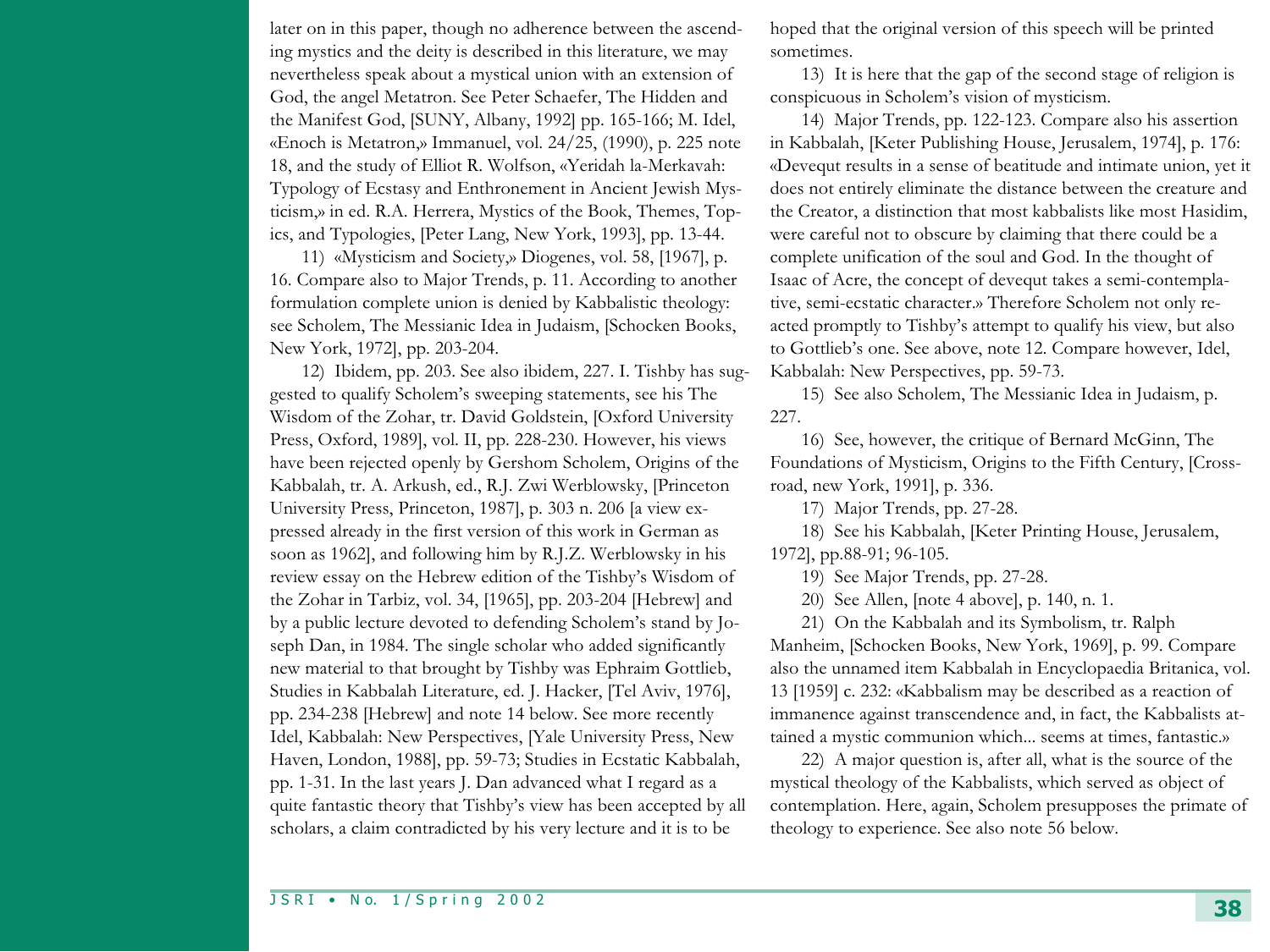later on in this paper, though no adherence between the ascending mystics and the deity is described in this literature, we may nevertheless speak about a mystical union with an extension of God, the angel Metatron. See Peter Schaefer, The Hidden and the Manifest God, [SUNY, Albany, 1992] pp. 165-166; M. Idel, «Enoch is Metatron,» Immanuel, vol. 24/25, (1990), p. 225 note 18, and the study of Elliot R. Wolfson, «Yeridah la-Merkavah: Typology of Ecstasy and Enthronement in Ancient Jewish Mysticism,» in ed. R.A. Herrera, Mystics of the Book, Themes, Topics, and Typologies, [Peter Lang, New York, 1993], pp. 13-44.

11) «Mysticism and Society,» Diogenes, vol. 58, [1967], p. 16. Compare also to Major Trends, p. 11. According to another formulation complete union is denied by Kabbalistic theology: see Scholem, The Messianic Idea in Judaism, [Schocken Books, New York, 1972], pp. 203-204.

12) Ibidem, pp. 203. See also ibidem, 227. I. Tishby has suggested to qualify Scholem's sweeping statements, see his The Wisdom of the Zohar, tr. David Goldstein, [Oxford University Press, Oxford, 1989], vol. II, pp. 228-230. However, his views have been rejected openly by Gershom Scholem, Origins of the Kabbalah, tr. A. Arkush, ed., R.J. Zwi Werblowsky, [Princeton University Press, Princeton, 1987], p. 303 n. 206 [a view expressed already in the first version of this work in German as soon as 1962], and following him by R.J.Z. Werblowsky in his review essay on the Hebrew edition of the Tishby's Wisdom of the Zohar in Tarbiz, vol. 34, [1965], pp. 203-204 [Hebrew] and by a public lecture devoted to defending Scholem's stand by Joseph Dan, in 1984. The single scholar who added significantly new material to that brought by Tishby was Ephraim Gottlieb, Studies in Kabbalah Literature, ed. J. Hacker, [Tel Aviv, 1976], pp. 234-238 [Hebrew] and note 14 below. See more recently Idel, Kabbalah: New Perspectives, [Yale University Press, New Haven, London, 1988], pp. 59-73; Studies in Ecstatic Kabbalah, pp. 1-31. In the last years J. Dan advanced what I regard as a quite fantastic theory that Tishby's view has been accepted by all scholars, a claim contradicted by his very lecture and it is to be hoped that the original version of this speech will be printed sometimes.

13) It is here that the gap of the second stage of religion is conspicuous in Scholem's vision of mysticism.

14) Major Trends, pp. 122-123. Compare also his assertion in Kabbalah, [Keter Publishing House, Jerusalem, 1974], p. 176: «Devequt results in a sense of beatitude and intimate union, yet it does not entirely eliminate the distance between the creature and the Creator, a distinction that most kabbalists like most Hasidim, were careful not to obscure by claiming that there could be a complete unification of the soul and God. In the thought of Isaac of Acre, the concept of devequt takes a semi-contemplative, semi-ecstatic character.» Therefore Scholem not only reacted promptly to Tishby's attempt to qualify his view, but also to Gottlieb's one. See above, note 12. Compare however, Idel, Kabbalah: New Perspectives, pp. 59-73.

15) See also Scholem, The Messianic Idea in Judaism, p. 227.

16) See, however, the critique of Bernard McGinn, The Foundations of Mysticism, Origins to the Fifth Century, [Crossroad, new York, 1991], p. 336.

17) Major Trends, pp. 27-28.

18) See his Kabbalah, [Keter Printing House, Jerusalem, 1972], pp.88-91; 96-105.

19) See Major Trends, pp. 27-28.

20) See Allen, [note 4 above], p. 140, n. 1.

21) On the Kabbalah and its Symbolism, tr. Ralph Manheim, [Schocken Books, New York, 1969], p. 99. Compare also the unnamed item Kabbalah in Encyclopaedia Britanica, vol. 13 [1959] c. 232: «Kabbalism may be described as a reaction of immanence against transcendence and, in fact, the Kabbalists attained a mystic communion which... seems at times, fantastic.»

22) A major question is, after all, what is the source of the mystical theology of the Kabbalists, which served as object of contemplation. Here, again, Scholem presupposes the primate of theology to experience. See also note 56 below.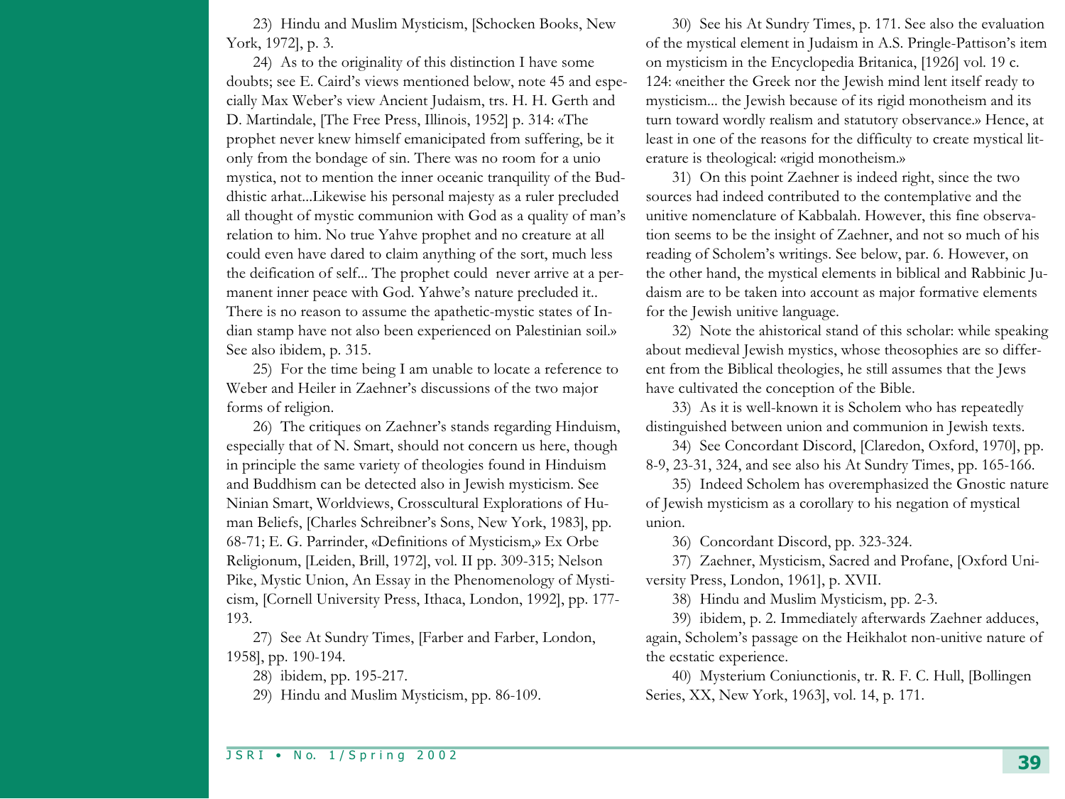23) Hindu and Muslim Mysticism, [Schocken Books, New York, 1972], p. 3.

24) As to the originality of this distinction I have some doubts; see E. Caird's views mentioned below, note 45 and especially Max Weber's view Ancient Judaism, trs. H. H. Gerth and D. Martindale, [The Free Press, Illinois, 1952] p. 314: «The prophet never knew himself emanicipated from suffering, be it only from the bondage of sin. There was no room for a unio mystica, not to mention the inner oceanic tranquility of the Buddhistic arhat...Likewise his personal majesty as a ruler precluded all thought of mystic communion with God as a quality of man's relation to him. No true Yahve prophet and no creature at all could even have dared to claim anything of the sort, much less the deification of self... The prophet could never arrive at a permanent inner peace with God. Yahwe's nature precluded it.. There is no reason to assume the apathetic-mystic states of Indian stamp have not also been experienced on Palestinian soil.» See also ibidem, p. 315.

25) For the time being I am unable to locate a reference to Weber and Heiler in Zaehner's discussions of the two major forms of religion.

26) The critiques on Zaehner's stands regarding Hinduism, especially that of N. Smart, should not concern us here, though in principle the same variety of theologies found in Hinduism and Buddhism can be detected also in Jewish mysticism. See Ninian Smart, Worldviews, Crosscultural Explorations of Human Beliefs, [Charles Schreibner's Sons, New York, 1983], pp. 68-71; E. G. Parrinder, «Definitions of Mysticism,» Ex Orbe Religionum, [Leiden, Brill, 1972], vol. II pp. 309-315; Nelson Pike, Mystic Union, An Essay in the Phenomenology of Mysticism, [Cornell University Press, Ithaca, London, 1992], pp. 177-193.

27) See At Sundry Times, [Farber and Farber, London, 1958], pp. 190-194.

28) ibidem, pp. 195-217.

29) Hindu and Muslim Mysticism, pp. 86-109.

30) See his At Sundry Times, p. 171. See also the evaluation of the mystical element in Judaism in A.S. Pringle-Pattison's item on mysticism in the Encyclopedia Britanica, [1926] vol. 19 c. 124: «neither the Greek nor the Jewish mind lent itself ready to mysticism... the Jewish because of its rigid monotheism and its turn toward wordly realism and statutory observance.» Hence, at least in one of the reasons for the difficulty to create mystical literature is theological: «rigid monotheism.»

31) On this point Zaehner is indeed right, since the two sources had indeed contributed to the contemplative and the unitive nomenclature of Kabbalah. However, this fine observation seems to be the insight of Zaehner, and not so much of his reading of Scholem's writings. See below, par. 6. However, on the other hand, the mystical elements in biblical and Rabbinic Judaism are to be taken into account as major formative elements for the Jewish unitive language.

32) Note the ahistorical stand of this scholar: while speaking about medieval Jewish mystics, whose theosophies are so different from the Biblical theologies, he still assumes that the Jews have cultivated the conception of the Bible.

33) As it is well-known it is Scholem who has repeatedly distinguished between union and communion in Jewish texts.

34) See Concordant Discord, [Claredon, Oxford, 1970], pp. 8-9, 23-31, 324, and see also his At Sundry Times, pp. 165-166.

35) Indeed Scholem has overemphasized the Gnostic nature of Jewish mysticism as a corollary to his negation of mystical union.

36) Concordant Discord, pp. 323-324.

37) Zaehner, Mysticism, Sacred and Profane, [Oxford University Press, London, 1961], p. XVII.

38) Hindu and Muslim Mysticism, pp. 2-3.

39) ibidem, p. 2. Immediately afterwards Zaehner adduces, again, Scholem's passage on the Heikhalot non-unitive nature of the ecstatic experience.

40) Mysterium Coniunctionis, tr. R. F. C. Hull, [Bollingen Series, XX, New York, 1963], vol. 14, p. 171.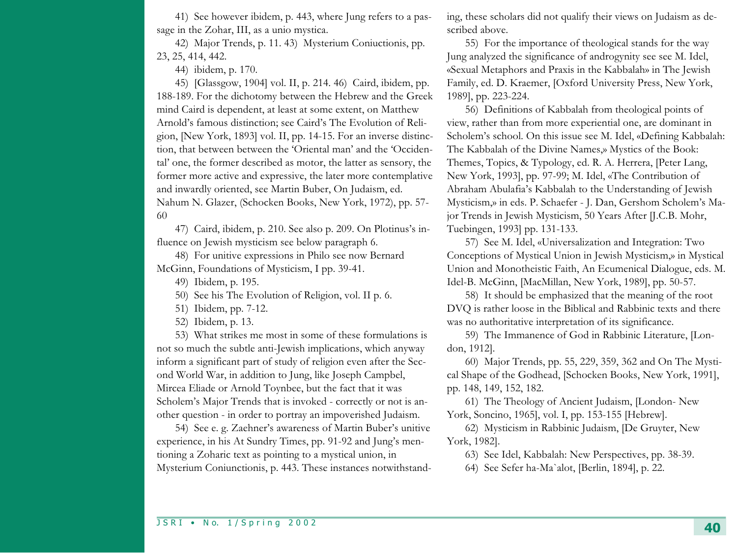41) See however ibidem, p. 443, where Jung refers to a passage in the Zohar, III, as a unio mystica.

42) Major Trends, p. 11. 43) Mysterium Coniuctionis, pp. 23, 25, 414, 442.

44) ibidem, p. 170.

45) [Glassgow, 1904] vol. II, p. 214. 46) Caird, ibidem, pp. 188-189. For the dichotomy between the Hebrew and the Greek mind Caird is dependent, at least at some extent, on Matthew Arnold's famous distinction; see Caird's The Evolution of Religion, [New York, 1893] vol. II, pp. 14-15. For an inverse distinction, that between between the 'Oriental man' and the 'Occidental' one, the former described as motor, the latter as sensory, the former more active and expressive, the later more contemplative and inwardly oriented, see Martin Buber, On Judaism, ed. Nahum N. Glazer, (Schocken Books, New York, 1972), pp. 57-60

47) Caird, ibidem, p. 210. See also p. 209. On Plotinus's influence on Jewish mysticism see below paragraph 6.

48) For unitive expressions in Philo see now Bernard McGinn, Foundations of Mysticism, I pp. 39-41.

49) Ibidem, p. 195.

50) See his The Evolution of Religion, vol. II p. 6.

51) Ibidem, pp. 7-12.

52) Ibidem, p. 13.

53) What strikes me most in some of these formulations is not so much the subtle anti-Jewish implications, which anyway inform a significant part of study of religion even after the Second World War, in addition to Jung, like Joseph Campbel, Mircea Eliade or Arnold Toynbee, but the fact that it was Scholem's Major Trends that is invoked - correctly or not is another question - in order to portray an impoverished Judaism.

54) See e. g. Zaehner's awareness of Martin Buber's unitive experience, in his At Sundry Times, pp. 91-92 and Jung's mentioning a Zoharic text as pointing to a mystical union, in Mysterium Coniunctionis, p. 443. These instances notwithstanding, these scholars did not qualify their views on Judaism as described above.

55) For the importance of theological stands for the way Jung analyzed the significance of androgynity see see M. Idel, «Sexual Metaphors and Praxis in the Kabbalah» in The Jewish Family, ed. D. Kraemer, [Oxford University Press, New York, 1989], pp. 223-224.

56) Definitions of Kabbalah from theological points of view, rather than from more experiential one, are dominant in Scholem's school. On this issue see M. Idel, «Defining Kabbalah: The Kabbalah of the Divine Names,» Mystics of the Book: Themes, Topics, & Typology, ed. R. A. Herrera, [Peter Lang, New York, 1993], pp. 97-99; M. Idel, «The Contribution of Abraham Abulafia's Kabbalah to the Understanding of Jewish Mysticism,» in eds. P. Schaefer - J. Dan, Gershom Scholem's Major Trends in Jewish Mysticism, 50 Years After [J.C.B. Mohr, Tuebingen, 1993] pp. 131-133.

57) See M. Idel, «Universalization and Integration: Two Conceptions of Mystical Union in Jewish Mysticism,» in Mystical Union and Monotheistic Faith, An Ecumenical Dialogue, eds. M. Idel-B. McGinn, [MacMillan, New York, 1989], pp. 50-57.

58) It should be emphasized that the meaning of the root DVQ is rather loose in the Biblical and Rabbinic texts and there was no authoritative interpretation of its significance.

59) The Immanence of God in Rabbinic Literature, [London, 1912].

60) Major Trends, pp. 55, 229, 359, 362 and On The Mystical Shape of the Godhead, [Schocken Books, New York, 1991], pp. 148, 149, 152, 182.

61) The Theology of Ancient Judaism, [London- New York, Soncino, 1965], vol. I, pp. 153-155 [Hebrew].

62) Mysticism in Rabbinic Judaism, [De Gruyter, New York, 1982].

63) See Idel, Kabbalah: New Perspectives, pp. 38-39.

64) See Sefer ha-Ma`alot, [Berlin, 1894], p. 22.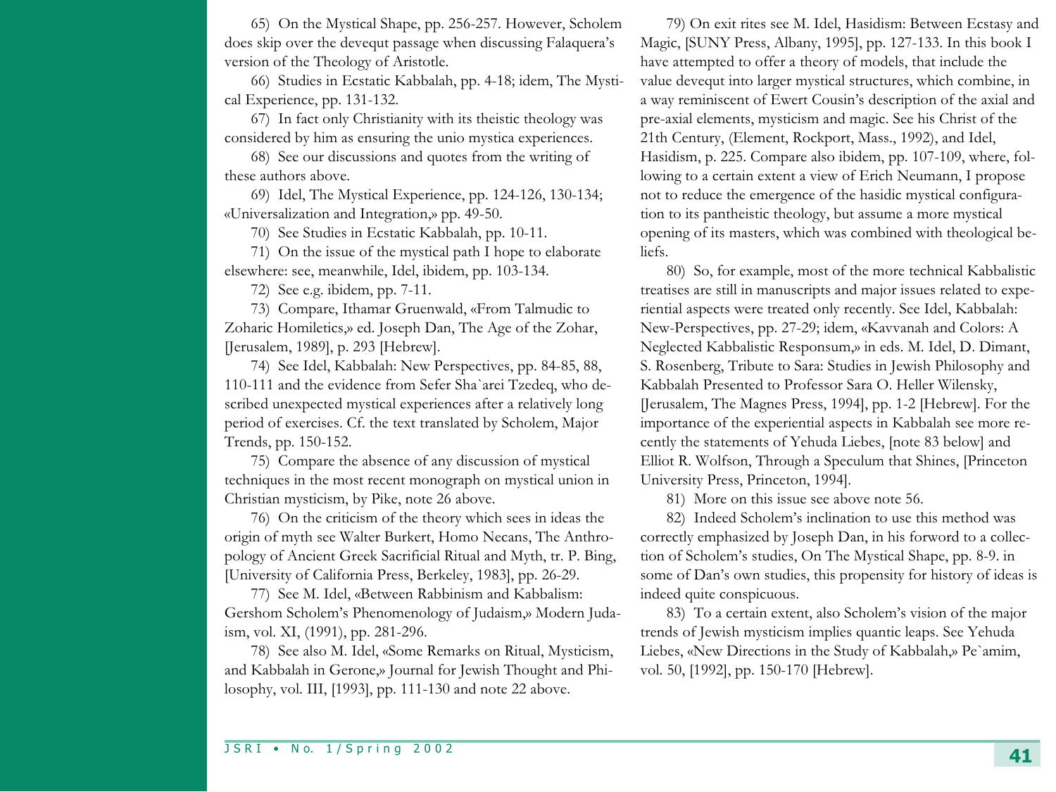65) On the Mystical Shape, pp. 256-257. However, Scholem does skip over the devequt passage when discussing Falaquera's version of the Theology of Aristotle.

66) Studies in Ecstatic Kabbalah, pp. 4-18; idem, The Mystical Experience, pp. 131-132.

67) In fact only Christianity with its theistic theology was considered by him as ensuring the unio mystica experiences.

68) See our discussions and quotes from the writing of these authors above.

69) Idel, The Mystical Experience, pp. 124-126, 130-134; «Universalization and Integration,» pp. 49-50.

70) See Studies in Ecstatic Kabbalah, pp. 10-11.

71) On the issue of the mystical path I hope to elaborate elsewhere: see, meanwhile, Idel, ibidem, pp. 103-134.

72) See e.g. ibidem, pp. 7-11.

73) Compare, Ithamar Gruenwald, «From Talmudic to Zoharic Homiletics,» ed. Joseph Dan, The Age of the Zohar, [Jerusalem, 1989], p. 293 [Hebrew].

74) See Idel, Kabbalah: New Perspectives, pp. 84-85, 88, 110-111 and the evidence from Sefer Sha`arei Tzedeq, who described unexpected mystical experiences after a relatively long period of exercises. Cf. the text translated by Scholem, Major Trends, pp. 150-152.

75) Compare the absence of any discussion of mystical techniques in the most recent monograph on mystical union in Christian mysticism, by Pike, note 26 above.

76) On the criticism of the theory which sees in ideas the origin of myth see Walter Burkert, Homo Necans, The Anthropology of Ancient Greek Sacrificial Ritual and Myth, tr. P. Bing, [University of California Press, Berkeley, 1983], pp. 26-29.

77) See M. Idel, «Between Rabbinism and Kabbalism: Gershom Scholem's Phenomenology of Judaism,» Modern Judaism, vol. XI, (1991), pp. 281-296.

78) See also M. Idel, «Some Remarks on Ritual, Mysticism, and Kabbalah in Gerone,» Journal for Jewish Thought and Philosophy, vol. III, [1993], pp. 111-130 and note 22 above.

79) On exit rites see M. Idel, Hasidism: Between Ecstasy and Magic, [SUNY Press, Albany, 1995], pp. 127-133. In this book I have attempted to offer a theory of models, that include the value devequt into larger mystical structures, which combine, in a way reminiscent of Ewert Cousin's description of the axial and pre-axial elements, mysticism and magic. See his Christ of the 21th Century, (Element, Rockport, Mass., 1992), and Idel, Hasidism, p. 225. Compare also ibidem, pp. 107-109, where, following to a certain extent a view of Erich Neumann, I propose not to reduce the emergence of the hasidic mystical configuration to its pantheistic theology, but assume a more mystical opening of its masters, which was combined with theological beliefs.

80) So, for example, most of the more technical Kabbalistic treatises are still in manuscripts and major issues related to experiential aspects were treated only recently. See Idel, Kabbalah: New-Perspectives, pp. 27-29; idem, «Kavvanah and Colors: A Neglected Kabbalistic Responsum,» in eds. M. Idel, D. Dimant, S. Rosenberg, Tribute to Sara: Studies in Jewish Philosophy and Kabbalah Presented to Professor Sara O. Heller Wilensky, [Jerusalem, The Magnes Press, 1994], pp. 1-2 [Hebrew]. For the importance of the experiential aspects in Kabbalah see more recently the statements of Yehuda Liebes, [note 83 below] and Elliot R. Wolfson, Through a Speculum that Shines, [Princeton University Press, Princeton, 1994].

81) More on this issue see above note 56.

82) Indeed Scholem's inclination to use this method was correctly emphasized by Joseph Dan, in his forword to a collection of Scholem's studies, On The Mystical Shape, pp. 8-9. in some of Dan's own studies, this propensity for history of ideas is indeed quite conspicuous.

83) To a certain extent, also Scholem's vision of the major trends of Jewish mysticism implies quantic leaps. See Yehuda Liebes, «New Directions in the Study of Kabbalah,» Pe`amim, vol. 50, [1992], pp. 150-170 [Hebrew].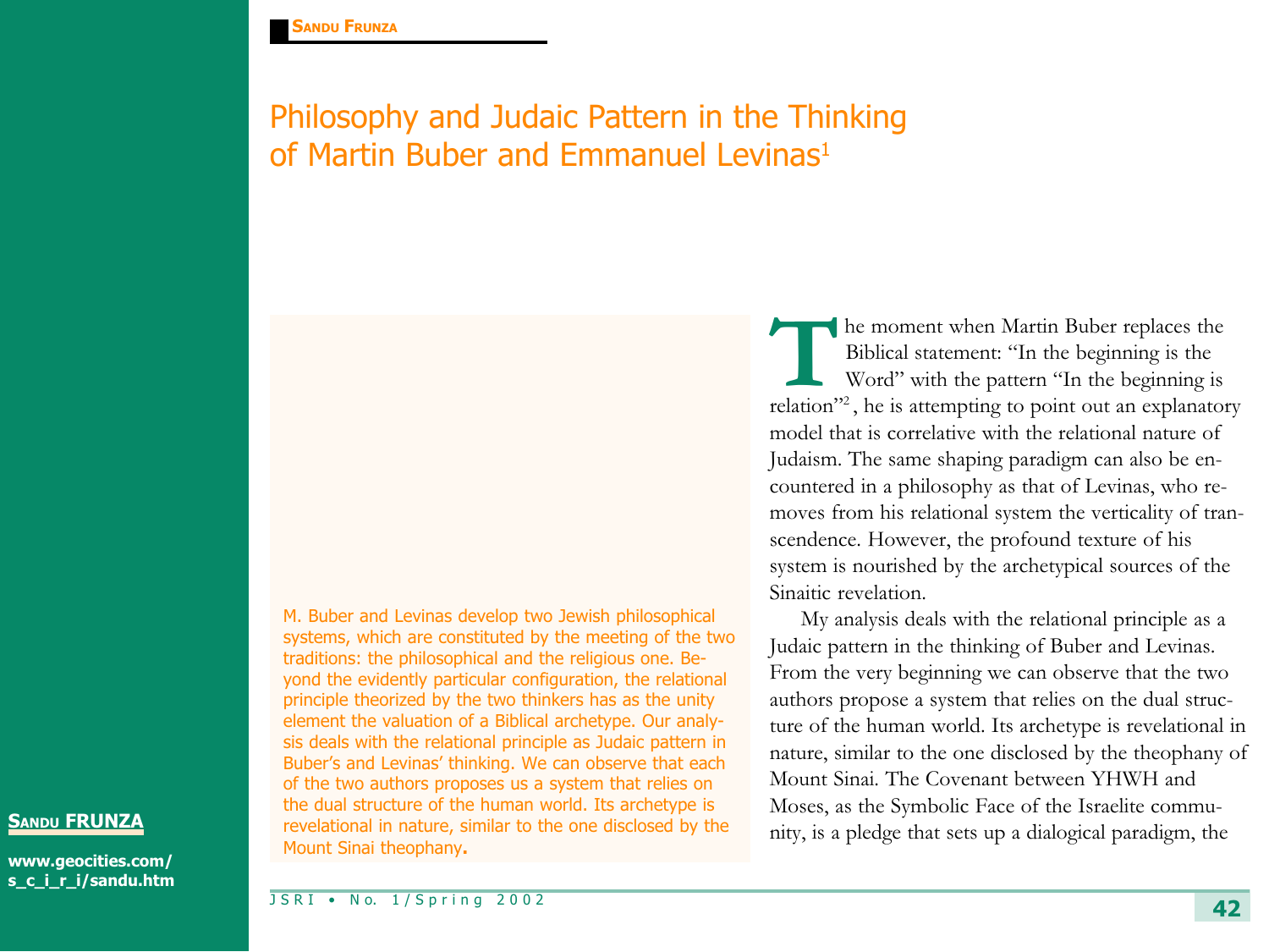# Philosophy and Judaic Pattern in the Thinking of Martin Buber and Emmanuel Levinas[1]

**SANDU FRUNZA**

**www.geocities.com/s_c_i_r_i/sandu.htm**

M. Buber and Levinas develop two Jewish philosophical systems, which are constituted by the meeting of the two traditions: the philosophical and the religious one. Beyond the evidently particular configuration, the relational principle theorized by the two thinkers has as the unity element the valuation of a Biblical archetype. Our analysis deals with the relational principle as Judaic pattern in Buber's and Levinas' thinking. We can observe that each of the two authors proposes us a system that relies on the dual structure of the human world. Its archetype is revelational in nature, similar to the one disclosed by the Mount Sinai theophany.

The moment when Martin Buber replaces the Biblical statement: "In the beginning is the Word" with the pattern "In the beginning is relation"[2], he is attempting to point out an explanatory model that is correlative with the relational nature of Judaism. The same shaping paradigm can also be encountered in a philosophy as that of Levinas, who removes from his relational system the verticality of transcendence. However, the profound texture of his system is nourished by the archetypical sources of the Sinaitic revelation.

My analysis deals with the relational principle as a Judaic pattern in the thinking of Buber and Levinas. From the very beginning we can observe that the two authors propose a system that relies on the dual structure of the human world. Its archetype is revelational in nature, similar to the one disclosed by the theophany of Mount Sinai. The Covenant between YHWH and Moses, as the Symbolic Face of the Israelite community, is a pledge that sets up a dialogical paradigm, the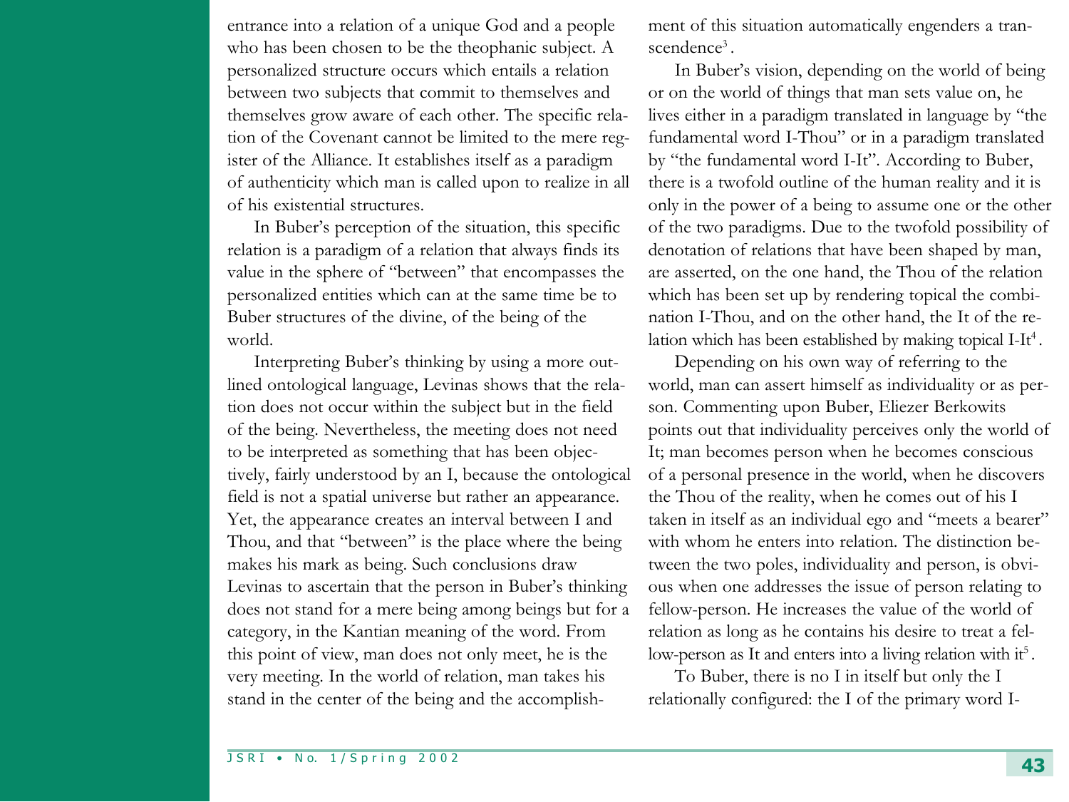entrance into a relation of a unique God and a people who has been chosen to be the theophanic subject. A personalized structure occurs which entails a relation between two subjects that commit to themselves and themselves grow aware of each other. The specific relation of the Covenant cannot be limited to the mere register of the Alliance. It establishes itself as a paradigm of authenticity which man is called upon to realize in all of his existential structures.

In Buber's perception of the situation, this specific relation is a paradigm of a relation that always finds its value in the sphere of "between" that encompasses the personalized entities which can at the same time be to Buber structures of the divine, of the being of the world.

Interpreting Buber's thinking by using a more outlined ontological language, Levinas shows that the relation does not occur within the subject but in the field of the being. Nevertheless, the meeting does not need to be interpreted as something that has been objectively, fairly understood by an I, because the ontological field is not a spatial universe but rather an appearance. Yet, the appearance creates an interval between I and Thou, and that "between" is the place where the being makes his mark as being. Such conclusions draw Levinas to ascertain that the person in Buber's thinking does not stand for a mere being among beings but for a category, in the Kantian meaning of the word. From this point of view, man does not only meet, he is the very meeting. In the world of relation, man takes his stand in the center of the being and the accomplishment of this situation automatically engenders a transcendence[3].

In Buber's vision, depending on the world of being or on the world of things that man sets value on, he lives either in a paradigm translated in language by "the fundamental word I-Thou" or in a paradigm translated by "the fundamental word I-It". According to Buber, there is a twofold outline of the human reality and it is only in the power of a being to assume one or the other of the two paradigms. Due to the twofold possibility of denotation of relations that have been shaped by man, are asserted, on the one hand, the Thou of the relation which has been set up by rendering topical the combination I-Thou, and on the other hand, the It of the relation which has been established by making topical I-It[4].

Depending on his own way of referring to the world, man can assert himself as individuality or as person. Commenting upon Buber, Eliezer Berkowits points out that individuality perceives only the world of It; man becomes person when he becomes conscious of a personal presence in the world, when he discovers the Thou of the reality, when he comes out of his I taken in itself as an individual ego and "meets a bearer" with whom he enters into relation. The distinction between the two poles, individuality and person, is obvious when one addresses the issue of person relating to fellow-person. He increases the value of the world of relation as long as he contains his desire to treat a fellow-person as It and enters into a living relation with it[5].

To Buber, there is no I in itself but only the I relationally configured: the I of the primary word I-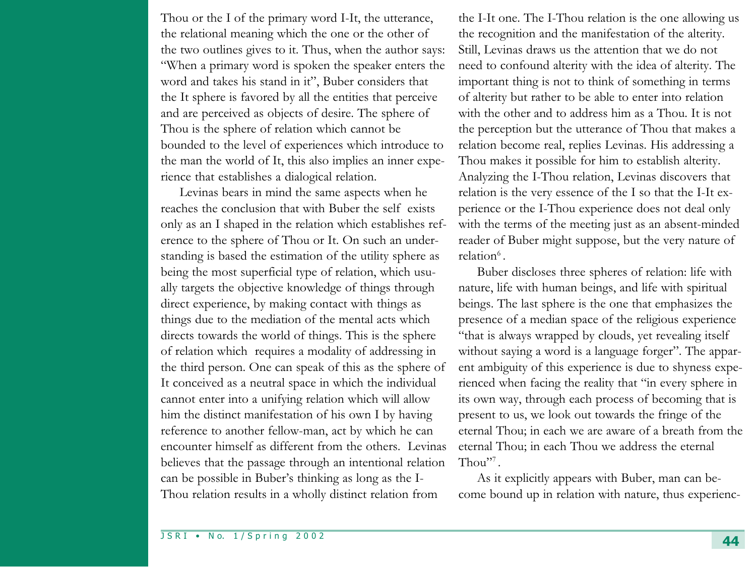Thou or the I of the primary word I-It, the utterance, the relational meaning which the one or the other of the two outlines gives to it. Thus, when the author says: "When a primary word is spoken the speaker enters the word and takes his stand in it", Buber considers that the It sphere is favored by all the entities that perceive and are perceived as objects of desire. The sphere of Thou is the sphere of relation which cannot be bounded to the level of experiences which introduce to the man the world of It, this also implies an inner experience that establishes a dialogical relation.

Levinas bears in mind the same aspects when he reaches the conclusion that with Buber the self exists only as an I shaped in the relation which establishes reference to the sphere of Thou or It. On such an understanding is based the estimation of the utility sphere as being the most superficial type of relation, which usually targets the objective knowledge of things through direct experience, by making contact with things as things due to the mediation of the mental acts which directs towards the world of things. This is the sphere of relation which requires a modality of addressing in the third person. One can speak of this as the sphere of It conceived as a neutral space in which the individual cannot enter into a unifying relation which will allow him the distinct manifestation of his own I by having reference to another fellow-man, act by which he can encounter himself as different from the others. Levinas believes that the passage through an intentional relation can be possible in Buber's thinking as long as the I-Thou relation results in a wholly distinct relation from the I-It one. The I-Thou relation is the one allowing us the recognition and the manifestation of the alterity. Still, Levinas draws us the attention that we do not need to confound alterity with the idea of alterity. The important thing is not to think of something in terms of alterity but rather to be able to enter into relation with the other and to address him as a Thou. It is not the perception but the utterance of Thou that makes a relation become real, replies Levinas. His addressing a Thou makes it possible for him to establish alterity. Analyzing the I-Thou relation, Levinas discovers that relation is the very essence of the I so that the I-It experience or the I-Thou experience does not deal only with the terms of the meeting just as an absent-minded reader of Buber might suppose, but the very nature of relation[6].

Buber discloses three spheres of relation: life with nature, life with human beings, and life with spiritual beings. The last sphere is the one that emphasizes the presence of a median space of the religious experience "that is always wrapped by clouds, yet revealing itself without saying a word is a language forger". The apparent ambiguity of this experience is due to shyness experienced when facing the reality that "in every sphere in its own way, through each process of becoming that is present to us, we look out towards the fringe of the eternal Thou; in each we are aware of a breath from the eternal Thou; in each Thou we address the eternal Thou"[7].

As it explicitly appears with Buber, man can become bound up in relation with nature, thus experienc-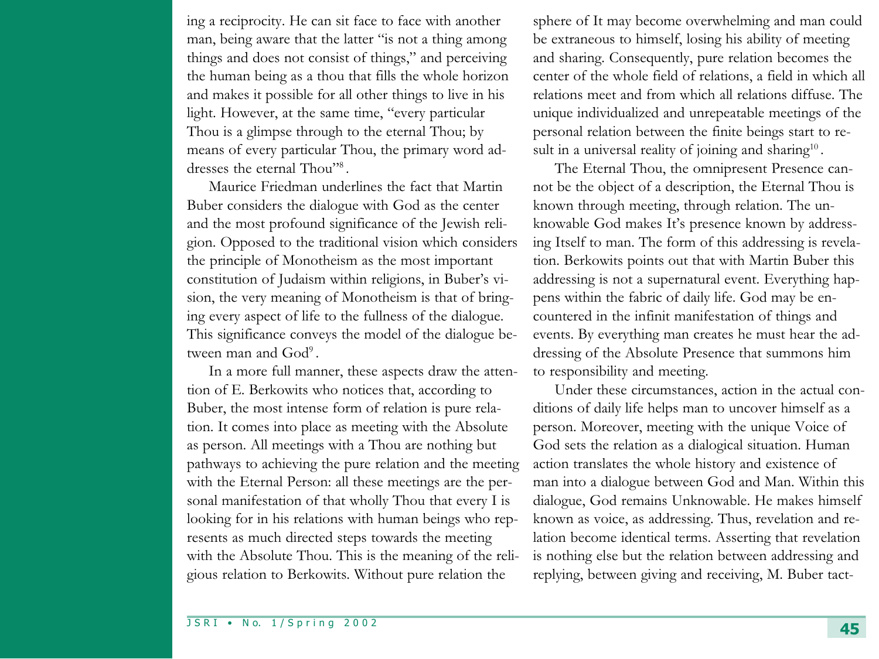ing a reciprocity. He can sit face to face with another man, being aware that the latter "is not a thing among things and does not consist of things," and perceiving the human being as a thou that fills the whole horizon and makes it possible for all other things to live in his light. However, at the same time, "every particular Thou is a glimpse through to the eternal Thou; by means of every particular Thou, the primary word addresses the eternal Thou"[8].

Maurice Friedman underlines the fact that Martin Buber considers the dialogue with God as the center and the most profound significance of the Jewish religion. Opposed to the traditional vision which considers the principle of Monotheism as the most important constitution of Judaism within religions, in Buber's vision, the very meaning of Monotheism is that of bringing every aspect of life to the fullness of the dialogue. This significance conveys the model of the dialogue between man and God[9].

In a more full manner, these aspects draw the attention of E. Berkowits who notices that, according to Buber, the most intense form of relation is pure relation. It comes into place as meeting with the Absolute as person. All meetings with a Thou are nothing but pathways to achieving the pure relation and the meeting with the Eternal Person: all these meetings are the personal manifestation of that wholly Thou that every I is looking for in his relations with human beings who represents as much directed steps towards the meeting with the Absolute Thou. This is the meaning of the religious relation to Berkowits. Without pure relation the sphere of It may become overwhelming and man could be extraneous to himself, losing his ability of meeting and sharing. Consequently, pure relation becomes the center of the whole field of relations, a field in which all relations meet and from which all relations diffuse. The unique individualized and unrepeatable meetings of the personal relation between the finite beings start to result in a universal reality of joining and sharing[10].

The Eternal Thou, the omnipresent Presence cannot be the object of a description, the Eternal Thou is known through meeting, through relation. The unknowable God makes It's presence known by addressing Itself to man. The form of this addressing is revelation. Berkowits points out that with Martin Buber this addressing is not a supernatural event. Everything happens within the fabric of daily life. God may be encountered in the infinit manifestation of things and events. By everything man creates he must hear the addressing of the Absolute Presence that summons him to responsibility and meeting.

Under these circumstances, action in the actual conditions of daily life helps man to uncover himself as a person. Moreover, meeting with the unique Voice of God sets the relation as a dialogical situation. Human action translates the whole history and existence of man into a dialogue between God and Man. Within this dialogue, God remains Unknowable. He makes himself known as voice, as addressing. Thus, revelation and relation become identical terms. Asserting that revelation is nothing else but the relation between addressing and replying, between giving and receiving, M. Buber tact-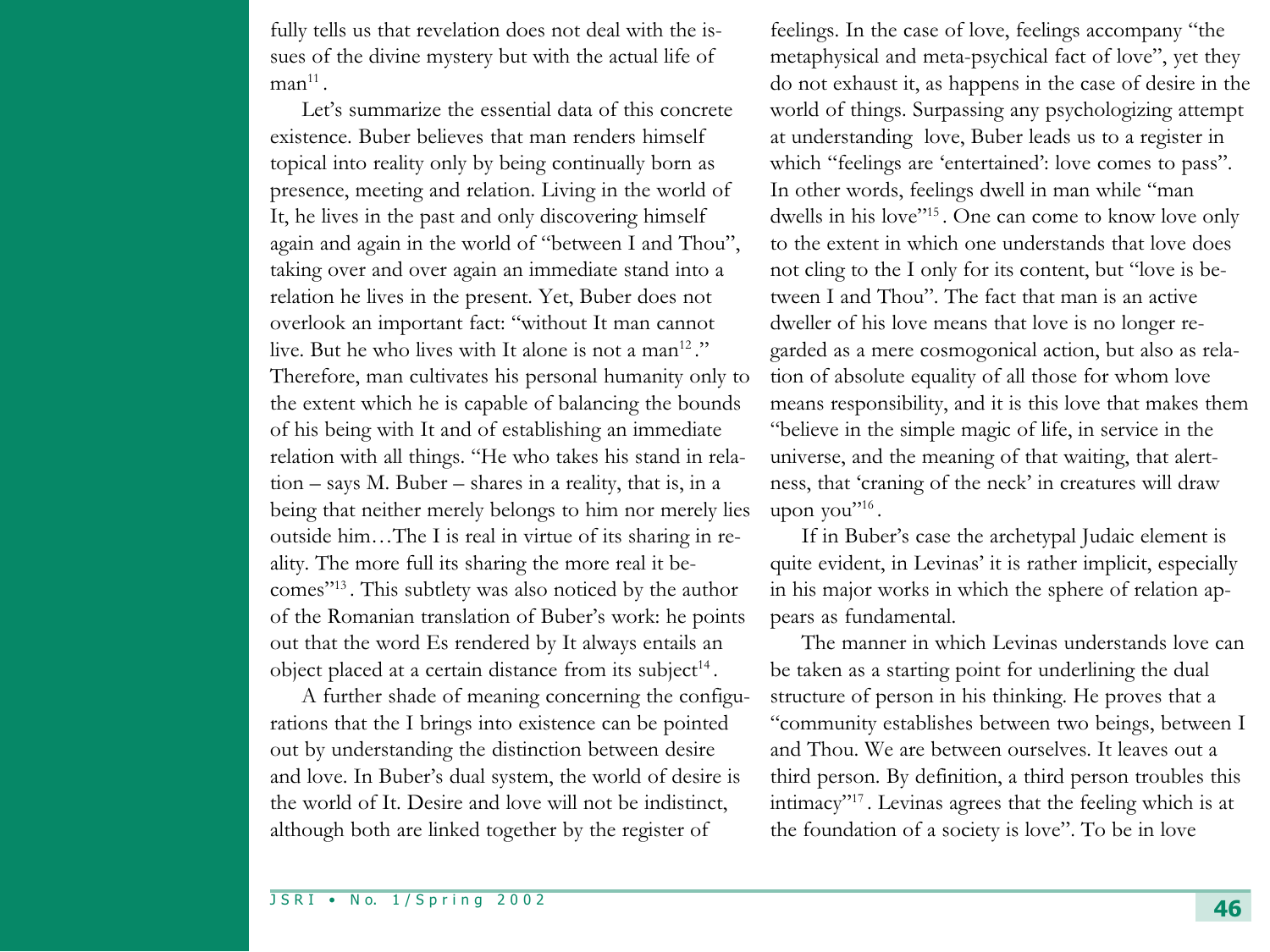fully tells us that revelation does not deal with the issues of the divine mystery but with the actual life of man[11].

Let's summarize the essential data of this concrete existence. Buber believes that man renders himself topical into reality only by being continually born as presence, meeting and relation. Living in the world of It, he lives in the past and only discovering himself again and again in the world of "between I and Thou", taking over and over again an immediate stand into a relation he lives in the present. Yet, Buber does not overlook an important fact: "without It man cannot live. But he who lives with It alone is not a man[12]." Therefore, man cultivates his personal humanity only to the extent which he is capable of balancing the bounds of his being with It and of establishing an immediate relation with all things. "He who takes his stand in relation – says M. Buber – shares in a reality, that is, in a being that neither merely belongs to him nor merely lies outside him…The I is real in virtue of its sharing in reality. The more full its sharing the more real it becomes"[13]. This subtlety was also noticed by the author of the Romanian translation of Buber's work: he points out that the word Es rendered by It always entails an object placed at a certain distance from its subject[14].

A further shade of meaning concerning the configurations that the I brings into existence can be pointed out by understanding the distinction between desire and love. In Buber's dual system, the world of desire is the world of It. Desire and love will not be indistinct, although both are linked together by the register of feelings. In the case of love, feelings accompany "the metaphysical and meta-psychical fact of love", yet they do not exhaust it, as happens in the case of desire in the world of things. Surpassing any psychologizing attempt at understanding love, Buber leads us to a register in which "feelings are 'entertained': love comes to pass". In other words, feelings dwell in man while "man dwells in his love"[15]. One can come to know love only to the extent in which one understands that love does not cling to the I only for its content, but "love is between I and Thou". The fact that man is an active dweller of his love means that love is no longer regarded as a mere cosmogonical action, but also as relation of absolute equality of all those for whom love means responsibility, and it is this love that makes them "believe in the simple magic of life, in service in the universe, and the meaning of that waiting, that alertness, that 'craning of the neck' in creatures will draw upon you"[16].

If in Buber's case the archetypal Judaic element is quite evident, in Levinas' it is rather implicit, especially in his major works in which the sphere of relation appears as fundamental.

The manner in which Levinas understands love can be taken as a starting point for underlining the dual structure of person in his thinking. He proves that a "community establishes between two beings, between I and Thou. We are between ourselves. It leaves out a third person. By definition, a third person troubles this intimacy"[17]. Levinas agrees that the feeling which is at the foundation of a society is love". To be in love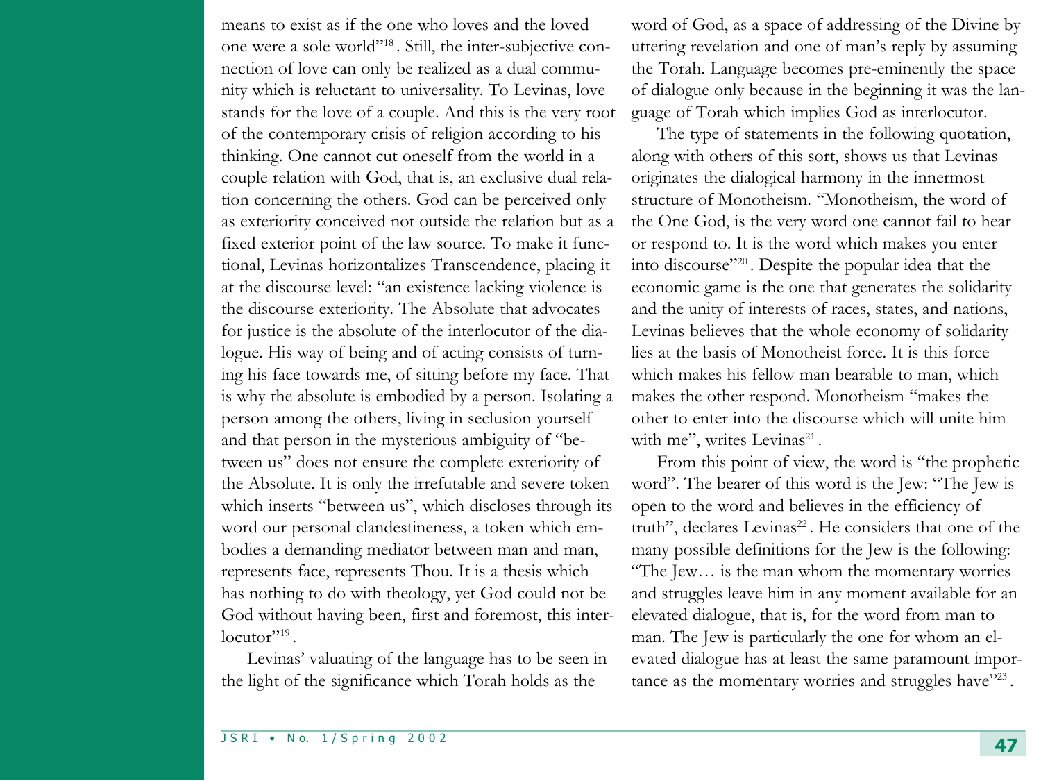means to exist as if the one who loves and the loved one were a sole world"[18]. Still, the inter-subjective connection of love can only be realized as a dual community which is reluctant to universality. To Levinas, love stands for the love of a couple. And this is the very root of the contemporary crisis of religion according to his thinking. One cannot cut oneself from the world in a couple relation with God, that is, an exclusive dual relation concerning the others. God can be perceived only as exteriority conceived not outside the relation but as a fixed exterior point of the law source. To make it functional, Levinas horizontalizes Transcendence, placing it at the discourse level: "an existence lacking violence is the discourse exteriority. The Absolute that advocates for justice is the absolute of the interlocutor of the dialogue. His way of being and of acting consists of turning his face towards me, of sitting before my face. That is why the absolute is embodied by a person. Isolating a person among the others, living in seclusion yourself and that person in the mysterious ambiguity of "between us" does not ensure the complete exteriority of the Absolute. It is only the irrefutable and severe token which inserts "between us", which discloses through its word our personal clandestineness, a token which embodies a demanding mediator between man and man, represents face, represents Thou. It is a thesis which has nothing to do with theology, yet God could not be God without having been, first and foremost, this interlocutor"[19].

Levinas' valuating of the language has to be seen in the light of the significance which Torah holds as the word of God, as a space of addressing of the Divine by uttering revelation and one of man's reply by assuming the Torah. Language becomes pre-eminently the space of dialogue only because in the beginning it was the language of Torah which implies God as interlocutor.

The type of statements in the following quotation, along with others of this sort, shows us that Levinas originates the dialogical harmony in the innermost structure of Monotheism. "Monotheism, the word of the One God, is the very word one cannot fail to hear or respond to. It is the word which makes you enter into discourse"[20]. Despite the popular idea that the economic game is the one that generates the solidarity and the unity of interests of races, states, and nations, Levinas believes that the whole economy of solidarity lies at the basis of Monotheist force. It is this force which makes his fellow man bearable to man, which makes the other respond. Monotheism "makes the other to enter into the discourse which will unite him with me", writes Levinas[21].

From this point of view, the word is "the prophetic word". The bearer of this word is the Jew: "The Jew is open to the word and believes in the efficiency of truth", declares Levinas[22]. He considers that one of the many possible definitions for the Jew is the following: "The Jew… is the man whom the momentary worries and struggles leave him in any moment available for an elevated dialogue, that is, for the word from man to man. The Jew is particularly the one for whom an elevated dialogue has at least the same paramount importance as the momentary worries and struggles have"[23].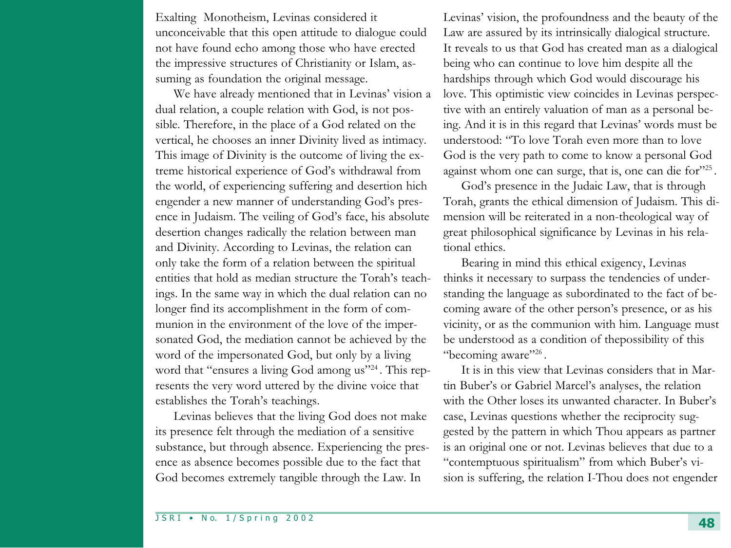Exalting Monotheism, Levinas considered it unconceivable that this open attitude to dialogue could not have found echo among those who have erected the impressive structures of Christianity or Islam, assuming as foundation the original message.

We have already mentioned that in Levinas' vision a dual relation, a couple relation with God, is not possible. Therefore, in the place of a God related on the vertical, he chooses an inner Divinity lived as intimacy. This image of Divinity is the outcome of living the extreme historical experience of God's withdrawal from the world, of experiencing suffering and desertion hich engender a new manner of understanding God's presence in Judaism. The veiling of God's face, his absolute desertion changes radically the relation between man and Divinity. According to Levinas, the relation can only take the form of a relation between the spiritual entities that hold as median structure the Torah's teachings. In the same way in which the dual relation can no longer find its accomplishment in the form of communion in the environment of the love of the impersonated God, the mediation cannot be achieved by the word of the impersonated God, but only by a living word that "ensures a living God among us"[24]. This represents the very word uttered by the divine voice that establishes the Torah's teachings.

Levinas believes that the living God does not make its presence felt through the mediation of a sensitive substance, but through absence. Experiencing the presence as absence becomes possible due to the fact that God becomes extremely tangible through the Law. In Levinas' vision, the profoundness and the beauty of the Law are assured by its intrinsically dialogical structure. It reveals to us that God has created man as a dialogical being who can continue to love him despite all the hardships through which God would discourage his love. This optimistic view coincides in Levinas perspective with an entirely valuation of man as a personal being. And it is in this regard that Levinas' words must be understood: "To love Torah even more than to love God is the very path to come to know a personal God against whom one can surge, that is, one can die for"[25].

God's presence in the Judaic Law, that is through Torah, grants the ethical dimension of Judaism. This dimension will be reiterated in a non-theological way of great philosophical significance by Levinas in his relational ethics.

Bearing in mind this ethical exigency, Levinas thinks it necessary to surpass the tendencies of understanding the language as subordinated to the fact of becoming aware of the other person's presence, or as his vicinity, or as the communion with him. Language must be understood as a condition of thepossibility of this "becoming aware"[26].

It is in this view that Levinas considers that in Martin Buber's or Gabriel Marcel's analyses, the relation with the Other loses its unwanted character. In Buber's case, Levinas questions whether the reciprocity suggested by the pattern in which Thou appears as partner is an original one or not. Levinas believes that due to a "contemptuous spiritualism" from which Buber's vision is suffering, the relation I-Thou does not engender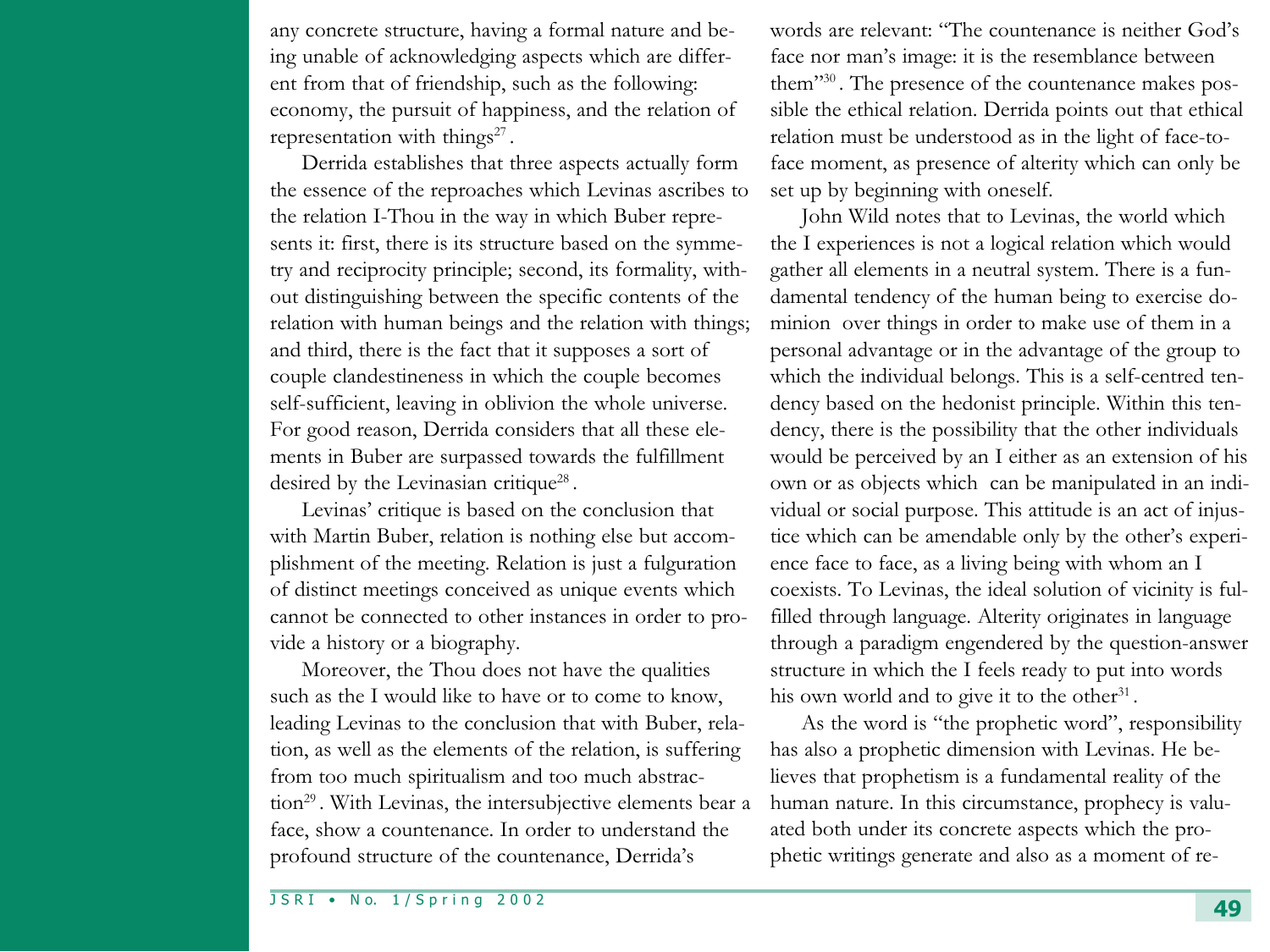any concrete structure, having a formal nature and being unable of acknowledging aspects which are different from that of friendship, such as the following: economy, the pursuit of happiness, and the relation of representation with things[27].

Derrida establishes that three aspects actually form the essence of the reproaches which Levinas ascribes to the relation I-Thou in the way in which Buber represents it: first, there is its structure based on the symmetry and reciprocity principle; second, its formality, without distinguishing between the specific contents of the relation with human beings and the relation with things; and third, there is the fact that it supposes a sort of couple clandestineness in which the couple becomes self-sufficient, leaving in oblivion the whole universe. For good reason, Derrida considers that all these elements in Buber are surpassed towards the fulfillment desired by the Levinasian critique[28].

Levinas' critique is based on the conclusion that with Martin Buber, relation is nothing else but accomplishment of the meeting. Relation is just a fulguration of distinct meetings conceived as unique events which cannot be connected to other instances in order to provide a history or a biography.

Moreover, the Thou does not have the qualities such as the I would like to have or to come to know, leading Levinas to the conclusion that with Buber, relation, as well as the elements of the relation, is suffering from too much spiritualism and too much abstraction[29]. With Levinas, the intersubjective elements bear a face, show a countenance. In order to understand the profound structure of the countenance, Derrida's words are relevant: "The countenance is neither God's face nor man's image: it is the resemblance between them"[30]. The presence of the countenance makes possible the ethical relation. Derrida points out that ethical relation must be understood as in the light of face-to-face moment, as presence of alterity which can only be set up by beginning with oneself.

John Wild notes that to Levinas, the world which the I experiences is not a logical relation which would gather all elements in a neutral system. There is a fundamental tendency of the human being to exercise dominion over things in order to make use of them in a personal advantage or in the advantage of the group to which the individual belongs. This is a self-centred tendency based on the hedonist principle. Within this tendency, there is the possibility that the other individuals would be perceived by an I either as an extension of his own or as objects which can be manipulated in an individual or social purpose. This attitude is an act of injustice which can be amendable only by the other's experience face to face, as a living being with whom an I coexists. To Levinas, the ideal solution of vicinity is fulfilled through language. Alterity originates in language through a paradigm engendered by the question-answer structure in which the I feels ready to put into words his own world and to give it to the other[31].

As the word is "the prophetic word", responsibility has also a prophetic dimension with Levinas. He believes that prophetism is a fundamental reality of the human nature. In this circumstance, prophecy is valuated both under its concrete aspects which the prophetic writings generate and also as a moment of re-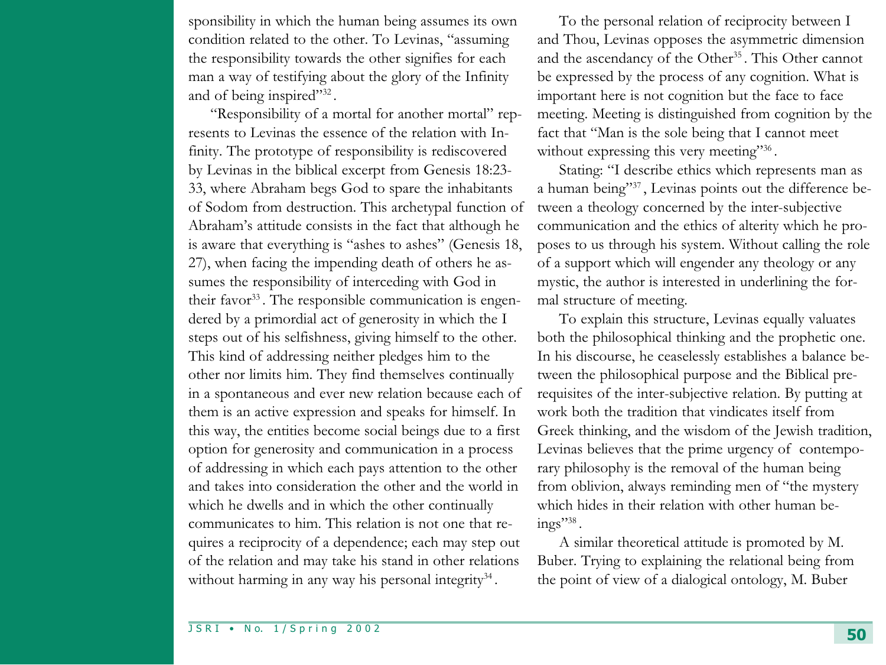sponsibility in which the human being assumes its own condition related to the other. To Levinas, "assuming the responsibility towards the other signifies for each man a way of testifying about the glory of the Infinity and of being inspired"[32].

"Responsibility of a mortal for another mortal" represents to Levinas the essence of the relation with Infinity. The prototype of responsibility is rediscovered by Levinas in the biblical excerpt from Genesis 18:23-33, where Abraham begs God to spare the inhabitants of Sodom from destruction. This archetypal function of Abraham's attitude consists in the fact that although he is aware that everything is "ashes to ashes" (Genesis 18, 27), when facing the impending death of others he assumes the responsibility of interceding with God in their favor[33]. The responsible communication is engendered by a primordial act of generosity in which the I steps out of his selfishness, giving himself to the other. This kind of addressing neither pledges him to the other nor limits him. They find themselves continually in a spontaneous and ever new relation because each of them is an active expression and speaks for himself. In this way, the entities become social beings due to a first option for generosity and communication in a process of addressing in which each pays attention to the other and takes into consideration the other and the world in which he dwells and in which the other continually communicates to him. This relation is not one that requires a reciprocity of a dependence; each may step out of the relation and may take his stand in other relations without harming in any way his personal integrity[34].

To the personal relation of reciprocity between I and Thou, Levinas opposes the asymmetric dimension and the ascendancy of the Other[35]. This Other cannot be expressed by the process of any cognition. What is important here is not cognition but the face to face meeting. Meeting is distinguished from cognition by the fact that "Man is the sole being that I cannot meet without expressing this very meeting"[36].

Stating: "I describe ethics which represents man as a human being"[37], Levinas points out the difference between a theology concerned by the inter-subjective communication and the ethics of alterity which he proposes to us through his system. Without calling the role of a support which will engender any theology or any mystic, the author is interested in underlining the formal structure of meeting.

To explain this structure, Levinas equally valuates both the philosophical thinking and the prophetic one. In his discourse, he ceaselessly establishes a balance between the philosophical purpose and the Biblical prerequisites of the inter-subjective relation. By putting at work both the tradition that vindicates itself from Greek thinking, and the wisdom of the Jewish tradition, Levinas believes that the prime urgency of contemporary philosophy is the removal of the human being from oblivion, always reminding men of "the mystery which hides in their relation with other human beings"[38].

A similar theoretical attitude is promoted by M. Buber. Trying to explaining the relational being from the point of view of a dialogical ontology, M. Buber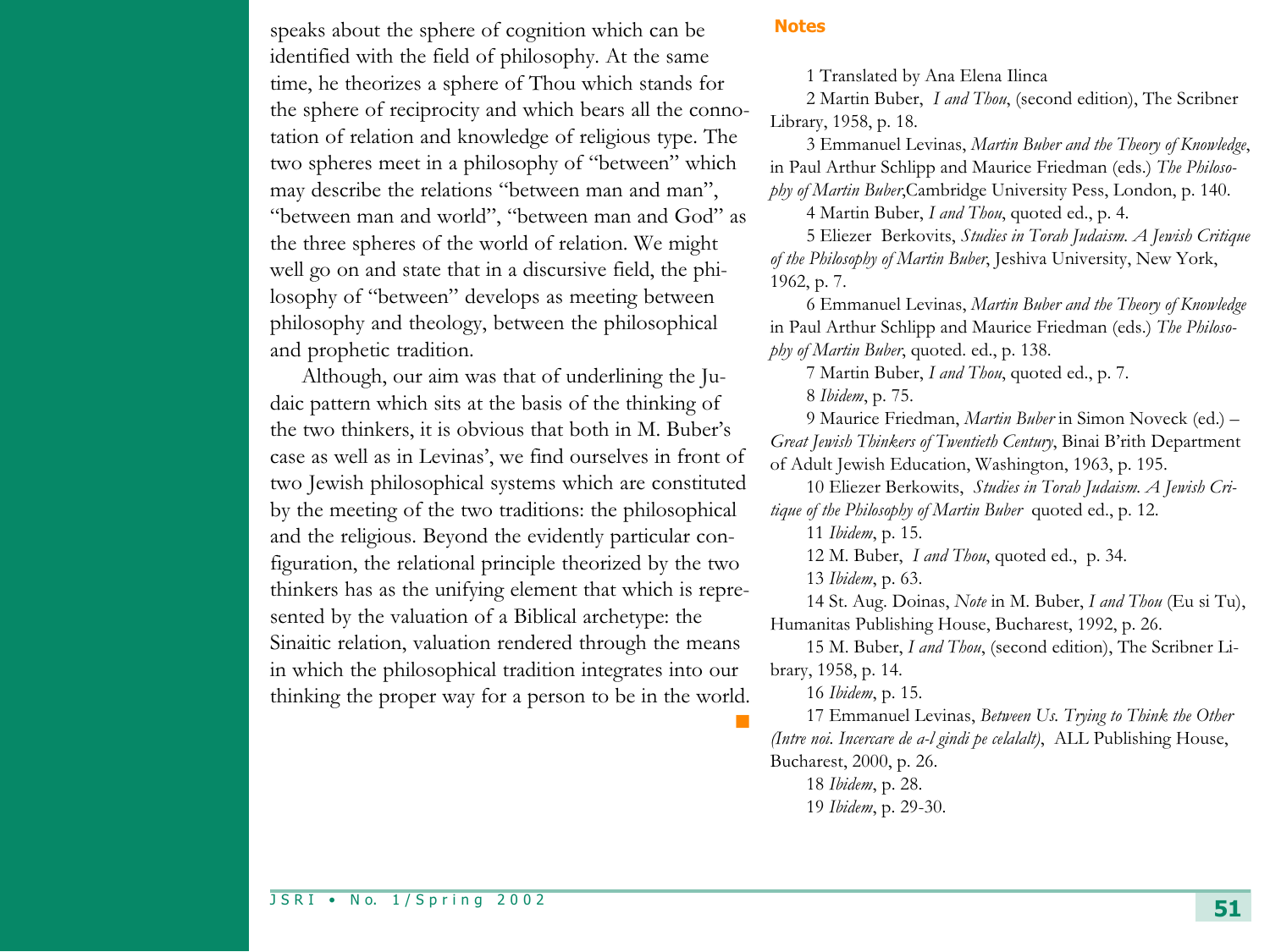speaks about the sphere of cognition which can be identified with the field of philosophy. At the same time, he theorizes a sphere of Thou which stands for the sphere of reciprocity and which bears all the connotation of relation and knowledge of religious type. The two spheres meet in a philosophy of "between" which may describe the relations "between man and man", "between man and world", "between man and God" as the three spheres of the world of relation. We might well go on and state that in a discursive field, the philosophy of "between" develops as meeting between philosophy and theology, between the philosophical and prophetic tradition.

Although, our aim was that of underlining the Judaic pattern which sits at the basis of the thinking of the two thinkers, it is obvious that both in M. Buber's case as well as in Levinas', we find ourselves in front of two Jewish philosophical systems which are constituted by the meeting of the two traditions: the philosophical and the religious. Beyond the evidently particular configuration, the relational principle theorized by the two thinkers has as the unifying element that which is represented by the valuation of a Biblical archetype: the Sinaitic relation, valuation rendered through the means in which the philosophical tradition integrates into our thinking the proper way for a person to be in the world. ■

**Notes**

1 Translated by Ana Elena Ilinca

2 Martin Buber, *I and Thou*, (second edition), The Scribner Library, 1958, p. 18.

3 Emmanuel Levinas, *Martin Buber and the Theory of Knowledge*, in Paul Arthur Schlipp and Maurice Friedman (eds.) *The Philosophy of Martin Buber*,Cambridge University Pess, London, p. 140.

4 Martin Buber, *I and Thou*, quoted ed., p. 4.

5 Eliezer Berkovits, *Studies in Torah Judaism. A Jewish Critique of the Philosophy of Martin Buber*, Jeshiva University, New York, 1962, p. 7.

6 Emmanuel Levinas, *Martin Buber and the Theory of Knowledge* in Paul Arthur Schlipp and Maurice Friedman (eds.) *The Philosophy of Martin Buber*, quoted. ed., p. 138.

7 Martin Buber, *I and Thou*, quoted ed., p. 7.

8 *Ibidem*, p. 75.

9 Maurice Friedman, *Martin Buber* in Simon Noveck (ed.) – *Great Jewish Thinkers of Twentieth Century*, Binai B'rith Department of Adult Jewish Education, Washington, 1963, p. 195.

10 Eliezer Berkowits, *Studies in Torah Judaism. A Jewish Critique of the Philosophy of Martin Buber* quoted ed., p. 12.

11 *Ibidem*, p. 15.

12 M. Buber, *I and Thou*, quoted ed., p. 34.

13 *Ibidem*, p. 63.

14 St. Aug. Doinas, *Note* in M. Buber, *I and Thou* (Eu si Tu), Humanitas Publishing House, Bucharest, 1992, p. 26.

15 M. Buber, *I and Thou*, (second edition), The Scribner Library, 1958, p. 14.

16 *Ibidem*, p. 15.

17 Emmanuel Levinas, *Between Us. Trying to Think the Other (Intre noi. Incercare de a-l gindi pe celalalt)*, ALL Publishing House, Bucharest, 2000, p. 26.

18 *Ibidem*, p. 28.

19 *Ibidem*, p. 29-30.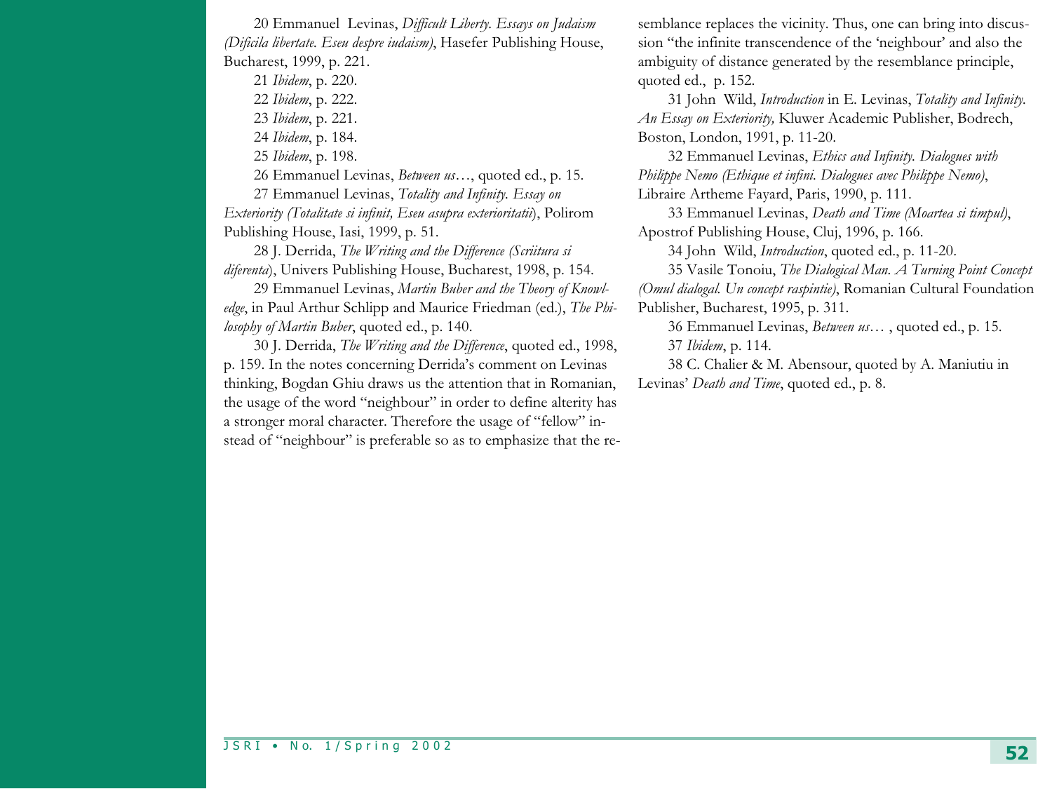20 Emmanuel Levinas, *Difficult Liberty. Essays on Judaism (Dificila libertate. Eseu despre iudaism)*, Hasefer Publishing House, Bucharest, 1999, p. 221.

21 *Ibidem*, p. 220.

22 *Ibidem*, p. 222.

23 *Ibidem*, p. 221.

24 *Ibidem*, p. 184.

25 *Ibidem*, p. 198.

26 Emmanuel Levinas, *Between us*…, quoted ed., p. 15.

27 Emmanuel Levinas, *Totality and Infinity. Essay on Exteriority (Totalitate si infinit, Eseu asupra exterioritatii*), Polirom Publishing House, Iasi, 1999, p. 51.

28 J. Derrida, *The Writing and the Difference (Scriitura si diferenta*), Univers Publishing House, Bucharest, 1998, p. 154.

29 Emmanuel Levinas, *Martin Buber and the Theory of Knowledge*, in Paul Arthur Schlipp and Maurice Friedman (ed.), *The Philosophy of Martin Buber*, quoted ed., p. 140.

30 J. Derrida, *The Writing and the Difference*, quoted ed., 1998, p. 159. In the notes concerning Derrida's comment on Levinas thinking, Bogdan Ghiu draws us the attention that in Romanian, the usage of the word "neighbour" in order to define alterity has a stronger moral character. Therefore the usage of "fellow" instead of "neighbour" is preferable so as to emphasize that the resemblance replaces the vicinity. Thus, one can bring into discussion "the infinite transcendence of the 'neighbour' and also the ambiguity of distance generated by the resemblance principle, quoted ed., p. 152.

31 John Wild, *Introduction* in E. Levinas, *Totality and Infinity. An Essay on Exteriority,* Kluwer Academic Publisher, Bodrech, Boston, London, 1991, p. 11-20.

32 Emmanuel Levinas, *Ethics and Infinity. Dialogues with Philippe Nemo (Ethique et infini. Dialogues avec Philippe Nemo)*, Libraire Artheme Fayard, Paris, 1990, p. 111.

33 Emmanuel Levinas, *Death and Time (Moartea si timpul)*, Apostrof Publishing House, Cluj, 1996, p. 166.

34 John Wild, *Introduction*, quoted ed., p. 11-20.

35 Vasile Tonoiu, *The Dialogical Man. A Turning Point Concept (Omul dialogal. Un concept raspintie)*, Romanian Cultural Foundation Publisher, Bucharest, 1995, p. 311.

36 Emmanuel Levinas, *Between us*… , quoted ed., p. 15.

37 *Ibidem*, p. 114.

38 C. Chalier & M. Abensour, quoted by A. Maniutiu in Levinas' *Death and Time*, quoted ed., p. 8.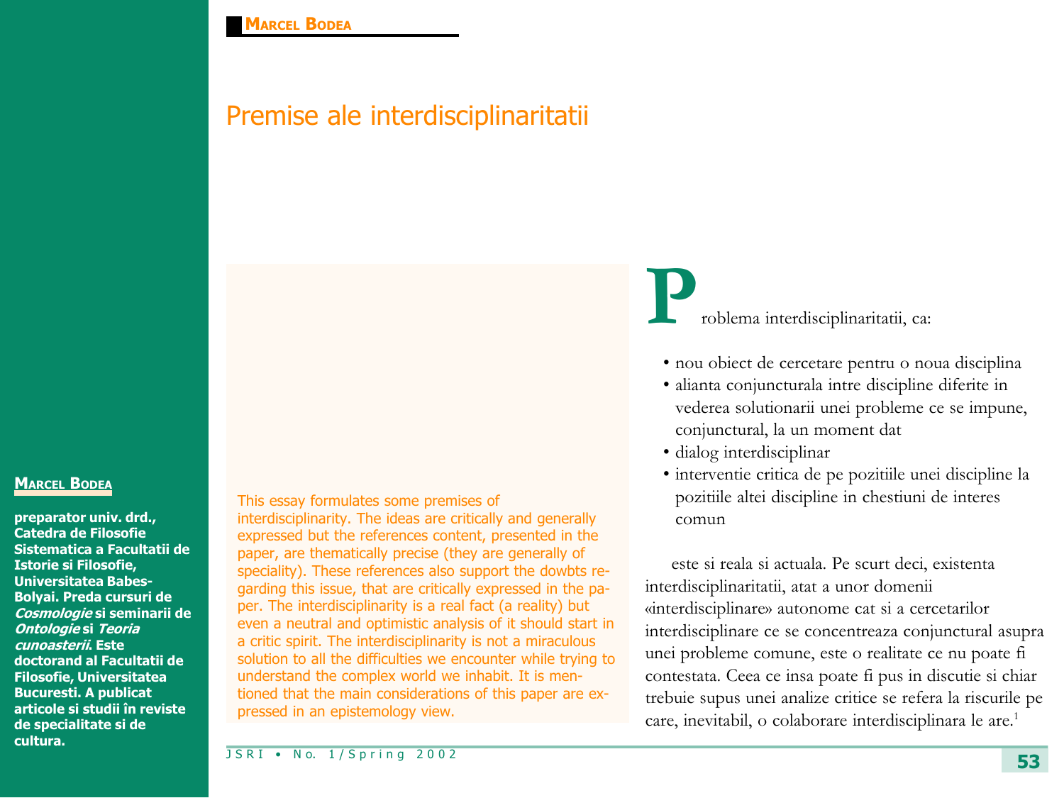# Premise ale interdisciplinaritatii

**MARCEL BODEA**

**preparator univ. drd., Catedra de Filosofie Sistematica a Facultatii de Istorie si Filosofie, Universitatea Babes-Bolyai. Preda cursuri de *Cosmologie* si seminarii de *Ontologie* si *Teoria cunoasterii*. Este doctorand al Facultatii de Filosofie, Universitatea Bucuresti. A publicat articole si studii în reviste de specialitate si de cultura.**

This essay formulates some premises of interdisciplinarity. The ideas are critically and generally expressed but the references content, presented in the paper, are thematically precise (they are generally of speciality). These references also support the dowbts regarding this issue, that are critically expressed in the paper. The interdisciplinarity is a real fact (a reality) but even a neutral and optimistic analysis of it should start in a critic spirit. The interdisciplinarity is not a miraculous solution to all the difficulties we encounter while trying to understand the complex world we inhabit. It is mentioned that the main considerations of this paper are expressed in an epistemology view.

Problema interdisciplinaritatii, ca:

- nou obiect de cercetare pentru o noua disciplina
- alianta conjuncturala intre discipline diferite in vederea solutionarii unei probleme ce se impune, conjunctural, la un moment dat
- dialog interdisciplinar
- interventie critica de pe pozitiile unei discipline la pozitiile altei discipline in chestiuni de interes comun

este si reala si actuala. Pe scurt deci, existenta interdisciplinaritatii, atat a unor domenii «interdisciplinare» autonome cat si a cercetarilor interdisciplinare ce se concentreaza conjunctural asupra unei probleme comune, este o realitate ce nu poate fi contestata. Ceea ce insa poate fi pus in discutie si chiar trebuie supus unei analize critice se refera la riscurile pe care, inevitabil, o colaborare interdisciplinara le are.[1]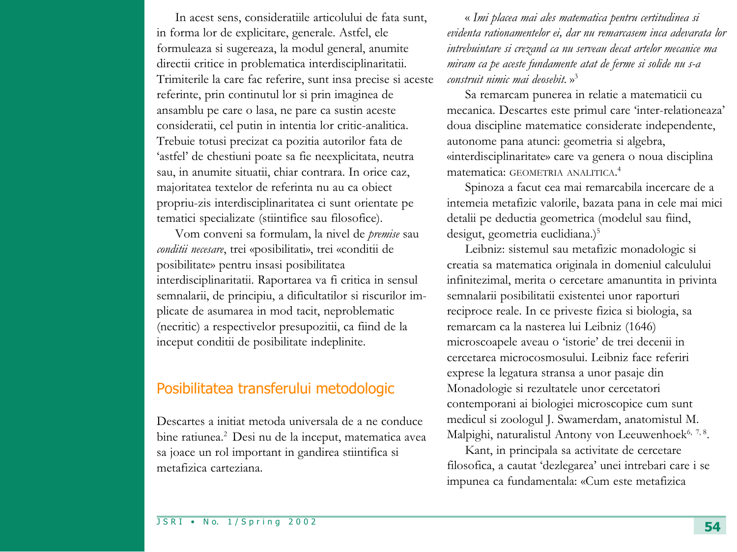In acest sens, consideratiile articolului de fata sunt, in forma lor de explicitare, generale. Astfel, ele formuleaza si sugereaza, la modul general, anumite directii critice in problematica interdisciplinaritatii. Trimiterile la care fac referire, sunt insa precise si aceste referinte, prin continutul lor si prin imaginea de ansamblu pe care o lasa, ne pare ca sustin aceste consideratii, cel putin in intentia lor critic-analitica. Trebuie totusi precizat ca pozitia autorilor fata de 'astfel' de chestiuni poate sa fie neexplicitata, neutra sau, in anumite situatii, chiar contrara. In orice caz, majoritatea textelor de referinta nu au ca obiect propriu-zis interdisciplinaritatea ci sunt orientate pe tematici specializate (stiintifice sau filosofice).

Vom conveni sa formulam, la nivel de *premise* sau *conditii necesare*, trei «posibilitati», trei «conditii de posibilitate» pentru insasi posibilitatea interdisciplinaritatii. Raportarea va fi critica in sensul semnalarii, de principiu, a dificultatilor si riscurilor implicate de asumarea in mod tacit, neproblematic (necritic) a respectivelor presupozitii, ca fiind de la inceput conditii de posibilitate indeplinite.

## Posibilitatea transferului metodologic

Descartes a initiat metoda universala de a ne conduce bine ratiunea.[2] Desi nu de la inceput, matematica avea sa joace un rol important in gandirea stiintifica si metafizica carteziana.

« *Imi placea mai ales matematica pentru certitudinea si evidenta rationamentelor ei, dar nu remarcasem inca adevarata lor intrebuintare si crezand ca nu serveau decat artelor mecanice ma miram ca pe aceste fundamente atat de ferme si solide nu s-a construit nimic mai deosebit.* »[3]

Sa remarcam punerea in relatie a matematicii cu mecanica. Descartes este primul care 'inter-relationeaza' doua discipline matematice considerate independente, autonome pana atunci: geometria si algebra, «interdisciplinaritate» care va genera o noua disciplina matematica: GEOMETRIA ANALITICA.[4]

Spinoza a facut cea mai remarcabila incercare de a intemeia metafizic valorile, bazata pana in cele mai mici detalii pe deductia geometrica (modelul sau fiind, desigut, geometria euclidiana.)[5]

Leibniz: sistemul sau metafizic monadologic si creatia sa matematica originala in domeniul calculului infinitezimal, merita o cercetare amanuntita in privinta semnalarii posibilitatii existentei unor raporturi reciproce reale. In ce priveste fizica si biologia, sa remarcam ca la nasterea lui Leibniz (1646) microscoapele aveau o 'istorie' de trei decenii in cercetarea microcosmosului. Leibniz face referiri exprese la legatura stransa a unor pasaje din Monadologie si rezultatele unor cercetatori contemporani ai biologiei microscopice cum sunt medicul si zoologul J. Swamerdam, anatomistul M. Malpighi, naturalistul Antony von Leeuwenhoek[6, 7, 8].

Kant, in principala sa activitate de cercetare filosofica, a cautat 'dezlegarea' unei intrebari care i se impunea ca fundamentala: «Cum este metafizica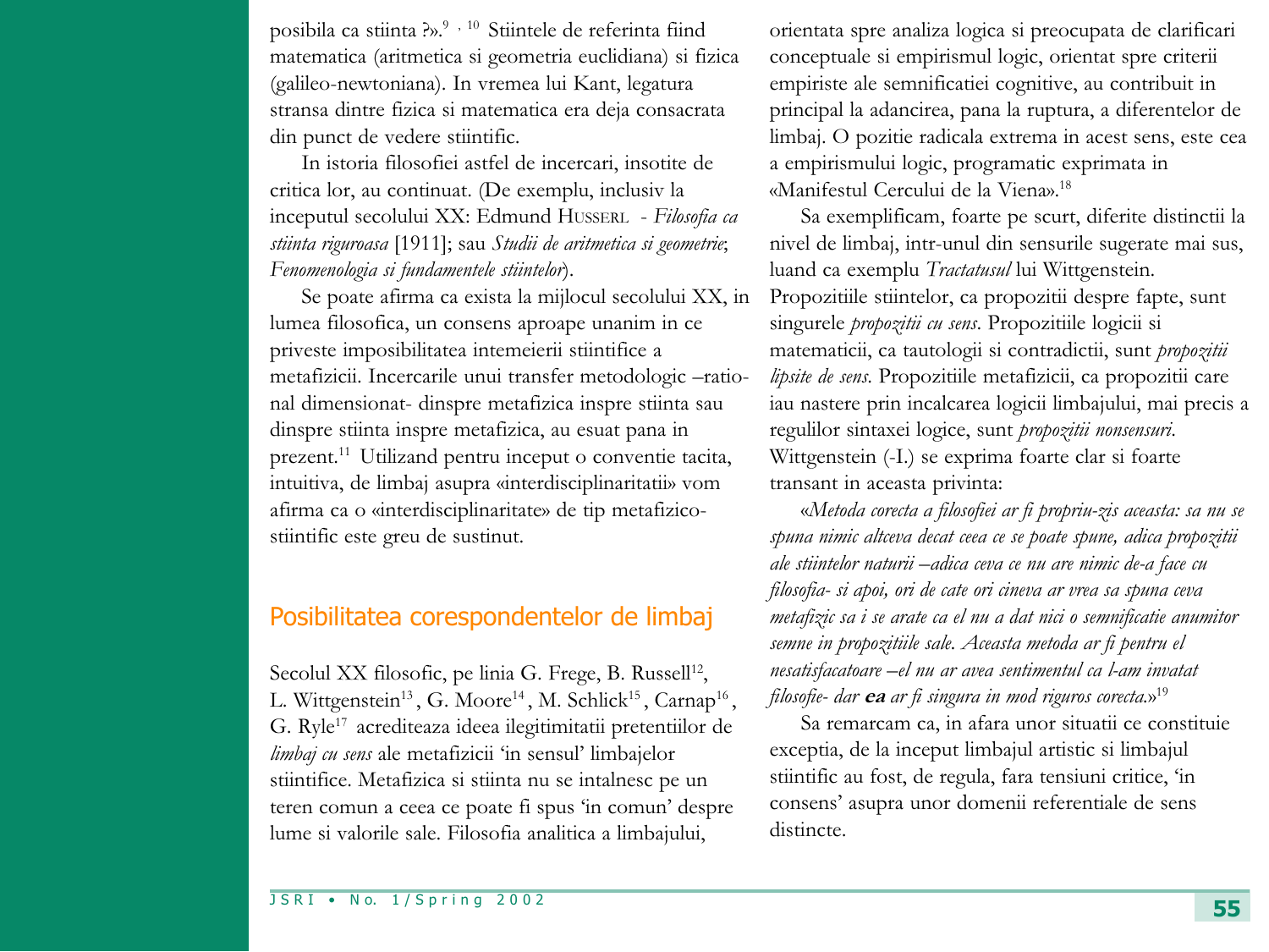posibila ca stiinta ?».[9, 10] Stiintele de referinta fiind matematica (aritmetica si geometria euclidiana) si fizica (galileo-newtoniana). In vremea lui Kant, legatura stransa dintre fizica si matematica era deja consacrata din punct de vedere stiintific.

In istoria filosofiei astfel de incercari, insotite de critica lor, au continuat. (De exemplu, inclusiv la inceputul secolului XX: Edmund HUSSERL - *Filosofia ca stiinta riguroasa* [1911]; sau *Studii de aritmetica si geometrie*; *Fenomenologia si fundamentele stiintelor*).

Se poate afirma ca exista la mijlocul secolului XX, in lumea filosofica, un consens aproape unanim in ce priveste imposibilitatea intemeierii stiintifice a metafizicii. Incercarile unui transfer metodologic –rational dimensionat- dinspre metafizica inspre stiinta sau dinspre stiinta inspre metafizica, au esuat pana in prezent.[11] Utilizand pentru inceput o conventie tacita, intuitiva, de limbaj asupra «interdisciplinaritatii» vom afirma ca o «interdisciplinaritate» de tip metafizico-stiintific este greu de sustinut.

## Posibilitatea corespondentelor de limbaj

Secolul XX filosofic, pe linia G. Frege, B. Russell[12], L. Wittgenstein[13], G. Moore[14], M. Schlick[15], Carnap[16], G. Ryle[17] acrediteaza ideea ilegitimitatii pretentiilor de *limbaj cu sens* ale metafizicii 'in sensul' limbajelor stiintifice. Metafizica si stiinta nu se intalnesc pe un teren comun a ceea ce poate fi spus 'in comun' despre lume si valorile sale. Filosofia analitica a limbajului, orientata spre analiza logica si preocupata de clarificari conceptuale si empirismul logic, orientat spre criterii empiriste ale semnificatiei cognitive, au contribuit in principal la adancirea, pana la ruptura, a diferentelor de limbaj. O pozitie radicala extrema in acest sens, este cea a empirismului logic, programatic exprimata in «Manifestul Cercului de la Viena».[18]

Sa exemplificam, foarte pe scurt, diferite distinctii la nivel de limbaj, intr-unul din sensurile sugerate mai sus, luand ca exemplu *Tractatusul* lui Wittgenstein. Propozitiile stiintelor, ca propozitii despre fapte, sunt singurele *propozitii cu sens*. Propozitiile logicii si matematicii, ca tautologii si contradictii, sunt *propozitii lipsite de sens*. Propozitiile metafizicii, ca propozitii care iau nastere prin incalcarea logicii limbajului, mai precis a regulilor sintaxei logice, sunt *propozitii nonsensuri*. Wittgenstein (-I.) se exprima foarte clar si foarte transant in aceasta privinta:

«*Metoda corecta a filosofiei ar fi propriu-zis aceasta: sa nu se spuna nimic altceva decat ceea ce se poate spune, adica propozitii ale stiintelor naturii –adica ceva ce nu are nimic de-a face cu filosofia- si apoi, ori de cate ori cineva ar vrea sa spuna ceva metafizic sa i se arate ca el nu a dat nici o semnificatie anumitor semne in propozitiile sale. Aceasta metoda ar fi pentru el nesatisfacatoare –el nu ar avea sentimentul ca l-am invatat filosofie- dar **ea** ar fi singura in mod riguros corecta.*»[19]

Sa remarcam ca, in afara unor situatii ce constituie exceptia, de la inceput limbajul artistic si limbajul stiintific au fost, de regula, fara tensiuni critice, 'in consens' asupra unor domenii referentiale de sens distincte.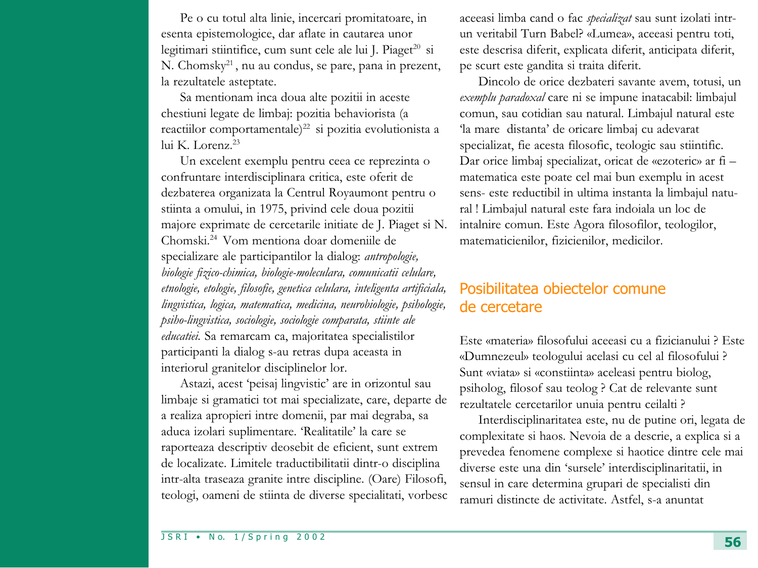Pe o cu totul alta linie, incercari promitatoare, in esenta epistemologice, dar aflate in cautarea unor legitimari stiintifice, cum sunt cele ale lui J. Piaget[20] si N. Chomsky[21] , nu au condus, se pare, pana in prezent, la rezultatele asteptate.

Sa mentionam inca doua alte pozitii in aceste chestiuni legate de limbaj: pozitia behaviorista (a reactiilor comportamentale)[22] si pozitia evolutionista a lui K. Lorenz.[23]

Un excelent exemplu pentru ceea ce reprezinta o confruntare interdisciplinara critica, este oferit de dezbaterea organizata la Centrul Royaumont pentru o stiinta a omului, in 1975, privind cele doua pozitii majore exprimate de cercetarile initiate de J. Piaget si N. Chomski.[24] Vom mentiona doar domeniile de specializare ale participantilor la dialog: *antropologie, biologie fizico-chimica, biologie-moleculara, comunicatii celulare, etnologie, etologie, filosofie, genetica celulara, inteligenta artificiala, lingvistica, logica, matematica, medicina, neurobiologie, psihologie, psiho-lingvistica, sociologie, sociologie comparata, stiinte ale educatiei.* Sa remarcam ca, majoritatea specialistilor participanti la dialog s-au retras dupa aceasta in interiorul granitelor disciplinelor lor.

Astazi, acest 'peisaj lingvistic' are in orizontul sau limbaje si gramatici tot mai specializate, care, departe de a realiza apropieri intre domenii, par mai degraba, sa aduca izolari suplimentare. 'Realitatile' la care se raporteaza descriptiv deosebit de eficient, sunt extrem de localizate. Limitele traductibilitatii dintr-o disciplina intr-alta traseaza granite intre discipline. (Oare) Filosofi, teologi, oameni de stiinta de diverse specialitati, vorbesc aceeasi limba cand o fac *specializat* sau sunt izolati intr-un veritabil Turn Babel? «Lumea», aceeasi pentru toti, este descrisa diferit, explicata diferit, anticipata diferit, pe scurt este gandita si traita diferit.

Dincolo de orice dezbateri savante avem, totusi, un *exemplu paradoxal* care ni se impune inatacabil: limbajul comun, sau cotidian sau natural. Limbajul natural este 'la mare distanta' de oricare limbaj cu adevarat specializat, fie acesta filosofic, teologic sau stiintific. Dar orice limbaj specializat, oricat de «ezoteric» ar fi – matematica este poate cel mai bun exemplu in acest sens- este reductibil in ultima instanta la limbajul natural ! Limbajul natural este fara indoiala un loc de intalnire comun. Este Agora filosofilor, teologilor, matematicienilor, fizicienilor, medicilor.

## Posibilitatea obiectelor comune de cercetare

Este «materia» filosofului aceeasi cu a fizicianului ? Este «Dumnezeul» teologului acelasi cu cel al filosofului ? Sunt «viata» si «constiinta» aceleasi pentru biolog, psiholog, filosof sau teolog ? Cat de relevante sunt rezultatele cercetarilor unuia pentru ceilalti ?

Interdisciplinaritatea este, nu de putine ori, legata de complexitate si haos. Nevoia de a descrie, a explica si a prevedea fenomene complexe si haotice dintre cele mai diverse este una din 'sursele' interdisciplinaritatii, in sensul in care determina grupari de specialisti din ramuri distincte de activitate. Astfel, s-a anuntat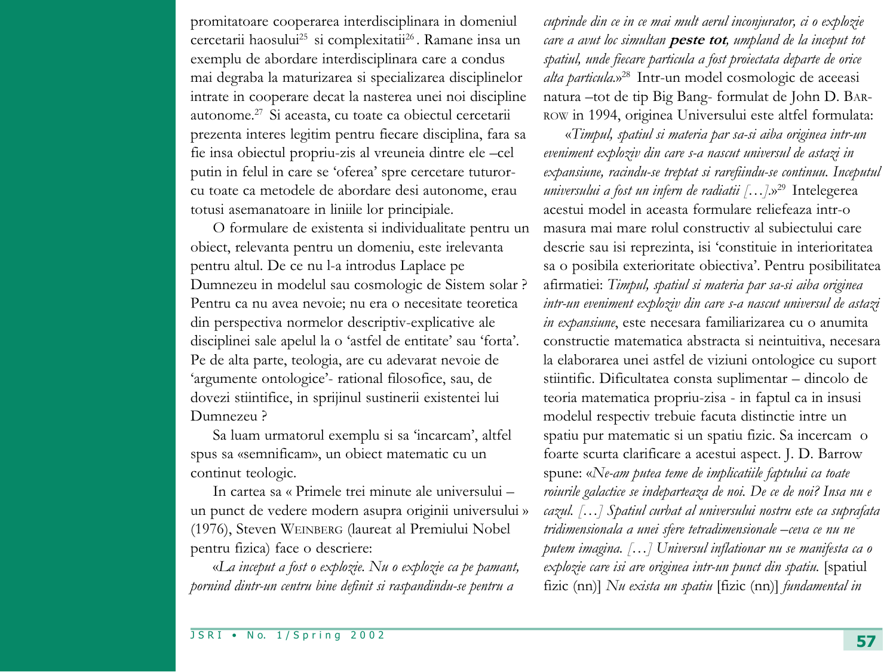promitatoare cooperarea interdisciplinara in domeniul cercetarii haosului[25] si complexitatii[26]. Ramane insa un exemplu de abordare interdisciplinara care a condus mai degraba la maturizarea si specializarea disciplinelor intrate in cooperare decat la nasterea unei noi discipline autonome.[27] Si aceasta, cu toate ca obiectul cercetarii prezenta interes legitim pentru fiecare disciplina, fara sa fie insa obiectul propriu-zis al vreuneia dintre ele –cel putin in felul in care se 'oferea' spre cercetare tuturor- cu toate ca metodele de abordare desi autonome, erau totusi asemanatoare in liniile lor principiale.

O formulare de existenta si individualitate pentru un obiect, relevanta pentru un domeniu, este irelevanta pentru altul. De ce nu l-a introdus Laplace pe Dumnezeu in modelul sau cosmologic de Sistem solar ? Pentru ca nu avea nevoie; nu era o necesitate teoretica din perspectiva normelor descriptiv-explicative ale disciplinei sale apelul la o 'astfel de entitate' sau 'forta'. Pe de alta parte, teologia, are cu adevarat nevoie de 'argumente ontologice'- rational filosofice, sau, de dovezi stiintifice, in sprijinul sustinerii existentei lui Dumnezeu ?

Sa luam urmatorul exemplu si sa 'incarcam', altfel spus sa «semnificam», un obiect matematic cu un continut teologic.

In cartea sa « Primele trei minute ale universului – un punct de vedere modern asupra originii universului » (1976), Steven WEINBERG (laureat al Premiului Nobel pentru fizica) face o descriere:

«*La inceput a fost o explozie. Nu o explozie ca pe pamant, pornind dintr-un centru bine definit si raspandindu-se pentru a cuprinde din ce in ce mai mult aerul inconjurator, ci o explozie care a avut loc simultan* **peste tot**, *umpland de la inceput tot spatiul, unde fiecare particula a fost proiectata departe de orice alta particula.*»[28] Intr-un model cosmologic de aceeasi natura –tot de tip Big Bang- formulat de John D. BARROW in 1994, originea Universului este altfel formulata:

«*Timpul, spatiul si materia par sa-si aiba originea intr-un eveniment exploziv din care s-a nascut universul de astazi in expansiune, racindu-se treptat si rarefiindu-se continuu. Inceputul universului a fost un infern de radiatii […].*»[29] Intelegerea acestui model in aceasta formulare reliefeaza intr-o masura mai mare rolul constructiv al subiectului care descrie sau isi reprezinta, isi 'constituie in interioritatea sa o posibila exterioritate obiectiva'. Pentru posibilitatea afirmatiei: *Timpul, spatiul si materia par sa-si aiba originea intr-un eveniment exploziv din care s-a nascut universul de astazi in expansiune*, este necesara familiarizarea cu o anumita constructie matematica abstracta si neintuitiva, necesara la elaborarea unei astfel de viziuni ontologice cu suport stiintific. Dificultatea consta suplimentar – dincolo de teoria matematica propriu-zisa - in faptul ca in insusi modelul respectiv trebuie facuta distinctie intre un spatiu pur matematic si un spatiu fizic. Sa incercam o foarte scurta clarificare a acestui aspect. J. D. Barrow spune: «*Ne-am putea teme de implicatiile faptului ca toate roiurile galactice se indeparteaza de noi. De ce de noi? Insa nu e cazul. […] Spatiul curbat al universului nostru este ca suprafata tridimensionala a unei sfere tetradimensionale –ceva ce nu ne putem imagina. […] Universul inflationar nu se manifesta ca o explozie care isi are originea intr-un punct din spatiu.* [spatiul fizic (nn)] *Nu exista un spatiu* [fizic (nn)] *fundamental in*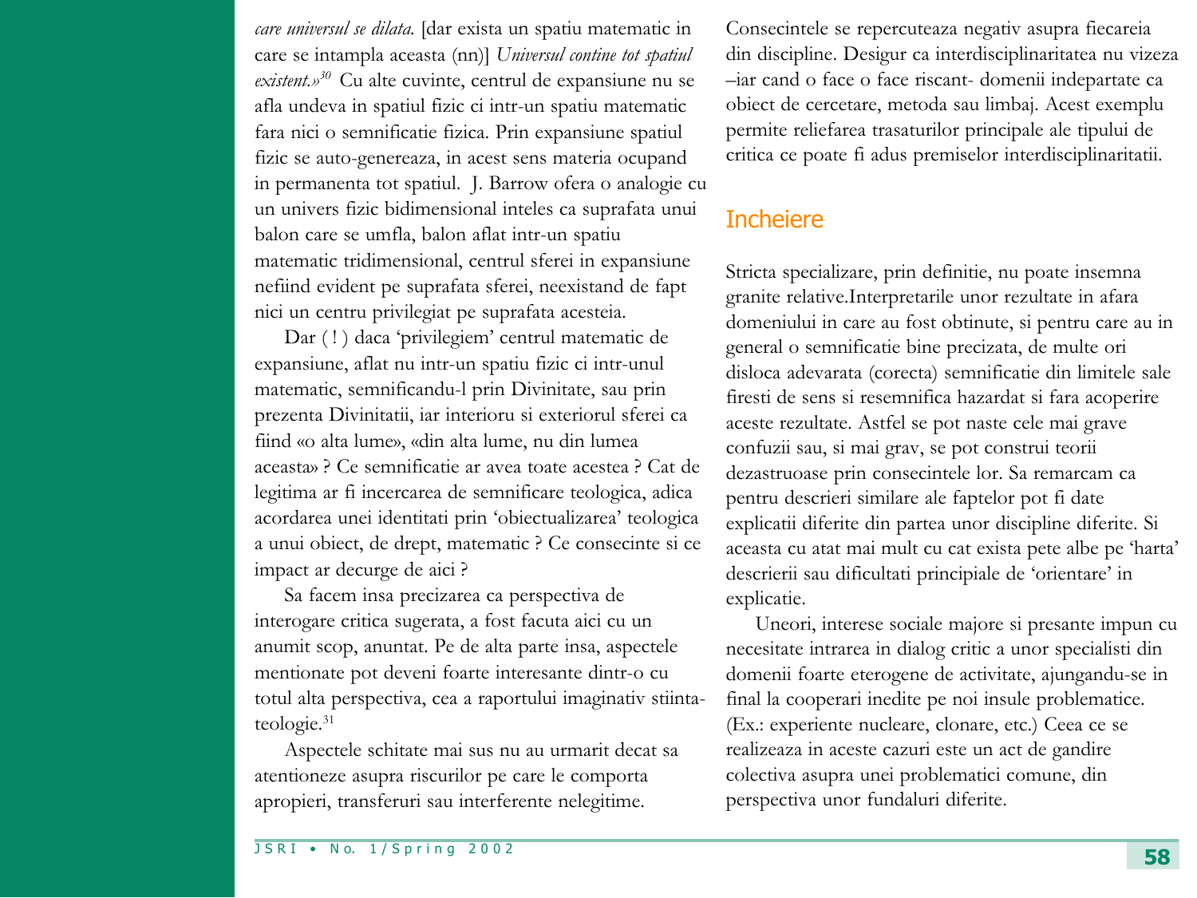*care universul se dilata.* [dar exista un spatiu matematic in care se intampla aceasta (nn)] *Universul contine tot spatiul existent.»*[30] Cu alte cuvinte, centrul de expansiune nu se afla undeva in spatiul fizic ci intr-un spatiu matematic fara nici o semnificatie fizica. Prin expansiune spatiul fizic se auto-genereaza, in acest sens materia ocupand in permanenta tot spatiul. J. Barrow ofera o analogie cu un univers fizic bidimensional inteles ca suprafata unui balon care se umfla, balon aflat intr-un spatiu matematic tridimensional, centrul sferei in expansiune nefiind evident pe suprafata sferei, neexistand de fapt nici un centru privilegiat pe suprafata acesteia.

Dar ( ! ) daca 'privilegiem' centrul matematic de expansiune, aflat nu intr-un spatiu fizic ci intr-unul matematic, semnificandu-l prin Divinitate, sau prin prezenta Divinitatii, iar interioru si exteriorul sferei ca fiind «o alta lume», «din alta lume, nu din lumea aceasta» ? Ce semnificatie ar avea toate acestea ? Cat de legitima ar fi incercarea de semnificare teologica, adica acordarea unei identitati prin 'obiectualizarea' teologica a unui obiect, de drept, matematic ? Ce consecinte si ce impact ar decurge de aici ?

Sa facem insa precizarea ca perspectiva de interogare critica sugerata, a fost facuta aici cu un anumit scop, anuntat. Pe de alta parte insa, aspectele mentionate pot deveni foarte interesante dintr-o cu totul alta perspectiva, cea a raportului imaginativ stiinta-teologie.[31]

Aspectele schitate mai sus nu au urmarit decat sa atentioneze asupra riscurilor pe care le comporta apropieri, transferuri sau interferente nelegitime. Consecintele se repercuteaza negativ asupra fiecareia din discipline. Desigur ca interdisciplinaritatea nu vizeza –iar cand o face o face riscant- domenii indepartate ca obiect de cercetare, metoda sau limbaj. Acest exemplu permite reliefarea trasaturilor principale ale tipului de critica ce poate fi adus premiselor interdisciplinaritatii.

## Incheiere

Stricta specializare, prin definitie, nu poate insemna granite relative.Interpretarile unor rezultate in afara domeniului in care au fost obtinute, si pentru care au in general o semnificatie bine precizata, de multe ori disloca adevarata (corecta) semnificatie din limitele sale firesti de sens si resemnifica hazardat si fara acoperire aceste rezultate. Astfel se pot naste cele mai grave confuzii sau, si mai grav, se pot construi teorii dezastruoase prin consecintele lor. Sa remarcam ca pentru descrieri similare ale faptelor pot fi date explicatii diferite din partea unor discipline diferite. Si aceasta cu atat mai mult cu cat exista pete albe pe 'harta' descrierii sau dificultati principiale de 'orientare' in explicatie.

Uneori, interese sociale majore si presante impun cu necesitate intrarea in dialog critic a unor specialisti din domenii foarte eterogene de activitate, ajungandu-se in final la cooperari inedite pe noi insule problematice. (Ex.: experiente nucleare, clonare, etc.) Ceea ce se realizeaza in aceste cazuri este un act de gandire colectiva asupra unei problematici comune, din perspectiva unor fundaluri diferite.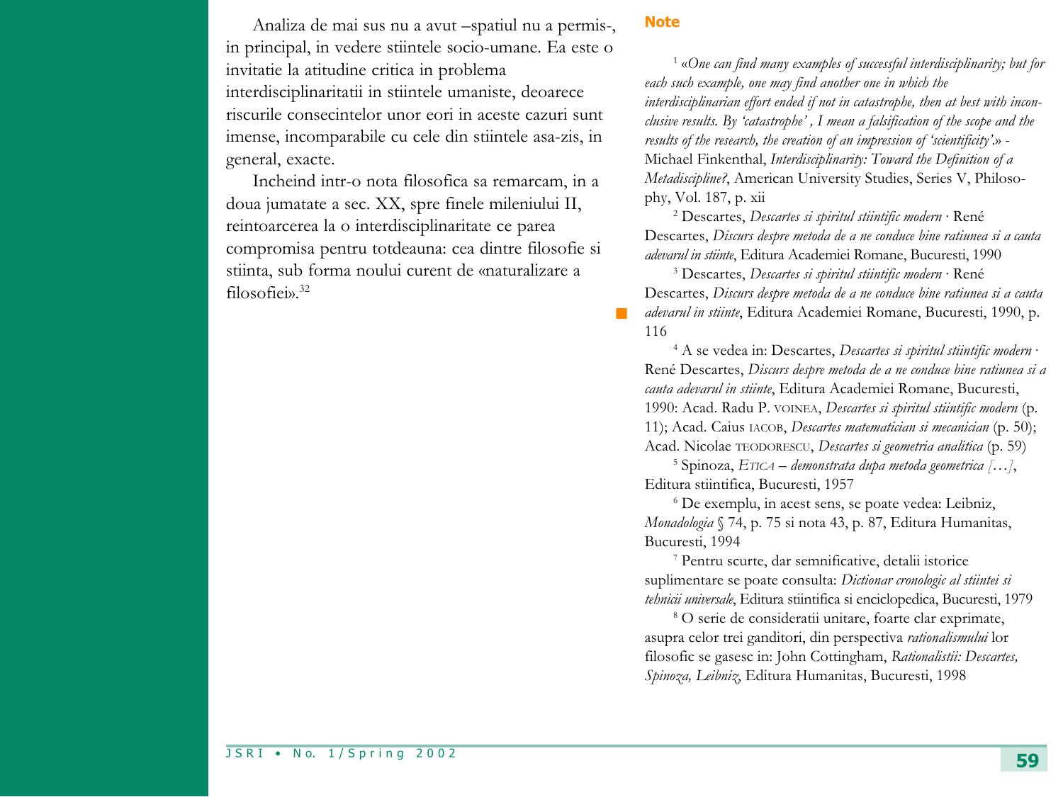Analiza de mai sus nu a avut –spatiul nu a permis-, in principal, in vedere stiintele socio-umane. Ea este o invitatie la atitudine critica in problema interdisciplinaritatii in stiintele umaniste, deoarece riscurile consecintelor unor eori in aceste cazuri sunt imense, incomparabile cu cele din stiintele asa-zis, in general, exacte.

Incheind intr-o nota filosofica sa remarcam, in a doua jumatate a sec. XX, spre finele mileniului II, reintoarcerea la o interdisciplinaritate ce parea compromisa pentru totdeauna: cea dintre filosofie si stiinta, sub forma noului curent de «naturalizare a filosofiei».[32]

## Note

[1] «*One can find many examples of successful interdisciplinarity; but for each such example, one may find another one in which the interdisciplinarian effort ended if not in catastrophe, then at best with inconclusive results. By 'catastrophe' , I mean a falsification of the scope and the results of the research, the creation of an impression of 'scientificity'.*» - Michael Finkenthal, *Interdisciplinarity: Toward the Definition of a Metadiscipline?*, American University Studies, Series V, Philosophy, Vol. 187, p. xii

[2] Descartes, *Descartes si spiritul stiintific modern* · René Descartes, *Discurs despre metoda de a ne conduce bine ratiunea si a cauta adevarul in stiinte*, Editura Academiei Romane, Bucuresti, 1990

[3] Descartes, *Descartes si spiritul stiintific modern* · René Descartes, *Discurs despre metoda de a ne conduce bine ratiunea si a cauta adevarul in stiinte*, Editura Academiei Romane, Bucuresti, 1990, p. 116

[4] A se vedea in: Descartes, *Descartes si spiritul stiintific modern* · René Descartes, *Discurs despre metoda de a ne conduce bine ratiunea si a cauta adevarul in stiinte*, Editura Academiei Romane, Bucuresti, 1990: Acad. Radu P. VOINEA, *Descartes si spiritul stiintific modern* (p. 11); Acad. Caius IACOB, *Descartes matematician si mecanician* (p. 50); Acad. Nicolae TEODORESCU, *Descartes si geometria analitica* (p. 59)

[5] Spinoza, *ETICA – demonstrata dupa metoda geometrica […]*, Editura stiintifica, Bucuresti, 1957

[6] De exemplu, in acest sens, se poate vedea: Leibniz, *Monadologia* § 74, p. 75 si nota 43, p. 87, Editura Humanitas, Bucuresti, 1994

[7] Pentru scurte, dar semnificative, detalii istorice suplimentare se poate consulta: *Dictionar cronologic al stiintei si tehnicii universale*, Editura stiintifica si enciclopedica, Bucuresti, 1979

[8] O serie de consideratii unitare, foarte clar exprimate, asupra celor trei ganditori, din perspectiva *rationalismului* lor filosofic se gasesc in: John Cottingham, *Rationalistii: Descartes, Spinoza, Leibniz*, Editura Humanitas, Bucuresti, 1998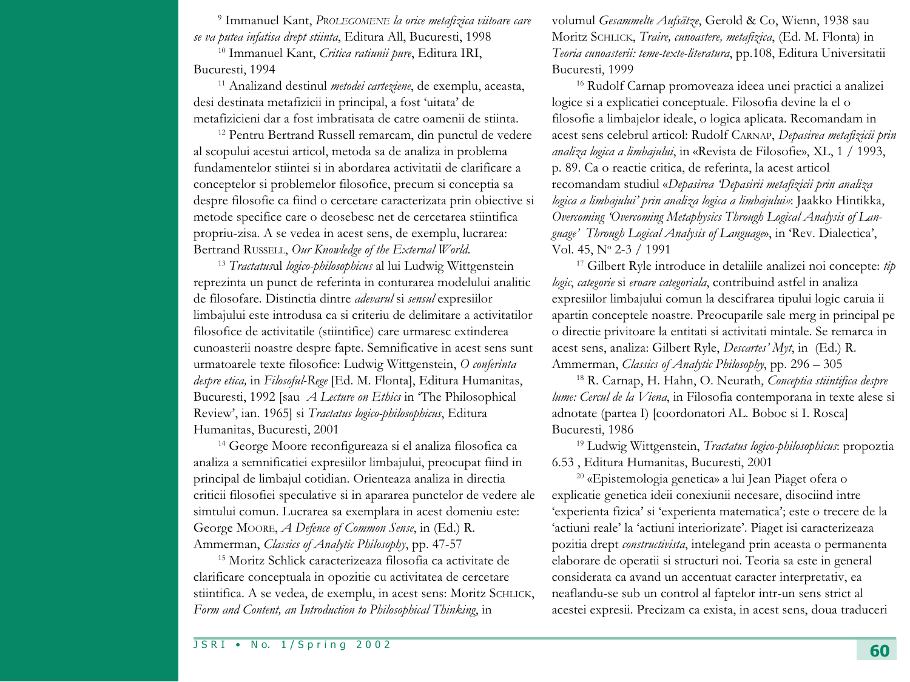[9] Immanuel Kant, *Prolegomene la orice metafizica viitoare care se va putea infatisa drept stiinta*, Editura All, Bucuresti, 1998

[10] Immanuel Kant, *Critica ratiunii pure*, Editura IRI, Bucuresti, 1994

[11] Analizand destinul *metodei carteziene*, de exemplu, aceasta, desi destinata metafizicii in principal, a fost 'uitata' de metafizicieni dar a fost imbratisata de catre oamenii de stiinta.

[12] Pentru Bertrand Russell remarcam, din punctul de vedere al scopului acestui articol, metoda sa de analiza in problema fundamentelor stiintei si in abordarea activitatii de clarificare a conceptelor si problemelor filosofice, precum si conceptia sa despre filosofie ca fiind o cercetare caracterizata prin obiective si metode specifice care o deosebesc net de cercetarea stiintifica propriu-zisa. A se vedea in acest sens, de exemplu, lucrarea: Bertrand Russell, *Our Knowledge of the External World*.

[13] *Tractatus*ul *logico-philosophicus* al lui Ludwig Wittgenstein reprezinta un punct de referinta in conturarea modelului analitic de filosofare. Distinctia dintre *adevarul* si *sensul* expresiilor limbajului este introdusa ca si criteriu de delimitare a activitatilor filosofice de activitatile (stiintifice) care urmaresc extinderea cunoasterii noastre despre fapte. Semnificative in acest sens sunt urmatoarele texte filosofice: Ludwig Wittgenstein, *O conferinta despre etica,* in *Filosoful-Rege* [Ed. M. Flonta], Editura Humanitas, Bucuresti, 1992 [sau *A Lecture on Ethics* in 'The Philosophical Review', ian. 1965] si *Tractatus logico-philosophicus*, Editura Humanitas, Bucuresti, 2001

[14] George Moore reconfigureaza si el analiza filosofica ca analiza a semnificatiei expresiilor limbajului, preocupat fiind in principal de limbajul cotidian. Orienteaza analiza in directia criticii filosofiei speculative si in apararea punctelor de vedere ale simtului comun. Lucrarea sa exemplara in acest domeniu este: George Moore, *A Defence of Common Sense*, in (Ed.) R. Ammerman, *Classics of Analytic Philosophy*, pp. 47-57

[15] Moritz Schlick caracterizeaza filosofia ca activitate de clarificare conceptuala in opozitie cu activitatea de cercetare stiintifica. A se vedea, de exemplu, in acest sens: Moritz Schlick, *Form and Content, an Introduction to Philosophical Thinking*, in volumul *Gesammelte Aufsätze*, Gerold & Co, Wienn, 1938 sau Moritz Schlick, *Traire, cunoastere, metafizica*, (Ed. M. Flonta) in *Teoria cunoasterii: teme-texte-literatura*, pp.108, Editura Universitatii Bucuresti, 1999

[16] Rudolf Carnap promoveaza ideea unei practici a analizei logice si a explicatiei conceptuale. Filosofia devine la el o filosofie a limbajelor ideale, o logica aplicata. Recomandam in acest sens celebrul articol: Rudolf Carnap, *Depasirea metafizicii prin analiza logica a limbajului*, in «Revista de Filosofie», XL, 1 / 1993, p. 89. Ca o reactie critica, de referinta, la acest articol recomandam studiul «*Depasirea 'Depasirii metafizicii prin analiza logica a limbajului' prin analiza logica a limbajului*»: Jaakko Hintikka, *Overcoming 'Overcoming Metaphysics Through Logical Analysis of Language' Through Logical Analysis of Language*», in 'Rev. Dialectica', Vol. 45, N° 2-3 / 1991

[17] Gilbert Ryle introduce in detaliile analizei noi concepte: *tip logic*, *categorie* si *eroare categoriala*, contribuind astfel in analiza expresiilor limbajului comun la descifrarea tipului logic caruia ii apartin conceptele noastre. Preocuparile sale merg in principal pe o directie privitoare la entitati si activitati mintale. Se remarca in acest sens, analiza: Gilbert Ryle, *Descartes' Myt*, in (Ed.) R. Ammerman, *Classics of Analytic Philosophy*, pp. 296 – 305

[18] R. Carnap, H. Hahn, O. Neurath, *Conceptia stiintifica despre lume: Cercul de la Viena*, in Filosofia contemporana in texte alese si adnotate (partea I) [coordonatori AL. Boboc si I. Rosca] Bucuresti, 1986

[19] Ludwig Wittgenstein, *Tractatus logico-philosophicus*: propoztia 6.53 , Editura Humanitas, Bucuresti, 2001

[20] «Epistemologia genetica» a lui Jean Piaget ofera o explicatie genetica ideii conexiunii necesare, disociind intre 'experienta fizica' si 'experienta matematica'; este o trecere de la 'actiuni reale' la 'actiuni interiorizate'. Piaget isi caracterizeaza pozitia drept *constructivista*, intelegand prin aceasta o permanenta elaborare de operatii si structuri noi. Teoria sa este in general considerata ca avand un accentuat caracter interpretativ, ea neaflandu-se sub un control al faptelor intr-un sens strict al acestei expresii. Precizam ca exista, in acest sens, doua traduceri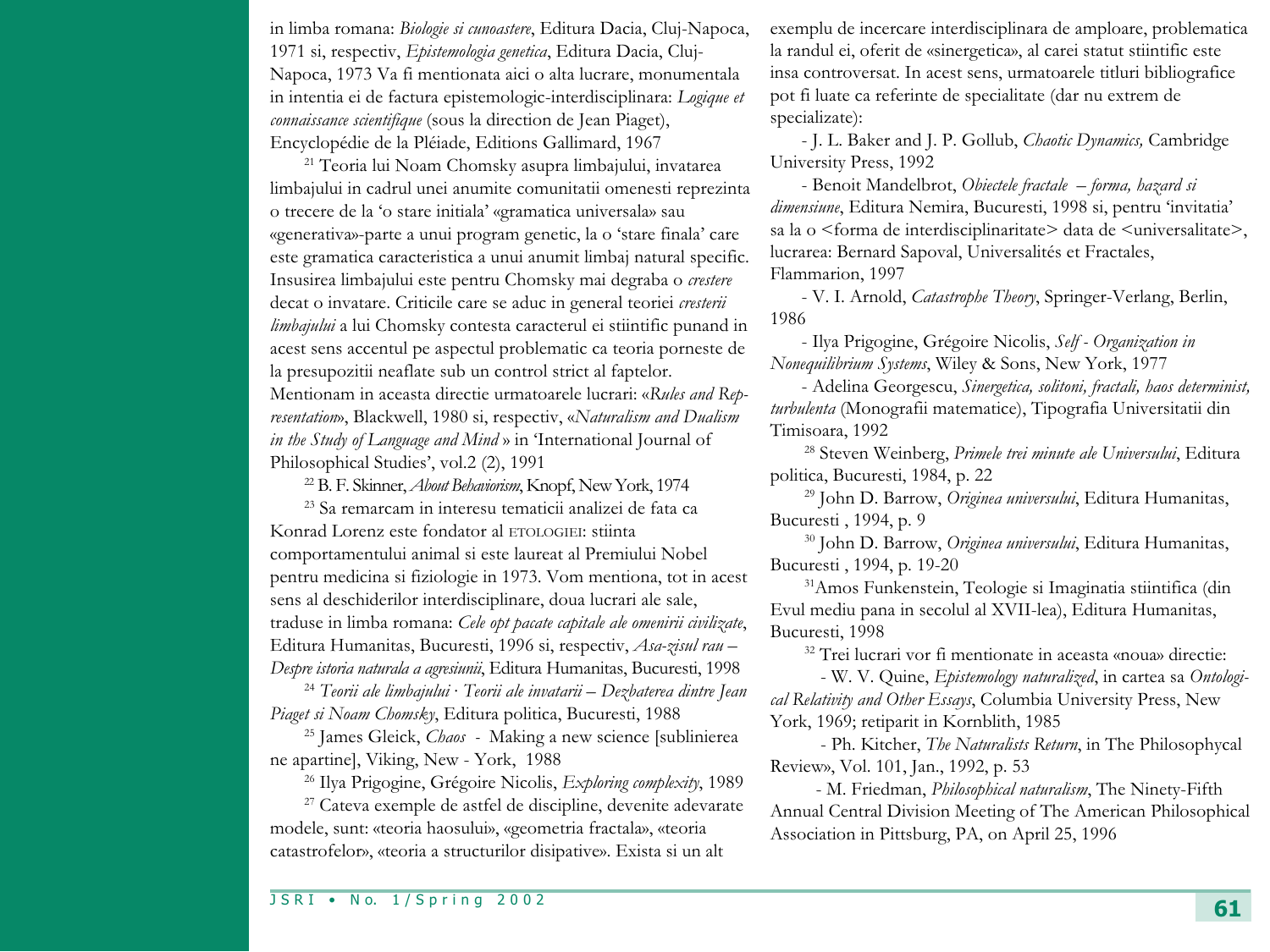in limba romana: *Biologie si cunoastere*, Editura Dacia, Cluj-Napoca, 1971 si, respectiv, *Epistemologia genetica*, Editura Dacia, Cluj-Napoca, 1973 Va fi mentionata aici o alta lucrare, monumentala in intentia ei de factura epistemologic-interdisciplinara: *Logique et connaissance scientifique* (sous la direction de Jean Piaget), Encyclopédie de la Pléiade, Editions Gallimard, 1967

[21] Teoria lui Noam Chomsky asupra limbajului, invatarea limbajului in cadrul unei anumite comunitatii omenesti reprezinta o trecere de la 'o stare initiala' «gramatica universala» sau «generativa»-parte a unui program genetic, la o 'stare finala' care este gramatica caracteristica a unui anumit limbaj natural specific. Insusirea limbajului este pentru Chomsky mai degraba o *crestere* decat o invatare. Criticile care se aduc in general teoriei *cresterii limbajului* a lui Chomsky contesta caracterul ei stiintific punand in acest sens accentul pe aspectul problematic ca teoria porneste de la presupozitii neaflate sub un control strict al faptelor. Mentionam in aceasta directie urmatoarele lucrari: «*Rules and Representation*», Blackwell, 1980 si, respectiv, «*Naturalism and Dualism in the Study of Language and Mind* » in 'International Journal of Philosophical Studies', vol.2 (2), 1991

[22] B. F. Skinner, *About Behaviorism*, Knopf, New York, 1974

[23] Sa remarcam in interesu tematicii analizei de fata ca Konrad Lorenz este fondator al ETOLOGIEI: stiinta comportamentului animal si este laureat al Premiului Nobel pentru medicina si fiziologie in 1973. Vom mentiona, tot in acest sens al deschiderilor interdisciplinare, doua lucrari ale sale, traduse in limba romana: *Cele opt pacate capitale ale omenirii civilizate*, Editura Humanitas, Bucuresti, 1996 si, respectiv, *Asa-zisul rau – Despre istoria naturala a agresiunii*, Editura Humanitas, Bucuresti, 1998

[24] *Teorii ale limbajului · Teorii ale invatarii – Dezbaterea dintre Jean Piaget si Noam Chomsky*, Editura politica, Bucuresti, 1988

[25] James Gleick, *Chaos* - Making a new science [sublinierea ne apartine], Viking, New - York, 1988

[26] Ilya Prigogine, Grégoire Nicolis, *Exploring complexity*, 1989

[27] Cateva exemple de astfel de discipline, devenite adevarate modele, sunt: «teoria haosului», «geometria fractala», «teoria catastrofelor», «teoria a structurilor disipative». Exista si un alt exemplu de incercare interdisciplinara de amploare, problematica la randul ei, oferit de «sinergetica», al carei statut stiintific este insa controversat. In acest sens, urmatoarele titluri bibliografice pot fi luate ca referinte de specialitate (dar nu extrem de specializate):

- J. L. Baker and J. P. Gollub, *Chaotic Dynamics,* Cambridge University Press, 1992
- Benoit Mandelbrot, *Obiectele fractale – forma, hazard si dimensiune*, Editura Nemira, Bucuresti, 1998 si, pentru 'invitatia' sa la o <forma de interdisciplinaritate> data de <universalitate>, lucrarea: Bernard Sapoval, Universalités et Fractales, Flammarion, 1997
- V. I. Arnold, *Catastrophe Theory*, Springer-Verlang, Berlin, 1986
- Ilya Prigogine, Grégoire Nicolis, *Self - Organization in Nonequilibrium Systems*, Wiley & Sons, New York, 1977
- Adelina Georgescu, *Sinergetica, solitoni, fractali, haos determinist, turbulenta* (Monografii matematice), Tipografia Universitatii din Timisoara, 1992

[28] Steven Weinberg, *Primele trei minute ale Universului*, Editura politica, Bucuresti, 1984, p. 22

[29] John D. Barrow, *Originea universului*, Editura Humanitas, Bucuresti , 1994, p. 9

[30] John D. Barrow, *Originea universului*, Editura Humanitas, Bucuresti , 1994, p. 19-20

[31] Amos Funkenstein, Teologie si Imaginatia stiintifica (din Evul mediu pana in secolul al XVII-lea), Editura Humanitas, Bucuresti, 1998

[32] Trei lucrari vor fi mentionate in aceasta «noua» directie:

- W. V. Quine, *Epistemology naturalized*, in cartea sa *Ontological Relativity and Other Essays*, Columbia University Press, New York, 1969; retiparit in Kornblith, 1985
- Ph. Kitcher, *The Naturalists Return*, in The Philosophycal Review», Vol. 101, Jan., 1992, p. 53
- M. Friedman, *Philosophical naturalism*, The Ninety-Fifth Annual Central Division Meeting of The American Philosophical Association in Pittsburg, PA, on April 25, 1996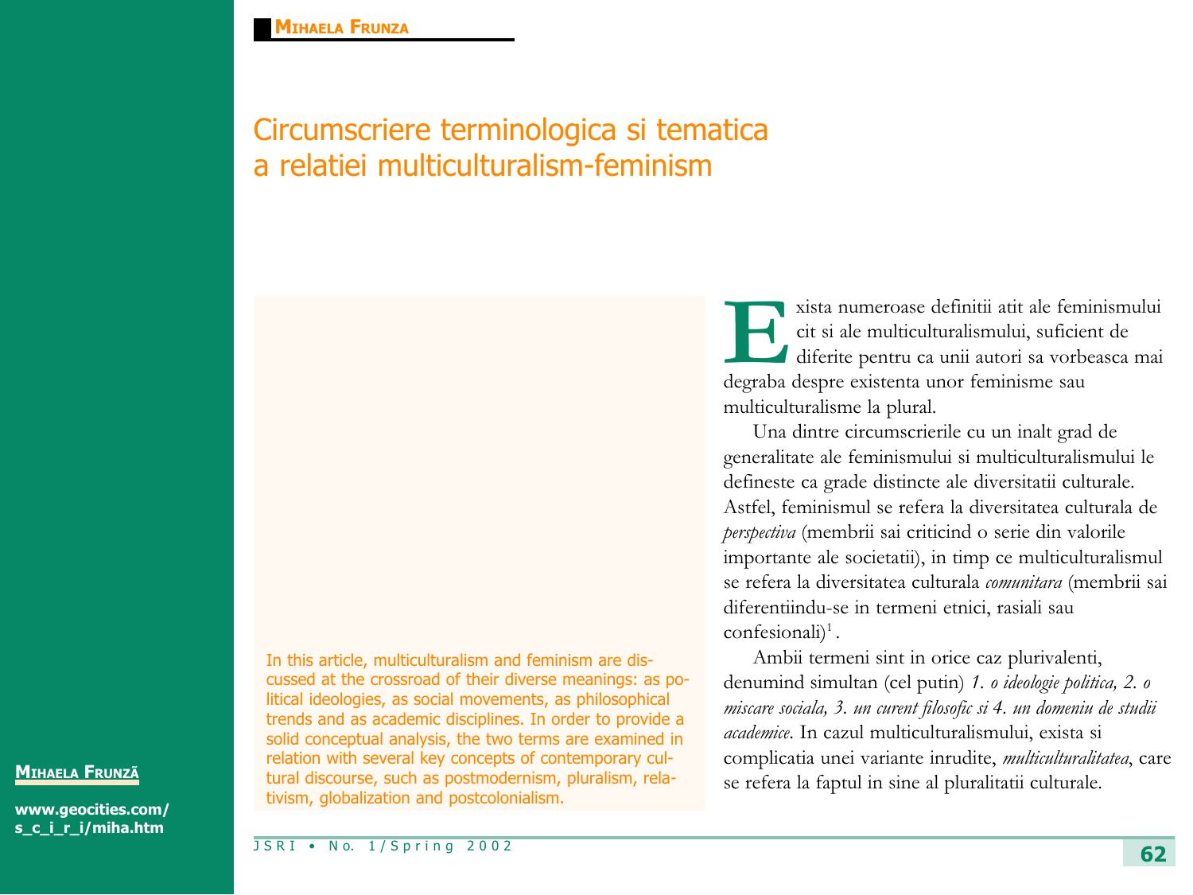MIHAELA FRUNZĂ

www.geocities.com/s_c_i_r_i/miha.htm

# Circumscriere terminologica si tematica a relatiei multiculturalism-feminism

In this article, multiculturalism and feminism are discussed at the crossroad of their diverse meanings: as political ideologies, as social movements, as philosophical trends and as academic disciplines. In order to provide a solid conceptual analysis, the two terms are examined in relation with several key concepts of contemporary cultural discourse, such as postmodernism, pluralism, relativism, globalization and postcolonialism.

Exista numeroase definitii atit ale feminismului cit si ale multiculturalismului, suficient de diferite pentru ca unii autori sa vorbeasca mai degraba despre existenta unor feminisme sau multiculturalisme la plural.

Una dintre circumscrierile cu un inalt grad de generalitate ale feminismului si multiculturalismului le defineste ca grade distincte ale diversitatii culturale. Astfel, feminismul se refera la diversitatea culturala de *perspectiva* (membrii sai criticind o serie din valorile importante ale societatii), in timp ce multiculturalismul se refera la diversitatea culturala *comunitara* (membrii sai diferentiindu-se in termeni etnici, rasiali sau confesionali)[1].

Ambii termeni sint in orice caz plurivalenti, denumind simultan (cel putin) *1. o ideologie politica, 2. o miscare sociala, 3. un curent filosofic si 4. un domeniu de studii academice*. In cazul multiculturalismului, exista si complicatia unei variante inrudite, *multiculturalitatea*, care se refera la faptul in sine al pluralitatii culturale.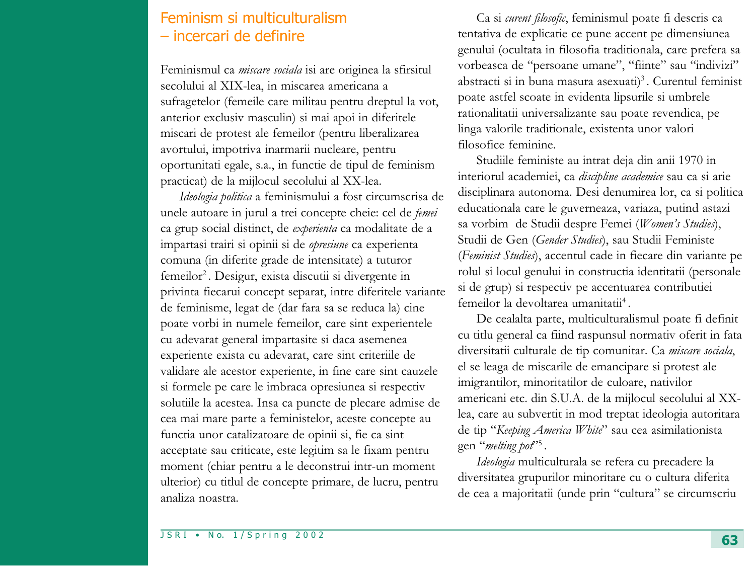## Feminism si multiculturalism – incercari de definire

Feminismul ca *miscare sociala* isi are originea la sfirsitul secolului al XIX-lea, in miscarea americana a sufragetelor (femeile care militau pentru dreptul la vot, anterior exclusiv masculin) si mai apoi in diferitele miscari de protest ale femeilor (pentru liberalizarea avortului, impotriva inarmarii nucleare, pentru oportunitati egale, s.a., in functie de tipul de feminism practicat) de la mijlocul secolului al XX-lea.

*Ideologia politica* a feminismului a fost circumscrisa de unele autoare in jurul a trei concepte cheie: cel de *femei* ca grup social distinct, de *experienta* ca modalitate de a impartasi trairi si opinii si de *opresiune* ca experienta comuna (in diferite grade de intensitate) a tuturor femeilor[2]. Desigur, exista discutii si divergente in privinta fiecarui concept separat, intre diferitele variante de feminisme, legat de (dar fara sa se reduca la) cine poate vorbi in numele femeilor, care sint experientele cu adevarat general impartasite si daca asemenea experiente exista cu adevarat, care sint criteriile de validare ale acestor experiente, in fine care sint cauzele si formele pe care le imbraca opresiunea si respectiv solutiile la acestea. Insa ca puncte de plecare admise de cea mai mare parte a feministelor, aceste concepte au functia unor catalizatoare de opinii si, fie ca sint acceptate sau criticate, este legitim sa le fixam pentru moment (chiar pentru a le deconstrui intr-un moment ulterior) cu titlul de concepte primare, de lucru, pentru analiza noastra.

Ca si *curent filosofic*, feminismul poate fi descris ca tentativa de explicatie ce pune accent pe dimensiunea genului (ocultata in filosofia traditionala, care prefera sa vorbeasca de "persoane umane", "fiinte" sau "indivizi" abstracti si in buna masura asexuati)[3]. Curentul feminist poate astfel scoate in evidenta lipsurile si umbrele rationalitatii universalizante sau poate revendica, pe linga valorile traditionale, existenta unor valori filosofice feminine.

Studiile feministe au intrat deja din anii 1970 in interiorul academiei, ca *discipline academice* sau ca si arie disciplinara autonoma. Desi denumirea lor, ca si politica educationala care le guverneaza, variaza, putind astazi sa vorbim de Studii despre Femei (*Women's Studies*), Studii de Gen (*Gender Studies*), sau Studii Feministe (*Feminist Studies*), accentul cade in fiecare din variante pe rolul si locul genului in constructia identitatii (personale si de grup) si respectiv pe accentuarea contributiei femeilor la devoltarea umanitatii[4].

De cealalta parte, multiculturalismul poate fi definit cu titlu general ca fiind raspunsul normativ oferit in fata diversitatii culturale de tip comunitar. Ca *miscare sociala*, el se leaga de miscarile de emancipare si protest ale imigrantilor, minoritatilor de culoare, nativilor americani etc. din S.U.A. de la mijlocul secolului al XX-lea, care au subvertit in mod treptat ideologia autoritara de tip "*Keeping America White*" sau cea asimilationista gen "*melting pot*"[5].

*Ideologia* multiculturala se refera cu precadere la diversitatea grupurilor minoritare cu o cultura diferita de cea a majoritatii (unde prin "cultura" se circumscriu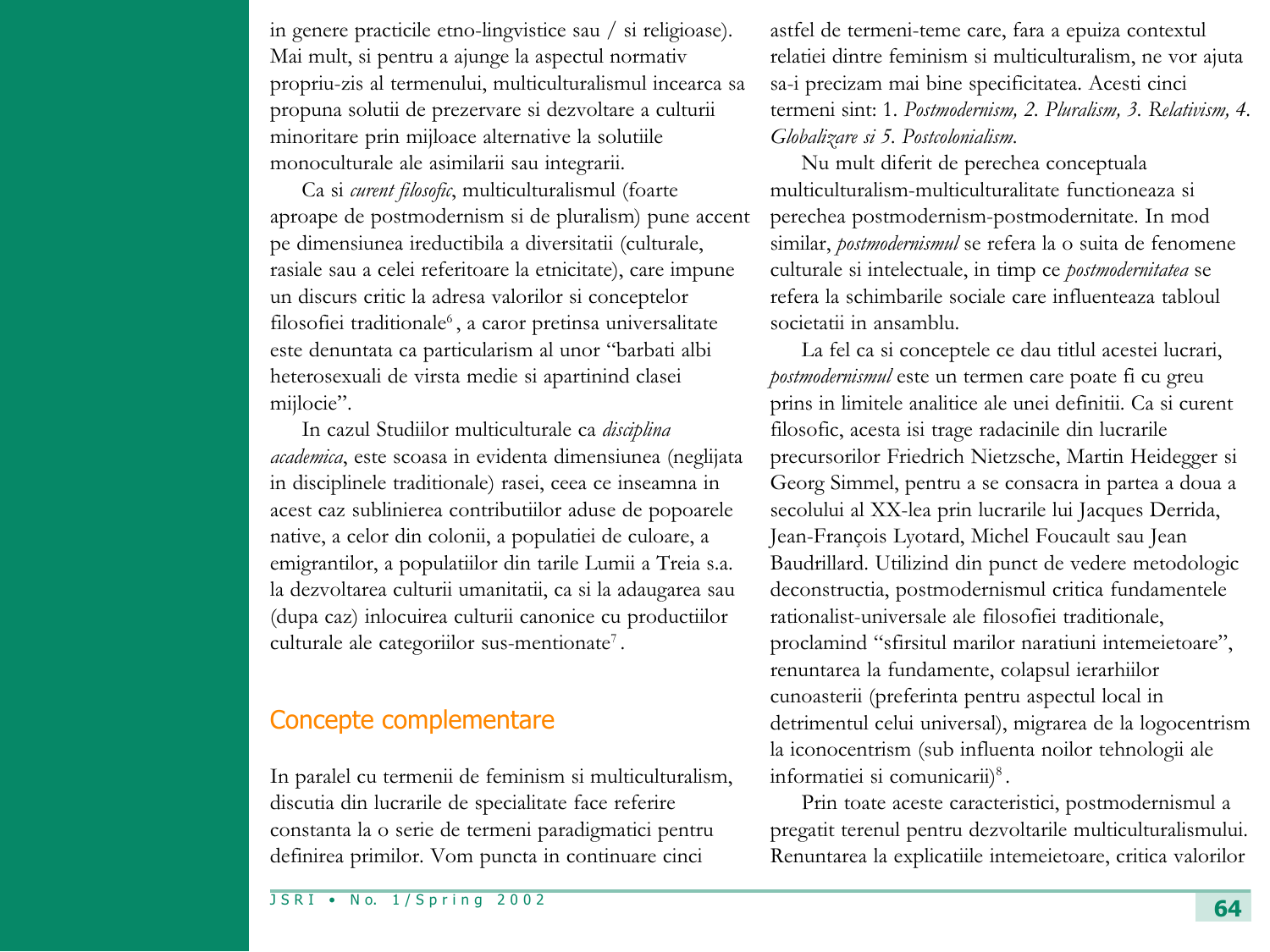in genere practicile etno-lingvistice sau / si religioase). Mai mult, si pentru a ajunge la aspectul normativ propriu-zis al termenului, multiculturalismul incearca sa propuna solutii de prezervare si dezvoltare a culturii minoritare prin mijloace alternative la solutiile monoculturale ale asimilarii sau integrarii.

Ca si *curent filosofic*, multiculturalismul (foarte aproape de postmodernism si de pluralism) pune accent pe dimensiunea ireductibila a diversitatii (culturale, rasiale sau a celei referitoare la etnicitate), care impune un discurs critic la adresa valorilor si conceptelor filosofiei traditionale[6], a caror pretinsa universalitate este denuntata ca particularism al unor "barbati albi heterosexuali de virsta medie si apartinind clasei mijlocie".

In cazul Studiilor multiculturale ca *disciplina academica*, este scoasa in evidenta dimensiunea (neglijata in disciplinele traditionale) rasei, ceea ce inseamna in acest caz sublinierea contributiilor aduse de popoarele native, a celor din colonii, a populatiei de culoare, a emigrantilor, a populatiilor din tarile Lumii a Treia s.a. la dezvoltarea culturii umanitatii, ca si la adaugarea sau (dupa caz) inlocuirea culturii canonice cu productiilor culturale ale categoriilor sus-mentionate[7].

## Concepte complementare

In paralel cu termenii de feminism si multiculturalism, discutia din lucrarile de specialitate face referire constanta la o serie de termeni paradigmatici pentru definirea primilor. Vom puncta in continuare cinci astfel de termeni-teme care, fara a epuiza contextul relatiei dintre feminism si multiculturalism, ne vor ajuta sa-i precizam mai bine specificitatea. Acesti cinci termeni sint: 1. *Postmodernism, 2. Pluralism, 3. Relativism, 4. Globalizare si 5. Postcolonialism*.

Nu mult diferit de perechea conceptuala multiculturalism-multiculturalitate functioneaza si perechea postmodernism-postmodernitate. In mod similar, *postmodernismul* se refera la o suita de fenomene culturale si intelectuale, in timp ce *postmodernitatea* se refera la schimbarile sociale care influenteaza tabloul societatii in ansamblu.

La fel ca si conceptele ce dau titlul acestei lucrari, *postmodernismul* este un termen care poate fi cu greu prins in limitele analitice ale unei definitii. Ca si curent filosofic, acesta isi trage radacinile din lucrarile precursorilor Friedrich Nietzsche, Martin Heidegger si Georg Simmel, pentru a se consacra in partea a doua a secolului al XX-lea prin lucrarile lui Jacques Derrida, Jean-François Lyotard, Michel Foucault sau Jean Baudrillard. Utilizind din punct de vedere metodologic deconstructia, postmodernismul critica fundamentele rationalist-universale ale filosofiei traditionale, proclamind "sfirsitul marilor naratiuni intemeietoare", renuntarea la fundamente, colapsul ierarhiilor cunoasterii (preferinta pentru aspectul local in detrimentul celui universal), migrarea de la logocentrism la iconocentrism (sub influenta noilor tehnologii ale informatiei si comunicarii)[8].

Prin toate aceste caracteristici, postmodernismul a pregatit terenul pentru dezvoltarile multiculturalismului. Renuntarea la explicatiile intemeietoare, critica valorilor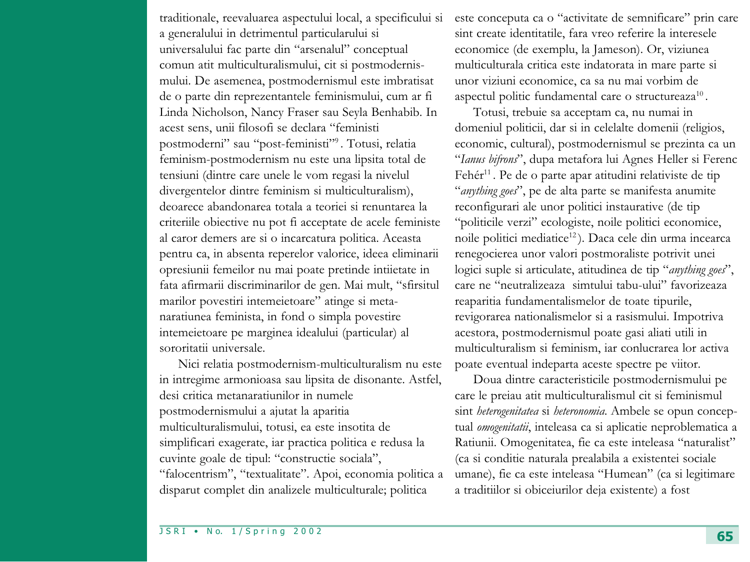traditionale, reevaluarea aspectului local, a specificului si a generalului in detrimentul particularului si universalului fac parte din "arsenalul" conceptual comun atit multiculturalismului, cit si postmodernismului. De asemenea, postmodernismul este imbratisat de o parte din reprezentantele feminismului, cum ar fi Linda Nicholson, Nancy Fraser sau Seyla Benhabib. In acest sens, unii filosofi se declara "feministi postmoderni" sau "post-feministi"[9]. Totusi, relatia feminism-postmodernism nu este una lipsita total de tensiuni (dintre care unele le vom regasi la nivelul divergentelor dintre feminism si multiculturalism), deoarece abandonarea totala a teoriei si renuntarea la criteriile obiective nu pot fi acceptate de acele feministe al caror demers are si o incarcatura politica. Aceasta pentru ca, in absenta reperelor valorice, ideea eliminarii opresiunii femeilor nu mai poate pretinde intiietate in fata afirmarii discriminarilor de gen. Mai mult, "sfirsitul marilor povestiri intemeietoare" atinge si metanaratiunea feminista, in fond o simpla povestire intemeietoare pe marginea idealului (particular) al sororitatii universale.

Nici relatia postmodernism-multiculturalism nu este in intregime armonioasa sau lipsita de disonante. Astfel, desi critica metanaratiunilor in numele postmodernismului a ajutat la aparitia multiculturalismului, totusi, ea este insotita de simplificari exagerate, iar practica politica e redusa la cuvinte goale de tipul: "constructie sociala", "falocentrism", "textualitate". Apoi, economia politica a disparut complet din analizele multiculturale; politica este conceputa ca o "activitate de semnificare" prin care sint create identitatile, fara vreo referire la interesele economice (de exemplu, la Jameson). Or, viziunea multiculturala critica este indatorata in mare parte si unor viziuni economice, ca sa nu mai vorbim de aspectul politic fundamental care o structureaza[10].

Totusi, trebuie sa acceptam ca, nu numai in domeniul politicii, dar si in celelalte domenii (religios, economic, cultural), postmodernismul se prezinta ca un "*Ianus bifrons*", dupa metafora lui Agnes Heller si Ferenc Fehér[11]. Pe de o parte apar atitudini relativiste de tip "*anything goes*", pe de alta parte se manifesta anumite reconfigurari ale unor politici instaurative (de tip "politicile verzi" ecologiste, noile politici economice, noile politici mediatice[12]). Daca cele din urma incearca renegocierea unor valori postmoraliste potrivit unei logici suple si articulate, atitudinea de tip "*anything goes*", care ne "neutralizeaza  simtului tabu-ului" favorizeaza reaparitia fundamentalismelor de toate tipurile, revigorarea nationalismelor si a rasismului. Impotriva acestora, postmodernismul poate gasi aliati utili in multiculturalism si feminism, iar conlucrarea lor activa poate eventual indeparta aceste spectre pe viitor.

Doua dintre caracteristicile postmodernismului pe care le preiau atit multiculturalismul cit si feminismul sint *heterogenitatea* si *heteronomia*. Ambele se opun conceptual *omogenitatii*, inteleasa ca si aplicatie neproblematica a Ratiunii. Omogenitatea, fie ca este inteleasa "naturalist" (ca si conditie naturala prealabila a existentei sociale umane), fie ca este inteleasa "Humean" (ca si legitimare a traditiilor si obiceiurilor deja existente) a fost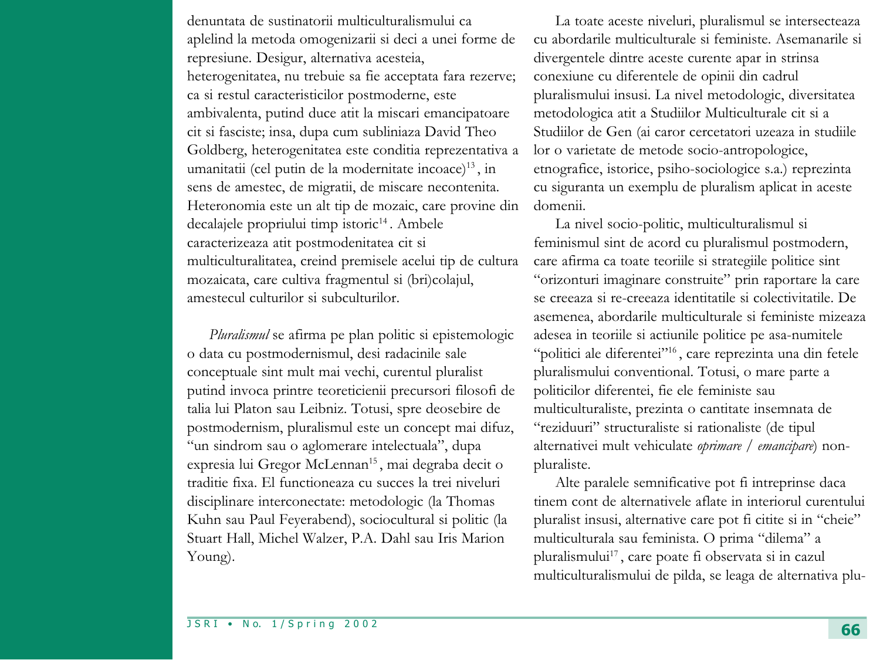denuntata de sustinatorii multiculturalismului ca aplelind la metoda omogenizarii si deci a unei forme de represiune. Desigur, alternativa acesteia, heterogenitatea, nu trebuie sa fie acceptata fara rezerve; ca si restul caracteristicilor postmoderne, este ambivalenta, putind duce atit la miscari emancipatoare cit si fasciste; insa, dupa cum subliniaza David Theo Goldberg, heterogenitatea este conditia reprezentativa a umanitatii (cel putin de la modernitate incoace)[13], in sens de amestec, de migratii, de miscare necontenita. Heteronomia este un alt tip de mozaic, care provine din decalajele propriului timp istoric[14]. Ambele caracterizeaza atit postmodenitatea cit si multiculturalitatea, creind premisele acelui tip de cultura mozaicata, care cultiva fragmentul si (bri)colajul, amestecul culturilor si subculturilor.

*Pluralismul* se afirma pe plan politic si epistemologic o data cu postmodernismul, desi radacinile sale conceptuale sint mult mai vechi, curentul pluralist putind invoca printre teoreticienii precursori filosofi de talia lui Platon sau Leibniz. Totusi, spre deosebire de postmodernism, pluralismul este un concept mai difuz, "un sindrom sau o aglomerare intelectuala", dupa expresia lui Gregor McLennan[15], mai degraba decit o traditie fixa. El functioneaza cu succes la trei niveluri disciplinare interconectate: metodologic (la Thomas Kuhn sau Paul Feyerabend), sociocultural si politic (la Stuart Hall, Michel Walzer, P.A. Dahl sau Iris Marion Young).

La toate aceste niveluri, pluralismul se intersecteaza cu abordarile multiculturale si feministe. Asemanarile si divergentele dintre aceste curente apar in strinsa conexiune cu diferentele de opinii din cadrul pluralismului insusi. La nivel metodologic, diversitatea metodologica atit a Studiilor Multiculturale cit si a Studiilor de Gen (ai caror cercetatori uzeaza in studiile lor o varietate de metode socio-antropologice, etnografice, istorice, psiho-sociologice s.a.) reprezinta cu siguranta un exemplu de pluralism aplicat in aceste domenii.

La nivel socio-politic, multiculturalismul si feminismul sint de acord cu pluralismul postmodern, care afirma ca toate teoriile si strategiile politice sint "orizonturi imaginare construite" prin raportare la care se creeaza si re-creeaza identitatile si colectivitatile. De asemenea, abordarile multiculturale si feministe mizeaza adesea in teoriile si actiunile politice pe asa-numitele "politici ale diferentei"[16], care reprezinta una din fetele pluralismului conventional. Totusi, o mare parte a politicilor diferentei, fie ele feministe sau multiculturaliste, prezinta o cantitate insemnata de "reziduuri" structuraliste si rationaliste (de tipul alternativei mult vehiculate *oprimare* / *emancipare*) non-pluraliste.

Alte paralele semnificative pot fi intreprinse daca tinem cont de alternativele aflate in interiorul curentului pluralist insusi, alternative care pot fi citite si in "cheie" multiculturala sau feminista. O prima "dilema" a pluralismului[17], care poate fi observata si in cazul multiculturalismului de pilda, se leaga de alternativa plu-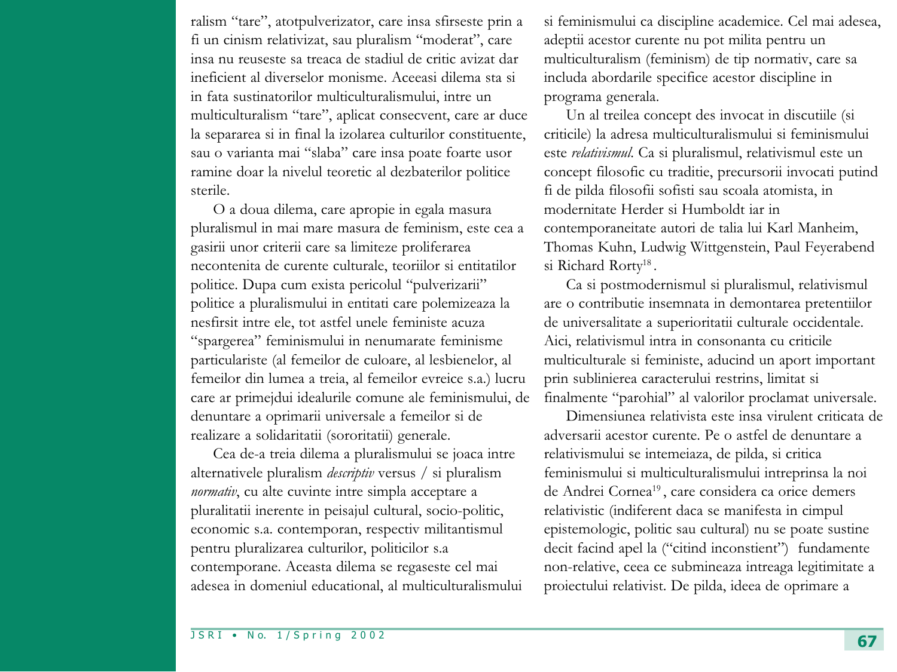ralism "tare", atotpulverizator, care insa sfirseste prin a fi un cinism relativizat, sau pluralism "moderat", care insa nu reuseste sa treaca de stadiul de critic avizat dar ineficient al diverselor monisme. Aceeasi dilema sta si in fata sustinatorilor multiculturalismului, intre un multiculturalism "tare", aplicat consecvent, care ar duce la separarea si in final la izolarea culturilor constituente, sau o varianta mai "slaba" care insa poate foarte usor ramine doar la nivelul teoretic al dezbaterilor politice sterile.

O a doua dilema, care apropie in egala masura pluralismul in mai mare masura de feminism, este cea a gasirii unor criterii care sa limiteze proliferarea necontenita de curente culturale, teoriilor si entitatilor politice. Dupa cum exista pericolul "pulverizarii" politice a pluralismului in entitati care polemizeaza la nesfirsit intre ele, tot astfel unele feministe acuza "spargerea" feminismului in nenumarate feminisme particulariste (al femeilor de culoare, al lesbienelor, al femeilor din lumea a treia, al femeilor evreice s.a.) lucru care ar primejdui idealurile comune ale feminismului, de denuntare a oprimarii universale a femeilor si de realizare a solidaritatii (sororitatii) generale.

Cea de-a treia dilema a pluralismului se joaca intre alternativele pluralism *descriptiv* versus / si pluralism *normativ*, cu alte cuvinte intre simpla acceptare a pluralitatii inerente in peisajul cultural, socio-politic, economic s.a. contemporan, respectiv militantismul pentru pluralizarea culturilor, politicilor s.a contemporane. Aceasta dilema se regaseste cel mai adesea in domeniul educational, al multiculturalismului si feminismului ca discipline academice. Cel mai adesea, adeptii acestor curente nu pot milita pentru un multiculturalism (feminism) de tip normativ, care sa includa abordarile specifice acestor discipline in programa generala.

Un al treilea concept des invocat in discutiile (si criticile) la adresa multiculturalismului si feminismului este *relativismul*. Ca si pluralismul, relativismul este un concept filosofic cu traditie, precursorii invocati putind fi de pilda filosofii sofisti sau scoala atomista, in modernitate Herder si Humboldt iar in contemporaneitate autori de talia lui Karl Manheim, Thomas Kuhn, Ludwig Wittgenstein, Paul Feyerabend si Richard Rorty[18].

Ca si postmodernismul si pluralismul, relativismul are o contributie insemnata in demontarea pretentiilor de universalitate a superioritatii culturale occidentale. Aici, relativismul intra in consonanta cu criticile multiculturale si feministe, aducind un aport important prin sublinierea caracterului restrins, limitat si finalmente "parohial" al valorilor proclamat universale.

Dimensiunea relativista este insa virulent criticata de adversarii acestor curente. Pe o astfel de denuntare a relativismului se intemeiaza, de pilda, si critica feminismului si multiculturalismului intreprinsa la noi de Andrei Cornea[19], care considera ca orice demers relativistic (indiferent daca se manifesta in cimpul epistemologic, politic sau cultural) nu se poate sustine decit facind apel la ("citind inconstient") fundamente non-relative, ceea ce submineaza intreaga legitimitate a proiectului relativist. De pilda, ideea de oprimare a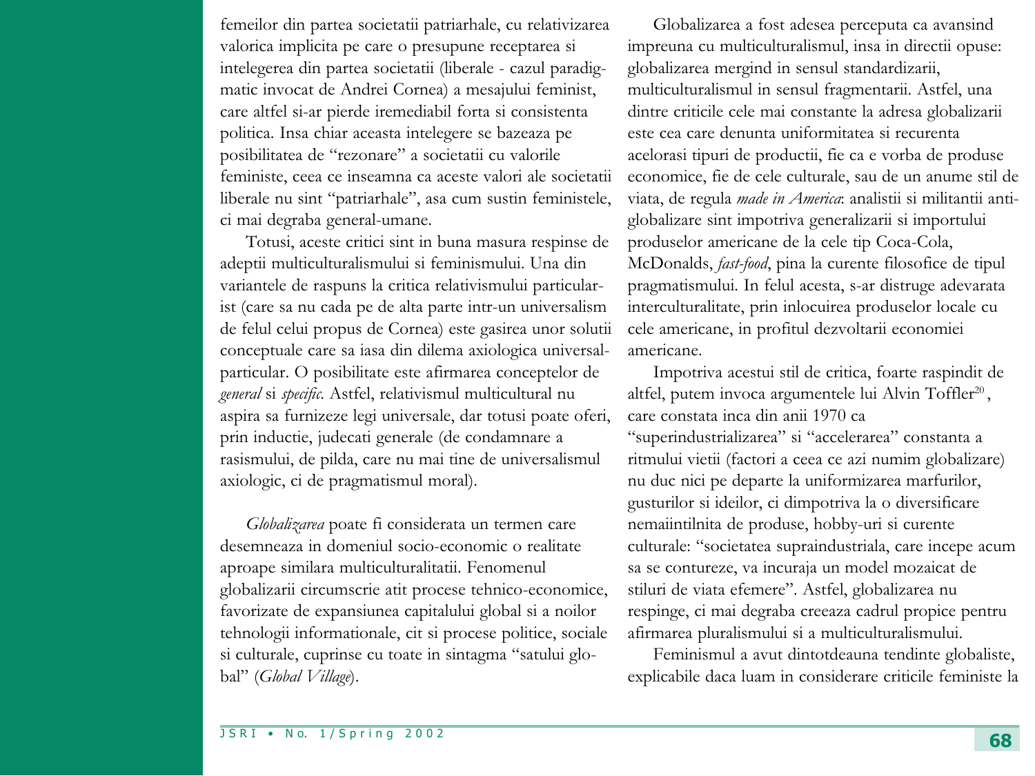femeilor din partea societatii patriarhale, cu relativizarea valorica implicita pe care o presupune receptarea si intelegerea din partea societatii (liberale - cazul paradigmatic invocat de Andrei Cornea) a mesajului feminist, care altfel si-ar pierde iremediabil forta si consistenta politica. Insa chiar aceasta intelegere se bazeaza pe posibilitatea de "rezonare" a societatii cu valorile feministe, ceea ce inseamna ca aceste valori ale societatii liberale nu sint "patriarhale", asa cum sustin feministele, ci mai degraba general-umane.

Totusi, aceste critici sint in buna masura respinse de adeptii multiculturalismului si feminismului. Una din variantele de raspuns la critica relativismului particularist (care sa nu cada pe de alta parte intr-un universalism de felul celui propus de Cornea) este gasirea unor solutii conceptuale care sa iasa din dilema axiologica universal-particular. O posibilitate este afirmarea conceptelor de *general* si *specific*. Astfel, relativismul multicultural nu aspira sa furnizeze legi universale, dar totusi poate oferi, prin inductie, judecati generale (de condamnare a rasismului, de pilda, care nu mai tine de universalismul axiologic, ci de pragmatismul moral).

*Globalizarea* poate fi considerata un termen care desemneaza in domeniul socio-economic o realitate aproape similara multiculturalitatii. Fenomenul globalizarii circumscrie atit procese tehnico-economice, favorizate de expansiunea capitalului global si a noilor tehnologii informationale, cit si procese politice, sociale si culturale, cuprinse cu toate in sintagma "satului global" (*Global Village*).

Globalizarea a fost adesea perceputa ca avansind impreuna cu multiculturalismul, insa in directii opuse: globalizarea mergind in sensul standardizarii, multiculturalismul in sensul fragmentarii. Astfel, una dintre criticile cele mai constante la adresa globalizarii este cea care denunta uniformitatea si recurenta acelorasi tipuri de productii, fie ca e vorba de produse economice, fie de cele culturale, sau de un anume stil de viata, de regula *made in America*: analistii si militantii anti-globalizare sint impotriva generalizarii si importului produselor americane de la cele tip Coca-Cola, McDonalds, *fast-food*, pina la curente filosofice de tipul pragmatismului. In felul acesta, s-ar distruge adevarata interculturalitate, prin inlocuirea produselor locale cu cele americane, in profitul dezvoltarii economiei americane.

Impotriva acestui stil de critica, foarte raspindit de altfel, putem invoca argumentele lui Alvin Toffler[20], care constata inca din anii 1970 ca "superindustrializarea" si "accelerarea" constanta a ritmului vietii (factori a ceea ce azi numim globalizare) nu duc nici pe departe la uniformizarea marfurilor, gusturilor si ideilor, ci dimpotriva la o diversificare nemaiintilnita de produse, hobby-uri si curente culturale: "societatea supraindustriala, care incepe acum sa se contureze, va incuraja un model mozaicat de stiluri de viata efemere". Astfel, globalizarea nu respinge, ci mai degraba creeaza cadrul propice pentru afirmarea pluralismului si a multiculturalismului.

Feminismul a avut dintotdeauna tendinte globaliste, explicabile daca luam in considerare criticile feministe la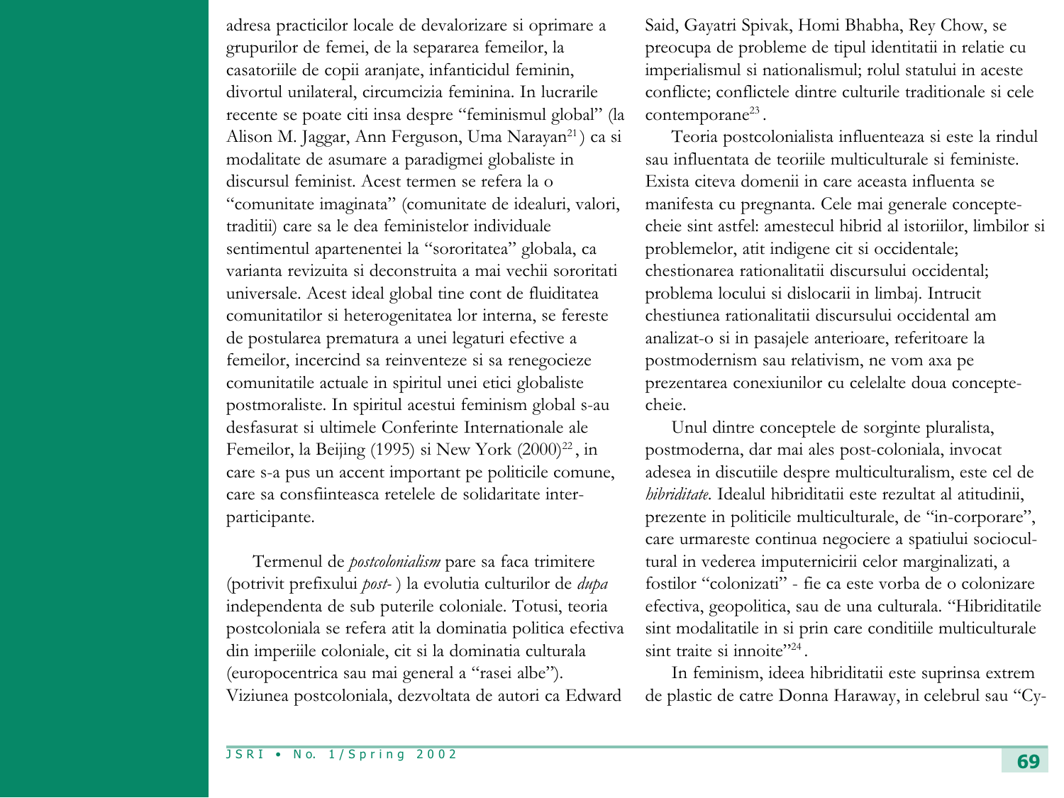adresa practicilor locale de devalorizare si oprimare a grupurilor de femei, de la separarea femeilor, la casatoriile de copii aranjate, infanticidul feminin, divortul unilateral, circumcizia feminina. In lucrarile recente se poate citi insa despre "feminismul global" (la Alison M. Jaggar, Ann Ferguson, Uma Narayan[21]) ca si modalitate de asumare a paradigmei globaliste in discursul feminist. Acest termen se refera la o "comunitate imaginata" (comunitate de idealuri, valori, traditii) care sa le dea feministelor individuale sentimentul apartenentei la "sororitatea" globala, ca varianta revizuita si deconstruita a mai vechii sororitati universale. Acest ideal global tine cont de fluiditatea comunitatilor si heterogenitatea lor interna, se fereste de postularea prematura a unei legaturi efective a femeilor, incercind sa reinventeze si sa renegocieze comunitatile actuale in spiritul unei etici globaliste postmoraliste. In spiritul acestui feminism global s-au desfasurat si ultimele Conferinte Internationale ale Femeilor, la Beijing (1995) si New York (2000)[22], in care s-a pus un accent important pe politicile comune, care sa consfiinteasca retelele de solidaritate inter-participante.

Termenul de *postcolonialism* pare sa faca trimitere (potrivit prefixului *post-* ) la evolutia culturilor de *dupa* independenta de sub puterile coloniale. Totusi, teoria postcoloniala se refera atit la dominatia politica efectiva din imperiile coloniale, cit si la dominatia culturala (europocentrica sau mai general a "rasei albe"). Viziunea postcoloniala, dezvoltata de autori ca Edward Said, Gayatri Spivak, Homi Bhabha, Rey Chow, se preocupa de probleme de tipul identitatii in relatie cu imperialismul si nationalismul; rolul statului in aceste conflicte; conflictele dintre culturile traditionale si cele contemporane[23].

Teoria postcolonialista influenteaza si este la rindul sau influentata de teoriile multiculturale si feministe. Exista citeva domenii in care aceasta influenta se manifesta cu pregnanta. Cele mai generale concepte-cheie sint astfel: amestecul hibrid al istoriilor, limbilor si problemelor, atit indigene cit si occidentale; chestionarea rationalitatii discursului occidental; problema locului si dislocarii in limbaj. Intrucit chestiunea rationalitatii discursului occidental am analizat-o si in pasajele anterioare, referitoare la postmodernism sau relativism, ne vom axa pe prezentarea conexiunilor cu celelalte doua concepte-cheie.

Unul dintre conceptele de sorginte pluralista, postmoderna, dar mai ales post-coloniala, invocat adesea in discutiile despre multiculturalism, este cel de *hibriditate*. Idealul hibriditatii este rezultat al atitudinii, prezente in politicile multiculturale, de "in-corporare", care urmareste continua negociere a spatiului sociocultural in vederea imputernicirii celor marginalizati, a fostilor "colonizati" - fie ca este vorba de o colonizare efectiva, geopolitica, sau de una culturala. "Hibriditatile sint modalitatile in si prin care conditiile multiculturale sint traite si innoite"[24].

In feminism, ideea hibriditatii este suprinsa extrem de plastic de catre Donna Haraway, in celebrul sau "Cy-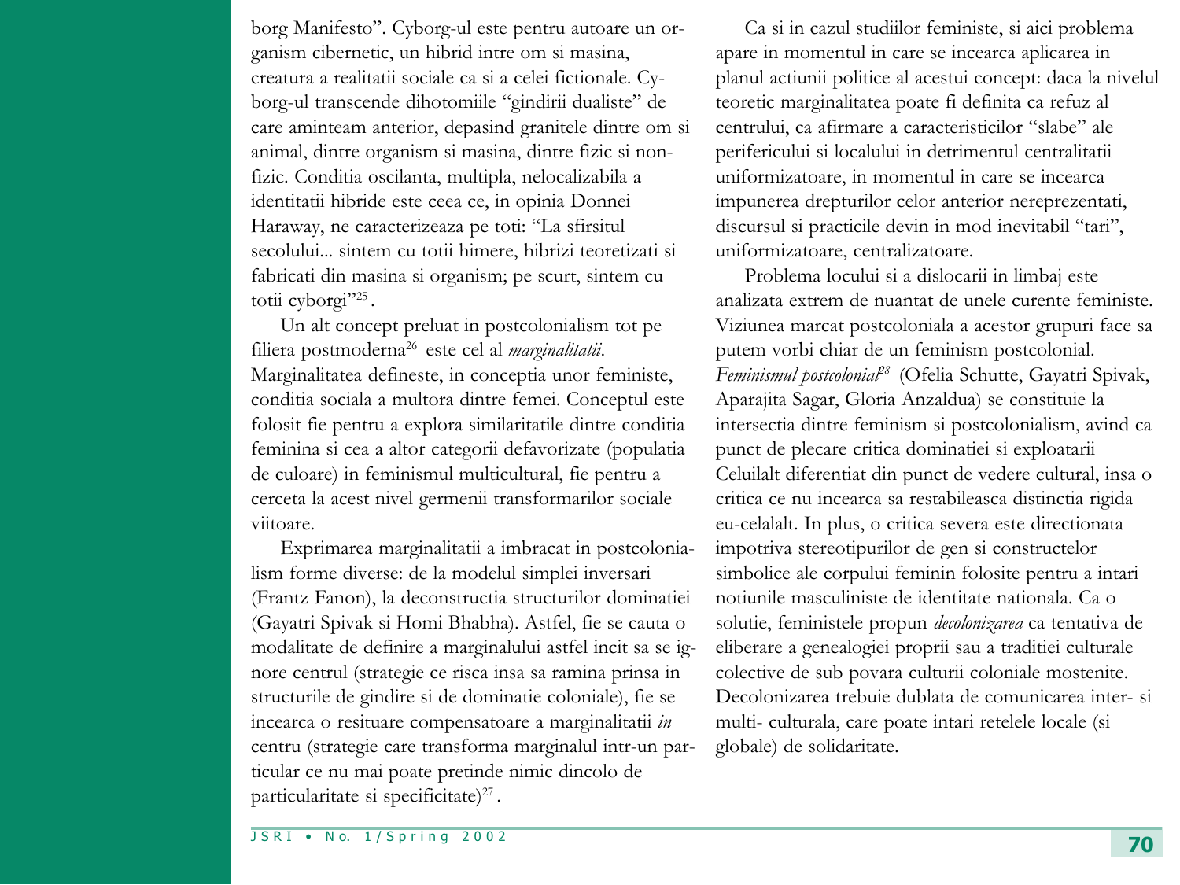borg Manifesto". Cyborg-ul este pentru autoare un organism cibernetic, un hibrid intre om si masina, creatura a realitatii sociale ca si a celei fictionale. Cyborg-ul transcende dihotomiile "gindirii dualiste" de care aminteam anterior, depasind granitele dintre om si animal, dintre organism si masina, dintre fizic si non-fizic. Conditia oscilanta, multipla, nelocalizabila a identitatii hibride este ceea ce, in opinia Donnei Haraway, ne caracterizeaza pe toti: "La sfirsitul secolului... sintem cu totii himere, hibrizi teoretizati si fabricati din masina si organism; pe scurt, sintem cu totii cyborgi"[25].

Un alt concept preluat in postcolonialism tot pe filiera postmoderna[26] este cel al *marginalitatii*. Marginalitatea defineste, in conceptia unor feministe, conditia sociala a multora dintre femei. Conceptul este folosit fie pentru a explora similaritatile dintre conditia feminina si cea a altor categorii defavorizate (populatia de culoare) in feminismul multicultural, fie pentru a cerceta la acest nivel germenii transformarilor sociale viitoare.

Exprimarea marginalitatii a imbracat in postcolonialism forme diverse: de la modelul simplei inversari (Frantz Fanon), la deconstructia structurilor dominatiei (Gayatri Spivak si Homi Bhabha). Astfel, fie se cauta o modalitate de definire a marginalului astfel incit sa se ignore centrul (strategie ce risca insa sa ramina prinsa in structurile de gindire si de dominatie coloniale), fie se incearca o resituare compensatoare a marginalitatii *in* centru (strategie care transforma marginalul intr-un particular ce nu mai poate pretinde nimic dincolo de particularitate si specificitate)[27].

Ca si in cazul studiilor feministe, si aici problema apare in momentul in care se incearca aplicarea in planul actiunii politice al acestui concept: daca la nivelul teoretic marginalitatea poate fi definita ca refuz al centrului, ca afirmare a caracteristicilor "slabe" ale perifericului si localului in detrimentul centralitatii uniformizatoare, in momentul in care se incearca impunerea drepturilor celor anterior nereprezentati, discursul si practicile devin in mod inevitabil "tari", uniformizatoare, centralizatoare.

Problema locului si a dislocarii in limbaj este analizata extrem de nuantat de unele curente feministe. Viziunea marcat postcoloniala a acestor grupuri face sa putem vorbi chiar de un feminism postcolonial. *Feminismul postcolonial*[28] (Ofelia Schutte, Gayatri Spivak, Aparajita Sagar, Gloria Anzaldua) se constituie la intersectia dintre feminism si postcolonialism, avind ca punct de plecare critica dominatiei si exploatarii Celuilalt diferentiat din punct de vedere cultural, insa o critica ce nu incearca sa restabileasca distinctia rigida eu-celalalt. In plus, o critica severa este directionata impotriva stereotipurilor de gen si constructelor simbolice ale corpului feminin folosite pentru a intari notiunile masculiniste de identitate nationala. Ca o solutie, feministele propun *decolonizarea* ca tentativa de eliberare a genealogiei proprii sau a traditiei culturale colective de sub povara culturii coloniale mostenite. Decolonizarea trebuie dublata de comunicarea inter- si multi- culturala, care poate intari retelele locale (si globale) de solidaritate.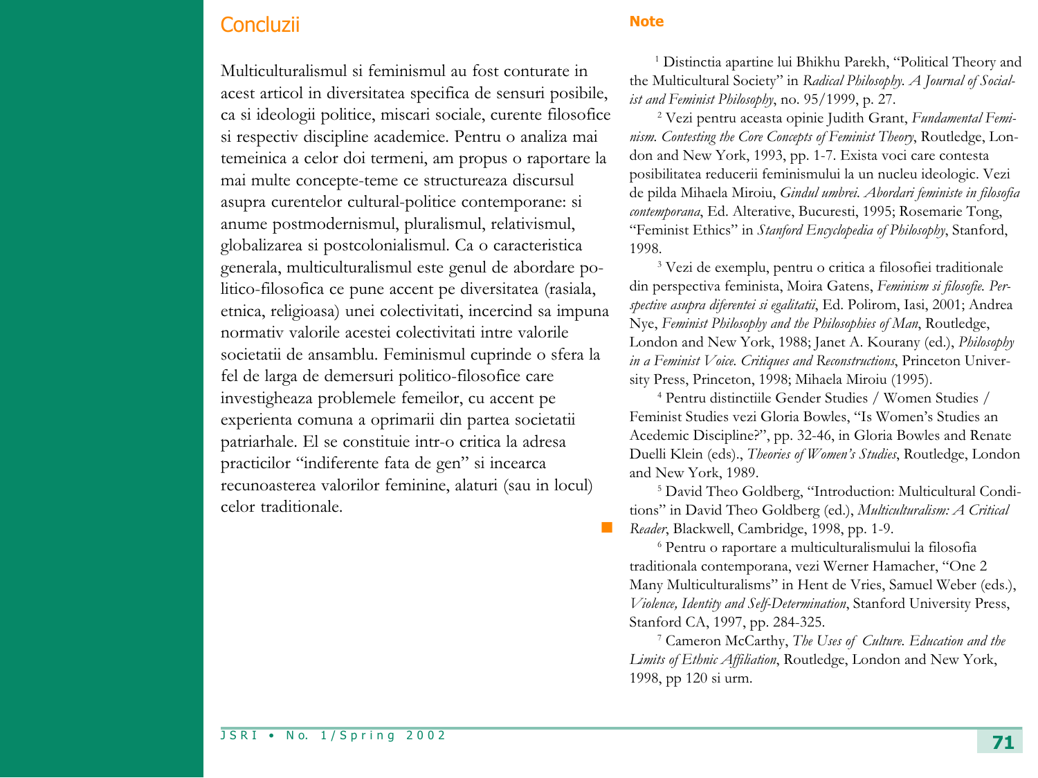## Concluzii

Multiculturalismul si feminismul au fost conturate in acest articol in diversitatea specifica de sensuri posibile, ca si ideologii politice, miscari sociale, curente filosofice si respectiv discipline academice. Pentru o analiza mai temeinica a celor doi termeni, am propus o raportare la mai multe concepte-teme ce structureaza discursul asupra curentelor cultural-politice contemporane: si anume postmodernismul, pluralismul, relativismul, globalizarea si postcolonialismul. Ca o caracteristica generala, multiculturalismul este genul de abordare politico-filosofica ce pune accent pe diversitatea (rasiala, etnica, religioasa) unei colectivitati, incercind sa impuna normativ valorile acestei colectivitati intre valorile societatii de ansamblu. Feminismul cuprinde o sfera la fel de larga de demersuri politico-filosofice care investigheaza problemele femeilor, cu accent pe experienta comuna a oprimarii din partea societatii patriarhale. El se constituie intr-o critica la adresa practicilor "indiferente fata de gen" si incearca recunoasterea valorilor feminine, alaturi (sau in locul) celor traditionale.

## Note

[1] Distinctia apartine lui Bhikhu Parekh, "Political Theory and the Multicultural Society" in *Radical Philosophy. A Journal of Socialist and Feminist Philosophy*, no. 95/1999, p. 27.

[2] Vezi pentru aceasta opinie Judith Grant, *Fundamental Feminism. Contesting the Core Concepts of Feminist Theory*, Routledge, London and New York, 1993, pp. 1-7. Exista voci care contesta posibilitatea reducerii feminismului la un nucleu ideologic. Vezi de pilda Mihaela Miroiu, *Gindul umbrei. Abordari feministe in filosofia contemporana*, Ed. Alterative, Bucuresti, 1995; Rosemarie Tong, "Feminist Ethics" in *Stanford Encyclopedia of Philosophy*, Stanford, 1998.

[3] Vezi de exemplu, pentru o critica a filosofiei traditionale din perspectiva feminista, Moira Gatens, *Feminism si filosofie. Perspective asupra diferentei si egalitatii*, Ed. Polirom, Iasi, 2001; Andrea Nye, *Feminist Philosophy and the Philosophies of Man*, Routledge, London and New York, 1988; Janet A. Kourany (ed.), *Philosophy in a Feminist Voice. Critiques and Reconstructions*, Princeton University Press, Princeton, 1998; Mihaela Miroiu (1995).

[4] Pentru distinctiile Gender Studies / Women Studies / Feminist Studies vezi Gloria Bowles, "Is Women's Studies an Acedemic Discipline?", pp. 32-46, in Gloria Bowles and Renate Duelli Klein (eds)., *Theories of Women's Studies*, Routledge, London and New York, 1989.

[5] David Theo Goldberg, "Introduction: Multicultural Conditions" in David Theo Goldberg (ed.), *Multiculturalism: A Critical Reader*, Blackwell, Cambridge, 1998, pp. 1-9.

[6] Pentru o raportare a multiculturalismului la filosofia traditionala contemporana, vezi Werner Hamacher, "One 2 Many Multiculturalisms" in Hent de Vries, Samuel Weber (eds.), *Violence, Identity and Self-Determination*, Stanford University Press, Stanford CA, 1997, pp. 284-325.

[7] Cameron McCarthy, *The Uses of Culture. Education and the Limits of Ethnic Affiliation*, Routledge, London and New York, 1998, pp 120 si urm.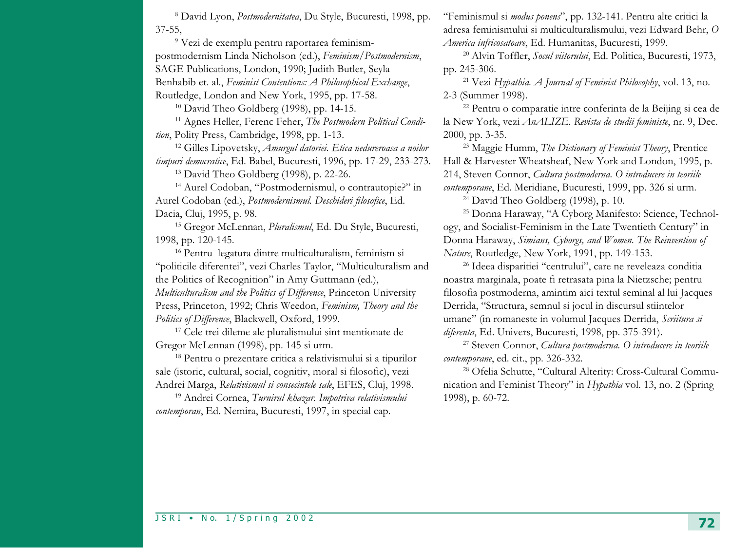[8] David Lyon, *Postmodernitatea*, Du Style, Bucuresti, 1998, pp. 37-55,

[9] Vezi de exemplu pentru raportarea feminism-postmodernism Linda Nicholson (ed.), *Feminism/Postmodernism*, SAGE Publications, London, 1990; Judith Butler, Seyla Benhabib et. al., *Feminist Contentions: A Philosophical Exchange*, Routledge, London and New York, 1995, pp. 17-58.

[10] David Theo Goldberg (1998), pp. 14-15.

[11] Agnes Heller, Ferenc Feher, *The Postmodern Political Condition*, Polity Press, Cambridge, 1998, pp. 1-13.

[12] Gilles Lipovetsky, *Amurgul datoriei. Etica nedureroasa a noilor timpuri democratice*, Ed. Babel, Bucuresti, 1996, pp. 17-29, 233-273.

[13] David Theo Goldberg (1998), p. 22-26.

[14] Aurel Codoban, "Postmodernismul, o contrautopie?" in Aurel Codoban (ed.), *Postmodernismul. Deschideri filosofice*, Ed. Dacia, Cluj, 1995, p. 98.

[15] Gregor McLennan, *Pluralismul*, Ed. Du Style, Bucuresti, 1998, pp. 120-145.

[16] Pentru legatura dintre multiculturalism, feminism si "politicile diferentei", vezi Charles Taylor, "Multiculturalism and the Politics of Recognition" in Amy Guttmann (ed.), *Multiculturalism and the Politics of Difference*, Princeton University Press, Princeton, 1992; Chris Weedon, *Feminism, Theory and the Politics of Difference*, Blackwell, Oxford, 1999.

[17] Cele trei dileme ale pluralismului sint mentionate de Gregor McLennan (1998), pp. 145 si urm.

[18] Pentru o prezentare critica a relativismului si a tipurilor sale (istoric, cultural, social, cognitiv, moral si filosofic), vezi Andrei Marga, *Relativismul si consecintele sale*, EFES, Cluj, 1998.

[19] Andrei Cornea, *Turnirul khazar. Impotriva relativismului contemporan*, Ed. Nemira, Bucuresti, 1997, in special cap. "Feminismul si *modus ponens*", pp. 132-141. Pentru alte critici la adresa feminismului si multiculturalismului, vezi Edward Behr, *O America infricosatoare*, Ed. Humanitas, Bucuresti, 1999.

[20] Alvin Toffler, *Socul viitorului*, Ed. Politica, Bucuresti, 1973, pp. 245-306.

[21] Vezi *Hypathia. A Journal of Feminist Philosophy*, vol. 13, no. 2-3 (Summer 1998).

[22] Pentru o comparatie intre conferinta de la Beijing si cea de la New York, vezi *AnALIZE. Revista de studii feministe*, nr. 9, Dec. 2000, pp. 3-35.

[23] Maggie Humm, *The Dictionary of Feminist Theory*, Prentice Hall & Harvester Wheatsheaf, New York and London, 1995, p. 214, Steven Connor, *Cultura postmoderna. O introducere in teoriile contemporane*, Ed. Meridiane, Bucuresti, 1999, pp. 326 si urm.

[24] David Theo Goldberg (1998), p. 10.

[25] Donna Haraway, "A Cyborg Manifesto: Science, Technology, and Socialist-Feminism in the Late Twentieth Century" in Donna Haraway, *Simians, Cyborgs, and Women. The Reinvention of Nature*, Routledge, New York, 1991, pp. 149-153.

[26] Ideea disparitiei "centrului", care ne reveleaza conditia noastra marginala, poate fi retrasata pina la Nietzsche; pentru filosofia postmoderna, amintim aici textul seminal al lui Jacques Derrida, "Structura, semnul si jocul in discursul stiintelor umane" (in romaneste in volumul Jacques Derrida, *Scriitura si diferenta*, Ed. Univers, Bucuresti, 1998, pp. 375-391).

[27] Steven Connor, *Cultura postmoderna. O introducere in teoriile contemporane*, ed. cit., pp. 326-332.

[28] Ofelia Schutte, "Cultural Alterity: Cross-Cultural Communication and Feminist Theory" in *Hypathia* vol. 13, no. 2 (Spring 1998), p. 60-72.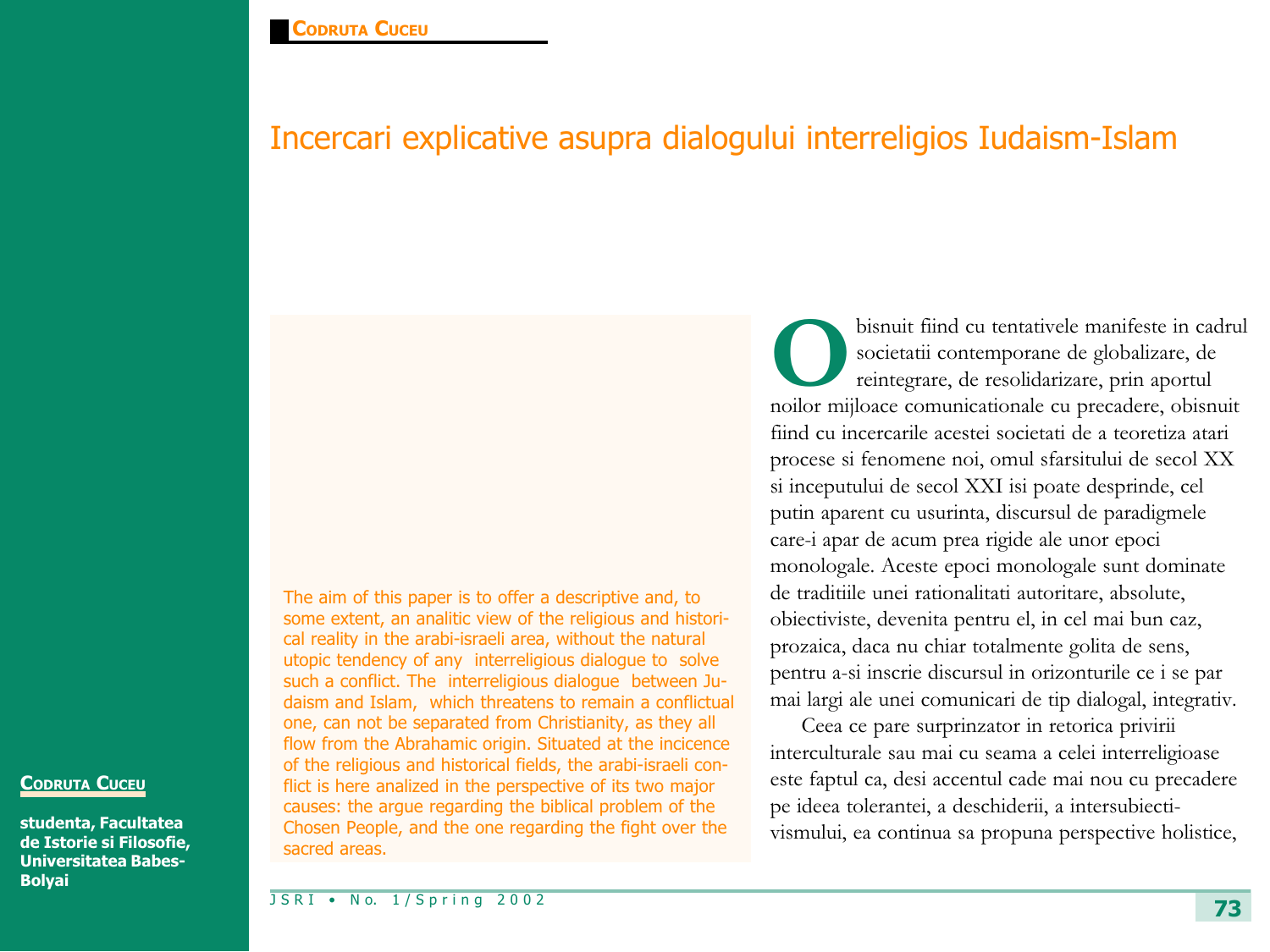# Incercari explicative asupra dialogului interreligios Iudaism-Islam

**CODRUTA CUCEU**

**studenta, Facultatea de Istorie si Filosofie, Universitatea Babes-Bolyai**

The aim of this paper is to offer a descriptive and, to some extent, an analitic view of the religious and historical reality in the arabi-israeli area, without the natural utopic tendency of any interreligious dialogue to solve such a conflict. The interreligious dialogue between Judaism and Islam, which threatens to remain a conflictual one, can not be separated from Christianity, as they all flow from the Abrahamic origin. Situated at the incicence of the religious and historical fields, the arabi-israeli conflict is here analized in the perspective of its two major causes: the argue regarding the biblical problem of the Chosen People, and the one regarding the fight over the sacred areas.

Obisnuit fiind cu tentativele manifeste in cadrul societatii contemporane de globalizare, de reintegrare, de resolidarizare, prin aportul noilor mijloace comunicationale cu precadere, obisnuit fiind cu incercarile acestei societati de a teoretiza atari procese si fenomene noi, omul sfarsitului de secol XX si inceputului de secol XXI isi poate desprinde, cel putin aparent cu usurinta, discursul de paradigmele care-i apar de acum prea rigide ale unor epoci monologale. Aceste epoci monologale sunt dominate de traditiile unei rationalitati autoritare, absolute, obiectiviste, devenita pentru el, in cel mai bun caz, prozaica, daca nu chiar totalmente golita de sens, pentru a-si inscrie discursul in orizonturile ce i se par mai largi ale unei comunicari de tip dialogal, integrativ.

Ceea ce pare surprinzator in retorica privirii interculturale sau mai cu seama a celei interreligioase este faptul ca, desi accentul cade mai nou cu precadere pe ideea tolerantei, a deschiderii, a intersubiectivismului, ea continua sa propuna perspective holistice,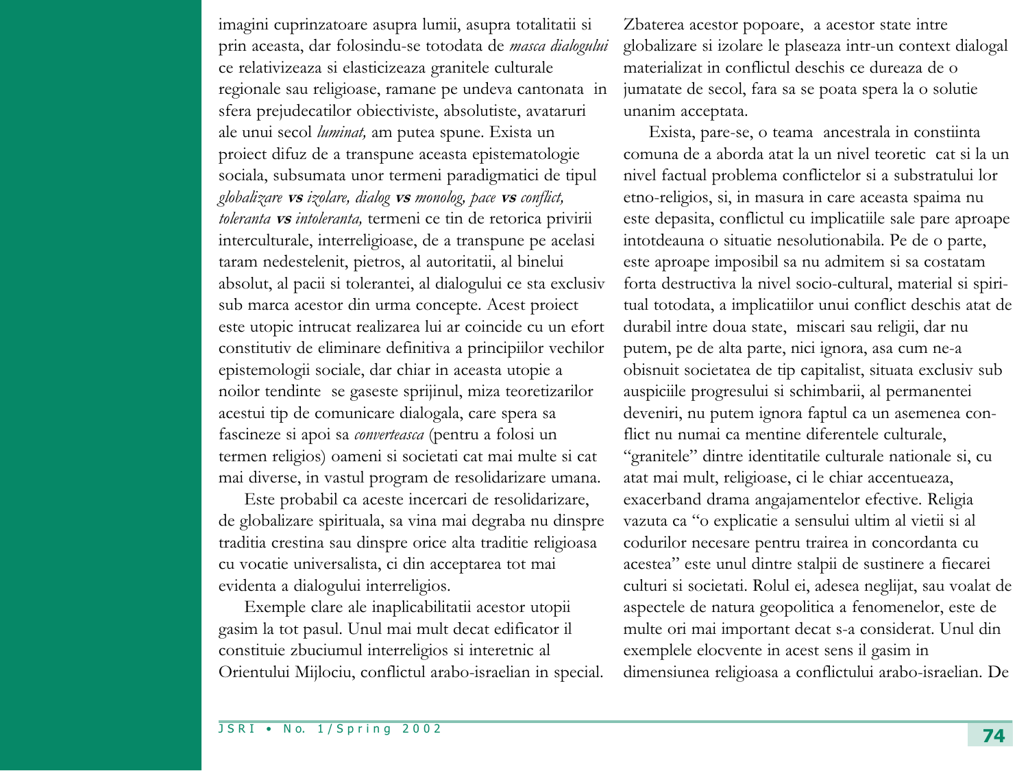imagini cuprinzatoare asupra lumii, asupra totalitatii si prin aceasta, dar folosindu-se totodata de *masca dialogului* ce relativizeaza si elasticizeaza granitele culturale regionale sau religioase, ramane pe undeva cantonata in sfera prejudecatilor obiectiviste, absolutiste, avataruri ale unui secol *luminat,* am putea spune. Exista un proiect difuz de a transpune aceasta epistematologie sociala, subsumata unor termeni paradigmatici de tipul *globalizare* ***vs*** *izolare, dialog* ***vs*** *monolog, pace* ***vs*** *conflict, toleranta* ***vs*** *intoleranta,* termeni ce tin de retorica privirii interculturale, interreligioase, de a transpune pe acelasi taram nedestelenit, pietros, al autoritatii, al binelui absolut, al pacii si tolerantei, al dialogului ce sta exclusiv sub marca acestor din urma concepte. Acest proiect este utopic intrucat realizarea lui ar coincide cu un efort constitutiv de eliminare definitiva a principiilor vechilor epistemologii sociale, dar chiar in aceasta utopie a noilor tendinte se gaseste sprijinul, miza teoretizarilor acestui tip de comunicare dialogala, care spera sa fascineze si apoi sa *converteasca* (pentru a folosi un termen religios) oameni si societati cat mai multe si cat mai diverse, in vastul program de resolidarizare umana.

Este probabil ca aceste incercari de resolidarizare, de globalizare spirituala, sa vina mai degraba nu dinspre traditia crestina sau dinspre orice alta traditie religioasa cu vocatie universalista, ci din acceptarea tot mai evidenta a dialogului interreligios.

Exemple clare ale inaplicabilitatii acestor utopii gasim la tot pasul. Unul mai mult decat edificator il constituie zbuciumul interreligios si interetnic al Orientului Mijlociu, conflictul arabo-israelian in special. Zbaterea acestor popoare, a acestor state intre globalizare si izolare le plaseaza intr-un context dialogal materializat in conflictul deschis ce dureaza de o jumatate de secol, fara sa se poata spera la o solutie unanim acceptata.

Exista, pare-se, o teama ancestrala in constiinta comuna de a aborda atat la un nivel teoretic cat si la un nivel factual problema conflictelor si a substratului lor etno-religios, si, in masura in care aceasta spaima nu este depasita, conflictul cu implicatiile sale pare aproape intotdeauna o situatie nesolutionabila. Pe de o parte, este aproape imposibil sa nu admitem si sa costatam forta destructiva la nivel socio-cultural, material si spiritual totodata, a implicatiilor unui conflict deschis atat de durabil intre doua state, miscari sau religii, dar nu putem, pe de alta parte, nici ignora, asa cum ne-a obisnuit societatea de tip capitalist, situata exclusiv sub auspiciile progresului si schimbarii, al permanentei deveniri, nu putem ignora faptul ca un asemenea conflict nu numai ca mentine diferentele culturale, "granitele" dintre identitatile culturale nationale si, cu atat mai mult, religioase, ci le chiar accentueaza, exacerband drama angajamentelor efective. Religia vazuta ca "o explicatie a sensului ultim al vietii si al codurilor necesare pentru trairea in concordanta cu acestea" este unul dintre stalpii de sustinere a fiecarei culturi si societati. Rolul ei, adesea neglijat, sau voalat de aspectele de natura geopolitica a fenomenelor, este de multe ori mai important decat s-a considerat. Unul din exemplele elocvente in acest sens il gasim in dimensiunea religioasa a conflictului arabo-israelian. De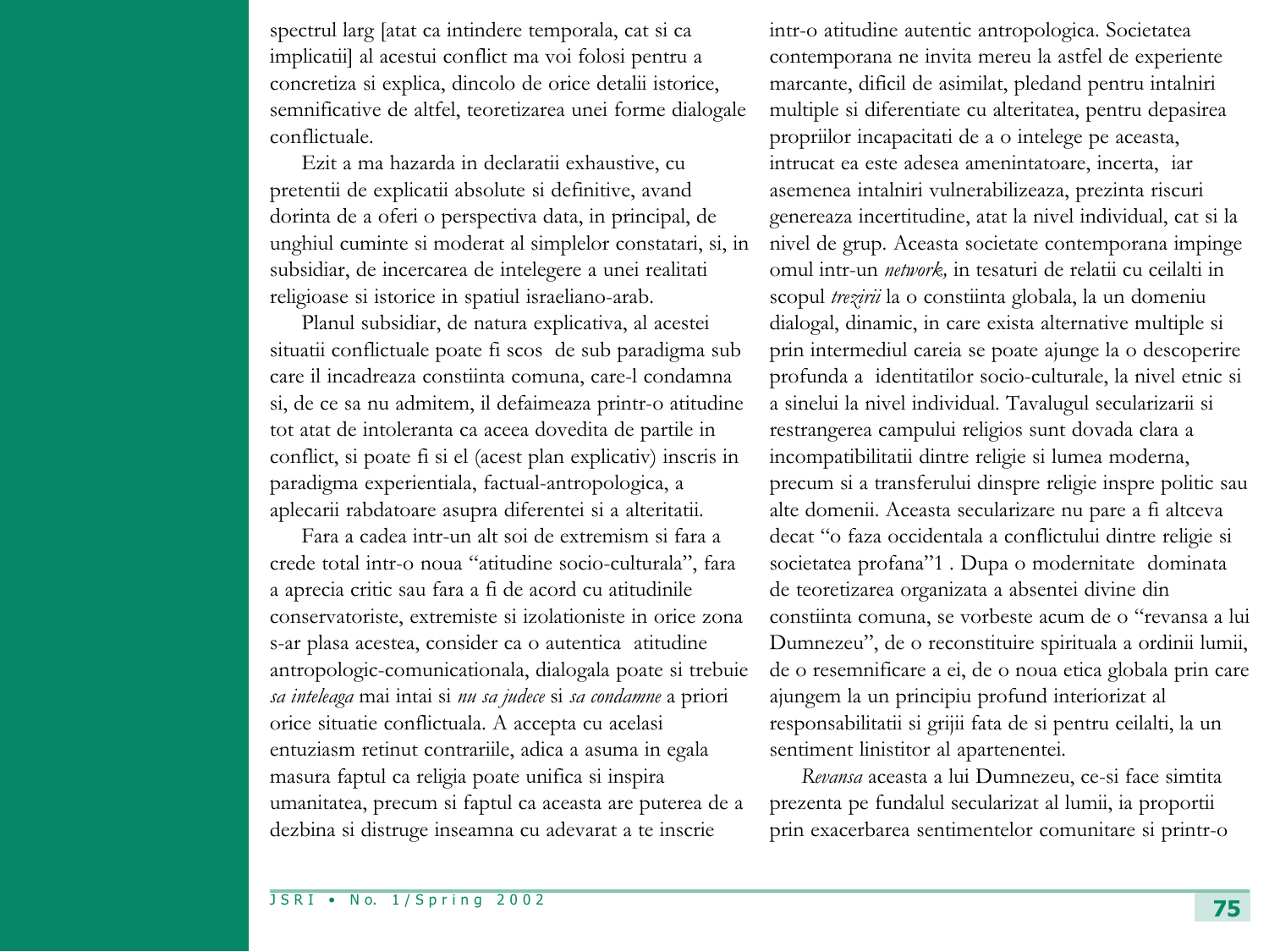spectrul larg [atat ca intindere temporala, cat si ca implicatii] al acestui conflict ma voi folosi pentru a concretiza si explica, dincolo de orice detalii istorice, semnificative de altfel, teoretizarea unei forme dialogale conflictuale.

Ezit a ma hazarda in declaratii exhaustive, cu pretentii de explicatii absolute si definitive, avand dorinta de a oferi o perspectiva data, in principal, de unghiul cuminte si moderat al simplelor constatari, si, in subsidiar, de incercarea de intelegere a unei realitati religioase si istorice in spatiul israeliano-arab.

Planul subsidiar, de natura explicativa, al acestei situatii conflictuale poate fi scos de sub paradigma sub care il incadreaza constiinta comuna, care-l condamna si, de ce sa nu admitem, il defaimeaza printr-o atitudine tot atat de intoleranta ca aceea dovedita de partile in conflict, si poate fi si el (acest plan explicativ) inscris in paradigma experientiala, factual-antropologica, a aplecarii rabdatoare asupra diferentei si a alteritatii.

Fara a cadea intr-un alt soi de extremism si fara a crede total intr-o noua "atitudine socio-culturala", fara a aprecia critic sau fara a fi de acord cu atitudinile conservatoriste, extremiste si izolationiste in orice zona s-ar plasa acestea, consider ca o autentica atitudine antropologic-comunicationala, dialogala poate si trebuie *sa inteleaga* mai intai si *nu sa judece* si *sa condamne* a priori orice situatie conflictuala. A accepta cu acelasi entuziasm retinut contrariile, adica a asuma in egala masura faptul ca religia poate unifica si inspira umanitatea, precum si faptul ca aceasta are puterea de a dezbina si distruge inseamna cu adevarat a te inscrie intr-o atitudine autentic antropologica. Societatea contemporana ne invita mereu la astfel de experiente marcante, dificil de asimilat, pledand pentru intalniri multiple si diferentiate cu alteritatea, pentru depasirea propriilor incapacitati de a o intelege pe aceasta, intrucat ea este adesea amenintatoare, incerta, iar asemenea intalniri vulnerabilizeaza, prezinta riscuri genereaza incertitudine, atat la nivel individual, cat si la nivel de grup. Aceasta societate contemporana impinge omul intr-un *network,* in tesaturi de relatii cu ceilalti in scopul *trezirii* la o constiinta globala, la un domeniu dialogal, dinamic, in care exista alternative multiple si prin intermediul careia se poate ajunge la o descoperire profunda a identitatilor socio-culturale, la nivel etnic si a sinelui la nivel individual. Tavalugul secularizarii si restrangerea campului religios sunt dovada clara a incompatibilitatii dintre religie si lumea moderna, precum si a transferului dinspre religie inspre politic sau alte domenii. Aceasta secularizare nu pare a fi altceva decat "o faza occidentala a conflictului dintre religie si societatea profana"1 . Dupa o modernitate dominata de teoretizarea organizata a absentei divine din constiinta comuna, se vorbeste acum de o "revansa a lui Dumnezeu", de o reconstituire spirituala a ordinii lumii, de o resemnificare a ei, de o noua etica globala prin care ajungem la un principiu profund interiorizat al responsabilitatii si grijii fata de si pentru ceilalti, la un sentiment linistitor al apartenentei.

*Revansa* aceasta a lui Dumnezeu, ce-si face simtita prezenta pe fundalul secularizat al lumii, ia proportii prin exacerbarea sentimentelor comunitare si printr-o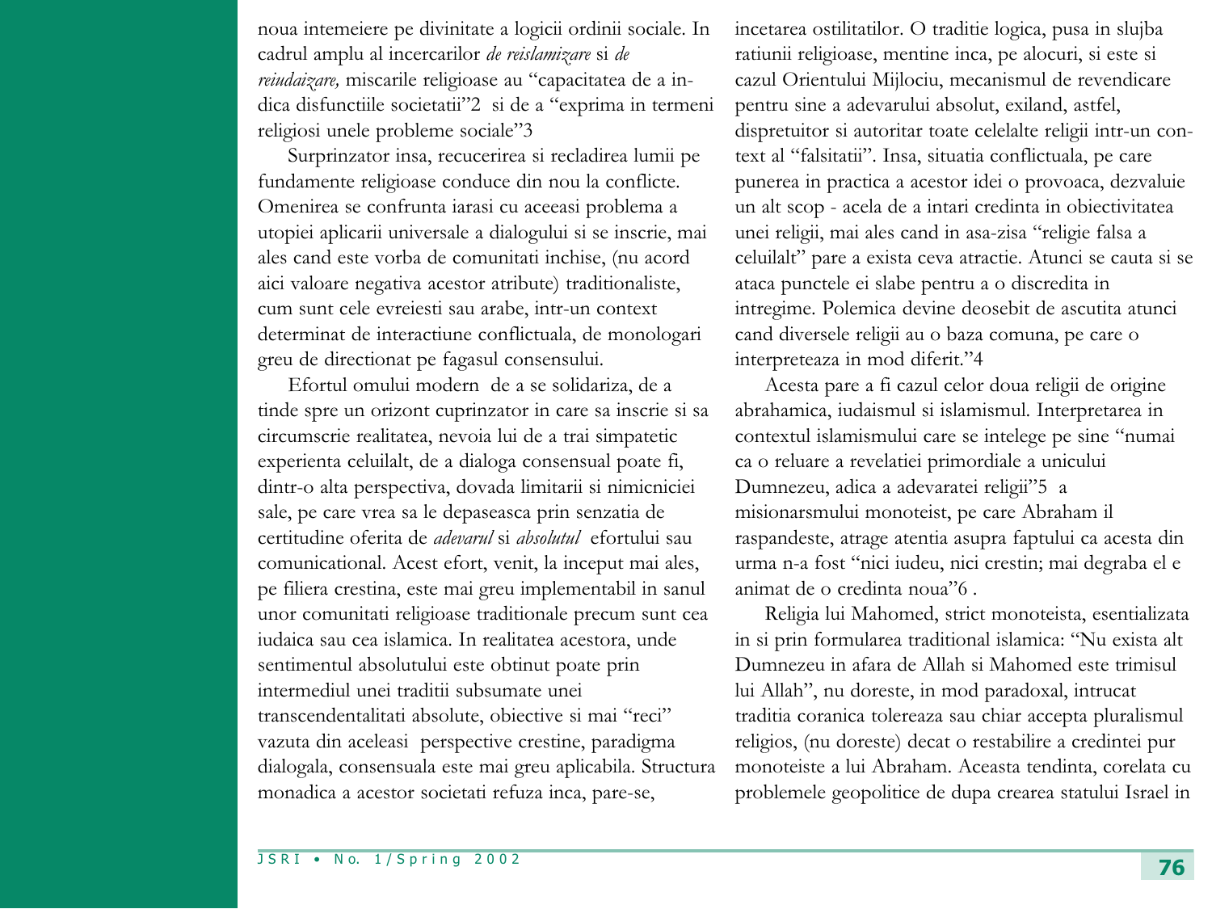noua intemeiere pe divinitate a logicii ordinii sociale. In cadrul amplu al incercarilor *de reislamizare* si *de reiudaizare,* miscarile religioase au "capacitatea de a indica disfunctiile societatii"2 si de a "exprima in termeni religiosi unele probleme sociale"3

Surprinzator insa, recucerirea si recladirea lumii pe fundamente religioase conduce din nou la conflicte. Omenirea se confrunta iarasi cu aceeasi problema a utopiei aplicarii universale a dialogului si se inscrie, mai ales cand este vorba de comunitati inchise, (nu acord aici valoare negativa acestor atribute) traditionaliste, cum sunt cele evreiesti sau arabe, intr-un context determinat de interactiune conflictuala, de monologari greu de directionat pe fagasul consensului.

Efortul omului modern de a se solidariza, de a tinde spre un orizont cuprinzator in care sa inscrie si sa circumscrie realitatea, nevoia lui de a trai simpatetic experienta celuilalt, de a dialoga consensual poate fi, dintr-o alta perspectiva, dovada limitarii si nimicniciei sale, pe care vrea sa le depaseasca prin senzatia de certitudine oferita de *adevarul* si *absolutul* efortului sau comunicational. Acest efort, venit, la inceput mai ales, pe filiera crestina, este mai greu implementabil in sanul unor comunitati religioase traditionale precum sunt cea iudaica sau cea islamica. In realitatea acestora, unde sentimentul absolutului este obtinut poate prin intermediul unei traditii subsumate unei transcendentalitati absolute, obiective si mai "reci" vazuta din aceleasi perspective crestine, paradigma dialogala, consensuala este mai greu aplicabila. Structura monadica a acestor societati refuza inca, pare-se, incetarea ostilitatilor. O traditie logica, pusa in slujba ratiunii religioase, mentine inca, pe alocuri, si este si cazul Orientului Mijlociu, mecanismul de revendicare pentru sine a adevarului absolut, exiland, astfel, dispretuitor si autoritar toate celelalte religii intr-un context al "falsitatii". Insa, situatia conflictuala, pe care punerea in practica a acestor idei o provoaca, dezvaluie un alt scop - acela de a intari credinta in obiectivitatea unei religii, mai ales cand in asa-zisa "religie falsa a celuilalt" pare a exista ceva atractie. Atunci se cauta si se ataca punctele ei slabe pentru a o discredita in intregime. Polemica devine deosebit de ascutita atunci cand diversele religii au o baza comuna, pe care o interpreteaza in mod diferit."4

Acesta pare a fi cazul celor doua religii de origine abrahamica, iudaismul si islamismul. Interpretarea in contextul islamismului care se intelege pe sine "numai ca o reluare a revelatiei primordiale a unicului Dumnezeu, adica a adevaratei religii"5 a misionarsmului monoteist, pe care Abraham il raspandeste, atrage atentia asupra faptului ca acesta din urma n-a fost "nici iudeu, nici crestin; mai degraba el e animat de o credinta noua"6 .

Religia lui Mahomed, strict monoteista, esentializata in si prin formularea traditional islamica: "Nu exista alt Dumnezeu in afara de Allah si Mahomed este trimisul lui Allah", nu doreste, in mod paradoxal, intrucat traditia coranica tolereaza sau chiar accepta pluralismul religios, (nu doreste) decat o restabilire a credintei pur monoteiste a lui Abraham. Aceasta tendinta, corelata cu problemele geopolitice de dupa crearea statului Israel in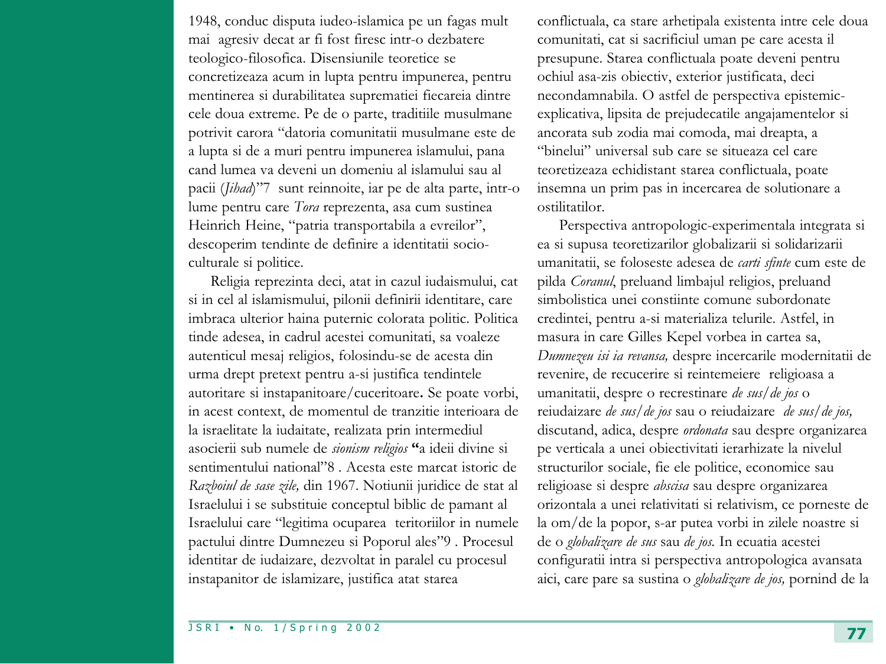1948, conduc disputa iudeo-islamica pe un fagas mult mai agresiv decat ar fi fost firesc intr-o dezbatere teologico-filosofica. Disensiunile teoretice se concretizeaza acum in lupta pentru impunerea, pentru mentinerea si durabilitatea suprematiei fiecareia dintre cele doua extreme. Pe de o parte, traditiile musulmane potrivit carora "datoria comunitatii musulmane este de a lupta si de a muri pentru impunerea islamului, pana cand lumea va deveni un domeniu al islamului sau al pacii (*Jihad*)"7 sunt reinnoite, iar pe de alta parte, intr-o lume pentru care *Tora* reprezenta, asa cum sustinea Heinrich Heine, "patria transportabila a evreilor", descoperim tendinte de definire a identitatii socio-culturale si politice.

Religia reprezinta deci, atat in cazul iudaismului, cat si in cel al islamismului, pilonii definirii identitare, care imbraca ulterior haina puternic colorata politic. Politica tinde adesea, in cadrul acestei comunitati, sa voaleze autenticul mesaj religios, folosindu-se de acesta din urma drept pretext pentru a-si justifica tendintele autoritare si instapanitoare/cuceritoare**.** Se poate vorbi, in acest context, de momentul de tranzitie interioara de la israelitate la iudaitate, realizata prin intermediul asocierii sub numele de *sionism religios* **"**a ideii divine si sentimentului national"8 . Acesta este marcat istoric de *Razboiul de sase zile,* din 1967. Notiunii juridice de stat al Israelului i se substituie conceptul biblic de pamant al Israelului care "legitima ocuparea teritoriilor in numele pactului dintre Dumnezeu si Poporul ales"9 . Procesul identitar de iudaizare, dezvoltat in paralel cu procesul instapanitor de islamizare, justifica atat starea conflictuala, ca stare arhetipala existenta intre cele doua comunitati, cat si sacrificiul uman pe care acesta il presupune. Starea conflictuala poate deveni pentru ochiul asa-zis obiectiv, exterior justificata, deci necondamnabila. O astfel de perspectiva epistemic-explicativa, lipsita de prejudecatile angajamentelor si ancorata sub zodia mai comoda, mai dreapta, a "binelui" universal sub care se situeaza cel care teoretizeaza echidistant starea conflictuala, poate insemna un prim pas in incercarea de solutionare a ostilitatilor.

Perspectiva antropologic-experimentala integrata si ea si supusa teoretizarilor globalizarii si solidarizarii umanitatii, se foloseste adesea de *carti sfinte* cum este de pilda *Coranul*, preluand limbajul religios, preluand simbolistica unei constiinte comune subordonate credintei, pentru a-si materializa telurile. Astfel, in masura in care Gilles Kepel vorbea in cartea sa, *Dumnezeu isi ia revansa,* despre incercarile modernitatii de revenire, de recucerire si reintemeiere religioasa a umanitatii, despre o recrestinare *de sus/de jos* o reiudaizare *de sus/de jos* sau o reiudaizare *de sus/de jos,* discutand, adica, despre *ordonata* sau despre organizarea pe verticala a unei obiectivitati ierarhizate la nivelul structurilor sociale, fie ele politice, economice sau religioase si despre *abscisa* sau despre organizarea orizontala a unei relativitati si relativism, ce porneste de la om/de la popor, s-ar putea vorbi in zilele noastre si de o *globalizare de sus* sau *de jos.* In ecuatia acestei configuratii intra si perspectiva antropologica avansata aici, care pare sa sustina o *globalizare de jos,* pornind de la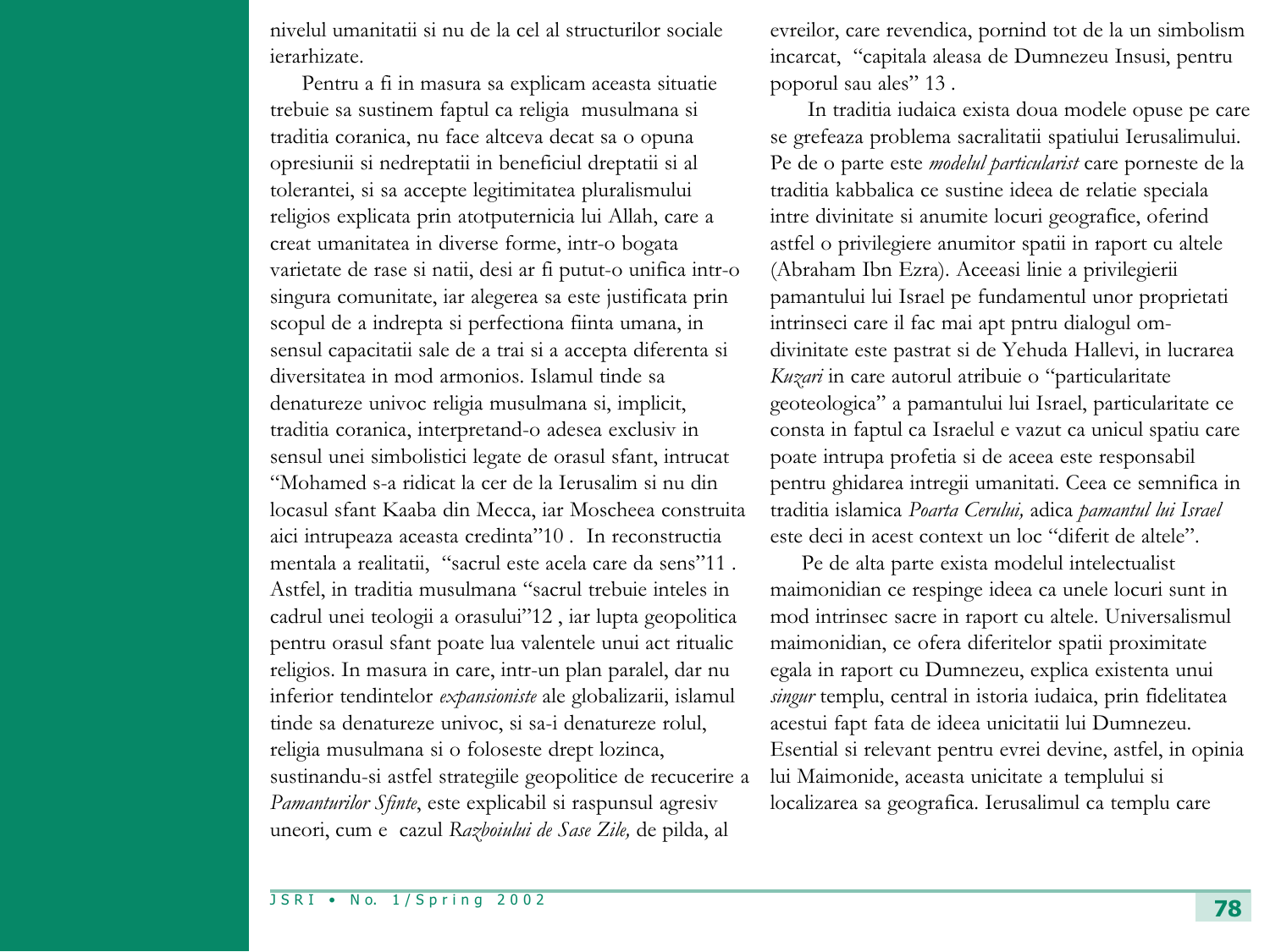nivelul umanitatii si nu de la cel al structurilor sociale ierarhizate.

Pentru a fi in masura sa explicam aceasta situatie trebuie sa sustinem faptul ca religia musulmana si traditia coranica, nu face altceva decat sa o opuna opresiunii si nedreptatii in beneficiul dreptatii si al tolerantei, si sa accepte legitimitatea pluralismului religios explicata prin atotputernicia lui Allah, care a creat umanitatea in diverse forme, intr-o bogata varietate de rase si natii, desi ar fi putut-o unifica intr-o singura comunitate, iar alegerea sa este justificata prin scopul de a indrepta si perfectiona fiinta umana, in sensul capacitatii sale de a trai si a accepta diferenta si diversitatea in mod armonios. Islamul tinde sa denatureze univoc religia musulmana si, implicit, traditia coranica, interpretand-o adesea exclusiv in sensul unei simbolistici legate de orasul sfant, intrucat "Mohamed s-a ridicat la cer de la Ierusalim si nu din locasul sfant Kaaba din Mecca, iar Moscheea construita aici intrupeaza aceasta credinta"10 . In reconstructia mentala a realitatii, "sacrul este acela care da sens"11 . Astfel, in traditia musulmana "sacrul trebuie inteles in cadrul unei teologii a orasului"12 , iar lupta geopolitica pentru orasul sfant poate lua valentele unui act ritualic religios. In masura in care, intr-un plan paralel, dar nu inferior tendintelor *expansioniste* ale globalizarii, islamul tinde sa denatureze univoc, si sa-i denatureze rolul, religia musulmana si o foloseste drept lozinca, sustinandu-si astfel strategiile geopolitice de recucerire a *Pamanturilor Sfinte*, este explicabil si raspunsul agresiv uneori, cum e cazul *Razboiului de Sase Zile,* de pilda, al evreilor, care revendica, pornind tot de la un simbolism incarcat, "capitala aleasa de Dumnezeu Insusi, pentru poporul sau ales" 13 .

In traditia iudaica exista doua modele opuse pe care se grefeaza problema sacralitatii spatiului Ierusalimului. Pe de o parte este *modelul particularist* care porneste de la traditia kabbalica ce sustine ideea de relatie speciala intre divinitate si anumite locuri geografice, oferind astfel o privilegiere anumitor spatii in raport cu altele (Abraham Ibn Ezra). Aceeasi linie a privilegierii pamantului lui Israel pe fundamentul unor proprietati intrinseci care il fac mai apt pntru dialogul om-divinitate este pastrat si de Yehuda Hallevi, in lucrarea *Kuzari* in care autorul atribuie o "particularitate geoteologica" a pamantului lui Israel, particularitate ce consta in faptul ca Israelul e vazut ca unicul spatiu care poate intrupa profetia si de aceea este responsabil pentru ghidarea intregii umanitati. Ceea ce semnifica in traditia islamica *Poarta Cerului,* adica *pamantul lui Israel* este deci in acest context un loc "diferit de altele".

Pe de alta parte exista modelul intelectualist maimonidian ce respinge ideea ca unele locuri sunt in mod intrinsec sacre in raport cu altele. Universalismul maimonidian, ce ofera diferitelor spatii proximitate egala in raport cu Dumnezeu, explica existenta unui *singur* templu, central in istoria iudaica, prin fidelitatea acestui fapt fata de ideea unicitatii lui Dumnezeu. Esential si relevant pentru evrei devine, astfel, in opinia lui Maimonide, aceasta unicitate a templului si localizarea sa geografica. Ierusalimul ca templu care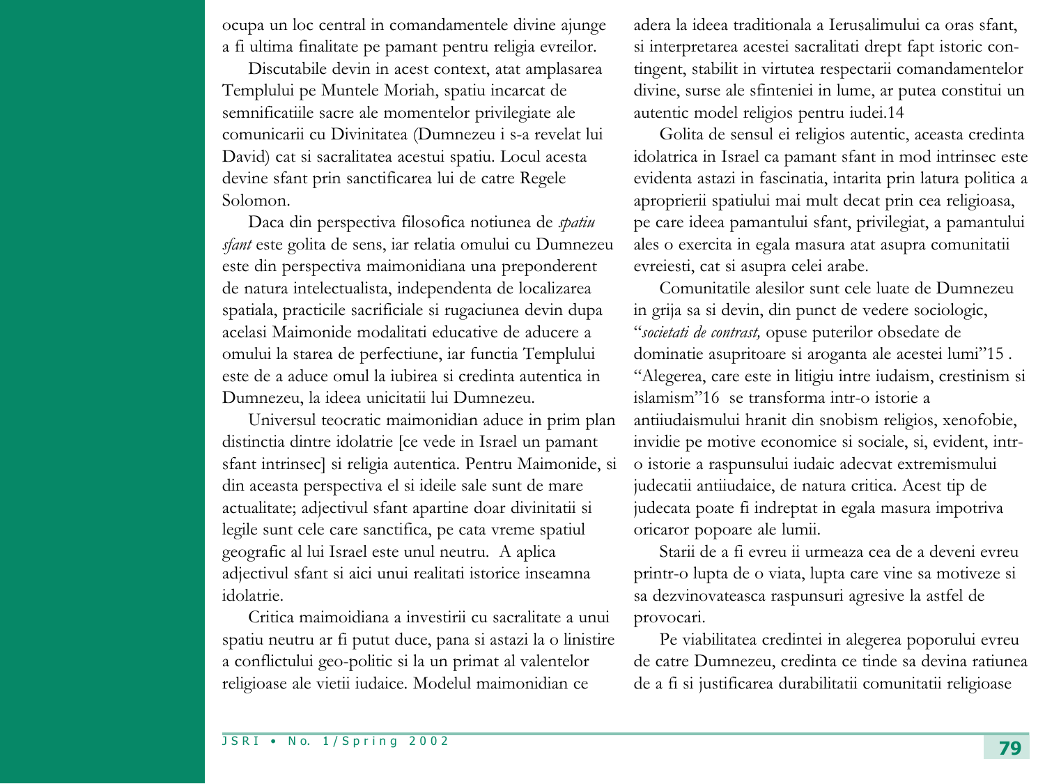ocupa un loc central in comandamentele divine ajunge a fi ultima finalitate pe pamant pentru religia evreilor.

Discutabile devin in acest context, atat amplasarea Templului pe Muntele Moriah, spatiu incarcat de semnificatiile sacre ale momentelor privilegiate ale comunicarii cu Divinitatea (Dumnezeu i s-a revelat lui David) cat si sacralitatea acestui spatiu. Locul acesta devine sfant prin sanctificarea lui de catre Regele Solomon.

Daca din perspectiva filosofica notiunea de *spatiu sfant* este golita de sens, iar relatia omului cu Dumnezeu este din perspectiva maimonidiana una preponderent de natura intelectualista, independenta de localizarea spatiala, practicile sacrificiale si rugaciunea devin dupa acelasi Maimonide modalitati educative de aducere a omului la starea de perfectiune, iar functia Templului este de a aduce omul la iubirea si credinta autentica in Dumnezeu, la ideea unicitatii lui Dumnezeu.

Universul teocratic maimonidian aduce in prim plan distinctia dintre idolatrie [ce vede in Israel un pamant sfant intrinsec] si religia autentica. Pentru Maimonide, si din aceasta perspectiva el si ideile sale sunt de mare actualitate; adjectivul sfant apartine doar divinitatii si legile sunt cele care sanctifica, pe cata vreme spatiul geografic al lui Israel este unul neutru. A aplica adjectivul sfant si aici unui realitati istorice inseamna idolatrie.

Critica maimoidiana a investirii cu sacralitate a unui spatiu neutru ar fi putut duce, pana si astazi la o linistire a conflictului geo-politic si la un primat al valentelor religioase ale vietii iudaice. Modelul maimonidian ce adera la ideea traditionala a Ierusalimului ca oras sfant, si interpretarea acestei sacralitati drept fapt istoric contingent, stabilit in virtutea respectarii comandamentelor divine, surse ale sfinteniei in lume, ar putea constitui un autentic model religios pentru iudei.14

Golita de sensul ei religios autentic, aceasta credinta idolatrica in Israel ca pamant sfant in mod intrinsec este evidenta astazi in fascinatia, intarita prin latura politica a aproprierii spatiului mai mult decat prin cea religioasa, pe care ideea pamantului sfant, privilegiat, a pamantului ales o exercita in egala masura atat asupra comunitatii evreiesti, cat si asupra celei arabe.

Comunitatile alesilor sunt cele luate de Dumnezeu in grija sa si devin, din punct de vedere sociologic, "*societati de contrast,* opuse puterilor obsedate de dominatie asupritoare si aroganta ale acestei lumi"15 . "Alegerea, care este in litigiu intre iudaism, crestinism si islamism"16 se transforma intr-o istorie a antiiudaismului hranit din snobism religios, xenofobie, invidie pe motive economice si sociale, si, evident, intr-o istorie a raspunsului iudaic adecvat extremismului judecatii antiiudaice, de natura critica. Acest tip de judecata poate fi indreptat in egala masura impotriva oricaror popoare ale lumii.

Starii de a fi evreu ii urmeaza cea de a deveni evreu printr-o lupta de o viata, lupta care vine sa motiveze si sa dezvinovateasca raspunsuri agresive la astfel de provocari.

Pe viabilitatea credintei in alegerea poporului evreu de catre Dumnezeu, credinta ce tinde sa devina ratiunea de a fi si justificarea durabilitatii comunitatii religioase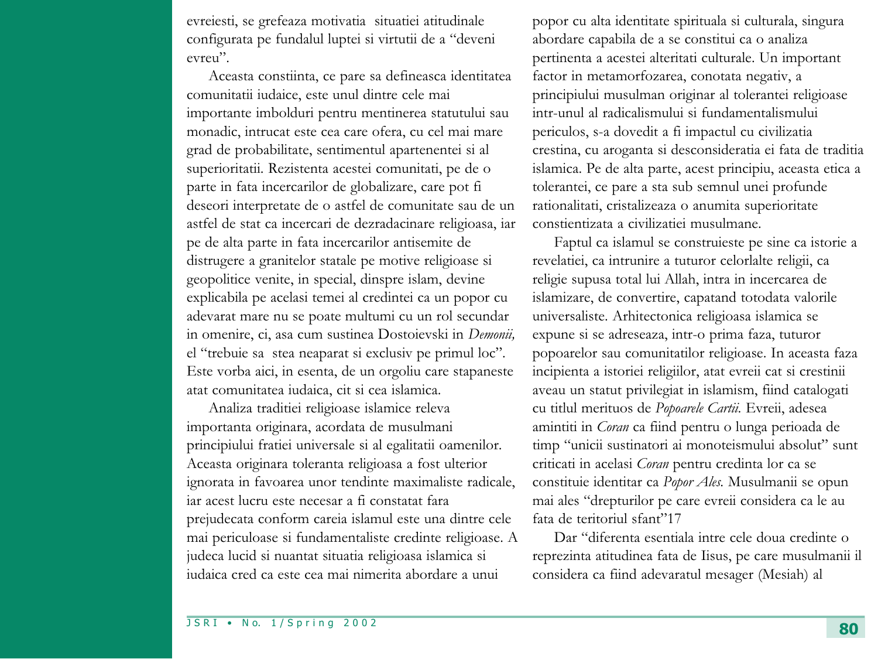evreiesti, se grefeaza motivatia situatiei atitudinale configurata pe fundalul luptei si virtutii de a "deveni evreu".

Aceasta constiinta, ce pare sa defineasca identitatea comunitatii iudaice, este unul dintre cele mai importante imbolduri pentru mentinerea statutului sau monadic, intrucat este cea care ofera, cu cel mai mare grad de probabilitate, sentimentul apartenentei si al superioritatii. Rezistenta acestei comunitati, pe de o parte in fata incercarilor de globalizare, care pot fi deseori interpretate de o astfel de comunitate sau de un astfel de stat ca incercari de dezradacinare religioasa, iar pe de alta parte in fata incercarilor antisemite de distrugere a granitelor statale pe motive religioase si geopolitice venite, in special, dinspre islam, devine explicabila pe acelasi temei al credintei ca un popor cu adevarat mare nu se poate multumi cu un rol secundar in omenire, ci, asa cum sustinea Dostoievski in *Demonii,* el "trebuie sa stea neaparat si exclusiv pe primul loc". Este vorba aici, in esenta, de un orgoliu care stapaneste atat comunitatea iudaica, cit si cea islamica.

Analiza traditiei religioase islamice releva importanta originara, acordata de musulmani principiului fratiei universale si al egalitatii oamenilor. Aceasta originara toleranta religioasa a fost ulterior ignorata in favoarea unor tendinte maximaliste radicale, iar acest lucru este necesar a fi constatat fara prejudecata conform careia islamul este una dintre cele mai periculoase si fundamentaliste credinte religioase. A judeca lucid si nuantat situatia religioasa islamica si iudaica cred ca este cea mai nimerita abordare a unui popor cu alta identitate spirituala si culturala, singura abordare capabila de a se constitui ca o analiza pertinenta a acestei alteritati culturale. Un important factor in metamorfozarea, conotata negativ, a principiului musulman originar al tolerantei religioase intr-unul al radicalismului si fundamentalismului periculos, s-a dovedit a fi impactul cu civilizatia crestina, cu aroganta si desconsideratia ei fata de traditia islamica. Pe de alta parte, acest principiu, aceasta etica a tolerantei, ce pare a sta sub semnul unei profunde rationalitati, cristalizeaza o anumita superioritate constientizata a civilizatiei musulmane.

Faptul ca islamul se construieste pe sine ca istorie a revelatiei, ca intrunire a tuturor celorlalte religii, ca religie supusa total lui Allah, intra in incercarea de islamizare, de convertire, capatand totodata valorile universaliste. Arhitectonica religioasa islamica se expune si se adreseaza, intr-o prima faza, tuturor popoarelor sau comunitatilor religioase. In aceasta faza incipienta a istoriei religiilor, atat evreii cat si crestinii aveau un statut privilegiat in islamism, fiind catalogati cu titlul merituos de *Popoarele Cartii*. Evreii, adesea amintiti in *Coran* ca fiind pentru o lunga perioada de timp "unicii sustinatori ai monoteismului absolut" sunt criticati in acelasi *Coran* pentru credinta lor ca se constituie identitar ca *Popor Ales*. Musulmanii se opun mai ales "drepturilor pe care evreii considera ca le au fata de teritoriul sfant"17

Dar "diferenta esentiala intre cele doua credinte o reprezinta atitudinea fata de Iisus, pe care musulmanii il considera ca fiind adevaratul mesager (Mesiah) al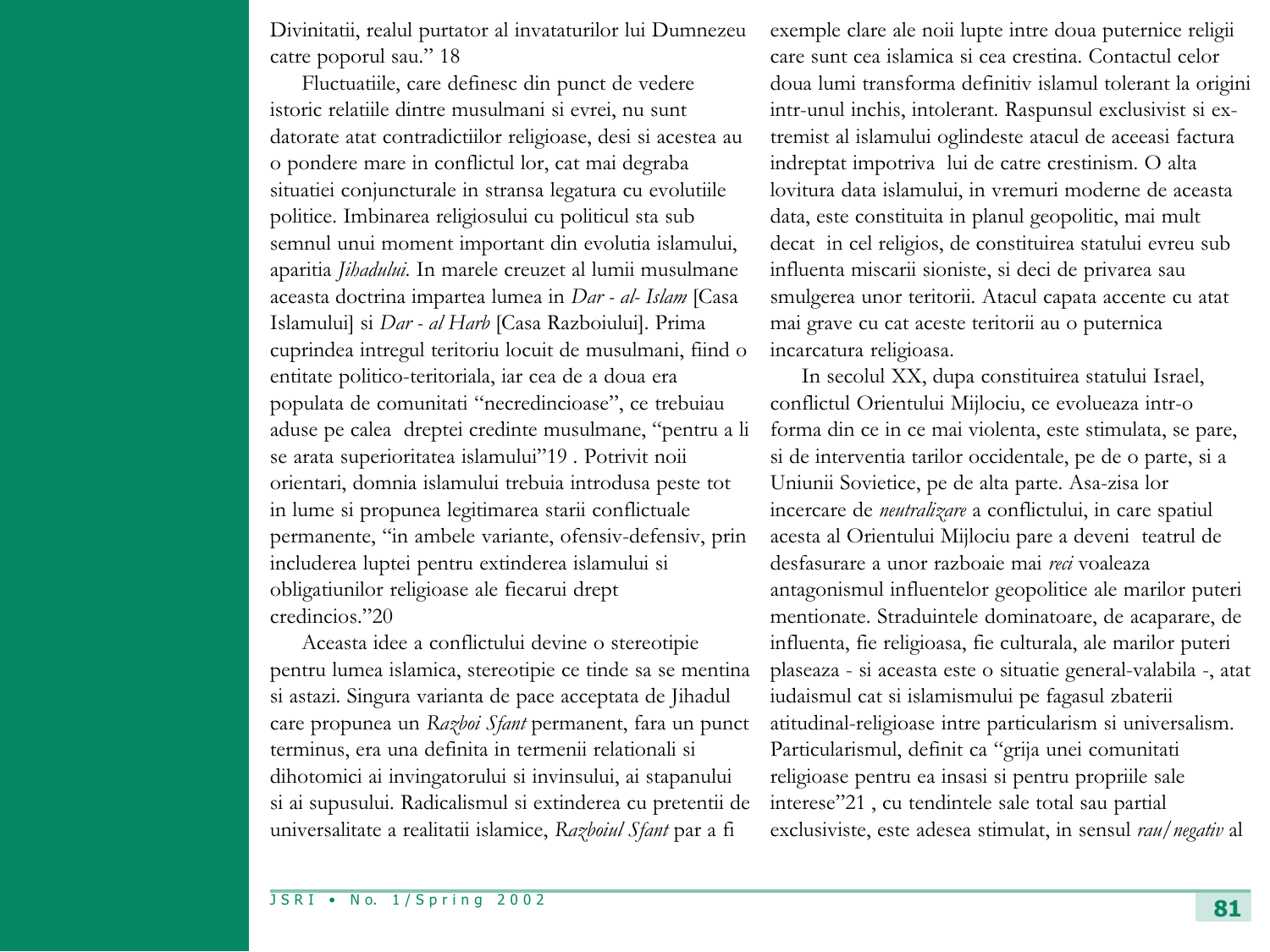Divinitatii, realul purtator al invataturilor lui Dumnezeu catre poporul sau.” 18

Fluctuatiile, care definesc din punct de vedere istoric relatiile dintre musulmani si evrei, nu sunt datorate atat contradictiilor religioase, desi si acestea au o pondere mare in conflictul lor, cat mai degraba situatiei conjuncturale in stransa legatura cu evolutiile politice. Imbinarea religiosului cu politicul sta sub semnul unui moment important din evolutia islamului, aparitia *Jihadului*. In marele creuzet al lumii musulmane aceasta doctrina impartea lumea in *Dar - al- Islam* [Casa Islamului] si *Dar - al Harb* [Casa Razboiului]. Prima cuprindea intregul teritoriu locuit de musulmani, fiind o entitate politico-teritoriala, iar cea de a doua era populata de comunitati “necredincioase”, ce trebuiau aduse pe calea dreptei credinte musulmane, “pentru a li se arata superioritatea islamului”19 . Potrivit noii orientari, domnia islamului trebuia introdusa peste tot in lume si propunea legitimarea starii conflictuale permanente, “in ambele variante, ofensiv-defensiv, prin includerea luptei pentru extinderea islamului si obligatiunilor religioase ale fiecarui drept credincios.”20

Aceasta idee a conflictului devine o stereotipie pentru lumea islamica, stereotipie ce tinde sa se mentina si astazi. Singura varianta de pace acceptata de Jihadul care propunea un *Razboi Sfant* permanent, fara un punct terminus, era una definita in termenii relationali si dihotomici ai invingatorului si invinsului, ai stapanului si ai supusului. Radicalismul si extinderea cu pretentii de universalitate a realitatii islamice, *Razboiul Sfant* par a fi exemple clare ale noii lupte intre doua puternice religii care sunt cea islamica si cea crestina. Contactul celor doua lumi transforma definitiv islamul tolerant la origini intr-unul inchis, intolerant. Raspunsul exclusivist si extremist al islamului oglindeste atacul de aceeasi factura indreptat impotriva lui de catre crestinism. O alta lovitura data islamului, in vremuri moderne de aceasta data, este constituita in planul geopolitic, mai mult decat in cel religios, de constituirea statului evreu sub influenta miscarii sioniste, si deci de privarea sau smulgerea unor teritorii. Atacul capata accente cu atat mai grave cu cat aceste teritorii au o puternica incarcatura religioasa.

In secolul XX, dupa constituirea statului Israel, conflictul Orientului Mijlociu, ce evolueaza intr-o forma din ce in ce mai violenta, este stimulata, se pare, si de interventia tarilor occidentale, pe de o parte, si a Uniunii Sovietice, pe de alta parte. Asa-zisa lor incercare de *neutralizare* a conflictului, in care spatiul acesta al Orientului Mijlociu pare a deveni teatrul de desfasurare a unor razboaie mai *reci* voaleaza antagonismul influentelor geopolitice ale marilor puteri mentionate. Straduintele dominatoare, de acaparare, de influenta, fie religioasa, fie culturala, ale marilor puteri plaseaza - si aceasta este o situatie general-valabila -, atat iudaismul cat si islamismului pe fagasul zbaterii atitudinal-religioase intre particularism si universalism. Particularismul, definit ca “grija unei comunitati religioase pentru ea insasi si pentru propriile sale interese”21 , cu tendintele sale total sau partial exclusiviste, este adesea stimulat, in sensul *rau/negativ* al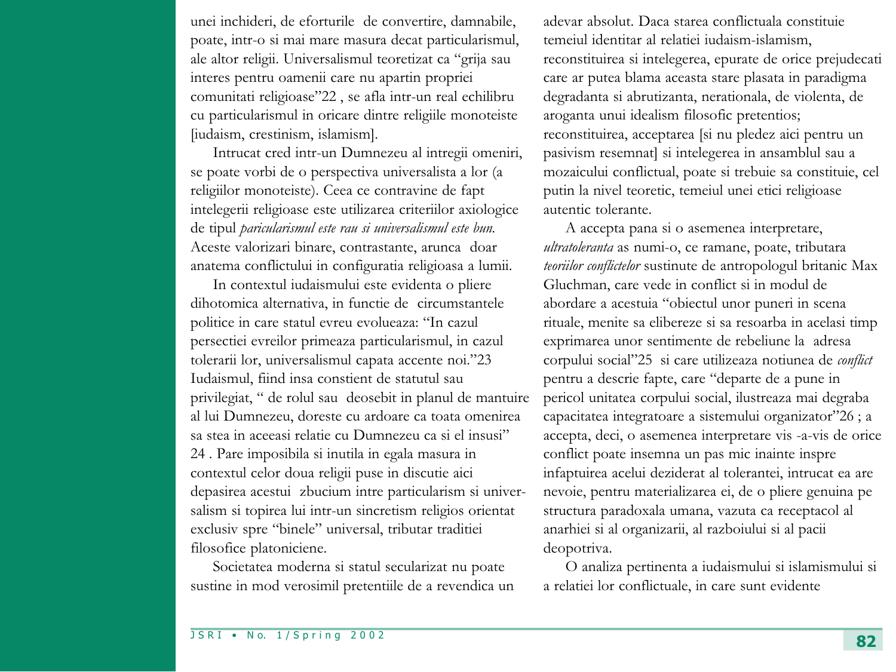unei inchideri, de eforturile de convertire, damnabile, poate, intr-o si mai mare masura decat particularismul, ale altor religii. Universalismul teoretizat ca "grija sau interes pentru oamenii care nu apartin propriei comunitati religioase"22 , se afla intr-un real echilibru cu particularismul in oricare dintre religiile monoteiste [iudaism, crestinism, islamism].

Intrucat cred intr-un Dumnezeu al intregii omeniri, se poate vorbi de o perspectiva universalista a lor (a religiilor monoteiste). Ceea ce contravine de fapt intelegerii religioase este utilizarea criteriilor axiologice de tipul *paricularismul este rau si universalismul este bun*. Aceste valorizari binare, contrastante, arunca doar anatema conflictului in configuratia religioasa a lumii.

In contextul iudaismului este evidenta o pliere dihotomica alternativa, in functie de circumstantele politice in care statul evreu evolueaza: "In cazul persectiei evreilor primeaza particularismul, in cazul tolerarii lor, universalismul capata accente noi."23 Iudaismul, fiind insa constient de statutul sau privilegiat, " de rolul sau deosebit in planul de mantuire al lui Dumnezeu, doreste cu ardoare ca toata omenirea sa stea in aceeasi relatie cu Dumnezeu ca si el insusi" 24 . Pare imposibila si inutila in egala masura in contextul celor doua religii puse in discutie aici depasirea acestui zbucium intre particularism si universalism si topirea lui intr-un sincretism religios orientat exclusiv spre "binele" universal, tributar traditiei filosofice platoniciene.

Societatea moderna si statul secularizat nu poate sustine in mod verosimil pretentiile de a revendica un adevar absolut. Daca starea conflictuala constituie temeiul identitar al relatiei iudaism-islamism, reconstituirea si intelegerea, epurate de orice prejudecati care ar putea blama aceasta stare plasata in paradigma degradanta si abrutizanta, nerationala, de violenta, de aroganta unui idealism filosofic pretentios; reconstituirea, acceptarea [si nu pledez aici pentru un pasivism resemnat] si intelegerea in ansamblul sau a mozaicului conflictual, poate si trebuie sa constituie, cel putin la nivel teoretic, temeiul unei etici religioase autentic tolerante.

A accepta pana si o asemenea interpretare, *ultratoleranta* as numi-o, ce ramane, poate, tributara *teoriilor conflictelor* sustinute de antropologul britanic Max Gluchman, care vede in conflict si in modul de abordare a acestuia "obiectul unor puneri in scena rituale, menite sa elibereze si sa resoarba in acelasi timp exprimarea unor sentimente de rebeliune la adresa corpului social"25 si care utilizeaza notiunea de *conflict* pentru a descrie fapte, care "departe de a pune in pericol unitatea corpului social, ilustreaza mai degraba capacitatea integratoare a sistemului organizator"26 ; a accepta, deci, o asemenea interpretare vis -a-vis de orice conflict poate insemna un pas mic inainte inspre infaptuirea acelui deziderat al tolerantei, intrucat ea are nevoie, pentru materializarea ei, de o pliere genuina pe structura paradoxala umana, vazuta ca receptacol al anarhiei si al organizarii, al razboiului si al pacii deopotriva.

O analiza pertinenta a iudaismului si islamismului si a relatiei lor conflictuale, in care sunt evidente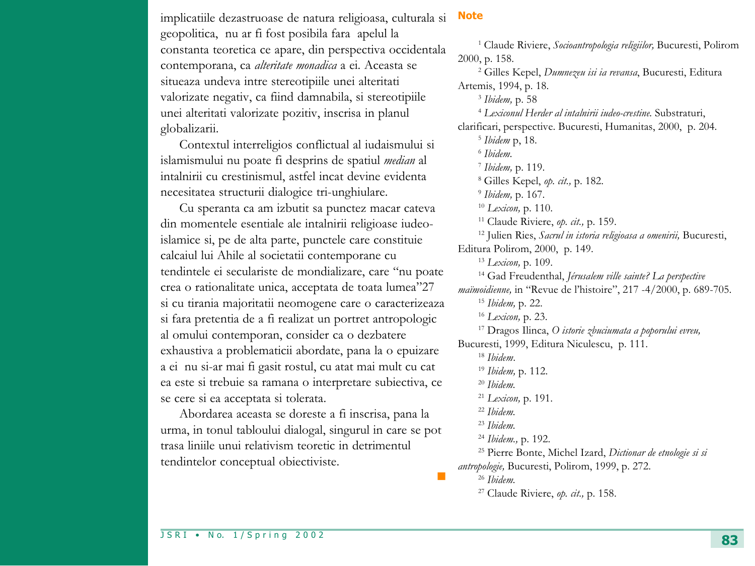implicatiile dezastruoase de natura religioasa, culturala si geopolitica, nu ar fi fost posibila fara apelul la constanta teoretica ce apare, din perspectiva occidentala contemporana, ca *alteritate monadica* a ei. Aceasta se situeaza undeva intre stereotipiile unei alteritati valorizate negativ, ca fiind damnabila, si stereotipiile unei alteritati valorizate pozitiv, inscrisa in planul globalizarii.

Contextul interreligios conflictual al iudaismului si islamismului nu poate fi desprins de spatiul *median* al intalnirii cu crestinismul, astfel incat devine evidenta necesitatea structurii dialogice tri-unghiulare.

Cu speranta ca am izbutit sa punctez macar cateva din momentele esentiale ale intalnirii religioase iudeo-islamice si, pe de alta parte, punctele care constituie calcaiul lui Ahile al societatii contemporane cu tendintele ei secularisite de mondializare, care "nu poate crea o rationalitate unica, acceptata de toata lumea"27 si cu tirania majoritatii neomogene care o caracterizeaza si fara pretentia de a fi realizat un portret antropologic al omului contemporan, consider ca o dezbatere exhaustiva a problematicii abordate, pana la o epuizare a ei nu si-ar mai fi gasit rostul, cu atat mai mult cu cat ea este si trebuie sa ramana o interpretare subiectiva, ce se cere si ea acceptata si tolerata.

Abordarea aceasta se doreste a fi inscrisa, pana la urma, in tonul tabloului dialogal, singurul in care se pot trasa liniile unui relativism teoretic in detrimentul tendintelor conceptual obiectiviste.

## Note

[1] Claude Riviere, *Socioantropologia religiilor,* Bucuresti, Polirom 2000, p. 158.

[2] Gilles Kepel, *Dumnezeu isi ia revansa*, Bucuresti, Editura Artemis, 1994, p. 18.

[3] *Ibidem,* p. 58

[4] *Lexiconul Herder al intalnirii iudeo-crestine.* Substraturi, clarificari, perspective. Bucuresti, Humanitas, 2000, p. 204.

[5] *Ibidem* p, 18.

[6] *Ibidem.*

[7] *Ibidem,* p. 119.

[8] Gilles Kepel, *op. cit.,* p. 182.

[9] *Ibidem,* p. 167.

[10] *Lexicon,* p. 110.

[11] Claude Riviere, *op. cit.,* p. 159.

[12] Julien Ries, *Sacrul in istoria religioasa a omenirii,* Bucuresti, Editura Polirom, 2000, p. 149.

[13] *Lexicon,* p. 109.

[14] Gad Freudenthal, *Jérusalem ville sainte? La perspective maïmoidienne,* in "Revue de l'histoire", 217 -4/2000, p. 689-705.

[15] *Ibidem,* p. 22.

[16] *Lexicon,* p. 23.

[17] Dragos Ilinca, *O istorie zbuciumata a poporului evreu,* Bucuresti, 1999, Editura Niculescu, p. 111.

[18] *Ibidem.*

[19] *Ibidem,* p. 112.

[20] *Ibidem.*

[21] *Lexicon,* p. 191.

[22] *Ibidem.*

[23] *Ibidem.*

[24] *Ibidem.,* p. 192.

[25] Pierre Bonte, Michel Izard, *Dictionar de etnologie si si antropologie,* Bucuresti, Polirom, 1999, p. 272.

[26] *Ibidem.*

[27] Claude Riviere, *op. cit.,* p. 158.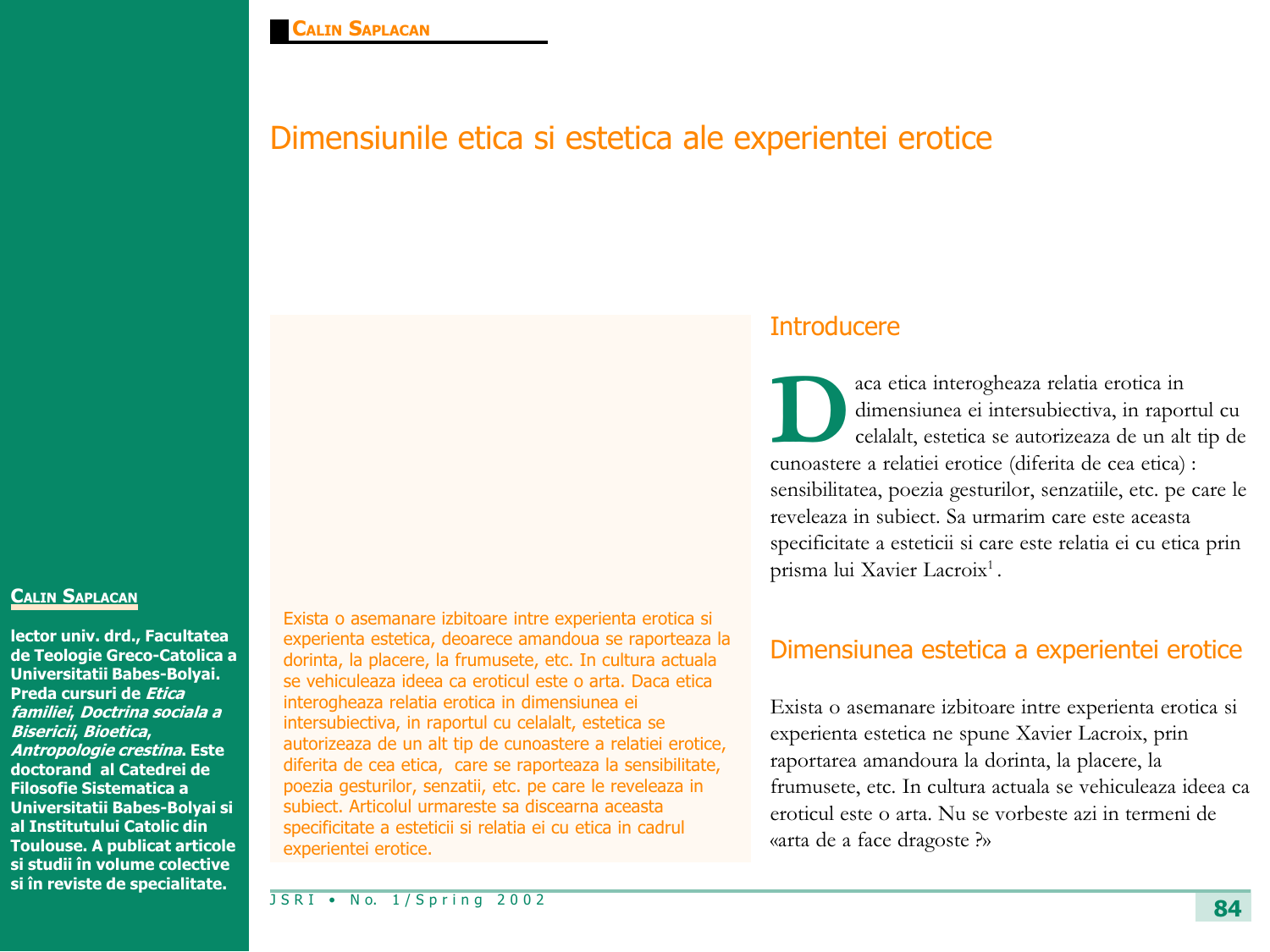# Dimensiunile etica si estetica ale experientei erotice

**CALIN SAPLACAN**

**lector univ. drd., Facultatea de Teologie Greco-Catolica a Universitatii Babes-Bolyai. Preda cursuri de *Etica familiei*, *Doctrina sociala a Bisericii*, *Bioetica*, *Antropologie crestina*. Este doctorand al Catedrei de Filosofie Sistematica a Universitatii Babes-Bolyai si al Institutului Catolic din Toulouse. A publicat articole si studii în volume colective si în reviste de specialitate.**

Exista o asemanare izbitoare intre experienta erotica si experienta estetica, deoarece amandoua se raporteaza la dorinta, la placere, la frumusete, etc. In cultura actuala se vehiculeaza ideea ca eroticul este o arta. Daca etica interogheaza relatia erotica in dimensiunea ei intersubiectiva, in raportul cu celalalt, estetica se autorizeaza de un alt tip de cunoastere a relatiei erotice, diferita de cea etica, care se raporteaza la sensibilitate, poezia gesturilor, senzatii, etc. pe care le reveleaza in subiect. Articolul urmareste sa discearna aceasta specificitate a esteticii si relatia ei cu etica in cadrul experientei erotice.

## Introducere

Daca etica interogheaza relatia erotica in dimensiunea ei intersubiectiva, in raportul cu celalalt, estetica se autorizeaza de un alt tip de cunoastere a relatiei erotice (diferita de cea etica) : sensibilitatea, poezia gesturilor, senzatiile, etc. pe care le reveleaza in subiect. Sa urmarim care este aceasta specificitate a esteticii si care este relatia ei cu etica prin prisma lui Xavier Lacroix[1] .

## Dimensiunea estetica a experientei erotice

Exista o asemanare izbitoare intre experienta erotica si experienta estetica ne spune Xavier Lacroix, prin raportarea amandoura la dorinta, la placere, la frumusete, etc. In cultura actuala se vehiculeaza ideea ca eroticul este o arta. Nu se vorbeste azi in termeni de «arta de a face dragoste ?»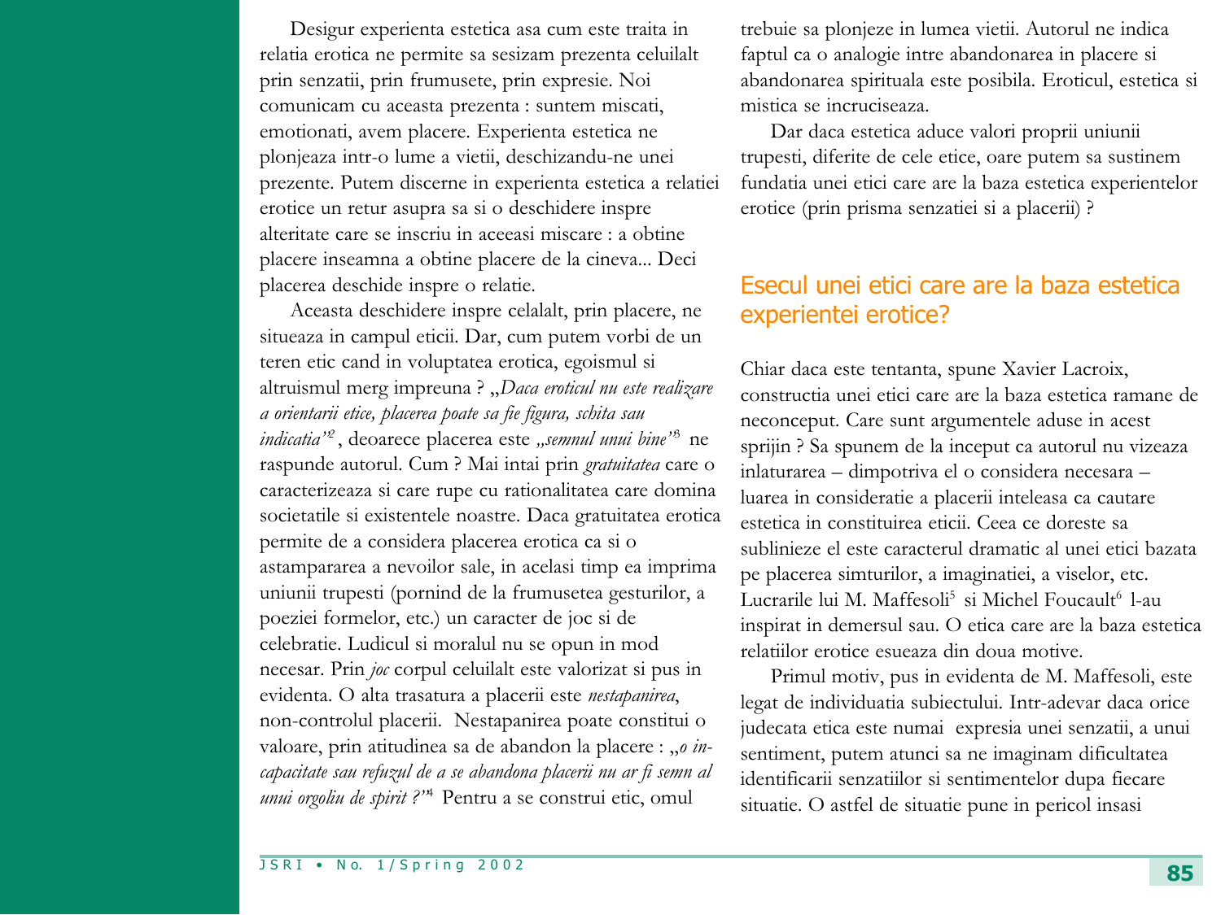Desigur experienta estetica asa cum este traita in relatia erotica ne permite sa sesizam prezenta celuilalt prin senzatii, prin frumusete, prin expresie. Noi comunicam cu aceasta prezenta : suntem miscati, emotionati, avem placere. Experienta estetica ne plonjeaza intr-o lume a vietii, deschizandu-ne unei prezente. Putem discerne in experienta estetica a relatiei erotice un retur asupra sa si o deschidere inspre alteritate care se inscriu in aceeasi miscare : a obtine placere inseamna a obtine placere de la cineva... Deci placerea deschide inspre o relatie.

Aceasta deschidere inspre celalalt, prin placere, ne situeaza in campul eticii. Dar, cum putem vorbi de un teren etic cand in voluptatea erotica, egoismul si altruismul merg impreuna ? „*Daca eroticul nu este realizare a orientarii etice, placerea poate sa fie figura, schita sau indicatia*"[2] , deoarece placerea este „*semnul unui bine*"[3] ne raspunde autorul. Cum ? Mai intai prin *gratuitatea* care o caracterizeaza si care rupe cu rationalitatea care domina societatile si existentele noastre. Daca gratuitatea erotica permite de a considera placerea erotica ca si o astampararea a nevoilor sale, in acelasi timp ea imprima uniunii trupesti (pornind de la frumusetea gesturilor, a poeziei formelor, etc.) un caracter de joc si de celebratie. Ludicul si moralul nu se opun in mod necesar. Prin *joc* corpul celuilalt este valorizat si pus in evidenta. O alta trasatura a placerii este *nestapanirea*, non-controlul placerii. Nestapanirea poate constitui o valoare, prin atitudinea sa de abandon la placere : „*o incapacitate sau refuzul de a se abandona placerii nu ar fi semn al unui orgoliu de spirit ?*"[4] Pentru a se construi etic, omul trebuie sa plonjeze in lumea vietii. Autorul ne indica faptul ca o analogie intre abandonarea in placere si abandonarea spirituala este posibila. Eroticul, estetica si mistica se incruciseaza.

Dar daca estetica aduce valori proprii uniunii trupesti, diferite de cele etice, oare putem sa sustinem fundatia unei etici care are la baza estetica experientelor erotice (prin prisma senzatiei si a placerii) ?

## Esecul unei etici care are la baza estetica experientei erotice?

Chiar daca este tentanta, spune Xavier Lacroix, constructia unei etici care are la baza estetica ramane de neconceput. Care sunt argumentele aduse in acest sprijin ? Sa spunem de la inceput ca autorul nu vizeaza inlaturarea – dimpotriva el o considera necesara – luarea in consideratie a placerii inteleasa ca cautare estetica in constituirea eticii. Ceea ce doreste sa sublinieze el este caracterul dramatic al unei etici bazata pe placerea simturilor, a imaginatiei, a viselor, etc. Lucrarile lui M. Maffesoli[5] si Michel Foucault[6] l-au inspirat in demersul sau. O etica care are la baza estetica relatiilor erotice esueaza din doua motive.

Primul motiv, pus in evidenta de M. Maffesoli, este legat de individuatia subiectului. Intr-adevar daca orice judecata etica este numai expresia unei senzatii, a unui sentiment, putem atunci sa ne imaginam dificultatea identificarii senzatiilor si sentimentelor dupa fiecare situatie. O astfel de situatie pune in pericol insasi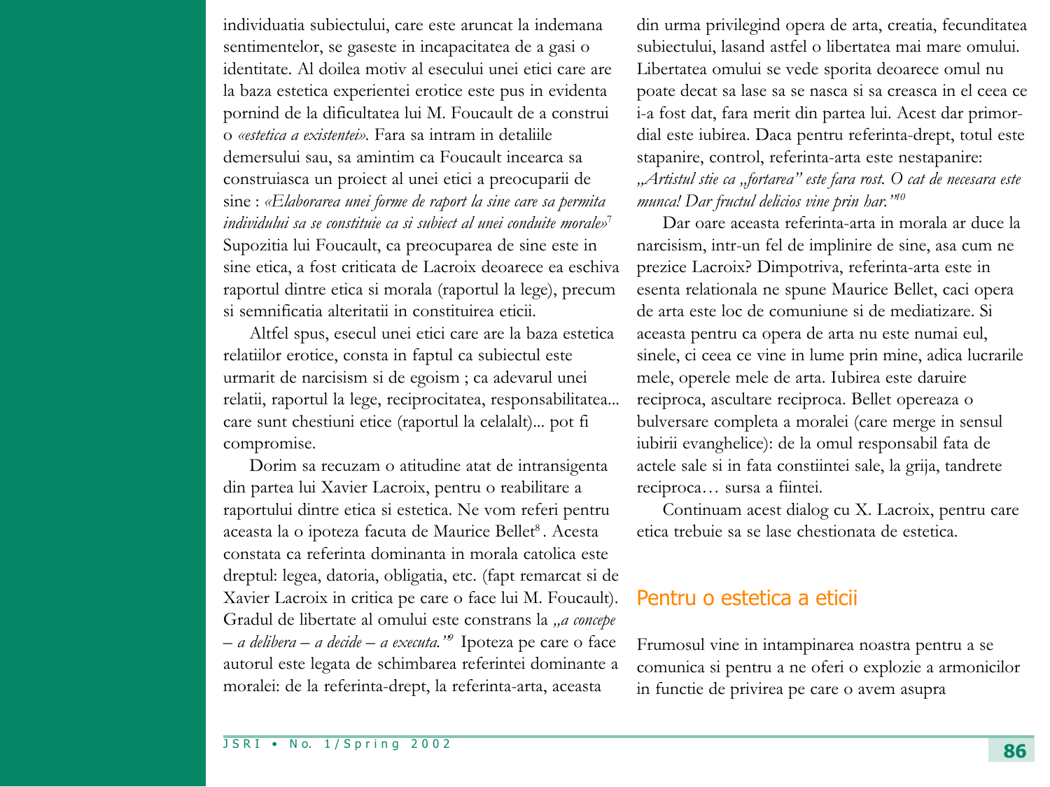individuatia subiectului, care este aruncat la indemana sentimentelor, se gaseste in incapacitatea de a gasi o identitate. Al doilea motiv al esecului unei etici care are la baza estetica experientei erotice este pus in evidenta pornind de la dificultatea lui M. Foucault de a construi o *«estetica a existentei»*. Fara sa intram in detaliile demersului sau, sa amintim ca Foucault incearca sa construiasca un proiect al unei etici a preocuparii de sine : *«Elaborarea unei forme de raport la sine care sa permita individului sa se constituie ca si subiect al unei conduite morale»*[7] Supozitia lui Foucault, ca preocuparea de sine este in sine etica, a fost criticata de Lacroix deoarece ea eschiva raportul dintre etica si morala (raportul la lege), precum si semnificatia alteritatii in constituirea eticii.

Altfel spus, esecul unei etici care are la baza estetica relatiilor erotice, consta in faptul ca subiectul este urmarit de narcisism si de egoism ; ca adevarul unei relatii, raportul la lege, reciprocitatea, responsabilitatea... care sunt chestiuni etice (raportul la celalalt)... pot fi compromise.

Dorim sa recuzam o atitudine atat de intransigenta din partea lui Xavier Lacroix, pentru o reabilitare a raportului dintre etica si estetica. Ne vom referi pentru aceasta la o ipoteza facuta de Maurice Bellet[8]. Acesta constata ca referinta dominanta in morala catolica este dreptul: legea, datoria, obligatia, etc. (fapt remarcat si de Xavier Lacroix in critica pe care o face lui M. Foucault). Gradul de libertate al omului este constrans la *„a concepe – a delibera – a decide – a executa."*[9] Ipoteza pe care o face autorul este legata de schimbarea referintei dominante a moralei: de la referinta-drept, la referinta-arta, aceasta din urma privilegind opera de arta, creatia, fecunditatea subiectului, lasand astfel o libertatea mai mare omului. Libertatea omului se vede sporita deoarece omul nu poate decat sa lase sa se nasca si sa creasca in el ceea ce i-a fost dat, fara merit din partea lui. Acest dar primordial este iubirea. Daca pentru referinta-drept, totul este stapanire, control, referinta-arta este nestapanire: *„Artistul stie ca „fortarea" este fara rost. O cat de necesara este munca! Dar fructul delicios vine prin har."*[10]

Dar oare aceasta referinta-arta in morala ar duce la narcisism, intr-un fel de implinire de sine, asa cum ne prezice Lacroix? Dimpotriva, referinta-arta este in esenta relationala ne spune Maurice Bellet, caci opera de arta este loc de comuniune si de mediatizare. Si aceasta pentru ca opera de arta nu este numai eul, sinele, ci ceea ce vine in lume prin mine, adica lucrarile mele, operele mele de arta. Iubirea este daruire reciproca, ascultare reciproca. Bellet opereaza o bulversare completa a moralei (care merge in sensul iubirii evanghelice): de la omul responsabil fata de actele sale si in fata constiintei sale, la grija, tandrete reciproca… sursa a fiintei.

Continuam acest dialog cu X. Lacroix, pentru care etica trebuie sa se lase chestionata de estetica.

## Pentru o estetica a eticii

Frumosul vine in intampinarea noastra pentru a se comunica si pentru a ne oferi o explozie a armonicilor in functie de privirea pe care o avem asupra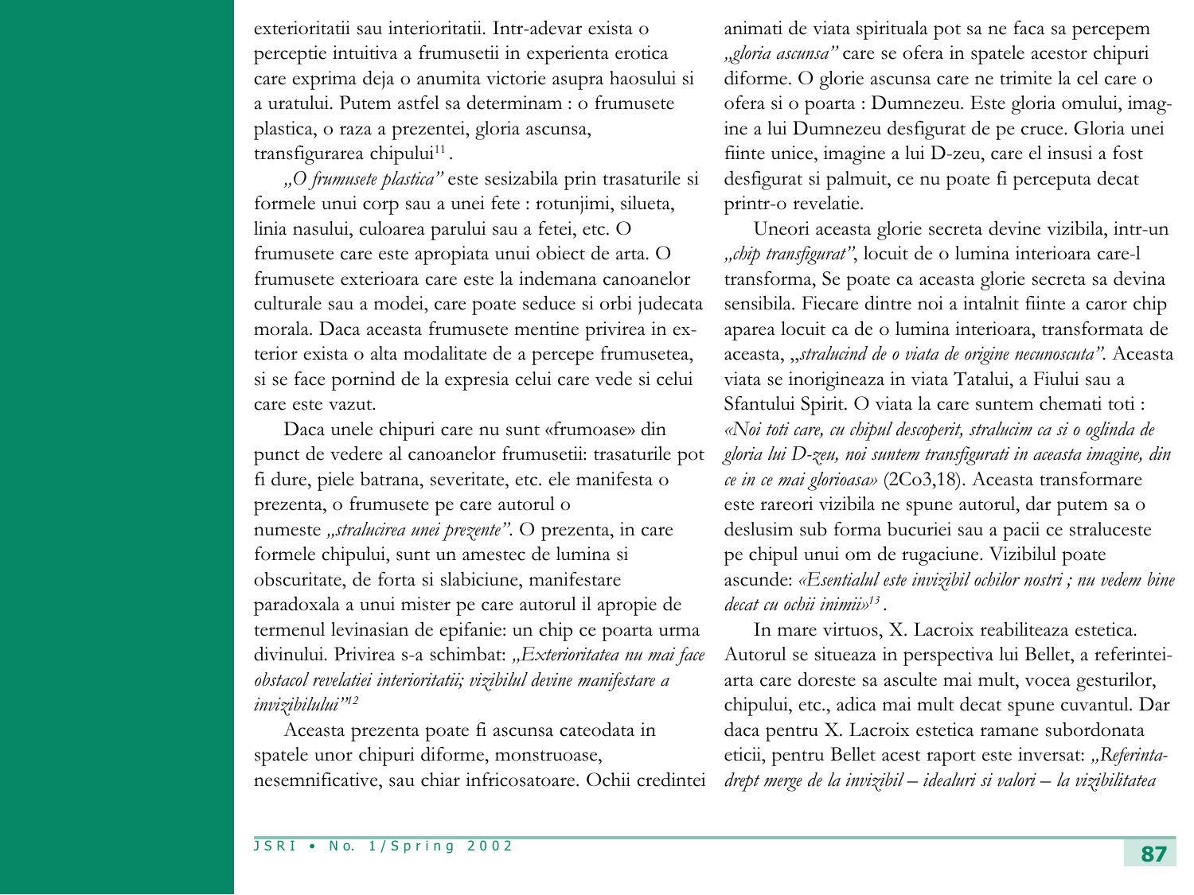exterioritatii sau interioritatii. Intr-adevar exista o perceptie intuitiva a frumusetii in experienta erotica care exprima deja o anumita victorie asupra haosului si a uratului. Putem astfel sa determinam : o frumusete plastica, o raza a prezentei, gloria ascunsa, transfigurarea chipului[11].

*„O frumusete plastica"* este sesizabila prin trasaturile si formele unui corp sau a unei fete : rotunjimi, silueta, linia nasului, culoarea parului sau a fetei, etc. O frumusete care este apropiata unui obiect de arta. O frumusete exterioara care este la indemana canoanelor culturale sau a modei, care poate seduce si orbi judecata morala. Daca aceasta frumusete mentine privirea in exterior exista o alta modalitate de a percepe frumusetea, si se face pornind de la expresia celui care vede si celui care este vazut.

Daca unele chipuri care nu sunt «frumoase» din punct de vedere al canoanelor frumusetii: trasaturile pot fi dure, piele batrana, severitate, etc. ele manifesta o prezenta, o frumusete pe care autorul o numeste *„stralucirea unei prezente"*. O prezenta, in care formele chipului, sunt un amestec de lumina si obscuritate, de forta si slabiciune, manifestare paradoxala a unui mister pe care autorul il apropie de termenul levinasian de epifanie: un chip ce poarta urma divinului. Privirea s-a schimbat: *„Exterioritatea nu mai face obstacol revelatiei interioritatii; vizibilul devine manifestare a invizibilului"*[12]

Aceasta prezenta poate fi ascunsa cateodata in spatele unor chipuri diforme, monstruoase, nesemnificative, sau chiar infricosatoare. Ochii credintei animati de viata spirituala pot sa ne faca sa percepem *„gloria ascunsa"* care se ofera in spatele acestor chipuri diforme. O glorie ascunsa care ne trimite la cel care o ofera si o poarta : Dumnezeu. Este gloria omului, imagine a lui Dumnezeu desfigurat de pe cruce. Gloria unei fiinte unice, imagine a lui D-zeu, care el insusi a fost desfigurat si palmuit, ce nu poate fi perceputa decat printr-o revelatie.

Uneori aceasta glorie secreta devine vizibila, intr-un *„chip transfigurat"*, locuit de o lumina interioara care-l transforma, Se poate ca aceasta glorie secreta sa devina sensibila. Fiecare dintre noi a intalnit fiinte a caror chip aparea locuit ca de o lumina interioara, transformata de aceasta, „*stralucind de o viata de origine necunoscuta"*. Aceasta viata se inorigineaza in viata Tatalui, a Fiului sau a Sfantului Spirit. O viata la care suntem chemati toti : *«Noi toti care, cu chipul descoperit, stralucim ca si o oglinda de gloria lui D-zeu, noi suntem transfigurati in aceasta imagine, din ce in ce mai glorioasa»* (2Co3,18). Aceasta transformare este rareori vizibila ne spune autorul, dar putem sa o deslusim sub forma bucuriei sau a pacii ce straluceste pe chipul unui om de rugaciune. Vizibilul poate ascunde: *«Esentialul este invizibil ochilor nostri ; nu vedem bine decat cu ochii inimii»*[13].

In mare virtuos, X. Lacroix reabiliteaza estetica. Autorul se situeaza in perspectiva lui Bellet, a referintei-arta care doreste sa asculte mai mult, vocea gesturilor, chipului, etc., adica mai mult decat spune cuvantul. Dar daca pentru X. Lacroix estetica ramane subordonata eticii, pentru Bellet acest raport este inversat: *„Referinta-drept merge de la invizibil – idealuri si valori – la vizibilitatea*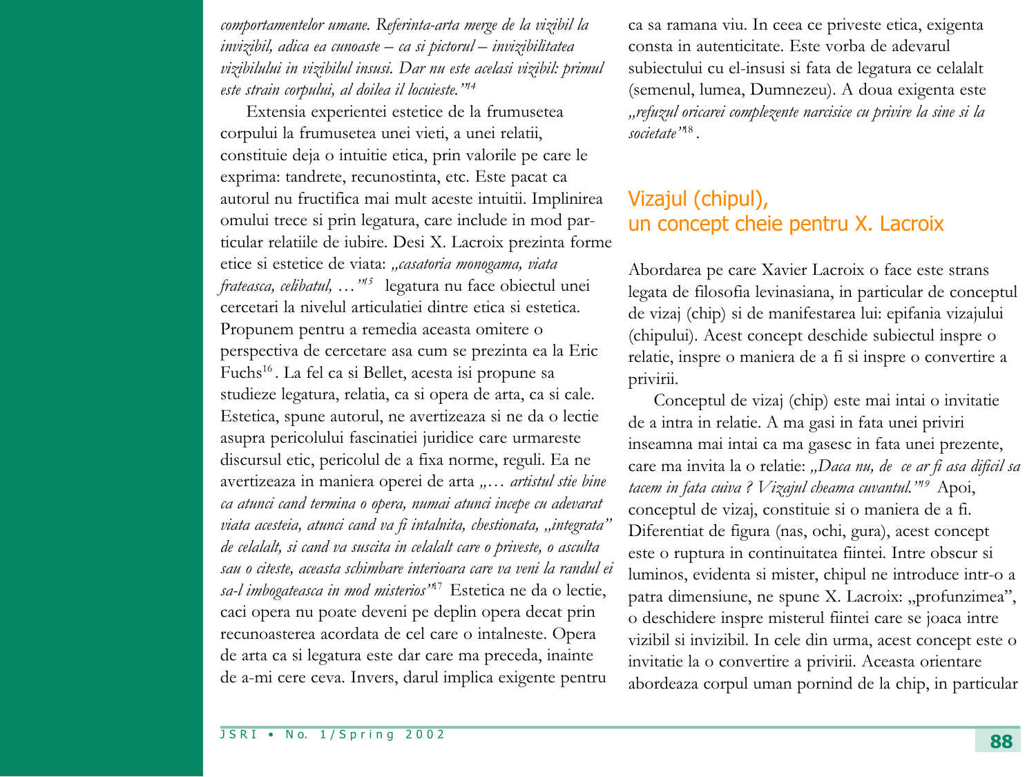*comportamentelor umane. Referinta-arta merge de la vizibil la invizibil, adica ea cunoaste – ca si pictorul – invizibilitatea vizibilului in vizibilul insusi. Dar nu este acelasi vizibil: primul este strain corpului, al doilea il locuieste."*[14]

Extensia experientei estetice de la frumusetea corpului la frumusetea unei vieti, a unei relatii, constituie deja o intuitie etica, prin valorile pe care le exprima: tandrete, recunostinta, etc. Este pacat ca autorul nu fructifica mai mult aceste intuitii. Implinirea omului trece si prin legatura, care include in mod particular relatiile de iubire. Desi X. Lacroix prezinta forme etice si estetice de viata: *„casatoria monogama, viata frateasca, celibatul, …"*[15] legatura nu face obiectul unei cercetari la nivelul articulatiei dintre etica si estetica. Propunem pentru a remedia aceasta omitere o perspectiva de cercetare asa cum se prezinta ea la Eric Fuchs[16]. La fel ca si Bellet, acesta isi propune sa studieze legatura, relatia, ca si opera de arta, ca si cale. Estetica, spune autorul, ne avertizeaza si ne da o lectie asupra pericolului fascinatiei juridice care urmareste discursul etic, pericolul de a fixa norme, reguli. Ea ne avertizeaza in maniera operei de arta *„… artistul stie bine ca atunci cand termina o opera, numai atunci incepe cu adevarat viata acesteia, atunci cand va fi intalnita, chestionata, „integrata" de celalalt, si cand va suscita in celalalt care o priveste, o asculta sau o citeste, aceasta schimbare interioara care va veni la randul ei sa-l imbogateasca in mod misterios"*[17] Estetica ne da o lectie, caci opera nu poate deveni pe deplin opera decat prin recunoasterea acordata de cel care o intalneste. Opera de arta ca si legatura este dar care ma preceda, inainte de a-mi cere ceva. Invers, darul implica exigente pentru ca sa ramana viu. In ceea ce priveste etica, exigenta consta in autenticitate. Este vorba de adevarul subiectului cu el-insusi si fata de legatura ce celalalt (semenul, lumea, Dumnezeu). A doua exigenta este *„refuzul oricarei complezente narcisice cu privire la sine si la societate"*[18].

## Vizajul (chipul), un concept cheie pentru X. Lacroix

Abordarea pe care Xavier Lacroix o face este strans legata de filosofia levinasiana, in particular de conceptul de vizaj (chip) si de manifestarea lui: epifania vizajului (chipului). Acest concept deschide subiectul inspre o relatie, inspre o maniera de a fi si inspre o convertire a privirii.

Conceptul de vizaj (chip) este mai intai o invitatie de a intra in relatie. A ma gasi in fata unei priviri inseamna mai intai ca ma gasesc in fata unei prezente, care ma invita la o relatie: *„Daca nu, de ce ar fi asa dificil sa tacem in fata cuiva ? Vizajul cheama cuvantul."*[19] Apoi, conceptul de vizaj, constituie si o maniera de a fi. Diferentiat de figura (nas, ochi, gura), acest concept este o ruptura in continuitatea fiintei. Intre obscur si luminos, evidenta si mister, chipul ne introduce intr-o a patra dimensiune, ne spune X. Lacroix: „profunzimea", o deschidere inspre misterul fiintei care se joaca intre vizibil si invizibil. In cele din urma, acest concept este o invitatie la o convertire a privirii. Aceasta orientare abordeaza corpul uman pornind de la chip, in particular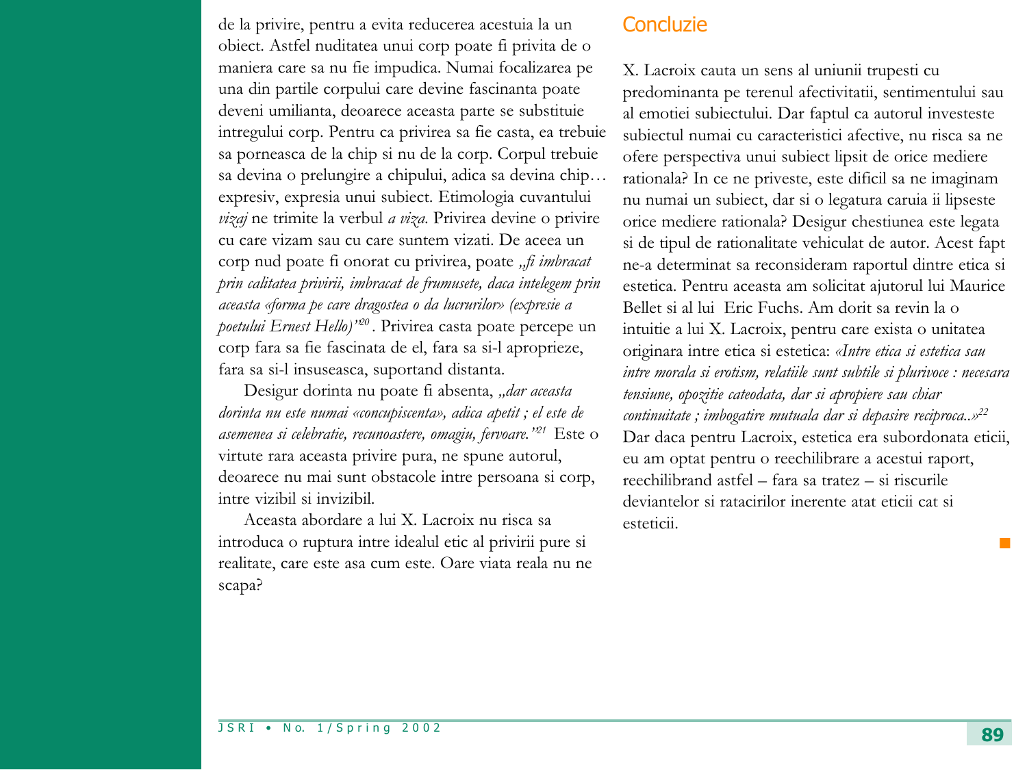de la privire, pentru a evita reducerea acestuia la un obiect. Astfel nuditatea unui corp poate fi privita de o maniera care sa nu fie impudica. Numai focalizarea pe una din partile corpului care devine fascinanta poate deveni umilianta, deoarece aceasta parte se substituie intregului corp. Pentru ca privirea sa fie casta, ea trebuie sa porneasca de la chip si nu de la corp. Corpul trebuie sa devina o prelungire a chipului, adica sa devina chip… expresiv, expresia unui subiect. Etimologia cuvantului *vizaj* ne trimite la verbul *a viza*. Privirea devine o privire cu care vizam sau cu care suntem vizati. De aceea un corp nud poate fi onorat cu privirea, poate *„fi imbracat prin calitatea privirii, imbracat de frumusete, daca intelegem prin aceasta «forma pe care dragostea o da lucrurilor» (expresie a poetului Ernest Hello)”*[20]. Privirea casta poate percepe un corp fara sa fie fascinata de el, fara sa si-l aproprieze, fara sa si-l insuseasca, suportand distanta.

Desigur dorinta nu poate fi absenta, *„dar aceasta dorinta nu este numai «concupiscenta», adica apetit ; el este de asemenea si celebratie, recunoastere, omagiu, fervoare.”*[21] Este o virtute rara aceasta privire pura, ne spune autorul, deoarece nu mai sunt obstacole intre persoana si corp, intre vizibil si invizibil.

Aceasta abordare a lui X. Lacroix nu risca sa introduca o ruptura intre idealul etic al privirii pure si realitate, care este asa cum este. Oare viata reala nu ne scapa?

## Concluzie

X. Lacroix cauta un sens al uniunii trupesti cu predominanta pe terenul afectivitatii, sentimentului sau al emotiei subiectului. Dar faptul ca autorul investeste subiectul numai cu caracteristici afective, nu risca sa ne ofere perspectiva unui subiect lipsit de orice mediere rationala? In ce ne priveste, este dificil sa ne imaginam nu numai un subiect, dar si o legatura caruia ii lipseste orice mediere rationala? Desigur chestiunea este legata si de tipul de rationalitate vehiculat de autor. Acest fapt ne-a determinat sa reconsideram raportul dintre etica si estetica. Pentru aceasta am solicitat ajutorul lui Maurice Bellet si al lui Eric Fuchs. Am dorit sa revin la o intuitie a lui X. Lacroix, pentru care exista o unitatea originara intre etica si estetica: *«Intre etica si estetica sau intre morala si erotism, relatiile sunt subtile si plurivoce : necesara tensiune, opozitie cateodata, dar si apropiere sau chiar continuitate ; imbogatire mutuala dar si depasire reciproca..»*[22] Dar daca pentru Lacroix, estetica era subordonata eticii, eu am optat pentru o reechilibrare a acestui raport, reechilibrand astfel – fara sa tratez – si riscurile deviantelor si ratacirilor inerente atat eticii cat si esteticii.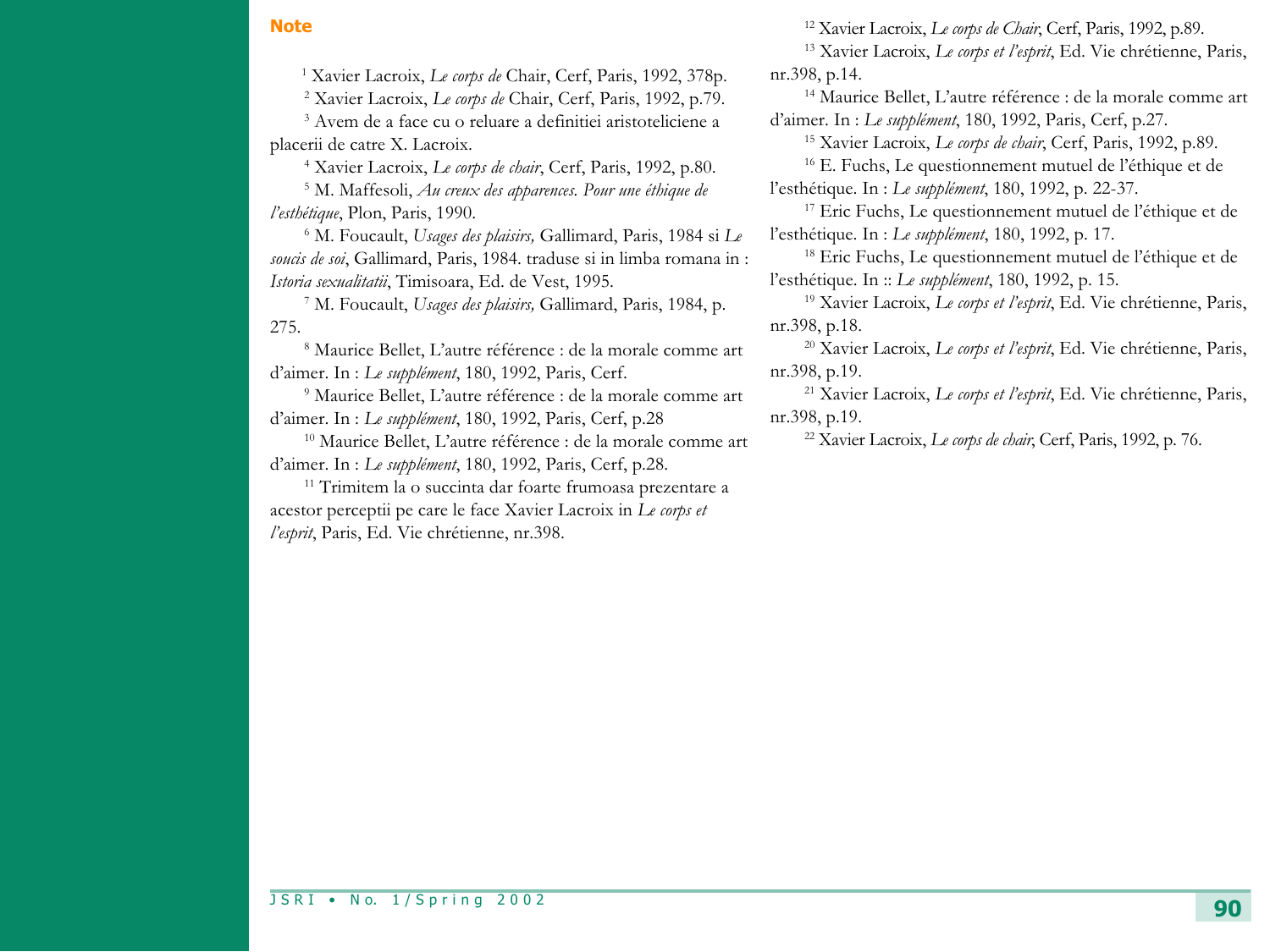## Note

[1] Xavier Lacroix, *Le corps de* Chair, Cerf, Paris, 1992, 378p.

[2] Xavier Lacroix, *Le corps de* Chair, Cerf, Paris, 1992, p.79.

[3] Avem de a face cu o reluare a definitiei aristoteliciene a placerii de catre X. Lacroix.

[4] Xavier Lacroix, *Le corps de chair*, Cerf, Paris, 1992, p.80.

[5] M. Maffesoli, *Au creux des apparences. Pour une éthique de l'esthétique*, Plon, Paris, 1990.

[6] M. Foucault, *Usages des plaisirs,* Gallimard, Paris, 1984 si *Le soucis de soi*, Gallimard, Paris, 1984. traduse si in limba romana in : *Istoria sexualitatii*, Timisoara, Ed. de Vest, 1995.

[7] M. Foucault, *Usages des plaisirs,* Gallimard, Paris, 1984, p. 275.

[8] Maurice Bellet, L'autre référence : de la morale comme art d'aimer. In : *Le supplément*, 180, 1992, Paris, Cerf.

[9] Maurice Bellet, L'autre référence : de la morale comme art d'aimer. In : *Le supplément*, 180, 1992, Paris, Cerf, p.28

[10] Maurice Bellet, L'autre référence : de la morale comme art d'aimer. In : *Le supplément*, 180, 1992, Paris, Cerf, p.28.

[11] Trimitem la o succinta dar foarte frumoasa prezentare a acestor perceptii pe care le face Xavier Lacroix in *Le corps et l'esprit*, Paris, Ed. Vie chrétienne, nr.398.

[12] Xavier Lacroix, *Le corps de Chair*, Cerf, Paris, 1992, p.89.

[13] Xavier Lacroix, *Le corps et l'esprit*, Ed. Vie chrétienne, Paris, nr.398, p.14.

[14] Maurice Bellet, L'autre référence : de la morale comme art d'aimer. In : *Le supplément*, 180, 1992, Paris, Cerf, p.27.

[15] Xavier Lacroix, *Le corps de chair*, Cerf, Paris, 1992, p.89.

[16] E. Fuchs, Le questionnement mutuel de l'éthique et de l'esthétique. In : *Le supplément*, 180, 1992, p. 22-37.

[17] Eric Fuchs, Le questionnement mutuel de l'éthique et de l'esthétique. In : *Le supplément*, 180, 1992, p. 17.

[18] Eric Fuchs, Le questionnement mutuel de l'éthique et de l'esthétique. In :: *Le supplément*, 180, 1992, p. 15.

[19] Xavier Lacroix, *Le corps et l'esprit*, Ed. Vie chrétienne, Paris, nr.398, p.18.

[20] Xavier Lacroix, *Le corps et l'esprit*, Ed. Vie chrétienne, Paris, nr.398, p.19.

[21] Xavier Lacroix, *Le corps et l'esprit*, Ed. Vie chrétienne, Paris, nr.398, p.19.

[22] Xavier Lacroix, *Le corps de chair*, Cerf, Paris, 1992, p. 76.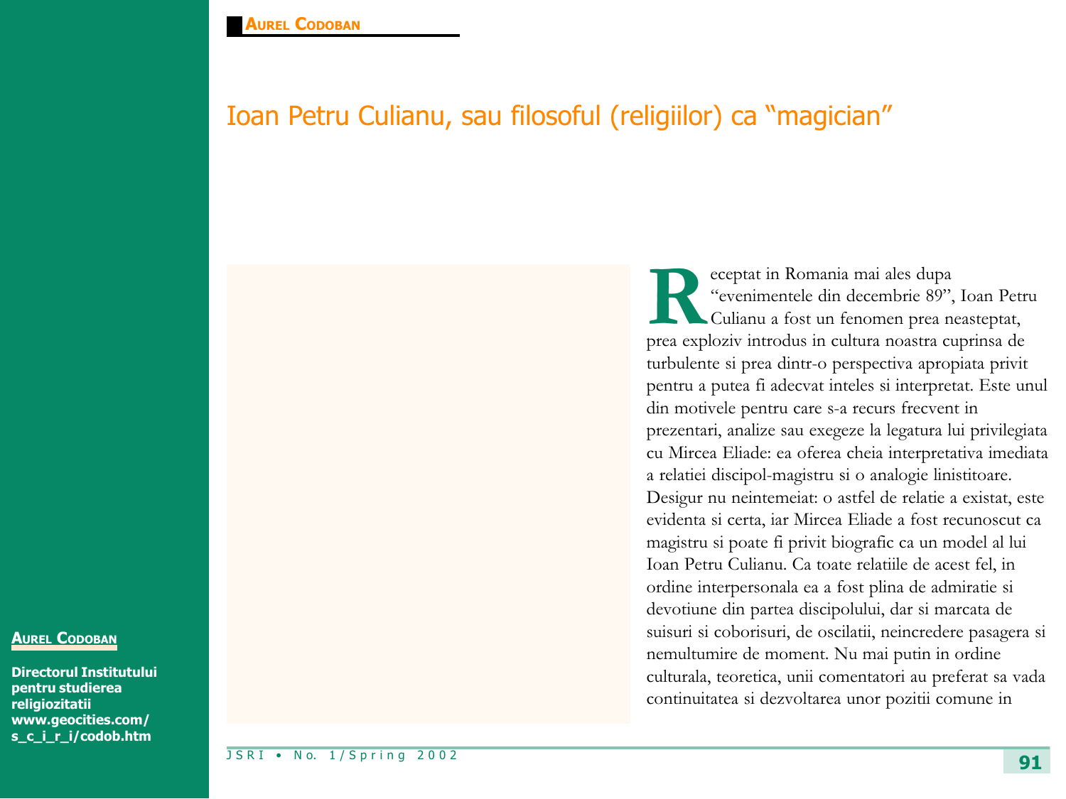**AUREL CODOBAN**

# Ioan Petru Culianu, sau filosoful (religiilor) ca "magician"

**AUREL CODOBAN**

**Directorul Institutului pentru studierea religiozitatii www.geocities.com/ s_c_i_r_i/codob.htm**

Receptat in Romania mai ales dupa "evenimentele din decembrie 89", Ioan Petru Culianu a fost un fenomen prea neasteptat, prea exploziv introdus in cultura noastra cuprinsa de turbulente si prea dintr-o perspectiva apropiata privit pentru a putea fi adecvat inteles si interpretat. Este unul din motivele pentru care s-a recurs frecvent in prezentari, analize sau exegeze la legatura lui privilegiata cu Mircea Eliade: ea oferea cheia interpretativa imediata a relatiei discipol-magistru si o analogie linistitoare. Desigur nu neintemeiat: o astfel de relatie a existat, este evidenta si certa, iar Mircea Eliade a fost recunoscut ca magistru si poate fi privit biografic ca un model al lui Ioan Petru Culianu. Ca toate relatiile de acest fel, in ordine interpersonala ea a fost plina de admiratie si devotiune din partea discipolului, dar si marcata de suisuri si coborisuri, de oscilatii, neincredere pasagera si nemultumire de moment. Nu mai putin in ordine culturala, teoretica, unii comentatori au preferat sa vada continuitatea si dezvoltarea unor pozitii comune in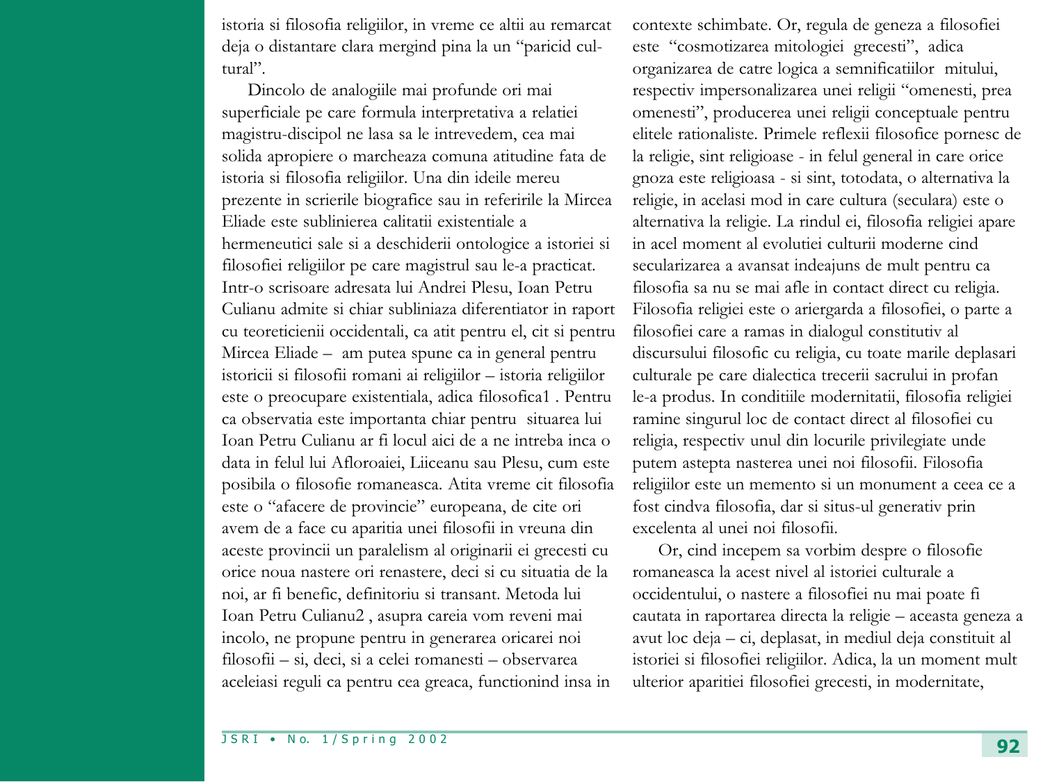istoria si filosofia religiilor, in vreme ce altii au remarcat deja o distantare clara mergind pina la un "paricid cultural".

Dincolo de analogiile mai profunde ori mai superficiale pe care formula interpretativa a relatiei magistru-discipol ne lasa sa le intrevedem, cea mai solida apropiere o marcheaza comuna atitudine fata de istoria si filosofia religiilor. Una din ideile mereu prezente in scrierile biografice sau in referirile la Mircea Eliade este sublinierea calitatii existentiale a hermeneuticii sale si a deschiderii ontologice a istoriei si filosofiei religiilor pe care magistrul sau le-a practicat. Intr-o scrisoare adresata lui Andrei Plesu, Ioan Petru Culianu admite si chiar subliniaza diferentiator in raport cu teoreticienii occidentali, ca atit pentru el, cit si pentru Mircea Eliade – am putea spune ca in general pentru istoricii si filosofii romani ai religiilor – istoria religiilor este o preocupare existentiala, adica filosofica[1] . Pentru ca observatia este importanta chiar pentru situarea lui Ioan Petru Culianu ar fi locul aici de a ne intreba inca o data in felul lui Afloroaiei, Liiceanu sau Plesu, cum este posibila o filosofie romaneasca. Atita vreme cit filosofia este o "afacere de provincie" europeana, de cite ori avem de a face cu aparitia unei filosofii in vreuna din aceste provincii un paralelism al originarii ei grecesti cu orice noua nastere ori renastere, deci si cu situatia de la noi, ar fi benefic, definitoriu si transant. Metoda lui Ioan Petru Culianu[2] , asupra careia vom reveni mai incolo, ne propune pentru in generarea oricarei noi filosofii – si, deci, si a celei romanesti – observarea aceleiasi reguli ca pentru cea greaca, functionind insa in contexte schimbate. Or, regula de geneza a filosofiei este "cosmotizarea mitologiei grecesti", adica organizarea de catre logica a semnificatiilor mitului, respectiv impersonalizarea unei religii "omenesti, prea omenesti", producerea unei religii conceptuale pentru elitele rationaliste. Primele reflexii filosofice pornesc de la religie, sint religioase - in felul general in care orice gnoza este religioasa - si sint, totodata, o alternativa la religie, in acelasi mod in care cultura (seculara) este o alternativa la religie. La rindul ei, filosofia religiei apare in acel moment al evolutiei culturii moderne cind secularizarea a avansat indeajuns de mult pentru ca filosofia sa nu se mai afle in contact direct cu religia. Filosofia religiei este o ariergarda a filosofiei, o parte a filosofiei care a ramas in dialogul constitutiv al discursului filosofic cu religia, cu toate marile deplasari culturale pe care dialectica trecerii sacrului in profan le-a produs. In conditiile modernitatii, filosofia religiei ramine singurul loc de contact direct al filosofiei cu religia, respectiv unul din locurile privilegiate unde putem astepta nasterea unei noi filosofii. Filosofia religiilor este un memento si un monument a ceea ce a fost cindva filosofia, dar si situs-ul generativ prin excelenta al unei noi filosofii.

Or, cind incepem sa vorbim despre o filosofie romaneasca la acest nivel al istoriei culturale a occidentului, o nastere a filosofiei nu mai poate fi cautata in raportarea directa la religie – aceasta geneza a avut loc deja – ci, deplasat, in mediul deja constituit al istoriei si filosofiei religiilor. Adica, la un moment mult ulterior aparitiei filosofiei grecesti, in modernitate,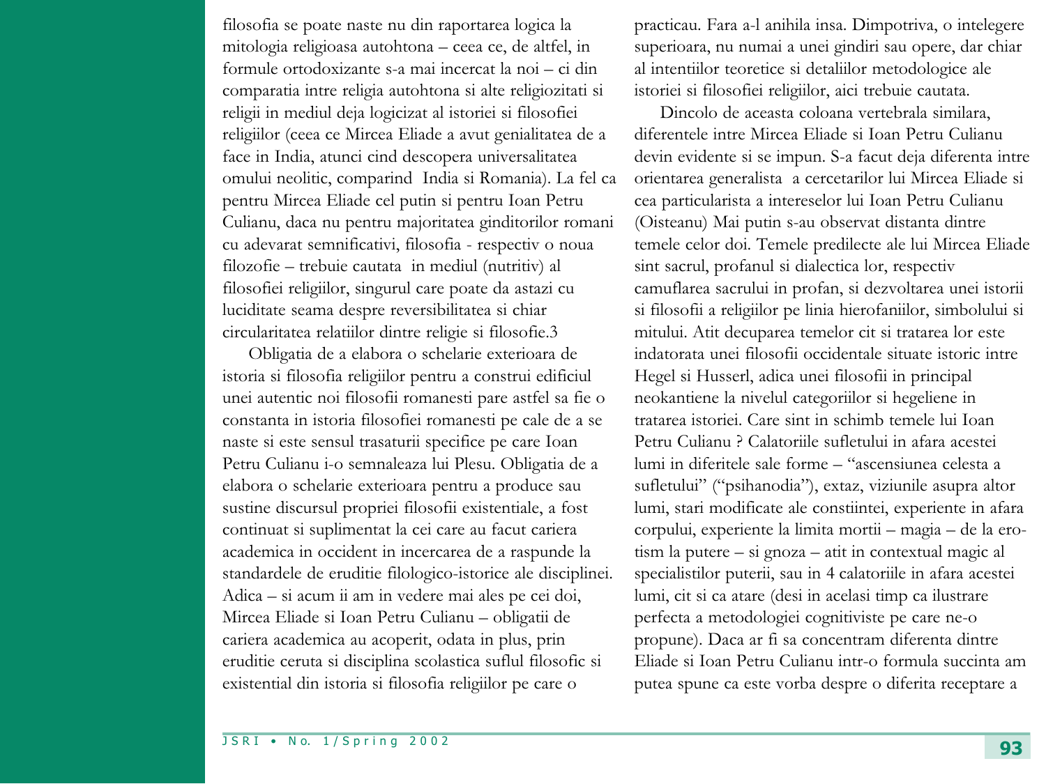filosofia se poate naste nu din raportarea logica la mitologia religioasa autohtona – ceea ce, de altfel, in formule ortodoxizante s-a mai incercat la noi – ci din comparatia intre religia autohtona si alte religiozitati si religii in mediul deja logicizat al istoriei si filosofiei religiilor (ceea ce Mircea Eliade a avut genialitatea de a face in India, atunci cind descopera universalitatea omului neolitic, comparind India si Romania). La fel ca pentru Mircea Eliade cel putin si pentru Ioan Petru Culianu, daca nu pentru majoritatea ginditorilor romani cu adevarat semnificativi, filosofia - respectiv o noua filozofie – trebuie cautata in mediul (nutritiv) al filosofiei religiilor, singurul care poate da astazi cu luciditate seama despre reversibilitatea si chiar circularitatea relatiilor dintre religie si filosofie.3

Obligatia de a elabora o schelarie exterioara de istoria si filosofia religiilor pentru a construi edificiul unei autentic noi filosofii romanesti pare astfel sa fie o constanta in istoria filosofiei romanesti pe cale de a se naste si este sensul trasaturii specifice pe care Ioan Petru Culianu i-o semnaleaza lui Plesu. Obligatia de a elabora o schelarie exterioara pentru a produce sau sustine discursul propriei filosofii existentiale, a fost continuat si suplimentat la cei care au facut cariera academica in occident in incercarea de a raspunde la standardele de eruditie filologico-istorice ale disciplinei. Adica – si acum ii am in vedere mai ales pe cei doi, Mircea Eliade si Ioan Petru Culianu – obligatii de cariera academica au acoperit, odata in plus, prin eruditie ceruta si disciplina scolastica suflul filosofic si existential din istoria si filosofia religiilor pe care o practicau. Fara a-l anihila insa. Dimpotriva, o intelegere superioara, nu numai a unei gindiri sau opere, dar chiar al intentiilor teoretice si detaliilor metodologice ale istoriei si filosofiei religiilor, aici trebuie cautata.

Dincolo de aceasta coloana vertebrala similara, diferentele intre Mircea Eliade si Ioan Petru Culianu devin evidente si se impun. S-a facut deja diferenta intre orientarea generalista a cercetarilor lui Mircea Eliade si cea particularista a intereselor lui Ioan Petru Culianu (Oisteanu) Mai putin s-au observat distanta dintre temele celor doi. Temele predilecte ale lui Mircea Eliade sint sacrul, profanul si dialectica lor, respectiv camuflarea sacrului in profan, si dezvoltarea unei istorii si filosofii a religiilor pe linia hierofaniilor, simbolului si mitului. Atit decuparea temelor cit si tratarea lor este indatorata unei filosofii occidentale situate istoric intre Hegel si Husserl, adica unei filosofii in principal neokantiene la nivelul categoriilor si hegeliene in tratarea istoriei. Care sint in schimb temele lui Ioan Petru Culianu ? Calatoriile sufletului in afara acestei lumi in diferitele sale forme – "ascensiunea celesta a sufletului" ("psihanodia"), extaz, viziunile asupra altor lumi, stari modificate ale constiintei, experiente in afara corpului, experiente la limita mortii – magia – de la erotism la putere – si gnoza – atit in contextual magic al specialistilor puterii, sau in 4 calatoriile in afara acestei lumi, cit si ca atare (desi in acelasi timp ca ilustrare perfecta a metodologiei cognitiviste pe care ne-o propune). Daca ar fi sa concentram diferenta dintre Eliade si Ioan Petru Culianu intr-o formula succinta am putea spune ca este vorba despre o diferita receptare a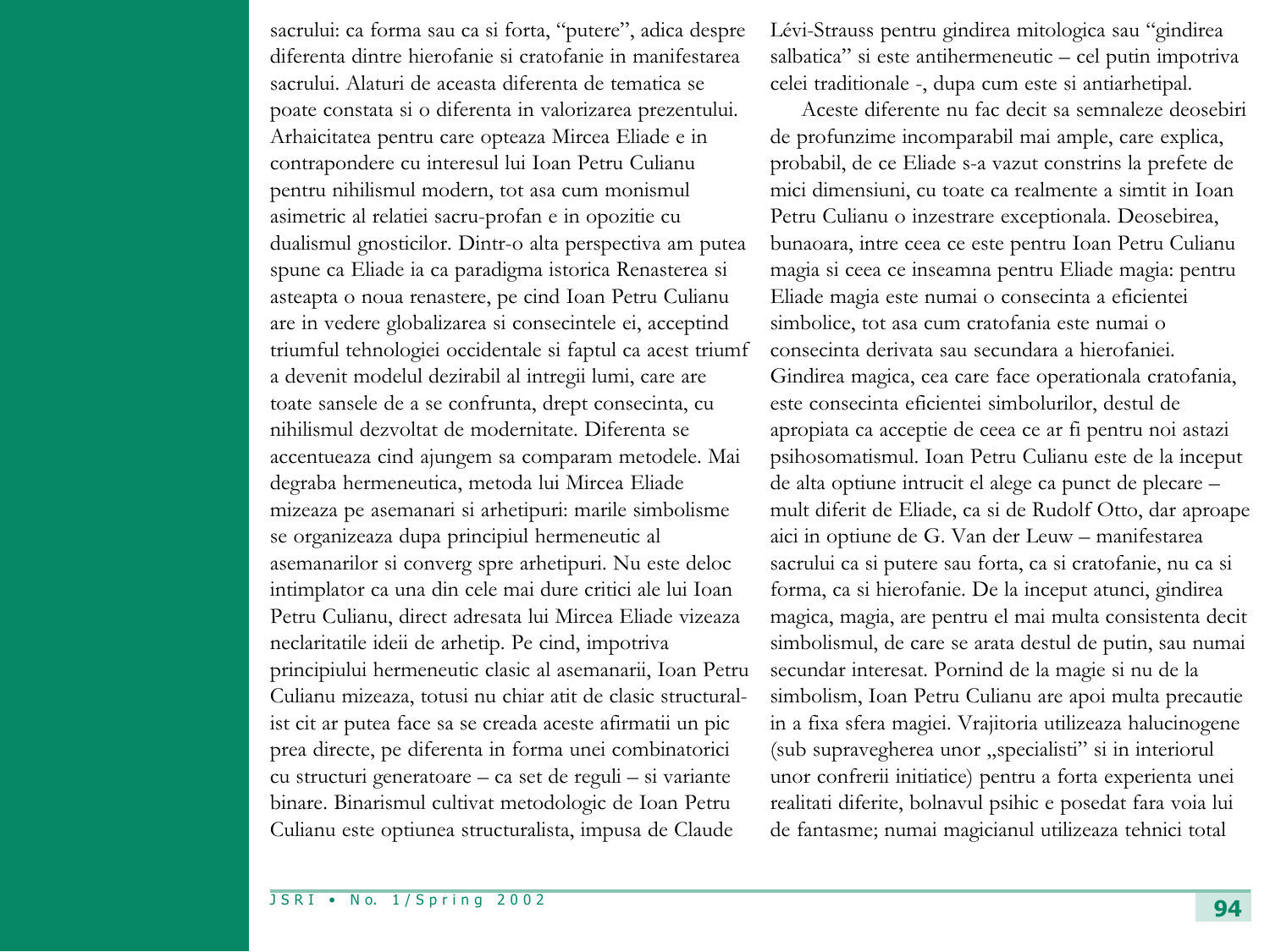sacrului: ca forma sau ca si forta, "putere", adica despre diferenta dintre hierofanie si cratofanie in manifestarea sacrului. Alaturi de aceasta diferenta de tematica se poate constata si o diferenta in valorizarea prezentului. Arhaicitatea pentru care opteaza Mircea Eliade e in contrapondere cu interesul lui Ioan Petru Culianu pentru nihilismul modern, tot asa cum monismul asimetric al relatiei sacru-profan e in opozitie cu dualismul gnosticilor. Dintr-o alta perspectiva am putea spune ca Eliade ia ca paradigma istorica Renasterea si asteapta o noua renastere, pe cind Ioan Petru Culianu are in vedere globalizarea si consecintele ei, acceptind triumful tehnologiei occidentale si faptul ca acest triumf a devenit modelul dezirabil al intregii lumi, care are toate sansele de a se confrunta, drept consecinta, cu nihilismul dezvoltat de modernitate. Diferenta se accentueaza cind ajungem sa comparam metodele. Mai degraba hermeneutica, metoda lui Mircea Eliade mizeaza pe asemanari si arhetipuri: marile simbolisme se organizeaza dupa principiul hermeneutic al asemanarilor si converg spre arhetipuri. Nu este deloc intimplator ca una din cele mai dure critici ale lui Ioan Petru Culianu, direct adresata lui Mircea Eliade vizeaza neclaritatile ideii de arhetip. Pe cind, impotriva principiului hermeneutic clasic al asemanarii, Ioan Petru Culianu mizeaza, totusi nu chiar atit de clasic structuralist cit ar putea face sa se creada aceste afirmatii un pic prea directe, pe diferenta in forma unei combinatorici cu structuri generatoare – ca set de reguli – si variante binare. Binarismul cultivat metodologic de Ioan Petru Culianu este optiunea structuralista, impusa de Claude Lévi-Strauss pentru gindirea mitologica sau "gindirea salbatica" si este antihermeneutic – cel putin impotriva celei traditionale -, dupa cum este si antiarhetipal.

Aceste diferente nu fac decit sa semnaleze deosebiri de profunzime incomparabil mai ample, care explica, probabil, de ce Eliade s-a vazut constrins la prefete de mici dimensiuni, cu toate ca realmente a simtit in Ioan Petru Culianu o inzestrare exceptionala. Deosebirea, bunaoara, intre ceea ce este pentru Ioan Petru Culianu magia si ceea ce inseamna pentru Eliade magia: pentru Eliade magia este numai o consecinta a eficientei simbolice, tot asa cum cratofania este numai o consecinta derivata sau secundara a hierofaniei. Gindirea magica, cea care face operationala cratofania, este consecinta eficientei simbolurilor, destul de apropiata ca acceptie de ceea ce ar fi pentru noi astazi psihosomatismul. Ioan Petru Culianu este de la inceput de alta optiune intrucit el alege ca punct de plecare – mult diferit de Eliade, ca si de Rudolf Otto, dar aproape aici in optiune de G. Van der Leuw – manifestarea sacrului ca si putere sau forta, ca si cratofanie, nu ca si forma, ca si hierofanie. De la inceput atunci, gindirea magica, magia, are pentru el mai multa consistenta decit simbolismul, de care se arata destul de putin, sau numai secundar interesat. Pornind de la magie si nu de la simbolism, Ioan Petru Culianu are apoi multa precautie in a fixa sfera magiei. Vrajitoria utilizeaza halucinogene (sub supravegherea unor „specialisti" si in interiorul unor confrerii initiatice) pentru a forta experienta unei realitati diferite, bolnavul psihic e posedat fara voia lui de fantasme; numai magicianul utilizeaza tehnici total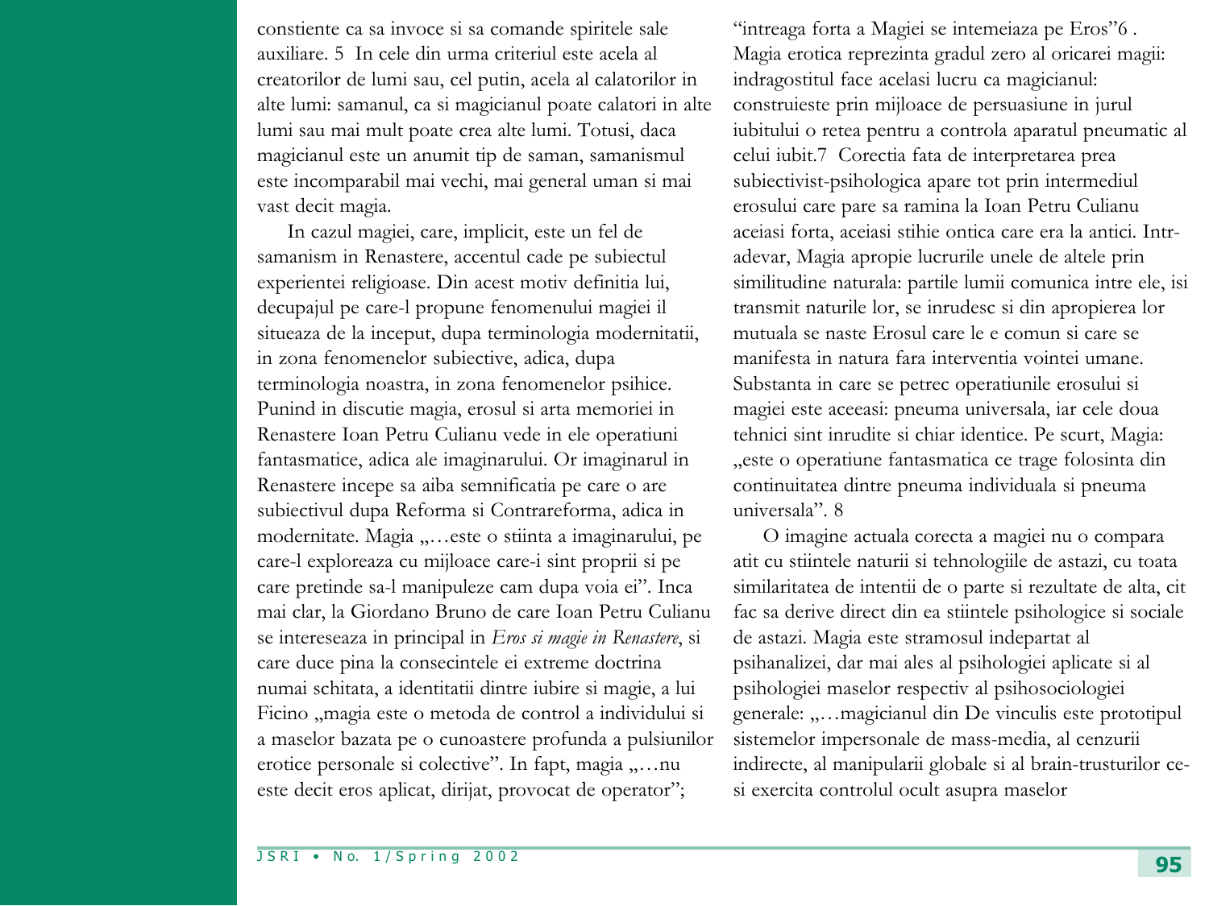constiente ca sa invoce si sa comande spiritele sale auxiliare. 5 In cele din urma criteriul este acela al creatorilor de lumi sau, cel putin, acela al calatorilor in alte lumi: samanul, ca si magicianul poate calatori in alte lumi sau mai mult poate crea alte lumi. Totusi, daca magicianul este un anumit tip de saman, samanismul este incomparabil mai vechi, mai general uman si mai vast decit magia.

In cazul magiei, care, implicit, este un fel de samanism in Renastere, accentul cade pe subiectul experientei religioase. Din acest motiv definitia lui, decupajul pe care-l propune fenomenului magiei il situeaza de la inceput, dupa terminologia modernitatii, in zona fenomenelor subiective, adica, dupa terminologia noastra, in zona fenomenelor psihice. Punind in discutie magia, erosul si arta memoriei in Renastere Ioan Petru Culianu vede in ele operatiuni fantasmatice, adica ale imaginarului. Or imaginarul in Renastere incepe sa aiba semnificatia pe care o are subiectivul dupa Reforma si Contrareforma, adica in modernitate. Magia „…este o stiinta a imaginarului, pe care-l exploreaza cu mijloace care-i sint proprii si pe care pretinde sa-l manipuleze cam dupa voia ei". Inca mai clar, la Giordano Bruno de care Ioan Petru Culianu se intereseaza in principal in *Eros si magie in Renastere*, si care duce pina la consecintele ei extreme doctrina numai schitata, a identitatii dintre iubire si magie, a lui Ficino „magia este o metoda de control a individului si a maselor bazata pe o cunoastere profunda a pulsiunilor erotice personale si colective". In fapt, magia „…nu este decit eros aplicat, dirijat, provocat de operator"; "intreaga forta a Magiei se intemeiaza pe Eros"6 . Magia erotica reprezinta gradul zero al oricarei magii: indragostitul face acelasi lucru ca magicianul: construieste prin mijloace de persuasiune in jurul iubitului o retea pentru a controla aparatul pneumatic al celui iubit.7 Corectia fata de interpretarea prea subiectivist-psihologica apare tot prin intermediul erosului care pare sa ramina la Ioan Petru Culianu aceiasi forta, aceiasi stihie ontica care era la antici. Intr-adevar, Magia apropie lucrurile unele de altele prin similitudine naturala: partile lumii comunica intre ele, isi transmit naturile lor, se inrudesc si din apropierea lor mutuala se naste Erosul care le e comun si care se manifesta in natura fara interventia vointei umane. Substanta in care se petrec operatiunile erosului si magiei este aceeasi: pneuma universala, iar cele doua tehnici sint inrudite si chiar identice. Pe scurt, Magia: „este o operatiune fantasmatica ce trage folosinta din continuitatea dintre pneuma individuala si pneuma universala". 8

O imagine actuala corecta a magiei nu o compara atit cu stiintele naturii si tehnologiile de astazi, cu toata similaritatea de intentii de o parte si rezultate de alta, cit fac sa derive direct din ea stiintele psihologice si sociale de astazi. Magia este stramosul indepartat al psihanalizei, dar mai ales al psihologiei aplicate si al psihologiei maselor respectiv al psihosociologiei generale: „…magicianul din De vinculis este prototipul sistemelor impersonale de mass-media, al cenzurii indirecte, al manipularii globale si al brain-trusturilor ce-si exercita controlul ocult asupra maselor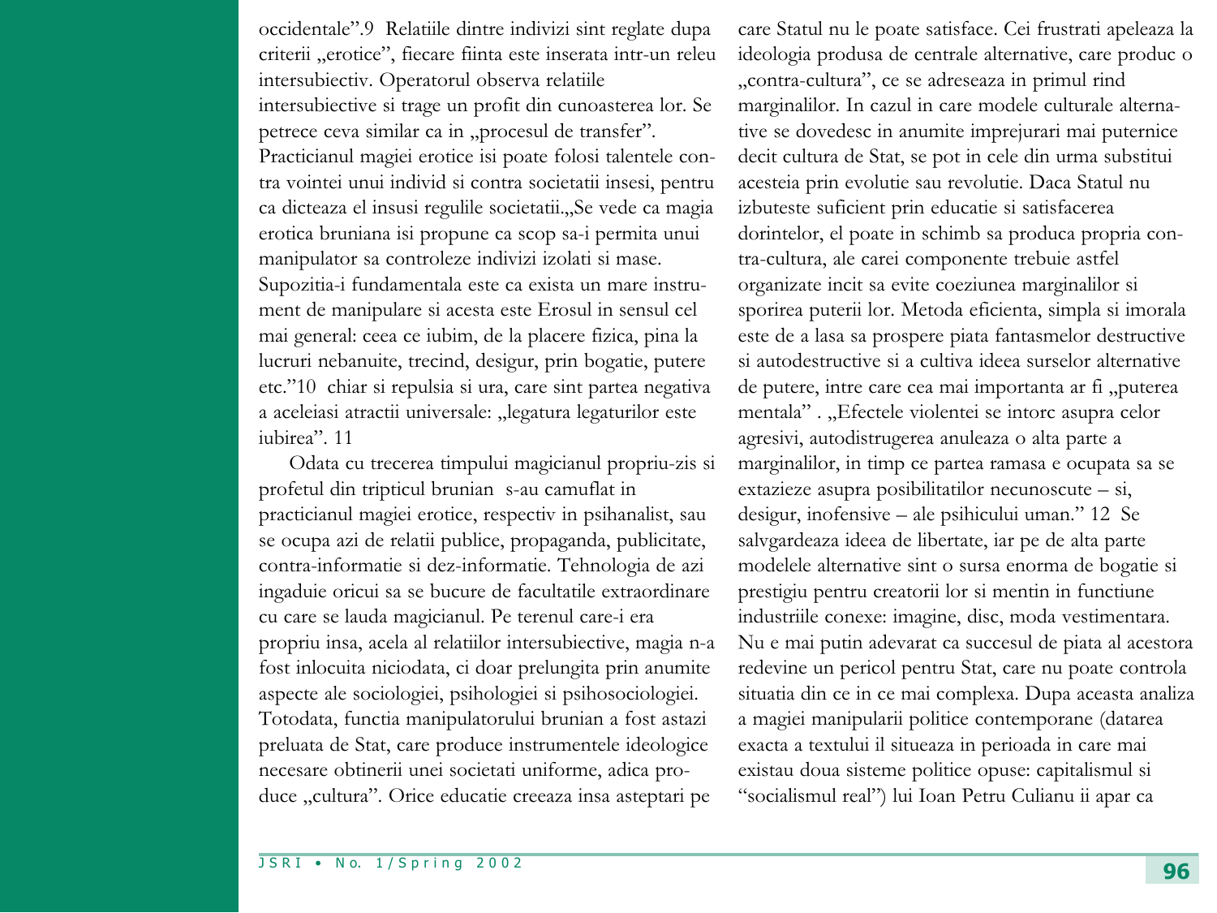occidentale".[9] Relatiile dintre indivizi sint reglate dupa criterii „erotice", fiecare fiinta este inserata intr-un releu intersubiectiv. Operatorul observa relatiile intersubiective si trage un profit din cunoasterea lor. Se petrece ceva similar ca in „procesul de transfer". Practicianul magiei erotice isi poate folosi talentele contra vointei unui individ si contra societatii insesi, pentru ca dicteaza el insusi regulile societatii.„Se vede ca magia erotica bruniana isi propune ca scop sa-i permita unui manipulator sa controleze indivizi izolati si mase. Supozitia-i fundamentala este ca exista un mare instrument de manipulare si acesta este Erosul in sensul cel mai general: ceea ce iubim, de la placere fizica, pina la lucruri nebanuite, trecind, desigur, prin bogatie, putere etc."[10] chiar si repulsia si ura, care sint partea negativa a aceleiasi atractii universale: „legatura legaturilor este iubirea". [11]

Odata cu trecerea timpului magicianul propriu-zis si profetul din tripticul brunian s-au camuflat in practicianul magiei erotice, respectiv in psihanalist, sau se ocupa azi de relatii publice, propaganda, publicitate, contra-informatie si dez-informatie. Tehnologia de azi ingaduie oricui sa se bucure de facultatile extraordinare cu care se lauda magicianul. Pe terenul care-i era propriu insa, acela al relatiilor intersubiective, magia n-a fost inlocuita niciodata, ci doar prelungita prin anumite aspecte ale sociologiei, psihologiei si psihosociologiei. Totodata, functia manipulatorului brunian a fost astazi preluata de Stat, care produce instrumentele ideologice necesare obtinerii unei societati uniforme, adica produce „cultura". Orice educatie creeaza insa asteptari pe care Statul nu le poate satisface. Cei frustrati apeleaza la ideologia produsa de centrale alternative, care produc o „contra-cultura", ce se adreseaza in primul rind marginalilor. In cazul in care modele culturale alternative se dovedesc in anumite imprejurari mai puternice decit cultura de Stat, se pot in cele din urma substitui acesteia prin evolutie sau revolutie. Daca Statul nu izbuteste suficient prin educatie si satisfacerea dorintelor, el poate in schimb sa produca propria contra-cultura, ale carei componente trebuie astfel organizate incit sa evite coeziunea marginalilor si sporirea puterii lor. Metoda eficienta, simpla si imorala este de a lasa sa prospere piata fantasmelor destructive si autodestructive si a cultiva ideea surselor alternative de putere, intre care cea mai importanta ar fi „puterea mentala" . „Efectele violentei se intorc asupra celor agresivi, autodistrugerea anuleaza o alta parte a marginalilor, in timp ce partea ramasa e ocupata sa se extazieze asupra posibilitatilor necunoscute – si, desigur, inofensive – ale psihicului uman." [12] Se salvgardeaza ideea de libertate, iar pe de alta parte modelele alternative sint o sursa enorma de bogatie si prestigiu pentru creatorii lor si mentin in functiune industriile conexe: imagine, disc, moda vestimentara. Nu e mai putin adevarat ca succesul de piata al acestora redevine un pericol pentru Stat, care nu poate controla situatia din ce in ce mai complexa. Dupa aceasta analiza a magiei manipularii politice contemporane (datarea exacta a textului il situeaza in perioada in care mai existau doua sisteme politice opuse: capitalismul si "socialismul real") lui Ioan Petru Culianu ii apar ca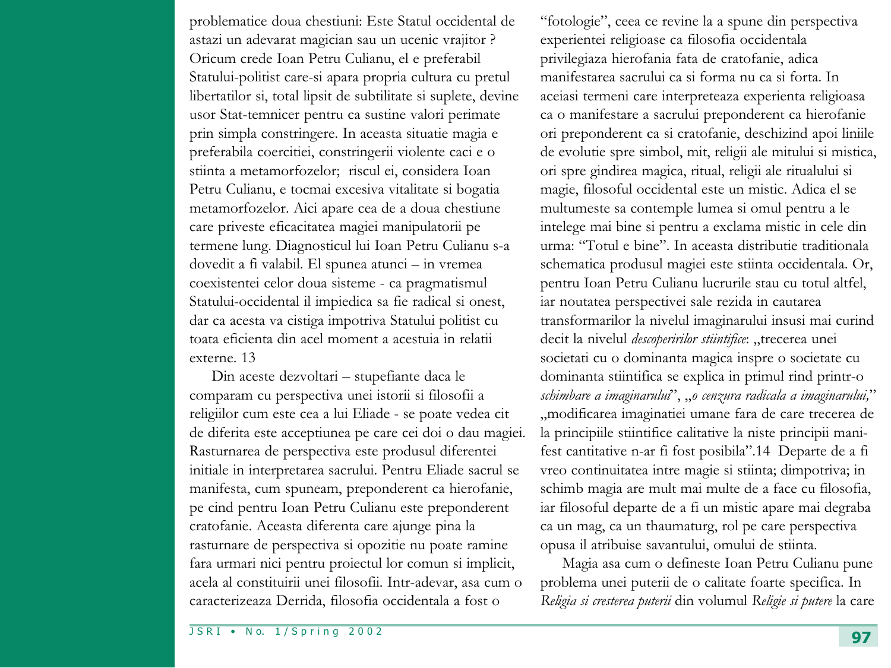problematice doua chestiuni: Este Statul occidental de astazi un adevarat magician sau un ucenic vrajitor ? Oricum crede Ioan Petru Culianu, el e preferabil Statului-politist care-si apara propria cultura cu pretul libertatilor si, total lipsit de subtilitate si suplete, devine usor Stat-temnicer pentru ca sustine valori perimate prin simpla constringere. In aceasta situatie magia e preferabila coercitiei, constringerii violente caci e o stiinta a metamorfozelor; riscul ei, considera Ioan Petru Culianu, e tocmai excesiva vitalitate si bogatia metamorfozelor. Aici apare cea de a doua chestiune care priveste eficacitatea magiei manipulatorii pe termene lung. Diagnosticul lui Ioan Petru Culianu s-a dovedit a fi valabil. El spunea atunci – in vremea coexistentei celor doua sisteme - ca pragmatismul Statului-occidental il impiedica sa fie radical si onest, dar ca acesta va cistiga impotriva Statului politist cu toata eficienta din acel moment a acestuia in relatii externe. 13

Din aceste dezvoltari – stupefiante daca le comparam cu perspectiva unei istorii si filosofii a religiilor cum este cea a lui Eliade - se poate vedea cit de diferita este acceptiunea pe care cei doi o dau magiei. Rasturnarea de perspectiva este produsul diferentei initiale in interpretarea sacrului. Pentru Eliade sacrul se manifesta, cum spuneam, preponderent ca hierofanie, pe cind pentru Ioan Petru Culianu este preponderent cratofanie. Aceasta diferenta care ajunge pina la rasturnare de perspectiva si opozitie nu poate ramine fara urmari nici pentru proiectul lor comun si implicit, acela al constituirii unei filosofii. Intr-adevar, asa cum o caracterizeaza Derrida, filosofia occidentala a fost o "fotologie", ceea ce revine la a spune din perspectiva experientei religioase ca filosofia occidentala privilegiaza hierofania fata de cratofanie, adica manifestarea sacrului ca si forma nu ca si forta. In aceiasi termeni care interpreteaza experienta religioasa ca o manifestare a sacrului preponderent ca hierofanie ori preponderent ca si cratofanie, deschizind apoi liniile de evolutie spre simbol, mit, religii ale mitului si mistica, ori spre gindirea magica, ritual, religii ale ritualului si magie, filosoful occidental este un mistic. Adica el se multumeste sa contemple lumea si omul pentru a le intelege mai bine si pentru a exclama mistic in cele din urma: "Totul e bine". In aceasta distributie traditionala schematica produsul magiei este stiinta occidentala. Or, pentru Ioan Petru Culianu lucrurile stau cu totul altfel, iar noutatea perspectivei sale rezida in cautarea transformarilor la nivelul imaginarului insusi mai curind decit la nivelul *descoperirilor stiintifice*: „trecerea unei societati cu o dominanta magica inspre o societate cu dominanta stiintifica se explica in primul rind printr-o *schimbare a imaginarului*", „*o cenzura radicala a imaginarului,*" „modificarea imaginatiei umane fara de care trecerea de la principiile stiintifice calitative la niste principii manifest cantitative n-ar fi fost posibila".14 Departe de a fi vreo continuitatea intre magie si stiinta; dimpotriva; in schimb magia are mult mai multe de a face cu filosofia, iar filosoful departe de a fi un mistic apare mai degraba ca un mag, ca un thaumaturg, rol pe care perspectiva opusa il atribuise savantului, omului de stiinta.

Magia asa cum o defineste Ioan Petru Culianu pune problema unei puteri de o calitate foarte specifica. In *Religia si cresterea puterii* din volumul *Religie si putere* la care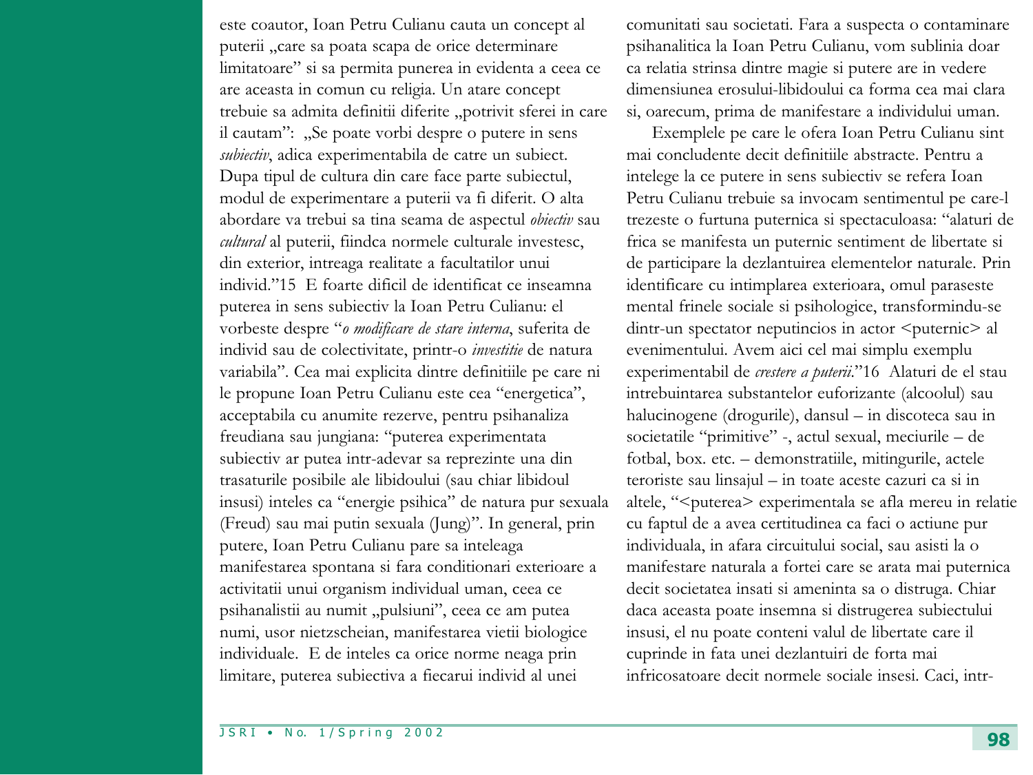este coautor, Ioan Petru Culianu cauta un concept al puterii „care sa poata scapa de orice determinare limitatoare" si sa permita punerea in evidenta a ceea ce are aceasta in comun cu religia. Un atare concept trebuie sa admita definitii diferite „potrivit sferei in care il cautam": „Se poate vorbi despre o putere in sens *subiectiv*, adica experimentabila de catre un subiect. Dupa tipul de cultura din care face parte subiectul, modul de experimentare a puterii va fi diferit. O alta abordare va trebui sa tina seama de aspectul *obiectiv* sau *cultural* al puterii, fiindca normele culturale investesc, din exterior, intreaga realitate a facultatilor unui individ."15 E foarte dificil de identificat ce inseamna puterea in sens subiectiv la Ioan Petru Culianu: el vorbeste despre "*o modificare de stare interna*, suferita de individ sau de colectivitate, printr-o *investitie* de natura variabila". Cea mai explicita dintre definitiile pe care ni le propune Ioan Petru Culianu este cea "energetica", acceptabila cu anumite rezerve, pentru psihanaliza freudiana sau jungiana: "puterea experimentata subiectiv ar putea intr-adevar sa reprezinte una din trasaturile posibile ale libidoului (sau chiar libidoul insusi) inteles ca "energie psihica" de natura pur sexuala (Freud) sau mai putin sexuala (Jung)". In general, prin putere, Ioan Petru Culianu pare sa inteleaga manifestarea spontana si fara conditionari exterioare a activitatii unui organism individual uman, ceea ce psihanalistii au numit „pulsiuni", ceea ce am putea numi, usor nietzscheian, manifestarea vietii biologice individuale. E de inteles ca orice norme neaga prin limitare, puterea subiectiva a fiecarui individ al unei comunitati sau societati. Fara a suspecta o contaminare psihanalitica la Ioan Petru Culianu, vom sublinia doar ca relatia strinsa dintre magie si putere are in vedere dimensiunea erosului-libidoului ca forma cea mai clara si, oarecum, prima de manifestare a individului uman.

Exemplele pe care le ofera Ioan Petru Culianu sint mai concludente decit definitiile abstracte. Pentru a intelege la ce putere in sens subiectiv se refera Ioan Petru Culianu trebuie sa invocam sentimentul pe care-l trezeste o furtuna puternica si spectaculoasa: "alaturi de frica se manifesta un puternic sentiment de libertate si de participare la dezlantuirea elementelor naturale. Prin identificare cu intimplarea exterioara, omul paraseste mental frinele sociale si psihologice, transformindu-se dintr-un spectator neputincios in actor <puternic> al evenimentului. Avem aici cel mai simplu exemplu experimentabil de *crestere a puterii*."16 Alaturi de el stau intrebuintarea substantelor euforizante (alcoolul) sau halucinogene (drogurile), dansul – in discoteca sau in societatile "primitive" -, actul sexual, meciurile – de fotbal, box. etc. – demonstratiile, mitingurile, actele teroriste sau linsajul – in toate aceste cazuri ca si in altele, "<puterea> experimentala se afla mereu in relatie cu faptul de a avea certitudinea ca faci o actiune pur individuala, in afara circuitului social, sau asisti la o manifestare naturala a fortei care se arata mai puternica decit societatea insati si ameninta sa o distruga. Chiar daca aceasta poate insemna si distrugerea subiectului insusi, el nu poate conteni valul de libertate care il cuprinde in fata unei dezlantuiri de forta mai infricosatoare decit normele sociale insesi. Caci, intr-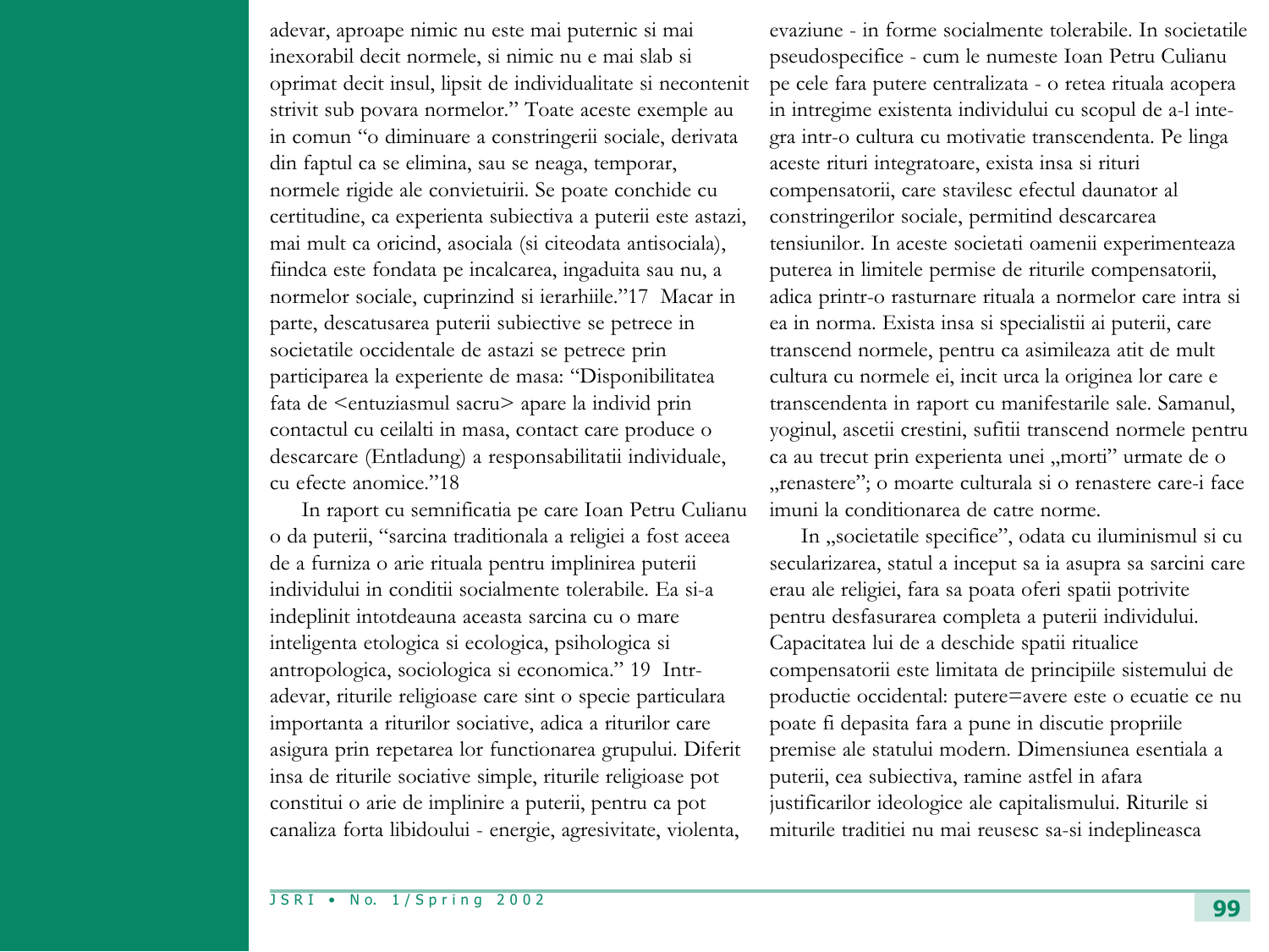adevar, aproape nimic nu este mai puternic si mai inexorabil decit normele, si nimic nu e mai slab si oprimat decit insul, lipsit de individualitate si necontenit strivit sub povara normelor." Toate aceste exemple au in comun "o diminuare a constringerii sociale, derivata din faptul ca se elimina, sau se neaga, temporar, normele rigide ale convietuirii. Se poate conchide cu certitudine, ca experienta subiectiva a puterii este astazi, mai mult ca oricind, asociala (si citeodata antisociala), fiindca este fondata pe incalcarea, ingaduita sau nu, a normelor sociale, cuprinzind si ierarhiile."17 Macar in parte, descatusarea puterii subiective se petrece in societatile occidentale de astazi se petrece prin participarea la experiente de masa: "Disponibilitatea fata de <entuziasmul sacru> apare la individ prin contactul cu ceilalti in masa, contact care produce o descarcare (Entladung) a responsabilitatii individuale, cu efecte anomice."18

In raport cu semnificatia pe care Ioan Petru Culianu o da puterii, "sarcina traditionala a religiei a fost aceea de a furniza o arie rituala pentru implinirea puterii individului in conditii socialmente tolerabile. Ea si-a indeplinit intotdeauna aceasta sarcina cu o mare inteligenta etologica si ecologica, psihologica si antropologica, sociologica si economica." 19 Intr-adevar, riturile religioase care sint o specie particulara importanta a riturilor sociative, adica a riturilor care asigura prin repetarea lor functionarea grupului. Diferit insa de riturile sociative simple, riturile religioase pot constitui o arie de implinire a puterii, pentru ca pot canaliza forta libidoului - energie, agresivitate, violenta, evaziune - in forme socialmente tolerabile. In societatile pseudospecifice - cum le numeste Ioan Petru Culianu pe cele fara putere centralizata - o retea rituala acopera in intregime existenta individului cu scopul de a-l integra intr-o cultura cu motivatie transcendenta. Pe linga aceste rituri integratoare, exista insa si rituri compensatorii, care stavilesc efectul daunator al constringerilor sociale, permitind descarcarea tensiunilor. In aceste societati oamenii experimenteaza puterea in limitele permise de riturile compensatorii, adica printr-o rasturnare rituala a normelor care intra si ea in norma. Exista insa si specialistii ai puterii, care transcend normele, pentru ca asimileaza atit de mult cultura cu normele ei, incit urca la originea lor care e transcendenta in raport cu manifestarile sale. Samanul, yoginul, ascetii crestini, sufitii transcend normele pentru ca au trecut prin experienta unei „morti" urmate de o „renastere"; o moarte culturala si o renastere care-i face imuni la conditionarea de catre norme.

In „societatile specifice", odata cu iluminismul si cu secularizarea, statul a inceput sa ia asupra sa sarcini care erau ale religiei, fara sa poata oferi spatii potrivite pentru desfasurarea completa a puterii individului. Capacitatea lui de a deschide spatii ritualice compensatorii este limitata de principiile sistemului de productie occidental: putere=avere este o ecuatie ce nu poate fi depasita fara a pune in discutie propriile premise ale statului modern. Dimensiunea esentiala a puterii, cea subiectiva, ramine astfel in afara justificarilor ideologice ale capitalismului. Riturile si miturile traditiei nu mai reusesc sa-si indeplineasca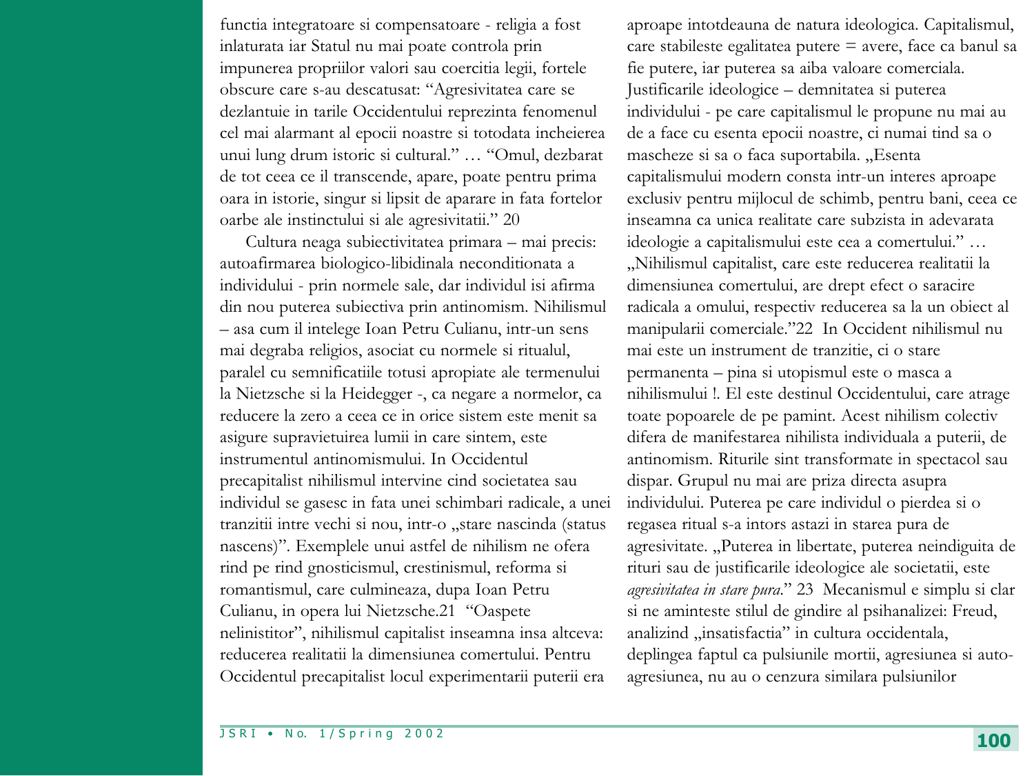functia integratoare si compensatoare - religia a fost inlaturata iar Statul nu mai poate controla prin impunerea propriilor valori sau coercitia legii, fortele obscure care s-au descatusat: "Agresivitatea care se dezlantuie in tarile Occidentului reprezinta fenomenul cel mai alarmant al epocii noastre si totodata incheierea unui lung drum istoric si cultural." … "Omul, dezbarat de tot ceea ce il transcende, apare, poate pentru prima oara in istorie, singur si lipsit de aparare in fata fortelor oarbe ale instinctului si ale agresivitatii." 20

Cultura neaga subiectivitatea primara – mai precis: autoafirmarea biologico-libidinala neconditionata a individului - prin normele sale, dar individul isi afirma din nou puterea subiectiva prin antinomism. Nihilismul – asa cum il intelege Ioan Petru Culianu, intr-un sens mai degraba religios, asociat cu normele si ritualul, paralel cu semnificatiile totusi apropiate ale termenului la Nietzsche si la Heidegger -, ca negare a normelor, ca reducere la zero a ceea ce in orice sistem este menit sa asigure supravietuirea lumii in care sintem, este instrumentul antinomismului. In Occidentul precapitalist nihilismul intervine cind societatea sau individul se gasesc in fata unei schimbari radicale, a unei tranzitii intre vechi si nou, intr-o „stare nascinda (status nascens)". Exemplele unui astfel de nihilism ne ofera rind pe rind gnosticismul, crestinismul, reforma si romantismul, care culmineaza, dupa Ioan Petru Culianu, in opera lui Nietzsche.21 "Oaspete nelinistitor", nihilismul capitalist inseamna insa altceva: reducerea realitatii la dimensiunea comertului. Pentru Occidentul precapitalist locul experimentarii puterii era aproape intotdeauna de natura ideologica. Capitalismul, care stabileste egalitatea putere = avere, face ca banul sa fie putere, iar puterea sa aiba valoare comerciala. Justificarile ideologice – demnitatea si puterea individului - pe care capitalismul le propune nu mai au de a face cu esenta epocii noastre, ci numai tind sa o mascheze si sa o faca suportabila. „Esenta capitalismului modern consta intr-un interes aproape exclusiv pentru mijlocul de schimb, pentru bani, ceea ce inseamna ca unica realitate care subzista in adevarata ideologie a capitalismului este cea a comertului." … „Nihilismul capitalist, care este reducerea realitatii la dimensiunea comertului, are drept efect o saracire radicala a omului, respectiv reducerea sa la un obiect al manipularii comerciale."22 In Occident nihilismul nu mai este un instrument de tranzitie, ci o stare permanenta – pina si utopismul este o masca a nihilismului !. El este destinul Occidentului, care atrage toate popoarele de pe pamint. Acest nihilism colectiv difera de manifestarea nihilista individuala a puterii, de antinomism. Riturile sint transformate in spectacol sau dispar. Grupul nu mai are priza directa asupra individului. Puterea pe care individul o pierdea si o regasea ritual s-a intors astazi in starea pura de agresivitate. „Puterea in libertate, puterea neindiguita de rituri sau de justificarile ideologice ale societatii, este *agresivitatea in stare pura*." 23 Mecanismul e simplu si clar si ne aminteste stilul de gindire al psihanalizei: Freud, analizind „insatisfactia" in cultura occidentala, deplingea faptul ca pulsiunile mortii, agresiunea si auto-agresiunea, nu au o cenzura similara pulsiunilor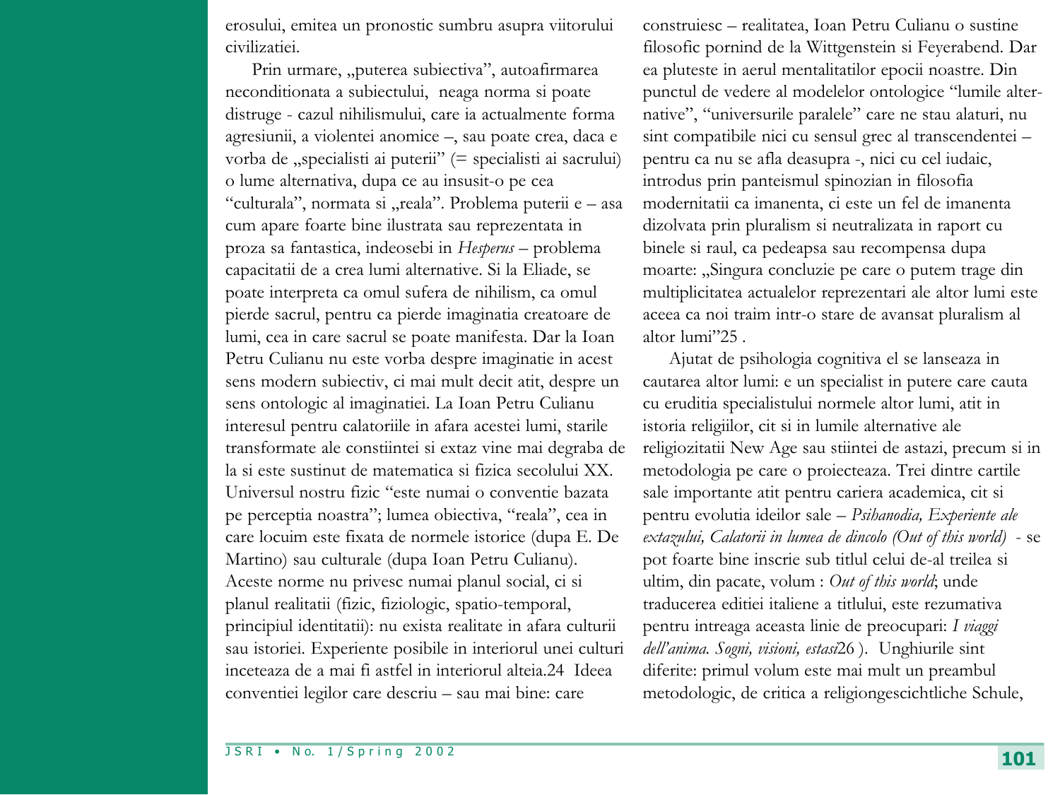erosului, emitea un pronostic sumbru asupra viitorului civilizatiei.

Prin urmare, „puterea subiectiva", autoafirmarea neconditionata a subiectului, neaga norma si poate distruge - cazul nihilismului, care ia actualmente forma agresiunii, a violentei anomice –, sau poate crea, daca e vorba de „specialisti ai puterii" (= specialisti ai sacrului) o lume alternativa, dupa ce au insusit-o pe cea "culturala", normata si „reala". Problema puterii e – asa cum apare foarte bine ilustrata sau reprezentata in proza sa fantastica, indeosebi in *Hesperus* – problema capacitatii de a crea lumi alternative. Si la Eliade, se poate interpreta ca omul sufera de nihilism, ca omul pierde sacrul, pentru ca pierde imaginatia creatoare de lumi, cea in care sacrul se poate manifesta. Dar la Ioan Petru Culianu nu este vorba despre imaginatie in acest sens modern subiectiv, ci mai mult decit atit, despre un sens ontologic al imaginatiei. La Ioan Petru Culianu interesul pentru calatoriile in afara acestei lumi, starile transformate ale constiintei si extaz vine mai degraba de la si este sustinut de matematica si fizica secolului XX. Universul nostru fizic "este numai o conventie bazata pe perceptia noastra"; lumea obiectiva, "reala", cea in care locuim este fixata de normele istorice (dupa E. De Martino) sau culturale (dupa Ioan Petru Culianu). Aceste norme nu privesc numai planul social, ci si planul realitatii (fizic, fiziologic, spatio-temporal, principiul identitatii): nu exista realitate in afara culturii sau istoriei. Experiente posibile in interiorul unei culturi inceteaza de a mai fi astfel in interiorul alteia.24 Ideea conventiei legilor care descriu – sau mai bine: care construiesc – realitatea, Ioan Petru Culianu o sustine filosofic pornind de la Wittgenstein si Feyerabend. Dar ea pluteste in aerul mentalitatilor epocii noastre. Din punctul de vedere al modelelor ontologice "lumile alternative", "universurile paralele" care ne stau alaturi, nu sint compatibile nici cu sensul grec al transcendentei – pentru ca nu se afla deasupra -, nici cu cel iudaic, introdus prin panteismul spinozian in filosofia modernitatii ca imanenta, ci este un fel de imanenta dizolvata prin pluralism si neutralizata in raport cu binele si raul, ca pedeapsa sau recompensa dupa moarte: „Singura concluzie pe care o putem trage din multiplicitatea actualelor reprezentari ale altor lumi este aceea ca noi traim intr-o stare de avansat pluralism al altor lumi"25 .

Ajutat de psihologia cognitiva el se lanseaza in cautarea altor lumi: e un specialist in putere care cauta cu eruditia specialistului normele altor lumi, atit in istoria religiilor, cit si in lumile alternative ale religiozitatii New Age sau stiintei de astazi, precum si in metodologia pe care o proiecteaza. Trei dintre cartile sale importante atit pentru cariera academica, cit si pentru evolutia ideilor sale – *Psihanodia, Experiente ale extazului, Calatorii in lumea de dincolo (Out of this world)* - se pot foarte bine inscrie sub titlul celui de-al treilea si ultim, din pacate, volum : *Out of this world*; unde traducerea editiei italiene a titlului, este rezumativa pentru intreaga aceasta linie de preocupari: *I viaggi dell'anima. Sogni, visioni, estasi*26 ). Unghiurile sint diferite: primul volum este mai mult un preambul metodologic, de critica a religiongescichtliche Schule,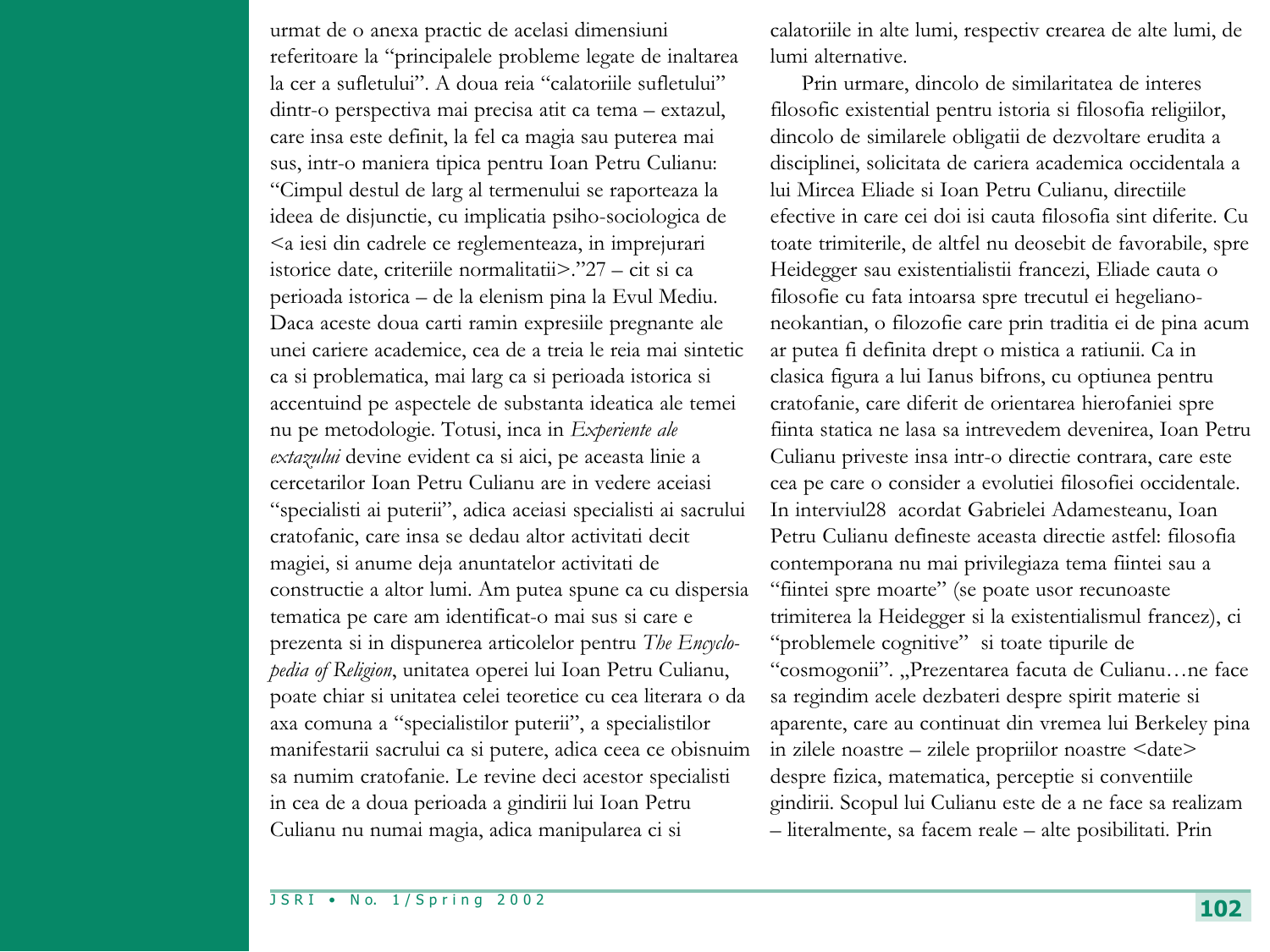urmat de o anexa practic de acelasi dimensiuni referitoare la “principalele probleme legate de inaltarea la cer a sufletului”. A doua reia “calatoriile sufletului” dintr-o perspectiva mai precisa atit ca tema – extazul, care insa este definit, la fel ca magia sau puterea mai sus, intr-o maniera tipica pentru Ioan Petru Culianu: “Cimpul destul de larg al termenului se raporteaza la ideea de disjunctie, cu implicatia psiho-sociologica de <a iesi din cadrele ce reglementeaza, in imprejurari istorice date, criteriile normalitatii>.”27 – cit si ca perioada istorica – de la elenism pina la Evul Mediu. Daca aceste doua carti ramin expresiile pregnante ale unei cariere academice, cea de a treia le reia mai sintetic ca si problematica, mai larg ca si perioada istorica si accentuind pe aspectele de substanta ideatica ale temei nu pe metodologie. Totusi, inca in *Experiente ale extazului* devine evident ca si aici, pe aceasta linie a cercetarilor Ioan Petru Culianu are in vedere aceiasi “specialisti ai puterii”, adica aceiasi specialisti ai sacrului cratofanic, care insa se dedau altor activitati decit magiei, si anume deja anuntatelor activitati de constructie a altor lumi. Am putea spune ca cu dispersia tematica pe care am identificat-o mai sus si care e prezenta si in dispunerea articolelor pentru *The Encyclopedia of Religion*, unitatea operei lui Ioan Petru Culianu, poate chiar si unitatea celei teoretice cu cea literara o da axa comuna a “specialistilor puterii”, a specialistilor manifestarii sacrului ca si putere, adica ceea ce obisnuim sa numim cratofanie. Le revine deci acestor specialisti in cea de a doua perioada a gindirii lui Ioan Petru Culianu nu numai magia, adica manipularea ci si calatoriile in alte lumi, respectiv crearea de alte lumi, de lumi alternative.

Prin urmare, dincolo de similaritatea de interes filosofic existential pentru istoria si filosofia religiilor, dincolo de similarele obligatii de dezvoltare erudita a disciplinei, solicitata de cariera academica occidentala a lui Mircea Eliade si Ioan Petru Culianu, directiile efective in care cei doi isi cauta filosofia sint diferite. Cu toate trimiterile, de altfel nu deosebit de favorabile, spre Heidegger sau existentialistii francezi, Eliade cauta o filosofie cu fata intoarsa spre trecutul ei hegeliano-neokantian, o filozofie care prin traditia ei de pina acum ar putea fi definita drept o mistica a ratiunii. Ca in clasica figura a lui Ianus bifrons, cu optiunea pentru cratofanie, care diferit de orientarea hierofaniei spre fiinta statica ne lasa sa intrevedem devenirea, Ioan Petru Culianu priveste insa intr-o directie contrara, care este cea pe care o consider a evolutiei filosofiei occidentale. In interviul28 acordat Gabrielei Adamesteanu, Ioan Petru Culianu defineste aceasta directie astfel: filosofia contemporana nu mai privilegiaza tema fiintei sau a “fiintei spre moarte” (se poate usor recunoaste trimiterea la Heidegger si la existentialismul francez), ci “problemele cognitive” si toate tipurile de “cosmogonii”. „Prezentarea facuta de Culianu…ne face sa regindim acele dezbateri despre spirit materie si aparente, care au continuat din vremea lui Berkeley pina in zilele noastre – zilele propriilor noastre <date> despre fizica, matematica, perceptie si conventiile gindirii. Scopul lui Culianu este de a ne face sa realizam – literalmente, sa facem reale – alte posibilitati. Prin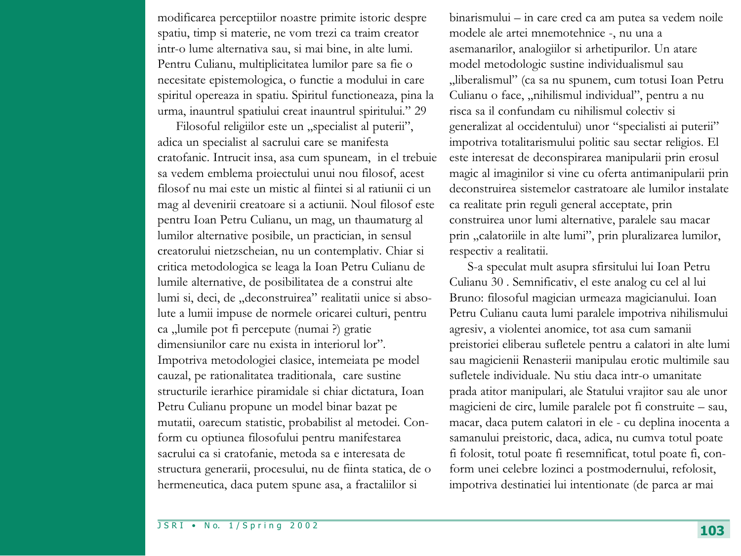modificarea perceptiilor noastre primite istoric despre spatiu, timp si materie, ne vom trezi ca traim creator intr-o lume alternativa sau, si mai bine, in alte lumi. Pentru Culianu, multiplicitatea lumilor pare sa fie o necesitate epistemologica, o functie a modului in care spiritul opereaza in spatiu. Spiritul functioneaza, pina la urma, inauntrul spatiului creat inauntrul spiritului." 29

Filosoful religiilor este un „specialist al puterii", adica un specialist al sacrului care se manifesta cratofanic. Intrucit insa, asa cum spuneam, in el trebuie sa vedem emblema proiectului unui nou filosof, acest filosof nu mai este un mistic al fiintei si al ratiunii ci un mag al devenirii creatoare si a actiunii. Noul filosof este pentru Ioan Petru Culianu, un mag, un thaumaturg al lumilor alternative posibile, un practician, in sensul creatorului nietzscheian, nu un contemplativ. Chiar si critica metodologica se leaga la Ioan Petru Culianu de lumile alternative, de posibilitatea de a construi alte lumi si, deci, de „deconstruirea" realitatii unice si absolute a lumii impuse de normele oricarei culturi, pentru ca „lumile pot fi percepute (numai ?) gratie dimensiunilor care nu exista in interiorul lor". Impotriva metodologiei clasice, intemeiata pe model cauzal, pe rationalitatea traditionala, care sustine structurile ierarhice piramidale si chiar dictatura, Ioan Petru Culianu propune un model binar bazat pe mutatii, oarecum statistic, probabilist al metodei. Conform cu optiunea filosofului pentru manifestarea sacrului ca si cratofanie, metoda sa e interesata de structura generarii, procesului, nu de fiinta statica, de o hermeneutica, daca putem spune asa, a fractaliilor si binarismului – in care cred ca am putea sa vedem noile modele ale artei mnemotehnice -, nu una a asemanarilor, analogiilor si arhetipurilor. Un atare model metodologic sustine individualismul sau „liberalismul" (ca sa nu spunem, cum totusi Ioan Petru Culianu o face, „nihilismul individual", pentru a nu risca sa il confundam cu nihilismul colectiv si generalizat al occidentului) unor "specialisti ai puterii" impotriva totalitarismului politic sau sectar religios. El este interesat de deconspirarea manipularii prin erosul magic al imaginilor si vine cu oferta antimanipularii prin deconstruirea sistemelor castratoare ale lumilor instalate ca realitate prin reguli general acceptate, prin construirea unor lumi alternative, paralele sau macar prin „calatoriile in alte lumi", prin pluralizarea lumilor, respectiv a realitatii.

S-a speculat mult asupra sfirsitului lui Ioan Petru Culianu 30 . Semnificativ, el este analog cu cel al lui Bruno: filosoful magician urmeaza magicianului. Ioan Petru Culianu cauta lumi paralele impotriva nihilismului agresiv, a violentei anomice, tot asa cum samanii preistoriei eliberau sufletele pentru a calatori in alte lumi sau magicienii Renasterii manipulau erotic multimile sau sufletele individuale. Nu stiu daca intr-o umanitate prada atitor manipulari, ale Statului vrajitor sau ale unor magicieni de circ, lumile paralele pot fi construite – sau, macar, daca putem calatori in ele - cu deplina inocenta a samanului preistoric, daca, adica, nu cumva totul poate fi folosit, totul poate fi resemnificat, totul poate fi, conform unei celebre lozinci a postmodernului, refolosit, impotriva destinatiei lui intentionate (de parca ar mai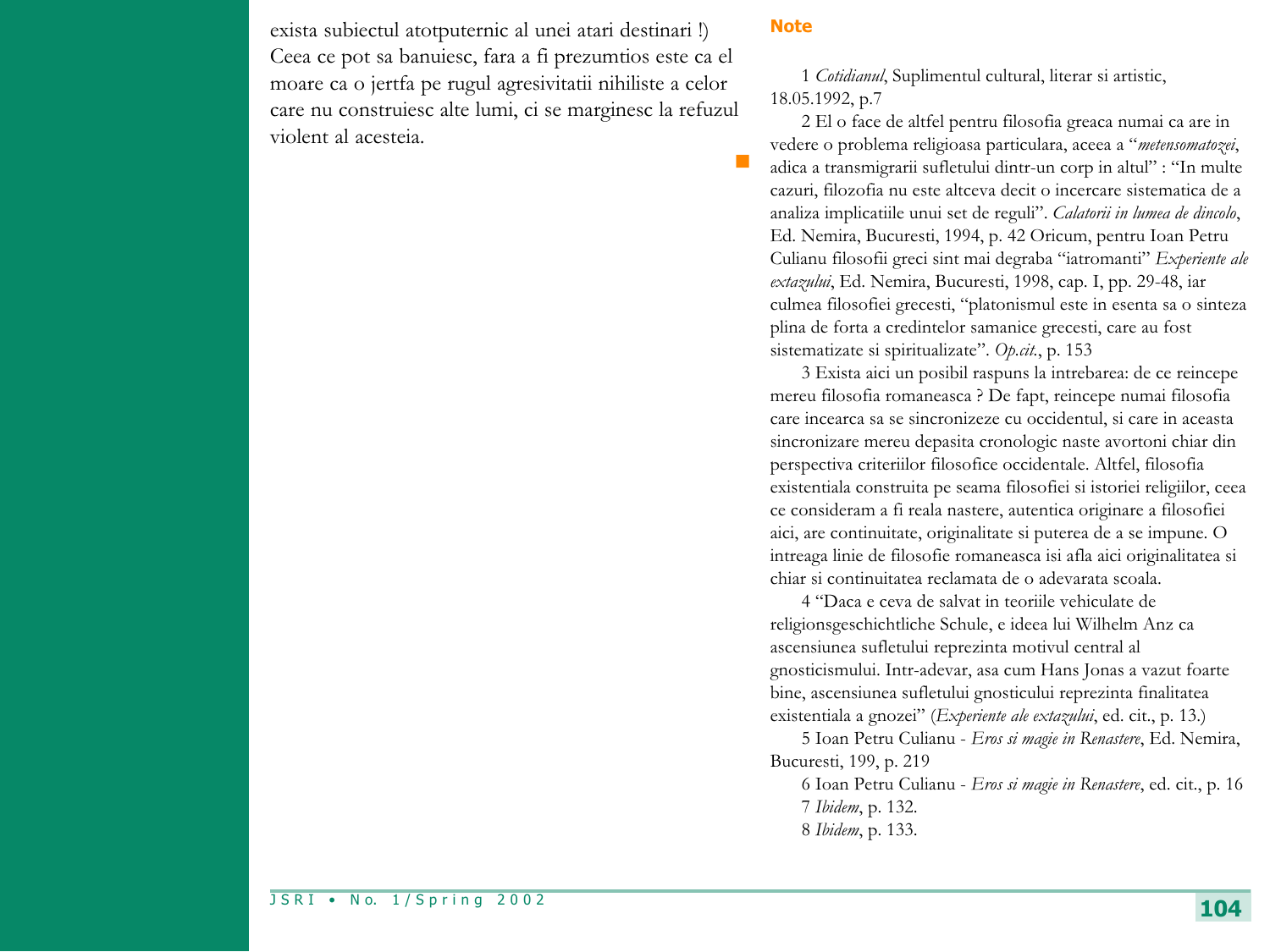exista subiectul atotputernic al unei atari destinari !) Ceea ce pot sa banuiesc, fara a fi prezumtios este ca el moare ca o jertfa pe rugul agresivitatii nihiliste a celor care nu construiesc alte lumi, ci se marginesc la refuzul violent al acesteia.

## Note

1 *Cotidianul*, Suplimentul cultural, literar si artistic, 18.05.1992, p.7

2 El o face de altfel pentru filosofia greaca numai ca are in vedere o problema religioasa particulara, aceea a "*metensomatozei*, adica a transmigrarii sufletului dintr-un corp in altul" : "In multe cazuri, filozofia nu este altceva decit o incercare sistematica de a analiza implicatiile unui set de reguli". *Calatorii in lumea de dincolo*, Ed. Nemira, Bucuresti, 1994, p. 42 Oricum, pentru Ioan Petru Culianu filosofii greci sint mai degraba "iatromanti" *Experiente ale extazului*, Ed. Nemira, Bucuresti, 1998, cap. I, pp. 29-48, iar culmea filosofiei grecesti, "platonismul este in esenta sa o sinteza plina de forta a credintelor samanice grecesti, care au fost sistematizate si spiritualizate". *Op.cit.*, p. 153

3 Exista aici un posibil raspuns la intrebarea: de ce reincepe mereu filosofia romaneasca ? De fapt, reincepe numai filosofia care incearca sa se sincronizeze cu occidentul, si care in aceasta sincronizare mereu depasita cronologic naste avortoni chiar din perspectiva criteriilor filosofice occidentale. Altfel, filosofia existentiala construita pe seama filosofiei si istoriei religiilor, ceea ce consideram a fi reala nastere, autentica originare a filosofiei aici, are continuitate, originalitate si puterea de a se impune. O intreaga linie de filosofie romaneasca isi afla aici originalitatea si chiar si continuitatea reclamata de o adevarata scoala.

4 "Daca e ceva de salvat in teoriile vehiculate de religionsgeschichtliche Schule, e ideea lui Wilhelm Anz ca ascensiunea sufletului reprezinta motivul central al gnosticismului. Intr-adevar, asa cum Hans Jonas a vazut foarte bine, ascensiunea sufletului gnosticului reprezinta finalitatea existentiala a gnozei" (*Experiente ale extazului*, ed. cit., p. 13.)

5 Ioan Petru Culianu - *Eros si magie in Renastere*, Ed. Nemira, Bucuresti, 199, p. 219

6 Ioan Petru Culianu - *Eros si magie in Renastere*, ed. cit., p. 16

7 *Ibidem*, p. 132.

8 *Ibidem*, p. 133.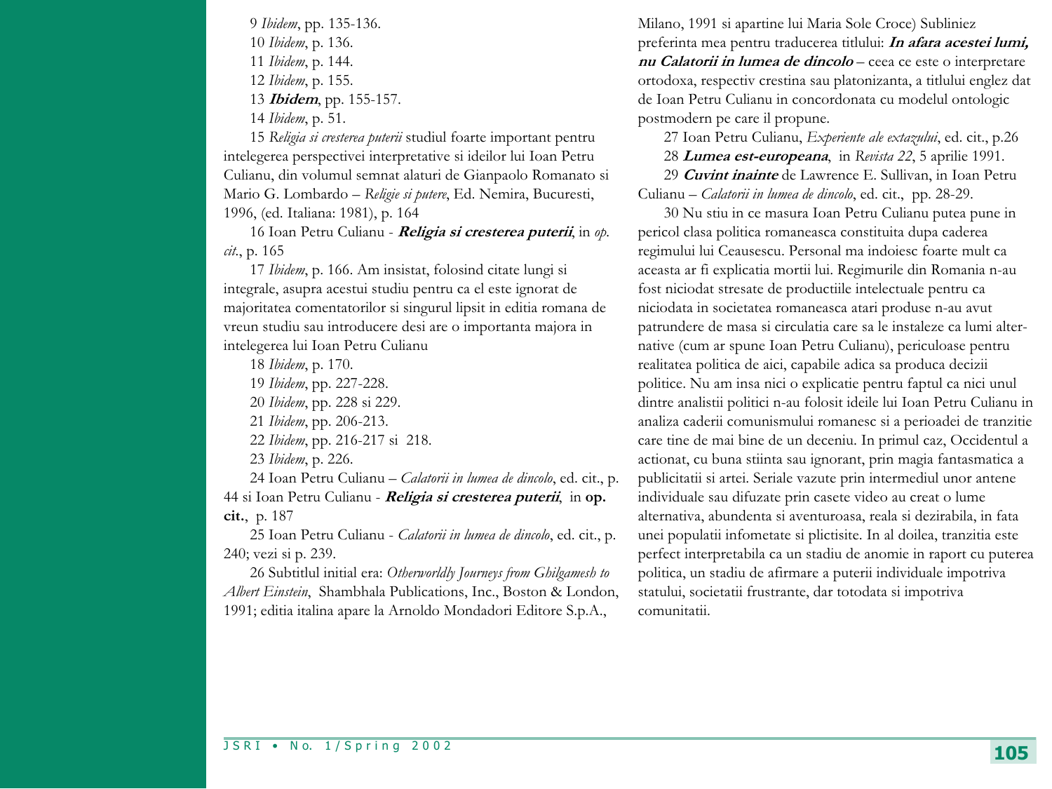9 *Ibidem*, pp. 135-136.

10 *Ibidem*, p. 136.

11 *Ibidem*, p. 144.

12 *Ibidem*, p. 155.

13 ***Ibidem***, pp. 155-157.

14 *Ibidem*, p. 51.

15 *Religia si cresterea puterii* studiul foarte important pentru intelegerea perspectivei interpretative si ideilor lui Ioan Petru Culianu, din volumul semnat alaturi de Gianpaolo Romanato si Mario G. Lombardo – *Religie si putere*, Ed. Nemira, Bucuresti, 1996, (ed. Italiana: 1981), p. 164

16 Ioan Petru Culianu - ***Religia si cresterea puterii***, in *op. cit.*, p. 165

17 *Ibidem*, p. 166. Am insistat, folosind citate lungi si integrale, asupra acestui studiu pentru ca el este ignorat de majoritatea comentatorilor si singurul lipsit in editia romana de vreun studiu sau introducere desi are o importanta majora in intelegerea lui Ioan Petru Culianu

18 *Ibidem*, p. 170.

19 *Ibidem*, pp. 227-228.

20 *Ibidem*, pp. 228 si 229.

21 *Ibidem*, pp. 206-213.

22 *Ibidem*, pp. 216-217 si 218.

23 *Ibidem*, p. 226.

24 Ioan Petru Culianu – *Calatorii in lumea de dincolo*, ed. cit., p. 44 si Ioan Petru Culianu - ***Religia si cresterea puterii***, in **op. cit.**, p. 187

25 Ioan Petru Culianu - *Calatorii in lumea de dincolo*, ed. cit., p. 240; vezi si p. 239.

26 Subtitlul initial era: *Otherworldly Journeys from Ghilgamesh to Albert Einstein*, Shambhala Publications, Inc., Boston & London, 1991; editia italina apare la Arnoldo Mondadori Editore S.p.A., Milano, 1991 si apartine lui Maria Sole Croce) Subliniez preferinta mea pentru traducerea titlului: ***In afara acestei lumi, nu Calatorii in lumea de dincolo*** – ceea ce este o interpretare ortodoxa, respectiv crestina sau platonizanta, a titlului englez dat de Ioan Petru Culianu in concordonata cu modelul ontologic postmodern pe care il propune.

27 Ioan Petru Culianu, *Experiente ale extazului*, ed. cit., p.26

28 ***Lumea est-europeana***, in *Revista 22*, 5 aprilie 1991.

29 ***Cuvint inainte*** de Lawrence E. Sullivan, in Ioan Petru Culianu – *Calatorii in lumea de dincolo*, ed. cit., pp. 28-29.

30 Nu stiu in ce masura Ioan Petru Culianu putea pune in pericol clasa politica romaneasca constituita dupa caderea regimului lui Ceausescu. Personal ma indoiesc foarte mult ca aceasta ar fi explicatia mortii lui. Regimurile din Romania n-au fost niciodat stresate de productiile intelectuale pentru ca niciodata in societatea romaneasca atari produse n-au avut patrundere de masa si circulatia care sa le instaleze ca lumi alternative (cum ar spune Ioan Petru Culianu), periculoase pentru realitatea politica de aici, capabile adica sa produca decizii politice. Nu am insa nici o explicatie pentru faptul ca nici unul dintre analistii politici n-au folosit ideile lui Ioan Petru Culianu in analiza caderii comunismului romanesc si a perioadei de tranzitie care tine de mai bine de un deceniu. In primul caz, Occidentul a actionat, cu buna stiinta sau ignorant, prin magia fantasmatica a publicitatii si artei. Seriale vazute prin intermediul unor antene individuale sau difuzate prin casete video au creat o lume alternativa, abundenta si aventuroasa, reala si dezirabila, in fata unei populatii infometate si plictisite. In al doilea, tranzitia este perfect interpretabila ca un stadiu de anomie in raport cu puterea politica, un stadiu de afirmare a puterii individuale impotriva statului, societatii frustrante, dar totodata si impotriva comunitatii.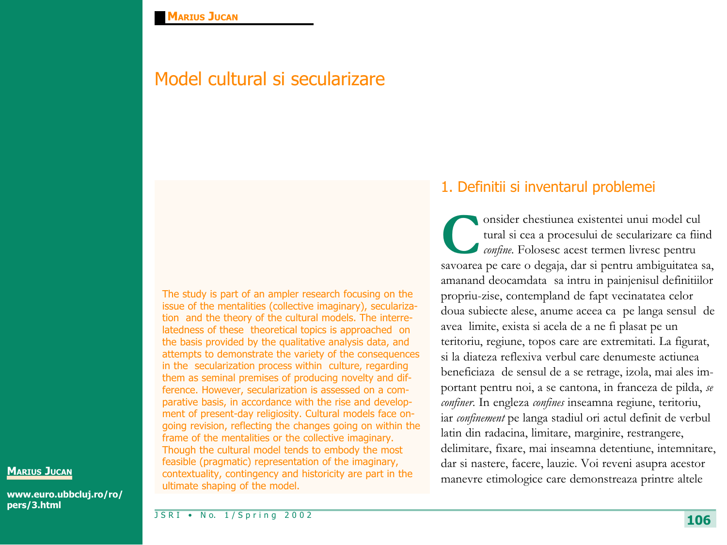MARIUS JUCAN

# Model cultural si secularizare

The study is part of an ampler research focusing on the issue of the mentalities (collective imaginary), secularization and the theory of the cultural models. The interrelatedness of these theoretical topics is approached on the basis provided by the qualitative analysis data, and attempts to demonstrate the variety of the consequences in the secularization process within culture, regarding them as seminal premises of producing novelty and difference. However, secularization is assessed on a comparative basis, in accordance with the rise and development of present-day religiosity. Cultural models face ongoing revision, reflecting the changes going on within the frame of the mentalities or the collective imaginary. Though the cultural model tends to embody the most feasible (pragmatic) representation of the imaginary, contextuality, contingency and historicity are part in the ultimate shaping of the model.

**MARIUS JUCAN**

**www.euro.ubbcluj.ro/ro/pers/3.html**

## 1. Definitii si inventarul problemei

Consider chestiunea existentei unui model cultural si cea a procesului de secularizare ca fiind *confine*. Folosesc acest termen livresc pentru savoarea pe care o degaja, dar si pentru ambiguitatea sa, amanand deocamdata sa intru in painjenisul definitiilor propriu-zise, contempland de fapt vecinatatea celor doua subiecte alese, anume aceea ca pe langa sensul de avea limite, exista si acela de a ne fi plasat pe un teritoriu, regiune, topos care are extremitati. La figurat, si la diateza reflexiva verbul care denumeste actiunea beneficiaza de sensul de a se retrage, izola, mai ales important pentru noi, a se cantona, in franceza de pilda, *se confiner*. In engleza *confines* inseamna regiune, teritoriu, iar *confinement* pe langa stadiul ori actul definit de verbul latin din radacina, limitare, marginire, restrangere, delimitare, fixare, mai inseamna detentiune, intemnitare, dar si nastere, facere, lauzie. Voi reveni asupra acestor manevre etimologice care demonstreaza printre altele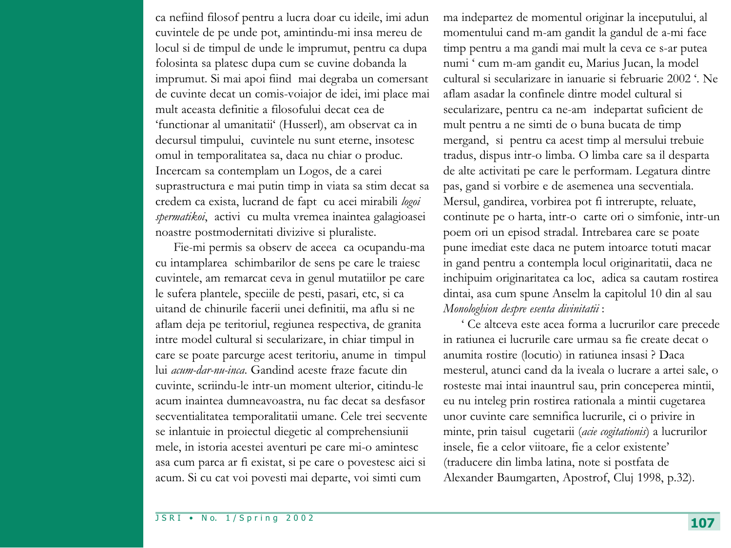ca nefiind filosof pentru a lucra doar cu ideile, imi adun cuvintele de pe unde pot, amintindu-mi insa mereu de locul si de timpul de unde le imprumut, pentru ca dupa folosinta sa platesc dupa cum se cuvine dobanda la imprumut. Si mai apoi fiind mai degraba un comersant de cuvinte decat un comis-voiajor de idei, imi place mai mult aceasta definitie a filosofului decat cea de 'functionar al umanitatii' (Husserl), am observat ca in decursul timpului, cuvintele nu sunt eterne, insotesc omul in temporalitatea sa, daca nu chiar o produc. Incercam sa contemplam un Logos, de a carei suprastructura e mai putin timp in viata sa stim decat sa credem ca exista, lucrand de fapt cu acei mirabili *logoi spermatikoi*, activi cu multa vremea inaintea galagioasei noastre postmodernitati divizive si pluraliste.

Fie-mi permis sa observ de aceea ca ocupandu-ma cu intamplarea schimbarilor de sens pe care le traiesc cuvintele, am remarcat ceva in genul mutatiilor pe care le sufera plantele, speciile de pesti, pasari, etc, si ca uitand de chinurile facerii unei definitii, ma aflu si ne aflam deja pe teritoriul, regiunea respectiva, de granita intre model cultural si secularizare, in chiar timpul in care se poate parcurge acest teritoriu, anume in timpul lui *acum-dar-nu-inca*. Gandind aceste fraze facute din cuvinte, scriindu-le intr-un moment ulterior, citindu-le acum inaintea dumneavoastra, nu fac decat sa desfasor secventialitatea temporalitatii umane. Cele trei secvente se inlantuie in proiectul diegetic al comprehensiunii mele, in istoria acestei aventuri pe care mi-o amintesc asa cum parca ar fi existat, si pe care o povestesc aici si acum. Si cu cat voi povesti mai departe, voi simti cum ma indepartez de momentul originar la inceputului, al momentului cand m-am gandit la gandul de a-mi face timp pentru a ma gandi mai mult la ceva ce s-ar putea numi ' cum m-am gandit eu, Marius Jucan, la model cultural si secularizare in ianuarie si februarie 2002 '. Ne aflam asadar la confinele dintre model cultural si secularizare, pentru ca ne-am indepartat suficient de mult pentru a ne simti de o buna bucata de timp mergand, si pentru ca acest timp al mersului trebuie tradus, dispus intr-o limba. O limba care sa il desparta de alte activitati pe care le performam. Legatura dintre pas, gand si vorbire e de asemenea una secventiala. Mersul, gandirea, vorbirea pot fi intrerupte, reluate, continute pe o harta, intr-o carte ori o simfonie, intr-un poem ori un episod stradal. Intrebarea care se poate pune imediat este daca ne putem intoarce totuti macar in gand pentru a contempla locul originaritatii, daca ne inchipuim originaritatea ca loc, adica sa cautam rostirea dintai, asa cum spune Anselm la capitolul 10 din al sau *Monologhion despre esenta divinitatii* :

' Ce altceva este acea forma a lucrurilor care precede in ratiunea ei lucrurile care urmau sa fie create decat o anumita rostire (locutio) in ratiunea insasi ? Daca mesterul, atunci cand da la iveala o lucrare a artei sale, o rosteste mai intai inauntrul sau, prin conceperea mintii, eu nu inteleg prin rostirea rationala a mintii cugetarea unor cuvinte care semnifica lucrurile, ci o privire in minte, prin taisul cugetarii (*acie cogitationis*) a lucrurilor insele, fie a celor viitoare, fie a celor existente' (traducere din limba latina, note si postfata de Alexander Baumgarten, Apostrof, Cluj 1998, p.32).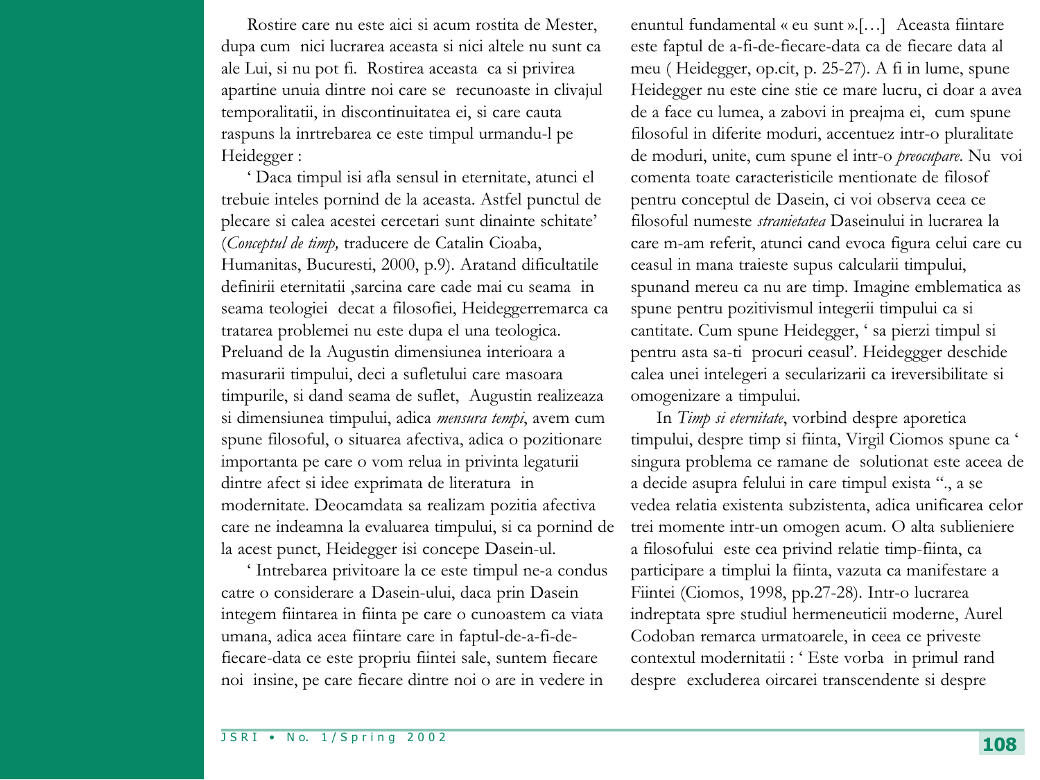Rostire care nu este aici si acum rostita de Mester, dupa cum  nici lucrarea aceasta si nici altele nu sunt ca ale Lui, si nu pot fi.  Rostirea aceasta  ca si privirea apartine unuia dintre noi care se  recunoaste in clivajul temporalitatii, in discontinuitatea ei, si care cauta raspuns la inrtrebarea ce este timpul urmandu-l pe Heidegger :

' Daca timpul isi afla sensul in eternitate, atunci el trebuie inteles pornind de la aceasta. Astfel punctul de plecare si calea acestei cercetari sunt dinainte schitate' (*Conceptul de timp,* traducere de Catalin Cioaba, Humanitas, Bucuresti, 2000, p.9). Aratand dificultatile definirii eternitatii ,sarcina care cade mai cu seama  in seama teologiei  decat a filosofiei, Heideggerremarca ca tratarea problemei nu este dupa el una teologica. Preluand de la Augustin dimensiunea interioara a masurarii timpului, deci a sufletului care masoara timpurile, si dand seama de suflet,  Augustin realizeaza si dimensiunea timpului, adica *mensura tempi*, avem cum spune filosoful, o situarea afectiva, adica o pozitionare importanta pe care o vom relua in privinta legaturii dintre afect si idee exprimata de literatura  in modernitate. Deocamdata sa realizam pozitia afectiva care ne indeamna la evaluarea timpului, si ca pornind de la acest punct, Heidegger isi concepe Dasein-ul.

' Intrebarea privitoare la ce este timpul ne-a condus catre o considerare a Dasein-ului, daca prin Dasein integem fiintarea in fiinta pe care o cunoastem ca viata umana, adica acea fiintare care in faptul-de-a-fi-de-fiecare-data ce este propriu fiintei sale, suntem fiecare noi  insine, pe care fiecare dintre noi o are in vedere in enuntul fundamental « eu sunt ».[…]  Aceasta fiintare este faptul de a-fi-de-fiecare-data ca de fiecare data al meu ( Heidegger, op.cit, p. 25-27). A fi in lume, spune Heidegger nu este cine stie ce mare lucru, ci doar a avea de a face cu lumea, a zabovi in preajma ei,  cum spune filosoful in diferite moduri, accentuez intr-o pluralitate de moduri, unite, cum spune el intr-o *preocupare*. Nu  voi comenta toate caracteristicile mentionate de filosof pentru conceptul de Dasein, ci voi observa ceea ce filosoful numeste *stranietatea* Daseinului in lucrarea la care m-am referit, atunci cand evoca figura celui care cu ceasul in mana traieste supus calcularii timpului, spunand mereu ca nu are timp. Imagine emblematica as spune pentru pozitivismul integerii timpului ca si cantitate. Cum spune Heidegger, ' sa pierzi timpul si pentru asta sa-ti  procuri ceasul'. Heideggger deschide calea unei intelegeri a secularizarii ca ireversibilitate si omogenizare a timpului.

In *Timp si eternitate*, vorbind despre aporetica timpului, despre timp si fiinta, Virgil Ciomos spune ca ' singura problema ce ramane de  solutionat este aceea de a decide asupra felului in care timpul exista "., a se vedea relatia existenta subzistenta, adica unificarea celor trei momente intr-un omogen acum. O alta sublieniere a filosofului  este cea privind relatie timp-fiinta, ca participare a timplui la fiinta, vazuta ca manifestare a Fiintei (Ciomos, 1998, pp.27-28). Intr-o lucrarea indreptata spre studiul hermeneuticii moderne, Aurel Codoban remarca urmatoarele, in ceea ce priveste contextul modernitatii : ' Este vorba  in primul rand despre  excluderea oircarei transcendente si despre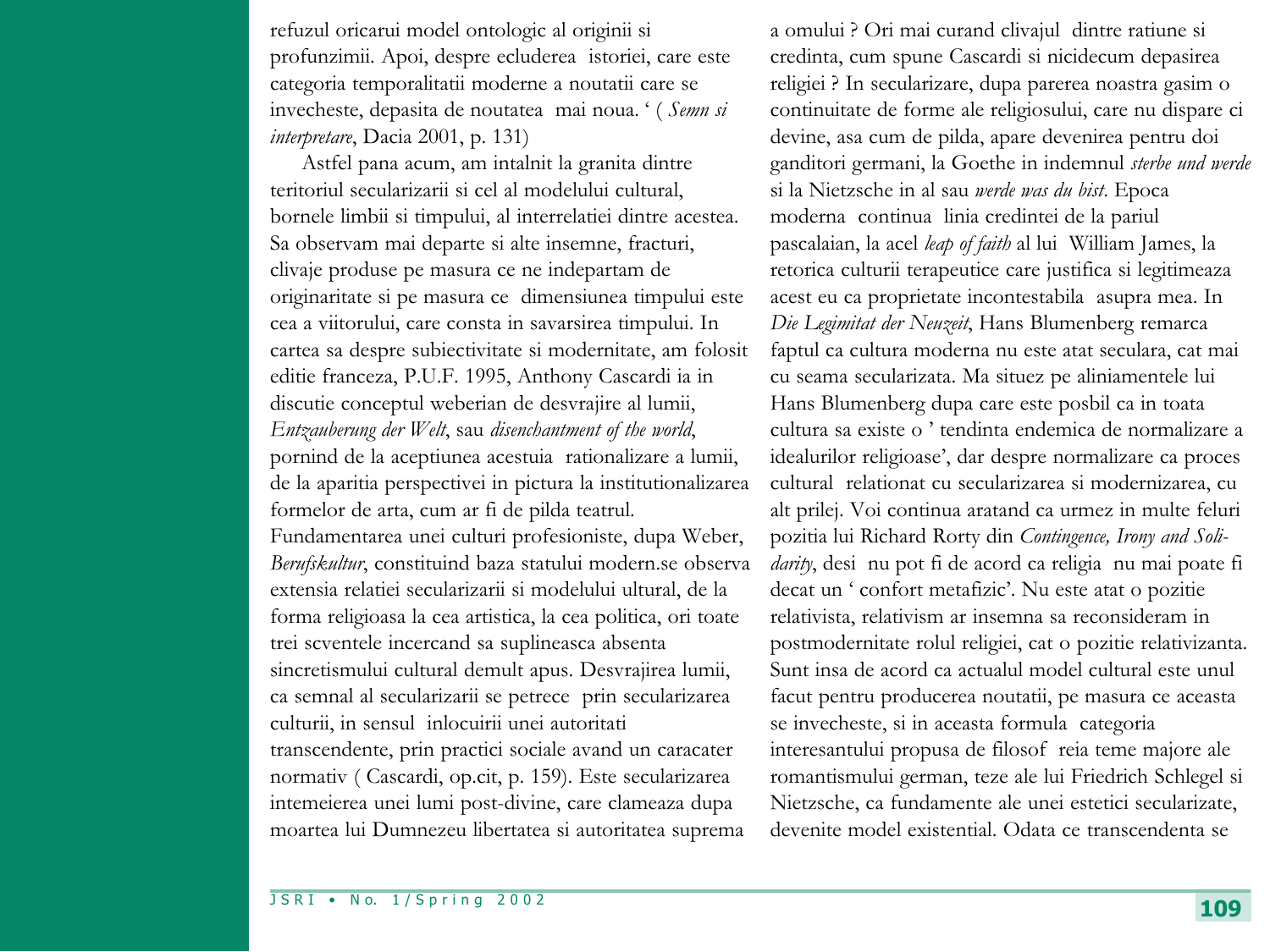refuzul oricarui model ontologic al originii si profunzimii. Apoi, despre ecluderea istoriei, care este categoria temporalitatii moderne a noutatii care se invecheste, depasita de noutatea mai noua. ' ( *Semn si interpretare*, Dacia 2001, p. 131)

Astfel pana acum, am intalnit la granita dintre teritoriul secularizarii si cel al modelului cultural, bornele limbii si timpului, al interrelatiei dintre acestea. Sa observam mai departe si alte insemne, fracturi, clivaje produse pe masura ce ne indepartam de originaritate si pe masura ce dimensiunea timpului este cea a viitorului, care consta in savarsirea timpului. In cartea sa despre subiectivitate si modernitate, am folosit editie franceza, P.U.F. 1995, Anthony Cascardi ia in discutie conceptul weberian de desvrajire al lumii, *Entzauberung der Welt*, sau *disenchantment of the world*, pornind de la aceptiunea acestuia rationalizare a lumii, de la aparitia perspectivei in pictura la institutionalizarea formelor de arta, cum ar fi de pilda teatrul. Fundamentarea unei culturi profesioniste, dupa Weber, *Berufskultur*, constituind baza statului modern.se observa extensia relatiei secularizarii si modelului ultural, de la forma religioasa la cea artistica, la cea politica, ori toate trei scventele incercand sa suplineasca absenta sincretismului cultural demult apus. Desvrajirea lumii, ca semnal al secularizarii se petrece prin secularizarea culturii, in sensul inlocuirii unei autoritati transcendente, prin practici sociale avand un caracater normativ ( Cascardi, op.cit, p. 159). Este secularizarea intemeierea unei lumi post-divine, care clameaza dupa moartea lui Dumnezeu libertatea si autoritatea suprema a omului ? Ori mai curand clivajul dintre ratiune si credinta, cum spune Cascardi si nicidecum depasirea religiei ? In secularizare, dupa parerea noastra gasim o continuitate de forme ale religiosului, care nu dispare ci devine, asa cum de pilda, apare devenirea pentru doi ganditori germani, la Goethe in indemnul *sterbe und werde* si la Nietzsche in al sau *werde was du bist*. Epoca moderna continua linia credintei de la pariul pascalaian, la acel *leap of faith* al lui William James, la retorica culturii terapeutice care justifica si legitimeaza acest eu ca proprietate incontestabila asupra mea. In *Die Legimitat der Neuzeit*, Hans Blumenberg remarca faptul ca cultura moderna nu este atat seculara, cat mai cu seama secularizata. Ma situez pe aliniamentele lui Hans Blumenberg dupa care este posbil ca in toata cultura sa existe o ' tendinta endemica de normalizare a idealurilor religioase', dar despre normalizare ca proces cultural relationat cu secularizarea si modernizarea, cu alt prilej. Voi continua aratand ca urmez in multe feluri pozitia lui Richard Rorty din *Contingence, Irony and Solidarity*, desi nu pot fi de acord ca religia nu mai poate fi decat un ' confort metafizic'. Nu este atat o pozitie relativista, relativism ar insemna sa reconsideram in postmodernitate rolul religiei, cat o pozitie relativizanta. Sunt insa de acord ca actualul model cultural este unul facut pentru producerea noutatii, pe masura ce aceasta se invecheste, si in aceasta formula categoria interesantului propusa de filosof reia teme majore ale romantismului german, teze ale lui Friedrich Schlegel si Nietzsche, ca fundamente ale unei estetici secularizate, devenite model existential. Odata ce transcendenta se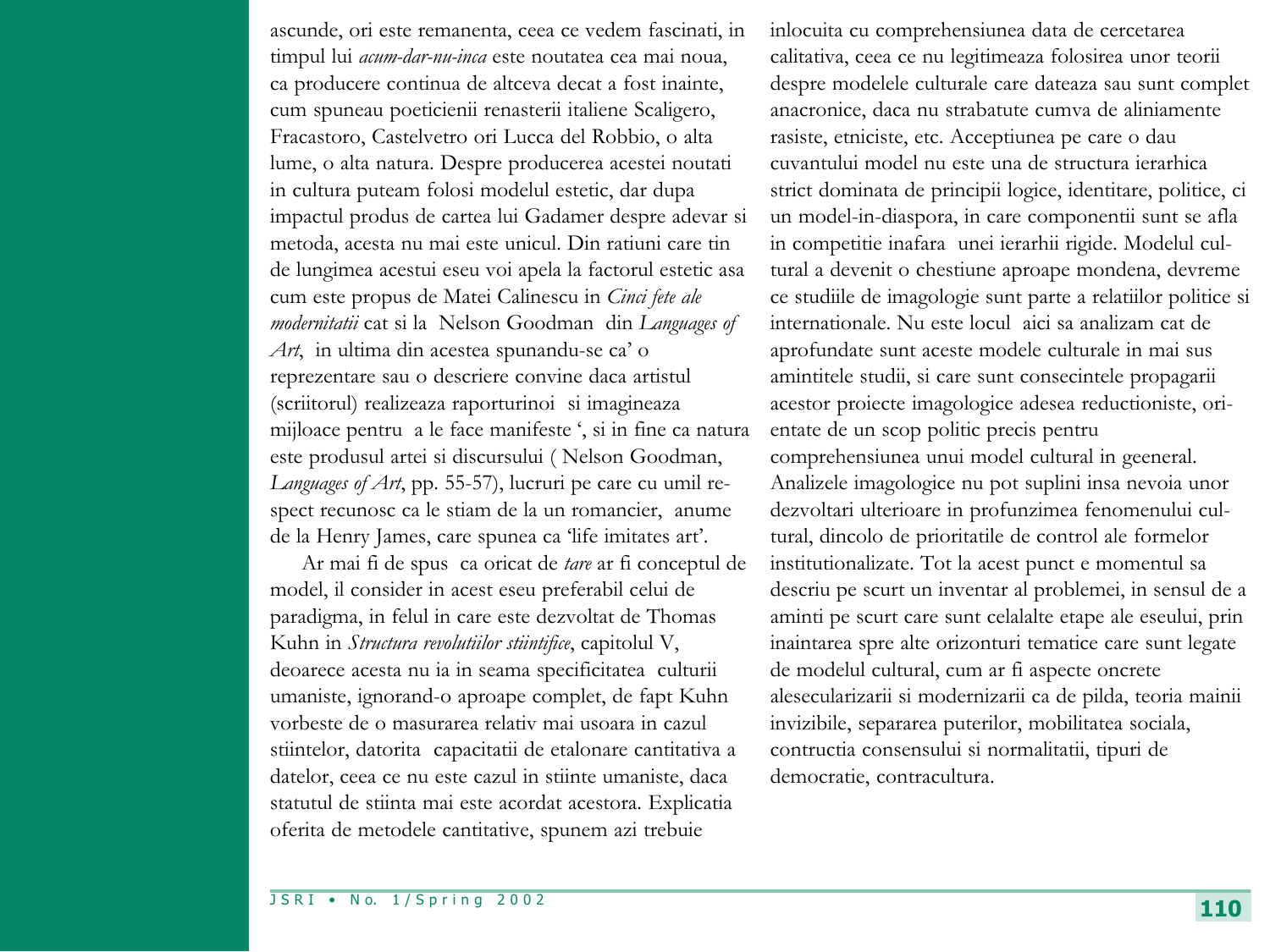ascunde, ori este remanenta, ceea ce vedem fascinati, in timpul lui *acum-dar-nu-inca* este noutatea cea mai noua, ca producere continua de altceva decat a fost inainte, cum spuneau poeticienii renasterii italiene Scaligero, Fracastoro, Castelvetro ori Lucca del Robbio, o alta lume, o alta natura. Despre producerea acestei noutati in cultura puteam folosi modelul estetic, dar dupa impactul produs de cartea lui Gadamer despre adevar si metoda, acesta nu mai este unicul. Din ratiuni care tin de lungimea acestui eseu voi apela la factorul estetic asa cum este propus de Matei Calinescu in *Cinci fete ale modernitatii* cat si la Nelson Goodman din *Languages of Art*, in ultima din acestea spunandu-se ca' o reprezentare sau o descriere convine daca artistul (scriitorul) realizeaza raporturinoi si imagineaza mijloace pentru a le face manifeste ', si in fine ca natura este produsul artei si discursului ( Nelson Goodman, *Languages of Art*, pp. 55-57), lucruri pe care cu umil respect recunosc ca le stiam de la un romancier, anume de la Henry James, care spunea ca 'life imitates art'.

Ar mai fi de spus ca oricat de *tare* ar fi conceptul de model, il consider in acest eseu preferabil celui de paradigma, in felul in care este dezvoltat de Thomas Kuhn in *Structura revolutiilor stiintifice*, capitolul V, deoarece acesta nu ia in seama specificitatea culturii umaniste, ignorand-o aproape complet, de fapt Kuhn vorbeste de o masurarea relativ mai usoara in cazul stiintelor, datorita capacitatii de etalonare cantitativa a datelor, ceea ce nu este cazul in stiinte umaniste, daca statutul de stiinta mai este acordat acestora. Explicatia oferita de metodele cantitative, spunem azi trebuie inlocuita cu comprehensiunea data de cercetarea calitativa, ceea ce nu legitimeaza folosirea unor teorii despre modelele culturale care dateaza sau sunt complet anacronice, daca nu strabatute cumva de aliniamente rasiste, etniciste, etc. Acceptiunea pe care o dau cuvantului model nu este una de structura ierarhica strict dominata de principii logice, identitare, politice, ci un model-in-diaspora, in care componentii sunt se afla in competitie inafara unei ierarhii rigide. Modelul cultural a devenit o chestiune aproape mondena, devreme ce studiile de imagologie sunt parte a relatiilor politice si internationale. Nu este locul aici sa analizam cat de aprofundate sunt aceste modele culturale in mai sus amintitele studii, si care sunt consecintele propagarii acestor proiecte imagologice adesea reductioniste, orientate de un scop politic precis pentru comprehensiunea unui model cultural in geeneral. Analizele imagologice nu pot suplini insa nevoia unor dezvoltari ulterioare in profunzimea fenomenului cultural, dincolo de prioritatile de control ale formelor institutionalizate. Tot la acest punct e momentul sa descriu pe scurt un inventar al problemei, in sensul de a aminti pe scurt care sunt celalalte etape ale eseului, prin inaintarea spre alte orizonturi tematice care sunt legate de modelul cultural, cum ar fi aspecte oncrete alesecularizarii si modernizarii ca de pilda, teoria mainii invizibile, separarea puterilor, mobilitatea sociala, contructia consensului si normalitatii, tipuri de democratie, contracultura.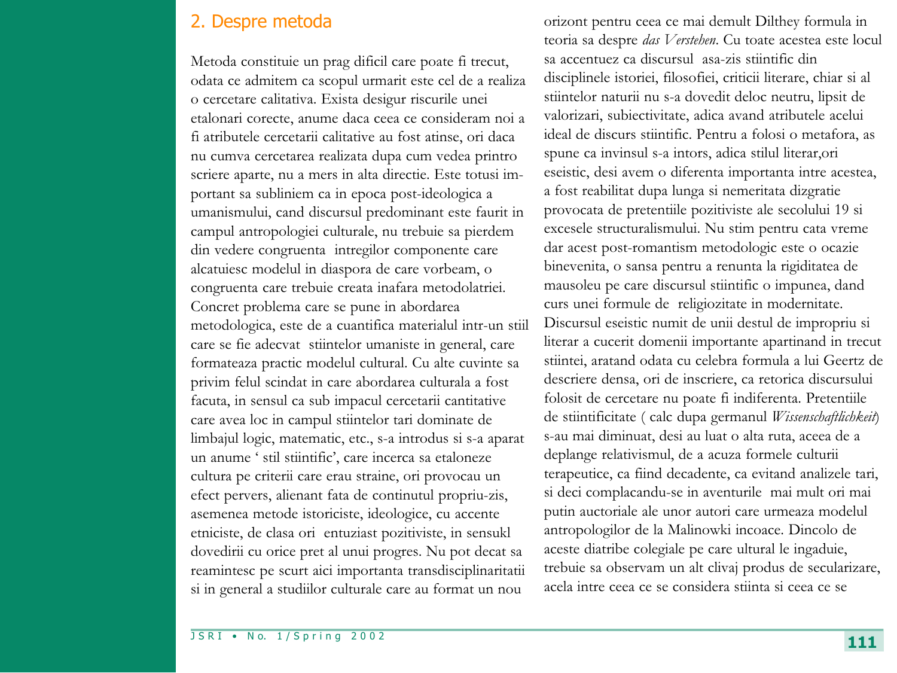## 2. Despre metoda

Metoda constituie un prag dificil care poate fi trecut, odata ce admitem ca scopul urmarit este cel de a realiza o cercetare calitativa. Exista desigur riscurile unei etalonari corecte, anume daca ceea ce consideram noi a fi atributele cercetarii calitative au fost atinse, ori daca nu cumva cercetarea realizata dupa cum vedea printro scriere aparte, nu a mers in alta directie. Este totusi important sa subliniem ca in epoca post-ideologica a umanismului, cand discursul predominant este faurit in campul antropologiei culturale, nu trebuie sa pierdem din vedere congruenta intregilor componente care alcatuiesc modelul in diaspora de care vorbeam, o congruenta care trebuie creata inafara metodolatriei. Concret problema care se pune in abordarea metodologica, este de a cuantifica materialul intr-un stil care se fie adecvat stiintelor umaniste in general, care formateaza practic modelul cultural. Cu alte cuvinte sa privim felul scindat in care abordarea culturala a fost facuta, in sensul ca sub impacul cercetarii cantitative care avea loc in campul stiintelor tari dominate de limbajul logic, matematic, etc., s-a introdus si s-a aparat un anume ' stil stiintific', care incerca sa etaloneze cultura pe criterii care erau straine, ori provocau un efect pervers, alienant fata de continutul propriu-zis, asemenea metode istoriciste, ideologice, cu accente etniciste, de clasa ori entuziast pozitiviste, in sensukl dovedirii cu orice pret al unui progres. Nu pot decat sa reamintesc pe scurt aici importanta transdisciplinaritatii si in general a studiilor culturale care au format un nou orizont pentru ceea ce mai demult Dilthey formula in teoria sa despre *das Verstehen*. Cu toate acestea este locul sa accentuez ca discursul asa-zis stiintific din disciplinele istoriei, filosofiei, criticii literare, chiar si al stiintelor naturii nu s-a dovedit deloc neutru, lipsit de valorizari, subiectivitate, adica avand atributele acelui ideal de discurs stiintific. Pentru a folosi o metafora, as spune ca invinsul s-a intors, adica stilul literar,ori eseistic, desi avem o diferenta importanta intre acestea, a fost reabilitat dupa lunga si nemeritata dizgratie provocata de pretentiile pozitiviste ale secolului 19 si excesele structuralismului. Nu stim pentru cata vreme dar acest post-romantism metodologic este o ocazie binevenita, o sansa pentru a renunta la rigiditatea de mausoleu pe care discursul stiintific o impunea, dand curs unei formule de religiozitate in modernitate. Discursul eseistic numit de unii destul de impropriu si literar a cucerit domenii importante apartinand in trecut stiintei, aratand odata cu celebra formula a lui Geertz de descriere densa, ori de inscriere, ca retorica discursului folosit de cercetare nu poate fi indiferenta. Pretentiile de stiintificitate ( calc dupa germanul *Wissenschaftlichkeit*) s-au mai diminuat, desi au luat o alta ruta, aceea de a deplange relativismul, de a acuza formele culturii terapeutice, ca fiind decadente, ca evitand analizele tari, si deci complacandu-se in aventurile mai mult ori mai putin auctoriale ale unor autori care urmeaza modelul antropologilor de la Malinowki incoace. Dincolo de aceste diatribe colegiale pe care ultural le ingaduie, trebuie sa observam un alt clivaj produs de secularizare, acela intre ceea ce se considera stiinta si ceea ce se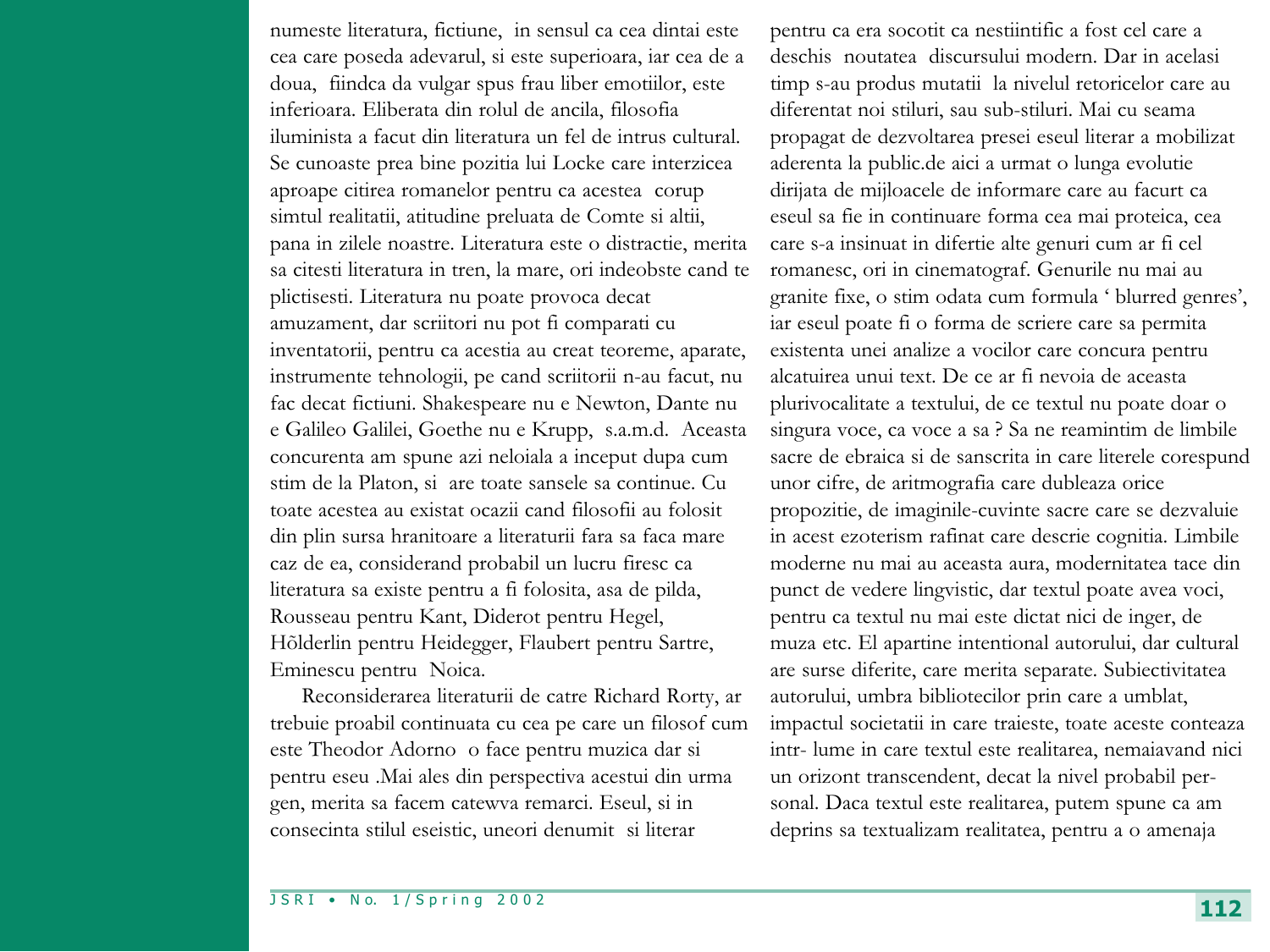numeste literatura, fictiune, in sensul ca cea dintai este cea care poseda adevarul, si este superioara, iar cea de a doua, fiindca da vulgar spus frau liber emotiilor, este inferioara. Eliberata din rolul de ancila, filosofia iluminista a facut din literatura un fel de intrus cultural. Se cunoaste prea bine pozitia lui Locke care interzicea aproape citirea romanelor pentru ca acestea corup simtul realitatii, atitudine preluata de Comte si altii, pana in zilele noastre. Literatura este o distractie, merita sa citesti literatura in tren, la mare, ori indeobste cand te plictisesti. Literatura nu poate provoca decat amuzament, dar scriitori nu pot fi comparati cu inventatorii, pentru ca acestia au creat teoreme, aparate, instrumente tehnologii, pe cand scriitorii n-au facut, nu fac decat fictiuni. Shakespeare nu e Newton, Dante nu e Galileo Galilei, Goethe nu e Krupp, s.a.m.d. Aceasta concurenta am spune azi neloiala a inceput dupa cum stim de la Platon, si are toate sansele sa continue. Cu toate acestea au existat ocazii cand filosofii au folosit din plin sursa hranitoare a literaturii fara sa faca mare caz de ea, considerand probabil un lucru firesc ca literatura sa existe pentru a fi folosita, asa de pilda, Rousseau pentru Kant, Diderot pentru Hegel, Hõlderlin pentru Heidegger, Flaubert pentru Sartre, Eminescu pentru Noica.

Reconsiderarea literaturii de catre Richard Rorty, ar trebuie proabil continuata cu cea pe care un filosof cum este Theodor Adorno o face pentru muzica dar si pentru eseu .Mai ales din perspectiva acestui din urma gen, merita sa facem catewva remarci. Eseul, si in consecinta stilul eseistic, uneori denumit si literar pentru ca era socotit ca nestiintific a fost cel care a deschis noutatea discursului modern. Dar in acelasi timp s-au produs mutatii la nivelul retoricelor care au diferentat noi stiluri, sau sub-stiluri. Mai cu seama propagat de dezvoltarea presei eseul literar a mobilizat aderenta la public.de aici a urmat o lunga evolutie dirijata de mijloacele de informare care au facurt ca eseul sa fie in continuare forma cea mai proteica, cea care s-a insinuat in difertie alte genuri cum ar fi cel romanesc, ori in cinematograf. Genurile nu mai au granite fixe, o stim odata cum formula ' blurred genres', iar eseul poate fi o forma de scriere care sa permita existenta unei analize a vocilor care concura pentru alcatuirea unui text. De ce ar fi nevoia de aceasta plurivocalitate a textului, de ce textul nu poate doar o singura voce, ca voce a sa ? Sa ne reamintim de limbile sacre de ebraica si de sanscrita in care literele corespund unor cifre, de aritmografia care dubleaza orice propozitie, de imaginile-cuvinte sacre care se dezvaluie in acest ezoterism rafinat care descrie cognitia. Limbile moderne nu mai au aceasta aura, modernitatea tace din punct de vedere lingvistic, dar textul poate avea voci, pentru ca textul nu mai este dictat nici de inger, de muza etc. El apartine intentional autorului, dar cultural are surse diferite, care merita separate. Subiectivitatea autorului, umbra bibliotecilor prin care a umblat, impactul societatii in care traieste, toate aceste conteaza intr- lume in care textul este realitarea, nemaiavand nici un orizont transcendent, decat la nivel probabil personal. Daca textul este realitarea, putem spune ca am deprins sa textualizam realitatea, pentru a o amenaja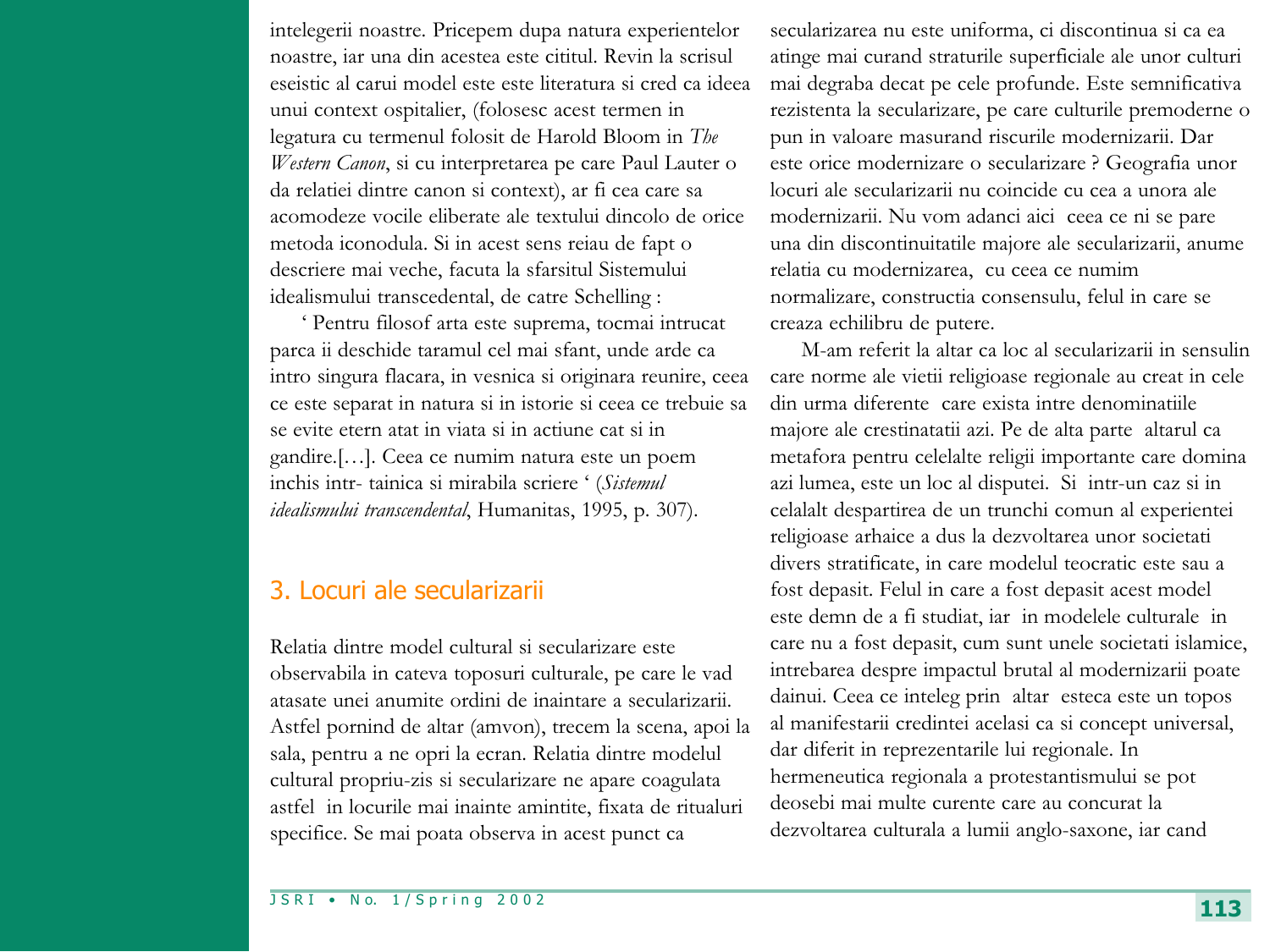intelegerii noastre. Pricepem dupa natura experientelor noastre, iar una din acestea este cititul. Revin la scrisul eseistic al carui model este este literatura si cred ca ideea unui context ospitalier, (folosesc acest termen in legatura cu termenul folosit de Harold Bloom in *The Western Canon*, si cu interpretarea pe care Paul Lauter o da relatiei dintre canon si context), ar fi cea care sa acomodeze vocile eliberate ale textului dincolo de orice metoda iconodula. Si in acest sens reiau de fapt o descriere mai veche, facuta la sfarsitul Sistemului idealismului transcedental, de catre Schelling :

‘ Pentru filosof arta este suprema, tocmai intrucat parca ii deschide taramul cel mai sfant, unde arde ca intro singura flacara, in vesnica si originara reunire, ceea ce este separat in natura si in istorie si ceea ce trebuie sa se evite etern atat in viata si in actiune cat si in gandire.[…]. Ceea ce numim natura este un poem inchis intr- tainica si mirabila scriere ‘ (*Sistemul idealismului transcendental*, Humanitas, 1995, p. 307).

## 3. Locuri ale secularizarii

Relatia dintre model cultural si secularizare este observabila in cateva toposuri culturale, pe care le vad atasate unei anumite ordini de inaintare a secularizarii. Astfel pornind de altar (amvon), trecem la scena, apoi la sala, pentru a ne opri la ecran. Relatia dintre modelul cultural propriu-zis si secularizare ne apare coagulata astfel in locurile mai inainte amintite, fixata de ritualuri specifice. Se mai poata observa in acest punct ca secularizarea nu este uniforma, ci discontinua si ca ea atinge mai curand straturile superficiale ale unor culturi mai degraba decat pe cele profunde. Este semnificativa rezistenta la secularizare, pe care culturile premoderne o pun in valoare masurand riscurile modernizarii. Dar este orice modernizare o secularizare ? Geografia unor locuri ale secularizarii nu coincide cu cea a unora ale modernizarii. Nu vom adanci aici ceea ce ni se pare una din discontinuitatile majore ale secularizarii, anume relatia cu modernizarea, cu ceea ce numim normalizare, constructia consensulu, felul in care se creaza echilibru de putere.

M-am referit la altar ca loc al secularizarii in sensulin care norme ale vietii religioase regionale au creat in cele din urma diferente care exista intre denominatiile majore ale crestinatatii azi. Pe de alta parte altarul ca metafora pentru celelalte religii importante care domina azi lumea, este un loc al disputei. Si intr-un caz si in celalalt despartirea de un trunchi comun al experientei religioase arhaice a dus la dezvoltarea unor societati divers stratificate, in care modelul teocratic este sau a fost depasit. Felul in care a fost depasit acest model este demn de a fi studiat, iar in modelele culturale in care nu a fost depasit, cum sunt unele societati islamice, intrebarea despre impactul brutal al modernizarii poate dainui. Ceea ce inteleg prin altar esteca este un topos al manifestarii credintei acelasi ca si concept universal, dar diferit in reprezentarile lui regionale. In hermeneutica regionala a protestantismului se pot deosebi mai multe curente care au concurat la dezvoltarea culturala a lumii anglo-saxone, iar cand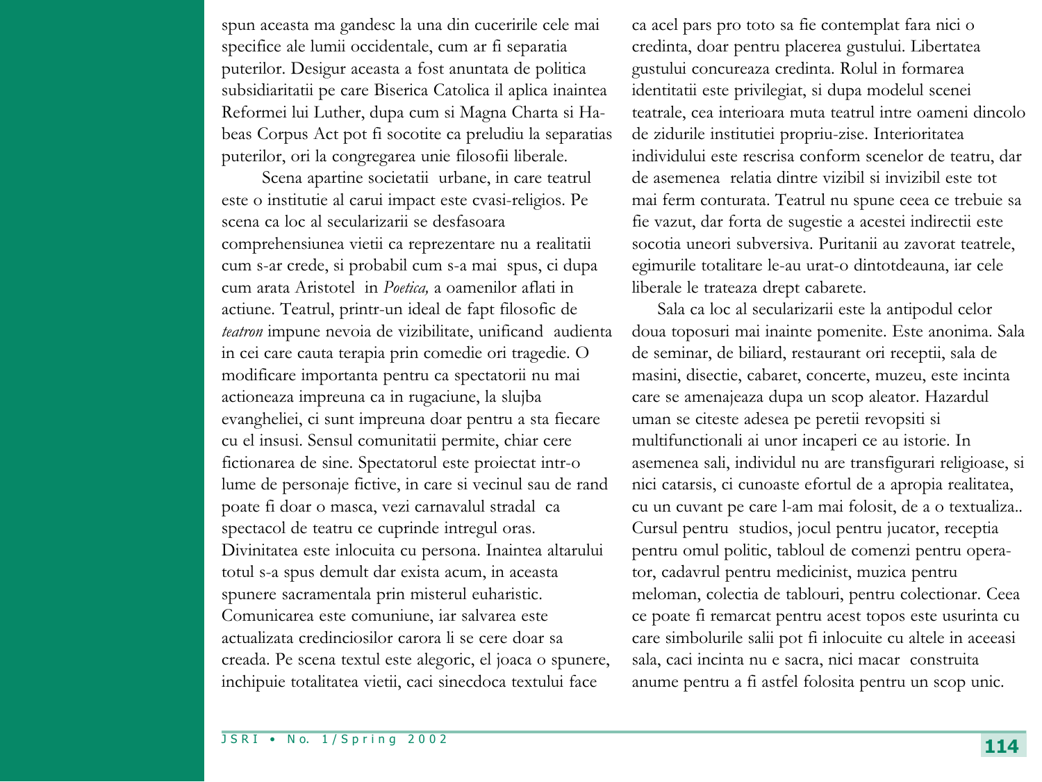spun aceasta ma gandesc la una din cuceririle cele mai specifice ale lumii occidentale, cum ar fi separatia puterilor. Desigur aceasta a fost anuntata de politica subsidiaritatii pe care Biserica Catolica il aplica inaintea Reformei lui Luther, dupa cum si Magna Charta si Habeas Corpus Act pot fi socotite ca preludiu la separatias puterilor, ori la congregarea unie filosofii liberale.

Scena apartine societatii urbane, in care teatrul este o institutie al carui impact este cvasi-religios. Pe scena ca loc al secularizarii se desfasoara comprehensiunea vietii ca reprezentare nu a realitatii cum s-ar crede, si probabil cum s-a mai spus, ci dupa cum arata Aristotel in *Poetica,* a oamenilor aflati in actiune. Teatrul, printr-un ideal de fapt filosofic de *teatron* impune nevoia de vizibilitate, unificand audienta in cei care cauta terapia prin comedie ori tragedie. O modificare importanta pentru ca spectatorii nu mai actioneaza impreuna ca in rugaciune, la slujba evangheliei, ci sunt impreuna doar pentru a sta fiecare cu el insusi. Sensul comunitatii permite, chiar cere fictionarea de sine. Spectatorul este proiectat intr-o lume de personaje fictive, in care si vecinul sau de rand poate fi doar o masca, vezi carnavalul stradal ca spectacol de teatru ce cuprinde intregul oras. Divinitatea este inlocuita cu persona. Inaintea altarului totul s-a spus demult dar exista acum, in aceasta spunere sacramentala prin misterul euharistic. Comunicarea este comuniune, iar salvarea este actualizata credinciosilor carora li se cere doar sa creada. Pe scena textul este alegoric, el joaca o spunere, inchipuie totalitatea vietii, caci sinecdoca textului face ca acel pars pro toto sa fie contemplat fara nici o credinta, doar pentru placerea gustului. Libertatea gustului concureaza credinta. Rolul in formarea identitatii este privilegiat, si dupa modelul scenei teatrale, cea interioara muta teatrul intre oameni dincolo de zidurile institutiei propriu-zise. Interioritatea individului este rescrisa conform scenelor de teatru, dar de asemenea relatia dintre vizibil si invizibil este tot mai ferm conturata. Teatrul nu spune ceea ce trebuie sa fie vazut, dar forta de sugestie a acestei indirectii este socotia uneori subversiva. Puritanii au zavorat teatrele, egimurile totalitare le-au urat-o dintotdeauna, iar cele liberale le trateaza drept cabarete.

Sala ca loc al secularizarii este la antipodul celor doua toposuri mai inainte pomenite. Este anonima. Sala de seminar, de biliard, restaurant ori receptii, sala de masini, disectie, cabaret, concerte, muzeu, este incinta care se amenajeaza dupa un scop aleator. Hazardul uman se citeste adesea pe peretii revopsiti si multifunctionali ai unor incaperi ce au istorie. In asemenea sali, individul nu are transfigurari religioase, si nici catarsis, ci cunoaste efortul de a apropia realitatea, cu un cuvant pe care l-am mai folosit, de a o textualiza.. Cursul pentru studios, jocul pentru jucator, receptia pentru omul politic, tabloul de comenzi pentru operator, cadavrul pentru medicinist, muzica pentru meloman, colectia de tablouri, pentru colectionar. Ceea ce poate fi remarcat pentru acest topos este usurinta cu care simbolurile salii pot fi inlocuite cu altele in aceeasi sala, caci incinta nu e sacra, nici macar construita anume pentru a fi astfel folosita pentru un scop unic.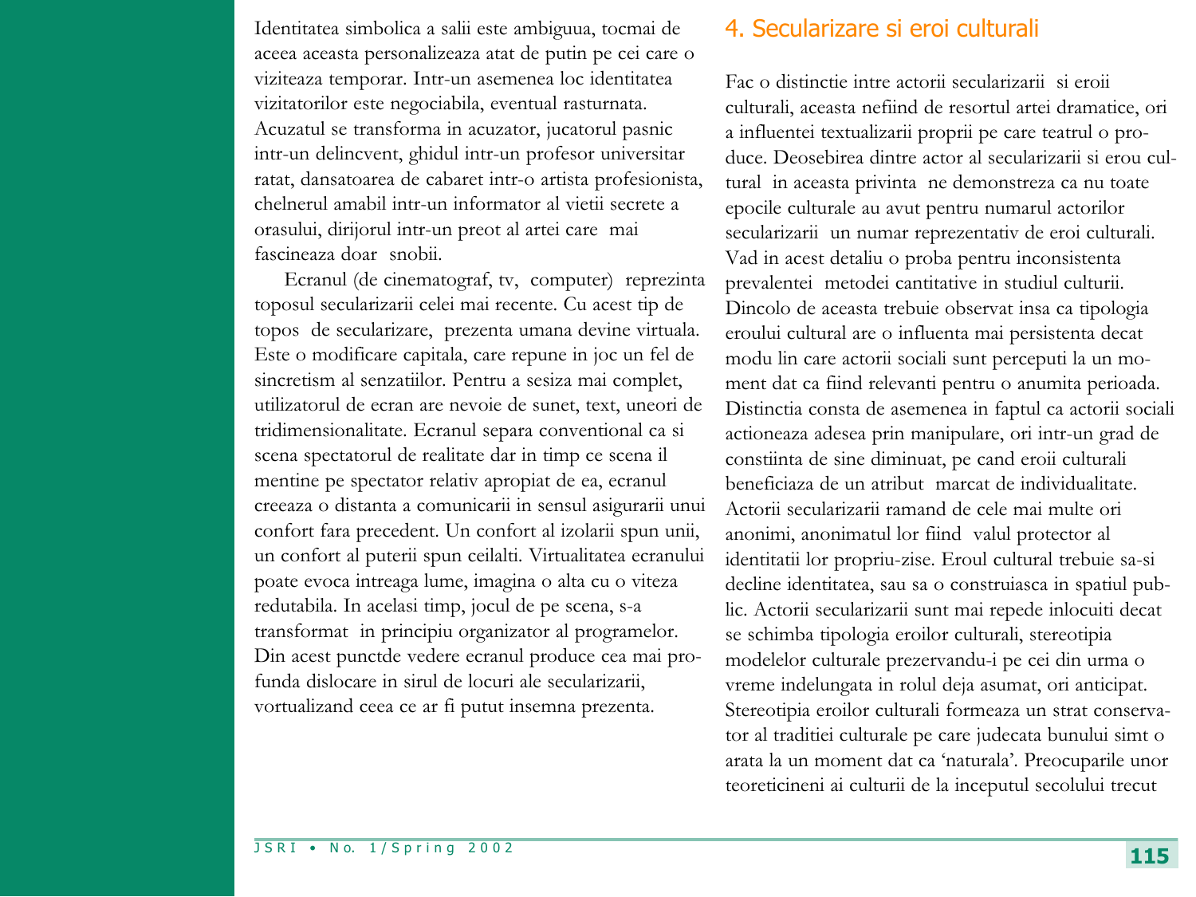Identitatea simbolica a salii este ambiguua, tocmai de aceea aceasta personalizeaza atat de putin pe cei care o viziteaza temporar. Intr-un asemenea loc identitatea vizitatorilor este negociabila, eventual rasturnata. Acuzatul se transforma in acuzator, jucatorul pasnic intr-un delincvent, ghidul intr-un profesor universitar ratat, dansatoarea de cabaret intr-o artista profesionista, chelnerul amabil intr-un informator al vietii secrete a orasului, dirijorul intr-un preot al artei care mai fascineaza doar snobii.

Ecranul (de cinematograf, tv, computer) reprezinta toposul secularizarii celei mai recente. Cu acest tip de topos de secularizare, prezenta umana devine virtuala. Este o modificare capitala, care repune in joc un fel de sincretism al senzatiilor. Pentru a sesiza mai complet, utilizatorul de ecran are nevoie de sunet, text, uneori de tridimensionalitate. Ecranul separa conventional ca si scena spectatorul de realitate dar in timp ce scena il mentine pe spectator relativ apropiat de ea, ecranul creeaza o distanta a comunicarii in sensul asigurarii unui confort fara precedent. Un confort al izolarii spun unii, un confort al puterii spun ceilalti. Virtualitatea ecranului poate evoca intreaga lume, imagina o alta cu o viteza redutabila. In acelasi timp, jocul de pe scena, s-a transformat in principiu organizator al programelor. Din acest punctde vedere ecranul produce cea mai profunda dislocare in sirul de locuri ale secularizarii, vortualizand ceea ce ar fi putut insemna prezenta.

## 4. Secularizare si eroi culturali

Fac o distinctie intre actorii secularizarii si eroii culturali, aceasta nefiind de resortul artei dramatice, ori a influentei textualizarii proprii pe care teatrul o produce. Deosebirea dintre actor al secularizarii si erou cultural in aceasta privinta ne demonstreza ca nu toate epocile culturale au avut pentru numarul actorilor secularizarii un numar reprezentativ de eroi culturali. Vad in acest detaliu o proba pentru inconsistenta prevalentei metodei cantitative in studiul culturii. Dincolo de aceasta trebuie observat insa ca tipologia eroului cultural are o influenta mai persistenta decat modu lin care actorii sociali sunt perceputi la un moment dat ca fiind relevanti pentru o anumita perioada. Distinctia consta de asemenea in faptul ca actorii sociali actioneaza adesea prin manipulare, ori intr-un grad de constiinta de sine diminuat, pe cand eroii culturali beneficiaza de un atribut marcat de individualitate. Actorii secularizarii ramand de cele mai multe ori anonimi, anonimatul lor fiind valul protector al identitatii lor propriu-zise. Eroul cultural trebuie sa-si decline identitatea, sau sa o construiasca in spatiul public. Actorii secularizarii sunt mai repede inlocuiti decat se schimba tipologia eroilor culturali, stereotipia modelelor culturale prezervandu-i pe cei din urma o vreme indelungata in rolul deja asumat, ori anticipat. Stereotipia eroilor culturali formeaza un strat conservator al traditiei culturale pe care judecata bunului simt o arata la un moment dat ca 'naturala'. Preocuparile unor teoreticineni ai culturii de la inceputul secolului trecut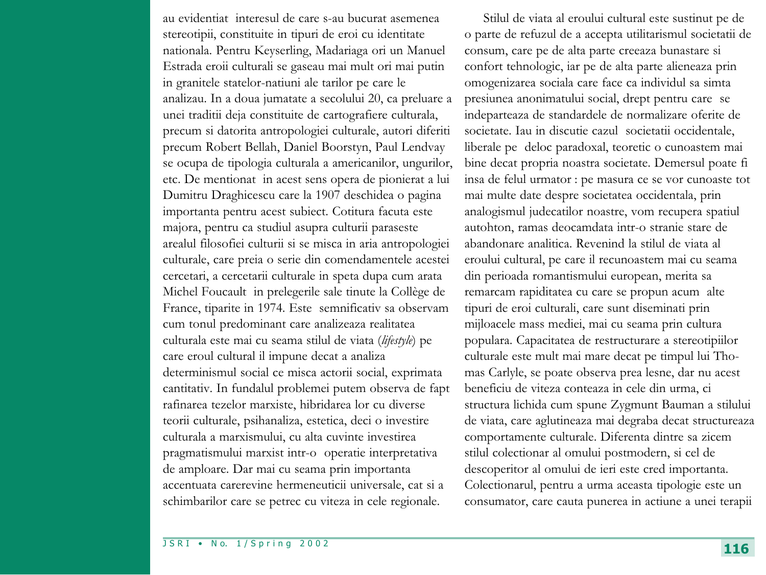au evidentiat  interesul de care s-au bucurat asemenea stereotipii, constituite in tipuri de eroi cu identitate nationala. Pentru Keyserling, Madariaga ori un Manuel Estrada eroii culturali se gaseau mai mult ori mai putin in granitele statelor-natiuni ale tarilor pe care le analizau. In a doua jumatate a secolului 20, ca preluare a unei traditii deja constituite de cartografiere culturala, precum si datorita antropologiei culturale, autori diferiti precum Robert Bellah, Daniel Boorstyn, Paul Lendvay se ocupa de tipologia culturala a americanilor, ungurilor, etc. De mentionat  in acest sens opera de pionierat a lui Dumitru Draghicescu care la 1907 deschidea o pagina importanta pentru acest subiect. Cotitura facuta este majora, pentru ca studiul asupra culturii paraseste arealul filosofiei culturii si se misca in aria antropologiei culturale, care preia o serie din comendamentele acestei cercetari, a cercetarii culturale in speta dupa cum arata Michel Foucault  in prelegerile sale tinute la Collège de France, tiparite in 1974. Este  semnificativ sa observam cum tonul predominant care analizeaza realitatea culturala este mai cu seama stilul de viata (*lifestyle*) pe care eroul cultural il impune decat a analiza determinismul social ce misca actorii social, exprimata cantitativ. In fundalul problemei putem observa de fapt rafinarea tezelor marxiste, hibridarea lor cu diverse teorii culturale, psihanaliza, estetica, deci o investire culturala a marxismului, cu alta cuvinte investirea pragmatismului marxist intr-o  operatie interpretativa de amploare. Dar mai cu seama prin importanta accentuata carerevine hermeneuticii universale, cat si a schimbarilor care se petrec cu viteza in cele regionale.

Stilul de viata al eroului cultural este sustinut pe de o parte de refuzul de a accepta utilitarismul societatii de consum, care pe de alta parte creeaza bunastare si confort tehnologic, iar pe de alta parte alieneaza prin omogenizarea sociala care face ca individul sa simta presiunea anonimatului social, drept pentru care  se indeparteaza de standardele de normalizare oferite de societate. Iau in discutie cazul  societatii occidentale, liberale pe  deloc paradoxal, teoretic o cunoastem mai bine decat propria noastra societate. Demersul poate fi insa de felul urmator : pe masura ce se vor cunoaste tot mai multe date despre societatea occidentala, prin analogismul judecatilor noastre, vom recupera spatiul autohton, ramas deocamdata intr-o stranie stare de abandonare analitica. Revenind la stilul de viata al eroului cultural, pe care il recunoastem mai cu seama din perioada romantismului european, merita sa remarcam rapiditatea cu care se propun acum  alte tipuri de eroi culturali, care sunt diseminati prin mijloacele mass mediei, mai cu seama prin cultura populara. Capacitatea de restructurare a stereotipiilor culturale este mult mai mare decat pe timpul lui Thomas Carlyle, se poate observa prea lesne, dar nu acest beneficiu de viteza conteaza in cele din urma, ci structura lichida cum spune Zygmunt Bauman a stilului de viata, care aglutineaza mai degraba decat structureaza comportamente culturale. Diferenta dintre sa zicem stilul colectionar al omului postmodern, si cel de descoperitor al omului de ieri este cred importanta. Colectionarul, pentru a urma aceasta tipologie este un consumator, care cauta punerea in actiune a unei terapii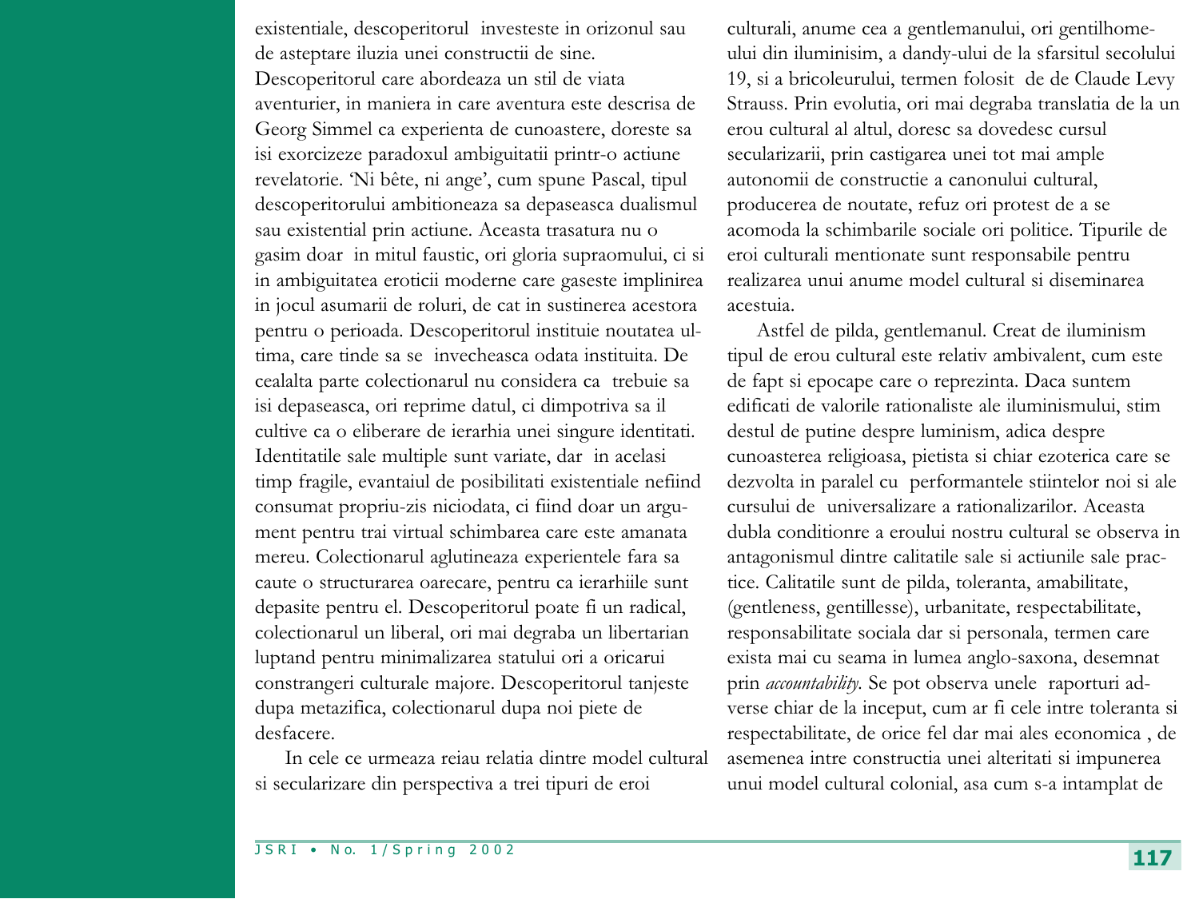existentiale, descoperitorul investeste in orizonul sau de asteptare iluzia unei constructii de sine. Descoperitorul care abordeaza un stil de viata aventurier, in maniera in care aventura este descrisa de Georg Simmel ca experienta de cunoastere, doreste sa isi exorcizeze paradoxul ambiguitatii printr-o actiune revelatorie. 'Ni bête, ni ange', cum spune Pascal, tipul descoperitorului ambitioneaza sa depaseasca dualismul sau existential prin actiune. Aceasta trasatura nu o gasim doar in mitul faustic, ori gloria supraomului, ci si in ambiguitatea eroticii moderne care gaseste implinirea in jocul asumarii de roluri, de cat in sustinerea acestora pentru o perioada. Descoperitorul instituie noutatea ultima, care tinde sa se invecheasca odata instituita. De cealalta parte colectionarul nu considera ca trebuie sa isi depaseasca, ori reprime datul, ci dimpotriva sa il cultive ca o eliberare de ierarhia unei singure identitati. Identitatile sale multiple sunt variate, dar in acelasi timp fragile, evantaiul de posibilitati existentiale nefiind consumat propriu-zis niciodata, ci fiind doar un argument pentru trai virtual schimbarea care este amanata mereu. Colectionarul aglutineaza experientele fara sa caute o structurarea oarecare, pentru ca ierarhiile sunt depasite pentru el. Descoperitorul poate fi un radical, colectionarul un liberal, ori mai degraba un libertarian luptand pentru minimalizarea statului ori a oricarui constrangeri culturale majore. Descoperitorul tanjeste dupa metazifica, colectionarul dupa noi piete de desfacere.

In cele ce urmeaza reiau relatia dintre model cultural si secularizare din perspectiva a trei tipuri de eroi culturali, anume cea a gentlemanului, ori gentilhomeului din iluminisim, a dandy-ului de la sfarsitul secolului 19, si a bricoleurului, termen folosit de de Claude Levy Strauss. Prin evolutia, ori mai degraba translatia de la un erou cultural al altul, doresc sa dovedesc cursul secularizarii, prin castigarea unei tot mai ample autonomii de constructie a canonului cultural, producerea de noutate, refuz ori protest de a se acomoda la schimbarile sociale ori politice. Tipurile de eroi culturali mentionate sunt responsabile pentru realizarea unui anume model cultural si diseminarea acestuia.

Astfel de pilda, gentlemanul. Creat de iluminism tipul de erou cultural este relativ ambivalent, cum este de fapt si epocape care o reprezinta. Daca suntem edificati de valorile rationaliste ale iluminismului, stim destul de putine despre luminism, adica despre cunoasterea religioasa, pietista si chiar ezoterica care se dezvolta in paralel cu performantele stiintelor noi si ale cursului de universalizare a rationalizarilor. Aceasta dubla conditionre a eroului nostru cultural se observa in antagonismul dintre calitatile sale si actiunile sale practice. Calitatile sunt de pilda, toleranta, amabilitate, (gentleness, gentillesse), urbanitate, respectabilitate, responsabilitate sociala dar si personala, termen care exista mai cu seama in lumea anglo-saxona, desemnat prin *accountability*. Se pot observa unele raporturi adverse chiar de la inceput, cum ar fi cele intre toleranta si respectabilitate, de orice fel dar mai ales economica , de asemenea intre constructia unei alteritati si impunerea unui model cultural colonial, asa cum s-a intamplat de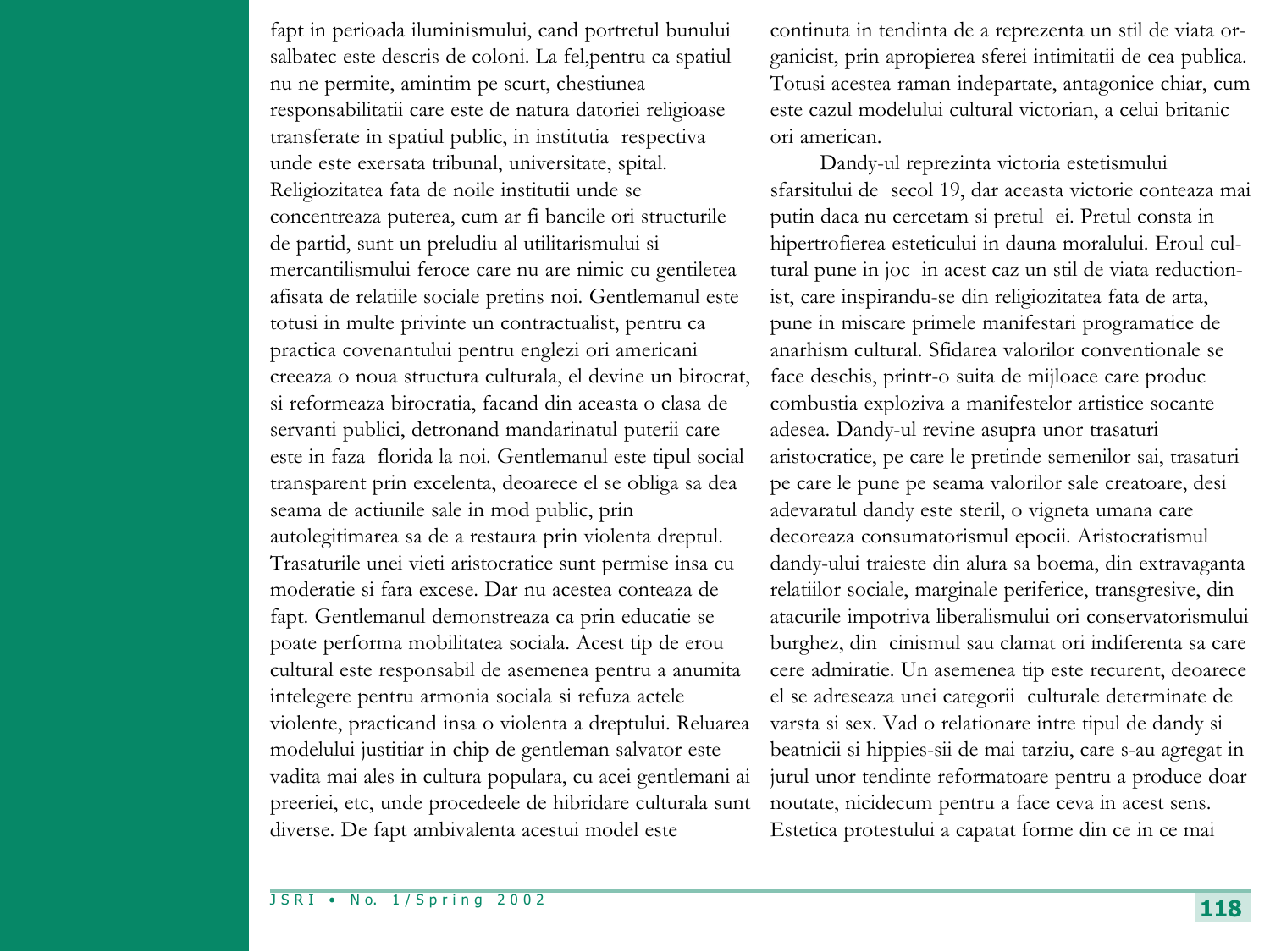fapt in perioada iluminismului, cand portretul bunului salbatec este descris de coloni. La fel,pentru ca spatiul nu ne permite, amintim pe scurt, chestiunea responsabilitatii care este de natura datoriei religioase transferate in spatiul public, in institutia respectiva unde este exersata tribunal, universitate, spital. Religiozitatea fata de noile institutii unde se concentreaza puterea, cum ar fi bancile ori structurile de partid, sunt un preludiu al utilitarismului si mercantilismului feroce care nu are nimic cu gentiletea afisata de relatiile sociale pretins noi. Gentlemanul este totusi in multe privinte un contractualist, pentru ca practica covenantului pentru englezi ori americani creeaza o noua structura culturala, el devine un birocrat, si reformeaza birocratia, facand din aceasta o clasa de servanti publici, detronand mandarinatul puterii care este in faza florida la noi. Gentlemanul este tipul social transparent prin excelenta, deoarece el se obliga sa dea seama de actiunile sale in mod public, prin autolegitimarea sa de a restaura prin violenta dreptul. Trasaturile unei vieti aristocratice sunt permise insa cu moderatie si fara excese. Dar nu acestea conteaza de fapt. Gentlemanul demonstreaza ca prin educatie se poate performa mobilitatea sociala. Acest tip de erou cultural este responsabil de asemenea pentru a anumita intelegere pentru armonia sociala si refuza actele violente, practicand insa o violenta a dreptului. Reluarea modelului justitiar in chip de gentleman salvator este vadita mai ales in cultura populara, cu acei gentlemani ai preeriei, etc, unde procedeele de hibridare culturala sunt diverse. De fapt ambivalenta acestui model este continuta in tendinta de a reprezenta un stil de viata organicist, prin apropierea sferei intimitatii de cea publica. Totusi acestea raman indepartate, antagonice chiar, cum este cazul modelului cultural victorian, a celui britanic ori american.

Dandy-ul reprezinta victoria estetismului sfarsitului de secol 19, dar aceasta victorie conteaza mai putin daca nu cercetam si pretul ei. Pretul consta in hipertrofierea esteticului in dauna moralului. Eroul cultural pune in joc in acest caz un stil de viata reductionist, care inspirandu-se din religiozitatea fata de arta, pune in miscare primele manifestari programatice de anarhism cultural. Sfidarea valorilor conventionale se face deschis, printr-o suita de mijloace care produc combustia exploziva a manifestelor artistice socante adesea. Dandy-ul revine asupra unor trasaturi aristocratice, pe care le pretinde semenilor sai, trasaturi pe care le pune pe seama valorilor sale creatoare, desi adevaratul dandy este steril, o vigneta umana care decoreaza consumatorismul epocii. Aristocratismul dandy-ului traieste din alura sa boema, din extravaganta relatiilor sociale, marginale periferice, transgresive, din atacurile impotriva liberalismului ori conservatorismului burghez, din cinismul sau clamat ori indiferenta sa care cere admiratie. Un asemenea tip este recurent, deoarece el se adreseaza unei categorii culturale determinate de varsta si sex. Vad o relationare intre tipul de dandy si beatnicii si hippies-sii de mai tarziu, care s-au agregat in jurul unor tendinte reformatoare pentru a produce doar noutate, nicidecum pentru a face ceva in acest sens. Estetica protestului a capatat forme din ce in ce mai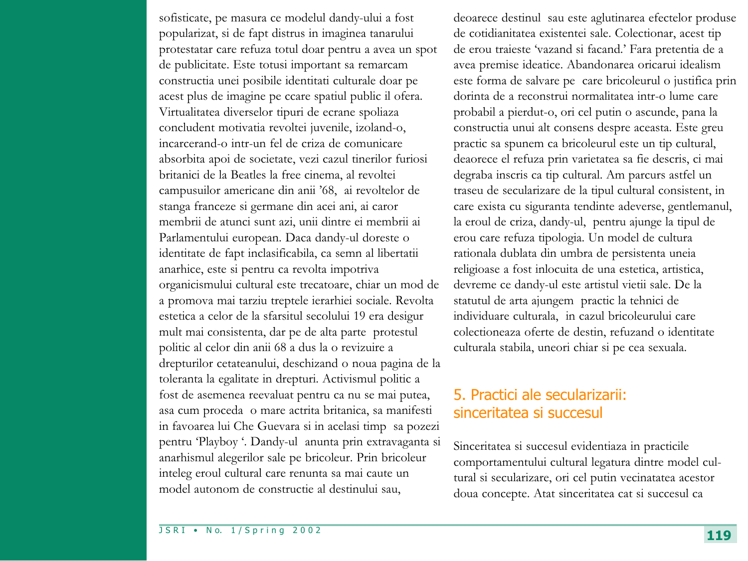sofisticate, pe masura ce modelul dandy-ului a fost popularizat, si de fapt distrus in imaginea tanarului protestatar care refuza totul doar pentru a avea un spot de publicitate. Este totusi important sa remarcam constructia unei posibile identitati culturale doar pe acest plus de imagine pe ccare spatiul public il ofera. Virtualitatea diverselor tipuri de ecrane spoliaza concludent motivatia revoltei juvenile, izoland-o, incarcerand-o intr-un fel de criza de comunicare absorbita apoi de societate, vezi cazul tinerilor furiosi britanici de la Beatles la free cinema, al revoltei campusuilor americane din anii '68, ai revoltelor de stanga franceze si germane din acei ani, ai caror membrii de atunci sunt azi, unii dintre ei membrii ai Parlamentului european. Daca dandy-ul doreste o identitate de fapt inclasificabila, ca semn al libertatii anarhice, este si pentru ca revolta impotriva organicismului cultural este trecatoare, chiar un mod de a promova mai tarziu treptele ierarhiei sociale. Revolta estetica a celor de la sfarsitul secolului 19 era desigur mult mai consistenta, dar pe de alta parte protestul politic al celor din anii 68 a dus la o revizuire a drepturilor cetateanului, deschizand o noua pagina de la toleranta la egalitate in drepturi. Activismul politic a fost de asemenea reevaluat pentru ca nu se mai putea, asa cum proceda o mare actrita britanica, sa manifesti in favoarea lui Che Guevara si in acelasi timp sa pozezi pentru 'Playboy '. Dandy-ul anunta prin extravaganta si anarhismul alegerilor sale pe bricoleur. Prin bricoleur inteleg eroul cultural care renunta sa mai caute un model autonom de constructie al destinului sau, deoarece destinul sau este aglutinarea efectelor produse de cotidianitatea existentei sale. Colectionar, acest tip de erou traieste 'vazand si facand.' Fara pretentia de a avea premise ideatice. Abandonarea oricarui idealism este forma de salvare pe care bricoleurul o justifica prin dorinta de a reconstrui normalitatea intr-o lume care probabil a pierdut-o, ori cel putin o ascunde, pana la constructia unui alt consens despre aceasta. Este greu practic sa spunem ca bricoleurul este un tip cultural, deaorece el refuza prin varietatea sa fie descris, ci mai degraba inscris ca tip cultural. Am parcurs astfel un traseu de secularizare de la tipul cultural consistent, in care exista cu siguranta tendinte adeverse, gentlemanul, la eroul de criza, dandy-ul, pentru ajunge la tipul de erou care refuza tipologia. Un model de cultura rationala dublata din umbra de persistenta uneia religioase a fost inlocuita de una estetica, artistica, devreme ce dandy-ul este artistul vietii sale. De la statutul de arta ajungem practic la tehnici de individuare culturala, in cazul bricoleurului care colectioneaza oferte de destin, refuzand o identitate culturala stabila, uneori chiar si pe cea sexuala.

## 5. Practici ale secularizarii: sinceritatea si succesul

Sinceritatea si succesul evidentiaza in practicile comportamentului cultural legatura dintre model cultural si secularizare, ori cel putin vecinatatea acestor doua concepte. Atat sinceritatea cat si succesul ca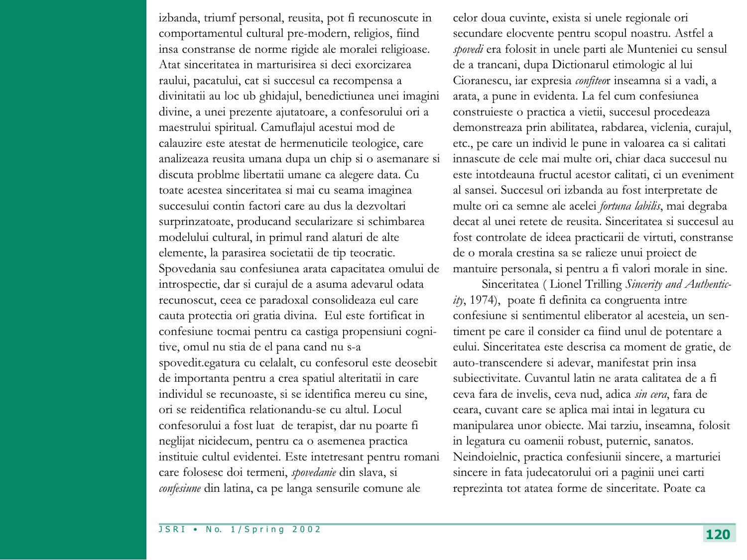izbanda, triumf personal, reusita, pot fi recunoscute in comportamentul cultural pre-modern, religios, fiind insa constranse de norme rigide ale moralei religioase. Atat sinceritatea in marturisirea si deci exorcizarea raului, pacatului, cat si succesul ca recompensa a divinitatii au loc ub ghidajul, benedictiunea unei imagini divine, a unei prezente ajutatoare, a confesorului ori a maestrului spiritual. Camuflajul acestui mod de calauzire este atestat de hermenuticile teologice, care analizeaza reusita umana dupa un chip si o asemanare si discuta problme libertatii umane ca alegere data. Cu toate acestea sinceritatea si mai cu seama imaginea succesului contin factori care au dus la dezvoltari surprinzatoate, producand secularizare si schimbarea modelului cultural, in primul rand alaturi de alte elemente, la parasirea societatii de tip teocratic. Spovedania sau confesiunea arata capacitatea omului de introspectie, dar si curajul de a asuma adevarul odata recunoscut, ceea ce paradoxal consolideaza eul care cauta protectia ori gratia divina. Eul este fortificat in confesiune tocmai pentru ca castiga propensiuni cognitive, omul nu stia de el pana cand nu s-a spovedit.egatura cu celalalt, cu confesorul este deosebit de importanta pentru a crea spatiul alteritatii in care individul se recunoaste, si se identifica mereu cu sine, ori se reidentifica relationandu-se cu altul. Locul confesorului a fost luat de terapist, dar nu poarte fi neglijat nicidecum, pentru ca o asemenea practica instituie cultul evidentei. Este intetresant pentru romani care folosesc doi termeni, *spovedanie* din slava, si *confesiune* din latina, ca pe langa sensurile comune ale celor doua cuvinte, exista si unele regionale ori secundare elocvente pentru scopul noastru. Astfel a *spovedi* era folosit in unele parti ale Munteniei cu sensul de a trancani, dupa Dictionarul etimologic al lui Cioranescu, iar expresia *confiteo*r inseamna si a vadi, a arata, a pune in evidenta. La fel cum confesiunea construieste o practica a vietii, succesul procedeaza demonstreaza prin abilitatea, rabdarea, viclenia, curajul, etc., pe care un individ le pune in valoarea ca si calitati innascute de cele mai multe ori, chiar daca succesul nu este intotdeauna fructul acestor calitati, ci un eveniment al sansei. Succesul ori izbanda au fost interpretate de multe ori ca semne ale acelei *fortuna labilis*, mai degraba decat al unei retete de reusita. Sinceritatea si succesul au fost controlate de ideea practicarii de virtuti, constranse de o morala crestina sa se ralieze unui proiect de mantuire personala, si pentru a fi valori morale in sine.

Sinceritatea ( Lionel Trilling *Sincerity and Authenticity*, 1974), poate fi definita ca congruenta intre confesiune si sentimentul eliberator al acesteia, un sentiment pe care il consider ca fiind unul de potentare a eului. Sinceritatea este descrisa ca moment de gratie, de auto-transcendere si adevar, manifestat prin insa subiectivitate. Cuvantul latin ne arata calitatea de a fi ceva fara de invelis, ceva nud, adica *sin cera*, fara de ceara, cuvant care se aplica mai intai in legatura cu manipularea unor obiecte. Mai tarziu, inseamna, folosit in legatura cu oamenii robust, puternic, sanatos. Neindoielnic, practica confesiunii sincere, a marturiei sincere in fata judecatorului ori a paginii unei carti reprezinta tot atatea forme de sinceritate. Poate ca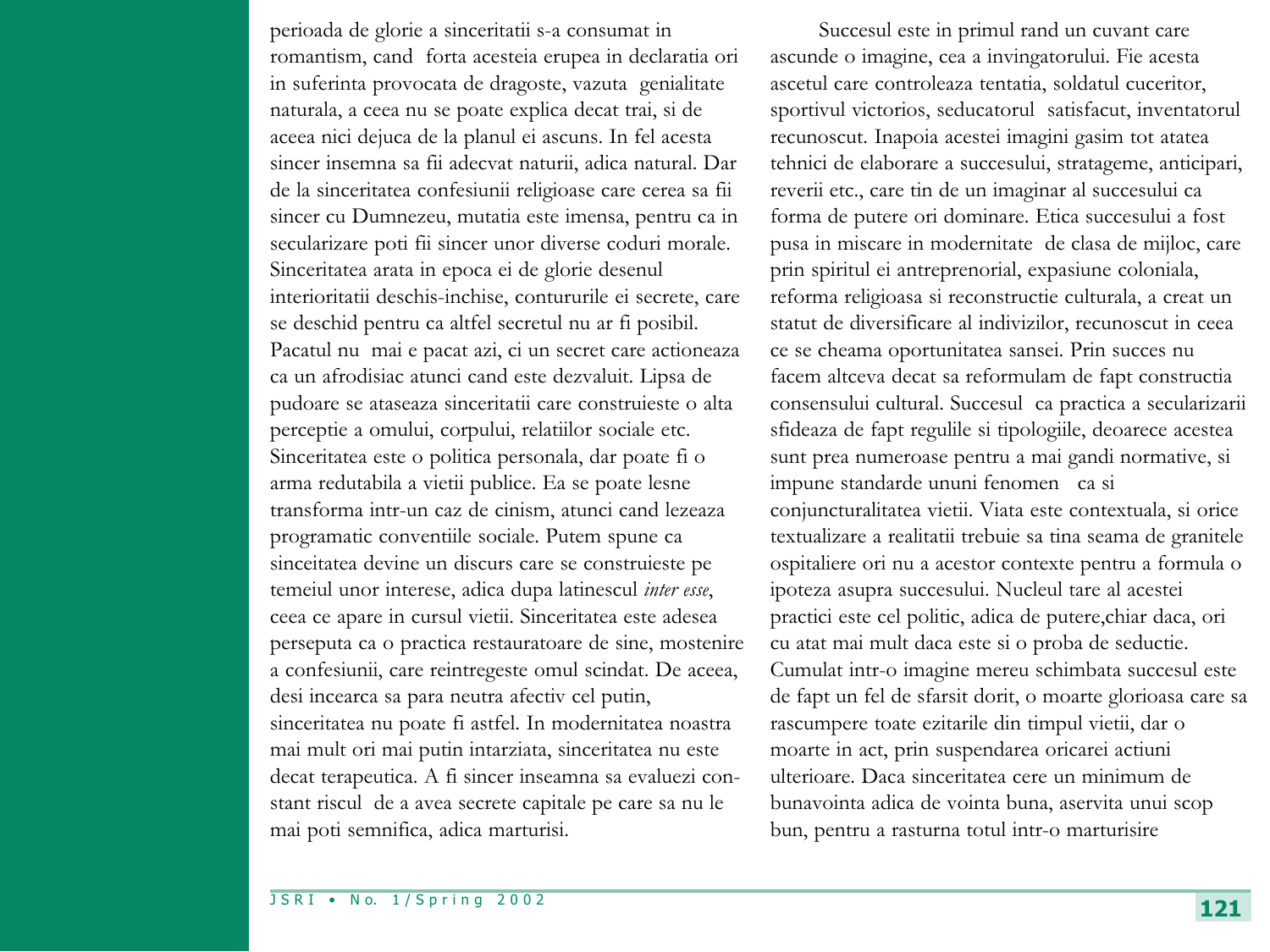perioada de glorie a sinceritatii s-a consumat in romantism, cand forta acesteia erupea in declaratia ori in suferinta provocata de dragoste, vazuta genialitate naturala, a ceea nu se poate explica decat trai, si de aceea nici dejuca de la planul ei ascuns. In fel acesta sincer insemna sa fii adecvat naturii, adica natural. Dar de la sinceritatea confesiunii religioase care cerea sa fii sincer cu Dumnezeu, mutatia este imensa, pentru ca in secularizare poti fii sincer unor diverse coduri morale. Sinceritatea arata in epoca ei de glorie desenul interioritatii deschis-inchise, contururile ei secrete, care se deschid pentru ca altfel secretul nu ar fi posibil. Pacatul nu mai e pacat azi, ci un secret care actioneaza ca un afrodisiac atunci cand este dezvaluit. Lipsa de pudoare se ataseaza sinceritatii care construieste o alta perceptie a omului, corpului, relatiilor sociale etc. Sinceritatea este o politica personala, dar poate fi o arma redutabila a vietii publice. Ea se poate lesne transforma intr-un caz de cinism, atunci cand lezeaza programatic conventiile sociale. Putem spune ca sinceitatea devine un discurs care se construieste pe temeiul unor interese, adica dupa latinescul *inter esse*, ceea ce apare in cursul vietii. Sinceritatea este adesea perseputa ca o practica restauratoare de sine, mostenire a confesiunii, care reintregeste omul scindat. De aceea, desi incearca sa para neutra afectiv cel putin, sinceritatea nu poate fi astfel. In modernitatea noastra mai mult ori mai putin intarziata, sinceritatea nu este decat terapeutica. A fi sincer inseamna sa evaluezi constant riscul de a avea secrete capitale pe care sa nu le mai poti semnifica, adica marturisi.

Succesul este in primul rand un cuvant care ascunde o imagine, cea a invingatorului. Fie acesta ascetul care controleaza tentatia, soldatul cuceritor, sportivul victorios, seducatorul satisfacut, inventatorul recunoscut. Inapoia acestei imagini gasim tot atatea tehnici de elaborare a succesului, stratageme, anticipari, reverii etc., care tin de un imaginar al succesului ca forma de putere ori dominare. Etica succesului a fost pusa in miscare in modernitate de clasa de mijloc, care prin spiritul ei antreprenorial, expasiune coloniala, reforma religioasa si reconstructie culturala, a creat un statut de diversificare al indivizilor, recunoscut in ceea ce se cheama oportunitatea sansei. Prin succes nu facem altceva decat sa reformulam de fapt constructia consensului cultural. Succesul ca practica a secularizarii sfideaza de fapt regulile si tipologiile, deoarece acestea sunt prea numeroase pentru a mai gandi normative, si impune standarde ununi fenomen ca si conjuncturalitatea vietii. Viata este contextuala, si orice textualizare a realitatii trebuie sa tina seama de granitele ospitaliere ori nu a acestor contexte pentru a formula o ipoteza asupra succesului. Nucleul tare al acestei practici este cel politic, adica de putere,chiar daca, ori cu atat mai mult daca este si o proba de seductie. Cumulat intr-o imagine mereu schimbata succesul este de fapt un fel de sfarsit dorit, o moarte glorioasa care sa rascumpere toate ezitarile din timpul vietii, dar o moarte in act, prin suspendarea oricarei actiuni ulterioare. Daca sinceritatea cere un minimum de bunavointa adica de vointa buna, aservita unui scop bun, pentru a rasturna totul intr-o marturisire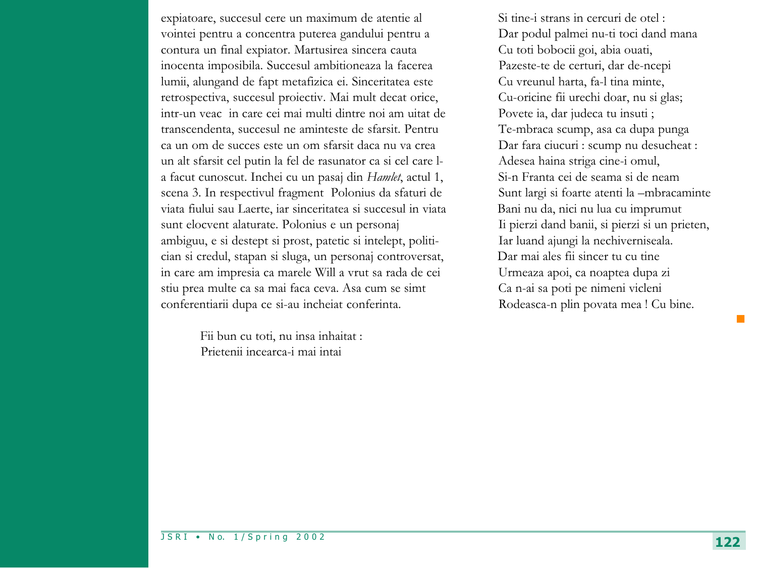expiatoare, succesul cere un maximum de atentie al vointei pentru a concentra puterea gandului pentru a contura un final expiator. Martusirea sincera cauta inocenta imposibila. Succesul ambitioneaza la facerea lumii, alungand de fapt metafizica ei. Sinceritatea este retrospectiva, succesul proiectiv. Mai mult decat orice, intr-un veac in care cei mai multi dintre noi am uitat de transcendenta, succesul ne aminteste de sfarsit. Pentru ca un om de succes este un om sfarsit daca nu va crea un alt sfarsit cel putin la fel de rasunator ca si cel care l-a facut cunoscut. Inchei cu un pasaj din *Hamlet*, actul 1, scena 3. In respectivul fragment Polonius da sfaturi de viata fiului sau Laerte, iar sinceritatea si succesul in viata sunt elocvent alaturate. Polonius e un personaj ambiguu, e si destept si prost, patetic si intelept, politician si credul, stapan si sluga, un personaj controversat, in care am impresia ca marele Will a vrut sa rada de cei stiu prea multe ca sa mai faca ceva. Asa cum se simt conferentiarii dupa ce si-au incheiat conferinta.

> Fii bun cu toti, nu insa inhaitat :
> Prietenii incearca-i mai intai
> Si tine-i strans in cercuri de otel :
> Dar podul palmei nu-ti toci dand mana
> Cu toti bobocii goi, abia ouati,
> Pazeste-te de certuri, dar de-ncepi
> Cu vreunul harta, fa-l tina minte,
> Cu-oricine fii urechi doar, nu si glas;
> Povete ia, dar judeca tu insuti ;
> Te-mbraca scump, asa ca dupa punga
> Dar fara ciucuri : scump nu desucheat :
> Adesea haina striga cine-i omul,
> Si-n Franta cei de seama si de neam
> Sunt largi si foarte atenti la –mbracaminte
> Bani nu da, nici nu lua cu imprumut
> Ii pierzi dand banii, si pierzi si un prieten,
> Iar luand ajungi la nechiverniseala.
> Dar mai ales fii sincer tu cu tine
> Urmeaza apoi, ca noaptea dupa zi
> Ca n-ai sa poti pe nimeni vicleni
> Rodeasca-n plin povata mea ! Cu bine.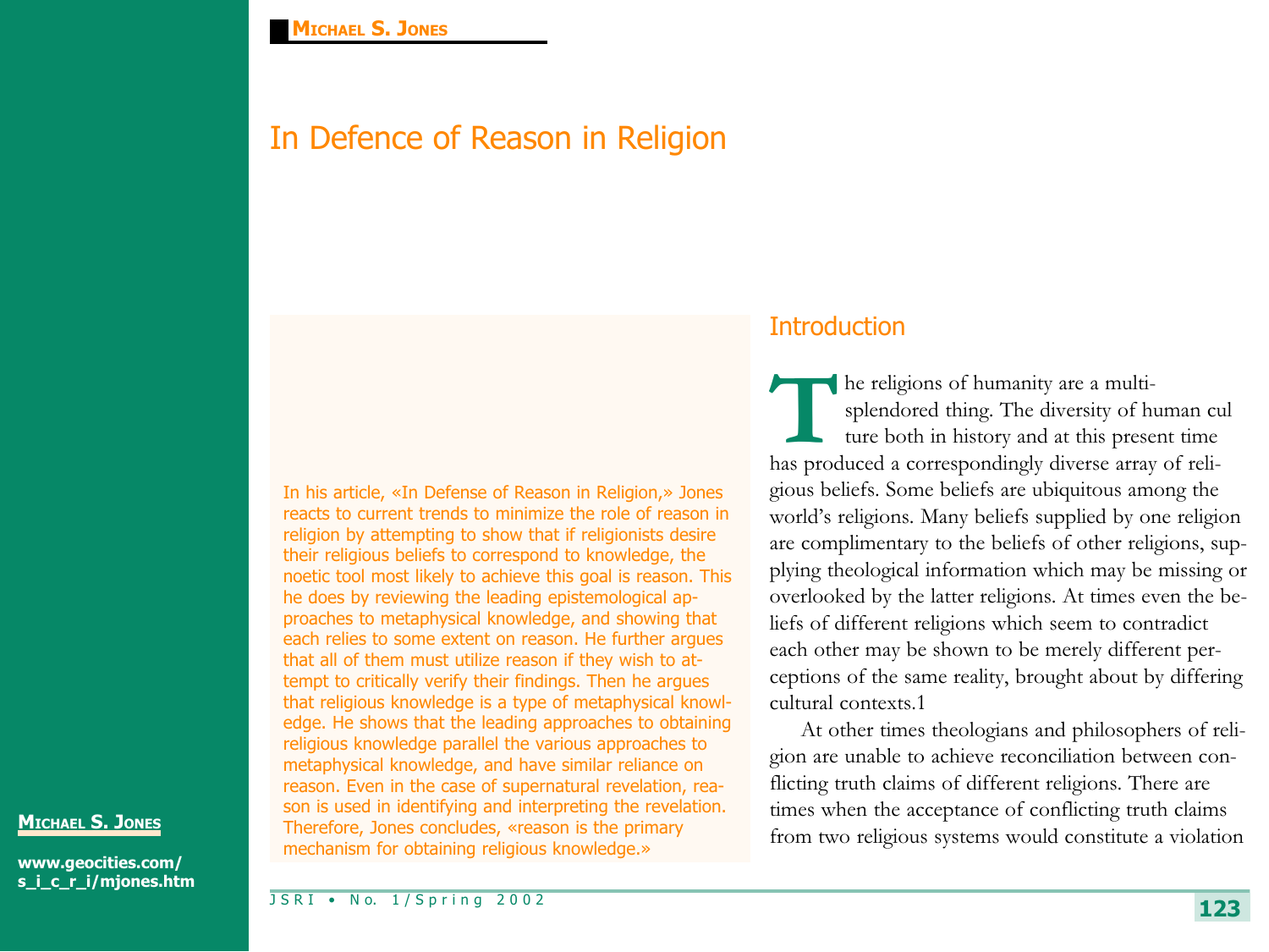**Michael S. Jones**

# In Defence of Reason in Religion

In his article, «In Defense of Reason in Religion,» Jones reacts to current trends to minimize the role of reason in religion by attempting to show that if religionists desire their religious beliefs to correspond to knowledge, the noetic tool most likely to achieve this goal is reason. This he does by reviewing the leading epistemological approaches to metaphysical knowledge, and showing that each relies to some extent on reason. He further argues that all of them must utilize reason if they wish to attempt to critically verify their findings. Then he argues that religious knowledge is a type of metaphysical knowledge. He shows that the leading approaches to obtaining religious knowledge parallel the various approaches to metaphysical knowledge, and have similar reliance on reason. Even in the case of supernatural revelation, reason is used in identifying and interpreting the revelation. Therefore, Jones concludes, «reason is the primary mechanism for obtaining religious knowledge.»

**Michael S. Jones**

**www.geocities.com/s_i_c_r_i/mjones.htm**

## Introduction

The religions of humanity are a multi-splendored thing. The diversity of human cul ture both in history and at this present time has produced a correspondingly diverse array of religious beliefs. Some beliefs are ubiquitous among the world's religions. Many beliefs supplied by one religion are complimentary to the beliefs of other religions, supplying theological information which may be missing or overlooked by the latter religions. At times even the beliefs of different religions which seem to contradict each other may be shown to be merely different perceptions of the same reality, brought about by differing cultural contexts.1

At other times theologians and philosophers of religion are unable to achieve reconciliation between conflicting truth claims of different religions. There are times when the acceptance of conflicting truth claims from two religious systems would constitute a violation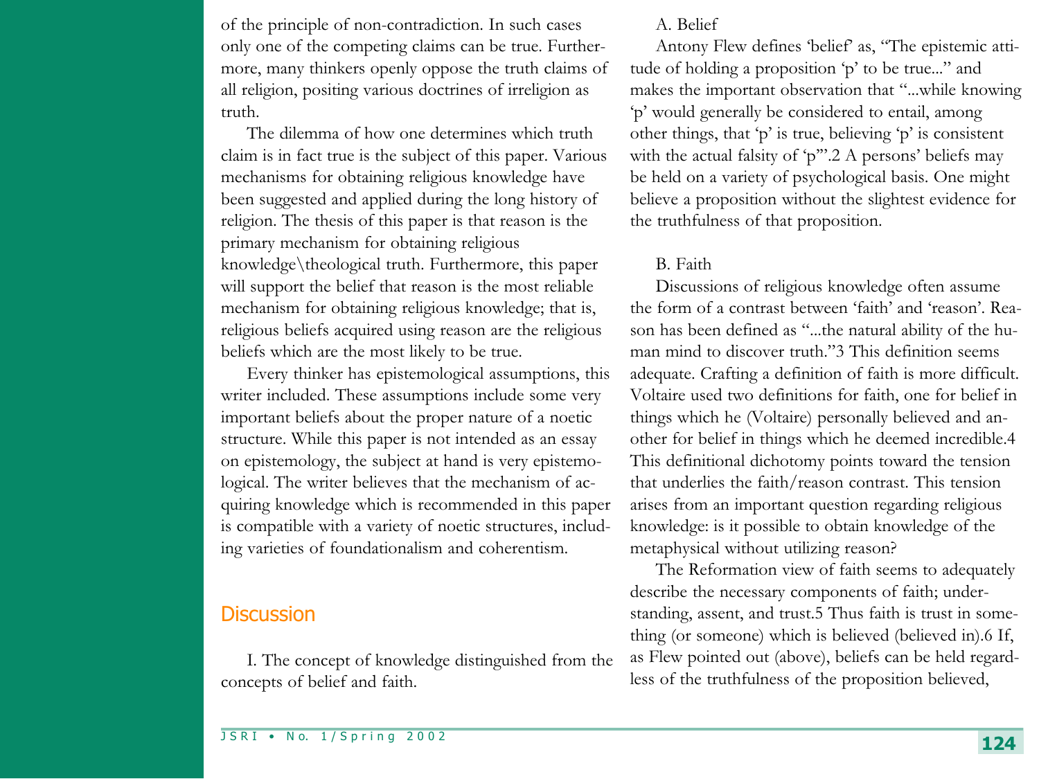of the principle of non-contradiction. In such cases only one of the competing claims can be true. Furthermore, many thinkers openly oppose the truth claims of all religion, positing various doctrines of irreligion as truth.

The dilemma of how one determines which truth claim is in fact true is the subject of this paper. Various mechanisms for obtaining religious knowledge have been suggested and applied during the long history of religion. The thesis of this paper is that reason is the primary mechanism for obtaining religious knowledge\theological truth. Furthermore, this paper will support the belief that reason is the most reliable mechanism for obtaining religious knowledge; that is, religious beliefs acquired using reason are the religious beliefs which are the most likely to be true.

Every thinker has epistemological assumptions, this writer included. These assumptions include some very important beliefs about the proper nature of a noetic structure. While this paper is not intended as an essay on epistemology, the subject at hand is very epistemological. The writer believes that the mechanism of acquiring knowledge which is recommended in this paper is compatible with a variety of noetic structures, including varieties of foundationalism and coherentism.

## Discussion

I. The concept of knowledge distinguished from the concepts of belief and faith.

A. Belief

Antony Flew defines 'belief' as, "The epistemic attitude of holding a proposition 'p' to be true..." and makes the important observation that "...while knowing 'p' would generally be considered to entail, among other things, that 'p' is true, believing 'p' is consistent with the actual falsity of 'p'".2 A persons' beliefs may be held on a variety of psychological basis. One might believe a proposition without the slightest evidence for the truthfulness of that proposition.

B. Faith

Discussions of religious knowledge often assume the form of a contrast between 'faith' and 'reason'. Reason has been defined as "...the natural ability of the human mind to discover truth."3 This definition seems adequate. Crafting a definition of faith is more difficult. Voltaire used two definitions for faith, one for belief in things which he (Voltaire) personally believed and another for belief in things which he deemed incredible.4 This definitional dichotomy points toward the tension that underlies the faith/reason contrast. This tension arises from an important question regarding religious knowledge: is it possible to obtain knowledge of the metaphysical without utilizing reason?

The Reformation view of faith seems to adequately describe the necessary components of faith; understanding, assent, and trust.5 Thus faith is trust in something (or someone) which is believed (believed in).6 If, as Flew pointed out (above), beliefs can be held regardless of the truthfulness of the proposition believed,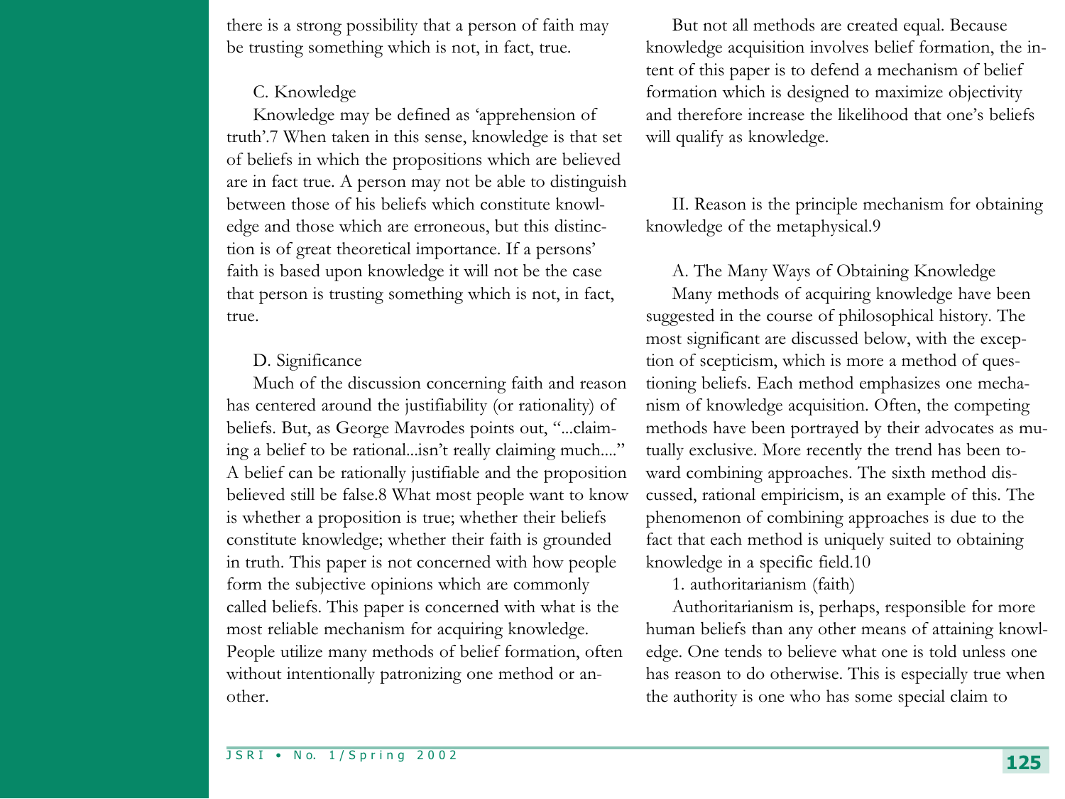there is a strong possibility that a person of faith may be trusting something which is not, in fact, true.

### C. Knowledge

Knowledge may be defined as 'apprehension of truth'.7 When taken in this sense, knowledge is that set of beliefs in which the propositions which are believed are in fact true. A person may not be able to distinguish between those of his beliefs which constitute knowledge and those which are erroneous, but this distinction is of great theoretical importance. If a persons' faith is based upon knowledge it will not be the case that person is trusting something which is not, in fact, true.

### D. Significance

Much of the discussion concerning faith and reason has centered around the justifiability (or rationality) of beliefs. But, as George Mavrodes points out, "...claiming a belief to be rational...isn't really claiming much...." A belief can be rationally justifiable and the proposition believed still be false.8 What most people want to know is whether a proposition is true; whether their beliefs constitute knowledge; whether their faith is grounded in truth. This paper is not concerned with how people form the subjective opinions which are commonly called beliefs. This paper is concerned with what is the most reliable mechanism for acquiring knowledge. People utilize many methods of belief formation, often without intentionally patronizing one method or another.

But not all methods are created equal. Because knowledge acquisition involves belief formation, the intent of this paper is to defend a mechanism of belief formation which is designed to maximize objectivity and therefore increase the likelihood that one's beliefs will qualify as knowledge.

## II. Reason is the principle mechanism for obtaining knowledge of the metaphysical.9

### A. The Many Ways of Obtaining Knowledge

Many methods of acquiring knowledge have been suggested in the course of philosophical history. The most significant are discussed below, with the exception of scepticism, which is more a method of questioning beliefs. Each method emphasizes one mechanism of knowledge acquisition. Often, the competing methods have been portrayed by their advocates as mutually exclusive. More recently the trend has been toward combining approaches. The sixth method discussed, rational empiricism, is an example of this. The phenomenon of combining approaches is due to the fact that each method is uniquely suited to obtaining knowledge in a specific field.10

#### 1. authoritarianism (faith)

Authoritarianism is, perhaps, responsible for more human beliefs than any other means of attaining knowledge. One tends to believe what one is told unless one has reason to do otherwise. This is especially true when the authority is one who has some special claim to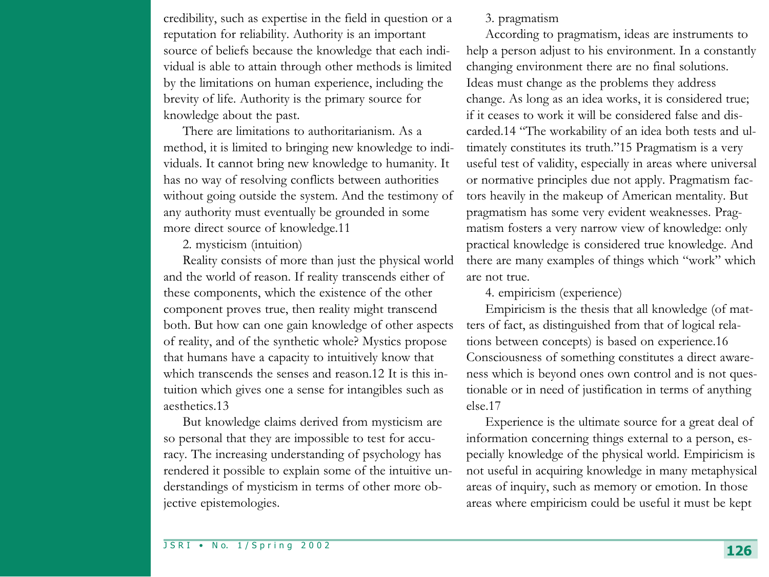credibility, such as expertise in the field in question or a reputation for reliability. Authority is an important source of beliefs because the knowledge that each individual is able to attain through other methods is limited by the limitations on human experience, including the brevity of life. Authority is the primary source for knowledge about the past.

There are limitations to authoritarianism. As a method, it is limited to bringing new knowledge to individuals. It cannot bring new knowledge to humanity. It has no way of resolving conflicts between authorities without going outside the system. And the testimony of any authority must eventually be grounded in some more direct source of knowledge.11

2. mysticism (intuition)

Reality consists of more than just the physical world and the world of reason. If reality transcends either of these components, which the existence of the other component proves true, then reality might transcend both. But how can one gain knowledge of other aspects of reality, and of the synthetic whole? Mystics propose that humans have a capacity to intuitively know that which transcends the senses and reason.12 It is this intuition which gives one a sense for intangibles such as aesthetics.13

But knowledge claims derived from mysticism are so personal that they are impossible to test for accuracy. The increasing understanding of psychology has rendered it possible to explain some of the intuitive understandings of mysticism in terms of other more objective epistemologies.

3. pragmatism

According to pragmatism, ideas are instruments to help a person adjust to his environment. In a constantly changing environment there are no final solutions. Ideas must change as the problems they address change. As long as an idea works, it is considered true; if it ceases to work it will be considered false and discarded.14 "The workability of an idea both tests and ultimately constitutes its truth."15 Pragmatism is a very useful test of validity, especially in areas where universal or normative principles due not apply. Pragmatism factors heavily in the makeup of American mentality. But pragmatism has some very evident weaknesses. Pragmatism fosters a very narrow view of knowledge: only practical knowledge is considered true knowledge. And there are many examples of things which "work" which are not true.

4. empiricism (experience)

Empiricism is the thesis that all knowledge (of matters of fact, as distinguished from that of logical relations between concepts) is based on experience.16 Consciousness of something constitutes a direct awareness which is beyond ones own control and is not questionable or in need of justification in terms of anything else.17

Experience is the ultimate source for a great deal of information concerning things external to a person, especially knowledge of the physical world. Empiricism is not useful in acquiring knowledge in many metaphysical areas of inquiry, such as memory or emotion. In those areas where empiricism could be useful it must be kept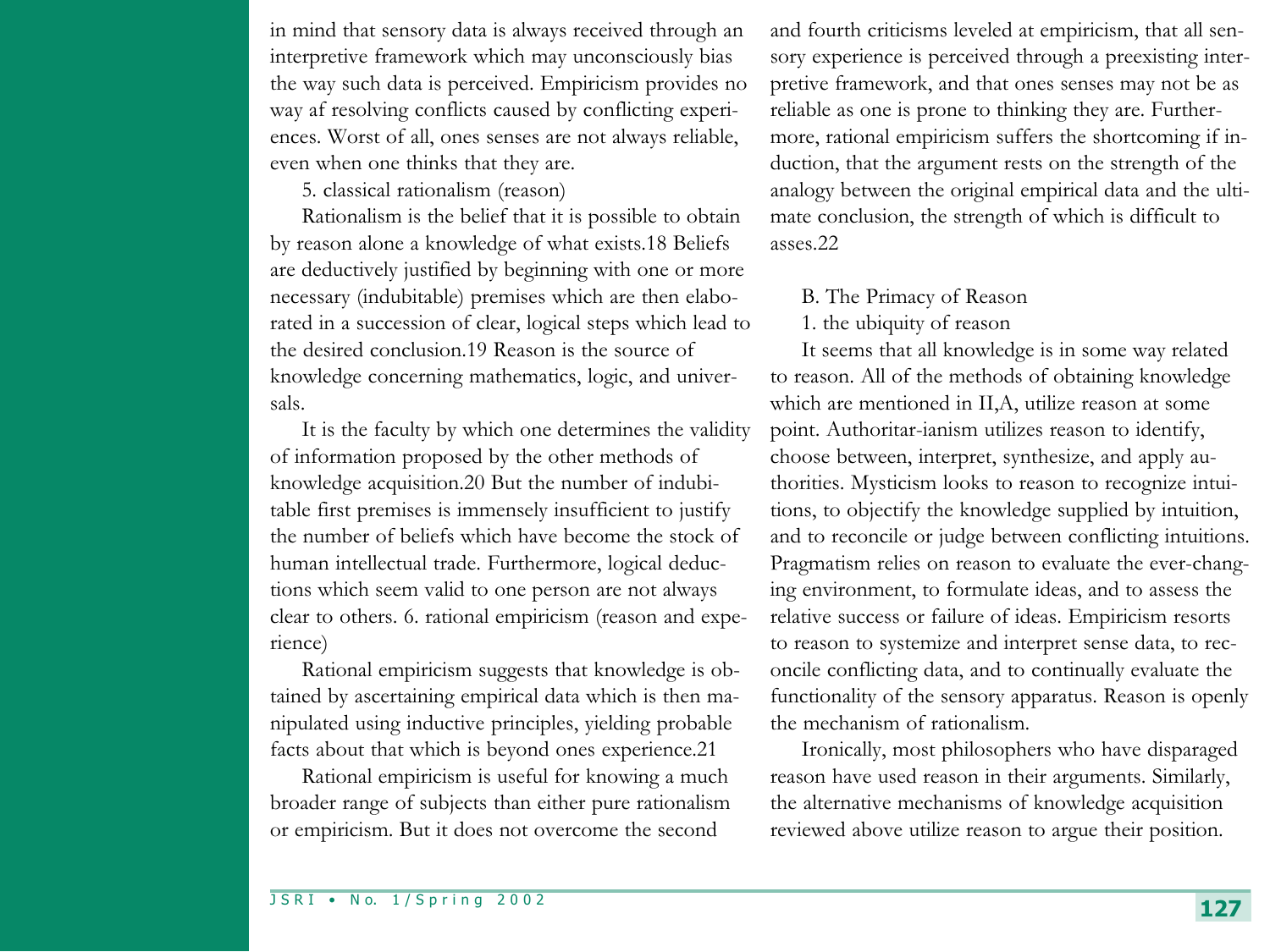in mind that sensory data is always received through an interpretive framework which may unconsciously bias the way such data is perceived. Empiricism provides no way af resolving conflicts caused by conflicting experiences. Worst of all, ones senses are not always reliable, even when one thinks that they are.

5. classical rationalism (reason)

Rationalism is the belief that it is possible to obtain by reason alone a knowledge of what exists.18 Beliefs are deductively justified by beginning with one or more necessary (indubitable) premises which are then elaborated in a succession of clear, logical steps which lead to the desired conclusion.19 Reason is the source of knowledge concerning mathematics, logic, and universals.

It is the faculty by which one determines the validity of information proposed by the other methods of knowledge acquisition.20 But the number of indubitable first premises is immensely insufficient to justify the number of beliefs which have become the stock of human intellectual trade. Furthermore, logical deductions which seem valid to one person are not always clear to others. 6. rational empiricism (reason and experience)

Rational empiricism suggests that knowledge is obtained by ascertaining empirical data which is then manipulated using inductive principles, yielding probable facts about that which is beyond ones experience.21

Rational empiricism is useful for knowing a much broader range of subjects than either pure rationalism or empiricism. But it does not overcome the second and fourth criticisms leveled at empiricism, that all sensory experience is perceived through a preexisting interpretive framework, and that ones senses may not be as reliable as one is prone to thinking they are. Furthermore, rational empiricism suffers the shortcoming if induction, that the argument rests on the strength of the analogy between the original empirical data and the ultimate conclusion, the strength of which is difficult to asses.22

B. The Primacy of Reason

1. the ubiquity of reason

It seems that all knowledge is in some way related to reason. All of the methods of obtaining knowledge which are mentioned in II,A, utilize reason at some point. Authoritar-ianism utilizes reason to identify, choose between, interpret, synthesize, and apply authorities. Mysticism looks to reason to recognize intuitions, to objectify the knowledge supplied by intuition, and to reconcile or judge between conflicting intuitions. Pragmatism relies on reason to evaluate the ever-changing environment, to formulate ideas, and to assess the relative success or failure of ideas. Empiricism resorts to reason to systemize and interpret sense data, to reconcile conflicting data, and to continually evaluate the functionality of the sensory apparatus. Reason is openly the mechanism of rationalism.

Ironically, most philosophers who have disparaged reason have used reason in their arguments. Similarly, the alternative mechanisms of knowledge acquisition reviewed above utilize reason to argue their position.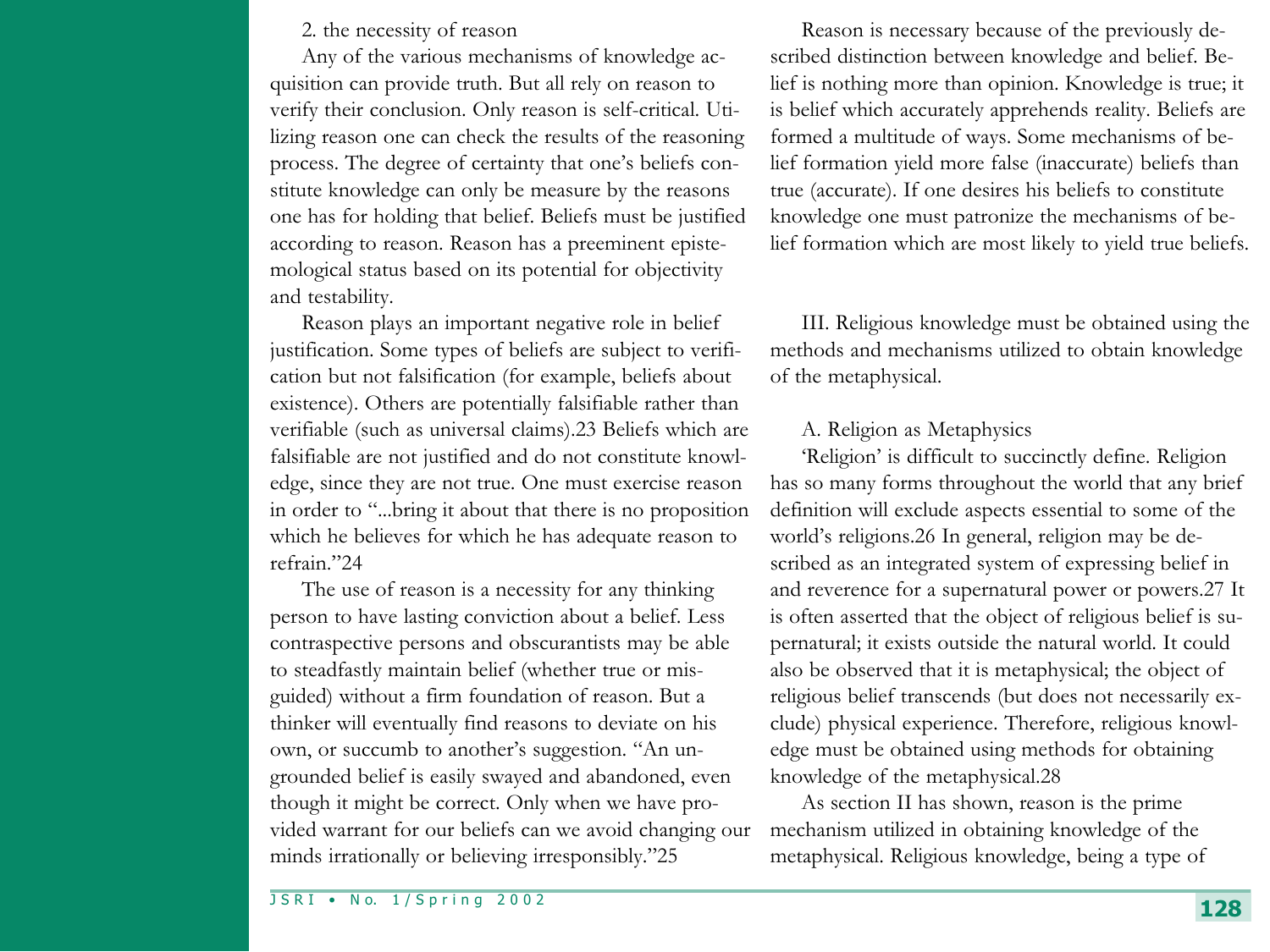2. the necessity of reason

Any of the various mechanisms of knowledge acquisition can provide truth. But all rely on reason to verify their conclusion. Only reason is self-critical. Utilizing reason one can check the results of the reasoning process. The degree of certainty that one's beliefs constitute knowledge can only be measure by the reasons one has for holding that belief. Beliefs must be justified according to reason. Reason has a preeminent epistemological status based on its potential for objectivity and testability.

Reason plays an important negative role in belief justification. Some types of beliefs are subject to verification but not falsification (for example, beliefs about existence). Others are potentially falsifiable rather than verifiable (such as universal claims).23 Beliefs which are falsifiable are not justified and do not constitute knowledge, since they are not true. One must exercise reason in order to "...bring it about that there is no proposition which he believes for which he has adequate reason to refrain."24

The use of reason is a necessity for any thinking person to have lasting conviction about a belief. Less contraspective persons and obscurantists may be able to steadfastly maintain belief (whether true or misguided) without a firm foundation of reason. But a thinker will eventually find reasons to deviate on his own, or succumb to another's suggestion. "An ungrounded belief is easily swayed and abandoned, even though it might be correct. Only when we have provided warrant for our beliefs can we avoid changing our minds irrationally or believing irresponsibly."25

Reason is necessary because of the previously described distinction between knowledge and belief. Belief is nothing more than opinion. Knowledge is true; it is belief which accurately apprehends reality. Beliefs are formed a multitude of ways. Some mechanisms of belief formation yield more false (inaccurate) beliefs than true (accurate). If one desires his beliefs to constitute knowledge one must patronize the mechanisms of belief formation which are most likely to yield true beliefs.

III. Religious knowledge must be obtained using the methods and mechanisms utilized to obtain knowledge of the metaphysical.

A. Religion as Metaphysics

'Religion' is difficult to succinctly define. Religion has so many forms throughout the world that any brief definition will exclude aspects essential to some of the world's religions.26 In general, religion may be described as an integrated system of expressing belief in and reverence for a supernatural power or powers.27 It is often asserted that the object of religious belief is supernatural; it exists outside the natural world. It could also be observed that it is metaphysical; the object of religious belief transcends (but does not necessarily exclude) physical experience. Therefore, religious knowledge must be obtained using methods for obtaining knowledge of the metaphysical.28

As section II has shown, reason is the prime mechanism utilized in obtaining knowledge of the metaphysical. Religious knowledge, being a type of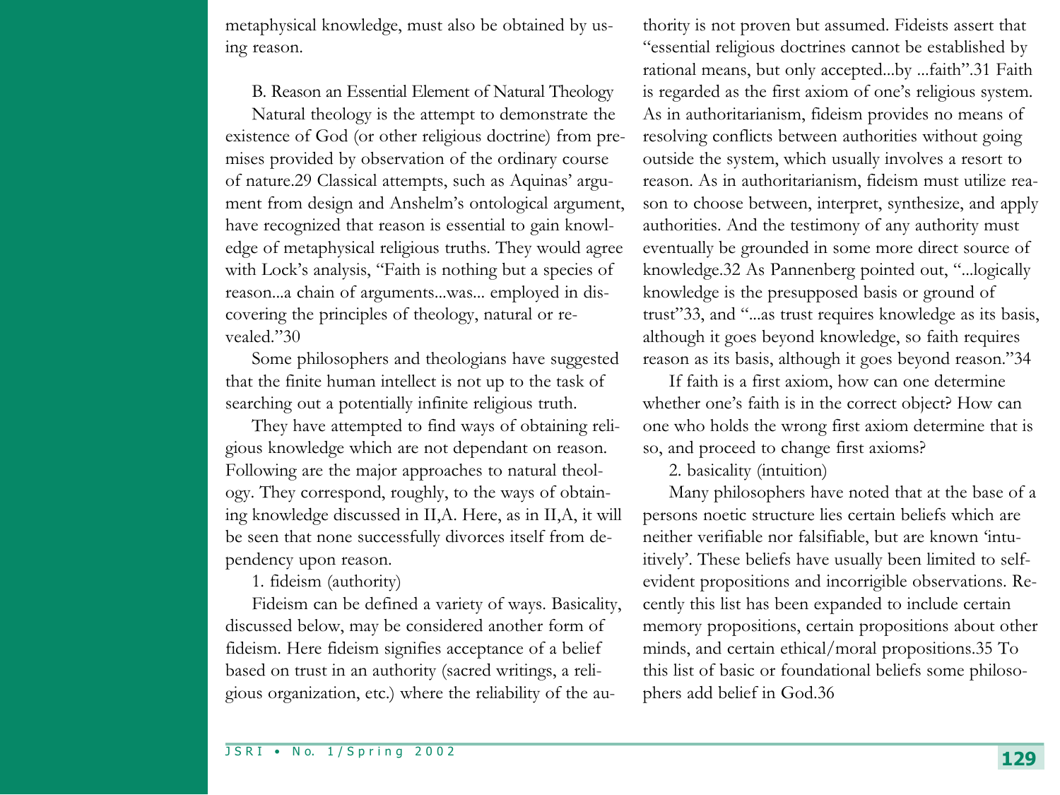metaphysical knowledge, must also be obtained by using reason.

### B. Reason an Essential Element of Natural Theology

Natural theology is the attempt to demonstrate the existence of God (or other religious doctrine) from premises provided by observation of the ordinary course of nature.29 Classical attempts, such as Aquinas' argument from design and Anshelm's ontological argument, have recognized that reason is essential to gain knowledge of metaphysical religious truths. They would agree with Lock's analysis, "Faith is nothing but a species of reason...a chain of arguments...was... employed in discovering the principles of theology, natural or revealed."30

Some philosophers and theologians have suggested that the finite human intellect is not up to the task of searching out a potentially infinite religious truth.

They have attempted to find ways of obtaining religious knowledge which are not dependant on reason. Following are the major approaches to natural theology. They correspond, roughly, to the ways of obtaining knowledge discussed in II,A. Here, as in II,A, it will be seen that none successfully divorces itself from dependency upon reason.

#### 1. fideism (authority)

Fideism can be defined a variety of ways. Basicality, discussed below, may be considered another form of fideism. Here fideism signifies acceptance of a belief based on trust in an authority (sacred writings, a religious organization, etc.) where the reliability of the authority is not proven but assumed. Fideists assert that "essential religious doctrines cannot be established by rational means, but only accepted...by ...faith".31 Faith is regarded as the first axiom of one's religious system. As in authoritarianism, fideism provides no means of resolving conflicts between authorities without going outside the system, which usually involves a resort to reason. As in authoritarianism, fideism must utilize reason to choose between, interpret, synthesize, and apply authorities. And the testimony of any authority must eventually be grounded in some more direct source of knowledge.32 As Pannenberg pointed out, "...logically knowledge is the presupposed basis or ground of trust"33, and "...as trust requires knowledge as its basis, although it goes beyond knowledge, so faith requires reason as its basis, although it goes beyond reason."34

If faith is a first axiom, how can one determine whether one's faith is in the correct object? How can one who holds the wrong first axiom determine that is so, and proceed to change first axioms?

#### 2. basicality (intuition)

Many philosophers have noted that at the base of a persons noetic structure lies certain beliefs which are neither verifiable nor falsifiable, but are known 'intuitively'. These beliefs have usually been limited to self-evident propositions and incorrigible observations. Recently this list has been expanded to include certain memory propositions, certain propositions about other minds, and certain ethical/moral propositions.35 To this list of basic or foundational beliefs some philosophers add belief in God.36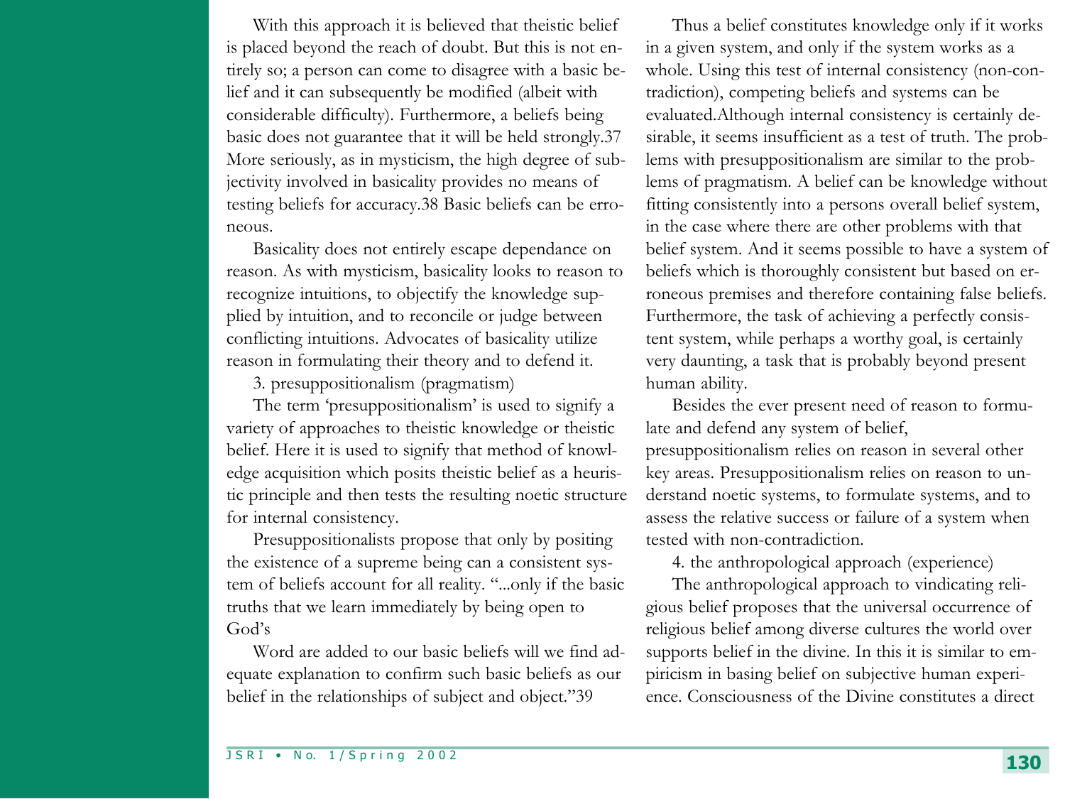With this approach it is believed that theistic belief is placed beyond the reach of doubt. But this is not entirely so; a person can come to disagree with a basic belief and it can subsequently be modified (albeit with considerable difficulty). Furthermore, a beliefs being basic does not guarantee that it will be held strongly.37 More seriously, as in mysticism, the high degree of subjectivity involved in basicality provides no means of testing beliefs for accuracy.38 Basic beliefs can be erroneous.

Basicality does not entirely escape dependance on reason. As with mysticism, basicality looks to reason to recognize intuitions, to objectify the knowledge supplied by intuition, and to reconcile or judge between conflicting intuitions. Advocates of basicality utilize reason in formulating their theory and to defend it.

3. presuppositionalism (pragmatism)

The term 'presuppositionalism' is used to signify a variety of approaches to theistic knowledge or theistic belief. Here it is used to signify that method of knowledge acquisition which posits theistic belief as a heuristic principle and then tests the resulting noetic structure for internal consistency.

Presuppositionalists propose that only by positing the existence of a supreme being can a consistent system of beliefs account for all reality. "...only if the basic truths that we learn immediately by being open to God's Word are added to our basic beliefs will we find adequate explanation to confirm such basic beliefs as our belief in the relationships of subject and object."39

Thus a belief constitutes knowledge only if it works in a given system, and only if the system works as a whole. Using this test of internal consistency (non-contradiction), competing beliefs and systems can be evaluated.Although internal consistency is certainly desirable, it seems insufficient as a test of truth. The problems with presuppositionalism are similar to the problems of pragmatism. A belief can be knowledge without fitting consistently into a persons overall belief system, in the case where there are other problems with that belief system. And it seems possible to have a system of beliefs which is thoroughly consistent but based on erroneous premises and therefore containing false beliefs. Furthermore, the task of achieving a perfectly consistent system, while perhaps a worthy goal, is certainly very daunting, a task that is probably beyond present human ability.

Besides the ever present need of reason to formulate and defend any system of belief, presuppositionalism relies on reason in several other key areas. Presuppositionalism relies on reason to understand noetic systems, to formulate systems, and to assess the relative success or failure of a system when tested with non-contradiction.

4. the anthropological approach (experience)

The anthropological approach to vindicating religious belief proposes that the universal occurrence of religious belief among diverse cultures the world over supports belief in the divine. In this it is similar to empiricism in basing belief on subjective human experience. Consciousness of the Divine constitutes a direct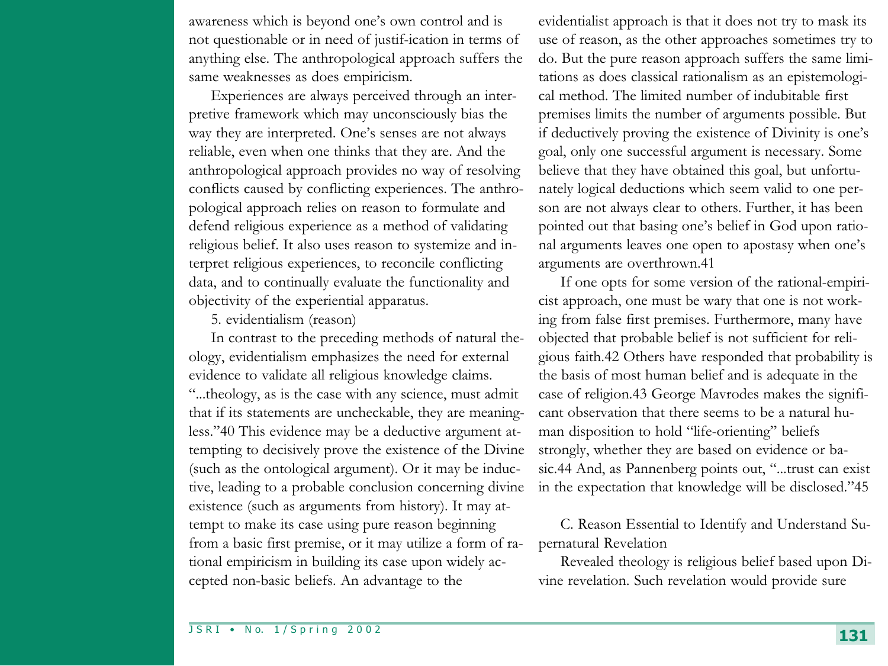awareness which is beyond one's own control and is not questionable or in need of justif-ication in terms of anything else. The anthropological approach suffers the same weaknesses as does empiricism.

Experiences are always perceived through an interpretive framework which may unconsciously bias the way they are interpreted. One's senses are not always reliable, even when one thinks that they are. And the anthropological approach provides no way of resolving conflicts caused by conflicting experiences. The anthropological approach relies on reason to formulate and defend religious experience as a method of validating religious belief. It also uses reason to systemize and interpret religious experiences, to reconcile conflicting data, and to continually evaluate the functionality and objectivity of the experiential apparatus.

5. evidentialism (reason)

In contrast to the preceding methods of natural theology, evidentialism emphasizes the need for external evidence to validate all religious knowledge claims. "...theology, as is the case with any science, must admit that if its statements are uncheckable, they are meaningless."40 This evidence may be a deductive argument attempting to decisively prove the existence of the Divine (such as the ontological argument). Or it may be inductive, leading to a probable conclusion concerning divine existence (such as arguments from history). It may attempt to make its case using pure reason beginning from a basic first premise, or it may utilize a form of rational empiricism in building its case upon widely accepted non-basic beliefs. An advantage to the evidentialist approach is that it does not try to mask its use of reason, as the other approaches sometimes try to do. But the pure reason approach suffers the same limitations as does classical rationalism as an epistemological method. The limited number of indubitable first premises limits the number of arguments possible. But if deductively proving the existence of Divinity is one's goal, only one successful argument is necessary. Some believe that they have obtained this goal, but unfortunately logical deductions which seem valid to one person are not always clear to others. Further, it has been pointed out that basing one's belief in God upon rational arguments leaves one open to apostasy when one's arguments are overthrown.41

If one opts for some version of the rational-empiricist approach, one must be wary that one is not working from false first premises. Furthermore, many have objected that probable belief is not sufficient for religious faith.42 Others have responded that probability is the basis of most human belief and is adequate in the case of religion.43 George Mavrodes makes the significant observation that there seems to be a natural human disposition to hold "life-orienting" beliefs strongly, whether they are based on evidence or basic.44 And, as Pannenberg points out, "...trust can exist in the expectation that knowledge will be disclosed."45

C. Reason Essential to Identify and Understand Supernatural Revelation

Revealed theology is religious belief based upon Divine revelation. Such revelation would provide sure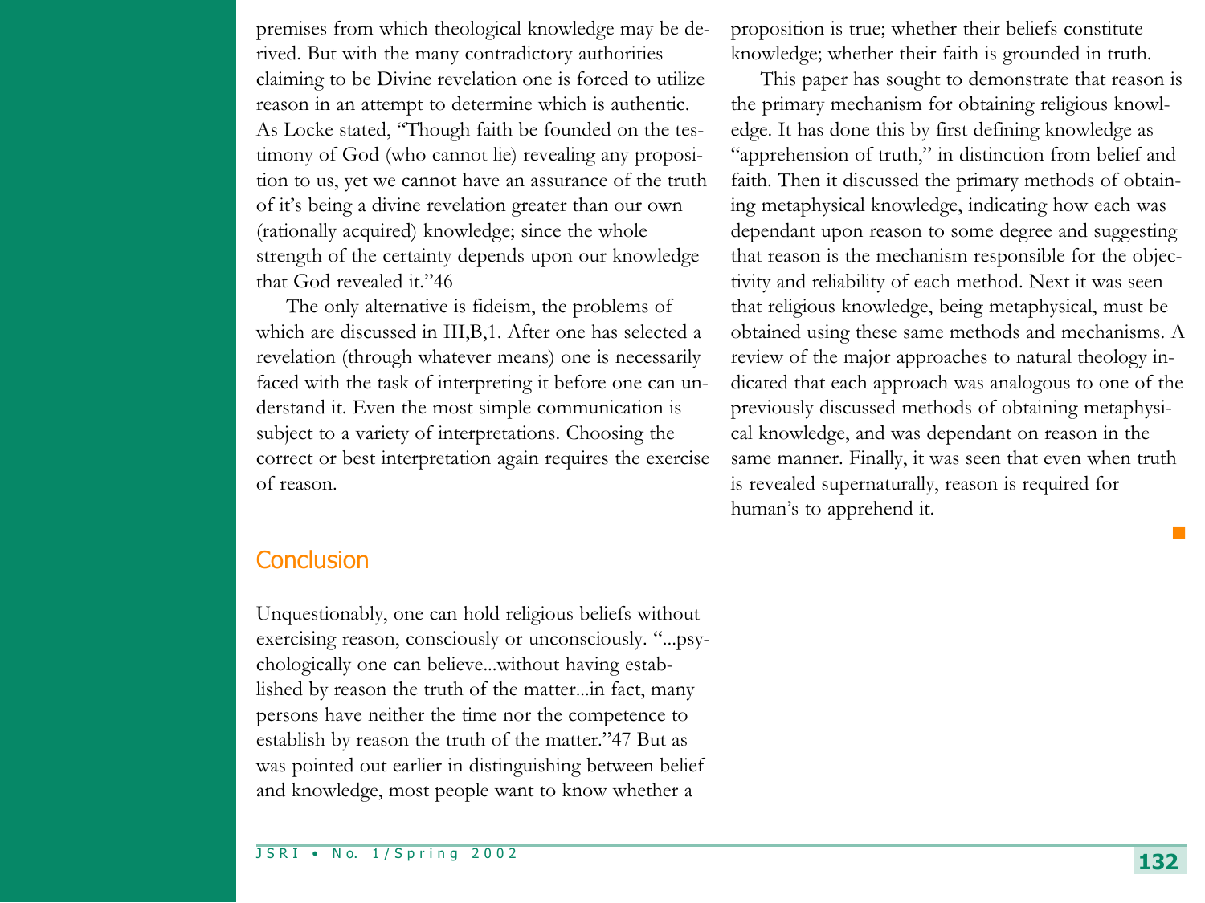premises from which theological knowledge may be derived. But with the many contradictory authorities claiming to be Divine revelation one is forced to utilize reason in an attempt to determine which is authentic. As Locke stated, "Though faith be founded on the testimony of God (who cannot lie) revealing any proposition to us, yet we cannot have an assurance of the truth of it's being a divine revelation greater than our own (rationally acquired) knowledge; since the whole strength of the certainty depends upon our knowledge that God revealed it."46

The only alternative is fideism, the problems of which are discussed in III,B,1. After one has selected a revelation (through whatever means) one is necessarily faced with the task of interpreting it before one can understand it. Even the most simple communication is subject to a variety of interpretations. Choosing the correct or best interpretation again requires the exercise of reason.

## Conclusion

Unquestionably, one can hold religious beliefs without exercising reason, consciously or unconsciously. "...psychologically one can believe...without having established by reason the truth of the matter...in fact, many persons have neither the time nor the competence to establish by reason the truth of the matter."47 But as was pointed out earlier in distinguishing between belief and knowledge, most people want to know whether a proposition is true; whether their beliefs constitute knowledge; whether their faith is grounded in truth.

This paper has sought to demonstrate that reason is the primary mechanism for obtaining religious knowledge. It has done this by first defining knowledge as "apprehension of truth," in distinction from belief and faith. Then it discussed the primary methods of obtaining metaphysical knowledge, indicating how each was dependant upon reason to some degree and suggesting that reason is the mechanism responsible for the objectivity and reliability of each method. Next it was seen that religious knowledge, being metaphysical, must be obtained using these same methods and mechanisms. A review of the major approaches to natural theology indicated that each approach was analogous to one of the previously discussed methods of obtaining metaphysical knowledge, and was dependant on reason in the same manner. Finally, it was seen that even when truth is revealed supernaturally, reason is required for human's to apprehend it.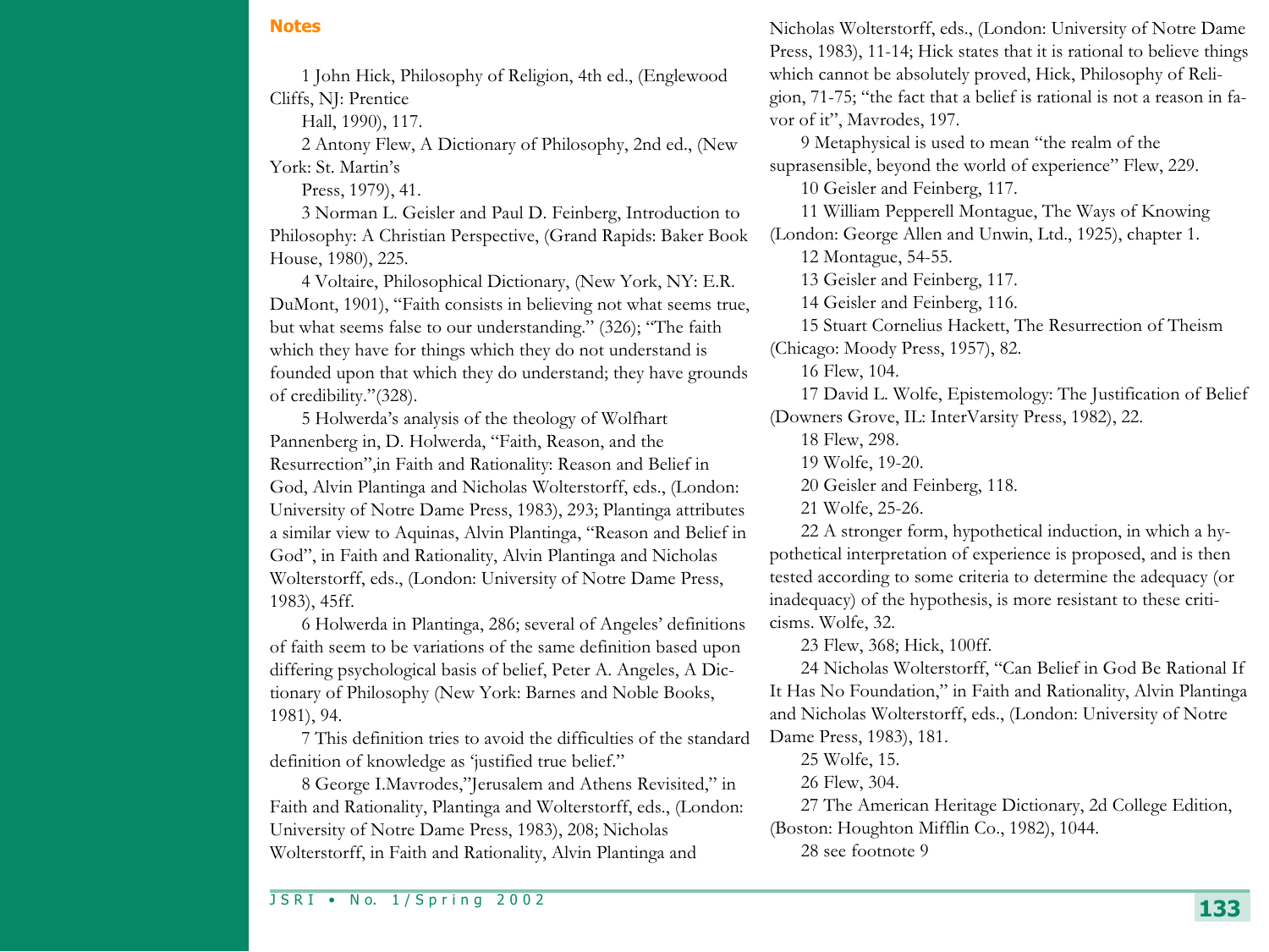## Notes

1 John Hick, Philosophy of Religion, 4th ed., (Englewood Cliffs, NJ: Prentice Hall, 1990), 117.

2 Antony Flew, A Dictionary of Philosophy, 2nd ed., (New York: St. Martin's Press, 1979), 41.

3 Norman L. Geisler and Paul D. Feinberg, Introduction to Philosophy: A Christian Perspective, (Grand Rapids: Baker Book House, 1980), 225.

4 Voltaire, Philosophical Dictionary, (New York, NY: E.R. DuMont, 1901), "Faith consists in believing not what seems true, but what seems false to our understanding." (326); "The faith which they have for things which they do not understand is founded upon that which they do understand; they have grounds of credibility."(328).

5 Holwerda's analysis of the theology of Wolfhart Pannenberg in, D. Holwerda, "Faith, Reason, and the Resurrection",in Faith and Rationality: Reason and Belief in God, Alvin Plantinga and Nicholas Wolterstorff, eds., (London: University of Notre Dame Press, 1983), 293; Plantinga attributes a similar view to Aquinas, Alvin Plantinga, "Reason and Belief in God", in Faith and Rationality, Alvin Plantinga and Nicholas Wolterstorff, eds., (London: University of Notre Dame Press, 1983), 45ff.

6 Holwerda in Plantinga, 286; several of Angeles' definitions of faith seem to be variations of the same definition based upon differing psychological basis of belief, Peter A. Angeles, A Dictionary of Philosophy (New York: Barnes and Noble Books, 1981), 94.

7 This definition tries to avoid the difficulties of the standard definition of knowledge as 'justified true belief."

8 George I.Mavrodes,"Jerusalem and Athens Revisited," in Faith and Rationality, Plantinga and Wolterstorff, eds., (London: University of Notre Dame Press, 1983), 208; Nicholas Wolterstorff, in Faith and Rationality, Alvin Plantinga and Nicholas Wolterstorff, eds., (London: University of Notre Dame Press, 1983), 11-14; Hick states that it is rational to believe things which cannot be absolutely proved, Hick, Philosophy of Religion, 71-75; "the fact that a belief is rational is not a reason in favor of it", Mavrodes, 197.

9 Metaphysical is used to mean "the realm of the suprasensible, beyond the world of experience" Flew, 229.

10 Geisler and Feinberg, 117.

11 William Pepperell Montague, The Ways of Knowing (London: George Allen and Unwin, Ltd., 1925), chapter 1.

12 Montague, 54-55.

13 Geisler and Feinberg, 117.

14 Geisler and Feinberg, 116.

15 Stuart Cornelius Hackett, The Resurrection of Theism (Chicago: Moody Press, 1957), 82.

16 Flew, 104.

17 David L. Wolfe, Epistemology: The Justification of Belief (Downers Grove, IL: InterVarsity Press, 1982), 22.

18 Flew, 298.

19 Wolfe, 19-20.

20 Geisler and Feinberg, 118.

21 Wolfe, 25-26.

22 A stronger form, hypothetical induction, in which a hypothetical interpretation of experience is proposed, and is then tested according to some criteria to determine the adequacy (or inadequacy) of the hypothesis, is more resistant to these criticisms. Wolfe, 32.

23 Flew, 368; Hick, 100ff.

24 Nicholas Wolterstorff, "Can Belief in God Be Rational If It Has No Foundation," in Faith and Rationality, Alvin Plantinga and Nicholas Wolterstorff, eds., (London: University of Notre Dame Press, 1983), 181.

25 Wolfe, 15.

26 Flew, 304.

27 The American Heritage Dictionary, 2d College Edition, (Boston: Houghton Mifflin Co., 1982), 1044.

28 see footnote 9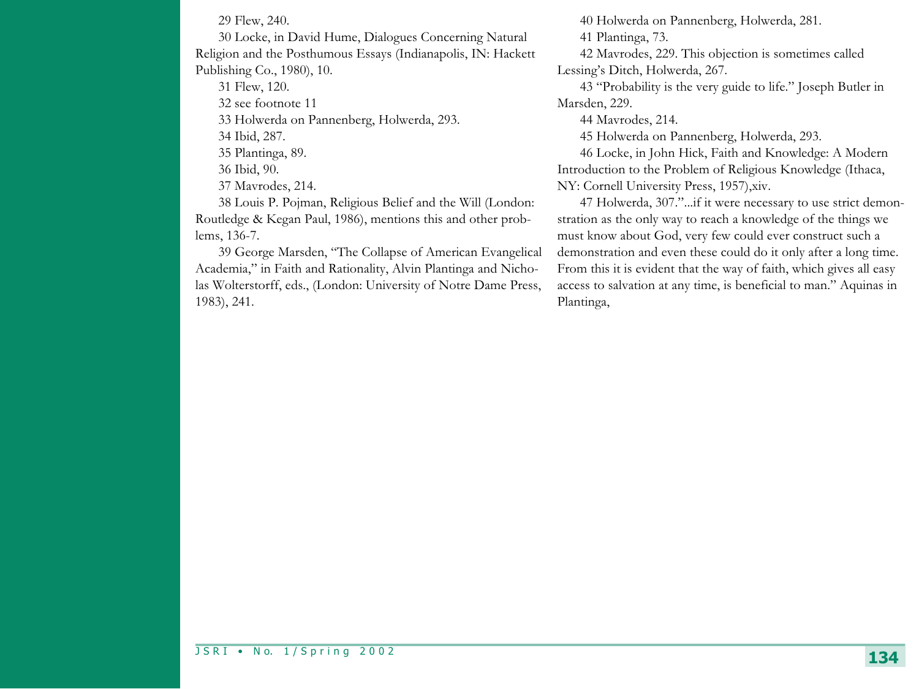29 Flew, 240.

30 Locke, in David Hume, Dialogues Concerning Natural Religion and the Posthumous Essays (Indianapolis, IN: Hackett Publishing Co., 1980), 10.

31 Flew, 120.

32 see footnote 11

33 Holwerda on Pannenberg, Holwerda, 293.

34 Ibid, 287.

35 Plantinga, 89.

36 Ibid, 90.

37 Mavrodes, 214.

38 Louis P. Pojman, Religious Belief and the Will (London: Routledge & Kegan Paul, 1986), mentions this and other problems, 136-7.

39 George Marsden, "The Collapse of American Evangelical Academia," in Faith and Rationality, Alvin Plantinga and Nicholas Wolterstorff, eds., (London: University of Notre Dame Press, 1983), 241.

40 Holwerda on Pannenberg, Holwerda, 281.

41 Plantinga, 73.

42 Mavrodes, 229. This objection is sometimes called Lessing's Ditch, Holwerda, 267.

43 "Probability is the very guide to life." Joseph Butler in Marsden, 229.

44 Mavrodes, 214.

45 Holwerda on Pannenberg, Holwerda, 293.

46 Locke, in John Hick, Faith and Knowledge: A Modern Introduction to the Problem of Religious Knowledge (Ithaca, NY: Cornell University Press, 1957),xiv.

47 Holwerda, 307."...if it were necessary to use strict demonstration as the only way to reach a knowledge of the things we must know about God, very few could ever construct such a demonstration and even these could do it only after a long time. From this it is evident that the way of faith, which gives all easy access to salvation at any time, is beneficial to man." Aquinas in Plantinga,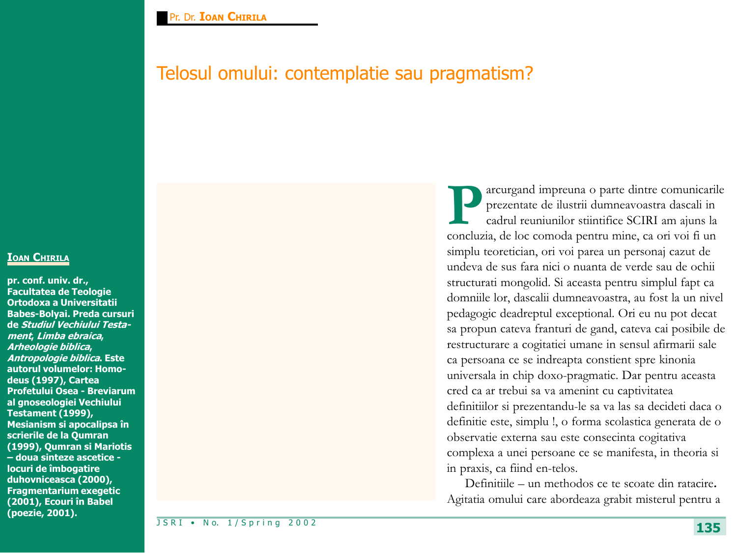Pr. Dr. **Ioan Chirila**

# Telosul omului: contemplatie sau pragmatism?

**Ioan Chirila**

**pr. conf. univ. dr., Facultatea de Teologie Ortodoxa a Universitatii Babes-Bolyai. Preda cursuri de *Studiul Vechiului Testament*, *Limba ebraica*, *Arheologie biblica*, *Antropologie biblica*. Este autorul volumelor: Homodeus (1997), Cartea Profetului Osea - Breviarum al gnoseologiei Vechiului Testament (1999), Mesianism si apocalipsa în scrierile de la Qumran (1999), Qumran si Mariotis – doua sinteze ascetice - locuri de îmbogatire duhovniceasca (2000), Fragmentarium exegetic (2001), Ecouri în Babel (poezie, 2001).**

Parcurgand impreuna o parte dintre comunicarile prezentate de ilustrii dumneavoastra dascali in cadrul reuniunilor stiintifice SCIRI am ajuns la concluzia, de loc comoda pentru mine, ca ori voi fi un simplu teoretician, ori voi parea un personaj cazut de undeva de sus fara nici o nuanta de verde sau de ochii structurati mongolid. Si aceasta pentru simplul fapt ca domniile lor, dascalii dumneavoastra, au fost la un nivel pedagogic deadreptul exceptional. Ori eu nu pot decat sa propun cateva franturi de gand, cateva cai posibile de restructurare a cogitatiei umane in sensul afirmarii sale ca persoana ce se indreapta constient spre kinonia universala in chip doxo-pragmatic. Dar pentru aceasta cred ca ar trebui sa va amenint cu captivitatea definitiilor si prezentandu-le sa va las sa decideti daca o definitie este, simplu !, o forma scolastica generata de o observatie externa sau este consecinta cogitativa complexa a unei persoane ce se manifesta, in theoria si in praxis, ca fiind en-telos.

Definitiile – un methodos ce te scoate din ratacire**.** Agitatia omului care abordeaza grabit misterul pentru a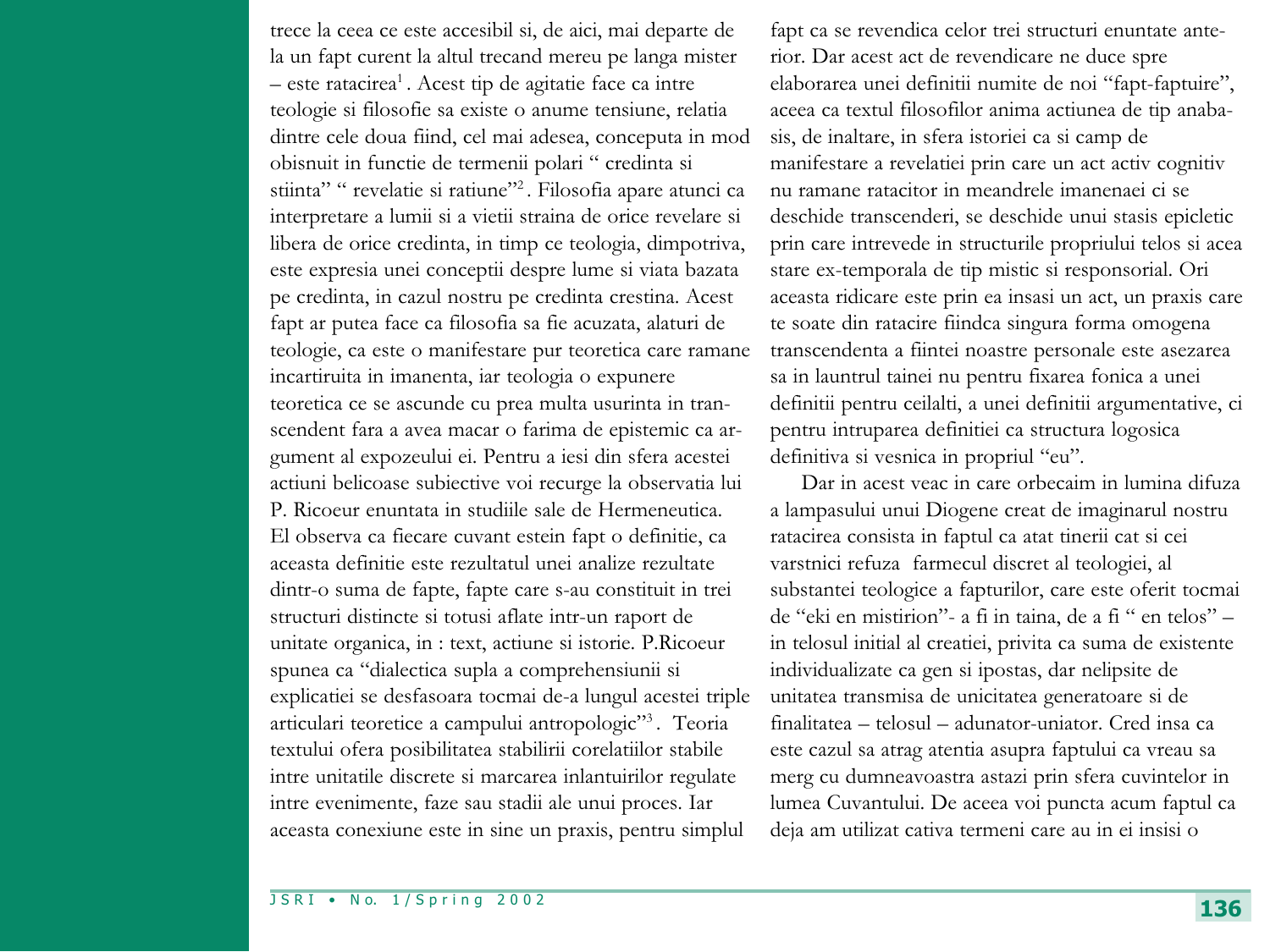trece la ceea ce este accesibil si, de aici, mai departe de la un fapt curent la altul trecand mereu pe langa mister – este ratacirea[1]. Acest tip de agitatie face ca intre teologie si filosofie sa existe o anume tensiune, relatia dintre cele doua fiind, cel mai adesea, conceputa in mod obisnuit in functie de termenii polari " credinta si stiinta" " revelatie si ratiune"[2]. Filosofia apare atunci ca interpretare a lumii si a vietii straina de orice revelare si libera de orice credinta, in timp ce teologia, dimpotriva, este expresia unei conceptii despre lume si viata bazata pe credinta, in cazul nostru pe credinta crestina. Acest fapt ar putea face ca filosofia sa fie acuzata, alaturi de teologie, ca este o manifestare pur teoretica care ramane incartiruita in imanenta, iar teologia o expunere teoretica ce se ascunde cu prea multa usurinta in transcendent fara a avea macar o farima de epistemic ca argument al expozeului ei. Pentru a iesi din sfera acestei actiuni belicoase subiective voi recurge la observatia lui P. Ricoeur enuntata in studiile sale de Hermeneutica. El observa ca fiecare cuvant estein fapt o definitie, ca aceasta definitie este rezultatul unei analize rezultate dintr-o suma de fapte, fapte care s-au constituit in trei structuri distincte si totusi aflate intr-un raport de unitate organica, in : text, actiune si istorie. P.Ricoeur spunea ca "dialectica supla a comprehensiunii si explicatiei se desfasoara tocmai de-a lungul acestei triple articulari teoretice a campului antropologic"[3]. Teoria textului ofera posibilitatea stabilirii corelatiilor stabile intre unitatile discrete si marcarea inlantuirilor regulate intre evenimente, faze sau stadii ale unui proces. Iar aceasta conexiune este in sine un praxis, pentru simplul fapt ca se revendica celor trei structuri enuntate anterior. Dar acest act de revendicare ne duce spre elaborarea unei definitii numite de noi "fapt-faptuire", aceea ca textul filosofilor anima actiunea de tip anabasis, de inaltare, in sfera istoriei ca si camp de manifestare a revelatiei prin care un act activ cognitiv nu ramane ratacitor in meandrele imanenaei ci se deschide transcenderi, se deschide unui stasis epicletic prin care intrevede in structurile propriului telos si acea stare ex-temporala de tip mistic si responsorial. Ori aceasta ridicare este prin ea insasi un act, un praxis care te soate din ratacire fiindca singura forma omogena transcendenta a fiintei noastre personale este asezarea sa in launtrul tainei nu pentru fixarea fonica a unei definitii pentru ceilalti, a unei definitii argumentative, ci pentru intruparea definitiei ca structura logosica definitiva si vesnica in propriul "eu".

Dar in acest veac in care orbecaim in lumina difuza a lampasului unui Diogene creat de imaginarul nostru ratacirea consista in faptul ca atat tinerii cat si cei varstnici refuza farmecul discret al teologiei, al substantei teologice a fapturilor, care este oferit tocmai de "eki en mistirion"- a fi in taina, de a fi " en telos" – in telosul initial al creatiei, privita ca suma de existente individualizate ca gen si ipostas, dar nelipsite de unitatea transmisa de unicitatea generatoare si de finalitatea – telosul – adunator-uniator. Cred insa ca este cazul sa atrag atentia asupra faptului ca vreau sa merg cu dumneavoastra astazi prin sfera cuvintelor in lumea Cuvantului. De aceea voi puncta acum faptul ca deja am utilizat cativa termeni care au in ei insisi o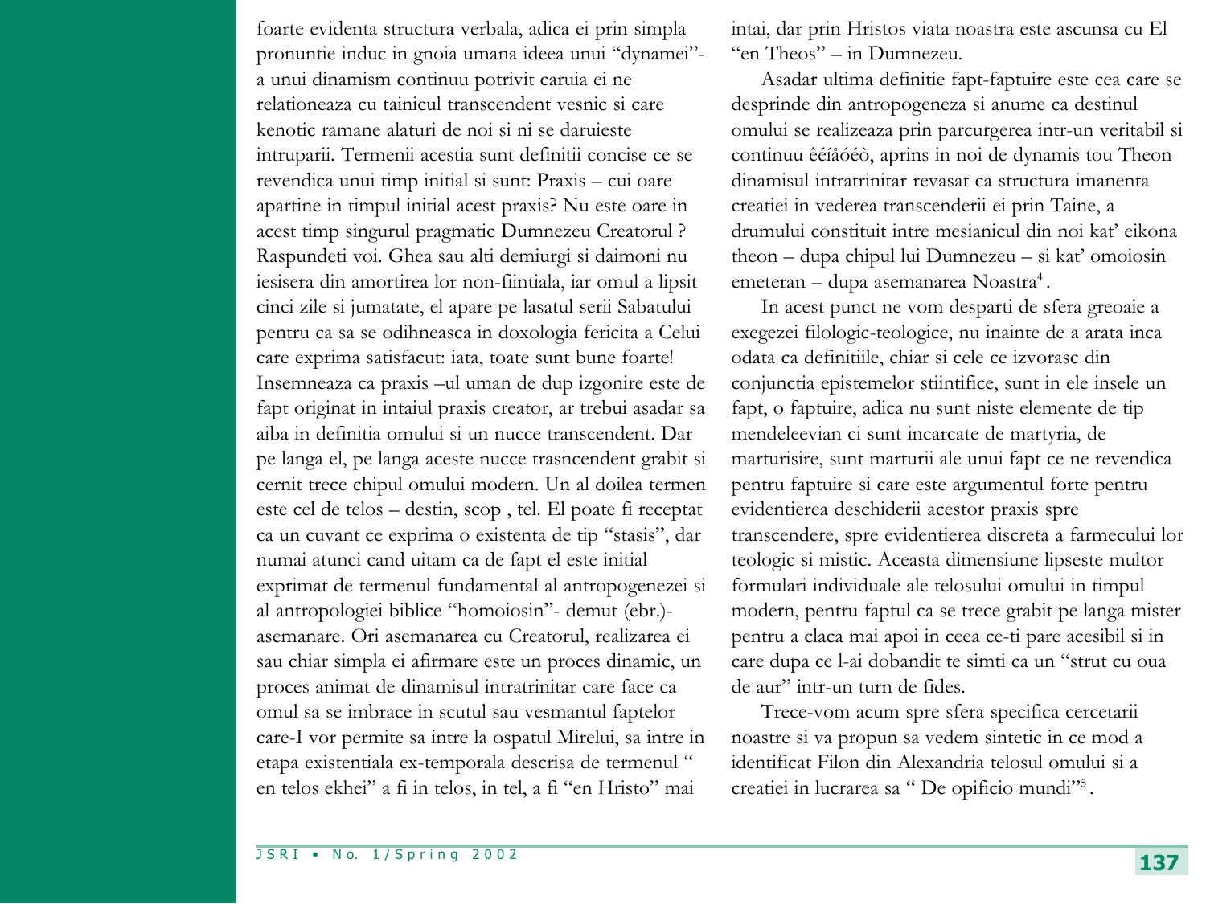foarte evidenta structura verbala, adica ei prin simpla pronuntie induc in gnoia umana ideea unui "dynamei"- a unui dinamism continuu potrivit caruia ei ne relationeaza cu tainicul transcendent vesnic si care kenotic ramane alaturi de noi si ni se daruieste intruparii. Termenii acestia sunt definitii concise ce se revendica unui timp initial si sunt: Praxis – cui oare apartine in timpul initial acest praxis? Nu este oare in acest timp singurul pragmatic Dumnezeu Creatorul ? Raspundeti voi. Ghea sau alti demiurgi si daimoni nu iesisera din amortirea lor non-fiintiala, iar omul a lipsit cinci zile si jumatate, el apare pe lasatul serii Sabatului pentru ca sa se odihneasca in doxologia fericita a Celui care exprima satisfacut: iata, toate sunt bune foarte! Insemneaza ca praxis –ul uman de dup izgonire este de fapt originat in intaiul praxis creator, ar trebui asadar sa aiba in definitia omului si un nucce transcendent. Dar pe langa el, pe langa aceste nucce trasncendent grabit si cernit trece chipul omului modern. Un al doilea termen este cel de telos – destin, scop , tel. El poate fi receptat ca un cuvant ce exprima o existenta de tip "stasis", dar numai atunci cand uitam ca de fapt el este initial exprimat de termenul fundamental al antropogenezei si al antropologiei biblice "homoiosin"- demut (ebr.)- asemanare. Ori asemanarea cu Creatorul, realizarea ei sau chiar simpla ei afirmare este un proces dinamic, un proces animat de dinamisul intratrinitar care face ca omul sa se imbrace in scutul sau vesmantul faptelor care-I vor permite sa intre la ospatul Mirelui, sa intre in etapa existentiala ex-temporala descrisa de termenul " en telos ekhei" a fi in telos, in tel, a fi "en Hristo" mai intai, dar prin Hristos viata noastra este ascunsa cu El "en Theos" – in Dumnezeu.

Asadar ultima definitie fapt-faptuire este cea care se desprinde din antropogeneza si anume ca destinul omului se realizeaza prin parcurgerea intr-un veritabil si continuu êéíåóéò, aprins in noi de dynamis tou Theon dinamisul intratrinitar revasat ca structura imanenta creatiei in vederea transcenderii ei prin Taine, a drumului constituit intre mesianicul din noi kat' eikona theon – dupa chipul lui Dumnezeu – si kat' omoiosin emeteran – dupa asemanarea Noastra[4].

In acest punct ne vom desparti de sfera greoaie a exegezei filologic-teologice, nu inainte de a arata inca odata ca definitiile, chiar si cele ce izvorasc din conjunctia epistemelor stiintifice, sunt in ele insele un fapt, o faptuire, adica nu sunt niste elemente de tip mendeleevian ci sunt incarcate de martyria, de marturisire, sunt marturii ale unui fapt ce ne revendica pentru faptuire si care este argumentul forte pentru evidentierea deschiderii acestor praxis spre transcendere, spre evidentierea discreta a farmecului lor teologic si mistic. Aceasta dimensiune lipseste multor formulari individuale ale telosului omului in timpul modern, pentru faptul ca se trece grabit pe langa mister pentru a claca mai apoi in ceea ce-ti pare acesibil si in care dupa ce l-ai dobandit te simti ca un "strut cu oua de aur" intr-un turn de fides.

Trece-vom acum spre sfera specifica cercetarii noastre si va propun sa vedem sintetic in ce mod a identificat Filon din Alexandria telosul omului si a creatiei in lucrarea sa " De opificio mundi"[5].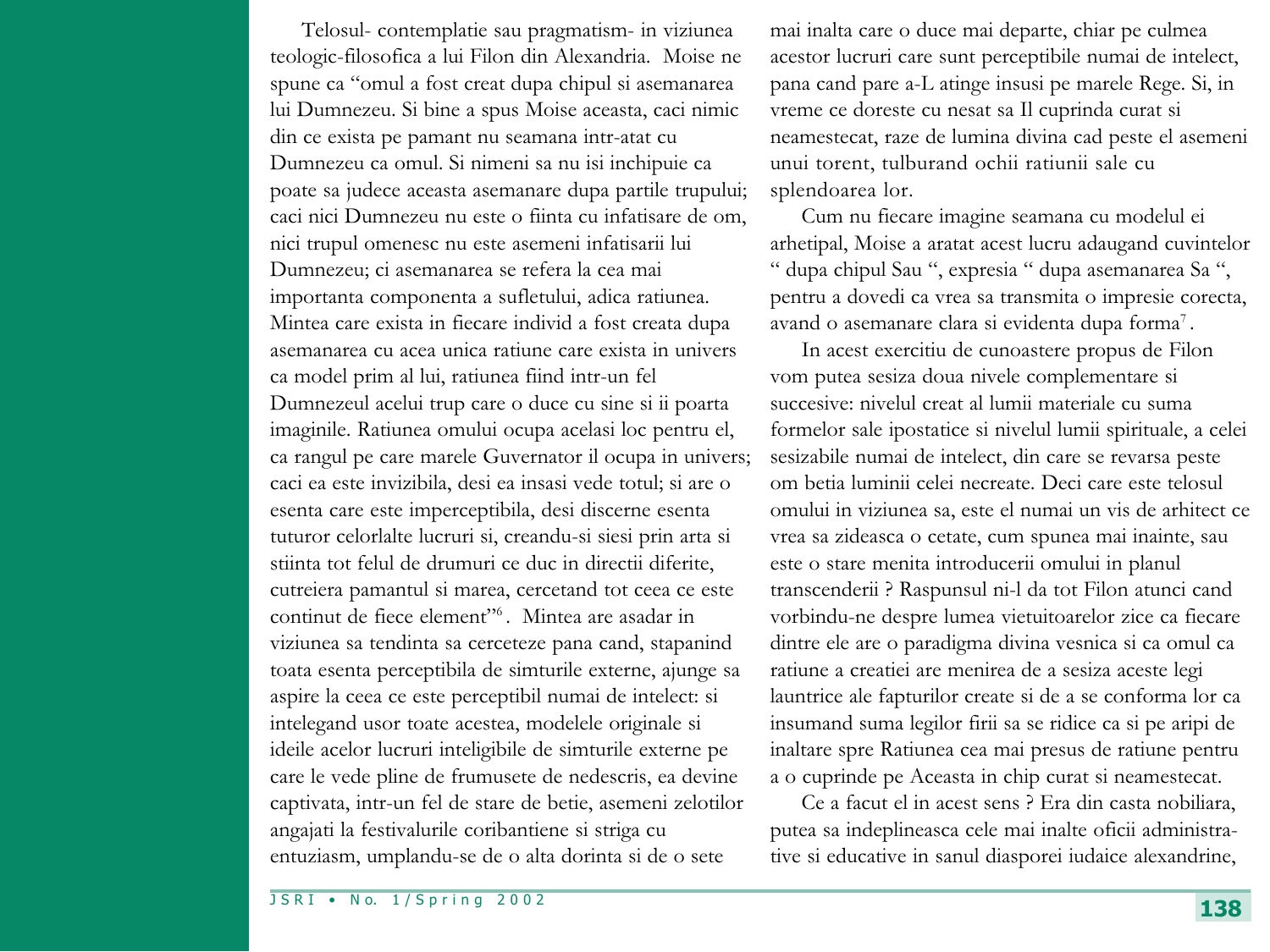Telosul- contemplatie sau pragmatism- in viziunea teologic-filosofica a lui Filon din Alexandria. Moise ne spune ca "omul a fost creat dupa chipul si asemanarea lui Dumnezeu. Si bine a spus Moise aceasta, caci nimic din ce exista pe pamant nu seamana intr-atat cu Dumnezeu ca omul. Si nimeni sa nu isi inchipuie ca poate sa judece aceasta asemanare dupa partile trupului; caci nici Dumnezeu nu este o fiinta cu infatisare de om, nici trupul omenesc nu este asemeni infatisarii lui Dumnezeu; ci asemanarea se refera la cea mai importanta componenta a sufletului, adica ratiunea. Mintea care exista in fiecare individ a fost creata dupa asemanarea cu acea unica ratiune care exista in univers ca model prim al lui, ratiunea fiind intr-un fel Dumnezeul acelui trup care o duce cu sine si ii poarta imaginile. Ratiunea omului ocupa acelasi loc pentru el, ca rangul pe care marele Guvernator il ocupa in univers; caci ea este invizibila, desi ea insasi vede totul; si are o esenta care este imperceptibila, desi discerne esenta tuturor celorlalte lucruri si, creandu-si siesi prin arta si stiinta tot felul de drumuri ce duc in directii diferite, cutreiera pamantul si marea, cercetand tot ceea ce este continut de fiece element"[6]. Mintea are asadar in viziunea sa tendinta sa cerceteze pana cand, stapanind toata esenta perceptibila de simturile externe, ajunge sa aspire la ceea ce este perceptibil numai de intelect: si intelegand usor toate acestea, modelele originale si ideile acelor lucruri inteligibile de simturile externe pe care le vede pline de frumusete de nedescris, ea devine captivata, intr-un fel de stare de betie, asemeni zelotilor angajati la festivalurile coribantiene si striga cu entuziasm, umplandu-se de o alta dorinta si de o sete mai inalta care o duce mai departe, chiar pe culmea acestor lucruri care sunt perceptibile numai de intelect, pana cand pare a-L atinge insusi pe marele Rege. Si, in vreme ce doreste cu nesat sa Il cuprinda curat si neamestecat, raze de lumina divina cad peste el asemeni unui torent, tulburand ochii ratiunii sale cu splendoarea lor.

Cum nu fiecare imagine seamana cu modelul ei arhetipal, Moise a aratat acest lucru adaugand cuvintelor " dupa chipul Sau ", expresia " dupa asemanarea Sa ", pentru a dovedi ca vrea sa transmita o impresie corecta, avand o asemanare clara si evidenta dupa forma[7].

In acest exercitiu de cunoastere propus de Filon vom putea sesiza doua nivele complementare si succesive: nivelul creat al lumii materiale cu suma formelor sale ipostatice si nivelul lumii spirituale, a celei sesizabile numai de intelect, din care se revarsa peste om betia luminii celei necreate. Deci care este telosul omului in viziunea sa, este el numai un vis de arhitect ce vrea sa zideasca o cetate, cum spunea mai inainte, sau este o stare menita introducerii omului in planul transcenderii ? Raspunsul ni-l da tot Filon atunci cand vorbindu-ne despre lumea vietuitoarelor zice ca fiecare dintre ele are o paradigma divina vesnica si ca omul ca ratiune a creatiei are menirea de a sesiza aceste legi launtrice ale fapturilor create si de a se conforma lor ca insumand suma legilor firii sa se ridice ca si pe aripi de inaltare spre Ratiunea cea mai presus de ratiune pentru a o cuprinde pe Aceasta in chip curat si neamestecat.

Ce a facut el in acest sens ? Era din casta nobiliara, putea sa indeplineasca cele mai inalte oficii administrative si educative in sanul diasporei iudaice alexandrine,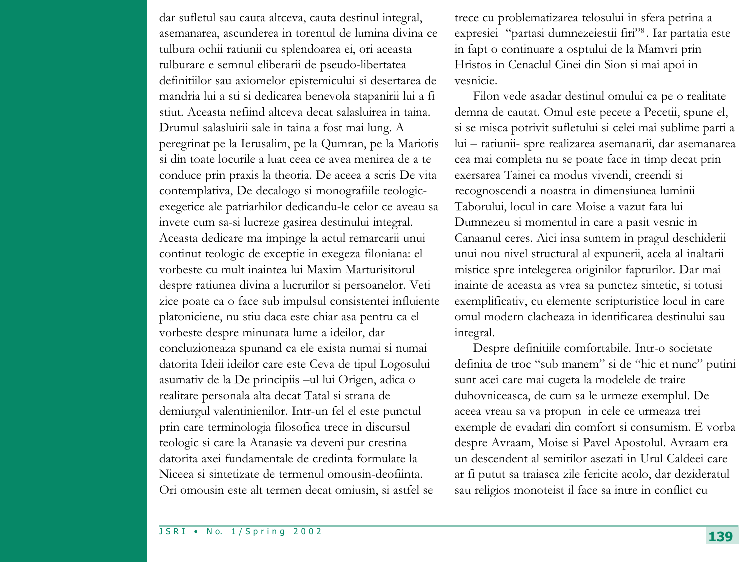dar sufletul sau cauta altceva, cauta destinul integral, asemanarea, ascunderea in torentul de lumina divina ce tulbura ochii ratiunii cu splendoarea ei, ori aceasta tulburare e semnul eliberarii de pseudo-libertatea definitiilor sau axiomelor epistemicului si desertarea de mandria lui a sti si dedicarea benevola stapanirii lui a fi stiut. Aceasta nefiind altceva decat salasluirea in taina. Drumul salasluirii sale in taina a fost mai lung. A peregrinat pe la Ierusalim, pe la Qumran, pe la Mariotis si din toate locurile a luat ceea ce avea menirea de a te conduce prin praxis la theoria. De aceea a scris De vita contemplativa, De decalogo si monografiile teologic-exegetice ale patriarhilor dedicandu-le celor ce aveau sa invete cum sa-si lucreze gasirea destinului integral. Aceasta dedicare ma impinge la actul remarcarii unui continut teologic de exceptie in exegeza filoniana: el vorbeste cu mult inaintea lui Maxim Marturisitorul despre ratiunea divina a lucrurilor si persoanelor. Veti zice poate ca o face sub impulsul consistentei influiente platoniciene, nu stiu daca este chiar asa pentru ca el vorbeste despre minunata lume a ideilor, dar concluzioneaza spunand ca ele exista numai si numai datorita Ideii ideilor care este Ceva de tipul Logosului asumativ de la De principiis –ul lui Origen, adica o realitate personala alta decat Tatal si strana de demiurgul valentinienilor. Intr-un fel el este punctul prin care terminologia filosofica trece in discursul teologic si care la Atanasie va deveni pur crestina datorita axei fundamentale de credinta formulate la Niceea si sintetizate de termenul omousin-deofiinta. Ori omousin este alt termen decat omiusin, si astfel se trece cu problematizarea telosului in sfera petrina a expresiei "partasi dumnezeiestii firi"[8]. Iar partatia este in fapt o continuare a osptului de la Mamvri prin Hristos in Cenaclul Cinei din Sion si mai apoi in vesnicie.

Filon vede asadar destinul omului ca pe o realitate demna de cautat. Omul este pecete a Pecetii, spune el, si se misca potrivit sufletului si celei mai sublime parti a lui – ratiunii- spre realizarea asemanarii, dar asemanarea cea mai completa nu se poate face in timp decat prin exersarea Tainei ca modus vivendi, creendi si recognoscendi a noastra in dimensiunea luminii Taborului, locul in care Moise a vazut fata lui Dumnezeu si momentul in care a pasit vesnic in Canaanul ceres. Aici insa suntem in pragul deschiderii unui nou nivel structural al expunerii, acela al inaltarii mistice spre intelegerea originilor fapturilor. Dar mai inainte de aceasta as vrea sa punctez sintetic, si totusi exemplificativ, cu elemente scripturistice locul in care omul modern clacheaza in identificarea destinului sau integral.

Despre definitiile comfortabile. Intr-o societate definita de troc "sub manem" si de "hic et nunc" putini sunt acei care mai cugeta la modelele de traire duhovniceasca, de cum sa le urmeze exemplul. De aceea vreau sa va propun in cele ce urmeaza trei exemple de evadari din comfort si consumism. E vorba despre Avraam, Moise si Pavel Apostolul. Avraam era un descendent al semitilor asezati in Urul Caldeei care ar fi putut sa traiasca zile fericite acolo, dar dezideratul sau religios monoteist il face sa intre in conflict cu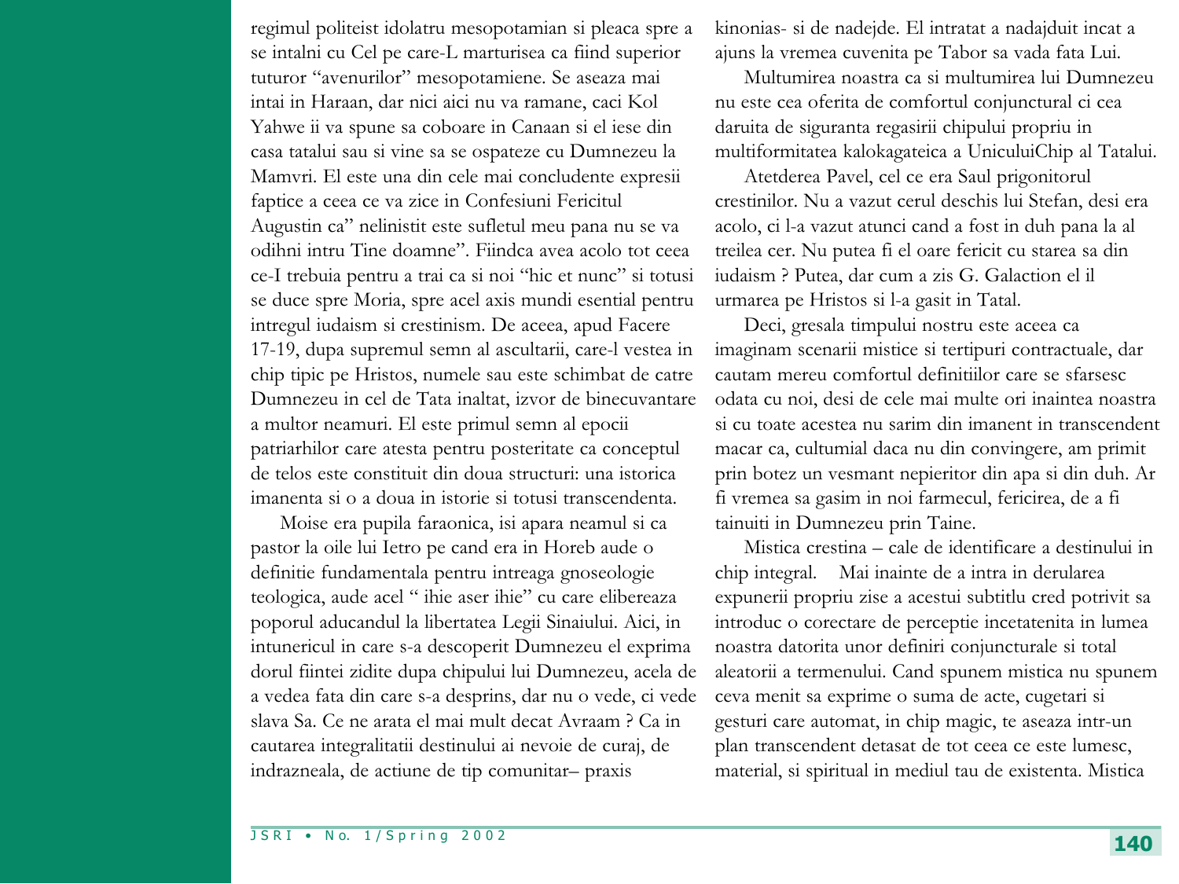regimul politeist idolatru mesopotamian si pleaca spre a se intalni cu Cel pe care-L marturisea ca fiind superior tuturor "avenurilor" mesopotamiene. Se aseaza mai intai in Haraan, dar nici aici nu va ramane, caci Kol Yahwe ii va spune sa coboare in Canaan si el iese din casa tatalui sau si vine sa se ospateze cu Dumnezeu la Mamvri. El este una din cele mai concludente expresii faptice a ceea ce va zice in Confesiuni Fericitul Augustin ca" nelinistit este sufletul meu pana nu se va odihni intru Tine doamne". Fiindca avea acolo tot ceea ce-I trebuia pentru a trai ca si noi "hic et nunc" si totusi se duce spre Moria, spre acel axis mundi esential pentru intregul iudaism si crestinism. De aceea, apud Facere 17-19, dupa supremul semn al ascultarii, care-l vestea in chip tipic pe Hristos, numele sau este schimbat de catre Dumnezeu in cel de Tata inaltat, izvor de binecuvantare a multor neamuri. El este primul semn al epocii patriarhilor care atesta pentru posteritate ca conceptul de telos este constituit din doua structuri: una istorica imanenta si o a doua in istorie si totusi transcendenta.

Moise era pupila faraonica, isi apara neamul si ca pastor la oile lui Ietro pe cand era in Horeb aude o definitie fundamentala pentru intreaga gnoseologie teologica, aude acel " ihie aser ihie" cu care elibereaza poporul aducandul la libertatea Legii Sinaiului. Aici, in intunericul in care s-a descoperit Dumnezeu el exprima dorul fiintei zidite dupa chipului lui Dumnezeu, acela de a vedea fata din care s-a desprins, dar nu o vede, ci vede slava Sa. Ce ne arata el mai mult decat Avraam ? Ca in cautarea integralitatii destinului ai nevoie de curaj, de indrazneala, de actiune de tip comunitar– praxis kinonias- si de nadejde. El intratat a nadajduit incat a ajuns la vremea cuvenita pe Tabor sa vada fata Lui.

Multumirea noastra ca si multumirea lui Dumnezeu nu este cea oferita de comfortul conjunctural ci cea daruita de siguranta regasirii chipului propriu in multiformitatea kalokagateica a UniculuiChip al Tatalui.

Atetderea Pavel, cel ce era Saul prigonitorul crestinilor. Nu a vazut cerul deschis lui Stefan, desi era acolo, ci l-a vazut atunci cand a fost in duh pana la al treilea cer. Nu putea fi el oare fericit cu starea sa din iudaism ? Putea, dar cum a zis G. Galaction el il urmarea pe Hristos si l-a gasit in Tatal.

Deci, gresala timpului nostru este aceea ca imaginam scenarii mistice si tertipuri contractuale, dar cautam mereu comfortul definitiilor care se sfarsesc odata cu noi, desi de cele mai multe ori inaintea noastra si cu toate acestea nu sarim din imanent in transcendent macar ca, cultumial daca nu din convingere, am primit prin botez un vesmant nepieritor din apa si din duh. Ar fi vremea sa gasim in noi farmecul, fericirea, de a fi tainuiti in Dumnezeu prin Taine.

Mistica crestina – cale de identificare a destinului in chip integral. Mai inainte de a intra in derularea expunerii propriu zise a acestui subtitlu cred potrivit sa introduc o corectare de perceptie incetatenita in lumea noastra datorita unor definiri conjuncturale si total aleatorii a termenului. Cand spunem mistica nu spunem ceva menit sa exprime o suma de acte, cugetari si gesturi care automat, in chip magic, te aseaza intr-un plan transcendent detasat de tot ceea ce este lumesc, material, si spiritual in mediul tau de existenta. Mistica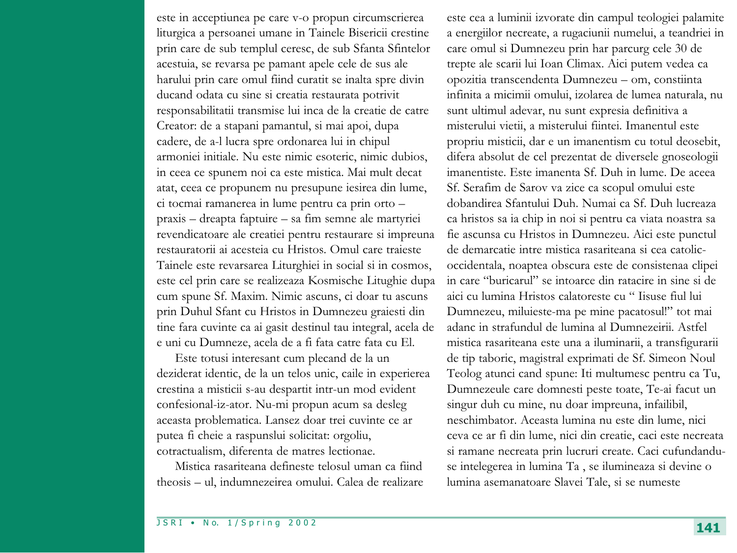este in acceptiunea pe care v-o propun circumscrierea liturgica a persoanei umane in Tainele Bisericii crestine prin care de sub templul ceresc, de sub Sfanta Sfintelor acestuia, se revarsa pe pamant apele cele de sus ale harului prin care omul fiind curatit se inalta spre divin ducand odata cu sine si creatia restaurata potrivit responsabilitatii transmise lui inca de la creatie de catre Creator: de a stapani pamantul, si mai apoi, dupa cadere, de a-l lucra spre ordonarea lui in chipul armoniei initiale. Nu este nimic esoteric, nimic dubios, in ceea ce spunem noi ca este mistica. Mai mult decat atat, ceea ce propunem nu presupune iesirea din lume, ci tocmai ramanerea in lume pentru ca prin orto – praxis – dreapta faptuire – sa fim semne ale martyriei revendicatoare ale creatiei pentru restaurare si impreuna restauratorii ai acesteia cu Hristos. Omul care traieste Tainele este revarsarea Liturghiei in social si in cosmos, este cel prin care se realizeaza Kosmische Litughie dupa cum spune Sf. Maxim. Nimic ascuns, ci doar tu ascuns prin Duhul Sfant cu Hristos in Dumnezeu graiesti din tine fara cuvinte ca ai gasit destinul tau integral, acela de e uni cu Dumneze, acela de a fi fata catre fata cu El.

Este totusi interesant cum plecand de la un deziderat identic, de la un telos unic, caile in experierea crestina a misticii s-au despartit intr-un mod evident confesional-iz-ator. Nu-mi propun acum sa desleg aceasta problematica. Lansez doar trei cuvinte ce ar putea fi cheie a raspunslui solicitat: orgoliu, cotractualism, diferenta de matres lectionae.

Mistica rasariteana defineste telosul uman ca fiind theosis – ul, indumnezeirea omului. Calea de realizare este cea a luminii izvorate din campul teologiei palamite a energiilor necreate, a rugaciunii numelui, a teandriei in care omul si Dumnezeu prin har parcurg cele 30 de trepte ale scarii lui Ioan Climax. Aici putem vedea ca opozitia transcendenta Dumnezeu – om, constiinta infinita a micimii omului, izolarea de lumea naturala, nu sunt ultimul adevar, nu sunt expresia definitiva a misterului vietii, a misterului fiintei. Imanentul este propriu misticii, dar e un imanentism cu totul deosebit, difera absolut de cel prezentat de diversele gnoseologii imanentiste. Este imanenta Sf. Duh in lume. De aceea Sf. Serafim de Sarov va zice ca scopul omului este dobandirea Sfantului Duh. Numai ca Sf. Duh lucreaza ca hristos sa ia chip in noi si pentru ca viata noastra sa fie ascunsa cu Hristos in Dumnezeu. Aici este punctul de demarcatie intre mistica rasariteana si cea catolic-occidentala, noaptea obscura este de consistenaa clipei in care "buricarul" se intoarce din ratacire in sine si de aici cu lumina Hristos calatoreste cu " Iisuse fiul lui Dumnezeu, miluieste-ma pe mine pacatosul!" tot mai adanc in strafundul de lumina al Dumnezeirii. Astfel mistica rasariteana este una a iluminarii, a transfigurarii de tip taboric, magistral exprimati de Sf. Simeon Noul Teolog atunci cand spune: Iti multumesc pentru ca Tu, Dumnezeule care domnesti peste toate, Te-ai facut un singur duh cu mine, nu doar impreuna, infailibil, neschimbator. Aceasta lumina nu este din lume, nici ceva ce ar fi din lume, nici din creatie, caci este necreata si ramane necreata prin lucruri create. Caci cufundandu-se intelegerea in lumina Ta , se ilumineaza si devine o lumina asemanatoare Slavei Tale, si se numeste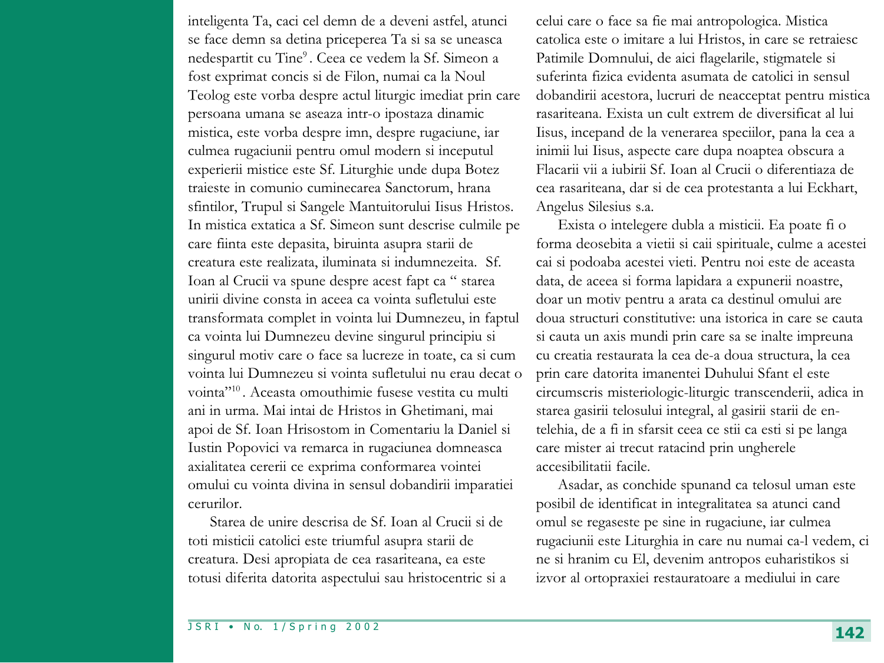inteligenta Ta, caci cel demn de a deveni astfel, atunci se face demn sa detina priceperea Ta si sa se uneasca nedespartit cu Tine[9]. Ceea ce vedem la Sf. Simeon a fost exprimat concis si de Filon, numai ca la Noul Teolog este vorba despre actul liturgic imediat prin care persoana umana se aseaza intr-o ipostaza dinamic mistica, este vorba despre imn, despre rugaciune, iar culmea rugaciunii pentru omul modern si inceputul experierii mistice este Sf. Liturghie unde dupa Botez traieste in comunio cuminecarea Sanctorum, hrana sfintilor, Trupul si Sangele Mantuitorului Iisus Hristos. In mistica extatica a Sf. Simeon sunt descrise culmile pe care fiinta este depasita, biruinta asupra starii de creatura este realizata, iluminata si indumnezeita. Sf. Ioan al Crucii va spune despre acest fapt ca " starea unirii divine consta in aceea ca vointa sufletului este transformata complet in vointa lui Dumnezeu, in faptul ca vointa lui Dumnezeu devine singurul principiu si singurul motiv care o face sa lucreze in toate, ca si cum vointa lui Dumnezeu si vointa sufletului nu erau decat o vointa"[10]. Aceasta omouthimie fusese vestita cu multi ani in urma. Mai intai de Hristos in Ghetimani, mai apoi de Sf. Ioan Hrisostom in Comentariu la Daniel si Iustin Popovici va remarca in rugaciunea domneasca axialitatea cererii ce exprima conformarea vointei omului cu vointa divina in sensul dobandirii imparatiei cerurilor.

Starea de unire descrisa de Sf. Ioan al Crucii si de toti misticii catolici este triumful asupra starii de creatura. Desi apropiata de cea rasariteana, ea este totusi diferita datorita aspectului sau hristocentric si a celui care o face sa fie mai antropologica. Mistica catolica este o imitare a lui Hristos, in care se retraiesc Patimile Domnului, de aici flagelarile, stigmatele si suferinta fizica evidenta asumata de catolici in sensul dobandirii acestora, lucruri de neacceptat pentru mistica rasariteana. Exista un cult extrem de diversificat al lui Iisus, incepand de la venerarea speciilor, pana la cea a inimii lui Iisus, aspecte care dupa noaptea obscura a Flacarii vii a iubirii Sf. Ioan al Crucii o diferentiaza de cea rasariteana, dar si de cea protestanta a lui Eckhart, Angelus Silesius s.a.

Exista o intelegere dubla a misticii. Ea poate fi o forma deosebita a vietii si caii spirituale, culme a acestei cai si podoaba acestei vieti. Pentru noi este de aceasta data, de aceea si forma lapidara a expunerii noastre, doar un motiv pentru a arata ca destinul omului are doua structuri constitutive: una istorica in care se cauta si cauta un axis mundi prin care sa se inalte impreuna cu creatia restaurata la cea de-a doua structura, la cea prin care datorita imanentei Duhului Sfant el este circumscris misteriologic-liturgic transcenderii, adica in starea gasirii telosului integral, al gasirii starii de entelehia, de a fi in sfarsit ceea ce stii ca esti si pe langa care mister ai trecut ratacind prin ungherele accesibilitatii facile.

Asadar, as conchide spunand ca telosul uman este posibil de identificat in integralitatea sa atunci cand omul se regaseste pe sine in rugaciune, iar culmea rugaciunii este Liturghia in care nu numai ca-l vedem, ci ne si hranim cu El, devenim antropos euharistikos si izvor al ortopraxiei restauratoare a mediului in care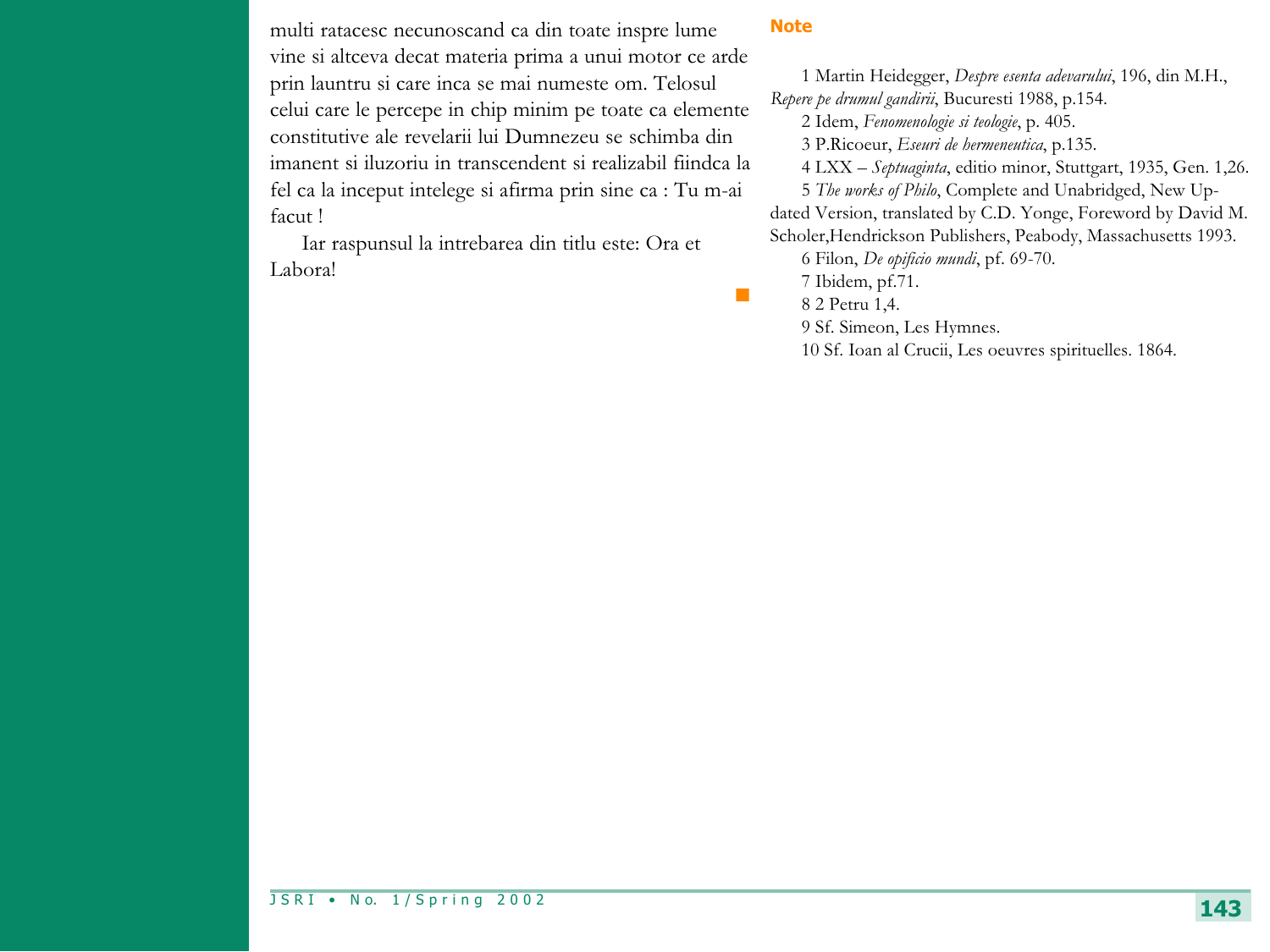multi ratacesc necunoscand ca din toate inspre lume vine si altceva decat materia prima a unui motor ce arde prin launtru si care inca se mai numeste om. Telosul celui care le percepe in chip minim pe toate ca elemente constitutive ale revelarii lui Dumnezeu se schimba din imanent si iluzoriu in transcendent si realizabil fiindca la fel ca la inceput intelege si afirma prin sine ca : Tu m-ai facut !

Iar raspunsul la intrebarea din titlu este: Ora et Labora!

## Note

1 Martin Heidegger, *Despre esenta adevarului*, 196, din M.H., *Repere pe drumul gandirii*, Bucuresti 1988, p.154.

2 Idem, *Fenomenologie si teologie*, p. 405.

3 P.Ricoeur, *Eseuri de hermeneutica*, p.135.

4 LXX – *Septuaginta*, editio minor, Stuttgart, 1935, Gen. 1,26.

5 *The works of Philo*, Complete and Unabridged, New Updated Version, translated by C.D. Yonge, Foreword by David M. Scholer,Hendrickson Publishers, Peabody, Massachusetts 1993.

6 Filon, *De opificio mundi*, pf. 69-70.

7 Ibidem, pf.71.

8 2 Petru 1,4.

9 Sf. Simeon, Les Hymnes.

10 Sf. Ioan al Crucii, Les oeuvres spirituelles. 1864.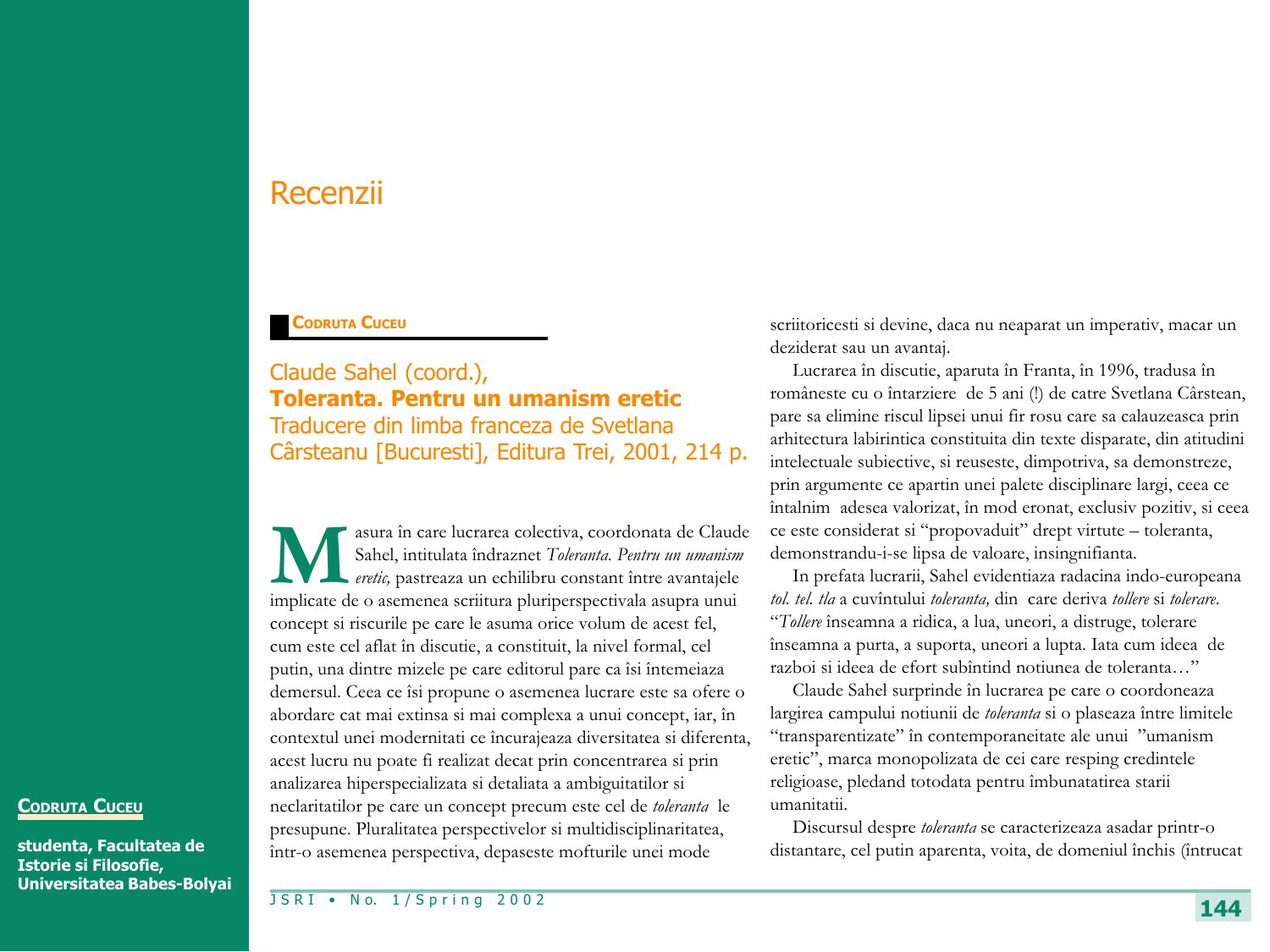# Recenzii

**CODRUTA CUCEU**

Claude Sahel (coord.),
**Toleranta. Pentru un umanism eretic**
Traducere din limba franceza de Svetlana Cârsteanu [Bucuresti], Editura Trei, 2001, 214 p.

Masura în care lucrarea colectiva, coordonata de Claude Sahel, intitulata îndraznet *Toleranta. Pentru un umanism eretic,* pastreaza un echilibru constant între avantajele implicate de o asemenea scriitura pluriperspectivala asupra unui concept si riscurile pe care le asuma orice volum de acest fel, cum este cel aflat în discutie, a constituit, la nivel formal, cel putin, una dintre mizele pe care editorul pare ca îsi întemeiaza demersul. Ceea ce îsi propune o asemenea lucrare este sa ofere o abordare cat mai extinsa si mai complexa a unui concept, iar, în contextul unei modernitati ce încurajeaza diversitatea si diferenta, acest lucru nu poate fi realizat decat prin concentrarea si prin analizarea hiperspecializata si detaliata a ambiguitatilor si neclaritatilor pe care un concept precum este cel de *toleranta* le presupune. Pluralitatea perspectivelor si multidisciplinaritatea, într-o asemenea perspectiva, depaseste mofturile unei mode scriitoricesti si devine, daca nu neaparat un imperativ, macar un deziderat sau un avantaj.

Lucrarea în discutie, aparuta în Franta, în 1996, tradusa în româneste cu o întarziere de 5 ani (!) de catre Svetlana Cârstean, pare sa elimine riscul lipsei unui fir rosu care sa calauzeasca prin arhitectura labirintica constituita din texte disparate, din atitudini intelectuale subiective, si reuseste, dimpotriva, sa demonstreze, prin argumente ce apartin unei palete disciplinare largi, ceea ce întalnim adesea valorizat, în mod eronat, exclusiv pozitiv, si ceea ce este considerat si "propovaduit" drept virtute – toleranta, demonstrandu-i-se lipsa de valoare, insingnifianta.

In prefata lucrarii, Sahel evidentiaza radacina indo-europeana *tol. tel. tla* a cuvîntului *toleranta,* din care deriva *tollere* si *tolerare*. "*Tollere* înseamna a ridica, a lua, uneori, a distruge, tolerare înseamna a purta, a suporta, uneori a lupta. Iata cum ideea de razboi si ideea de efort subîntind notiunea de toleranta…"

Claude Sahel surprinde în lucrarea pe care o coordoneaza largirea campului notiunii de *toleranta* si o plaseaza între limitele "transparentizate" în contemporaneitate ale unui "umanism eretic", marca monopolizata de cei care resping credintele religioase, pledand totodata pentru îmbunatatirea starii umanitatii.

Discursul despre *toleranta* se caracterizeaza asadar printr-o distantare, cel putin aparenta, voita, de domeniul închis (întrucat

**CODRUTA CUCEU**

**studenta, Facultatea de Istorie si Filosofie, Universitatea Babes-Bolyai**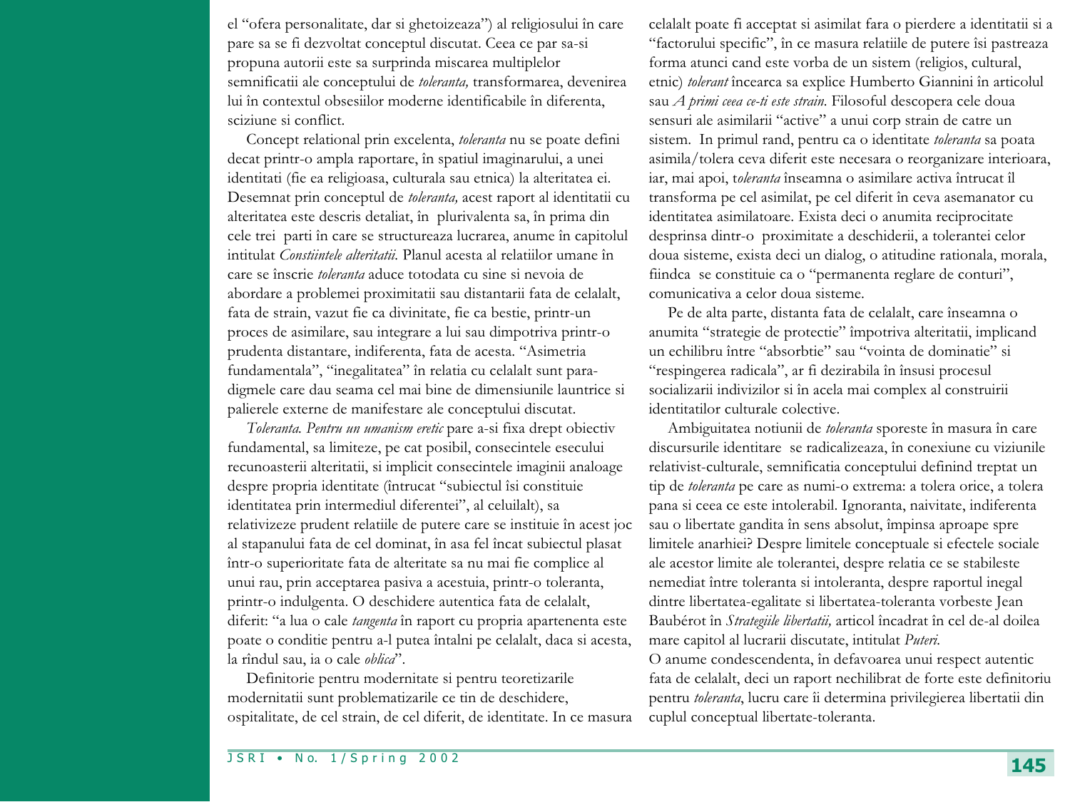el "ofera personalitate, dar si ghetoizeaza") al religiosului în care pare sa se fi dezvoltat conceptul discutat. Ceea ce par sa-si propuna autorii este sa surprinda miscarea multiplelor semnificatii ale conceptului de *toleranta,* transformarea, devenirea lui în contextul obsesiilor moderne identificabile în diferenta, sciziune si conflict.

Concept relational prin excelenta, *toleranta* nu se poate defini decat printr-o ampla raportare, în spatiul imaginarului, a unei identitati (fie ea religioasa, culturala sau etnica) la alteritatea ei. Desemnat prin conceptul de *toleranta,* acest raport al identitatii cu alteritatea este descris detaliat, în plurivalenta sa, în prima din cele trei parti în care se structureaza lucrarea, anume în capitolul intitulat *Constiintele alteritatii.* Planul acesta al relatiilor umane în care se înscrie *toleranta* aduce totodata cu sine si nevoia de abordare a problemei proximitatii sau distantarii fata de celalalt, fata de strain, vazut fie ca divinitate, fie ca bestie, printr-un proces de asimilare, sau integrare a lui sau dimpotriva printr-o prudenta distantare, indiferenta, fata de acesta. "Asimetria fundamentala", "inegalitatea" în relatia cu celalalt sunt paradigmele care dau seama cel mai bine de dimensiunile launtrice si palierele externe de manifestare ale conceptului discutat.

*Toleranta. Pentru un umanism eretic* pare a-si fixa drept obiectiv fundamental, sa limiteze, pe cat posibil, consecintele esecului recunoasterii alteritatii, si implicit consecintele imaginii analoage despre propria identitate (întrucat "subiectul îsi constituie identitatea prin intermediul diferentei", al celuilalt), sa relativizeze prudent relatiile de putere care se instituie în acest joc al stapanului fata de cel dominat, în asa fel încat subiectul plasat într-o superioritate fata de alteritate sa nu mai fie complice al unui rau, prin acceptarea pasiva a acestuia, printr-o toleranta, printr-o indulgenta. O deschidere autentica fata de celalalt, diferit: "a lua o cale *tangenta* în raport cu propria apartenenta este poate o conditie pentru a-l putea întalni pe celalalt, daca si acesta, la rîndul sau, ia o cale *oblica*".

Definitorie pentru modernitate si pentru teoretizarile modernitatii sunt problematizarile ce tin de deschidere, ospitalitate, de cel strain, de cel diferit, de identitate. In ce masura celalalt poate fi acceptat si asimilat fara o pierdere a identitatii si a "factorului specific", în ce masura relatiile de putere îsi pastreaza forma atunci cand este vorba de un sistem (religios, cultural, etnic) *tolerant* încearca sa explice Humberto Giannini în articolul sau *A primi ceea ce-ti este strain.* Filosoful descopera cele doua sensuri ale asimilarii "active" a unui corp strain de catre un sistem. In primul rand, pentru ca o identitate *toleranta* sa poata asimila/tolera ceva diferit este necesara o reorganizare interioara, iar, mai apoi, t*oleranta* înseamna o asimilare activa întrucat îl transforma pe cel asimilat, pe cel diferit în ceva asemanator cu identitatea asimilatoare. Exista deci o anumita reciprocitate desprinsa dintr-o proximitate a deschiderii, a tolerantei celor doua sisteme, exista deci un dialog, o atitudine rationala, morala, fiindca se constituie ca o "permanenta reglare de conturi", comunicativa a celor doua sisteme.

Pe de alta parte, distanta fata de celalalt, care înseamna o anumita "strategie de protectie" împotriva alteritatii, implicand un echilibru între "absorbtie" sau "vointa de dominatie" si "respingerea radicala", ar fi dezirabila în însusi procesul socializarii indivizilor si în acela mai complex al construirii identitatilor culturale colective.

Ambiguitatea notiunii de *toleranta* sporeste în masura în care discursurile identitare se radicalizeaza, în conexiune cu viziunile relativist-culturale, semnificatia conceptului definind treptat un tip de *toleranta* pe care as numi-o extrema: a tolera orice, a tolera pana si ceea ce este intolerabil. Ignoranta, naivitate, indiferenta sau o libertate gandita în sens absolut, împinsa aproape spre limitele anarhiei? Despre limitele conceptuale si efectele sociale ale acestor limite ale tolerantei, despre relatia ce se stabileste nemediat între toleranta si intoleranta, despre raportul inegal dintre libertatea-egalitate si libertatea-toleranta vorbeste Jean Baubérot în *Strategiile libertatii,* articol încadrat în cel de-al doilea mare capitol al lucrarii discutate, intitulat *Puteri.*

O anume condescendenta, în defavoarea unui respect autentic fata de celalalt, deci un raport nechilibrat de forte este definitoriu pentru *toleranta*, lucru care îi determina privilegierea libertatii din cuplul conceptual libertate-toleranta.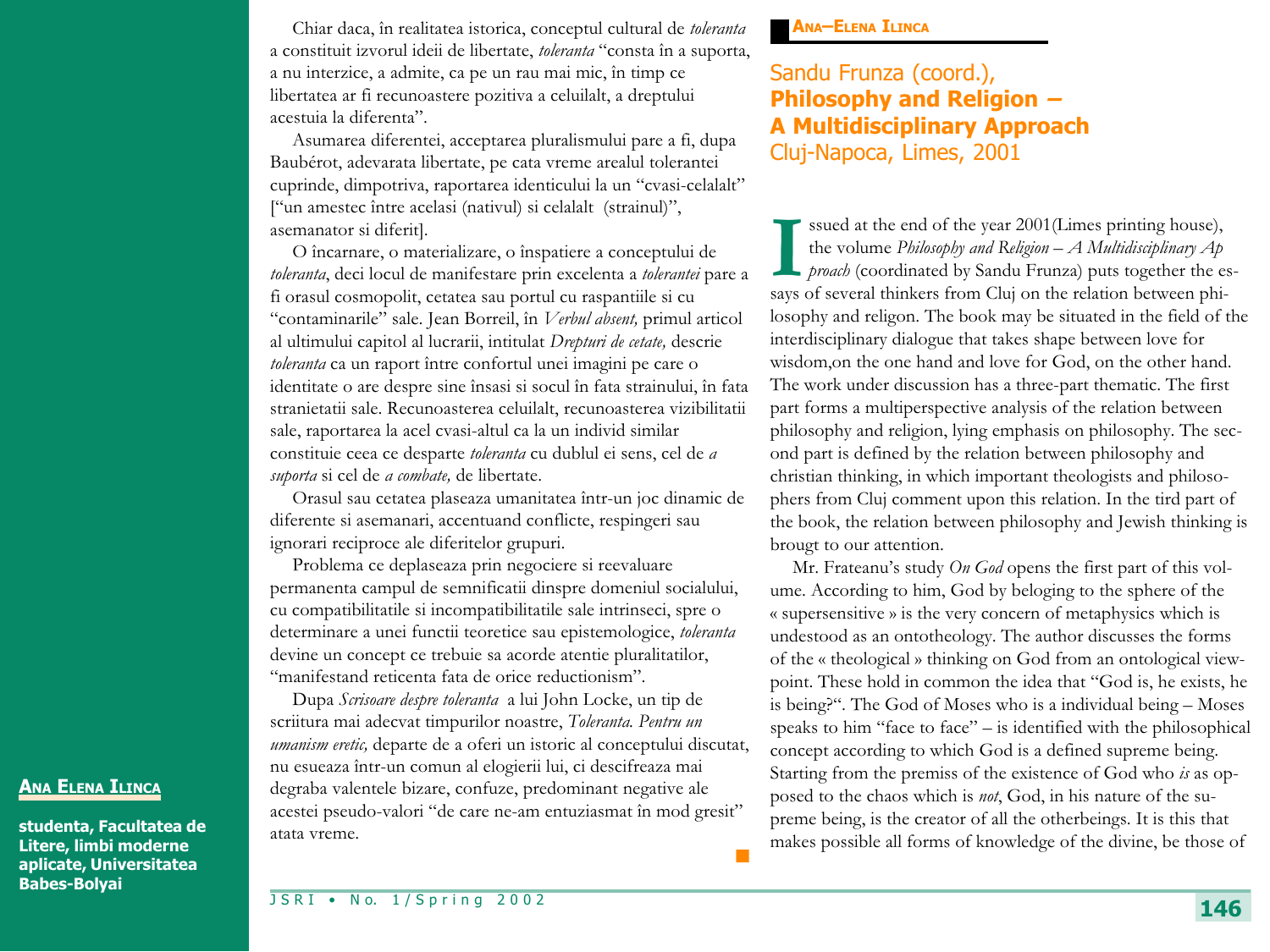Chiar daca, în realitatea istorica, conceptul cultural de *toleranta* a constituit izvorul ideii de libertate, *toleranta* "consta în a suporta, a nu interzice, a admite, ca pe un rau mai mic, în timp ce libertatea ar fi recunoastere pozitiva a celuilalt, a dreptului acestuia la diferenta".

Asumarea diferentei, acceptarea pluralismului pare a fi, dupa Baubérot, adevarata libertate, pe cata vreme arealul tolerantei cuprinde, dimpotriva, raportarea identicului la un "cvasi-celalalt" ["un amestec între acelasi (nativul) si celalalt (strainul)", asemanator si diferit].

O încarnare, o materializare, o înspatiere a conceptului de *toleranta*, deci locul de manifestare prin excelenta a *tolerantei* pare a fi orasul cosmopolit, cetatea sau portul cu raspantiile si cu "contaminarile" sale. Jean Borreil, în *Verbul absent,* primul articol al ultimului capitol al lucrarii, intitulat *Drepturi de cetate,* descrie *toleranta* ca un raport între confortul unei imagini pe care o identitate o are despre sine însasi si socul în fata strainului, în fata stranietatii sale. Recunoasterea celuilalt, recunoasterea vizibilitatii sale, raportarea la acel cvasi-altul ca la un individ similar constituie ceea ce desparte *toleranta* cu dublul ei sens, cel de *a suporta* si cel de *a combate,* de libertate.

Orasul sau cetatea plaseaza umanitatea într-un joc dinamic de diferente si asemanari, accentuand conflicte, respingeri sau ignorari reciproce ale diferitelor grupuri.

Problema ce deplaseaza prin negociere si reevaluare permanenta campul de semnificatii dinspre domeniul socialului, cu compatibilitatile si incompatibilitatile sale intrinseci, spre o determinare a unei functii teoretice sau epistemologice, *toleranta* devine un concept ce trebuie sa acorde atentie pluralitatilor, "manifestand reticenta fata de orice reductionism".

Dupa *Scrisoare despre toleranta* a lui John Locke, un tip de scriitura mai adecvat timpurilor noastre, *Toleranta. Pentru un umanism eretic,* departe de a oferi un istoric al conceptului discutat, nu esueaza într-un comun al elogierii lui, ci descifreaza mai degraba valentele bizare, confuze, predominant negative ale acestei pseudo-valori "de care ne-am entuziasmat în mod gresit" atata vreme.

**Ana Elena Ilinca**

**studenta, Facultatea de Litere, limbi moderne aplicate, Universitatea Babes-Bolyai**

**Ana–Elena Ilinca**

## Sandu Frunza (coord.), **Philosophy and Religion – A Multidisciplinary Approach** Cluj-Napoca, Limes, 2001

Issued at the end of the year 2001(Limes printing house), the volume *Philosophy and Religion – A Multidisciplinary Ap proach* (coordinated by Sandu Frunza) puts together the essays of several thinkers from Cluj on the relation between philosophy and religon. The book may be situated in the field of the interdisciplinary dialogue that takes shape between love for wisdom,on the one hand and love for God, on the other hand. The work under discussion has a three-part thematic. The first part forms a multiperspective analysis of the relation between philosophy and religion, lying emphasis on philosophy. The second part is defined by the relation between philosophy and christian thinking, in which important theologists and philosophers from Cluj comment upon this relation. In the tird part of the book, the relation between philosophy and Jewish thinking is brougt to our attention.

Mr. Frateanu's study *On God* opens the first part of this volume. According to him, God by beloging to the sphere of the « supersensitive » is the very concern of metaphysics which is undestood as an ontotheology. The author discusses the forms of the « theological » thinking on God from an ontological viewpoint. These hold in common the idea that "God is, he exists, he is being?". The God of Moses who is a individual being – Moses speaks to him "face to face" – is identified with the philosophical concept according to which God is a defined supreme being. Starting from the premiss of the existence of God who *is* as opposed to the chaos which is *not*, God, in his nature of the supreme being, is the creator of all the otherbeings. It is this that makes possible all forms of knowledge of the divine, be those of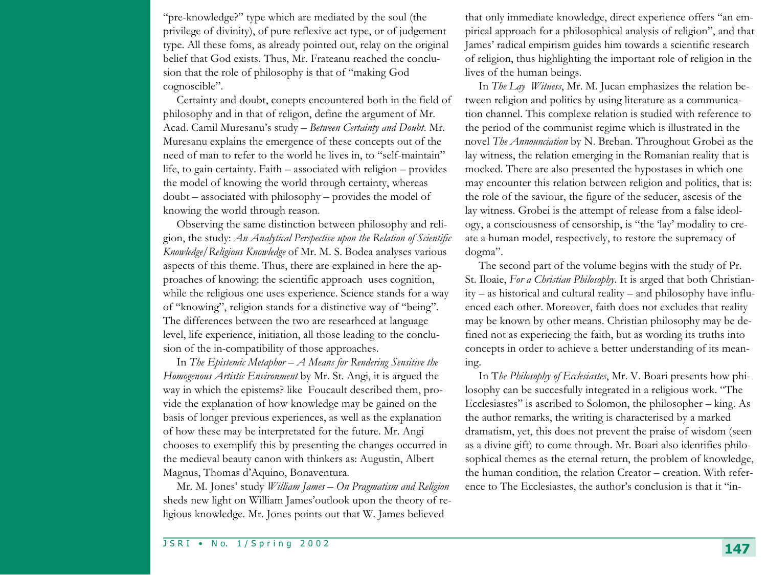"pre-knowledge?" type which are mediated by the soul (the privilege of divinity), of pure reflexive act type, or of judgement type. All these foms, as already pointed out, relay on the original belief that God exists. Thus, Mr. Frateanu reached the conclusion that the role of philosophy is that of "making God cognoscible".

Certainty and doubt, conepts encountered both in the field of philosophy and in that of religon, define the argument of Mr. Acad. Camil Muresanu's study – *Between Certainty and Doubt*. Mr. Muresanu explains the emergence of these concepts out of the need of man to refer to the world he lives in, to "self-maintain" life, to gain certainty. Faith – associated with religion – provides the model of knowing the world through certainty, whereas doubt – associated with philosophy – provides the model of knowing the world through reason.

Observing the same distinction between philosophy and religion, the study: *An Analytical Perspective upon the Relation of Scientific Knowledge/Religious Knowledge* of Mr. M. S. Bodea analyses various aspects of this theme. Thus, there are explained in here the approaches of knowing: the scientific approach uses cognition, while the religious one uses experience. Science stands for a way of "knowing", religion stands for a distinctive way of "being". The differences between the two are researhced at language level, life experience, initiation, all those leading to the conclusion of the in-compatibility of those approaches.

In *The Epistemic Metaphor – A Means for Rendering Sensitive the Homogenous Artistic Environment* by Mr. St. Angi, it is argued the way in which the epistems? like Foucault described them, provide the explanation of how knowledge may be gained on the basis of longer previous experiences, as well as the explanation of how these may be interpretated for the future. Mr. Angi chooses to exemplify this by presenting the changes occurred in the medieval beauty canon with thinkers as: Augustin, Albert Magnus, Thomas d'Aquino, Bonaventura.

Mr. M. Jones' study *William James – On Pragmatism and Religion* sheds new light on William James'outlook upon the theory of religious knowledge. Mr. Jones points out that W. James believed that only immediate knowledge, direct experience offers "an empirical approach for a philosophical analysis of religion", and that James' radical empirism guides him towards a scientific research of religion, thus highlighting the important role of religion in the lives of the human beings.

In *The Lay Witness*, Mr. M. Jucan emphasizes the relation between religion and politics by using literature as a communication channel. This complexe relation is studied with reference to the period of the communist regime which is illustrated in the novel *The Announciation* by N. Breban. Throughout Grobei as the lay witness, the relation emerging in the Romanian reality that is mocked. There are also presented the hypostases in which one may encounter this relation between religion and politics, that is: the role of the saviour, the figure of the seducer, ascesis of the lay witness. Grobei is the attempt of release from a false ideology, a consciousness of censorship, is "the 'lay' modality to create a human model, respectively, to restore the supremacy of dogma".

The second part of the volume begins with the study of Pr. St. Iloaie, *For a Christian Philosophy*. It is arged that both Christianity – as historical and cultural reality – and philosophy have influenced each other. Moreover, faith does not excludes that reality may be known by other means. Christian philosophy may be defined not as experiecing the faith, but as wording its truths into concepts in order to achieve a better understanding of its meaning.

In T*he Philosophy of Ecclesiastes*, Mr. V. Boari presents how philosophy can be succesfully integrated in a religious work. "The Ecclesiastes" is ascribed to Solomon, the philosopher – king. As the author remarks, the writing is characterised by a marked dramatism, yet, this does not prevent the praise of wisdom (seen as a divine gift) to come through. Mr. Boari also identifies philosophical themes as the eternal return, the problem of knowledge, the human condition, the relation Creator – creation. With reference to The Ecclesiastes, the author's conclusion is that it "in-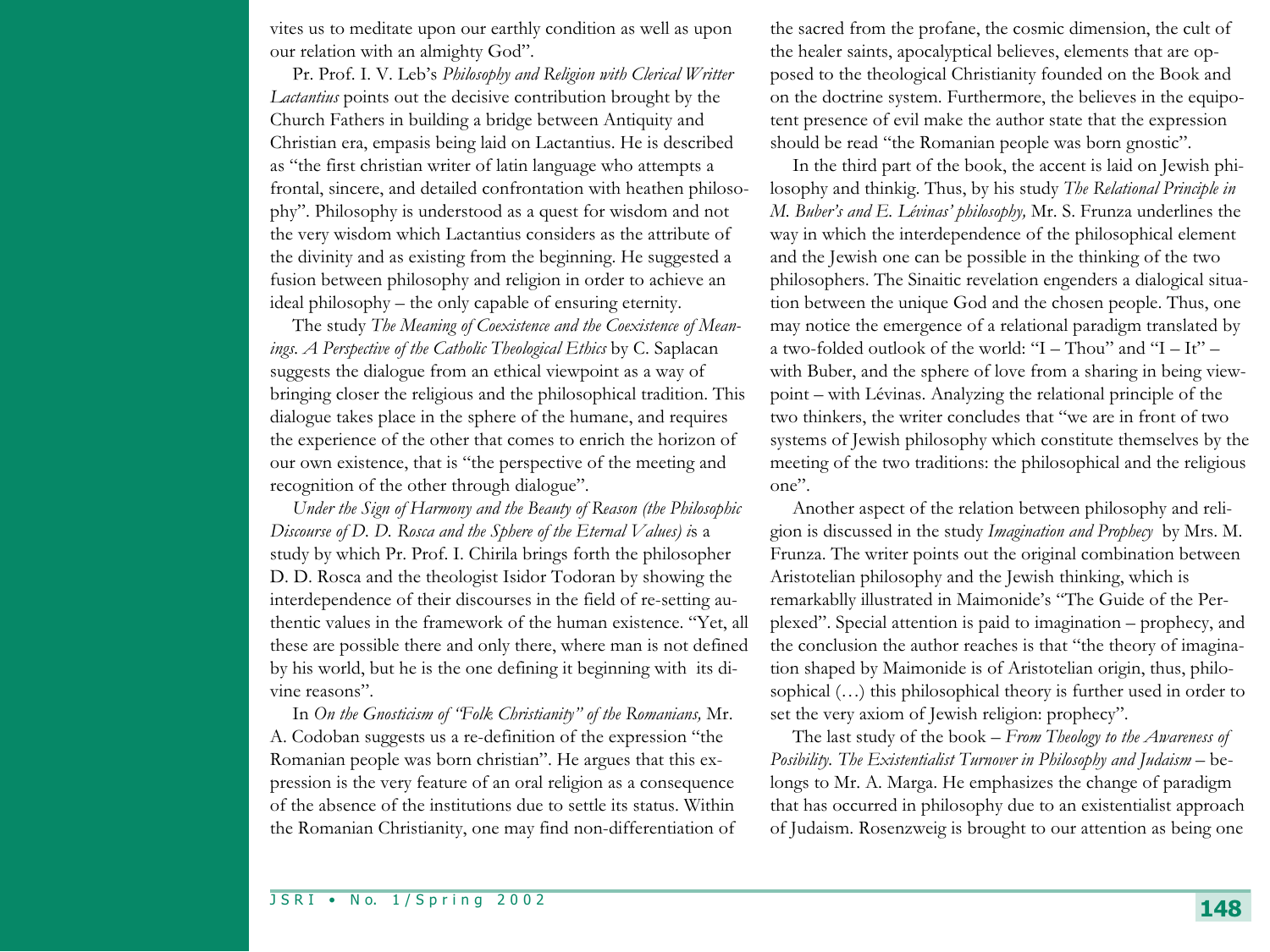vites us to meditate upon our earthly condition as well as upon our relation with an almighty God".

Pr. Prof. I. V. Leb's *Philosophy and Religion with Clerical Writter Lactantius* points out the decisive contribution brought by the Church Fathers in building a bridge between Antiquity and Christian era, empasis being laid on Lactantius. He is described as "the first christian writer of latin language who attempts a frontal, sincere, and detailed confrontation with heathen philosophy". Philosophy is understood as a quest for wisdom and not the very wisdom which Lactantius considers as the attribute of the divinity and as existing from the beginning. He suggested a fusion between philosophy and religion in order to achieve an ideal philosophy – the only capable of ensuring eternity.

The study *The Meaning of Coexistence and the Coexistence of Meanings. A Perspective of the Catholic Theological Ethics* by C. Saplacan suggests the dialogue from an ethical viewpoint as a way of bringing closer the religious and the philosophical tradition. This dialogue takes place in the sphere of the humane, and requires the experience of the other that comes to enrich the horizon of our own existence, that is "the perspective of the meeting and recognition of the other through dialogue".

*Under the Sign of Harmony and the Beauty of Reason (the Philosophic Discourse of D. D. Rosca and the Sphere of the Eternal Values) i*s a study by which Pr. Prof. I. Chirila brings forth the philosopher D. D. Rosca and the theologist Isidor Todoran by showing the interdependence of their discourses in the field of re-setting authentic values in the framework of the human existence. "Yet, all these are possible there and only there, where man is not defined by his world, but he is the one defining it beginning with its divine reasons".

In *On the Gnosticism of "Folk Christianity" of the Romanians,* Mr. A. Codoban suggests us a re-definition of the expression "the Romanian people was born christian". He argues that this expression is the very feature of an oral religion as a consequence of the absence of the institutions due to settle its status. Within the Romanian Christianity, one may find non-differentiation of the sacred from the profane, the cosmic dimension, the cult of the healer saints, apocalyptical believes, elements that are opposed to the theological Christianity founded on the Book and on the doctrine system. Furthermore, the believes in the equipotent presence of evil make the author state that the expression should be read "the Romanian people was born gnostic".

In the third part of the book, the accent is laid on Jewish philosophy and thinkig. Thus, by his study *The Relational Principle in M. Buber's and E. Lévinas' philosophy,* Mr. S. Frunza underlines the way in which the interdependence of the philosophical element and the Jewish one can be possible in the thinking of the two philosophers. The Sinaitic revelation engenders a dialogical situation between the unique God and the chosen people. Thus, one may notice the emergence of a relational paradigm translated by a two-folded outlook of the world: "I – Thou" and "I – It" – with Buber, and the sphere of love from a sharing in being viewpoint – with Lévinas. Analyzing the relational principle of the two thinkers, the writer concludes that "we are in front of two systems of Jewish philosophy which constitute themselves by the meeting of the two traditions: the philosophical and the religious one".

Another aspect of the relation between philosophy and religion is discussed in the study *Imagination and Prophecy* by Mrs. M. Frunza. The writer points out the original combination between Aristotelian philosophy and the Jewish thinking, which is remarkablly illustrated in Maimonide's "The Guide of the Perplexed". Special attention is paid to imagination – prophecy, and the conclusion the author reaches is that "the theory of imagination shaped by Maimonide is of Aristotelian origin, thus, philosophical (…) this philosophical theory is further used in order to set the very axiom of Jewish religion: prophecy".

The last study of the book – *From Theology to the Awareness of Posibility. The Existentialist Turnover in Philosophy and Judaism* – belongs to Mr. A. Marga. He emphasizes the change of paradigm that has occurred in philosophy due to an existentialist approach of Judaism. Rosenzweig is brought to our attention as being one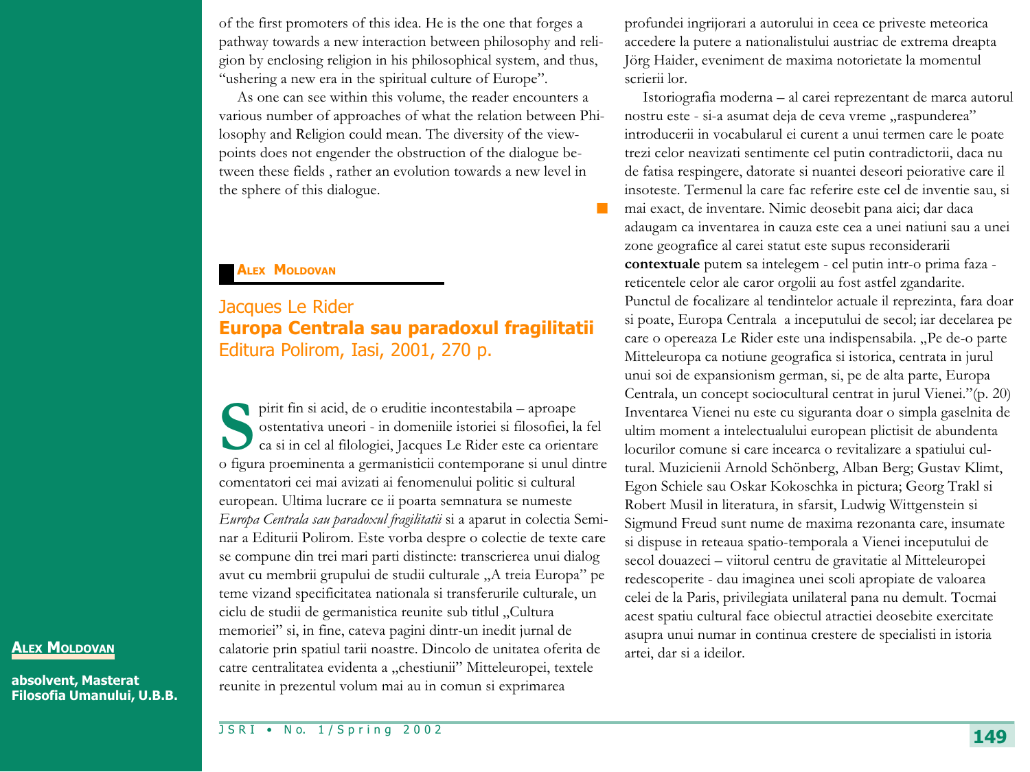of the first promoters of this idea. He is the one that forges a pathway towards a new interaction between philosophy and religion by enclosing religion in his philosophical system, and thus, "ushering a new era in the spiritual culture of Europe".

As one can see within this volume, the reader encounters a various number of approaches of what the relation between Philosophy and Religion could mean. The diversity of the viewpoints does not engender the obstruction of the dialogue between these fields , rather an evolution towards a new level in the sphere of this dialogue.

**ALEX MOLDOVAN**

## Jacques Le Rider
## **Europa Centrala sau paradoxul fragilitatii**
## Editura Polirom, Iasi, 2001, 270 p.

Spirit fin si acid, de o eruditie incontestabila – aproape ostentativa uneori - in domeniile istoriei si filosofiei, la fel ca si in cel al filologiei, Jacques Le Rider este ca orientare o figura proeminenta a germanisticii contemporane si unul dintre comentatori cei mai avizati ai fenomenului politic si cultural european. Ultima lucrare ce ii poarta semnatura se numeste *Europa Centrala sau paradoxul fragilitatii* si a aparut in colectia Seminar a Editurii Polirom. Este vorba despre o colectie de texte care se compune din trei mari parti distincte: transcrierea unui dialog avut cu membrii grupului de studii culturale „A treia Europa" pe teme vizand specificitatea nationala si transferurile culturale, un ciclu de studii de germanistica reunite sub titlul „Cultura memoriei" si, in fine, cateva pagini dintr-un inedit jurnal de calatorie prin spatiul tarii noastre. Dincolo de unitatea oferita de catre centralitatea evidenta a „chestiunii" Mitteleuropei, textele reunite in prezentul volum mai au in comun si exprimarea profundei ingrijorari a autorului in ceea ce priveste meteorica accedere la putere a nationalistului austriac de extrema dreapta Jörg Haider, eveniment de maxima notorietate la momentul scrierii lor.

Istoriografia moderna – al carei reprezentant de marca autorul nostru este - si-a asumat deja de ceva vreme „raspunderea" introducerii in vocabularul ei curent a unui termen care le poate trezi celor neavizati sentimente cel putin contradictorii, daca nu de fatisa respingere, datorate si nuantei deseori peiorative care il insoteste. Termenul la care fac referire este cel de inventie sau, si mai exact, de inventare. Nimic deosebit pana aici; dar daca adaugam ca inventarea in cauza este cea a unei natiuni sau a unei zone geografice al carei statut este supus reconsiderarii **contextuale** putem sa intelegem - cel putin intr-o prima faza - reticentele celor ale caror orgolii au fost astfel zgandarite. Punctul de focalizare al tendintelor actuale il reprezinta, fara doar si poate, Europa Centrala a inceputului de secol; iar decelarea pe care o opereaza Le Rider este una indispensabila. „Pe de-o parte Mitteleuropa ca notiune geografica si istorica, centrata in jurul unui soi de expansionism german, si, pe de alta parte, Europa Centrala, un concept sociocultural centrat in jurul Vienei."(p. 20) Inventarea Vienei nu este cu siguranta doar o simpla gaselnita de ultim moment a intelectualului european plictisit de abundenta locurilor comune si care incearca o revitalizare a spatiului cultural. Muzicienii Arnold Schönberg, Alban Berg; Gustav Klimt, Egon Schiele sau Oskar Kokoschka in pictura; Georg Trakl si Robert Musil in literatura, in sfarsit, Ludwig Wittgenstein si Sigmund Freud sunt nume de maxima rezonanta care, insumate si dispuse in reteaua spatio-temporala a Vienei inceputului de secol douazeci – viitorul centru de gravitatie al Mitteleuropei redescoperite - dau imaginea unei scoli apropiate de valoarea celei de la Paris, privilegiata unilateral pana nu demult. Tocmai acest spatiu cultural face obiectul atractiei deosebite exercitate asupra unui numar in continua crestere de specialisti in istoria artei, dar si a ideilor.

**ALEX MOLDOVAN**

**absolvent, Masterat Filosofia Umanului, U.B.B.**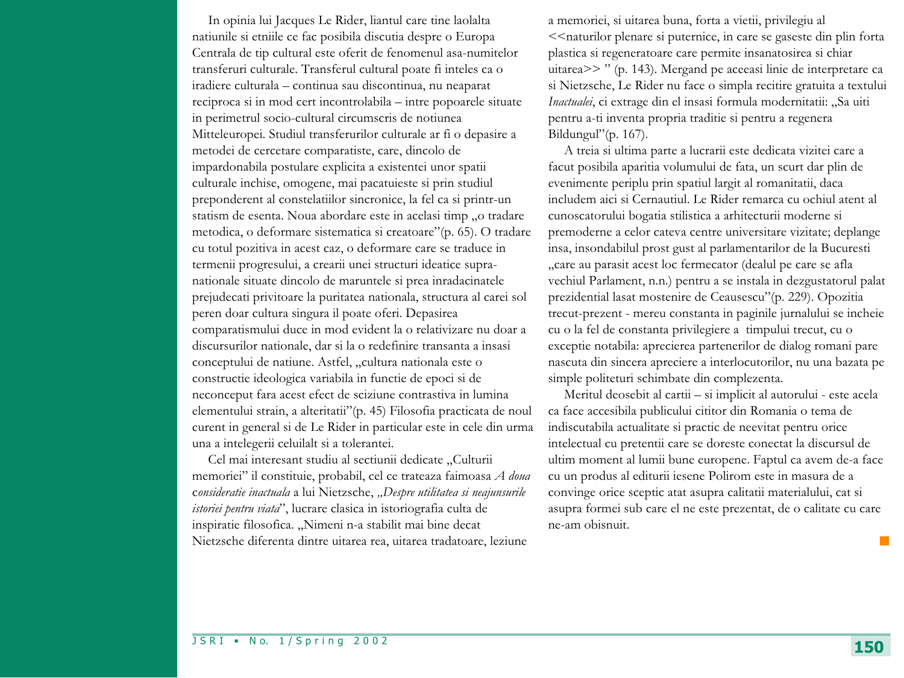In opinia lui Jacques Le Rider, liantul care tine laolalta natiunile si etniile ce fac posibila discutia despre o Europa Centrala de tip cultural este oferit de fenomenul asa-numitelor transferuri culturale. Transferul cultural poate fi inteles ca o iradiere culturala – continua sau discontinua, nu neaparat reciproca si in mod cert incontrolabila – intre popoarele situate in perimetrul socio-cultural circumscris de notiunea Mitteleuropei. Studiul transferurilor culturale ar fi o depasire a metodei de cercetare comparatiste, care, dincolo de impardonabila postulare explicita a existentei unor spatii culturale inchise, omogene, mai pacatuieste si prin studiul preponderent al constelatiilor sincronice, la fel ca si printr-un statism de esenta. Noua abordare este in acelasi timp „o tradare metodica, o deformare sistematica si creatoare"(p. 65). O tradare cu totul pozitiva in acest caz, o deformare care se traduce in termenii progresului, a crearii unei structuri ideatice supra-nationale situate dincolo de maruntele si prea inradacinatele prejudecati privitoare la puritatea nationala, structura al carei sol peren doar cultura singura il poate oferi. Depasirea comparatismului duce in mod evident la o relativizare nu doar a discursurilor nationale, dar si la o redefinire transanta a insasi conceptului de natiune. Astfel, „cultura nationala este o constructie ideologica variabila in functie de epoci si de neconceput fara acest efect de sciziune contrastiva in lumina elementului strain, a alteritatii"(p. 45) Filosofia practicata de noul curent in general si de Le Rider in particular este in cele din urma una a intelegerii celuilalt si a tolerantei.

Cel mai interesant studiu al sectiunii dedicate „Culturii memoriei" il constituie, probabil, cel ce trateaza faimoasa *A doua* c*onsideratie inactuala* a lui Nietzsche, *„Despre utilitatea si neajunsurile istoriei pentru viata*", lucrare clasica in istoriografia culta de inspiratie filosofica. „Nimeni n-a stabilit mai bine decat Nietzsche diferenta dintre uitarea rea, uitarea tradatoare, leziune a memoriei, si uitarea buna, forta a vietii, privilegiu al <<naturilor plenare si puternice, in care se gaseste din plin forta plastica si regeneratoare care permite insanatosirea si chiar uitarea>> " (p. 143). Mergand pe aceeasi linie de interpretare ca si Nietzsche, Le Rider nu face o simpla recitire gratuita a textului *Inactualei*, ci extrage din el insasi formula modernitatii: „Sa uiti pentru a-ti inventa propria traditie si pentru a regenera Bildungul"(p. 167).

A treia si ultima parte a lucrarii este dedicata vizitei care a facut posibila aparitia volumului de fata, un scurt dar plin de evenimente periplu prin spatiul largit al romanitatii, daca includem aici si Cernautiul. Le Rider remarca cu ochiul atent al cunoscatorului bogatia stilistica a arhitecturii moderne si premoderne a celor cateva centre universitare vizitate; deplange insa, insondabilul prost gust al parlamentarilor de la Bucuresti „care au parasit acest loc fermecator (dealul pe care se afla vechiul Parlament, n.n.) pentru a se instala in dezgustatorul palat prezidential lasat mostenire de Ceausescu"(p. 229). Opozitia trecut-prezent - mereu constanta in paginile jurnalului se incheie cu o la fel de constanta privilegiere a timpului trecut, cu o exceptie notabila: aprecierea partenerilor de dialog romani pare nascuta din sincera apreciere a interlocutorilor, nu una bazata pe simple politeturi schimbate din complezenta.

Meritul deosebit al cartii – si implicit al autorului - este acela ca face accesibila publicului cititor din Romania o tema de indiscutabila actualitate si practic de neevitat pentru orice intelectual cu pretentii care se doreste conectat la discursul de ultim moment al lumii bune europene. Faptul ca avem de-a face cu un produs al editurii iesene Polirom este in masura de a convinge orice sceptic atat asupra calitatii materialului, cat si asupra formei sub care el ne este prezentat, de o calitate cu care ne-am obisnuit.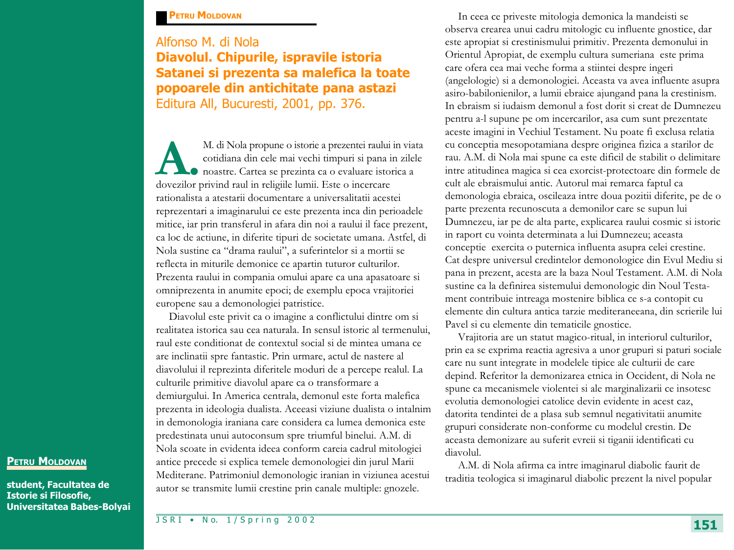**Petru Moldovan**

## Alfonso M. di Nola
## **Diavolul. Chipurile, ispravile istoria Satanei si prezenta sa malefica la toate popoarele din antichitate pana astazi**
Editura All, Bucuresti, 2001, pp. 376.

**Petru Moldovan**

**student, Facultatea de Istorie si Filosofie, Universitatea Babes-Bolyai**

A. M. di Nola propune o istorie a prezentei raului in viata cotidiana din cele mai vechi timpuri si pana in zilele noastre. Cartea se prezinta ca o evaluare istorica a dovezilor privind raul in religiile lumii. Este o incercare rationalista a atestarii documentare a universalitatii acestei reprezentari a imaginarului ce este prezenta inca din perioadele mitice, iar prin transferul in afara din noi a raului il face prezent, ca loc de actiune, in diferite tipuri de societate umana. Astfel, di Nola sustine ca "drama raului", a suferintelor si a mortii se reflecta in miturile demonice ce apartin tuturor culturilor. Prezenta raului in compania omului apare ca una apasatoare si omniprezenta in anumite epoci; de exemplu epoca vrajitoriei europene sau a demonologiei patristice.

Diavolul este privit ca o imagine a conflictului dintre om si realitatea istorica sau cea naturala. In sensul istoric al termenului, raul este conditionat de contextul social si de mintea umana ce are inclinatii spre fantastic. Prin urmare, actul de nastere al diavolului il reprezinta diferitele moduri de a percepe realul. La culturile primitive diavolul apare ca o transformare a demiurgului. In America centrala, demonul este forta malefica prezenta in ideologia dualista. Aceeasi viziune dualista o intalnim in demonologia iraniana care considera ca lumea demonica este predestinata unui autoconsum spre triumful binelui. A.M. di Nola scoate in evidenta ideea conform careia cadrul mitologiei antice precede si explica temele demonologiei din jurul Marii Mediterane. Patrimoniul demonologic iranian in viziunea acestui autor se transmite lumii crestine prin canale multiple: gnozele.

In ceea ce priveste mitologia demonica la mandeisti se observa crearea unui cadru mitologic cu influente gnostice, dar este apropiat si crestinismului primitiv. Prezenta demonului in Orientul Apropiat, de exemplu cultura sumeriana este prima care ofera cea mai veche forma a stiintei despre ingeri (angelologie) si a demonologiei. Aceasta va avea influente asupra asiro-babilonienilor, a lumii ebraice ajungand pana la crestinism. In ebraism si iudaism demonul a fost dorit si creat de Dumnezeu pentru a-l supune pe om incercarilor, asa cum sunt prezentate aceste imagini in Vechiul Testament. Nu poate fi exclusa relatia cu conceptia mesopotamiana despre originea fizica a starilor de rau. A.M. di Nola mai spune ca este dificil de stabilit o delimitare intre atitudinea magica si cea exorcist-protectoare din formele de cult ale ebraismului antic. Autorul mai remarca faptul ca demonologia ebraica, oscileaza intre doua pozitii diferite, pe de o parte prezenta recunoscuta a demonilor care se supun lui Dumnezeu, iar pe de alta parte, explicarea raului cosmic si istoric in raport cu vointa determinata a lui Dumnezeu; aceasta conceptie exercita o puternica influenta asupra celei crestine. Cat despre universul credintelor demonologice din Evul Mediu si pana in prezent, acesta are la baza Noul Testament. A.M. di Nola sustine ca la definirea sistemului demonologic din Noul Testament contribuie intreaga mostenire biblica ce s-a contopit cu elemente din cultura antica tarzie mediteraneeana, din scrierile lui Pavel si cu elemente din tematicile gnostice.

Vrajitoria are un statut magico-ritual, in interiorul culturilor, prin ea se exprima reactia agresiva a unor grupuri si paturi sociale care nu sunt integrate in modelele tipice ale culturii de care depind. Referitor la demonizarea etnica in Occident, di Nola ne spune ca mecanismele violentei si ale marginalizarii ce insotesc evolutia demonologiei catolice devin evidente in acest caz, datorita tendintei de a plasa sub semnul negativitatii anumite grupuri considerate non-conforme cu modelul crestin. De aceasta demonizare au suferit evreii si tiganii identificati cu diavolul.

A.M. di Nola afirma ca intre imaginarul diabolic faurit de traditia teologica si imaginarul diabolic prezent la nivel popular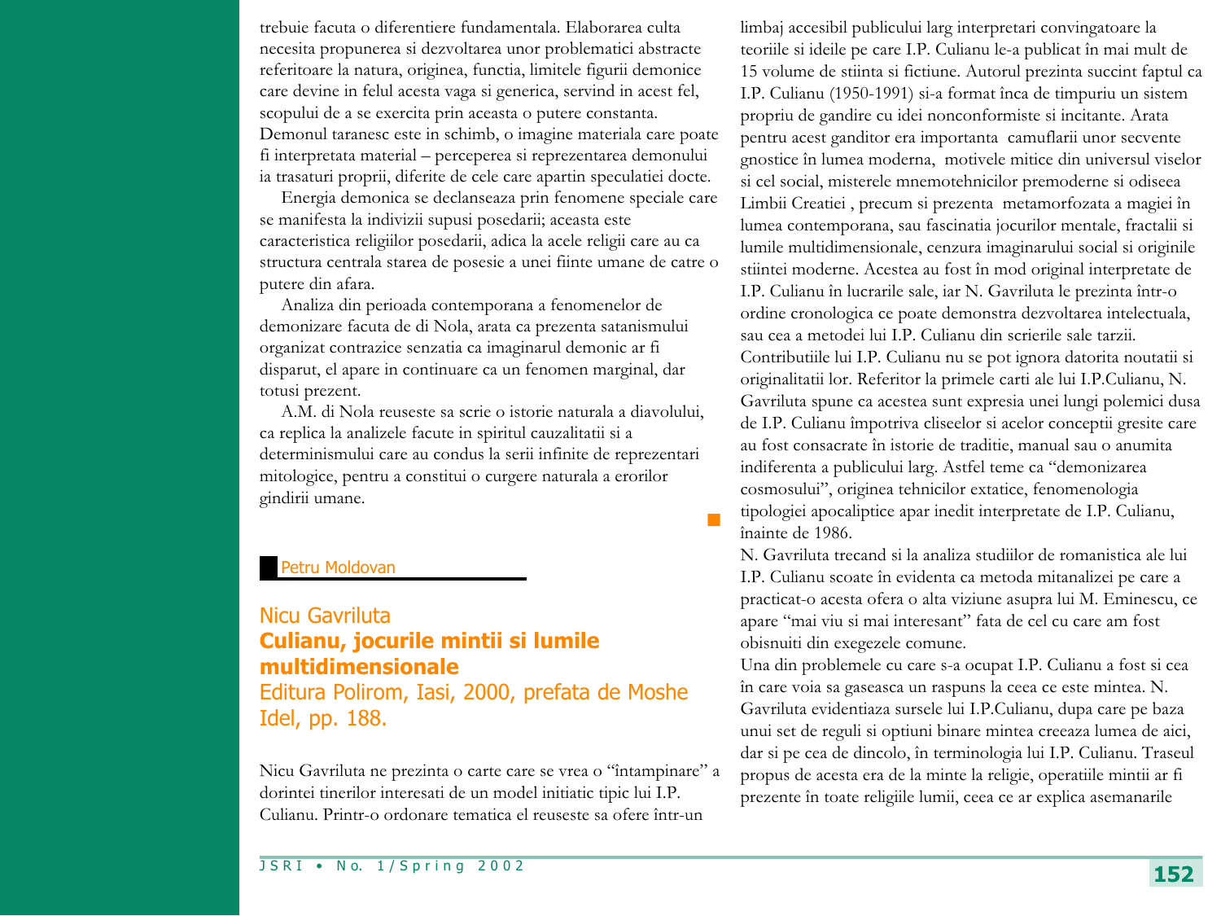trebuie facuta o diferentiere fundamentala. Elaborarea culta necesita propunerea si dezvoltarea unor problematici abstracte referitoare la natura, originea, functia, limitele figurii demonice care devine in felul acesta vaga si generica, servind in acest fel, scopului de a se exercita prin aceasta o putere constanta. Demonul taranesc este in schimb, o imagine materiala care poate fi interpretata material – perceperea si reprezentarea demonului ia trasaturi proprii, diferite de cele care apartin speculatiei docte.

Energia demonica se declanseaza prin fenomene speciale care se manifesta la indivizii supusi posedarii; aceasta este caracteristica religiilor posedarii, adica la acele religii care au ca structura centrala starea de posesie a unei fiinte umane de catre o putere din afara.

Analiza din perioada contemporana a fenomenelor de demonizare facuta de di Nola, arata ca prezenta satanismului organizat contrazice senzatia ca imaginarul demonic ar fi disparut, el apare in continuare ca un fenomen marginal, dar totusi prezent.

A.M. di Nola reuseste sa scrie o istorie naturala a diavolului, ca replica la analizele facute in spiritul cauzalitatii si a determinismului care au condus la serii infinite de reprezentari mitologice, pentru a constitui o curgere naturala a erorilor gindirii umane.

Petru Moldovan

## Nicu Gavriluta
## **Culianu, jocurile mintii si lumile multidimensionale**
Editura Polirom, Iasi, 2000, prefata de Moshe Idel, pp. 188.

Nicu Gavriluta ne prezinta o carte care se vrea o "întampinare" a dorintei tinerilor interesati de un model initiatic tipic lui I.P. Culianu. Printr-o ordonare tematica el reuseste sa ofere într-un limbaj accesibil publicului larg interpretari convingatoare la teoriile si ideile pe care I.P. Culianu le-a publicat în mai mult de 15 volume de stiinta si fictiune. Autorul prezinta succint faptul ca I.P. Culianu (1950-1991) si-a format înca de timpuriu un sistem propriu de gandire cu idei nonconformiste si incitante. Arata pentru acest ganditor era importanta camuflarii unor secvente gnostice în lumea moderna, motivele mitice din universul viselor si cel social, misterele mnemotehnicilor premoderne si odiseea Limbii Creatiei , precum si prezenta metamorfozata a magiei în lumea contemporana, sau fascinatia jocurilor mentale, fractalii si lumile multidimensionale, cenzura imaginarului social si originile stiintei moderne. Acestea au fost în mod original interpretate de I.P. Culianu în lucrarile sale, iar N. Gavriluta le prezinta într-o ordine cronologica ce poate demonstra dezvoltarea intelectuala, sau cea a metodei lui I.P. Culianu din scrierile sale tarzii. Contributiile lui I.P. Culianu nu se pot ignora datorita noutatii si originalitatii lor. Referitor la primele carti ale lui I.P.Culianu, N. Gavriluta spune ca acestea sunt expresia unei lungi polemici dusa de I.P. Culianu împotriva cliseelor si acelor conceptii gresite care au fost consacrate în istorie de traditie, manual sau o anumita indiferenta a publicului larg. Astfel teme ca "demonizarea cosmosului", originea tehnicilor extatice, fenomenologia tipologiei apocaliptice apar inedit interpretate de I.P. Culianu, înainte de 1986.

N. Gavriluta trecand si la analiza studiilor de romanistica ale lui I.P. Culianu scoate în evidenta ca metoda mitanalizei pe care a practicat-o acesta ofera o alta viziune asupra lui M. Eminescu, ce apare "mai viu si mai interesant" fata de cel cu care am fost obisnuiti din exegezele comune.

Una din problemele cu care s-a ocupat I.P. Culianu a fost si cea în care voia sa gaseasca un raspuns la ceea ce este mintea. N. Gavriluta evidentiaza sursele lui I.P.Culianu, dupa care pe baza unui set de reguli si optiuni binare mintea creeaza lumea de aici, dar si pe cea de dincolo, în terminologia lui I.P. Culianu. Traseul propus de acesta era de la minte la religie, operatiile mintii ar fi prezente în toate religiile lumii, ceea ce ar explica asemanarile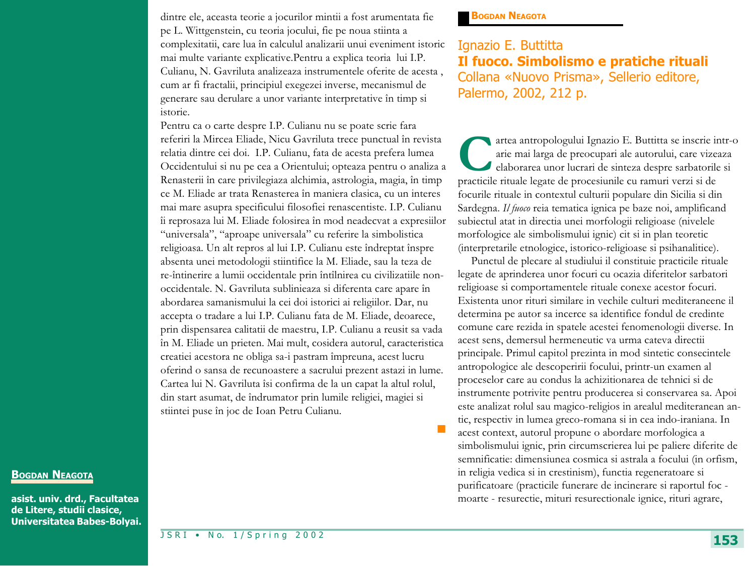dintre ele, aceasta teorie a jocurilor mintii a fost arumentata fie pe L. Wittgenstein, cu teoria jocului, fie pe noua stiinta a complexitatii, care lua în calculul analizarii unui eveniment istoric mai multe variante explicative.Pentru a explica teoria lui I.P. Culianu, N. Gavriluta analizeaza instrumentele oferite de acesta , cum ar fi fractalii, principiul exegezei inverse, mecanismul de generare sau derulare a unor variante interpretative în timp si istorie.

Pentru ca o carte despre I.P. Culianu nu se poate scrie fara referiri la Mircea Eliade, Nicu Gavriluta trece punctual în revista relatia dintre cei doi. I.P. Culianu, fata de acesta prefera lumea Occidentului si nu pe cea a Orientului; opteaza pentru o analiza a Renasterii în care privilegiaza alchimia, astrologia, magia, în timp ce M. Eliade ar trata Renasterea în maniera clasica, cu un interes mai mare asupra specificului filosofiei renascentiste. I.P. Culianu îi reprosaza lui M. Eliade folosirea în mod neadecvat a expresiilor "universala", "aproape universala" cu referire la simbolistica religioasa. Un alt repros al lui I.P. Culianu este îndreptat înspre absenta unei metodologii stiintifice la M. Eliade, sau la teza de re-întinerire a lumii occidentale prin întîlnirea cu civilizatiile non-occidentale. N. Gavriluta sublinieaza si diferenta care apare în abordarea samanismului la cei doi istorici ai religiilor. Dar, nu accepta o tradare a lui I.P. Culianu fata de M. Eliade, deoarece, prin dispensarea calitatii de maestru, I.P. Culianu a reusit sa vada în M. Eliade un prieten. Mai mult, cosidera autorul, caracteristica creatiei acestora ne obliga sa-i pastram împreuna, acest lucru oferind o sansa de recunoastere a sacrului prezent astazi în lume. Cartea lui N. Gavriluta îsi confirma de la un capat la altul rolul, din start asumat, de îndrumator prin lumile religiei, magiei si stiintei puse în joc de Ioan Petru Culianu.

**BOGDAN NEAGOTA**

asist. univ. drd., Facultatea de Litere, studii clasice, Universitatea Babes-Bolyai.

**BOGDAN NEAGOTA**

## Ignazio E. Buttitta
## **Il fuoco. Simbolismo e pratiche rituali**
Collana «Nuovo Prisma», Sellerio editore, Palermo, 2002, 212 p.

Cartea antropologului Ignazio E. Buttitta se inscrie intr-o arie mai larga de preocupari ale autorului, care vizeaza elaborarea unor lucrari de sinteza despre sarbatorile si practicile rituale legate de procesiunile cu ramuri verzi si de focurile rituale in contextul culturii populare din Sicilia si din Sardegna. *Il fuoco* reia tematica ignica pe baze noi, amplificand subiectul atat in directia unei morfologii religioase (nivelele morfologice ale simbolismului ignic) cit si in plan teoretic (interpretarile etnologice, istorico-religioase si psihanalitice).

Punctul de plecare al studiului il constituie practicile rituale legate de aprinderea unor focuri cu ocazia diferitelor sarbatori religioase si comportamentele rituale conexe acestor focuri. Existenta unor rituri similare in vechile culturi mediteraneene il determina pe autor sa incerce sa identifice fondul de credinte comune care rezida in spatele acestei fenomenologii diverse. In acest sens, demersul hermeneutic va urma cateva directii principale. Primul capitol prezinta in mod sintetic consecintele antropologice ale descoperirii focului, printr-un examen al proceselor care au condus la achizitionarea de tehnici si de instrumente potrivite pentru producerea si conservarea sa. Apoi este analizat rolul sau magico-religios in arealul mediteranean antic, respectiv in lumea greco-romana si in cea indo-iraniana. In acest context, autorul propune o abordare morfologica a simbolismului ignic, prin circumscrierea lui pe paliere diferite de semnificatie: dimensiunea cosmica si astrala a focului (in orfism, in religia vedica si in crestinism), functia regeneratoare si purificatoare (practicile funerare de incinerare si raportul foc - moarte - resurectie, mituri resurectionale ignice, rituri agrare,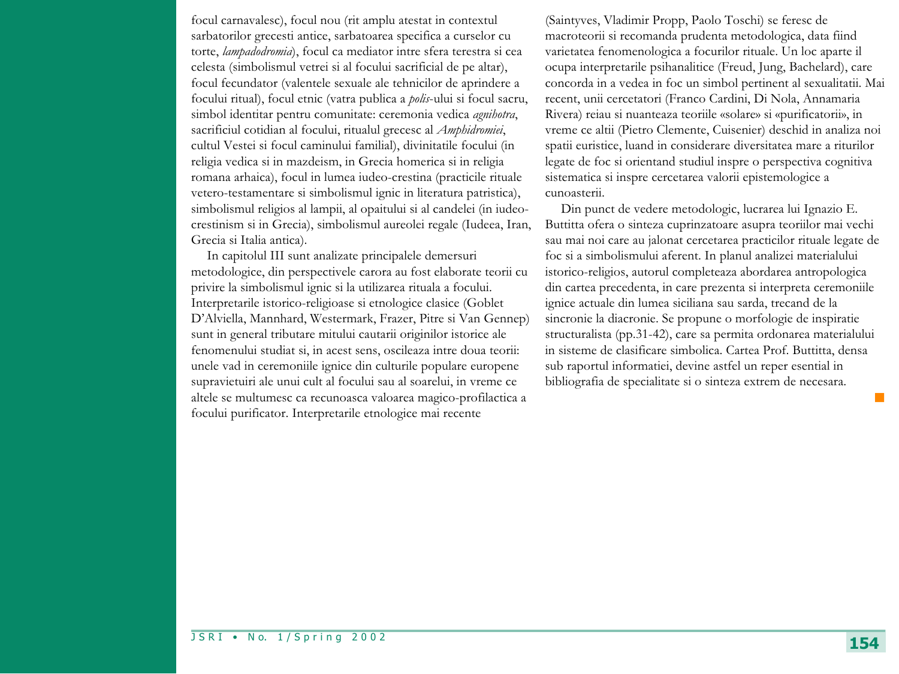focul carnavalesc), focul nou (rit amplu atestat in contextul sarbatorilor grecesti antice, sarbatoarea specifica a curselor cu torte, *lampadodromia*), focul ca mediator intre sfera terestra si cea celesta (simbolismul vetrei si al focului sacrificial de pe altar), focul fecundator (valentele sexuale ale tehnicilor de aprindere a focului ritual), focul etnic (vatra publica a *polis*-ului si focul sacru, simbol identitar pentru comunitate: ceremonia vedica *agnihotra*, sacrificiul cotidian al focului, ritualul grecesc al *Amphidromiei*, cultul Vestei si focul caminului familial), divinitatile focului (in religia vedica si in mazdeism, in Grecia homerica si in religia romana arhaica), focul in lumea iudeo-crestina (practicile rituale vetero-testamentare si simbolismul ignic in literatura patristica), simbolismul religios al lampii, al opaitului si al candelei (in iudeo-crestinism si in Grecia), simbolismul aureolei regale (Iudeea, Iran, Grecia si Italia antica).

In capitolul III sunt analizate principalele demersuri metodologice, din perspectivele carora au fost elaborate teorii cu privire la simbolismul ignic si la utilizarea rituala a focului. Interpretarile istorico-religioase si etnologice clasice (Goblet D'Alviella, Mannhard, Westermark, Frazer, Pitre si Van Gennep) sunt in general tributare mitului cautarii originilor istorice ale fenomenului studiat si, in acest sens, oscileaza intre doua teorii: unele vad in ceremoniile ignice din culturile populare europene supravietuiri ale unui cult al focului sau al soarelui, in vreme ce altele se multumesc ca recunoasca valoarea magico-profilactica a focului purificator. Interpretarile etnologice mai recente (Saintyves, Vladimir Propp, Paolo Toschi) se feresc de macroteorii si recomanda prudenta metodologica, data fiind varietatea fenomenologica a focurilor rituale. Un loc aparte il ocupa interpretarile psihanalitice (Freud, Jung, Bachelard), care concorda in a vedea in foc un simbol pertinent al sexualitatii. Mai recent, unii cercetatori (Franco Cardini, Di Nola, Annamaria Rivera) reiau si nuanteaza teoriile «solare» si «purificatorii», in vreme ce altii (Pietro Clemente, Cuisenier) deschid in analiza noi spatii euristice, luand in considerare diversitatea mare a riturilor legate de foc si orientand studiul inspre o perspectiva cognitiva sistematica si inspre cercetarea valorii epistemologice a cunoasterii.

Din punct de vedere metodologic, lucrarea lui Ignazio E. Buttitta ofera o sinteza cuprinzatoare asupra teoriilor mai vechi sau mai noi care au jalonat cercetarea practicilor rituale legate de foc si a simbolismului aferent. In planul analizei materialului istorico-religios, autorul completeaza abordarea antropologica din cartea precedenta, in care prezenta si interpreta ceremoniile ignice actuale din lumea siciliana sau sarda, trecand de la sincronie la diacronie. Se propune o morfologie de inspiratie structuralista (pp.31-42), care sa permita ordonarea materialului in sisteme de clasificare simbolica. Cartea Prof. Buttitta, densa sub raportul informatiei, devine astfel un reper esential in bibliografia de specialitate si o sinteza extrem de necesara.